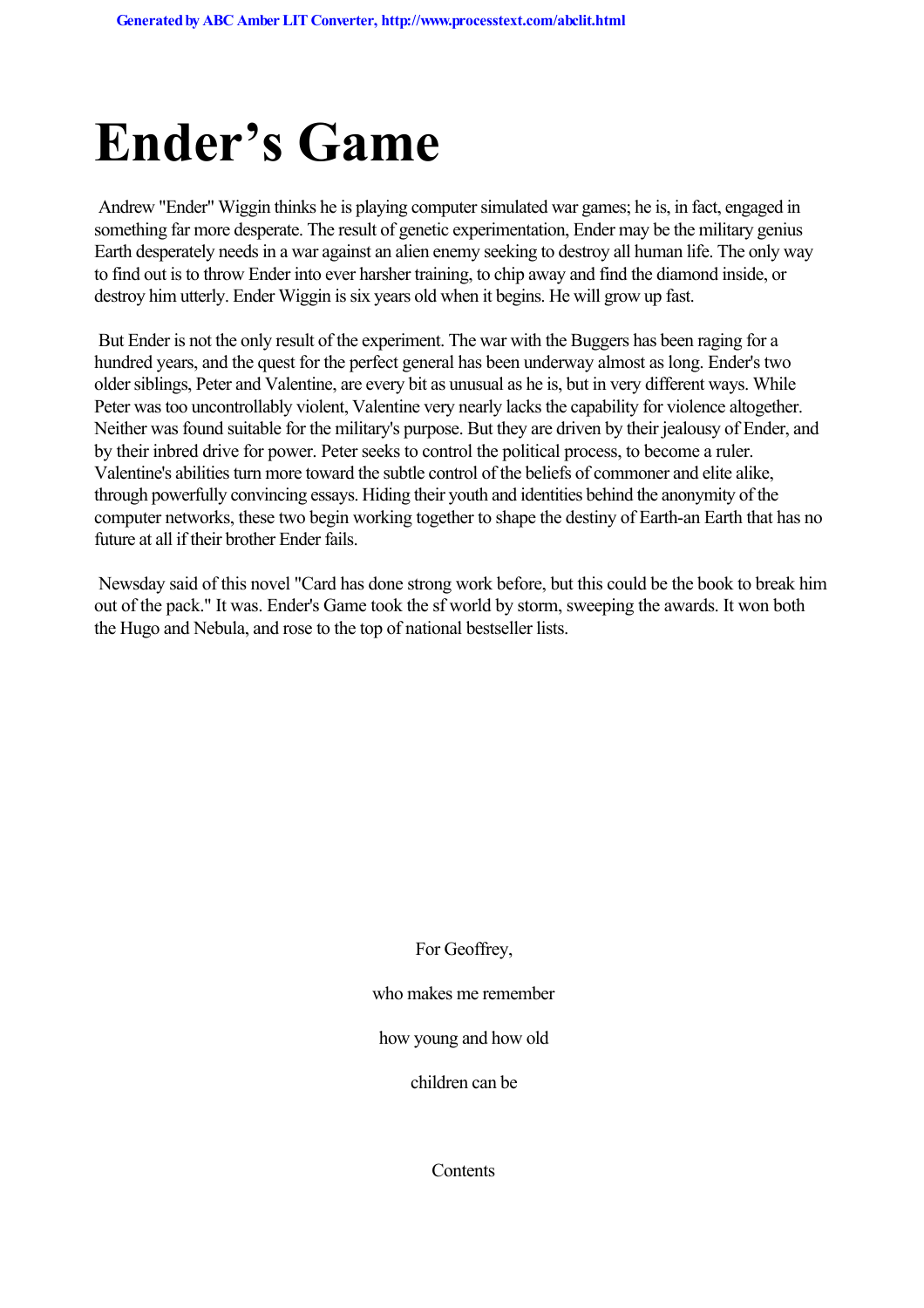# Ender's Game

Andrew "Ender" Wiggin thinks he is playing computer simulated war games; he is, in fact, engaged in something far more desperate. The result of genetic experimentation, Ender may be the military genius Earth desperately needs in a war against an alien enemy seeking to destroy all human life. The only way to find out is to throw Ender into ever harsher training, to chip away and find the diamond inside, or destroy him utterly. Ender Wiggin is six years old when it begins. He will grow up fast.

But Ender is not the only result of the experiment. The war with the Buggers has been raging for a hundred years, and the quest for the perfect general has been underway almost as long. Ender's two older siblings, Peter and Valentine, are every bit as unusual as he is, but in very different ways. While Peter was too uncontrollably violent, Valentine very nearly lacks the capability for violence altogether. Neither was found suitable for the military's purpose. But they are driven by their jealousy of Ender, and by their inbred drive for power. Peter seeks to control the political process, to become a ruler. Valentine's abilities turn more toward the subtle control of the beliefs of commoner and elite alike, through powerfully convincing essays. Hiding their youth and identities behind the anonymity of the computer networks, these two begin working together to shape the destiny of Earth-an Earth that has no future at all if their brother Ender fails.

Newsday said of this novel "Card has done strong work before, but this could be the book to break him out of the pack." It was. Ender's Game took the sf world by storm, sweeping the awards. It won both the Hugo and Nebula, and rose to the top of national bestseller lists.

For Geoffrey,

who makes me remember

how young and how old

children can be

Contents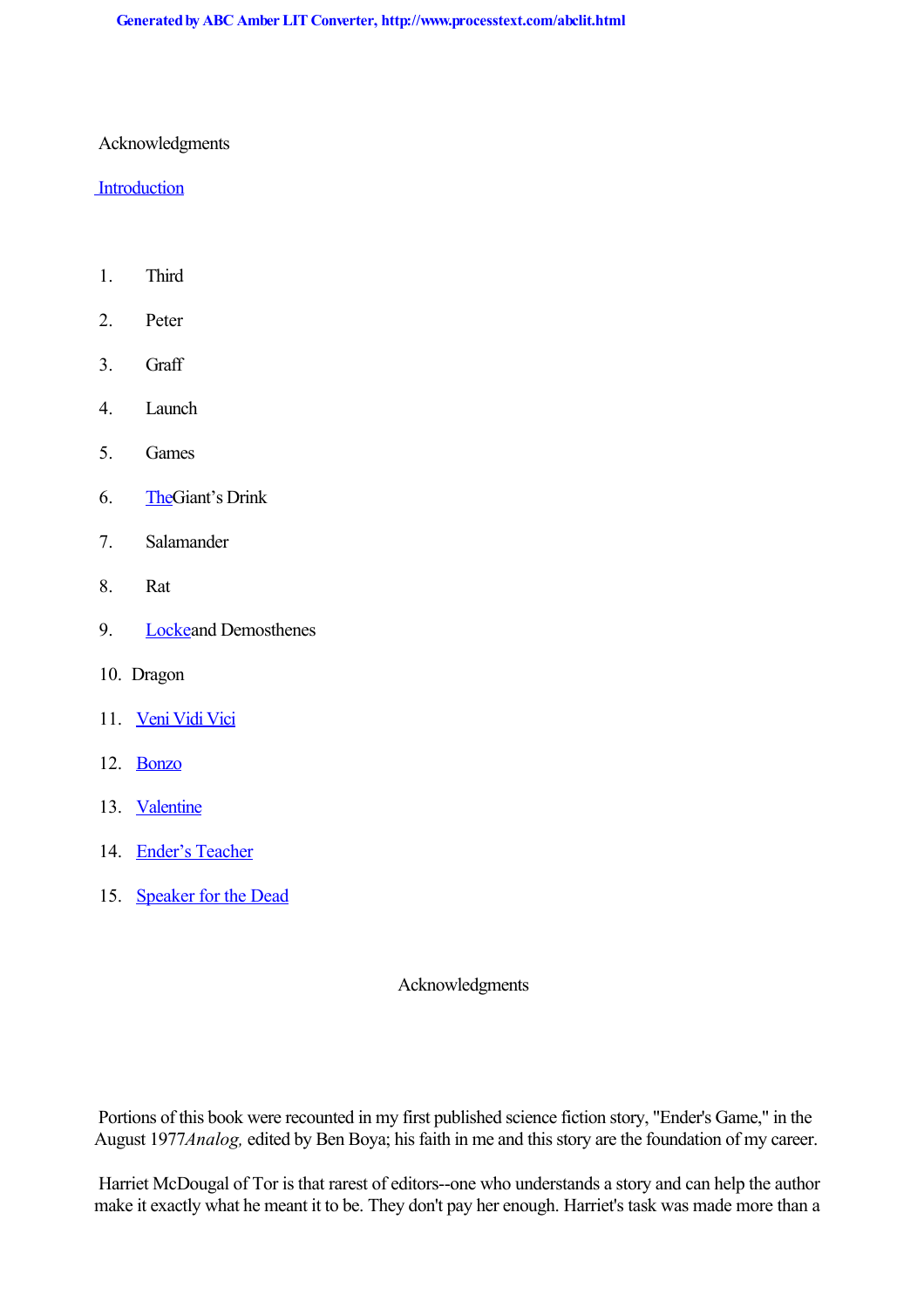Acknowledgments

Introduction

1. Third
2. Peter
3. Graff
4. Launch
5. Games
6. The Giant's Drink
7. Salamander
8. Rat
9. Locke and Demosthenes
10. Dragon
11. Veni Vidi Vici
12. Bonzo
13. Valentine
14. Ender's Teacher
15. Speaker for the Dead

## Acknowledgments

Portions of this book were recounted in my first published science fiction story, "Ender's Game," in the August 1977 *Analog,* edited by Ben Boya; his faith in me and this story are the foundation of my career.

Harriet McDougal of Tor is that rarest of editors--one who understands a story and can help the author make it exactly what he meant it to be. They don't pay her enough. Harriet's task was made more than a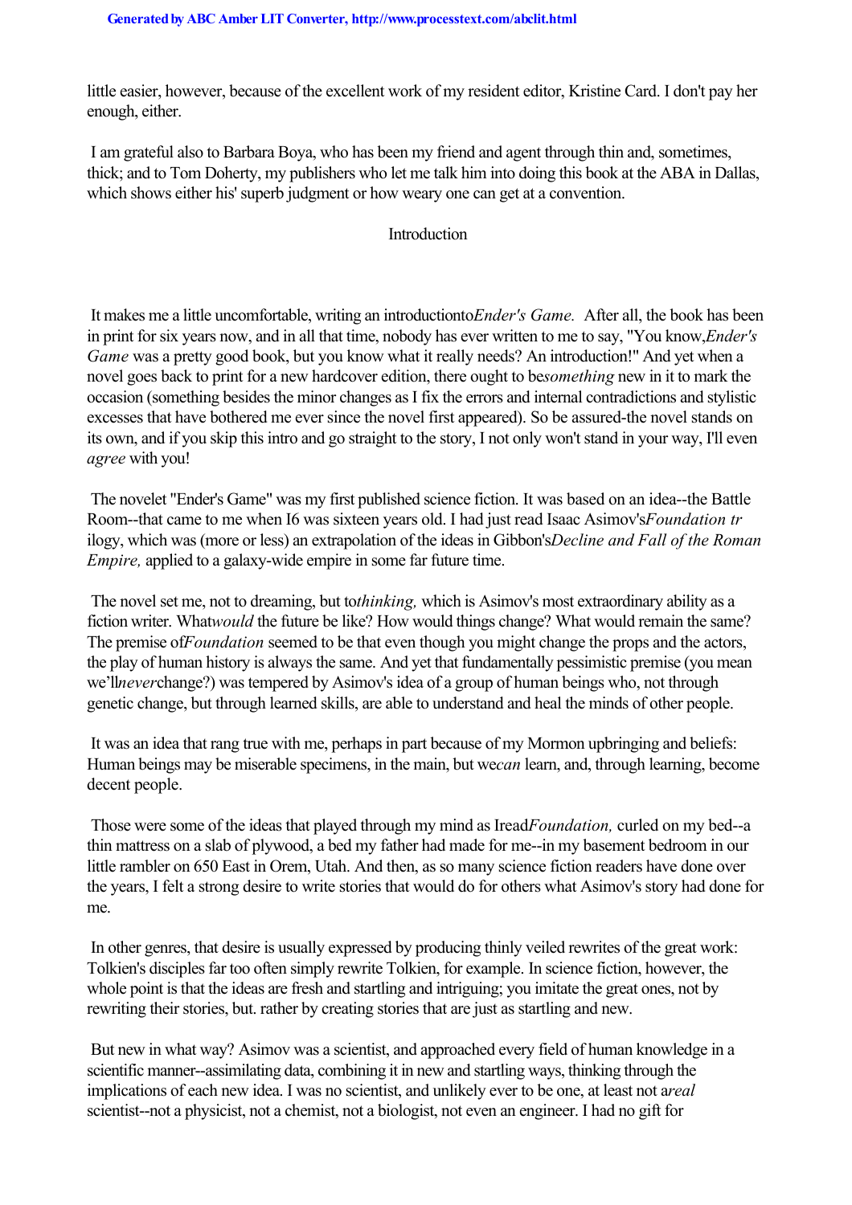little easier, however, because of the excellent work of my resident editor, Kristine Card. I don't pay her enough, either.

I am grateful also to Barbara Boya, who has been my friend and agent through thin and, sometimes, thick; and to Tom Doherty, my publishers who let me talk him into doing this book at the ABA in Dallas, which shows either his' superb judgment or how weary one can get at a convention.

## Introduction

It makes me a little uncomfortable, writing an introductionto*Ender's Game.* After all, the book has been in print for six years now, and in all that time, nobody has ever written to me to say, "You know,*Ender's Game* was a pretty good book, but you know what it really needs? An introduction!" And yet when a novel goes back to print for a new hardcover edition, there ought to be*something* new in it to mark the occasion (something besides the minor changes as I fix the errors and internal contradictions and stylistic excesses that have bothered me ever since the novel first appeared). So be assured-the novel stands on its own, and if you skip this intro and go straight to the story, I not only won't stand in your way, I'll even *agree* with you!

The novelet "Ender's Game" was my first published science fiction. It was based on an idea--the Battle Room--that came to me when I6 was sixteen years old. I had just read Isaac Asimov's*Foundation tr ilogy*, which was (more or less) an extrapolation of the ideas in Gibbon's*Decline and Fall of the Roman Empire,* applied to a galaxy-wide empire in some far future time.

The novel set me, not to dreaming, but to*thinking,* which is Asimov's most extraordinary ability as a fiction writer. What*would* the future be like? How would things change? What would remain the same? The premise of*Foundation* seemed to be that even though you might change the props and the actors, the play of human history is always the same. And yet that fundamentally pessimistic premise (you mean we'll*never*change?) was tempered by Asimov's idea of a group of human beings who, not through genetic change, but through learned skills, are able to understand and heal the minds of other people.

It was an idea that rang true with me, perhaps in part because of my Mormon upbringing and beliefs: Human beings may be miserable specimens, in the main, but we*can* learn, and, through learning, become decent people.

Those were some of the ideas that played through my mind as Iread*Foundation,* curled on my bed--a thin mattress on a slab of plywood, a bed my father had made for me--in my basement bedroom in our little rambler on 650 East in Orem, Utah. And then, as so many science fiction readers have done over the years, I felt a strong desire to write stories that would do for others what Asimov's story had done for me.

In other genres, that desire is usually expressed by producing thinly veiled rewrites of the great work: Tolkien's disciples far too often simply rewrite Tolkien, for example. In science fiction, however, the whole point is that the ideas are fresh and startling and intriguing; you imitate the great ones, not by rewriting their stories, but. rather by creating stories that are just as startling and new.

But new in what way? Asimov was a scientist, and approached every field of human knowledge in a scientific manner--assimilating data, combining it in new and startling ways, thinking through the implications of each new idea. I was no scientist, and unlikely ever to be one, at least not a*real* scientist--not a physicist, not a chemist, not a biologist, not even an engineer. I had no gift for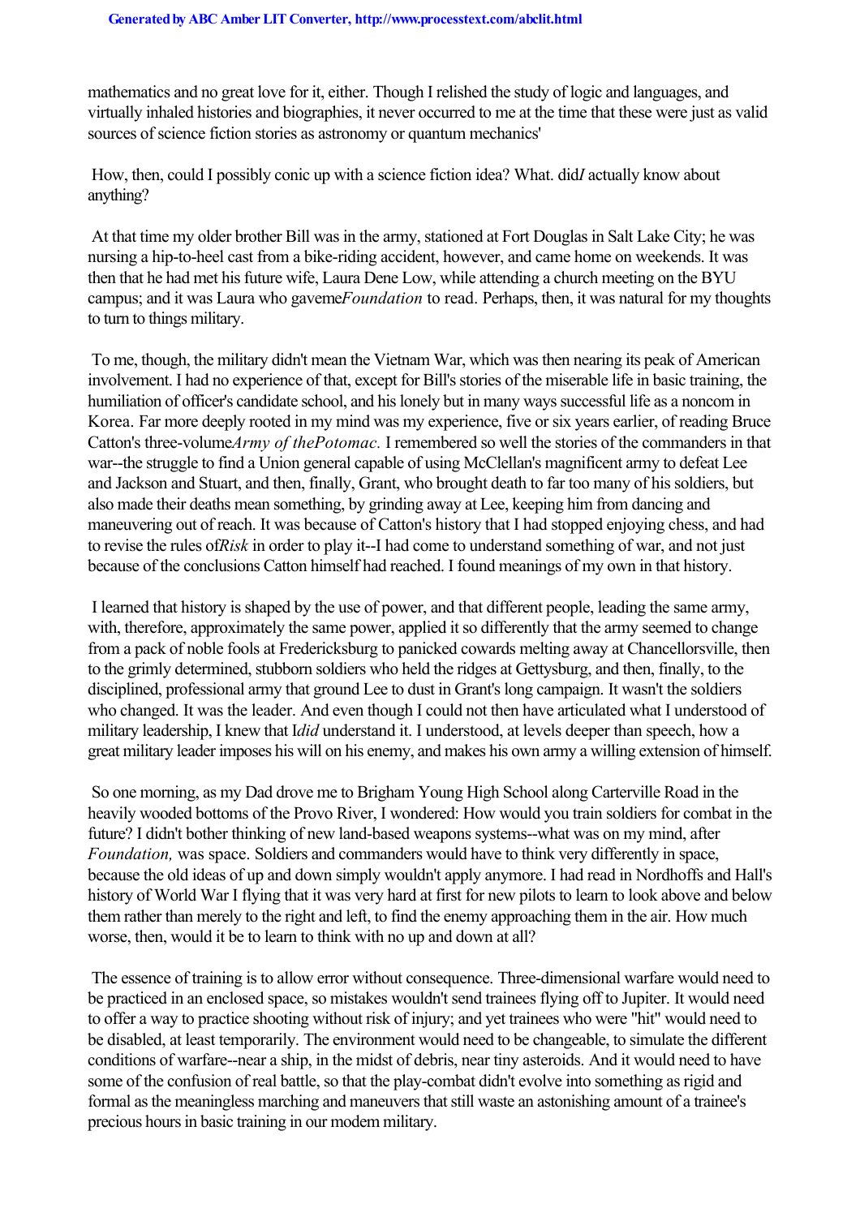mathematics and no great love for it, either. Though I relished the study of logic and languages, and virtually inhaled histories and biographies, it never occurred to me at the time that these were just as valid sources of science fiction stories as astronomy or quantum mechanics'

How, then, could I possibly conic up with a science fiction idea? What. did *I* actually know about anything?

At that time my older brother Bill was in the army, stationed at Fort Douglas in Salt Lake City; he was nursing a hip-to-heel cast from a bike-riding accident, however, and came home on weekends. It was then that he had met his future wife, Laura Dene Low, while attending a church meeting on the BYU campus; and it was Laura who gaveme *Foundation* to read. Perhaps, then, it was natural for my thoughts to turn to things military.

To me, though, the military didn't mean the Vietnam War, which was then nearing its peak of American involvement. I had no experience of that, except for Bill's stories of the miserable life in basic training, the humiliation of officer's candidate school, and his lonely but in many ways successful life as a noncom in Korea. Far more deeply rooted in my mind was my experience, five or six years earlier, of reading Bruce Catton's three-volume *Army of the Potomac.* I remembered so well the stories of the commanders in that war--the struggle to find a Union general capable of using McClellan's magnificent army to defeat Lee and Jackson and Stuart, and then, finally, Grant, who brought death to far too many of his soldiers, but also made their deaths mean something, by grinding away at Lee, keeping him from dancing and maneuvering out of reach. It was because of Catton's history that I had stopped enjoying chess, and had to revise the rules of *Risk* in order to play it--I had come to understand something of war, and not just because of the conclusions Catton himself had reached. I found meanings of my own in that history.

I learned that history is shaped by the use of power, and that different people, leading the same army, with, therefore, approximately the same power, applied it so differently that the army seemed to change from a pack of noble fools at Fredericksburg to panicked cowards melting away at Chancellorsville, then to the grimly determined, stubborn soldiers who held the ridges at Gettysburg, and then, finally, to the disciplined, professional army that ground Lee to dust in Grant's long campaign. It wasn't the soldiers who changed. It was the leader. And even though I could not then have articulated what I understood of military leadership, I knew that I *did* understand it. I understood, at levels deeper than speech, how a great military leader imposes his will on his enemy, and makes his own army a willing extension of himself.

So one morning, as my Dad drove me to Brigham Young High School along Carterville Road in the heavily wooded bottoms of the Provo River, I wondered: How would you train soldiers for combat in the future? I didn't bother thinking of new land-based weapons systems--what was on my mind, after *Foundation,* was space. Soldiers and commanders would have to think very differently in space, because the old ideas of up and down simply wouldn't apply anymore. I had read in Nordhoffs and Hall's history of World War I flying that it was very hard at first for new pilots to learn to look above and below them rather than merely to the right and left, to find the enemy approaching them in the air. How much worse, then, would it be to learn to think with no up and down at all?

The essence of training is to allow error without consequence. Three-dimensional warfare would need to be practiced in an enclosed space, so mistakes wouldn't send trainees flying off to Jupiter. It would need to offer a way to practice shooting without risk of injury; and yet trainees who were "hit" would need to be disabled, at least temporarily. The environment would need to be changeable, to simulate the different conditions of warfare--near a ship, in the midst of debris, near tiny asteroids. And it would need to have some of the confusion of real battle, so that the play-combat didn't evolve into something as rigid and formal as the meaningless marching and maneuvers that still waste an astonishing amount of a trainee's precious hours in basic training in our modem military.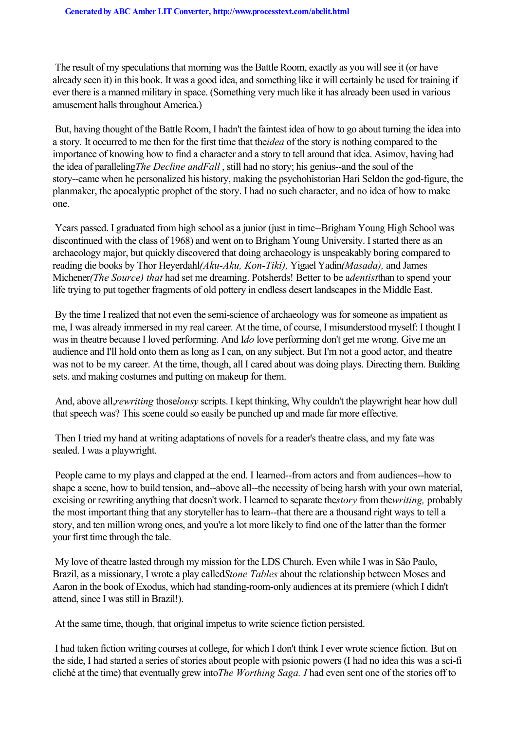The result of my speculations that morning was the Battle Room, exactly as you will see it (or have already seen it) in this book. It was a good idea, and something like it will certainly be used for training if ever there is a manned military in space. (Something very much like it has already been used in various amusement halls throughout America.)

But, having thought of the Battle Room, I hadn't the faintest idea of how to go about turning the idea into a story. It occurred to me then for the first time that the *idea* of the story is nothing compared to the importance of knowing how to find a character and a story to tell around that idea. Asimov, having had the idea of paralleling *The Decline and Fall* , still had no story; his genius--and the soul of the story--came when he personalized his history, making the psychohistorian Hari Seldon the god-figure, the planmaker, the apocalyptic prophet of the story. I had no such character, and no idea of how to make one.

Years passed. I graduated from high school as a junior (just in time--Brigham Young High School was discontinued with the class of 1968) and went on to Brigham Young University. I started there as an archaeology major, but quickly discovered that doing archaeology is unspeakably boring compared to reading die books by Thor Heyerdahl *(Aku-Aku, Kon-Tiki),* Yigael Yadin *(Masada),* and James Michener *(The Source) that* had set me dreaming. Potsherds! Better to be a *dentist* than to spend your life trying to put together fragments of old pottery in endless desert landscapes in the Middle East.

By the time I realized that not even the semi-science of archaeology was for someone as impatient as me, I was already immersed in my real career. At the time, of course, I misunderstood myself: I thought I was in theatre because I loved performing. And I *do* love performing don't get me wrong. Give me an audience and I'll hold onto them as long as I can, on any subject. But I'm not a good actor, and theatre was not to be my career. At the time, though, all I cared about was doing plays. Directing them. Building sets. and making costumes and putting on makeup for them.

And, above all, *rewriting* those *lousy* scripts. I kept thinking, Why couldn't the playwright hear how dull that speech was? This scene could so easily be punched up and made far more effective.

Then I tried my hand at writing adaptations of novels for a reader's theatre class, and my fate was sealed. I was a playwright.

People came to my plays and clapped at the end. I learned--from actors and from audiences--how to shape a scene, how to build tension, and--above all--the necessity of being harsh with your own material, excising or rewriting anything that doesn't work. I learned to separate the *story* from the *writing,* probably the most important thing that any storyteller has to learn--that there are a thousand right ways to tell a story, and ten million wrong ones, and you're a lot more likely to find one of the latter than the former your first time through the tale.

My love of theatre lasted through my mission for the LDS Church. Even while I was in São Paulo, Brazil, as a missionary, I wrote a play called *Stone Tables* about the relationship between Moses and Aaron in the book of Exodus, which had standing-room-only audiences at its premiere (which I didn't attend, since I was still in Brazil!).

At the same time, though, that original impetus to write science fiction persisted.

I had taken fiction writing courses at college, for which I don't think I ever wrote science fiction. But on the side, I had started a series of stories about people with psionic powers (I had no idea this was a sci-fi cliché at the time) that eventually grew into *The Worthing Saga. I* had even sent one of the stories off to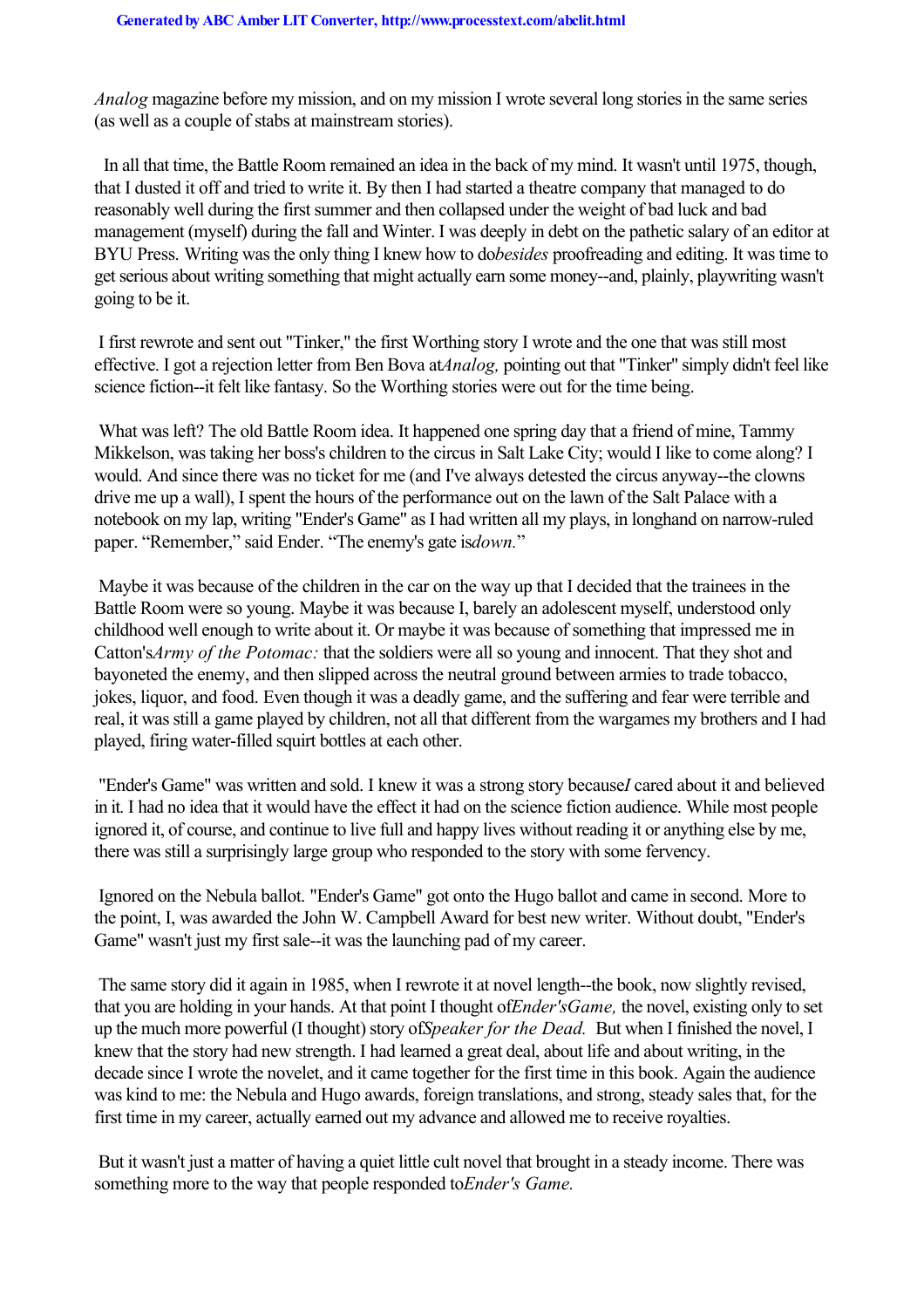*Analog* magazine before my mission, and on my mission I wrote several long stories in the same series (as well as a couple of stabs at mainstream stories).

In all that time, the Battle Room remained an idea in the back of my mind. It wasn't until 1975, though, that I dusted it off and tried to write it. By then I had started a theatre company that managed to do reasonably well during the first summer and then collapsed under the weight of bad luck and bad management (myself) during the fall and Winter. I was deeply in debt on the pathetic salary of an editor at BYU Press. Writing was the only thing I knew how to do *besides* proofreading and editing. It was time to get serious about writing something that might actually earn some money--and, plainly, playwriting wasn't going to be it.

I first rewrote and sent out "Tinker," the first Worthing story I wrote and the one that was still most effective. I got a rejection letter from Ben Bova at *Analog,* pointing out that "Tinker" simply didn't feel like science fiction--it felt like fantasy. So the Worthing stories were out for the time being.

What was left? The old Battle Room idea. It happened one spring day that a friend of mine, Tammy Mikkelson, was taking her boss's children to the circus in Salt Lake City; would I like to come along? I would. And since there was no ticket for me (and I've always detested the circus anyway--the clowns drive me up a wall), I spent the hours of the performance out on the lawn of the Salt Palace with a notebook on my lap, writing "Ender's Game" as I had written all my plays, in longhand on narrow-ruled paper. “Remember,” said Ender. “The enemy's gate is *down.*”

Maybe it was because of the children in the car on the way up that I decided that the trainees in the Battle Room were so young. Maybe it was because I, barely an adolescent myself, understood only childhood well enough to write about it. Or maybe it was because of something that impressed me in Catton's *Army of the Potomac:* that the soldiers were all so young and innocent. That they shot and bayoneted the enemy, and then slipped across the neutral ground between armies to trade tobacco, jokes, liquor, and food. Even though it was a deadly game, and the suffering and fear were terrible and real, it was still a game played by children, not all that different from the wargames my brothers and I had played, firing water-filled squirt bottles at each other.

"Ender's Game" was written and sold. I knew it was a strong story because *I* cared about it and believed in it. I had no idea that it would have the effect it had on the science fiction audience. While most people ignored it, of course, and continue to live full and happy lives without reading it or anything else by me, there was still a surprisingly large group who responded to the story with some fervency.

Ignored on the Nebula ballot. "Ender's Game" got onto the Hugo ballot and came in second. More to the point, I, was awarded the John W. Campbell Award for best new writer. Without doubt, "Ender's Game" wasn't just my first sale--it was the launching pad of my career.

The same story did it again in 1985, when I rewrote it at novel length--the book, now slightly revised, that you are holding in your hands. At that point I thought of *Ender's Game,* the novel, existing only to set up the much more powerful (I thought) story of *Speaker for the Dead.* But when I finished the novel, I knew that the story had new strength. I had learned a great deal, about life and about writing, in the decade since I wrote the novelet, and it came together for the first time in this book. Again the audience was kind to me: the Nebula and Hugo awards, foreign translations, and strong, steady sales that, for the first time in my career, actually earned out my advance and allowed me to receive royalties.

But it wasn't just a matter of having a quiet little cult novel that brought in a steady income. There was something more to the way that people responded to *Ender's Game.*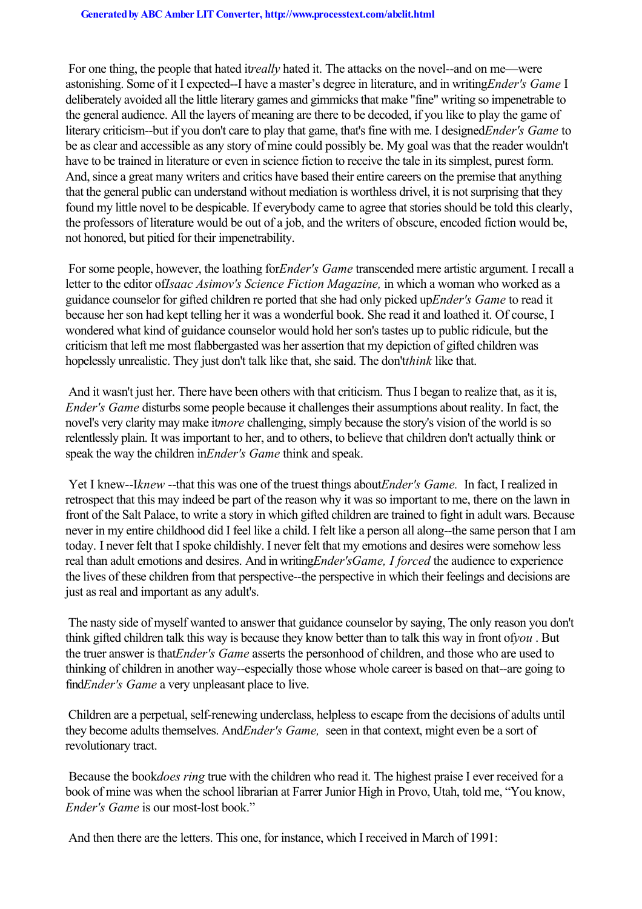For one thing, the people that hated it *really* hated it. The attacks on the novel--and on me—were astonishing. Some of it I expected--I have a master's degree in literature, and in writing *Ender's Game* I deliberately avoided all the little literary games and gimmicks that make "fine" writing so impenetrable to the general audience. All the layers of meaning are there to be decoded, if you like to play the game of literary criticism--but if you don't care to play that game, that's fine with me. I designed *Ender's Game* to be as clear and accessible as any story of mine could possibly be. My goal was that the reader wouldn't have to be trained in literature or even in science fiction to receive the tale in its simplest, purest form. And, since a great many writers and critics have based their entire careers on the premise that anything that the general public can understand without mediation is worthless drivel, it is not surprising that they found my little novel to be despicable. If everybody came to agree that stories should be told this clearly, the professors of literature would be out of a job, and the writers of obscure, encoded fiction would be, not honored, but pitied for their impenetrability.

For some people, however, the loathing for *Ender's Game* transcended mere artistic argument. I recall a letter to the editor of *Isaac Asimov's Science Fiction Magazine,* in which a woman who worked as a guidance counselor for gifted children re ported that she had only picked up *Ender's Game* to read it because her son had kept telling her it was a wonderful book. She read it and loathed it. Of course, I wondered what kind of guidance counselor would hold her son's tastes up to public ridicule, but the criticism that left me most flabbergasted was her assertion that my depiction of gifted children was hopelessly unrealistic. They just don't talk like that, she said. The don't *think* like that.

And it wasn't just her. There have been others with that criticism. Thus I began to realize that, as it is, *Ender's Game* disturbs some people because it challenges their assumptions about reality. In fact, the novel's very clarity may make it *more* challenging, simply because the story's vision of the world is so relentlessly plain. It was important to her, and to others, to believe that children don't actually think or speak the way the children in *Ender's Game* think and speak.

Yet I knew--I *knew* --that this was one of the truest things about *Ender's Game.* In fact, I realized in retrospect that this may indeed be part of the reason why it was so important to me, there on the lawn in front of the Salt Palace, to write a story in which gifted children are trained to fight in adult wars. Because never in my entire childhood did I feel like a child. I felt like a person all along--the same person that I am today. I never felt that I spoke childishly. I never felt that my emotions and desires were somehow less real than adult emotions and desires. And in writing *Ender's Game, I forced* the audience to experience the lives of these children from that perspective--the perspective in which their feelings and decisions are just as real and important as any adult's.

The nasty side of myself wanted to answer that guidance counselor by saying, The only reason you don't think gifted children talk this way is because they know better than to talk this way in front of *you* . But the truer answer is that *Ender's Game* asserts the personhood of children, and those who are used to thinking of children in another way--especially those whose whole career is based on that--are going to find *Ender's Game* a very unpleasant place to live.

Children are a perpetual, self-renewing underclass, helpless to escape from the decisions of adults until they become adults themselves. And *Ender's Game,* seen in that context, might even be a sort of revolutionary tract.

Because the book *does ring* true with the children who read it. The highest praise I ever received for a book of mine was when the school librarian at Farrer Junior High in Provo, Utah, told me, "You know, *Ender's Game* is our most-lost book."

And then there are the letters. This one, for instance, which I received in March of 1991: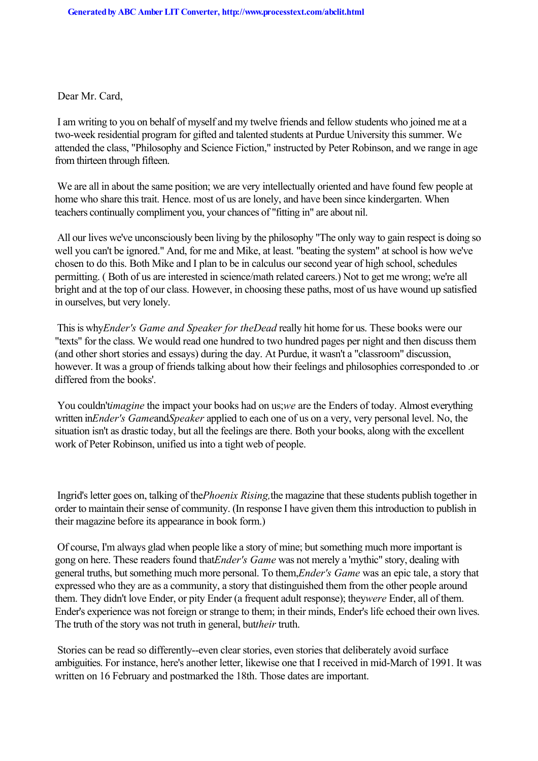Dear Mr. Card,

I am writing to you on behalf of myself and my twelve friends and fellow students who joined me at a two-week residential program for gifted and talented students at Purdue University this summer. We attended the class, "Philosophy and Science Fiction," instructed by Peter Robinson, and we range in age from thirteen through fifteen.

We are all in about the same position; we are very intellectually oriented and have found few people at home who share this trait. Hence. most of us are lonely, and have been since kindergarten. When teachers continually compliment you, your chances of "fitting in" are about nil.

All our lives we've unconsciously been living by the philosophy "The only way to gain respect is doing so well you can't be ignored." And, for me and Mike, at least. "beating the system" at school is how we've chosen to do this. Both Mike and I plan to be in calculus our second year of high school, schedules permitting. ( Both of us are interested in science/math related careers.) Not to get me wrong; we're all bright and at the top of our class. However, in choosing these paths, most of us have wound up satisfied in ourselves, but very lonely.

This is why *Ender's Game and Speaker for the Dead* really hit home for us. These books were our "texts" for the class. We would read one hundred to two hundred pages per night and then discuss them (and other short stories and essays) during the day. At Purdue, it wasn't a "classroom" discussion, however. It was a group of friends talking about how their feelings and philosophies corresponded to .or differed from the books'.

You couldn't *imagine* the impact your books had on us; *we* are the Enders of today. Almost everything written in *Ender's Game* and *Speaker* applied to each one of us on a very, very personal level. No, the situation isn't as drastic today, but all the feelings are there. Both your books, along with the excellent work of Peter Robinson, unified us into a tight web of people.

Ingrid's letter goes on, talking of the *Phoenix Rising,* the magazine that these students publish together in order to maintain their sense of community. (In response I have given them this introduction to publish in their magazine before its appearance in book form.)

Of course, I'm always glad when people like a story of mine; but something much more important is gong on here. These readers found that *Ender's Game* was not merely a 'mythic" story, dealing with general truths, but something much more personal. To them, *Ender's Game* was an epic tale, a story that expressed who they are as a community, a story that distinguished them from the other people around them. They didn't love Ender, or pity Ender (a frequent adult response); they *were* Ender, all of them. Ender's experience was not foreign or strange to them; in their minds, Ender's life echoed their own lives. The truth of the story was not truth in general, but *their* truth.

Stories can be read so differently--even clear stories, even stories that deliberately avoid surface ambiguities. For instance, here's another letter, likewise one that I received in mid-March of 1991. It was written on 16 February and postmarked the 18th. Those dates are important.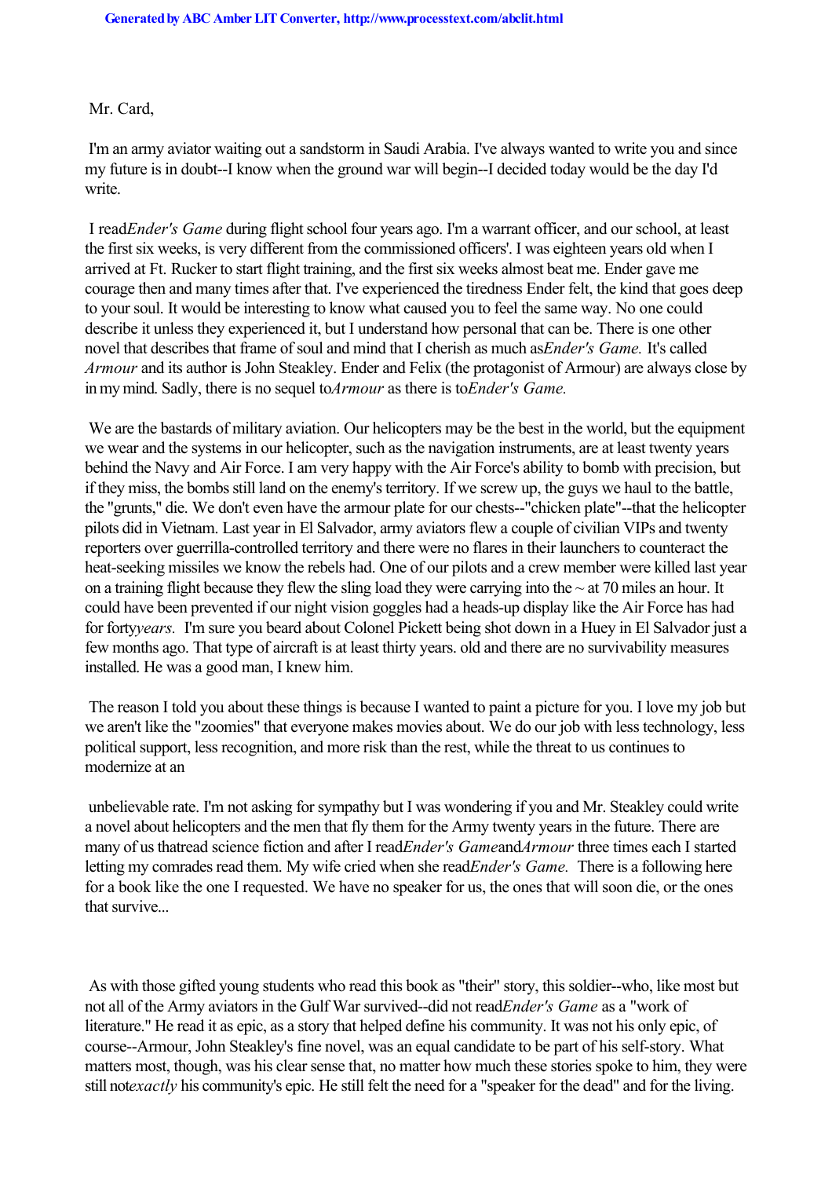Mr. Card,

I'm an army aviator waiting out a sandstorm in Saudi Arabia. I've always wanted to write you and since my future is in doubt--I know when the ground war will begin--I decided today would be the day I'd write.

I read *Ender's Game* during flight school four years ago. I'm a warrant officer, and our school, at least the first six weeks, is very different from the commissioned officers'. I was eighteen years old when I arrived at Ft. Rucker to start flight training, and the first six weeks almost beat me. Ender gave me courage then and many times after that. I've experienced the tiredness Ender felt, the kind that goes deep to your soul. It would be interesting to know what caused you to feel the same way. No one could describe it unless they experienced it, but I understand how personal that can be. There is one other novel that describes that frame of soul and mind that I cherish as much as *Ender's Game.* It's called *Armour* and its author is John Steakley. Ender and Felix (the protagonist of Armour) are always close by in my mind. Sadly, there is no sequel to *Armour* as there is to *Ender's Game.*

We are the bastards of military aviation. Our helicopters may be the best in the world, but the equipment we wear and the systems in our helicopter, such as the navigation instruments, are at least twenty years behind the Navy and Air Force. I am very happy with the Air Force's ability to bomb with precision, but if they miss, the bombs still land on the enemy's territory. If we screw up, the guys we haul to the battle, the "grunts," die. We don't even have the armour plate for our chests--"chicken plate"--that the helicopter pilots did in Vietnam. Last year in El Salvador, army aviators flew a couple of civilian VIPs and twenty reporters over guerrilla-controlled territory and there were no flares in their launchers to counteract the heat-seeking missiles we know the rebels had. One of our pilots and a crew member were killed last year on a training flight because they flew the sling load they were carrying into the ~ at 70 miles an hour. It could have been prevented if our night vision goggles had a heads-up display like the Air Force has had for forty *years.* I'm sure you beard about Colonel Pickett being shot down in a Huey in El Salvador just a few months ago. That type of aircraft is at least thirty years. old and there are no survivability measures installed. He was a good man, I knew him.

The reason I told you about these things is because I wanted to paint a picture for you. I love my job but we aren't like the "zoomies" that everyone makes movies about. We do our job with less technology, less political support, less recognition, and more risk than the rest, while the threat to us continues to modernize at an unbelievable rate. I'm not asking for sympathy but I was wondering if you and Mr. Steakley could write a novel about helicopters and the men that fly them for the Army twenty years in the future. There are many of us that read science fiction and after I read *Ender's Game* and *Armour* three times each I started letting my comrades read them. My wife cried when she read *Ender's Game.* There is a following here for a book like the one I requested. We have no speaker for us, the ones that will soon die, or the ones that survive...

As with those gifted young students who read this book as "their" story, this soldier--who, like most but not all of the Army aviators in the Gulf War survived--did not read *Ender's Game* as a "work of literature." He read it as epic, as a story that helped define his community. It was not his only epic, of course--Armour, John Steakley's fine novel, was an equal candidate to be part of his self-story. What matters most, though, was his clear sense that, no matter how much these stories spoke to him, they were still not *exactly* his community's epic. He still felt the need for a "speaker for the dead" and for the living.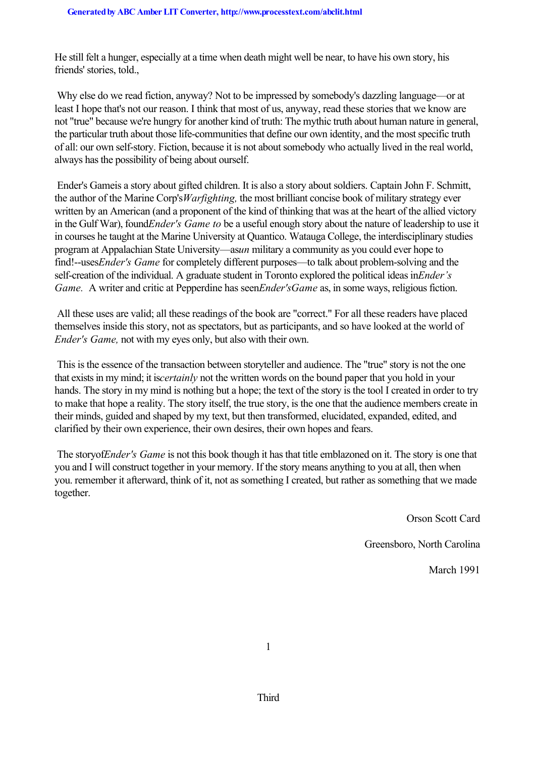He still felt a hunger, especially at a time when death might well be near, to have his own story, his friends' stories, told.,

Why else do we read fiction, anyway? Not to be impressed by somebody's dazzling language—or at least I hope that's not our reason. I think that most of us, anyway, read these stories that we know are not "true" because we're hungry for another kind of truth: The mythic truth about human nature in general, the particular truth about those life-communities that define our own identity, and the most specific truth of all: our own self-story. Fiction, because it is not about somebody who actually lived in the real world, always has the possibility of being about ourself.

Ender's Gameis a story about gifted children. It is also a story about soldiers. Captain John F. Schmitt, the author of the Marine Corp's*Warfighting,* the most brilliant concise book of military strategy ever written by an American (and a proponent of the kind of thinking that was at the heart of the allied victory in the Gulf War), found*Ender's Game to* be a useful enough story about the nature of leadership to use it in courses he taught at the Marine University at Quantico. Watauga College, the interdisciplinary studies program at Appalachian State University—as*un* military a community as you could ever hope to find!--uses*Ender's Game* for completely different purposes—to talk about problem-solving and the self-creation of the individual. A graduate student in Toronto explored the political ideas in*Ender's Game.* A writer and critic at Pepperdine has seen*Ender'sGame* as, in some ways, religious fiction.

All these uses are valid; all these readings of the book are "correct." For all these readers have placed themselves inside this story, not as spectators, but as participants, and so have looked at the world of *Ender's Game,* not with my eyes only, but also with their own.

This is the essence of the transaction between storyteller and audience. The "true" story is not the one that exists in my mind; it is*certainly* not the written words on the bound paper that you hold in your hands. The story in my mind is nothing but a hope; the text of the story is the tool I created in order to try to make that hope a reality. The story itself, the true story, is the one that the audience members create in their minds, guided and shaped by my text, but then transformed, elucidated, expanded, edited, and clarified by their own experience, their own desires, their own hopes and fears.

The storyof*Ender's Game* is not this book though it has that title emblazoned on it. The story is one that you and I will construct together in your memory. If the story means anything to you at all, then when you. remember it afterward, think of it, not as something I created, but rather as something that we made together.

Orson Scott Card

Greensboro, North Carolina

March 1991

# 1

## Third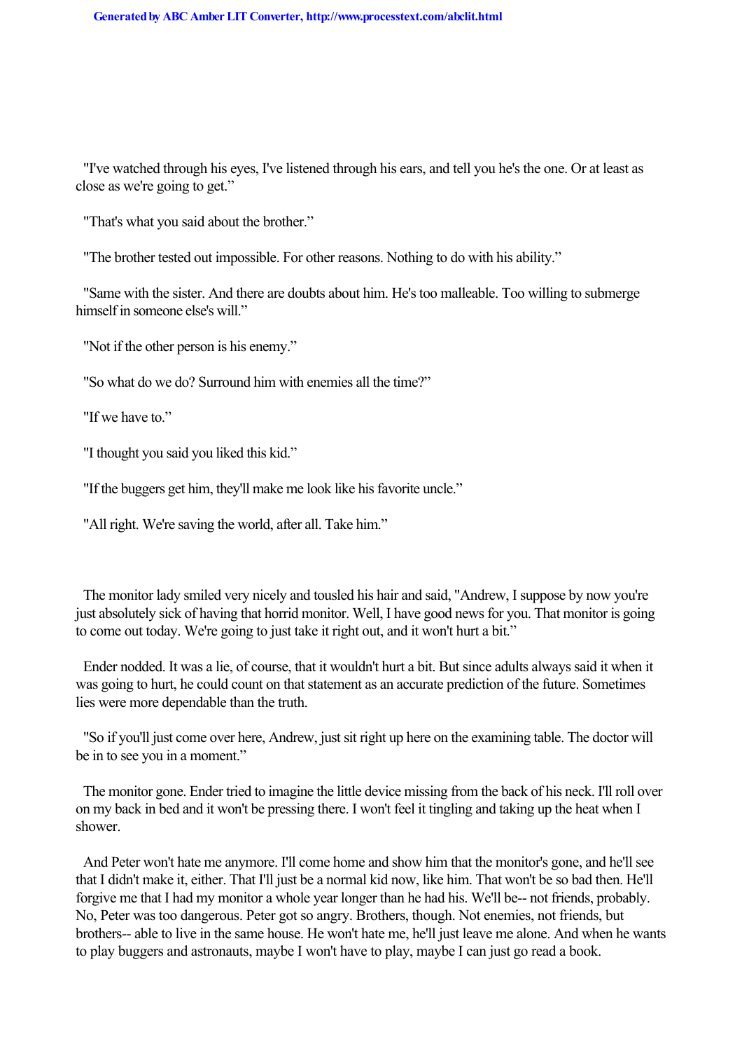"I've watched through his eyes, I've listened through his ears, and tell you he's the one. Or at least as close as we're going to get."

"That's what you said about the brother."

"The brother tested out impossible. For other reasons. Nothing to do with his ability."

"Same with the sister. And there are doubts about him. He's too malleable. Too willing to submerge himself in someone else's will."

"Not if the other person is his enemy."

"So what do we do? Surround him with enemies all the time?"

"If we have to."

"I thought you said you liked this kid."

"If the buggers get him, they'll make me look like his favorite uncle."

"All right. We're saving the world, after all. Take him."

The monitor lady smiled very nicely and tousled his hair and said, "Andrew, I suppose by now you're just absolutely sick of having that horrid monitor. Well, I have good news for you. That monitor is going to come out today. We're going to just take it right out, and it won't hurt a bit."

Ender nodded. It was a lie, of course, that it wouldn't hurt a bit. But since adults always said it when it was going to hurt, he could count on that statement as an accurate prediction of the future. Sometimes lies were more dependable than the truth.

"So if you'll just come over here, Andrew, just sit right up here on the examining table. The doctor will be in to see you in a moment."

The monitor gone. Ender tried to imagine the little device missing from the back of his neck. I'll roll over on my back in bed and it won't be pressing there. I won't feel it tingling and taking up the heat when I shower.

And Peter won't hate me anymore. I'll come home and show him that the monitor's gone, and he'll see that I didn't make it, either. That I'll just be a normal kid now, like him. That won't be so bad then. He'll forgive me that I had my monitor a whole year longer than he had his. We'll be-- not friends, probably. No, Peter was too dangerous. Peter got so angry. Brothers, though. Not enemies, not friends, but brothers-- able to live in the same house. He won't hate me, he'll just leave me alone. And when he wants to play buggers and astronauts, maybe I won't have to play, maybe I can just go read a book.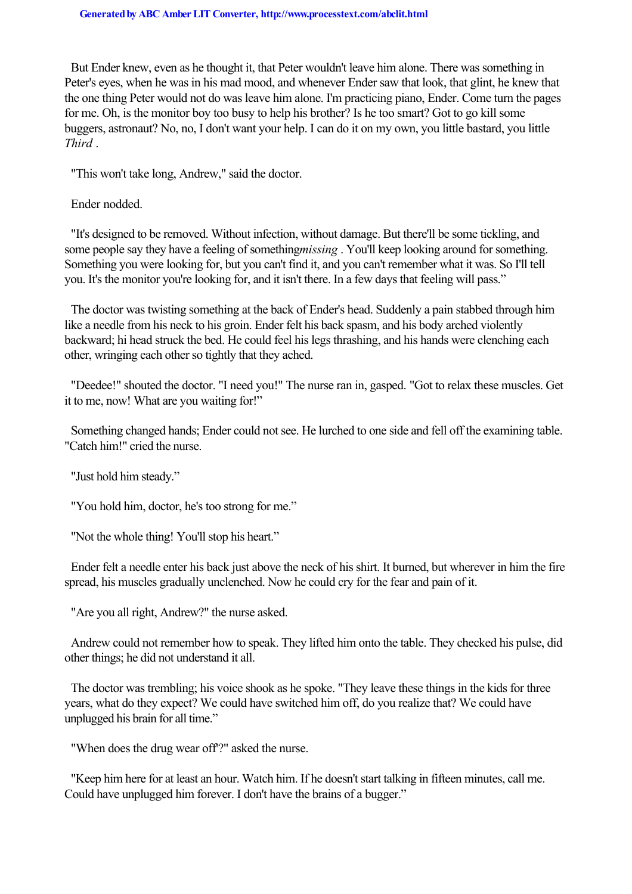But Ender knew, even as he thought it, that Peter wouldn't leave him alone. There was something in Peter's eyes, when he was in his mad mood, and whenever Ender saw that look, that glint, he knew that the one thing Peter would not do was leave him alone. I'm practicing piano, Ender. Come turn the pages for me. Oh, is the monitor boy too busy to help his brother? Is he too smart? Got to go kill some buggers, astronaut? No, no, I don't want your help. I can do it on my own, you little bastard, you little *Third* .

"This won't take long, Andrew," said the doctor.

Ender nodded.

"It's designed to be removed. Without infection, without damage. But there'll be some tickling, and some people say they have a feeling of something*missing* . You'll keep looking around for something. Something you were looking for, but you can't find it, and you can't remember what it was. So I'll tell you. It's the monitor you're looking for, and it isn't there. In a few days that feeling will pass."

The doctor was twisting something at the back of Ender's head. Suddenly a pain stabbed through him like a needle from his neck to his groin. Ender felt his back spasm, and his body arched violently backward; hi head struck the bed. He could feel his legs thrashing, and his hands were clenching each other, wringing each other so tightly that they ached.

"Deedee!" shouted the doctor. "I need you!" The nurse ran in, gasped. "Got to relax these muscles. Get it to me, now! What are you waiting for!"

Something changed hands; Ender could not see. He lurched to one side and fell off the examining table. "Catch him!" cried the nurse.

"Just hold him steady."

"You hold him, doctor, he's too strong for me."

"Not the whole thing! You'll stop his heart."

Ender felt a needle enter his back just above the neck of his shirt. It burned, but wherever in him the fire spread, his muscles gradually unclenched. Now he could cry for the fear and pain of it.

"Are you all right, Andrew?" the nurse asked.

Andrew could not remember how to speak. They lifted him onto the table. They checked his pulse, did other things; he did not understand it all.

The doctor was trembling; his voice shook as he spoke. "They leave these things in the kids for three years, what do they expect? We could have switched him off, do you realize that? We could have unplugged his brain for all time."

"When does the drug wear off'?" asked the nurse.

"Keep him here for at least an hour. Watch him. If he doesn't start talking in fifteen minutes, call me. Could have unplugged him forever. I don't have the brains of a bugger."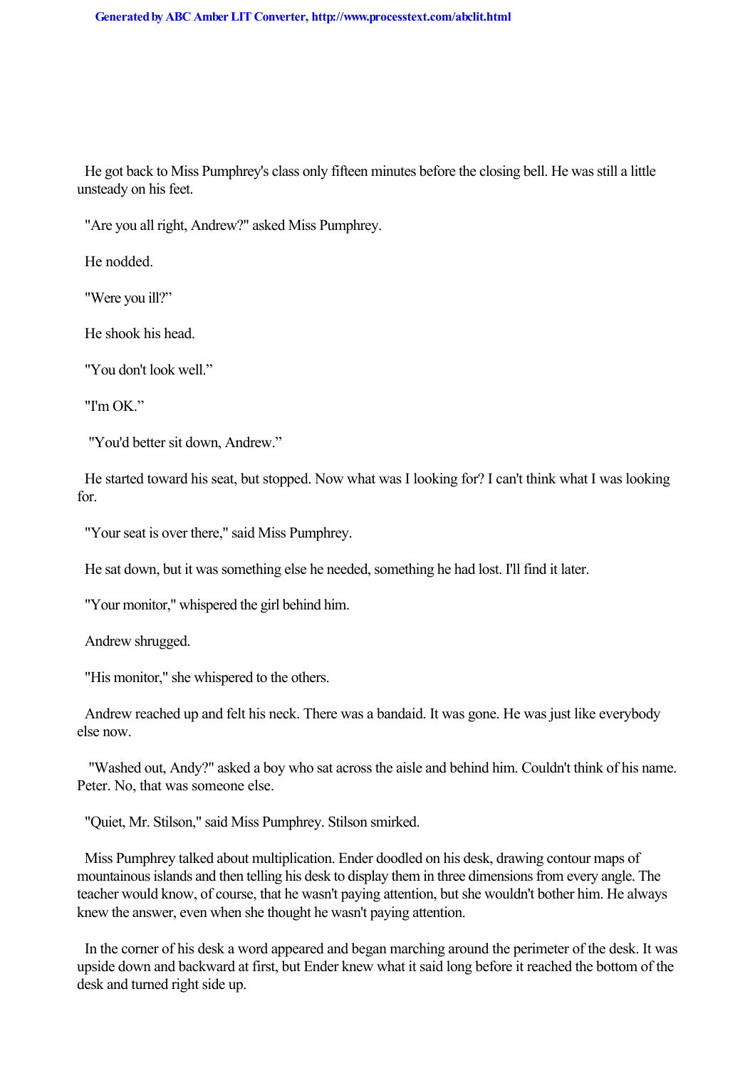He got back to Miss Pumphrey's class only fifteen minutes before the closing bell. He was still a little unsteady on his feet.

"Are you all right, Andrew?" asked Miss Pumphrey.

He nodded.

"Were you ill?"

He shook his head.

"You don't look well."

"I'm OK."

"You'd better sit down, Andrew."

He started toward his seat, but stopped. Now what was I looking for? I can't think what I was looking for.

"Your seat is over there," said Miss Pumphrey.

He sat down, but it was something else he needed, something he had lost. I'll find it later.

"Your monitor," whispered the girl behind him.

Andrew shrugged.

"His monitor," she whispered to the others.

Andrew reached up and felt his neck. There was a bandaid. It was gone. He was just like everybody else now.

"Washed out, Andy?" asked a boy who sat across the aisle and behind him. Couldn't think of his name. Peter. No, that was someone else.

"Quiet, Mr. Stilson," said Miss Pumphrey. Stilson smirked.

Miss Pumphrey talked about multiplication. Ender doodled on his desk, drawing contour maps of mountainous islands and then telling his desk to display them in three dimensions from every angle. The teacher would know, of course, that he wasn't paying attention, but she wouldn't bother him. He always knew the answer, even when she thought he wasn't paying attention.

In the corner of his desk a word appeared and began marching around the perimeter of the desk. It was upside down and backward at first, but Ender knew what it said long before it reached the bottom of the desk and turned right side up.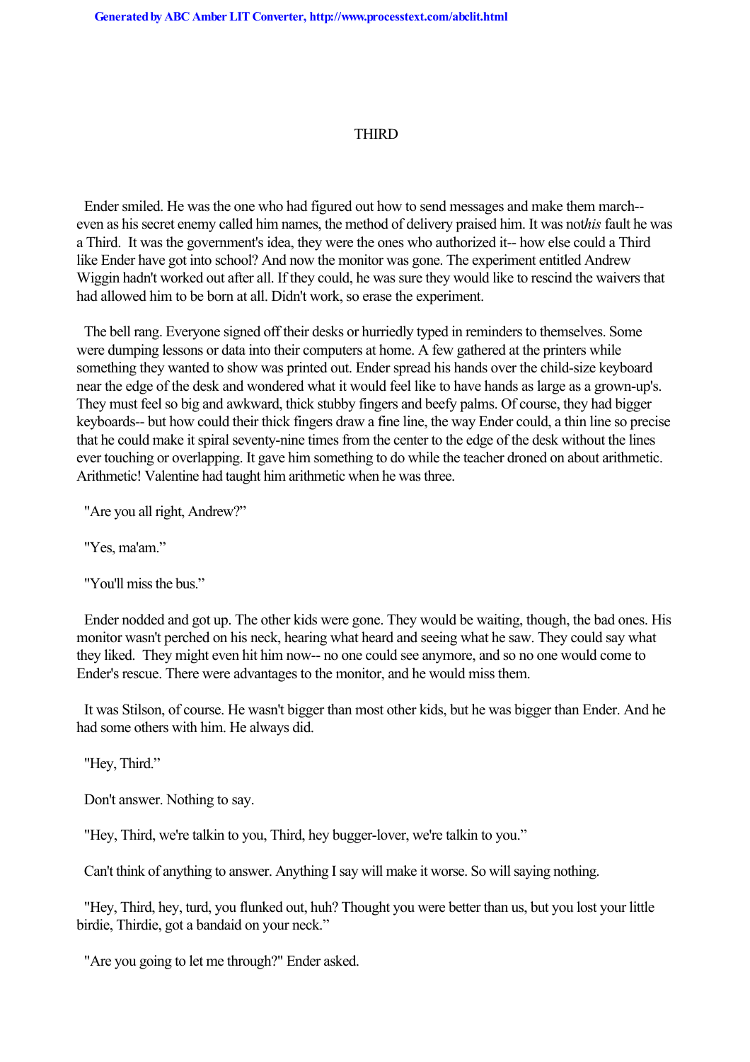THIRD

Ender smiled. He was the one who had figured out how to send messages and make them march-- even as his secret enemy called him names, the method of delivery praised him. It was not *his* fault he was a Third. It was the government's idea, they were the ones who authorized it-- how else could a Third like Ender have got into school? And now the monitor was gone. The experiment entitled Andrew Wiggin hadn't worked out after all. If they could, he was sure they would like to rescind the waivers that had allowed him to be born at all. Didn't work, so erase the experiment.

The bell rang. Everyone signed off their desks or hurriedly typed in reminders to themselves. Some were dumping lessons or data into their computers at home. A few gathered at the printers while something they wanted to show was printed out. Ender spread his hands over the child-size keyboard near the edge of the desk and wondered what it would feel like to have hands as large as a grown-up's. They must feel so big and awkward, thick stubby fingers and beefy palms. Of course, they had bigger keyboards-- but how could their thick fingers draw a fine line, the way Ender could, a thin line so precise that he could make it spiral seventy-nine times from the center to the edge of the desk without the lines ever touching or overlapping. It gave him something to do while the teacher droned on about arithmetic. Arithmetic! Valentine had taught him arithmetic when he was three.

"Are you all right, Andrew?"

"Yes, ma'am."

"You'll miss the bus."

Ender nodded and got up. The other kids were gone. They would be waiting, though, the bad ones. His monitor wasn't perched on his neck, hearing what heard and seeing what he saw. They could say what they liked. They might even hit him now-- no one could see anymore, and so no one would come to Ender's rescue. There were advantages to the monitor, and he would miss them.

It was Stilson, of course. He wasn't bigger than most other kids, but he was bigger than Ender. And he had some others with him. He always did.

"Hey, Third."

Don't answer. Nothing to say.

"Hey, Third, we're talkin to you, Third, hey bugger-lover, we're talkin to you."

Can't think of anything to answer. Anything I say will make it worse. So will saying nothing.

"Hey, Third, hey, turd, you flunked out, huh? Thought you were better than us, but you lost your little birdie, Thirdie, got a bandaid on your neck."

"Are you going to let me through?" Ender asked.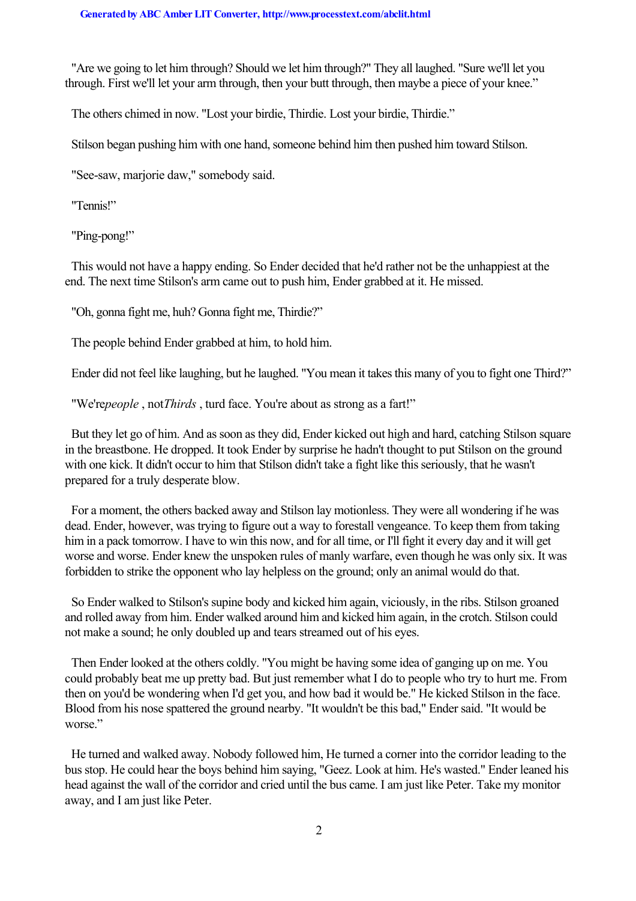"Are we going to let him through? Should we let him through?" They all laughed. "Sure we'll let you through. First we'll let your arm through, then your butt through, then maybe a piece of your knee."

The others chimed in now. "Lost your birdie, Thirdie. Lost your birdie, Thirdie."

Stilson began pushing him with one hand, someone behind him then pushed him toward Stilson.

"See-saw, marjorie daw," somebody said.

"Tennis!"

"Ping-pong!"

This would not have a happy ending. So Ender decided that he'd rather not be the unhappiest at the end. The next time Stilson's arm came out to push him, Ender grabbed at it. He missed.

"Oh, gonna fight me, huh? Gonna fight me, Thirdie?"

The people behind Ender grabbed at him, to hold him.

Ender did not feel like laughing, but he laughed. "You mean it takes this many of you to fight one Third?"

"We're *people* , not *Thirds* , turd face. You're about as strong as a fart!"

But they let go of him. And as soon as they did, Ender kicked out high and hard, catching Stilson square in the breastbone. He dropped. It took Ender by surprise he hadn't thought to put Stilson on the ground with one kick. It didn't occur to him that Stilson didn't take a fight like this seriously, that he wasn't prepared for a truly desperate blow.

For a moment, the others backed away and Stilson lay motionless. They were all wondering if he was dead. Ender, however, was trying to figure out a way to forestall vengeance. To keep them from taking him in a pack tomorrow. I have to win this now, and for all time, or I'll fight it every day and it will get worse and worse. Ender knew the unspoken rules of manly warfare, even though he was only six. It was forbidden to strike the opponent who lay helpless on the ground; only an animal would do that.

So Ender walked to Stilson's supine body and kicked him again, viciously, in the ribs. Stilson groaned and rolled away from him. Ender walked around him and kicked him again, in the crotch. Stilson could not make a sound; he only doubled up and tears streamed out of his eyes.

Then Ender looked at the others coldly. "You might be having some idea of ganging up on me. You could probably beat me up pretty bad. But just remember what I do to people who try to hurt me. From then on you'd be wondering when I'd get you, and how bad it would be." He kicked Stilson in the face. Blood from his nose spattered the ground nearby. "It wouldn't be this bad," Ender said. "It would be worse."

He turned and walked away. Nobody followed him, He turned a corner into the corridor leading to the bus stop. He could hear the boys behind him saying, "Geez. Look at him. He's wasted." Ender leaned his head against the wall of the corridor and cried until the bus came. I am just like Peter. Take my monitor away, and I am just like Peter.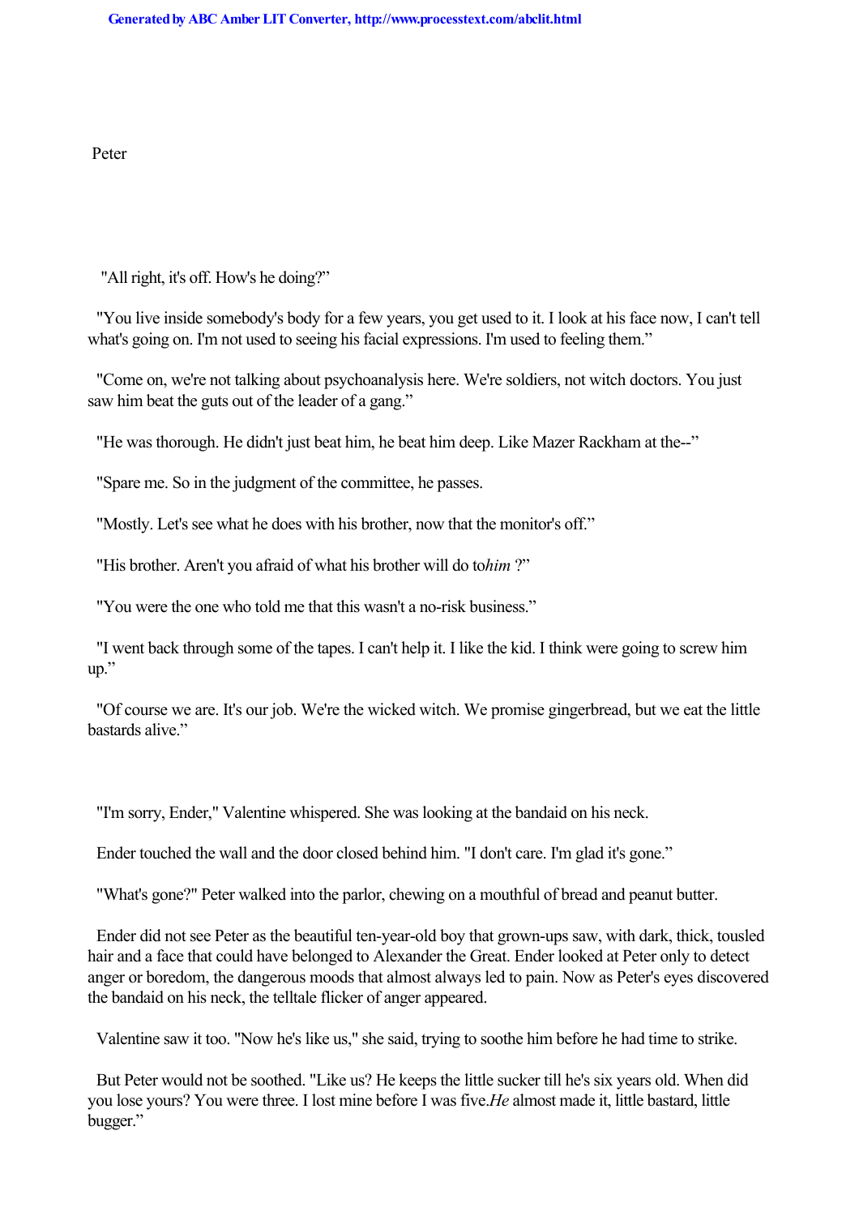Peter

"All right, it's off. How's he doing?"

"You live inside somebody's body for a few years, you get used to it. I look at his face now, I can't tell what's going on. I'm not used to seeing his facial expressions. I'm used to feeling them."

"Come on, we're not talking about psychoanalysis here. We're soldiers, not witch doctors. You just saw him beat the guts out of the leader of a gang."

"He was thorough. He didn't just beat him, he beat him deep. Like Mazer Rackham at the--"

"Spare me. So in the judgment of the committee, he passes.

"Mostly. Let's see what he does with his brother, now that the monitor's off."

"His brother. Aren't you afraid of what his brother will do to *him* ?"

"You were the one who told me that this wasn't a no-risk business."

"I went back through some of the tapes. I can't help it. I like the kid. I think were going to screw him up."

"Of course we are. It's our job. We're the wicked witch. We promise gingerbread, but we eat the little bastards alive."

"I'm sorry, Ender," Valentine whispered. She was looking at the bandaid on his neck.

Ender touched the wall and the door closed behind him. "I don't care. I'm glad it's gone."

"What's gone?" Peter walked into the parlor, chewing on a mouthful of bread and peanut butter.

Ender did not see Peter as the beautiful ten-year-old boy that grown-ups saw, with dark, thick, tousled hair and a face that could have belonged to Alexander the Great. Ender looked at Peter only to detect anger or boredom, the dangerous moods that almost always led to pain. Now as Peter's eyes discovered the bandaid on his neck, the telltale flicker of anger appeared.

Valentine saw it too. "Now he's like us," she said, trying to soothe him before he had time to strike.

But Peter would not be soothed. "Like us? He keeps the little sucker till he's six years old. When did you lose yours? You were three. I lost mine before I was five. *He* almost made it, little bastard, little bugger."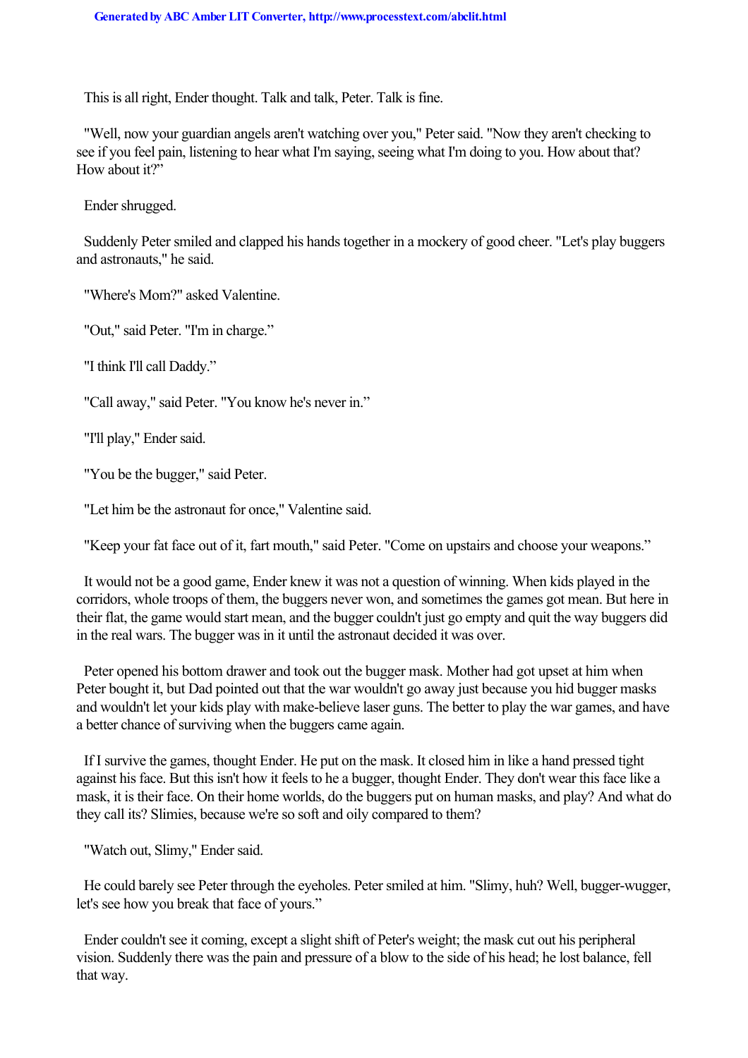This is all right, Ender thought. Talk and talk, Peter. Talk is fine.

"Well, now your guardian angels aren't watching over you," Peter said. "Now they aren't checking to see if you feel pain, listening to hear what I'm saying, seeing what I'm doing to you. How about that? How about it?"

Ender shrugged.

Suddenly Peter smiled and clapped his hands together in a mockery of good cheer. "Let's play buggers and astronauts," he said.

"Where's Mom?" asked Valentine.

"Out," said Peter. "I'm in charge."

"I think I'll call Daddy."

"Call away," said Peter. "You know he's never in."

"I'll play," Ender said.

"You be the bugger," said Peter.

"Let him be the astronaut for once," Valentine said.

"Keep your fat face out of it, fart mouth," said Peter. "Come on upstairs and choose your weapons."

It would not be a good game, Ender knew it was not a question of winning. When kids played in the corridors, whole troops of them, the buggers never won, and sometimes the games got mean. But here in their flat, the game would start mean, and the bugger couldn't just go empty and quit the way buggers did in the real wars. The bugger was in it until the astronaut decided it was over.

Peter opened his bottom drawer and took out the bugger mask. Mother had got upset at him when Peter bought it, but Dad pointed out that the war wouldn't go away just because you hid bugger masks and wouldn't let your kids play with make-believe laser guns. The better to play the war games, and have a better chance of surviving when the buggers came again.

If I survive the games, thought Ender. He put on the mask. It closed him in like a hand pressed tight against his face. But this isn't how it feels to he a bugger, thought Ender. They don't wear this face like a mask, it is their face. On their home worlds, do the buggers put on human masks, and play? And what do they call its? Slimies, because we're so soft and oily compared to them?

"Watch out, Slimy," Ender said.

He could barely see Peter through the eyeholes. Peter smiled at him. "Slimy, huh? Well, bugger-wugger, let's see how you break that face of yours."

Ender couldn't see it coming, except a slight shift of Peter's weight; the mask cut out his peripheral vision. Suddenly there was the pain and pressure of a blow to the side of his head; he lost balance, fell that way.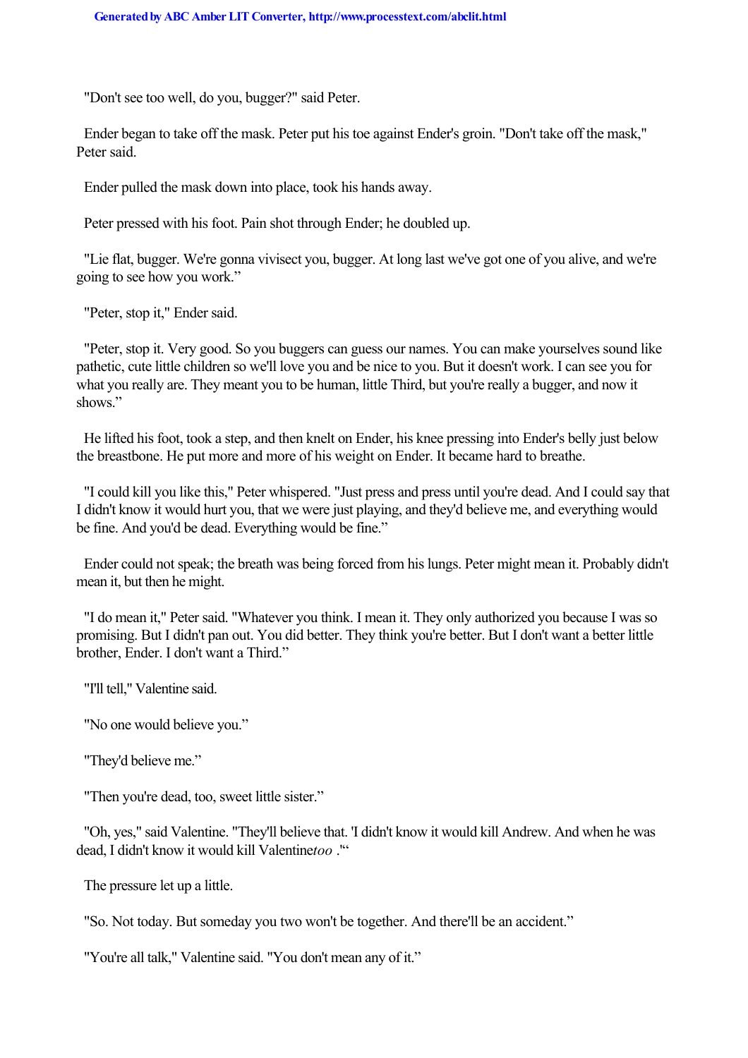"Don't see too well, do you, bugger?" said Peter.

Ender began to take off the mask. Peter put his toe against Ender's groin. "Don't take off the mask," Peter said.

Ender pulled the mask down into place, took his hands away.

Peter pressed with his foot. Pain shot through Ender; he doubled up.

"Lie flat, bugger. We're gonna vivisect you, bugger. At long last we've got one of you alive, and we're going to see how you work."

"Peter, stop it," Ender said.

"Peter, stop it. Very good. So you buggers can guess our names. You can make yourselves sound like pathetic, cute little children so we'll love you and be nice to you. But it doesn't work. I can see you for what you really are. They meant you to be human, little Third, but you're really a bugger, and now it shows."

He lifted his foot, took a step, and then knelt on Ender, his knee pressing into Ender's belly just below the breastbone. He put more and more of his weight on Ender. It became hard to breathe.

"I could kill you like this," Peter whispered. "Just press and press until you're dead. And I could say that I didn't know it would hurt you, that we were just playing, and they'd believe me, and everything would be fine. And you'd be dead. Everything would be fine."

Ender could not speak; the breath was being forced from his lungs. Peter might mean it. Probably didn't mean it, but then he might.

"I do mean it," Peter said. "Whatever you think. I mean it. They only authorized you because I was so promising. But I didn't pan out. You did better. They think you're better. But I don't want a better little brother, Ender. I don't want a Third."

"I'll tell," Valentine said.

"No one would believe you."

"They'd believe me."

"Then you're dead, too, sweet little sister."

"Oh, yes," said Valentine. "They'll believe that. 'I didn't know it would kill Andrew. And when he was dead, I didn't know it would kill Valentine *too* .'"

The pressure let up a little.

"So. Not today. But someday you two won't be together. And there'll be an accident."

"You're all talk," Valentine said. "You don't mean any of it."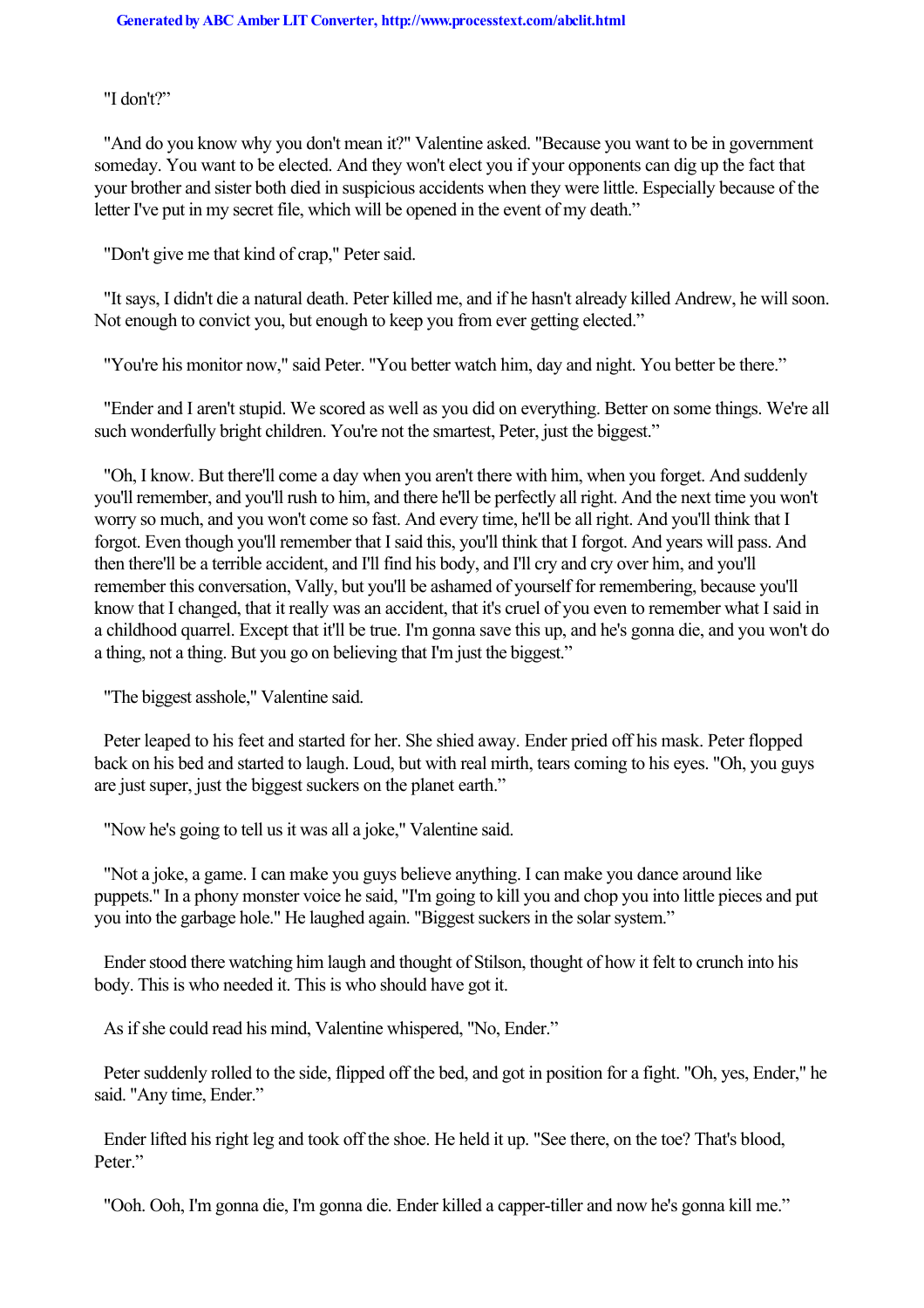"I don't?"

"And do you know why you don't mean it?" Valentine asked. "Because you want to be in government someday. You want to be elected. And they won't elect you if your opponents can dig up the fact that your brother and sister both died in suspicious accidents when they were little. Especially because of the letter I've put in my secret file, which will be opened in the event of my death."

"Don't give me that kind of crap," Peter said.

"It says, I didn't die a natural death. Peter killed me, and if he hasn't already killed Andrew, he will soon. Not enough to convict you, but enough to keep you from ever getting elected."

"You're his monitor now," said Peter. "You better watch him, day and night. You better be there."

"Ender and I aren't stupid. We scored as well as you did on everything. Better on some things. We're all such wonderfully bright children. You're not the smartest, Peter, just the biggest."

"Oh, I know. But there'll come a day when you aren't there with him, when you forget. And suddenly you'll remember, and you'll rush to him, and there he'll be perfectly all right. And the next time you won't worry so much, and you won't come so fast. And every time, he'll be all right. And you'll think that I forgot. Even though you'll remember that I said this, you'll think that I forgot. And years will pass. And then there'll be a terrible accident, and I'll find his body, and I'll cry and cry over him, and you'll remember this conversation, Vally, but you'll be ashamed of yourself for remembering, because you'll know that I changed, that it really was an accident, that it's cruel of you even to remember what I said in a childhood quarrel. Except that it'll be true. I'm gonna save this up, and he's gonna die, and you won't do a thing, not a thing. But you go on believing that I'm just the biggest."

"The biggest asshole," Valentine said.

Peter leaped to his feet and started for her. She shied away. Ender pried off his mask. Peter flopped back on his bed and started to laugh. Loud, but with real mirth, tears coming to his eyes. "Oh, you guys are just super, just the biggest suckers on the planet earth."

"Now he's going to tell us it was all a joke," Valentine said.

"Not a joke, a game. I can make you guys believe anything. I can make you dance around like puppets." In a phony monster voice he said, "I'm going to kill you and chop you into little pieces and put you into the garbage hole." He laughed again. "Biggest suckers in the solar system."

Ender stood there watching him laugh and thought of Stilson, thought of how it felt to crunch into his body. This is who needed it. This is who should have got it.

As if she could read his mind, Valentine whispered, "No, Ender."

Peter suddenly rolled to the side, flipped off the bed, and got in position for a fight. "Oh, yes, Ender," he said. "Any time, Ender."

Ender lifted his right leg and took off the shoe. He held it up. "See there, on the toe? That's blood, Peter."

"Ooh. Ooh, I'm gonna die, I'm gonna die. Ender killed a capper-tiller and now he's gonna kill me."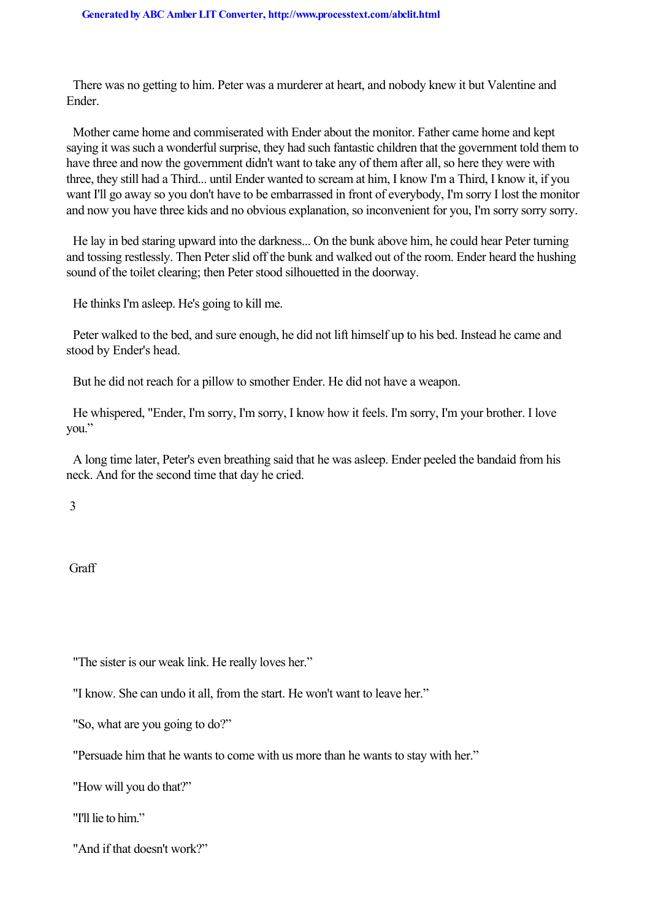There was no getting to him. Peter was a murderer at heart, and nobody knew it but Valentine and Ender.

Mother came home and commiserated with Ender about the monitor. Father came home and kept saying it was such a wonderful surprise, they had such fantastic children that the government told them to have three and now the government didn't want to take any of them after all, so here they were with three, they still had a Third... until Ender wanted to scream at him, I know I'm a Third, I know it, if you want I'll go away so you don't have to be embarrassed in front of everybody, I'm sorry I lost the monitor and now you have three kids and no obvious explanation, so inconvenient for you, I'm sorry sorry sorry.

He lay in bed staring upward into the darkness... On the bunk above him, he could hear Peter turning and tossing restlessly. Then Peter slid off the bunk and walked out of the room. Ender heard the hushing sound of the toilet clearing; then Peter stood silhouetted in the doorway.

He thinks I'm asleep. He's going to kill me.

Peter walked to the bed, and sure enough, he did not lift himself up to his bed. Instead he came and stood by Ender's head.

But he did not reach for a pillow to smother Ender. He did not have a weapon.

He whispered, "Ender, I'm sorry, I'm sorry, I know how it feels. I'm sorry, I'm your brother. I love you."

A long time later, Peter's even breathing said that he was asleep. Ender peeled the bandaid from his neck. And for the second time that day he cried.

## 3

## Graff

"The sister is our weak link. He really loves her."

"I know. She can undo it all, from the start. He won't want to leave her."

"So, what are you going to do?"

"Persuade him that he wants to come with us more than he wants to stay with her."

"How will you do that?"

"I'll lie to him."

"And if that doesn't work?"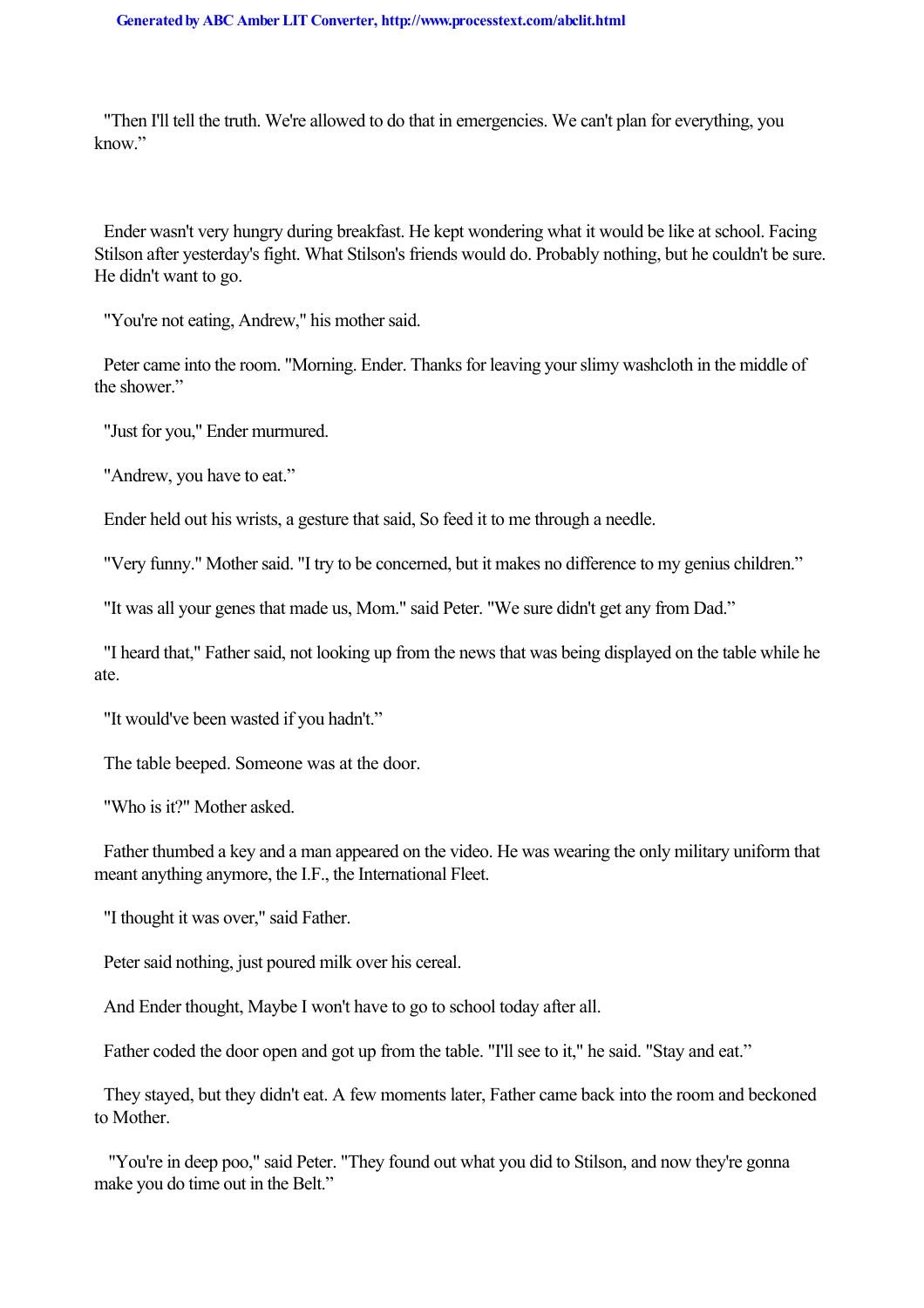"Then I'll tell the truth. We're allowed to do that in emergencies. We can't plan for everything, you know."

Ender wasn't very hungry during breakfast. He kept wondering what it would be like at school. Facing Stilson after yesterday's fight. What Stilson's friends would do. Probably nothing, but he couldn't be sure. He didn't want to go.

"You're not eating, Andrew," his mother said.

Peter came into the room. "Morning. Ender. Thanks for leaving your slimy washcloth in the middle of the shower."

"Just for you," Ender murmured.

"Andrew, you have to eat."

Ender held out his wrists, a gesture that said, So feed it to me through a needle.

"Very funny." Mother said. "I try to be concerned, but it makes no difference to my genius children."

"It was all your genes that made us, Mom." said Peter. "We sure didn't get any from Dad."

"I heard that," Father said, not looking up from the news that was being displayed on the table while he ate.

"It would've been wasted if you hadn't."

The table beeped. Someone was at the door.

"Who is it?" Mother asked.

Father thumbed a key and a man appeared on the video. He was wearing the only military uniform that meant anything anymore, the I.F., the International Fleet.

"I thought it was over," said Father.

Peter said nothing, just poured milk over his cereal.

And Ender thought, Maybe I won't have to go to school today after all.

Father coded the door open and got up from the table. "I'll see to it," he said. "Stay and eat."

They stayed, but they didn't eat. A few moments later, Father came back into the room and beckoned to Mother.

"You're in deep poo," said Peter. "They found out what you did to Stilson, and now they're gonna make you do time out in the Belt."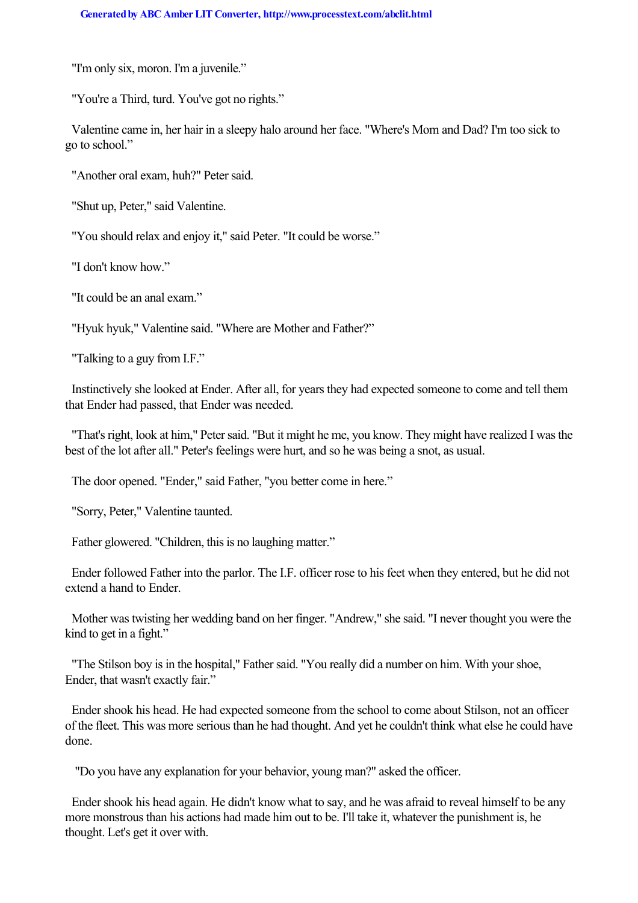"I'm only six, moron. I'm a juvenile."

"You're a Third, turd. You've got no rights."

Valentine came in, her hair in a sleepy halo around her face. "Where's Mom and Dad? I'm too sick to go to school."

"Another oral exam, huh?" Peter said.

"Shut up, Peter," said Valentine.

"You should relax and enjoy it," said Peter. "It could be worse."

"I don't know how."

"It could be an anal exam."

"Hyuk hyuk," Valentine said. "Where are Mother and Father?"

"Talking to a guy from I.F."

Instinctively she looked at Ender. After all, for years they had expected someone to come and tell them that Ender had passed, that Ender was needed.

"That's right, look at him," Peter said. "But it might he me, you know. They might have realized I was the best of the lot after all." Peter's feelings were hurt, and so he was being a snot, as usual.

The door opened. "Ender," said Father, "you better come in here."

"Sorry, Peter," Valentine taunted.

Father glowered. "Children, this is no laughing matter."

Ender followed Father into the parlor. The I.F. officer rose to his feet when they entered, but he did not extend a hand to Ender.

Mother was twisting her wedding band on her finger. "Andrew," she said. "I never thought you were the kind to get in a fight."

"The Stilson boy is in the hospital," Father said. "You really did a number on him. With your shoe, Ender, that wasn't exactly fair."

Ender shook his head. He had expected someone from the school to come about Stilson, not an officer of the fleet. This was more serious than he had thought. And yet he couldn't think what else he could have done.

"Do you have any explanation for your behavior, young man?" asked the officer.

Ender shook his head again. He didn't know what to say, and he was afraid to reveal himself to be any more monstrous than his actions had made him out to be. I'll take it, whatever the punishment is, he thought. Let's get it over with.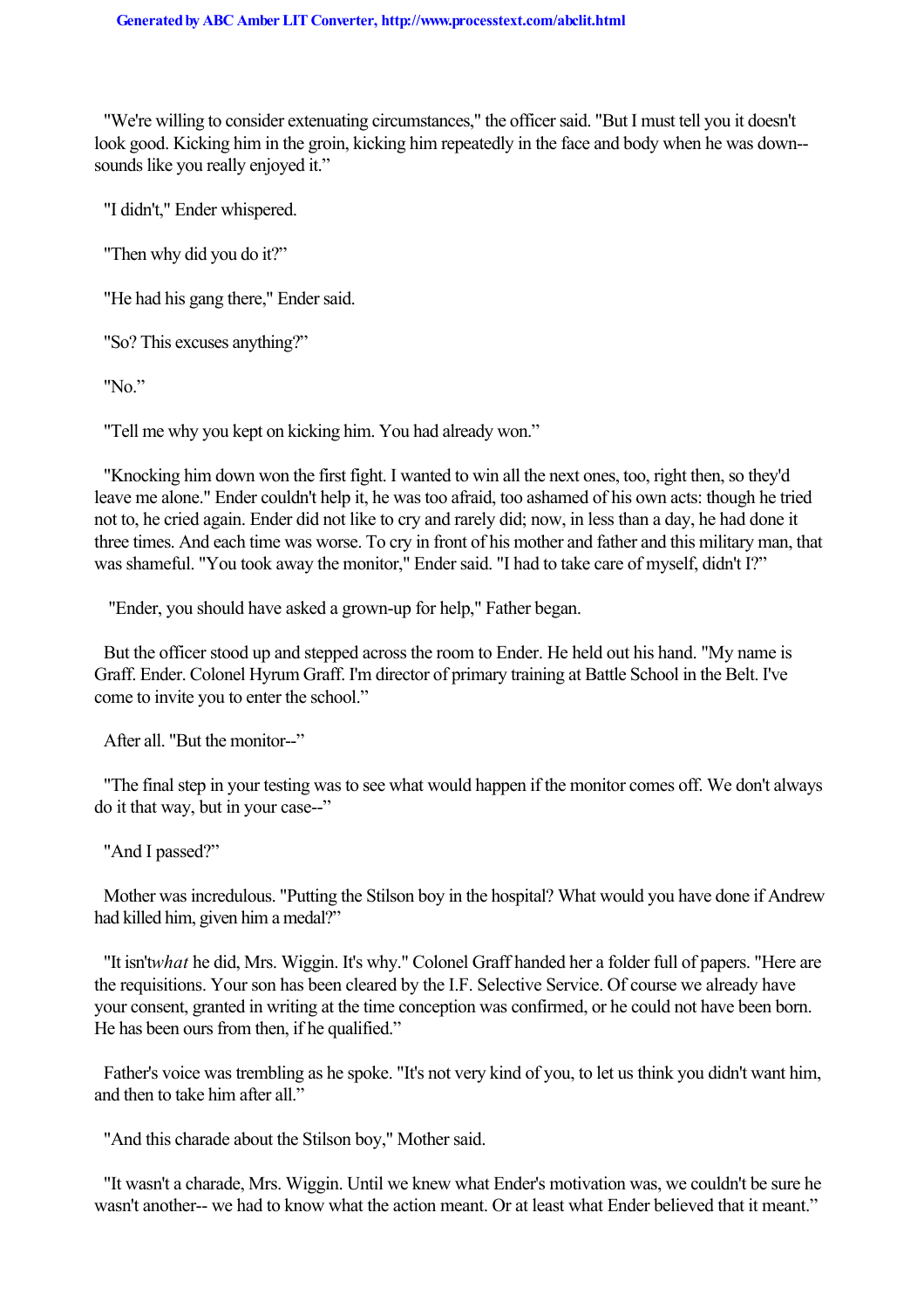"We're willing to consider extenuating circumstances," the officer said. "But I must tell you it doesn't look good. Kicking him in the groin, kicking him repeatedly in the face and body when he was down--sounds like you really enjoyed it."

"I didn't," Ender whispered.

"Then why did you do it?"

"He had his gang there," Ender said.

"So? This excuses anything?"

"No."

"Tell me why you kept on kicking him. You had already won."

"Knocking him down won the first fight. I wanted to win all the next ones, too, right then, so they'd leave me alone." Ender couldn't help it, he was too afraid, too ashamed of his own acts: though he tried not to, he cried again. Ender did not like to cry and rarely did; now, in less than a day, he had done it three times. And each time was worse. To cry in front of his mother and father and this military man, that was shameful. "You took away the monitor," Ender said. "I had to take care of myself, didn't I?"

"Ender, you should have asked a grown-up for help," Father began.

But the officer stood up and stepped across the room to Ender. He held out his hand. "My name is Graff. Ender. Colonel Hyrum Graff. I'm director of primary training at Battle School in the Belt. I've come to invite you to enter the school."

After all. "But the monitor--"

"The final step in your testing was to see what would happen if the monitor comes off. We don't always do it that way, but in your case--"

"And I passed?"

Mother was incredulous. "Putting the Stilson boy in the hospital? What would you have done if Andrew had killed him, given him a medal?"

"It isn't *what* he did, Mrs. Wiggin. It's why." Colonel Graff handed her a folder full of papers. "Here are the requisitions. Your son has been cleared by the I.F. Selective Service. Of course we already have your consent, granted in writing at the time conception was confirmed, or he could not have been born. He has been ours from then, if he qualified."

Father's voice was trembling as he spoke. "It's not very kind of you, to let us think you didn't want him, and then to take him after all."

"And this charade about the Stilson boy," Mother said.

"It wasn't a charade, Mrs. Wiggin. Until we knew what Ender's motivation was, we couldn't be sure he wasn't another-- we had to know what the action meant. Or at least what Ender believed that it meant."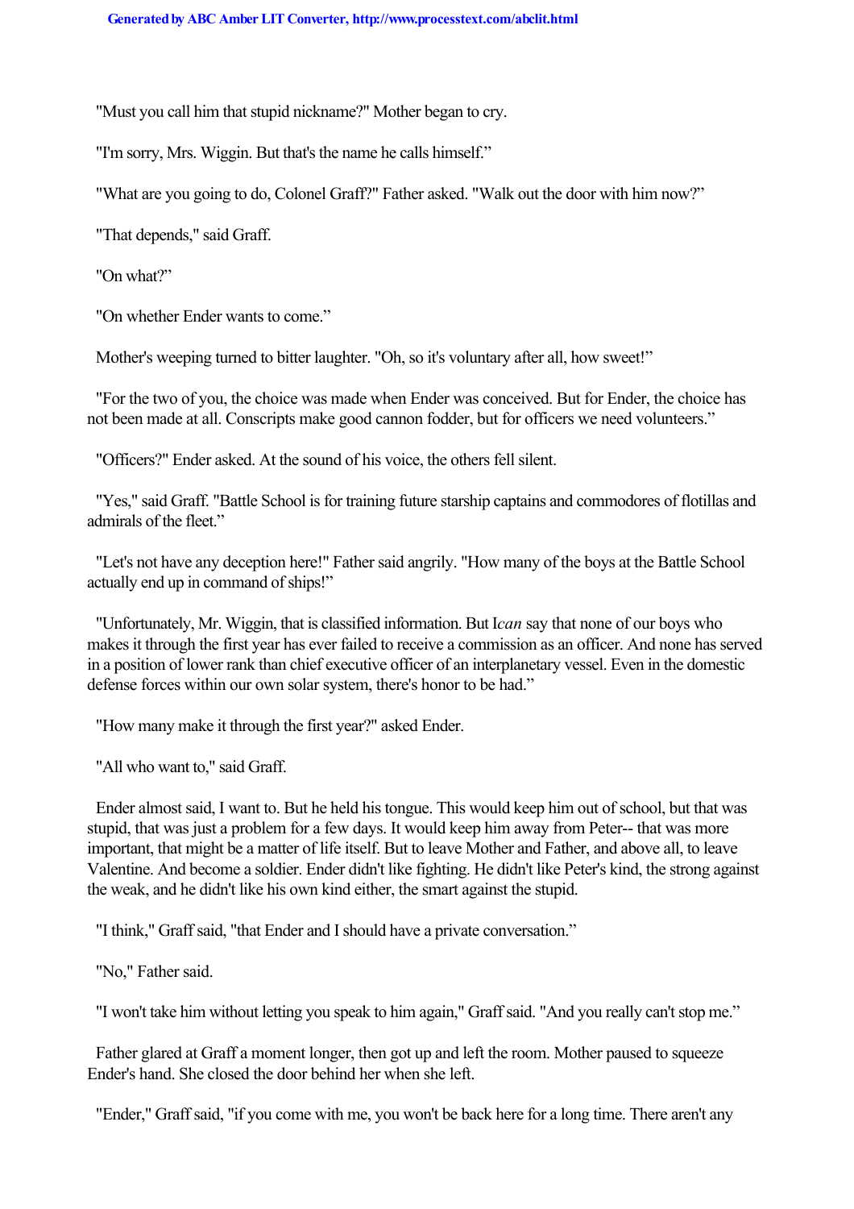"Must you call him that stupid nickname?" Mother began to cry.

"I'm sorry, Mrs. Wiggin. But that's the name he calls himself."

"What are you going to do, Colonel Graff?" Father asked. "Walk out the door with him now?"

"That depends," said Graff.

"On what?"

"On whether Ender wants to come."

Mother's weeping turned to bitter laughter. "Oh, so it's voluntary after all, how sweet!"

"For the two of you, the choice was made when Ender was conceived. But for Ender, the choice has not been made at all. Conscripts make good cannon fodder, but for officers we need volunteers."

"Officers?" Ender asked. At the sound of his voice, the others fell silent.

"Yes," said Graff. "Battle School is for training future starship captains and commodores of flotillas and admirals of the fleet."

"Let's not have any deception here!" Father said angrily. "How many of the boys at the Battle School actually end up in command of ships!"

"Unfortunately, Mr. Wiggin, that is classified information. But I *can* say that none of our boys who makes it through the first year has ever failed to receive a commission as an officer. And none has served in a position of lower rank than chief executive officer of an interplanetary vessel. Even in the domestic defense forces within our own solar system, there's honor to be had."

"How many make it through the first year?" asked Ender.

"All who want to," said Graff.

Ender almost said, I want to. But he held his tongue. This would keep him out of school, but that was stupid, that was just a problem for a few days. It would keep him away from Peter-- that was more important, that might be a matter of life itself. But to leave Mother and Father, and above all, to leave Valentine. And become a soldier. Ender didn't like fighting. He didn't like Peter's kind, the strong against the weak, and he didn't like his own kind either, the smart against the stupid.

"I think," Graff said, "that Ender and I should have a private conversation."

"No," Father said.

"I won't take him without letting you speak to him again," Graff said. "And you really can't stop me."

Father glared at Graff a moment longer, then got up and left the room. Mother paused to squeeze Ender's hand. She closed the door behind her when she left.

"Ender," Graff said, "if you come with me, you won't be back here for a long time. There aren't any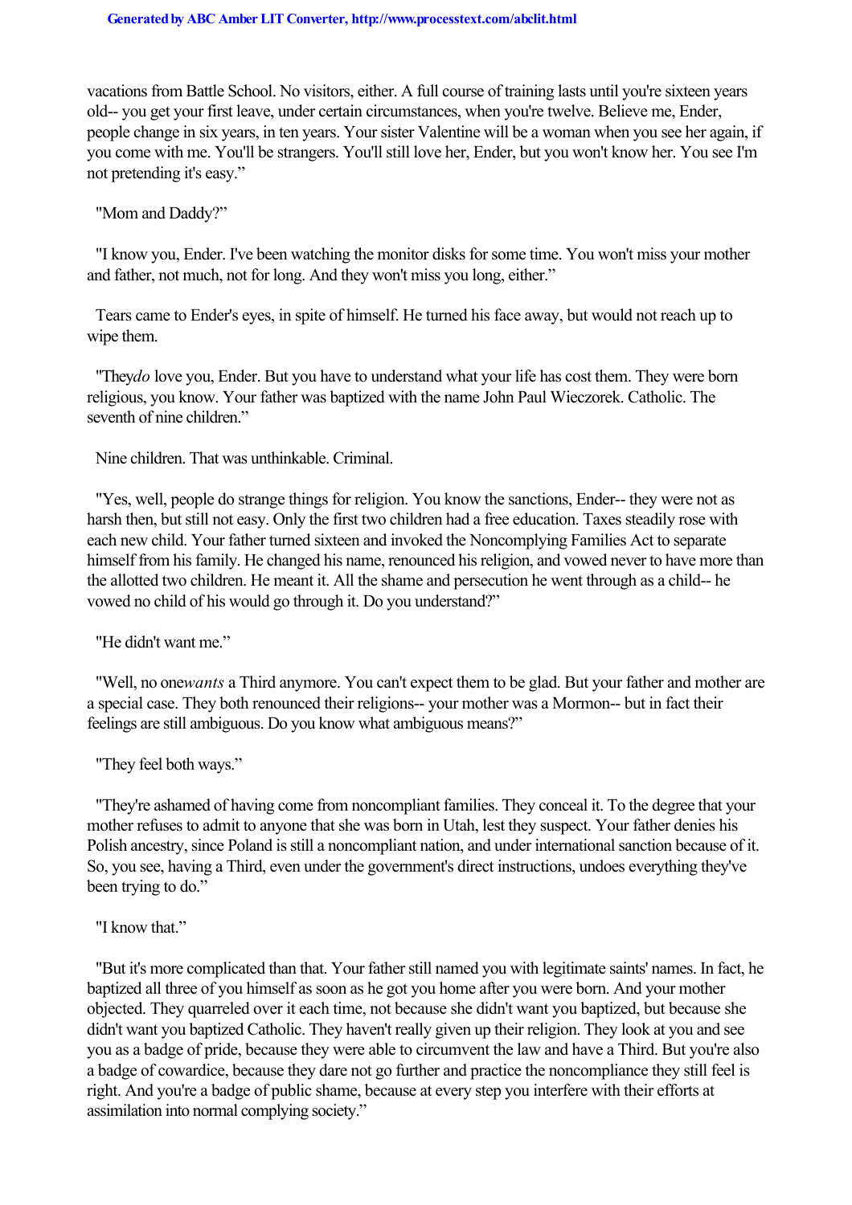vacations from Battle School. No visitors, either. A full course of training lasts until you're sixteen years old-- you get your first leave, under certain circumstances, when you're twelve. Believe me, Ender, people change in six years, in ten years. Your sister Valentine will be a woman when you see her again, if you come with me. You'll be strangers. You'll still love her, Ender, but you won't know her. You see I'm not pretending it's easy."

"Mom and Daddy?"

"I know you, Ender. I've been watching the monitor disks for some time. You won't miss your mother and father, not much, not for long. And they won't miss you long, either."

Tears came to Ender's eyes, in spite of himself. He turned his face away, but would not reach up to wipe them.

"They *do* love you, Ender. But you have to understand what your life has cost them. They were born religious, you know. Your father was baptized with the name John Paul Wieczorek. Catholic. The seventh of nine children."

Nine children. That was unthinkable. Criminal.

"Yes, well, people do strange things for religion. You know the sanctions, Ender-- they were not as harsh then, but still not easy. Only the first two children had a free education. Taxes steadily rose with each new child. Your father turned sixteen and invoked the Noncomplying Families Act to separate himself from his family. He changed his name, renounced his religion, and vowed never to have more than the allotted two children. He meant it. All the shame and persecution he went through as a child-- he vowed no child of his would go through it. Do you understand?"

"He didn't want me."

"Well, no one *wants* a Third anymore. You can't expect them to be glad. But your father and mother are a special case. They both renounced their religions-- your mother was a Mormon-- but in fact their feelings are still ambiguous. Do you know what ambiguous means?"

"They feel both ways."

"They're ashamed of having come from noncompliant families. They conceal it. To the degree that your mother refuses to admit to anyone that she was born in Utah, lest they suspect. Your father denies his Polish ancestry, since Poland is still a noncompliant nation, and under international sanction because of it. So, you see, having a Third, even under the government's direct instructions, undoes everything they've been trying to do."

"I know that."

"But it's more complicated than that. Your father still named you with legitimate saints' names. In fact, he baptized all three of you himself as soon as he got you home after you were born. And your mother objected. They quarreled over it each time, not because she didn't want you baptized, but because she didn't want you baptized Catholic. They haven't really given up their religion. They look at you and see you as a badge of pride, because they were able to circumvent the law and have a Third. But you're also a badge of cowardice, because they dare not go further and practice the noncompliance they still feel is right. And you're a badge of public shame, because at every step you interfere with their efforts at assimilation into normal complying society."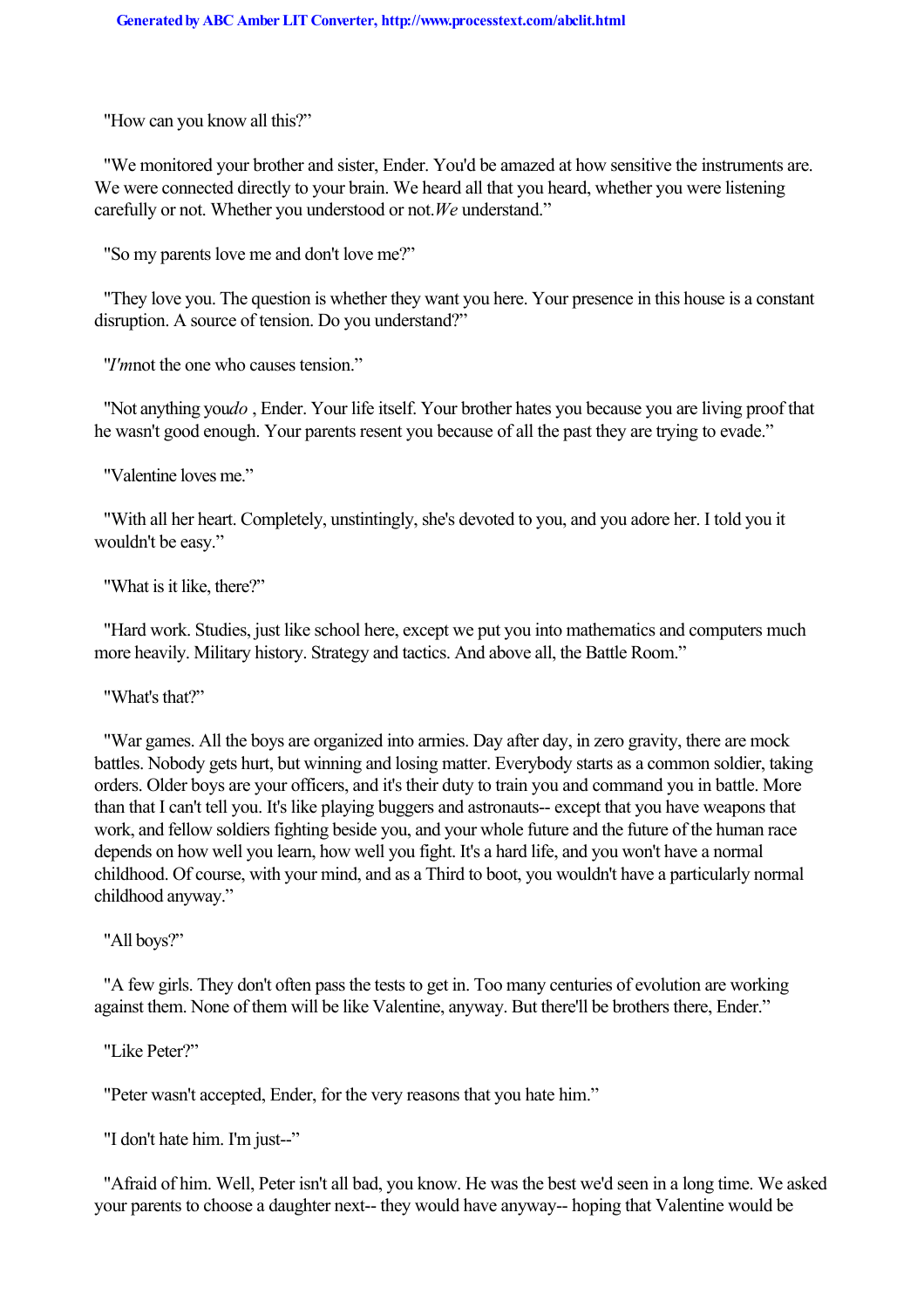"How can you know all this?"

"We monitored your brother and sister, Ender. You'd be amazed at how sensitive the instruments are. We were connected directly to your brain. We heard all that you heard, whether you were listening carefully or not. Whether you understood or not. *We* understand."

"So my parents love me and don't love me?"

"They love you. The question is whether they want you here. Your presence in this house is a constant disruption. A source of tension. Do you understand?"

"*I'm* not the one who causes tension."

"Not anything you *do* , Ender. Your life itself. Your brother hates you because you are living proof that he wasn't good enough. Your parents resent you because of all the past they are trying to evade."

"Valentine loves me."

"With all her heart. Completely, unstintingly, she's devoted to you, and you adore her. I told you it wouldn't be easy."

"What is it like, there?"

"Hard work. Studies, just like school here, except we put you into mathematics and computers much more heavily. Military history. Strategy and tactics. And above all, the Battle Room."

"What's that?"

"War games. All the boys are organized into armies. Day after day, in zero gravity, there are mock battles. Nobody gets hurt, but winning and losing matter. Everybody starts as a common soldier, taking orders. Older boys are your officers, and it's their duty to train you and command you in battle. More than that I can't tell you. It's like playing buggers and astronauts-- except that you have weapons that work, and fellow soldiers fighting beside you, and your whole future and the future of the human race depends on how well you learn, how well you fight. It's a hard life, and you won't have a normal childhood. Of course, with your mind, and as a Third to boot, you wouldn't have a particularly normal childhood anyway."

"All boys?"

"A few girls. They don't often pass the tests to get in. Too many centuries of evolution are working against them. None of them will be like Valentine, anyway. But there'll be brothers there, Ender."

"Like Peter?"

"Peter wasn't accepted, Ender, for the very reasons that you hate him."

"I don't hate him. I'm just--"

"Afraid of him. Well, Peter isn't all bad, you know. He was the best we'd seen in a long time. We asked your parents to choose a daughter next-- they would have anyway-- hoping that Valentine would be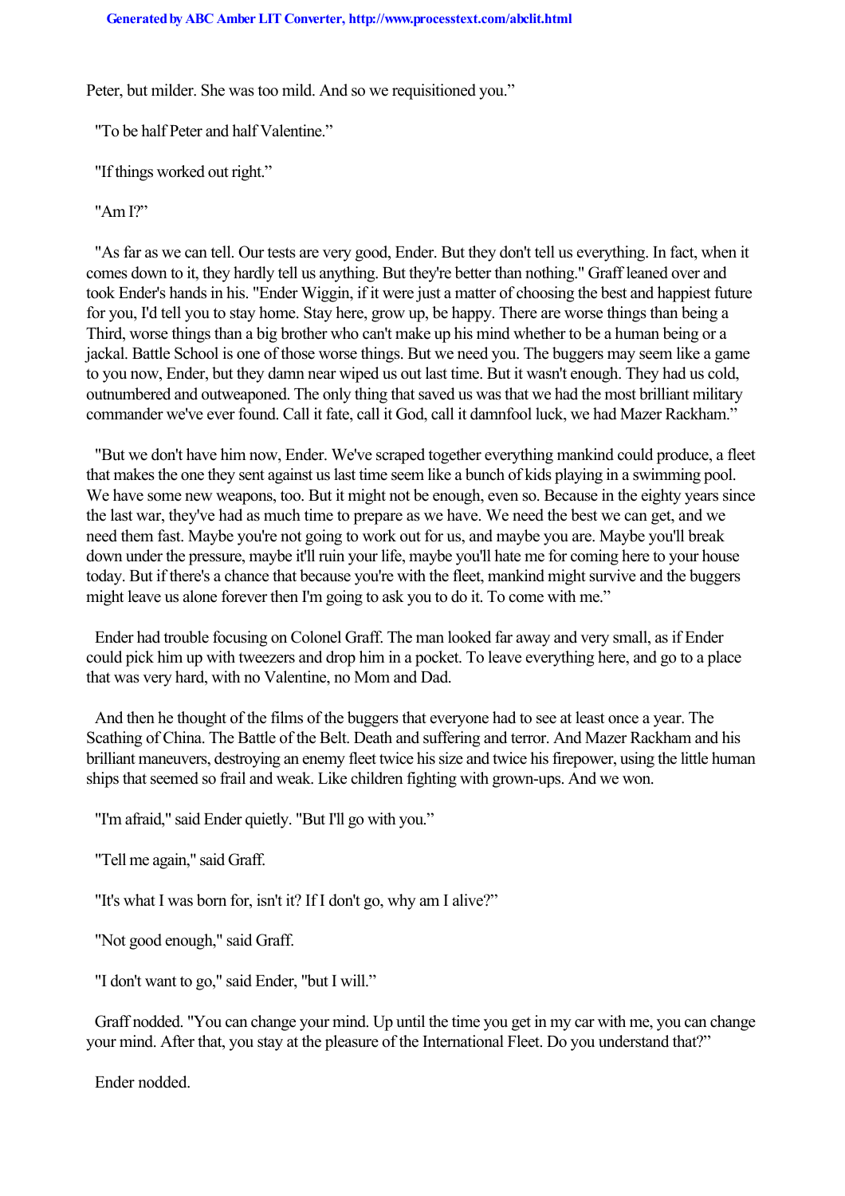Peter, but milder. She was too mild. And so we requisitioned you."

"To be half Peter and half Valentine."

"If things worked out right."

"Am I?"

"As far as we can tell. Our tests are very good, Ender. But they don't tell us everything. In fact, when it comes down to it, they hardly tell us anything. But they're better than nothing." Graff leaned over and took Ender's hands in his. "Ender Wiggin, if it were just a matter of choosing the best and happiest future for you, I'd tell you to stay home. Stay here, grow up, be happy. There are worse things than being a Third, worse things than a big brother who can't make up his mind whether to be a human being or a jackal. Battle School is one of those worse things. But we need you. The buggers may seem like a game to you now, Ender, but they damn near wiped us out last time. But it wasn't enough. They had us cold, outnumbered and outweaponed. The only thing that saved us was that we had the most brilliant military commander we've ever found. Call it fate, call it God, call it damnfool luck, we had Mazer Rackham."

"But we don't have him now, Ender. We've scraped together everything mankind could produce, a fleet that makes the one they sent against us last time seem like a bunch of kids playing in a swimming pool. We have some new weapons, too. But it might not be enough, even so. Because in the eighty years since the last war, they've had as much time to prepare as we have. We need the best we can get, and we need them fast. Maybe you're not going to work out for us, and maybe you are. Maybe you'll break down under the pressure, maybe it'll ruin your life, maybe you'll hate me for coming here to your house today. But if there's a chance that because you're with the fleet, mankind might survive and the buggers might leave us alone forever then I'm going to ask you to do it. To come with me."

Ender had trouble focusing on Colonel Graff. The man looked far away and very small, as if Ender could pick him up with tweezers and drop him in a pocket. To leave everything here, and go to a place that was very hard, with no Valentine, no Mom and Dad.

And then he thought of the films of the buggers that everyone had to see at least once a year. The Scathing of China. The Battle of the Belt. Death and suffering and terror. And Mazer Rackham and his brilliant maneuvers, destroying an enemy fleet twice his size and twice his firepower, using the little human ships that seemed so frail and weak. Like children fighting with grown-ups. And we won.

"I'm afraid," said Ender quietly. "But I'll go with you."

"Tell me again," said Graff.

"It's what I was born for, isn't it? If I don't go, why am I alive?"

"Not good enough," said Graff.

"I don't want to go," said Ender, "but I will."

Graff nodded. "You can change your mind. Up until the time you get in my car with me, you can change your mind. After that, you stay at the pleasure of the International Fleet. Do you understand that?"

Ender nodded.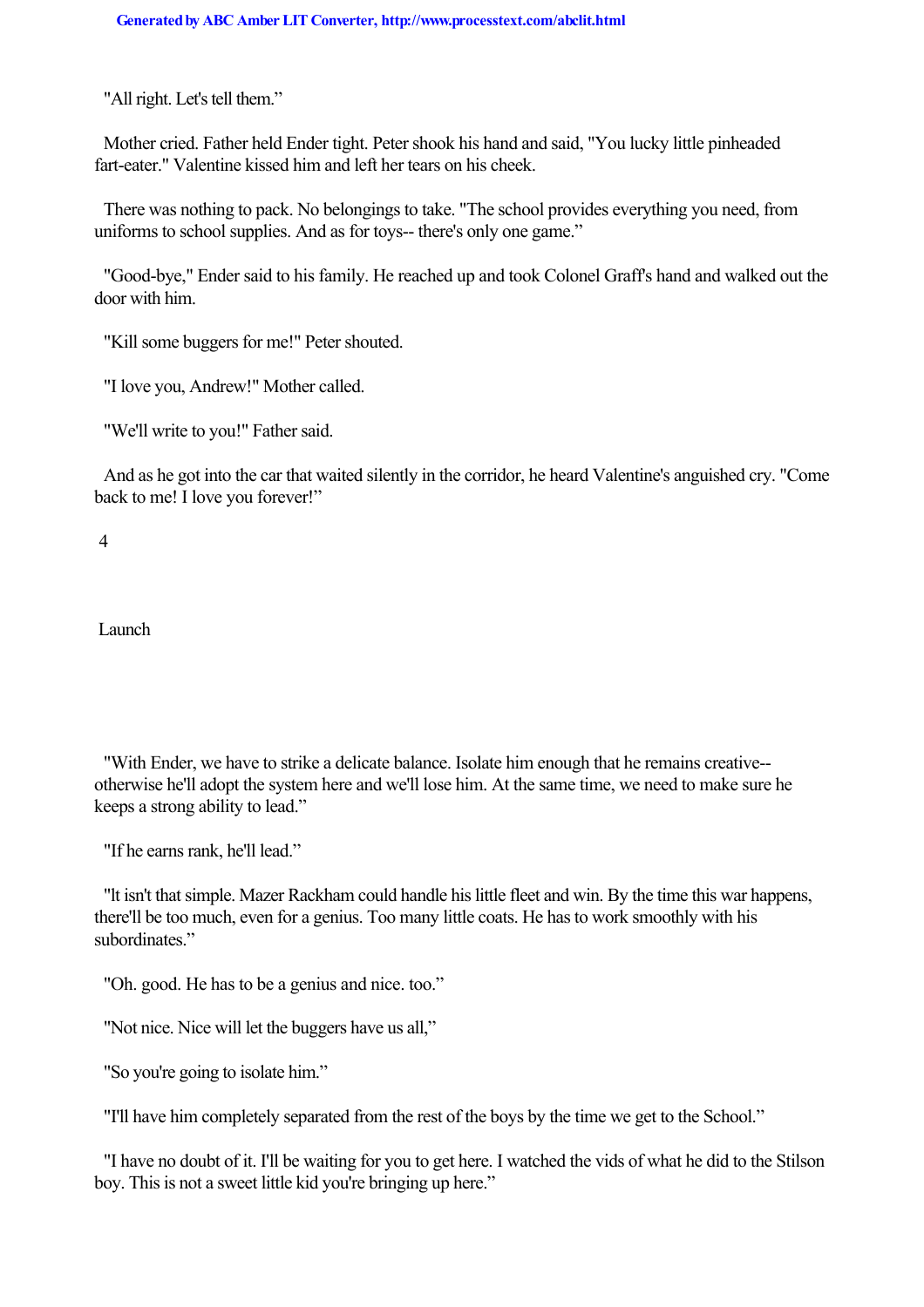"All right. Let's tell them."

Mother cried. Father held Ender tight. Peter shook his hand and said, "You lucky little pinheaded fart-eater." Valentine kissed him and left her tears on his cheek.

There was nothing to pack. No belongings to take. "The school provides everything you need, from uniforms to school supplies. And as for toys-- there's only one game."

"Good-bye," Ender said to his family. He reached up and took Colonel Graff's hand and walked out the door with him.

"Kill some buggers for me!" Peter shouted.

"I love you, Andrew!" Mother called.

"We'll write to you!" Father said.

And as he got into the car that waited silently in the corridor, he heard Valentine's anguished cry. "Come back to me! I love you forever!"

# 4

## Launch

"With Ender, we have to strike a delicate balance. Isolate him enough that he remains creative-- otherwise he'll adopt the system here and we'll lose him. At the same time, we need to make sure he keeps a strong ability to lead."

"If he earns rank, he'll lead."

"It isn't that simple. Mazer Rackham could handle his little fleet and win. By the time this war happens, there'll be too much, even for a genius. Too many little coats. He has to work smoothly with his subordinates."

"Oh. good. He has to be a genius and nice. too."

"Not nice. Nice will let the buggers have us all,"

"So you're going to isolate him."

"I'll have him completely separated from the rest of the boys by the time we get to the School."

"I have no doubt of it. I'll be waiting for you to get here. I watched the vids of what he did to the Stilson boy. This is not a sweet little kid you're bringing up here."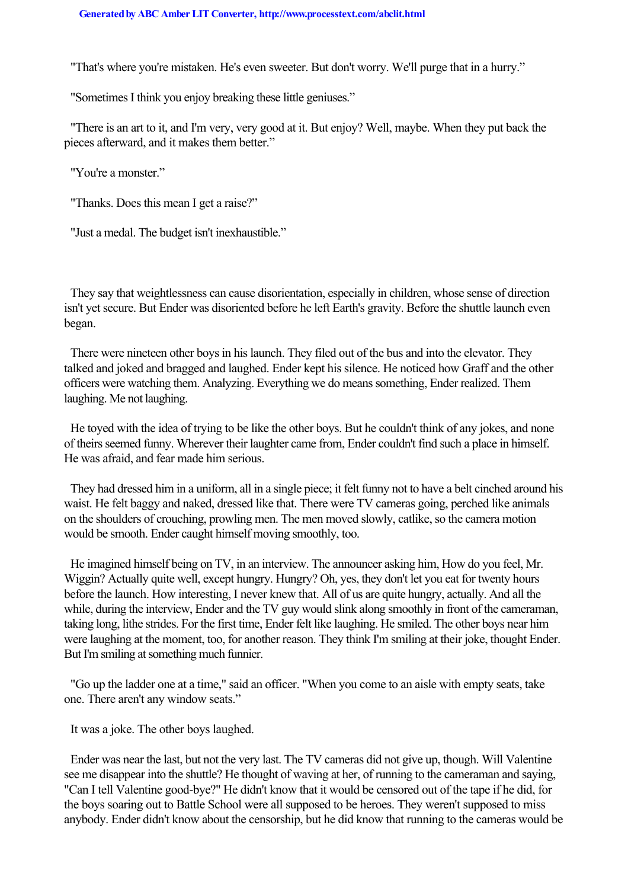"That's where you're mistaken. He's even sweeter. But don't worry. We'll purge that in a hurry."

"Sometimes I think you enjoy breaking these little geniuses."

"There is an art to it, and I'm very, very good at it. But enjoy? Well, maybe. When they put back the pieces afterward, and it makes them better."

"You're a monster."

"Thanks. Does this mean I get a raise?"

"Just a medal. The budget isn't inexhaustible."

They say that weightlessness can cause disorientation, especially in children, whose sense of direction isn't yet secure. But Ender was disoriented before he left Earth's gravity. Before the shuttle launch even began.

There were nineteen other boys in his launch. They filed out of the bus and into the elevator. They talked and joked and bragged and laughed. Ender kept his silence. He noticed how Graff and the other officers were watching them. Analyzing. Everything we do means something, Ender realized. Them laughing. Me not laughing.

He toyed with the idea of trying to be like the other boys. But he couldn't think of any jokes, and none of theirs seemed funny. Wherever their laughter came from, Ender couldn't find such a place in himself. He was afraid, and fear made him serious.

They had dressed him in a uniform, all in a single piece; it felt funny not to have a belt cinched around his waist. He felt baggy and naked, dressed like that. There were TV cameras going, perched like animals on the shoulders of crouching, prowling men. The men moved slowly, catlike, so the camera motion would be smooth. Ender caught himself moving smoothly, too.

He imagined himself being on TV, in an interview. The announcer asking him, How do you feel, Mr. Wiggin? Actually quite well, except hungry. Hungry? Oh, yes, they don't let you eat for twenty hours before the launch. How interesting, I never knew that. All of us are quite hungry, actually. And all the while, during the interview, Ender and the TV guy would slink along smoothly in front of the cameraman, taking long, lithe strides. For the first time, Ender felt like laughing. He smiled. The other boys near him were laughing at the moment, too, for another reason. They think I'm smiling at their joke, thought Ender. But I'm smiling at something much funnier.

"Go up the ladder one at a time," said an officer. "When you come to an aisle with empty seats, take one. There aren't any window seats."

It was a joke. The other boys laughed.

Ender was near the last, but not the very last. The TV cameras did not give up, though. Will Valentine see me disappear into the shuttle? He thought of waving at her, of running to the cameraman and saying, "Can I tell Valentine good-bye?" He didn't know that it would be censored out of the tape if he did, for the boys soaring out to Battle School were all supposed to be heroes. They weren't supposed to miss anybody. Ender didn't know about the censorship, but he did know that running to the cameras would be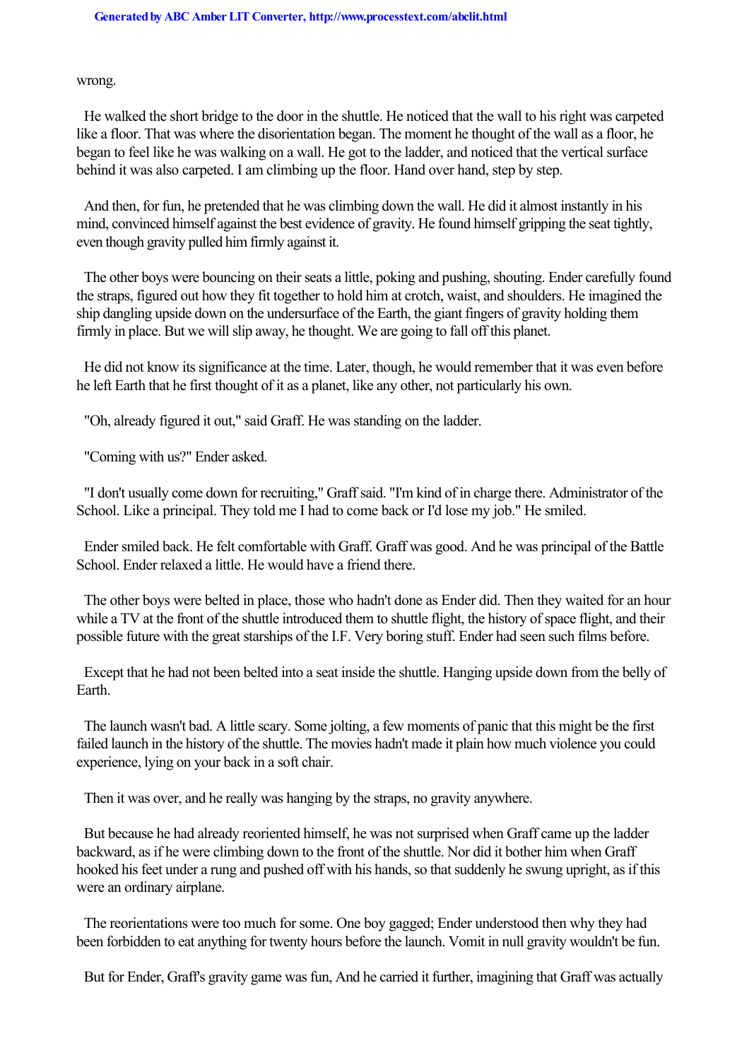wrong.

He walked the short bridge to the door in the shuttle. He noticed that the wall to his right was carpeted like a floor. That was where the disorientation began. The moment he thought of the wall as a floor, he began to feel like he was walking on a wall. He got to the ladder, and noticed that the vertical surface behind it was also carpeted. I am climbing up the floor. Hand over hand, step by step.

And then, for fun, he pretended that he was climbing down the wall. He did it almost instantly in his mind, convinced himself against the best evidence of gravity. He found himself gripping the seat tightly, even though gravity pulled him firmly against it.

The other boys were bouncing on their seats a little, poking and pushing, shouting. Ender carefully found the straps, figured out how they fit together to hold him at crotch, waist, and shoulders. He imagined the ship dangling upside down on the undersurface of the Earth, the giant fingers of gravity holding them firmly in place. But we will slip away, he thought. We are going to fall off this planet.

He did not know its significance at the time. Later, though, he would remember that it was even before he left Earth that he first thought of it as a planet, like any other, not particularly his own.

"Oh, already figured it out," said Graff. He was standing on the ladder.

"Coming with us?" Ender asked.

"I don't usually come down for recruiting," Graff said. "I'm kind of in charge there. Administrator of the School. Like a principal. They told me I had to come back or I'd lose my job." He smiled.

Ender smiled back. He felt comfortable with Graff. Graff was good. And he was principal of the Battle School. Ender relaxed a little. He would have a friend there.

The other boys were belted in place, those who hadn't done as Ender did. Then they waited for an hour while a TV at the front of the shuttle introduced them to shuttle flight, the history of space flight, and their possible future with the great starships of the I.F. Very boring stuff. Ender had seen such films before.

Except that he had not been belted into a seat inside the shuttle. Hanging upside down from the belly of Earth.

The launch wasn't bad. A little scary. Some jolting, a few moments of panic that this might be the first failed launch in the history of the shuttle. The movies hadn't made it plain how much violence you could experience, lying on your back in a soft chair.

Then it was over, and he really was hanging by the straps, no gravity anywhere.

But because he had already reoriented himself, he was not surprised when Graff came up the ladder backward, as if he were climbing down to the front of the shuttle. Nor did it bother him when Graff hooked his feet under a rung and pushed off with his hands, so that suddenly he swung upright, as if this were an ordinary airplane.

The reorientations were too much for some. One boy gagged; Ender understood then why they had been forbidden to eat anything for twenty hours before the launch. Vomit in null gravity wouldn't be fun.

But for Ender, Graff's gravity game was fun, And he carried it further, imagining that Graff was actually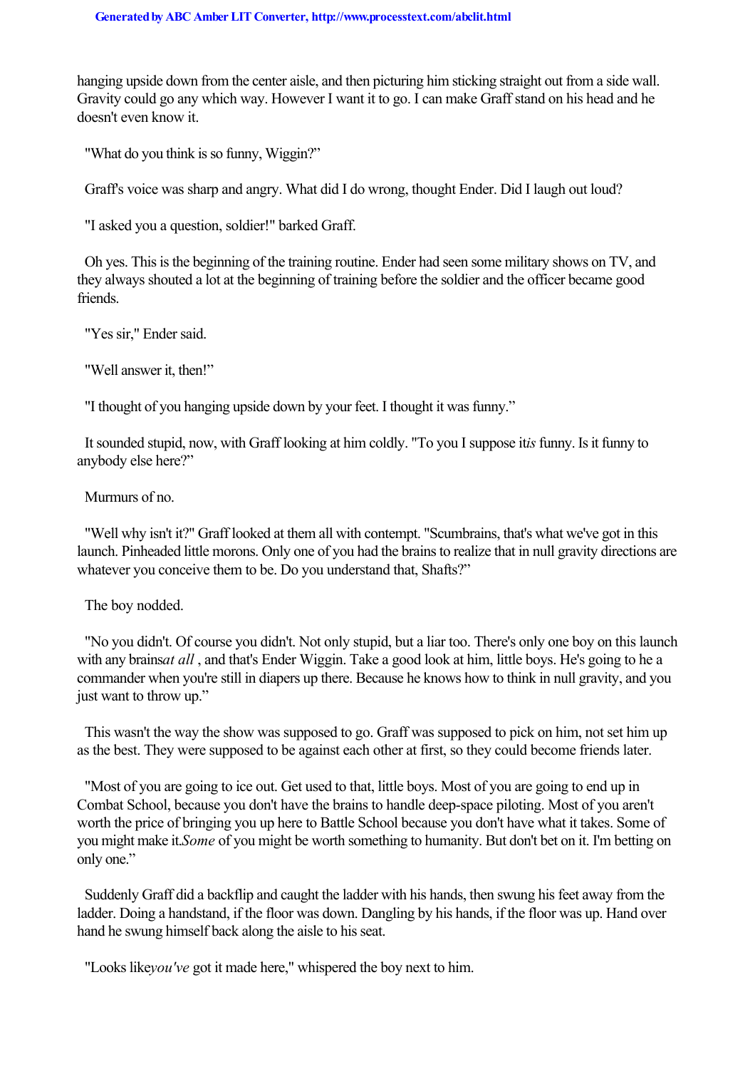hanging upside down from the center aisle, and then picturing him sticking straight out from a side wall. Gravity could go any which way. However I want it to go. I can make Graff stand on his head and he doesn't even know it.

"What do you think is so funny, Wiggin?"

Graff's voice was sharp and angry. What did I do wrong, thought Ender. Did I laugh out loud?

"I asked you a question, soldier!" barked Graff.

Oh yes. This is the beginning of the training routine. Ender had seen some military shows on TV, and they always shouted a lot at the beginning of training before the soldier and the officer became good friends.

"Yes sir," Ender said.

"Well answer it, then!"

"I thought of you hanging upside down by your feet. I thought it was funny."

It sounded stupid, now, with Graff looking at him coldly. "To you I suppose it *is* funny. Is it funny to anybody else here?"

Murmurs of no.

"Well why isn't it?" Graff looked at them all with contempt. "Scumbrains, that's what we've got in this launch. Pinheaded little morons. Only one of you had the brains to realize that in null gravity directions are whatever you conceive them to be. Do you understand that, Shafts?"

The boy nodded.

"No you didn't. Of course you didn't. Not only stupid, but a liar too. There's only one boy on this launch with any brains *at all*, and that's Ender Wiggin. Take a good look at him, little boys. He's going to he a commander when you're still in diapers up there. Because he knows how to think in null gravity, and you just want to throw up."

This wasn't the way the show was supposed to go. Graff was supposed to pick on him, not set him up as the best. They were supposed to be against each other at first, so they could become friends later.

"Most of you are going to ice out. Get used to that, little boys. Most of you are going to end up in Combat School, because you don't have the brains to handle deep-space piloting. Most of you aren't worth the price of bringing you up here to Battle School because you don't have what it takes. Some of you might make it. *Some* of you might be worth something to humanity. But don't bet on it. I'm betting on only one."

Suddenly Graff did a backflip and caught the ladder with his hands, then swung his feet away from the ladder. Doing a handstand, if the floor was down. Dangling by his hands, if the floor was up. Hand over hand he swung himself back along the aisle to his seat.

"Looks like *you've* got it made here," whispered the boy next to him.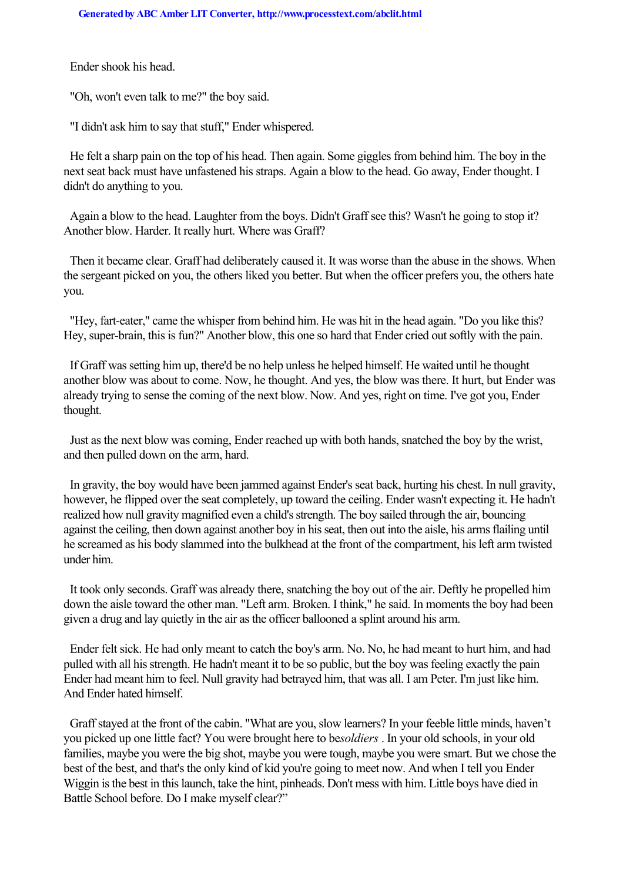Ender shook his head.

"Oh, won't even talk to me?" the boy said.

"I didn't ask him to say that stuff," Ender whispered.

He felt a sharp pain on the top of his head. Then again. Some giggles from behind him. The boy in the next seat back must have unfastened his straps. Again a blow to the head. Go away, Ender thought. I didn't do anything to you.

Again a blow to the head. Laughter from the boys. Didn't Graff see this? Wasn't he going to stop it? Another blow. Harder. It really hurt. Where was Graff?

Then it became clear. Graff had deliberately caused it. It was worse than the abuse in the shows. When the sergeant picked on you, the others liked you better. But when the officer prefers you, the others hate you.

"Hey, fart-eater," came the whisper from behind him. He was hit in the head again. "Do you like this? Hey, super-brain, this is fun?" Another blow, this one so hard that Ender cried out softly with the pain.

If Graff was setting him up, there'd be no help unless he helped himself. He waited until he thought another blow was about to come. Now, he thought. And yes, the blow was there. It hurt, but Ender was already trying to sense the coming of the next blow. Now. And yes, right on time. I've got you, Ender thought.

Just as the next blow was coming, Ender reached up with both hands, snatched the boy by the wrist, and then pulled down on the arm, hard.

In gravity, the boy would have been jammed against Ender's seat back, hurting his chest. In null gravity, however, he flipped over the seat completely, up toward the ceiling. Ender wasn't expecting it. He hadn't realized how null gravity magnified even a child's strength. The boy sailed through the air, bouncing against the ceiling, then down against another boy in his seat, then out into the aisle, his arms flailing until he screamed as his body slammed into the bulkhead at the front of the compartment, his left arm twisted under him.

It took only seconds. Graff was already there, snatching the boy out of the air. Deftly he propelled him down the aisle toward the other man. "Left arm. Broken. I think," he said. In moments the boy had been given a drug and lay quietly in the air as the officer ballooned a splint around his arm.

Ender felt sick. He had only meant to catch the boy's arm. No. No, he had meant to hurt him, and had pulled with all his strength. He hadn't meant it to be so public, but the boy was feeling exactly the pain Ender had meant him to feel. Null gravity had betrayed him, that was all. I am Peter. I'm just like him. And Ender hated himself.

Graff stayed at the front of the cabin. "What are you, slow learners? In your feeble little minds, haven't you picked up one little fact? You were brought here to be *soldiers*. In your old schools, in your old families, maybe you were the big shot, maybe you were tough, maybe you were smart. But we chose the best of the best, and that's the only kind of kid you're going to meet now. And when I tell you Ender Wiggin is the best in this launch, take the hint, pinheads. Don't mess with him. Little boys have died in Battle School before. Do I make myself clear?"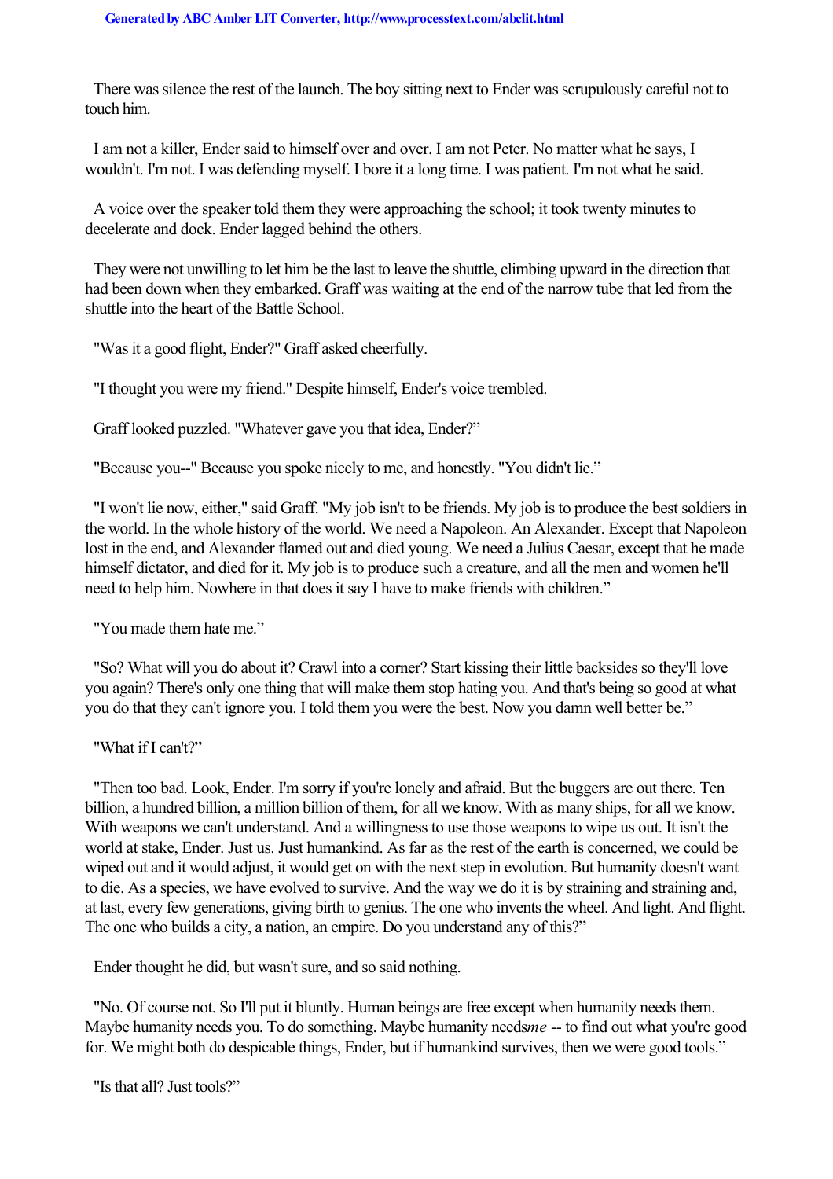There was silence the rest of the launch. The boy sitting next to Ender was scrupulously careful not to touch him.

I am not a killer, Ender said to himself over and over. I am not Peter. No matter what he says, I wouldn't. I'm not. I was defending myself. I bore it a long time. I was patient. I'm not what he said.

A voice over the speaker told them they were approaching the school; it took twenty minutes to decelerate and dock. Ender lagged behind the others.

They were not unwilling to let him be the last to leave the shuttle, climbing upward in the direction that had been down when they embarked. Graff was waiting at the end of the narrow tube that led from the shuttle into the heart of the Battle School.

"Was it a good flight, Ender?" Graff asked cheerfully.

"I thought you were my friend." Despite himself, Ender's voice trembled.

Graff looked puzzled. "Whatever gave you that idea, Ender?"

"Because you--" Because you spoke nicely to me, and honestly. "You didn't lie."

"I won't lie now, either," said Graff. "My job isn't to be friends. My job is to produce the best soldiers in the world. In the whole history of the world. We need a Napoleon. An Alexander. Except that Napoleon lost in the end, and Alexander flamed out and died young. We need a Julius Caesar, except that he made himself dictator, and died for it. My job is to produce such a creature, and all the men and women he'll need to help him. Nowhere in that does it say I have to make friends with children."

"You made them hate me."

"So? What will you do about it? Crawl into a corner? Start kissing their little backsides so they'll love you again? There's only one thing that will make them stop hating you. And that's being so good at what you do that they can't ignore you. I told them you were the best. Now you damn well better be."

"What if I can't?"

"Then too bad. Look, Ender. I'm sorry if you're lonely and afraid. But the buggers are out there. Ten billion, a hundred billion, a million billion of them, for all we know. With as many ships, for all we know. With weapons we can't understand. And a willingness to use those weapons to wipe us out. It isn't the world at stake, Ender. Just us. Just humankind. As far as the rest of the earth is concerned, we could be wiped out and it would adjust, it would get on with the next step in evolution. But humanity doesn't want to die. As a species, we have evolved to survive. And the way we do it is by straining and straining and, at last, every few generations, giving birth to genius. The one who invents the wheel. And light. And flight. The one who builds a city, a nation, an empire. Do you understand any of this?"

Ender thought he did, but wasn't sure, and so said nothing.

"No. Of course not. So I'll put it bluntly. Human beings are free except when humanity needs them. Maybe humanity needs you. To do something. Maybe humanity needs *me* -- to find out what you're good for. We might both do despicable things, Ender, but if humankind survives, then we were good tools."

"Is that all? Just tools?"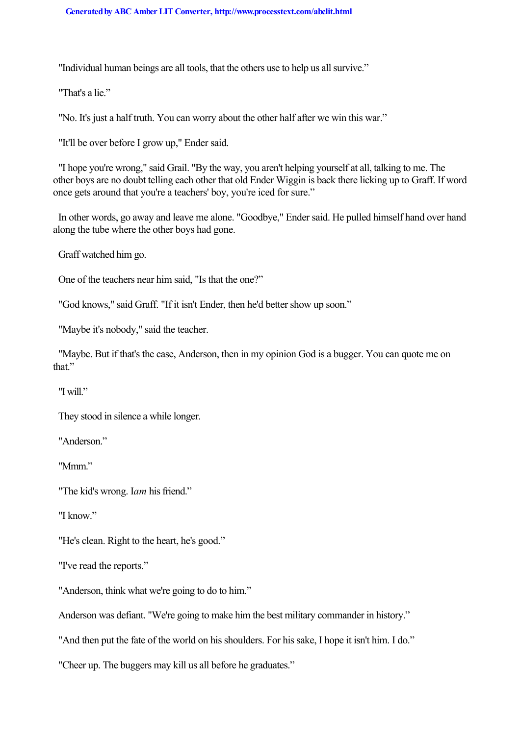"Individual human beings are all tools, that the others use to help us all survive."

"That's a lie."

"No. It's just a half truth. You can worry about the other half after we win this war."

"It'll be over before I grow up," Ender said.

"I hope you're wrong," said Grail. "By the way, you aren't helping yourself at all, talking to me. The other boys are no doubt telling each other that old Ender Wiggin is back there licking up to Graff. If word once gets around that you're a teachers' boy, you're iced for sure."

In other words, go away and leave me alone. "Goodbye," Ender said. He pulled himself hand over hand along the tube where the other boys had gone.

Graff watched him go.

One of the teachers near him said, "Is that the one?"

"God knows," said Graff. "If it isn't Ender, then he'd better show up soon."

"Maybe it's nobody," said the teacher.

"Maybe. But if that's the case, Anderson, then in my opinion God is a bugger. You can quote me on that."

"I will."

They stood in silence a while longer.

"Anderson."

"Mmm."

"The kid's wrong. I *am* his friend."

"I know."

"He's clean. Right to the heart, he's good."

"I've read the reports."

"Anderson, think what we're going to do to him."

Anderson was defiant. "We're going to make him the best military commander in history."

"And then put the fate of the world on his shoulders. For his sake, I hope it isn't him. I do."

"Cheer up. The buggers may kill us all before he graduates."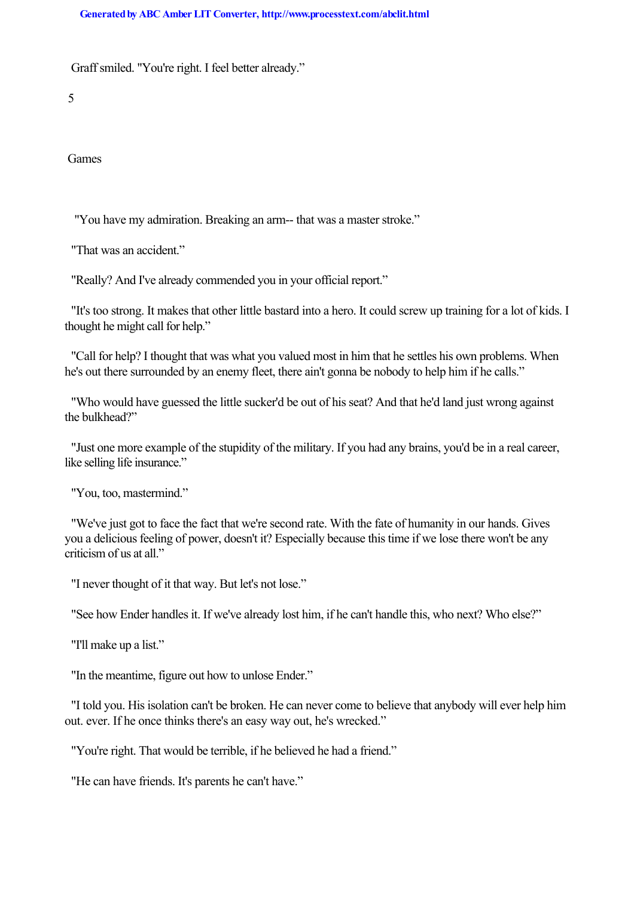Graff smiled. "You're right. I feel better already."

# 5

# Games

"You have my admiration. Breaking an arm-- that was a master stroke."

"That was an accident."

"Really? And I've already commended you in your official report."

"It's too strong. It makes that other little bastard into a hero. It could screw up training for a lot of kids. I thought he might call for help."

"Call for help? I thought that was what you valued most in him that he settles his own problems. When he's out there surrounded by an enemy fleet, there ain't gonna be nobody to help him if he calls."

"Who would have guessed the little sucker'd be out of his seat? And that he'd land just wrong against the bulkhead?"

"Just one more example of the stupidity of the military. If you had any brains, you'd be in a real career, like selling life insurance."

"You, too, mastermind."

"We've just got to face the fact that we're second rate. With the fate of humanity in our hands. Gives you a delicious feeling of power, doesn't it? Especially because this time if we lose there won't be any criticism of us at all."

"I never thought of it that way. But let's not lose."

"See how Ender handles it. If we've already lost him, if he can't handle this, who next? Who else?"

"I'll make up a list."

"In the meantime, figure out how to unlose Ender."

"I told you. His isolation can't be broken. He can never come to believe that anybody will ever help him out. ever. If he once thinks there's an easy way out, he's wrecked."

"You're right. That would be terrible, if he believed he had a friend."

"He can have friends. It's parents he can't have."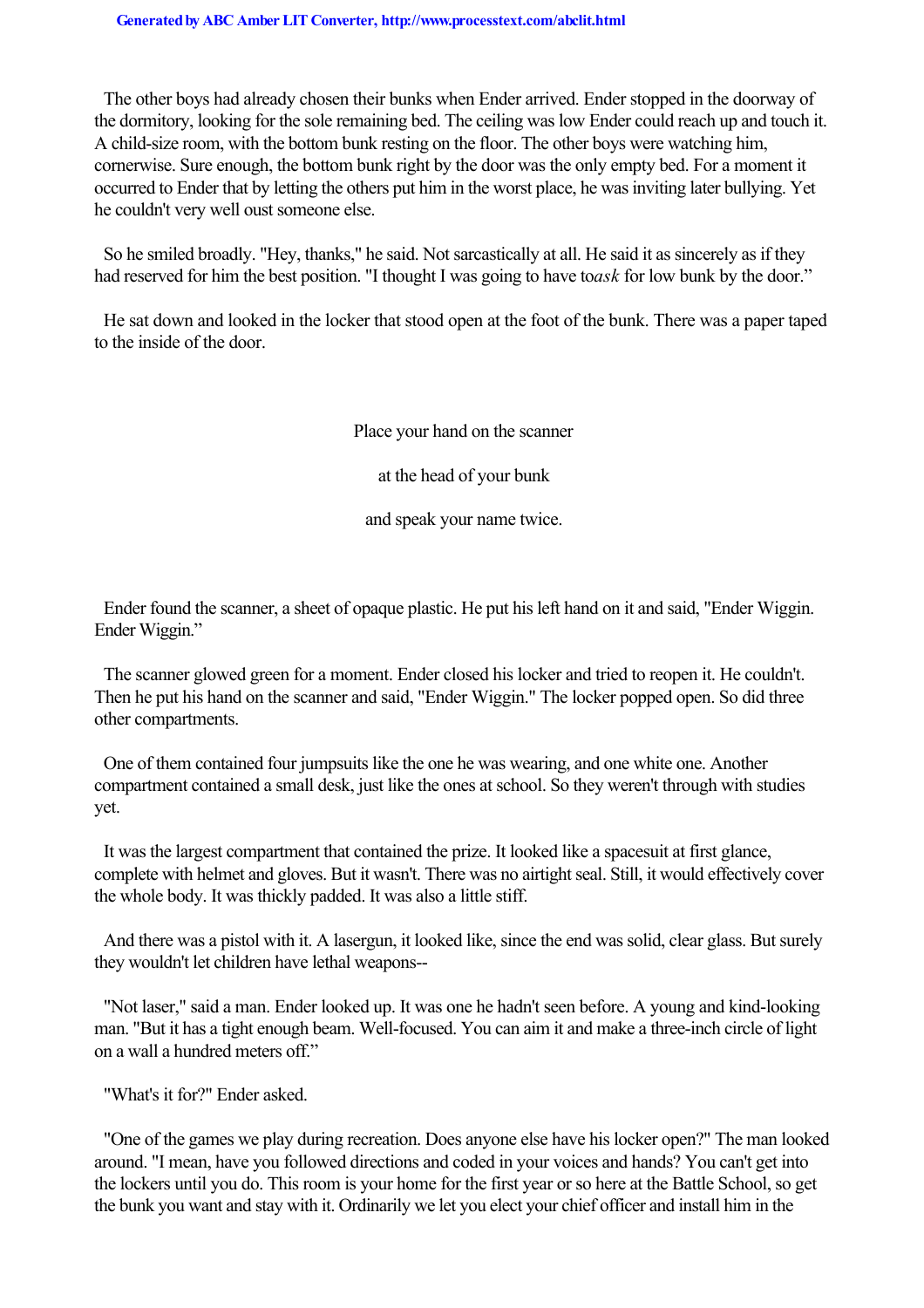The other boys had already chosen their bunks when Ender arrived. Ender stopped in the doorway of the dormitory, looking for the sole remaining bed. The ceiling was low Ender could reach up and touch it. A child-size room, with the bottom bunk resting on the floor. The other boys were watching him, cornerwise. Sure enough, the bottom bunk right by the door was the only empty bed. For a moment it occurred to Ender that by letting the others put him in the worst place, he was inviting later bullying. Yet he couldn't very well oust someone else.

So he smiled broadly. "Hey, thanks," he said. Not sarcastically at all. He said it as sincerely as if they had reserved for him the best position. "I thought I was going to have to*ask* for low bunk by the door."

He sat down and looked in the locker that stood open at the foot of the bunk. There was a paper taped to the inside of the door.

Place your hand on the scanner

at the head of your bunk

and speak your name twice.

Ender found the scanner, a sheet of opaque plastic. He put his left hand on it and said, "Ender Wiggin. Ender Wiggin."

The scanner glowed green for a moment. Ender closed his locker and tried to reopen it. He couldn't. Then he put his hand on the scanner and said, "Ender Wiggin." The locker popped open. So did three other compartments.

One of them contained four jumpsuits like the one he was wearing, and one white one. Another compartment contained a small desk, just like the ones at school. So they weren't through with studies yet.

It was the largest compartment that contained the prize. It looked like a spacesuit at first glance, complete with helmet and gloves. But it wasn't. There was no airtight seal. Still, it would effectively cover the whole body. It was thickly padded. It was also a little stiff.

And there was a pistol with it. A lasergun, it looked like, since the end was solid, clear glass. But surely they wouldn't let children have lethal weapons--

"Not laser," said a man. Ender looked up. It was one he hadn't seen before. A young and kind-looking man. "But it has a tight enough beam. Well-focused. You can aim it and make a three-inch circle of light on a wall a hundred meters off."

"What's it for?" Ender asked.

"One of the games we play during recreation. Does anyone else have his locker open?" The man looked around. "I mean, have you followed directions and coded in your voices and hands? You can't get into the lockers until you do. This room is your home for the first year or so here at the Battle School, so get the bunk you want and stay with it. Ordinarily we let you elect your chief officer and install him in the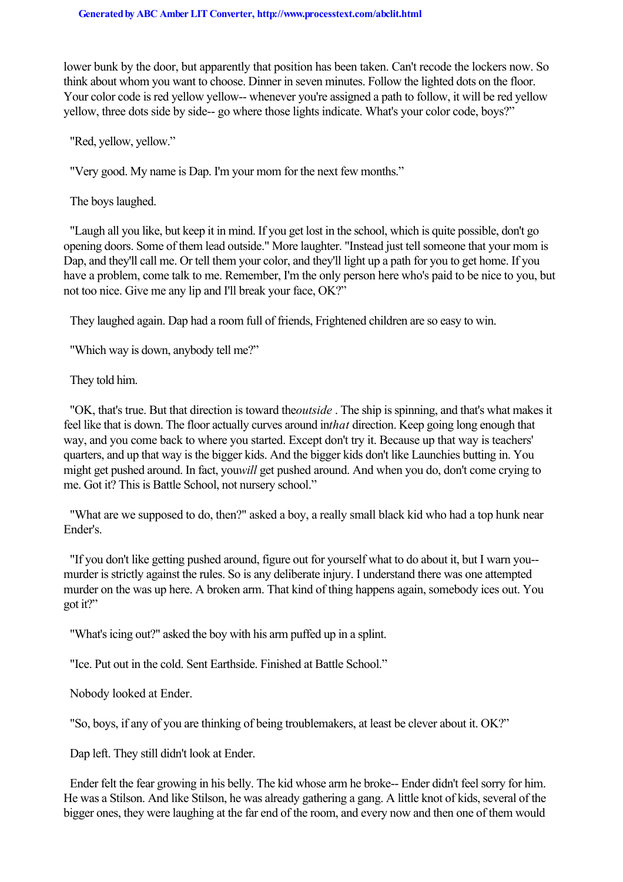lower bunk by the door, but apparently that position has been taken. Can't recode the lockers now. So think about whom you want to choose. Dinner in seven minutes. Follow the lighted dots on the floor. Your color code is red yellow yellow-- whenever you're assigned a path to follow, it will be red yellow yellow, three dots side by side-- go where those lights indicate. What's your color code, boys?"

"Red, yellow, yellow."

"Very good. My name is Dap. I'm your mom for the next few months."

The boys laughed.

"Laugh all you like, but keep it in mind. If you get lost in the school, which is quite possible, don't go opening doors. Some of them lead outside." More laughter. "Instead just tell someone that your mom is Dap, and they'll call me. Or tell them your color, and they'll light up a path for you to get home. If you have a problem, come talk to me. Remember, I'm the only person here who's paid to be nice to you, but not too nice. Give me any lip and I'll break your face, OK?"

They laughed again. Dap had a room full of friends, Frightened children are so easy to win.

"Which way is down, anybody tell me?"

They told him.

"OK, that's true. But that direction is toward the *outside* . The ship is spinning, and that's what makes it feel like that is down. The floor actually curves around in *that* direction. Keep going long enough that way, and you come back to where you started. Except don't try it. Because up that way is teachers' quarters, and up that way is the bigger kids. And the bigger kids don't like Launchies butting in. You might get pushed around. In fact, you *will* get pushed around. And when you do, don't come crying to me. Got it? This is Battle School, not nursery school."

"What are we supposed to do, then?" asked a boy, a really small black kid who had a top hunk near Ender's.

"If you don't like getting pushed around, figure out for yourself what to do about it, but I warn you-- murder is strictly against the rules. So is any deliberate injury. I understand there was one attempted murder on the was up here. A broken arm. That kind of thing happens again, somebody ices out. You got it?"

"What's icing out?" asked the boy with his arm puffed up in a splint.

"Ice. Put out in the cold. Sent Earthside. Finished at Battle School."

Nobody looked at Ender.

"So, boys, if any of you are thinking of being troublemakers, at least be clever about it. OK?"

Dap left. They still didn't look at Ender.

Ender felt the fear growing in his belly. The kid whose arm he broke-- Ender didn't feel sorry for him. He was a Stilson. And like Stilson, he was already gathering a gang. A little knot of kids, several of the bigger ones, they were laughing at the far end of the room, and every now and then one of them would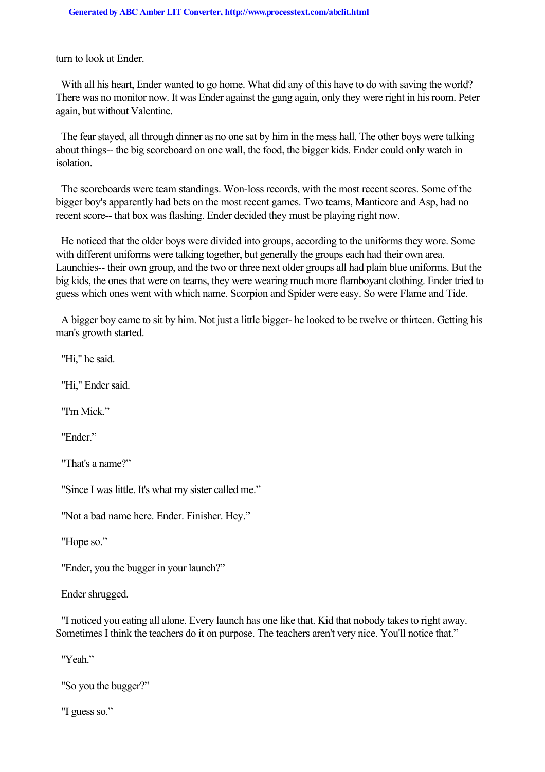turn to look at Ender.

With all his heart, Ender wanted to go home. What did any of this have to do with saving the world? There was no monitor now. It was Ender against the gang again, only they were right in his room. Peter again, but without Valentine.

The fear stayed, all through dinner as no one sat by him in the mess hall. The other boys were talking about things-- the big scoreboard on one wall, the food, the bigger kids. Ender could only watch in isolation.

The scoreboards were team standings. Won-loss records, with the most recent scores. Some of the bigger boy's apparently had bets on the most recent games. Two teams, Manticore and Asp, had no recent score-- that box was flashing. Ender decided they must be playing right now.

He noticed that the older boys were divided into groups, according to the uniforms they wore. Some with different uniforms were talking together, but generally the groups each had their own area. Launchies-- their own group, and the two or three next older groups all had plain blue uniforms. But the big kids, the ones that were on teams, they were wearing much more flamboyant clothing. Ender tried to guess which ones went with which name. Scorpion and Spider were easy. So were Flame and Tide.

A bigger boy came to sit by him. Not just a little bigger- he looked to be twelve or thirteen. Getting his man's growth started.

"Hi," he said.

"Hi," Ender said.

"I'm Mick."

"Ender."

"That's a name?"

"Since I was little. It's what my sister called me."

"Not a bad name here. Ender. Finisher. Hey."

"Hope so."

"Ender, you the bugger in your launch?"

Ender shrugged.

"I noticed you eating all alone. Every launch has one like that. Kid that nobody takes to right away. Sometimes I think the teachers do it on purpose. The teachers aren't very nice. You'll notice that."

"Yeah."

"So you the bugger?"

"I guess so."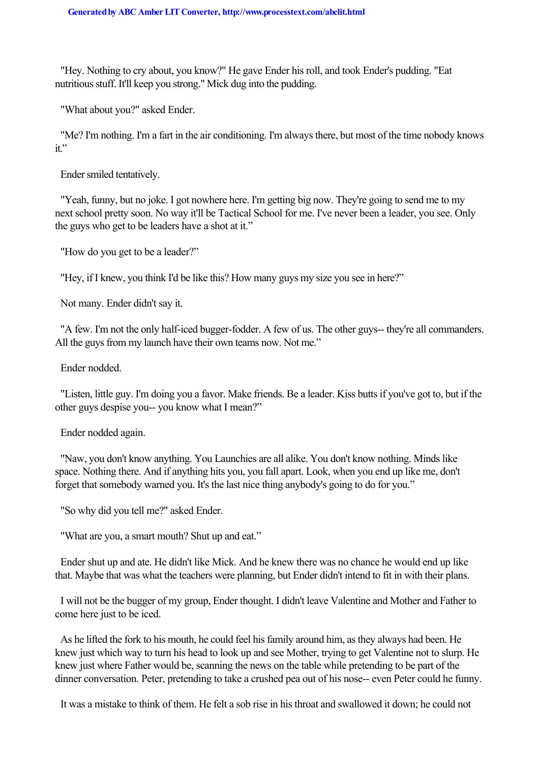"Hey. Nothing to cry about, you know?" He gave Ender his roll, and took Ender's pudding. "Eat nutritious stuff. It'll keep you strong." Mick dug into the pudding.

"What about you?" asked Ender.

"Me? I'm nothing. I'm a fart in the air conditioning. I'm always there, but most of the time nobody knows it."

Ender smiled tentatively.

"Yeah, funny, but no joke. I got nowhere here. I'm getting big now. They're going to send me to my next school pretty soon. No way it'll be Tactical School for me. I've never been a leader, you see. Only the guys who get to be leaders have a shot at it."

"How do you get to be a leader?"

"Hey, if I knew, you think I'd be like this? How many guys my size you see in here?"

Not many. Ender didn't say it.

"A few. I'm not the only half-iced bugger-fodder. A few of us. The other guys-- they're all commanders. All the guys from my launch have their own teams now. Not me."

Ender nodded.

"Listen, little guy. I'm doing you a favor. Make friends. Be a leader. Kiss butts if you've got to, but if the other guys despise you-- you know what I mean?"

Ender nodded again.

"Naw, you don't know anything. You Launchies are all alike. You don't know nothing. Minds like space. Nothing there. And if anything hits you, you fall apart. Look, when you end up like me, don't forget that somebody warned you. It's the last nice thing anybody's going to do for you."

"So why did you tell me?" asked Ender.

"What are you, a smart mouth? Shut up and eat."

Ender shut up and ate. He didn't like Mick. And he knew there was no chance he would end up like that. Maybe that was what the teachers were planning, but Ender didn't intend to fit in with their plans.

I will not be the bugger of my group, Ender thought. I didn't leave Valentine and Mother and Father to come here just to be iced.

As he lifted the fork to his mouth, he could feel his family around him, as they always had been. He knew just which way to turn his head to look up and see Mother, trying to get Valentine not to slurp. He knew just where Father would be, scanning the news on the table while pretending to be part of the dinner conversation. Peter, pretending to take a crushed pea out of his nose-- even Peter could he funny.

It was a mistake to think of them. He felt a sob rise in his throat and swallowed it down; he could not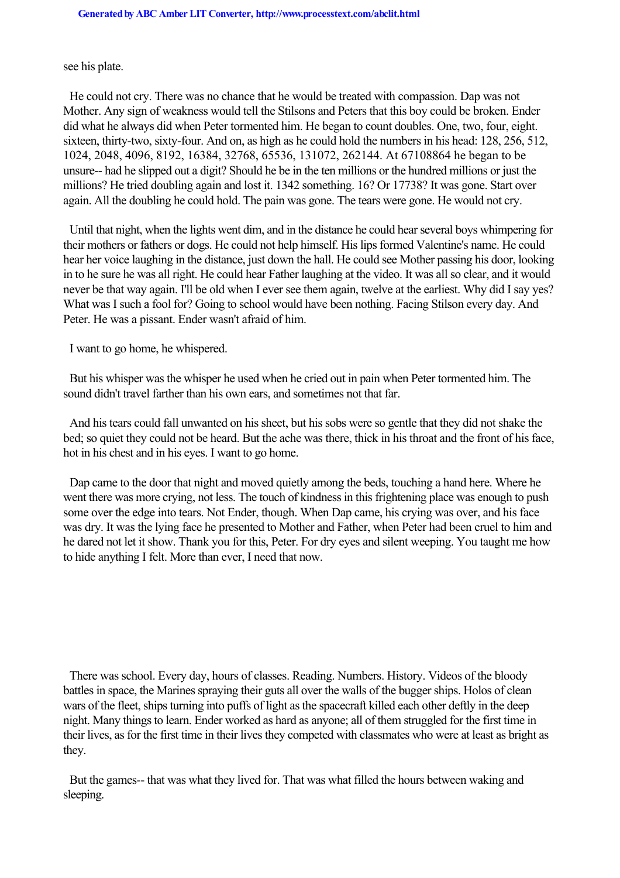see his plate.

He could not cry. There was no chance that he would be treated with compassion. Dap was not Mother. Any sign of weakness would tell the Stilsons and Peters that this boy could be broken. Ender did what he always did when Peter tormented him. He began to count doubles. One, two, four, eight. sixteen, thirty-two, sixty-four. And on, as high as he could hold the numbers in his head: 128, 256, 512, 1024, 2048, 4096, 8192, 16384, 32768, 65536, 131072, 262144. At 67108864 he began to be unsure-- had he slipped out a digit? Should he be in the ten millions or the hundred millions or just the millions? He tried doubling again and lost it. 1342 something. 16? Or 17738? It was gone. Start over again. All the doubling he could hold. The pain was gone. The tears were gone. He would not cry.

Until that night, when the lights went dim, and in the distance he could hear several boys whimpering for their mothers or fathers or dogs. He could not help himself. His lips formed Valentine's name. He could hear her voice laughing in the distance, just down the hall. He could see Mother passing his door, looking in to he sure he was all right. He could hear Father laughing at the video. It was all so clear, and it would never be that way again. I'll be old when I ever see them again, twelve at the earliest. Why did I say yes? What was I such a fool for? Going to school would have been nothing. Facing Stilson every day. And Peter. He was a pissant. Ender wasn't afraid of him.

I want to go home, he whispered.

But his whisper was the whisper he used when he cried out in pain when Peter tormented him. The sound didn't travel farther than his own ears, and sometimes not that far.

And his tears could fall unwanted on his sheet, but his sobs were so gentle that they did not shake the bed; so quiet they could not be heard. But the ache was there, thick in his throat and the front of his face, hot in his chest and in his eyes. I want to go home.

Dap came to the door that night and moved quietly among the beds, touching a hand here. Where he went there was more crying, not less. The touch of kindness in this frightening place was enough to push some over the edge into tears. Not Ender, though. When Dap came, his crying was over, and his face was dry. It was the lying face he presented to Mother and Father, when Peter had been cruel to him and he dared not let it show. Thank you for this, Peter. For dry eyes and silent weeping. You taught me how to hide anything I felt. More than ever, I need that now.

There was school. Every day, hours of classes. Reading. Numbers. History. Videos of the bloody battles in space, the Marines spraying their guts all over the walls of the bugger ships. Holos of clean wars of the fleet, ships turning into puffs of light as the spacecraft killed each other deftly in the deep night. Many things to learn. Ender worked as hard as anyone; all of them struggled for the first time in their lives, as for the first time in their lives they competed with classmates who were at least as bright as they.

But the games-- that was what they lived for. That was what filled the hours between waking and sleeping.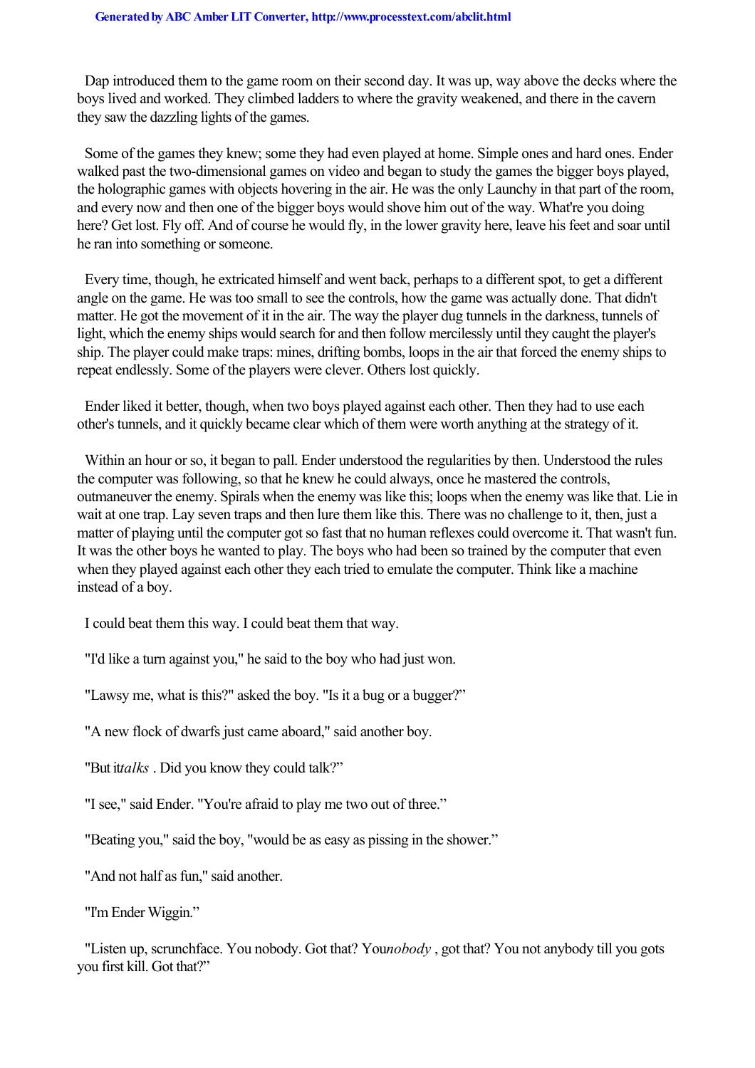Dap introduced them to the game room on their second day. It was up, way above the decks where the boys lived and worked. They climbed ladders to where the gravity weakened, and there in the cavern they saw the dazzling lights of the games.

Some of the games they knew; some they had even played at home. Simple ones and hard ones. Ender walked past the two-dimensional games on video and began to study the games the bigger boys played, the holographic games with objects hovering in the air. He was the only Launchy in that part of the room, and every now and then one of the bigger boys would shove him out of the way. What're you doing here? Get lost. Fly off. And of course he would fly, in the lower gravity here, leave his feet and soar until he ran into something or someone.

Every time, though, he extricated himself and went back, perhaps to a different spot, to get a different angle on the game. He was too small to see the controls, how the game was actually done. That didn't matter. He got the movement of it in the air. The way the player dug tunnels in the darkness, tunnels of light, which the enemy ships would search for and then follow mercilessly until they caught the player's ship. The player could make traps: mines, drifting bombs, loops in the air that forced the enemy ships to repeat endlessly. Some of the players were clever. Others lost quickly.

Ender liked it better, though, when two boys played against each other. Then they had to use each other's tunnels, and it quickly became clear which of them were worth anything at the strategy of it.

Within an hour or so, it began to pall. Ender understood the regularities by then. Understood the rules the computer was following, so that he knew he could always, once he mastered the controls, outmaneuver the enemy. Spirals when the enemy was like this; loops when the enemy was like that. Lie in wait at one trap. Lay seven traps and then lure them like this. There was no challenge to it, then, just a matter of playing until the computer got so fast that no human reflexes could overcome it. That wasn't fun. It was the other boys he wanted to play. The boys who had been so trained by the computer that even when they played against each other they each tried to emulate the computer. Think like a machine instead of a boy.

I could beat them this way. I could beat them that way.

"I'd like a turn against you," he said to the boy who had just won.

"Lawsy me, what is this?" asked the boy. "Is it a bug or a bugger?"

"A new flock of dwarfs just came aboard," said another boy.

"But it *talks*. Did you know they could talk?"

"I see," said Ender. "You're afraid to play me two out of three."

"Beating you," said the boy, "would be as easy as pissing in the shower."

"And not half as fun," said another.

"I'm Ender Wiggin."

"Listen up, scrunchface. You nobody. Got that? You *nobody*, got that? You not anybody till you gots you first kill. Got that?"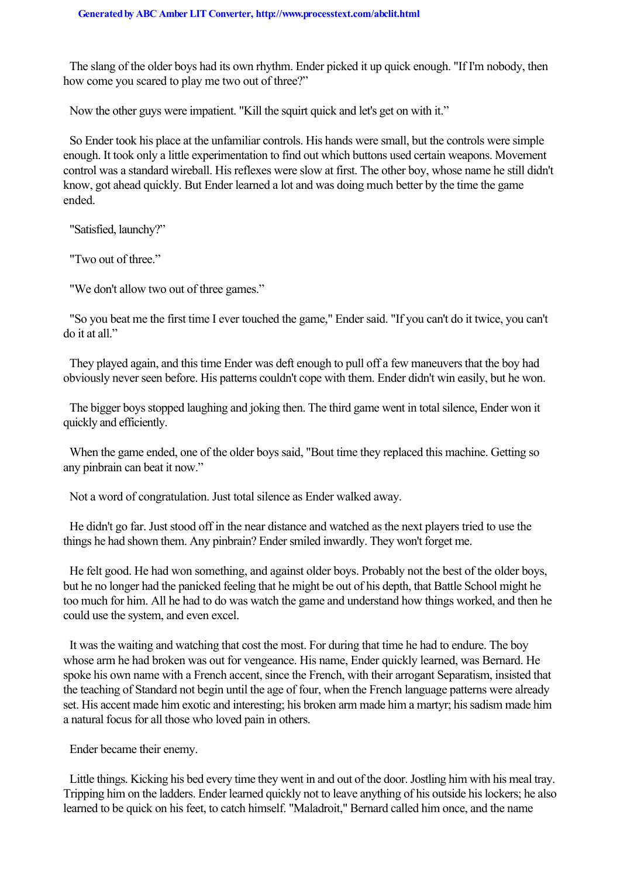The slang of the older boys had its own rhythm. Ender picked it up quick enough. "If I'm nobody, then how come you scared to play me two out of three?"

Now the other guys were impatient. "Kill the squirt quick and let's get on with it."

So Ender took his place at the unfamiliar controls. His hands were small, but the controls were simple enough. It took only a little experimentation to find out which buttons used certain weapons. Movement control was a standard wireball. His reflexes were slow at first. The other boy, whose name he still didn't know, got ahead quickly. But Ender learned a lot and was doing much better by the time the game ended.

"Satisfied, launchy?"

"Two out of three."

"We don't allow two out of three games."

"So you beat me the first time I ever touched the game," Ender said. "If you can't do it twice, you can't do it at all."

They played again, and this time Ender was deft enough to pull off a few maneuvers that the boy had obviously never seen before. His patterns couldn't cope with them. Ender didn't win easily, but he won.

The bigger boys stopped laughing and joking then. The third game went in total silence, Ender won it quickly and efficiently.

When the game ended, one of the older boys said, "Bout time they replaced this machine. Getting so any pinbrain can beat it now."

Not a word of congratulation. Just total silence as Ender walked away.

He didn't go far. Just stood off in the near distance and watched as the next players tried to use the things he had shown them. Any pinbrain? Ender smiled inwardly. They won't forget me.

He felt good. He had won something, and against older boys. Probably not the best of the older boys, but he no longer had the panicked feeling that he might be out of his depth, that Battle School might he too much for him. All he had to do was watch the game and understand how things worked, and then he could use the system, and even excel.

It was the waiting and watching that cost the most. For during that time he had to endure. The boy whose arm he had broken was out for vengeance. His name, Ender quickly learned, was Bernard. He spoke his own name with a French accent, since the French, with their arrogant Separatism, insisted that the teaching of Standard not begin until the age of four, when the French language patterns were already set. His accent made him exotic and interesting; his broken arm made him a martyr; his sadism made him a natural focus for all those who loved pain in others.

Ender became their enemy.

Little things. Kicking his bed every time they went in and out of the door. Jostling him with his meal tray. Tripping him on the ladders. Ender learned quickly not to leave anything of his outside his lockers; he also learned to be quick on his feet, to catch himself. "Maladroit," Bernard called him once, and the name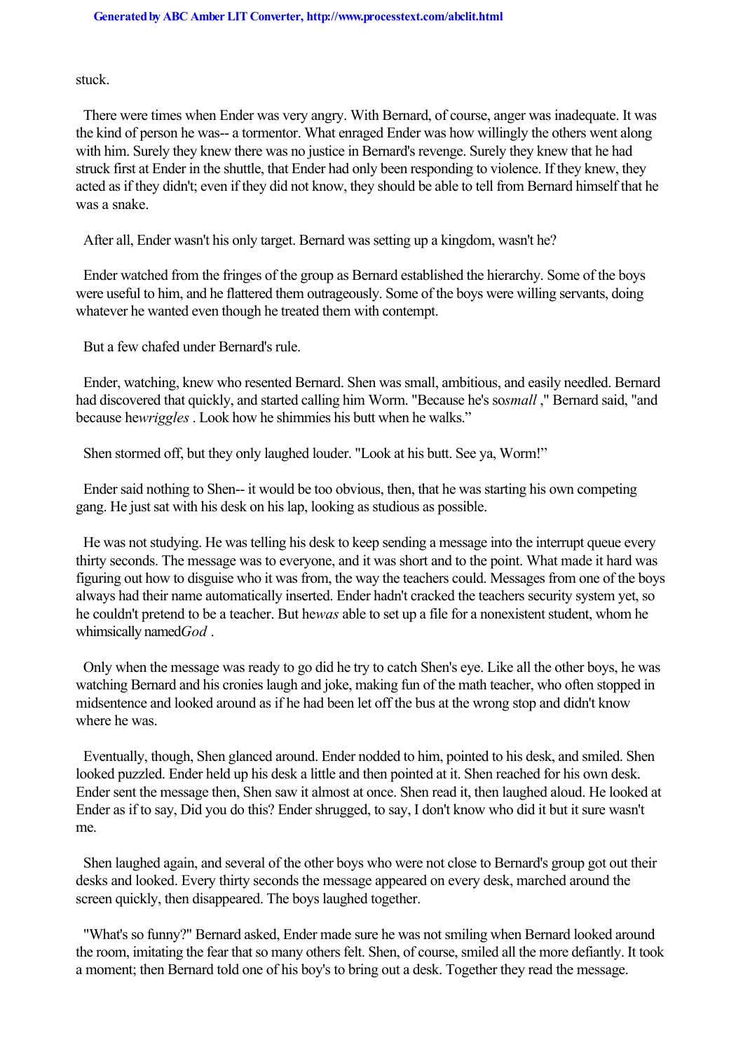stuck.

There were times when Ender was very angry. With Bernard, of course, anger was inadequate. It was the kind of person he was-- a tormentor. What enraged Ender was how willingly the others went along with him. Surely they knew there was no justice in Bernard's revenge. Surely they knew that he had struck first at Ender in the shuttle, that Ender had only been responding to violence. If they knew, they acted as if they didn't; even if they did not know, they should be able to tell from Bernard himself that he was a snake.

After all, Ender wasn't his only target. Bernard was setting up a kingdom, wasn't he?

Ender watched from the fringes of the group as Bernard established the hierarchy. Some of the boys were useful to him, and he flattered them outrageously. Some of the boys were willing servants, doing whatever he wanted even though he treated them with contempt.

But a few chafed under Bernard's rule.

Ender, watching, knew who resented Bernard. Shen was small, ambitious, and easily needled. Bernard had discovered that quickly, and started calling him Worm. "Because he's so *small* ," Bernard said, "and because he *wriggles* . Look how he shimmies his butt when he walks."

Shen stormed off, but they only laughed louder. "Look at his butt. See ya, Worm!"

Ender said nothing to Shen-- it would be too obvious, then, that he was starting his own competing gang. He just sat with his desk on his lap, looking as studious as possible.

He was not studying. He was telling his desk to keep sending a message into the interrupt queue every thirty seconds. The message was to everyone, and it was short and to the point. What made it hard was figuring out how to disguise who it was from, the way the teachers could. Messages from one of the boys always had their name automatically inserted. Ender hadn't cracked the teachers security system yet, so he couldn't pretend to be a teacher. But he *was* able to set up a file for a nonexistent student, whom he whimsically named *God* .

Only when the message was ready to go did he try to catch Shen's eye. Like all the other boys, he was watching Bernard and his cronies laugh and joke, making fun of the math teacher, who often stopped in midsentence and looked around as if he had been let off the bus at the wrong stop and didn't know where he was.

Eventually, though, Shen glanced around. Ender nodded to him, pointed to his desk, and smiled. Shen looked puzzled. Ender held up his desk a little and then pointed at it. Shen reached for his own desk. Ender sent the message then, Shen saw it almost at once. Shen read it, then laughed aloud. He looked at Ender as if to say, Did you do this? Ender shrugged, to say, I don't know who did it but it sure wasn't me.

Shen laughed again, and several of the other boys who were not close to Bernard's group got out their desks and looked. Every thirty seconds the message appeared on every desk, marched around the screen quickly, then disappeared. The boys laughed together.

"What's so funny?" Bernard asked, Ender made sure he was not smiling when Bernard looked around the room, imitating the fear that so many others felt. Shen, of course, smiled all the more defiantly. It took a moment; then Bernard told one of his boy's to bring out a desk. Together they read the message.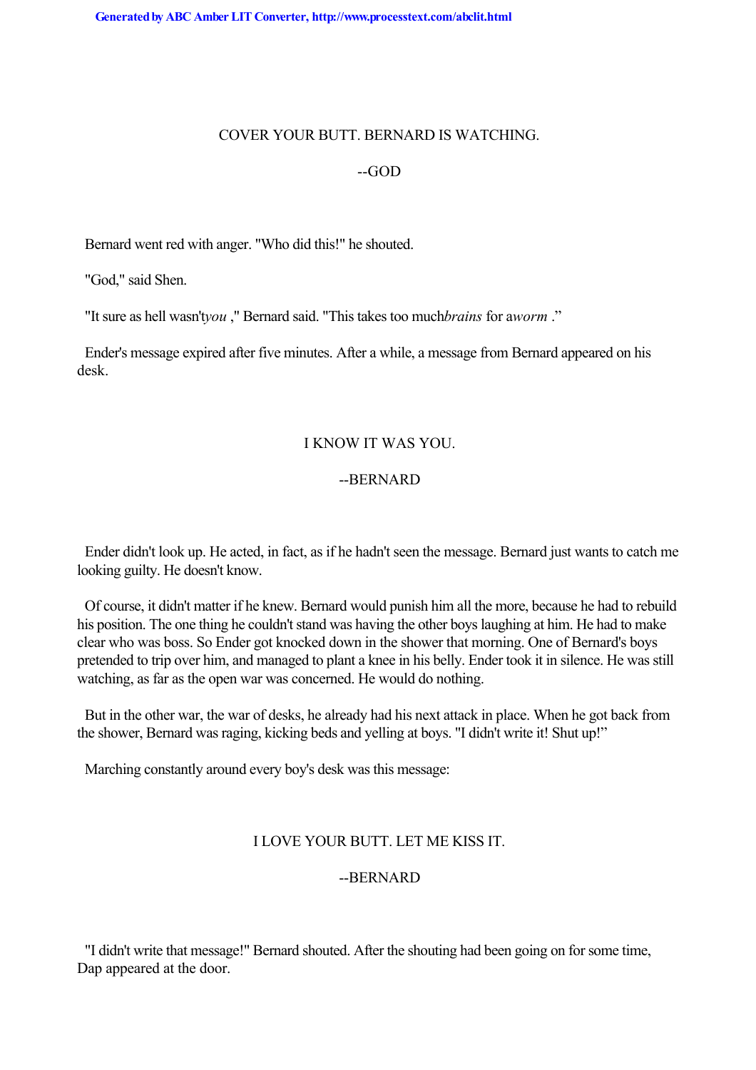COVER YOUR BUTT. BERNARD IS WATCHING.

--GOD

Bernard went red with anger. "Who did this!" he shouted.

"God," said Shen.

"It sure as hell wasn't *you* ," Bernard said. "This takes too much *brains* for a *worm* ."

Ender's message expired after five minutes. After a while, a message from Bernard appeared on his desk.

I KNOW IT WAS YOU.

--BERNARD

Ender didn't look up. He acted, in fact, as if he hadn't seen the message. Bernard just wants to catch me looking guilty. He doesn't know.

Of course, it didn't matter if he knew. Bernard would punish him all the more, because he had to rebuild his position. The one thing he couldn't stand was having the other boys laughing at him. He had to make clear who was boss. So Ender got knocked down in the shower that morning. One of Bernard's boys pretended to trip over him, and managed to plant a knee in his belly. Ender took it in silence. He was still watching, as far as the open war was concerned. He would do nothing.

But in the other war, the war of desks, he already had his next attack in place. When he got back from the shower, Bernard was raging, kicking beds and yelling at boys. "I didn't write it! Shut up!"

Marching constantly around every boy's desk was this message:

I LOVE YOUR BUTT. LET ME KISS IT.

--BERNARD

"I didn't write that message!" Bernard shouted. After the shouting had been going on for some time, Dap appeared at the door.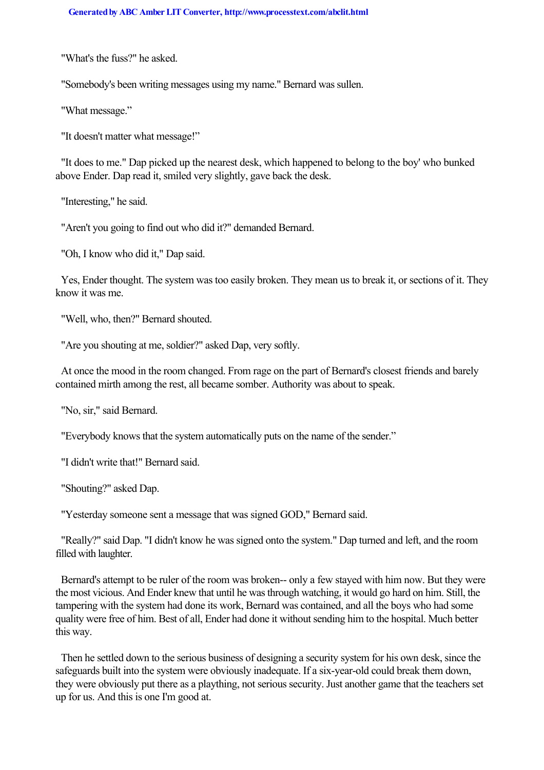"What's the fuss?" he asked.

"Somebody's been writing messages using my name." Bernard was sullen.

"What message."

"It doesn't matter what message!"

"It does to me." Dap picked up the nearest desk, which happened to belong to the boy' who bunked above Ender. Dap read it, smiled very slightly, gave back the desk.

"Interesting," he said.

"Aren't you going to find out who did it?" demanded Bernard.

"Oh, I know who did it," Dap said.

Yes, Ender thought. The system was too easily broken. They mean us to break it, or sections of it. They know it was me.

"Well, who, then?" Bernard shouted.

"Are you shouting at me, soldier?" asked Dap, very softly.

At once the mood in the room changed. From rage on the part of Bernard's closest friends and barely contained mirth among the rest, all became somber. Authority was about to speak.

"No, sir," said Bernard.

"Everybody knows that the system automatically puts on the name of the sender."

"I didn't write that!" Bernard said.

"Shouting?" asked Dap.

"Yesterday someone sent a message that was signed GOD," Bernard said.

"Really?" said Dap. "I didn't know he was signed onto the system." Dap turned and left, and the room filled with laughter.

Bernard's attempt to be ruler of the room was broken-- only a few stayed with him now. But they were the most vicious. And Ender knew that until he was through watching, it would go hard on him. Still, the tampering with the system had done its work, Bernard was contained, and all the boys who had some quality were free of him. Best of all, Ender had done it without sending him to the hospital. Much better this way.

Then he settled down to the serious business of designing a security system for his own desk, since the safeguards built into the system were obviously inadequate. If a six-year-old could break them down, they were obviously put there as a plaything, not serious security. Just another game that the teachers set up for us. And this is one I'm good at.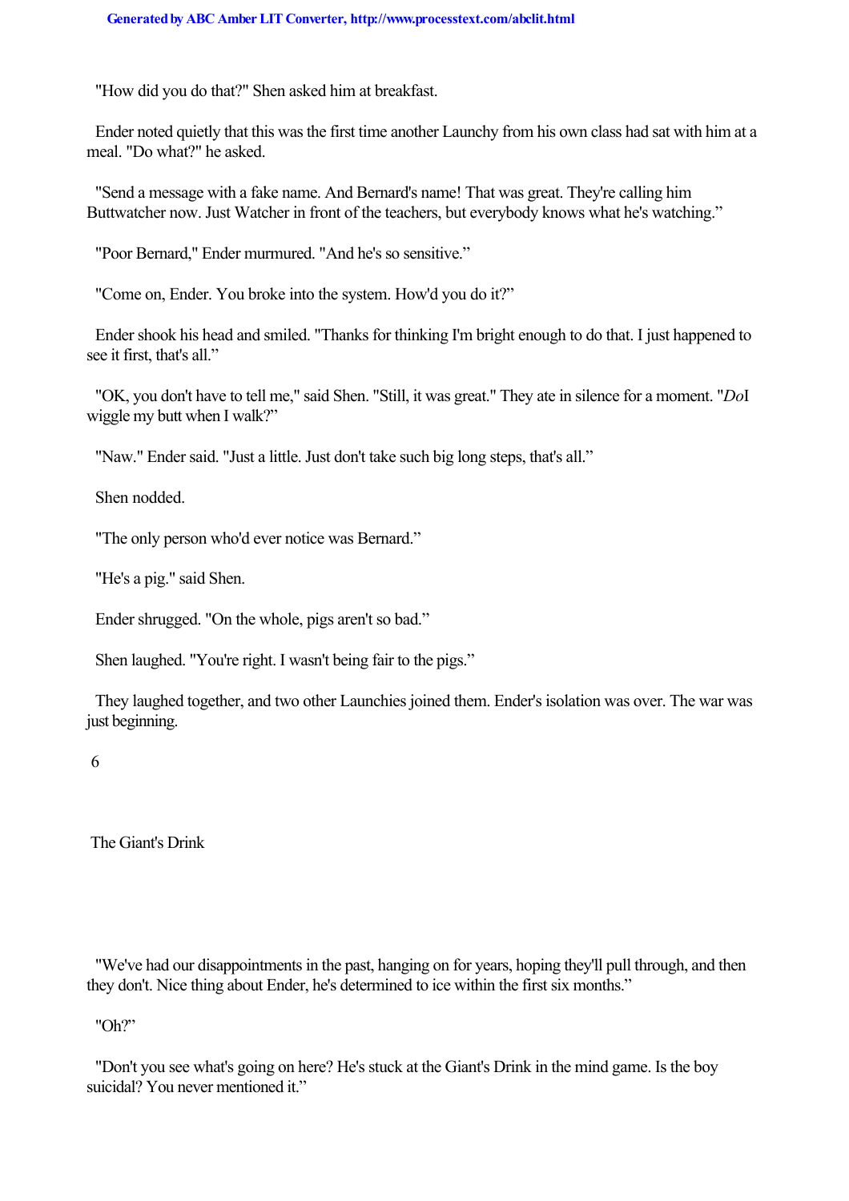"How did you do that?" Shen asked him at breakfast.

Ender noted quietly that this was the first time another Launchy from his own class had sat with him at a meal. "Do what?" he asked.

"Send a message with a fake name. And Bernard's name! That was great. They're calling him Buttwatcher now. Just Watcher in front of the teachers, but everybody knows what he's watching."

"Poor Bernard," Ender murmured. "And he's so sensitive."

"Come on, Ender. You broke into the system. How'd you do it?"

Ender shook his head and smiled. "Thanks for thinking I'm bright enough to do that. I just happened to see it first, that's all."

"OK, you don't have to tell me," said Shen. "Still, it was great." They ate in silence for a moment. "*Do*I wiggle my butt when I walk?"

"Naw." Ender said. "Just a little. Just don't take such big long steps, that's all."

Shen nodded.

"The only person who'd ever notice was Bernard."

"He's a pig." said Shen.

Ender shrugged. "On the whole, pigs aren't so bad."

Shen laughed. "You're right. I wasn't being fair to the pigs."

They laughed together, and two other Launchies joined them. Ender's isolation was over. The war was just beginning.

# 6

## The Giant's Drink

"We've had our disappointments in the past, hanging on for years, hoping they'll pull through, and then they don't. Nice thing about Ender, he's determined to ice within the first six months."

"Oh?"

"Don't you see what's going on here? He's stuck at the Giant's Drink in the mind game. Is the boy suicidal? You never mentioned it."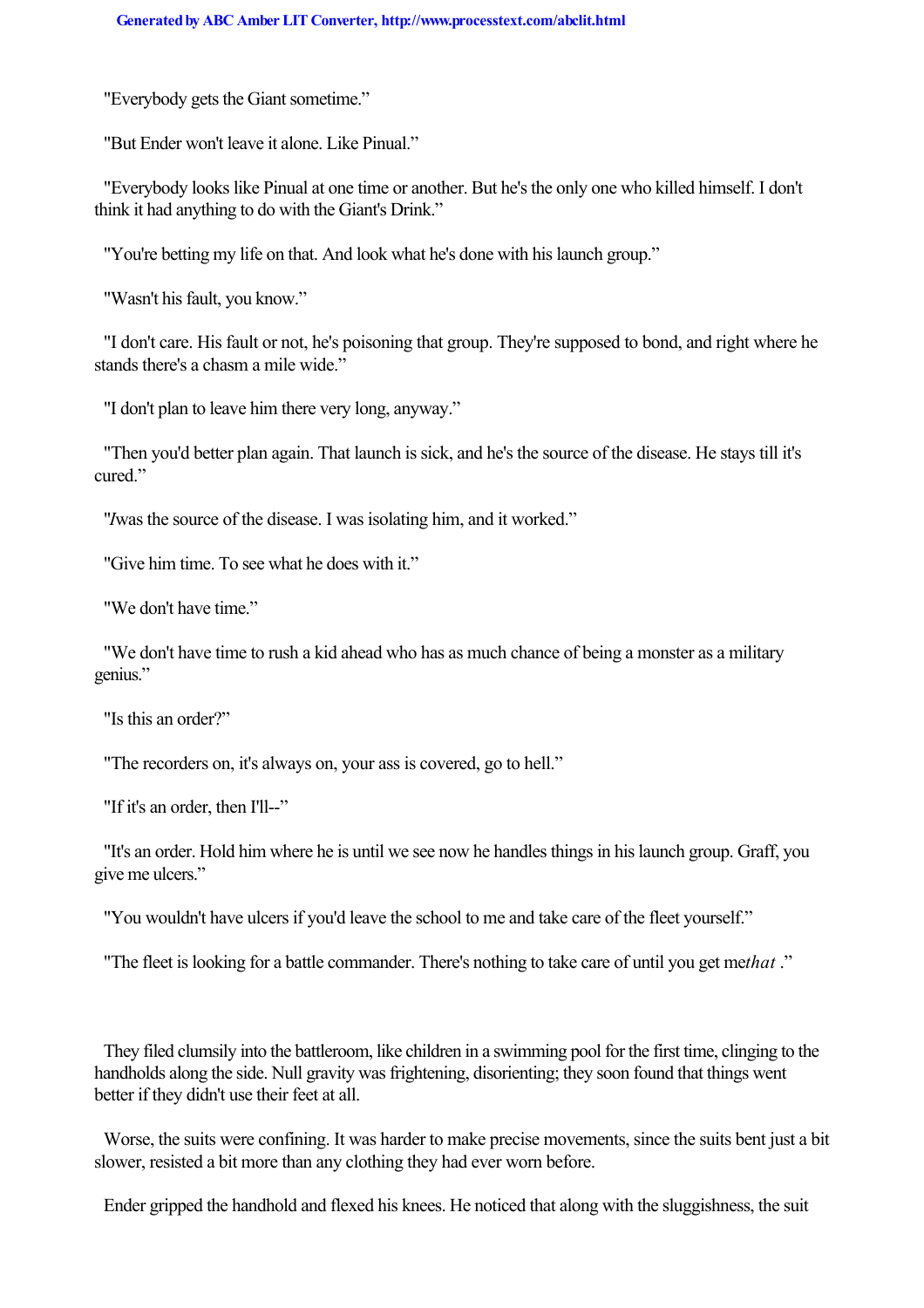"Everybody gets the Giant sometime."

"But Ender won't leave it alone. Like Pinual."

"Everybody looks like Pinual at one time or another. But he's the only one who killed himself. I don't think it had anything to do with the Giant's Drink."

"You're betting my life on that. And look what he's done with his launch group."

"Wasn't his fault, you know."

"I don't care. His fault or not, he's poisoning that group. They're supposed to bond, and right where he stands there's a chasm a mile wide."

"I don't plan to leave him there very long, anyway."

"Then you'd better plan again. That launch is sick, and he's the source of the disease. He stays till it's cured."

"*I* was the source of the disease. I was isolating him, and it worked."

"Give him time. To see what he does with it."

"We don't have time."

"We don't have time to rush a kid ahead who has as much chance of being a monster as a military genius."

"Is this an order?"

"The recorders on, it's always on, your ass is covered, go to hell."

"If it's an order, then I'll--"

"It's an order. Hold him where he is until we see now he handles things in his launch group. Graff, you give me ulcers."

"You wouldn't have ulcers if you'd leave the school to me and take care of the fleet yourself."

"The fleet is looking for a battle commander. There's nothing to take care of until you get me *that* ."

They filed clumsily into the battleroom, like children in a swimming pool for the first time, clinging to the handholds along the side. Null gravity was frightening, disorienting; they soon found that things went better if they didn't use their feet at all.

Worse, the suits were confining. It was harder to make precise movements, since the suits bent just a bit slower, resisted a bit more than any clothing they had ever worn before.

Ender gripped the handhold and flexed his knees. He noticed that along with the sluggishness, the suit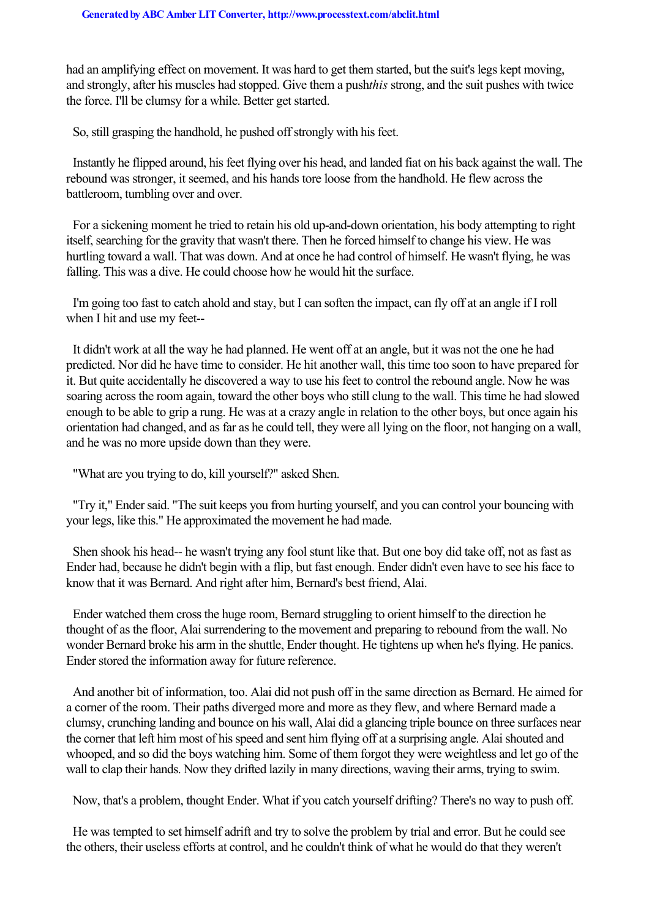had an amplifying effect on movement. It was hard to get them started, but the suit's legs kept moving, and strongly, after his muscles had stopped. Give them a push*this* strong, and the suit pushes with twice the force. I'll be clumsy for a while. Better get started.

So, still grasping the handhold, he pushed off strongly with his feet.

Instantly he flipped around, his feet flying over his head, and landed fiat on his back against the wall. The rebound was stronger, it seemed, and his hands tore loose from the handhold. He flew across the battleroom, tumbling over and over.

For a sickening moment he tried to retain his old up-and-down orientation, his body attempting to right itself, searching for the gravity that wasn't there. Then he forced himself to change his view. He was hurtling toward a wall. That was down. And at once he had control of himself. He wasn't flying, he was falling. This was a dive. He could choose how he would hit the surface.

I'm going too fast to catch ahold and stay, but I can soften the impact, can fly off at an angle if I roll when I hit and use my feet--

It didn't work at all the way he had planned. He went off at an angle, but it was not the one he had predicted. Nor did he have time to consider. He hit another wall, this time too soon to have prepared for it. But quite accidentally he discovered a way to use his feet to control the rebound angle. Now he was soaring across the room again, toward the other boys who still clung to the wall. This time he had slowed enough to be able to grip a rung. He was at a crazy angle in relation to the other boys, but once again his orientation had changed, and as far as he could tell, they were all lying on the floor, not hanging on a wall, and he was no more upside down than they were.

"What are you trying to do, kill yourself?" asked Shen.

"Try it," Ender said. "The suit keeps you from hurting yourself, and you can control your bouncing with your legs, like this." He approximated the movement he had made.

Shen shook his head-- he wasn't trying any fool stunt like that. But one boy did take off, not as fast as Ender had, because he didn't begin with a flip, but fast enough. Ender didn't even have to see his face to know that it was Bernard. And right after him, Bernard's best friend, Alai.

Ender watched them cross the huge room, Bernard struggling to orient himself to the direction he thought of as the floor, Alai surrendering to the movement and preparing to rebound from the wall. No wonder Bernard broke his arm in the shuttle, Ender thought. He tightens up when he's flying. He panics. Ender stored the information away for future reference.

And another bit of information, too. Alai did not push off in the same direction as Bernard. He aimed for a corner of the room. Their paths diverged more and more as they flew, and where Bernard made a clumsy, crunching landing and bounce on his wall, Alai did a glancing triple bounce on three surfaces near the corner that left him most of his speed and sent him flying off at a surprising angle. Alai shouted and whooped, and so did the boys watching him. Some of them forgot they were weightless and let go of the wall to clap their hands. Now they drifted lazily in many directions, waving their arms, trying to swim.

Now, that's a problem, thought Ender. What if you catch yourself drifting? There's no way to push off.

He was tempted to set himself adrift and try to solve the problem by trial and error. But he could see the others, their useless efforts at control, and he couldn't think of what he would do that they weren't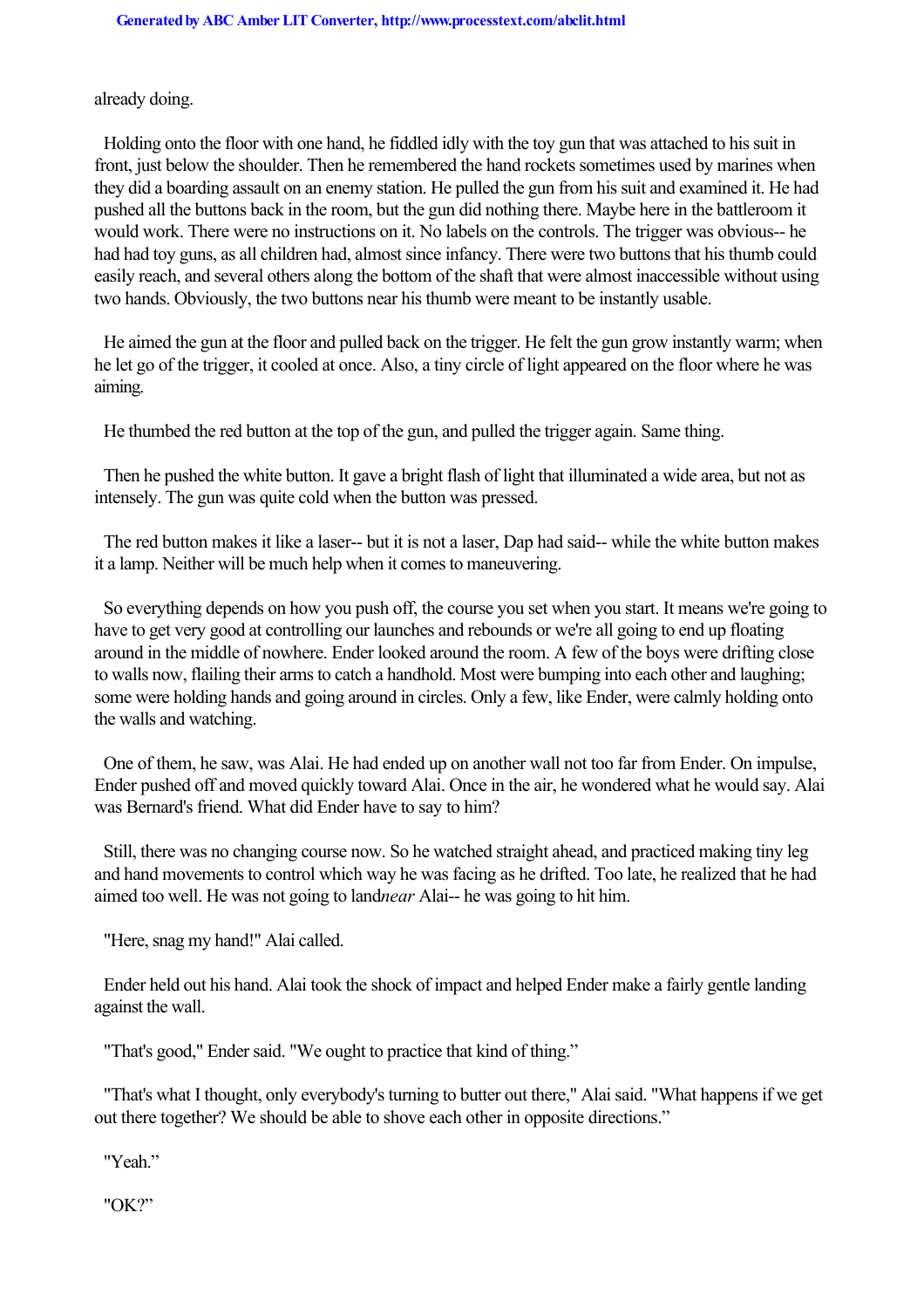already doing.

Holding onto the floor with one hand, he fiddled idly with the toy gun that was attached to his suit in front, just below the shoulder. Then he remembered the hand rockets sometimes used by marines when they did a boarding assault on an enemy station. He pulled the gun from his suit and examined it. He had pushed all the buttons back in the room, but the gun did nothing there. Maybe here in the battleroom it would work. There were no instructions on it. No labels on the controls. The trigger was obvious-- he had had toy guns, as all children had, almost since infancy. There were two buttons that his thumb could easily reach, and several others along the bottom of the shaft that were almost inaccessible without using two hands. Obviously, the two buttons near his thumb were meant to be instantly usable.

He aimed the gun at the floor and pulled back on the trigger. He felt the gun grow instantly warm; when he let go of the trigger, it cooled at once. Also, a tiny circle of light appeared on the floor where he was aiming.

He thumbed the red button at the top of the gun, and pulled the trigger again. Same thing.

Then he pushed the white button. It gave a bright flash of light that illuminated a wide area, but not as intensely. The gun was quite cold when the button was pressed.

The red button makes it like a laser-- but it is not a laser, Dap had said-- while the white button makes it a lamp. Neither will be much help when it comes to maneuvering.

So everything depends on how you push off, the course you set when you start. It means we're going to have to get very good at controlling our launches and rebounds or we're all going to end up floating around in the middle of nowhere. Ender looked around the room. A few of the boys were drifting close to walls now, flailing their arms to catch a handhold. Most were bumping into each other and laughing; some were holding hands and going around in circles. Only a few, like Ender, were calmly holding onto the walls and watching.

One of them, he saw, was Alai. He had ended up on another wall not too far from Ender. On impulse, Ender pushed off and moved quickly toward Alai. Once in the air, he wondered what he would say. Alai was Bernard's friend. What did Ender have to say to him?

Still, there was no changing course now. So he watched straight ahead, and practiced making tiny leg and hand movements to control which way he was facing as he drifted. Too late, he realized that he had aimed too well. He was not going to land *near* Alai-- he was going to hit him.

"Here, snag my hand!" Alai called.

Ender held out his hand. Alai took the shock of impact and helped Ender make a fairly gentle landing against the wall.

"That's good," Ender said. "We ought to practice that kind of thing."

"That's what I thought, only everybody's turning to butter out there," Alai said. "What happens if we get out there together? We should be able to shove each other in opposite directions."

"Yeah."

"OK?"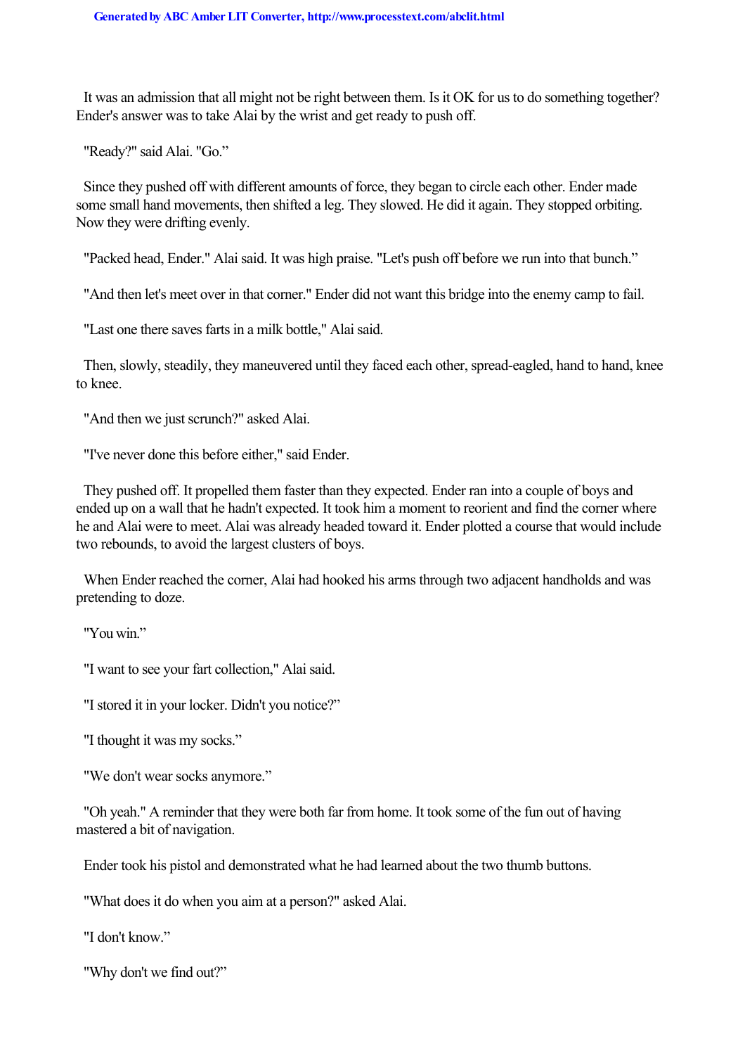It was an admission that all might not be right between them. Is it OK for us to do something together? Ender's answer was to take Alai by the wrist and get ready to push off.

"Ready?" said Alai. "Go."

Since they pushed off with different amounts of force, they began to circle each other. Ender made some small hand movements, then shifted a leg. They slowed. He did it again. They stopped orbiting. Now they were drifting evenly.

"Packed head, Ender." Alai said. It was high praise. "Let's push off before we run into that bunch."

"And then let's meet over in that corner." Ender did not want this bridge into the enemy camp to fail.

"Last one there saves farts in a milk bottle," Alai said.

Then, slowly, steadily, they maneuvered until they faced each other, spread-eagled, hand to hand, knee to knee.

"And then we just scrunch?" asked Alai.

"I've never done this before either," said Ender.

They pushed off. It propelled them faster than they expected. Ender ran into a couple of boys and ended up on a wall that he hadn't expected. It took him a moment to reorient and find the corner where he and Alai were to meet. Alai was already headed toward it. Ender plotted a course that would include two rebounds, to avoid the largest clusters of boys.

When Ender reached the corner, Alai had hooked his arms through two adjacent handholds and was pretending to doze.

"You win."

"I want to see your fart collection," Alai said.

"I stored it in your locker. Didn't you notice?"

"I thought it was my socks."

"We don't wear socks anymore."

"Oh yeah." A reminder that they were both far from home. It took some of the fun out of having mastered a bit of navigation.

Ender took his pistol and demonstrated what he had learned about the two thumb buttons.

"What does it do when you aim at a person?" asked Alai.

"I don't know."

"Why don't we find out?"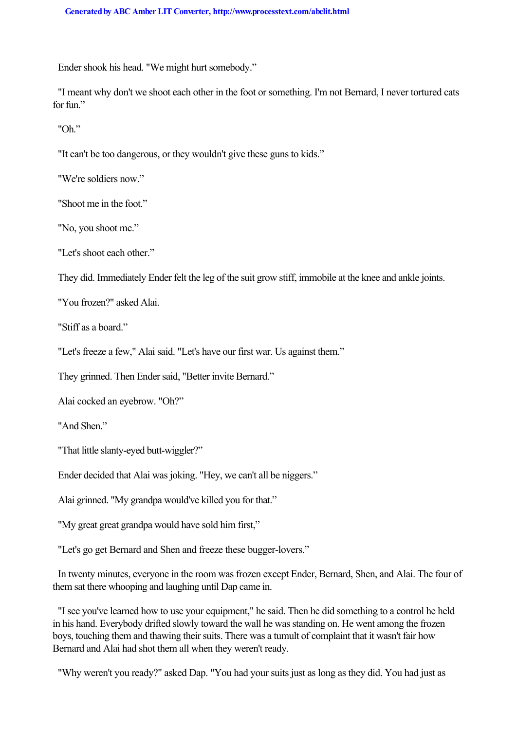Ender shook his head. "We might hurt somebody."

"I meant why don't we shoot each other in the foot or something. I'm not Bernard, I never tortured cats for fun."

"Oh."

"It can't be too dangerous, or they wouldn't give these guns to kids."

"We're soldiers now."

"Shoot me in the foot."

"No, you shoot me."

"Let's shoot each other."

They did. Immediately Ender felt the leg of the suit grow stiff, immobile at the knee and ankle joints.

"You frozen?" asked Alai.

"Stiff as a board."

"Let's freeze a few," Alai said. "Let's have our first war. Us against them."

They grinned. Then Ender said, "Better invite Bernard."

Alai cocked an eyebrow. "Oh?"

"And Shen."

"That little slanty-eyed butt-wiggler?"

Ender decided that Alai was joking. "Hey, we can't all be niggers."

Alai grinned. "My grandpa would've killed you for that."

"My great great grandpa would have sold him first,"

"Let's go get Bernard and Shen and freeze these bugger-lovers."

In twenty minutes, everyone in the room was frozen except Ender, Bernard, Shen, and Alai. The four of them sat there whooping and laughing until Dap came in.

"I see you've learned how to use your equipment," he said. Then he did something to a control he held in his hand. Everybody drifted slowly toward the wall he was standing on. He went among the frozen boys, touching them and thawing their suits. There was a tumult of complaint that it wasn't fair how Bernard and Alai had shot them all when they weren't ready.

"Why weren't you ready?" asked Dap. "You had your suits just as long as they did. You had just as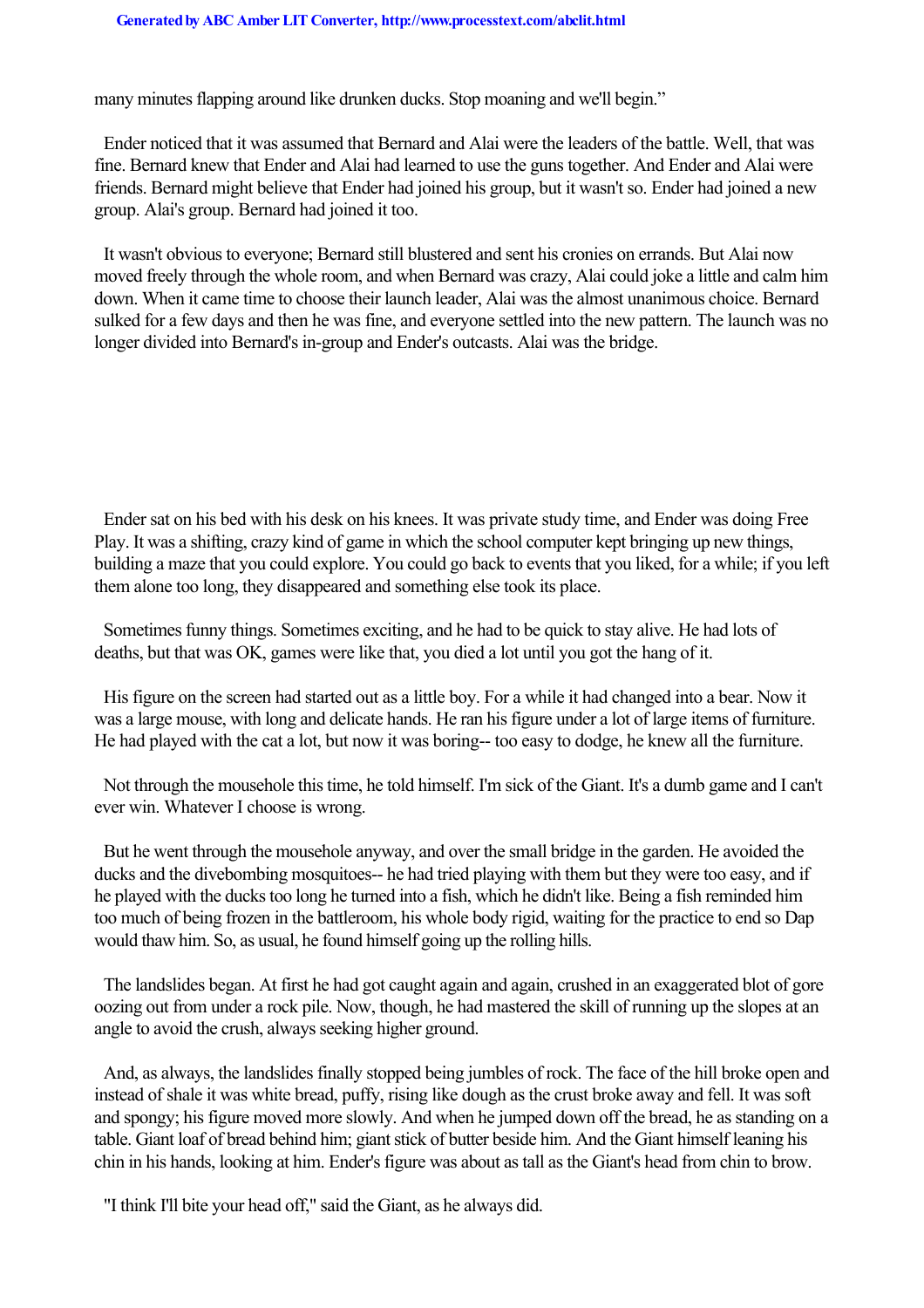many minutes flapping around like drunken ducks. Stop moaning and we'll begin."

Ender noticed that it was assumed that Bernard and Alai were the leaders of the battle. Well, that was fine. Bernard knew that Ender and Alai had learned to use the guns together. And Ender and Alai were friends. Bernard might believe that Ender had joined his group, but it wasn't so. Ender had joined a new group. Alai's group. Bernard had joined it too.

It wasn't obvious to everyone; Bernard still blustered and sent his cronies on errands. But Alai now moved freely through the whole room, and when Bernard was crazy, Alai could joke a little and calm him down. When it came time to choose their launch leader, Alai was the almost unanimous choice. Bernard sulked for a few days and then he was fine, and everyone settled into the new pattern. The launch was no longer divided into Bernard's in-group and Ender's outcasts. Alai was the bridge.

Ender sat on his bed with his desk on his knees. It was private study time, and Ender was doing Free Play. It was a shifting, crazy kind of game in which the school computer kept bringing up new things, building a maze that you could explore. You could go back to events that you liked, for a while; if you left them alone too long, they disappeared and something else took its place.

Sometimes funny things. Sometimes exciting, and he had to be quick to stay alive. He had lots of deaths, but that was OK, games were like that, you died a lot until you got the hang of it.

His figure on the screen had started out as a little boy. For a while it had changed into a bear. Now it was a large mouse, with long and delicate hands. He ran his figure under a lot of large items of furniture. He had played with the cat a lot, but now it was boring-- too easy to dodge, he knew all the furniture.

Not through the mousehole this time, he told himself. I'm sick of the Giant. It's a dumb game and I can't ever win. Whatever I choose is wrong.

But he went through the mousehole anyway, and over the small bridge in the garden. He avoided the ducks and the divebombing mosquitoes-- he had tried playing with them but they were too easy, and if he played with the ducks too long he turned into a fish, which he didn't like. Being a fish reminded him too much of being frozen in the battleroom, his whole body rigid, waiting for the practice to end so Dap would thaw him. So, as usual, he found himself going up the rolling hills.

The landslides began. At first he had got caught again and again, crushed in an exaggerated blot of gore oozing out from under a rock pile. Now, though, he had mastered the skill of running up the slopes at an angle to avoid the crush, always seeking higher ground.

And, as always, the landslides finally stopped being jumbles of rock. The face of the hill broke open and instead of shale it was white bread, puffy, rising like dough as the crust broke away and fell. It was soft and spongy; his figure moved more slowly. And when he jumped down off the bread, he as standing on a table. Giant loaf of bread behind him; giant stick of butter beside him. And the Giant himself leaning his chin in his hands, looking at him. Ender's figure was about as tall as the Giant's head from chin to brow.

"I think I'll bite your head off," said the Giant, as he always did.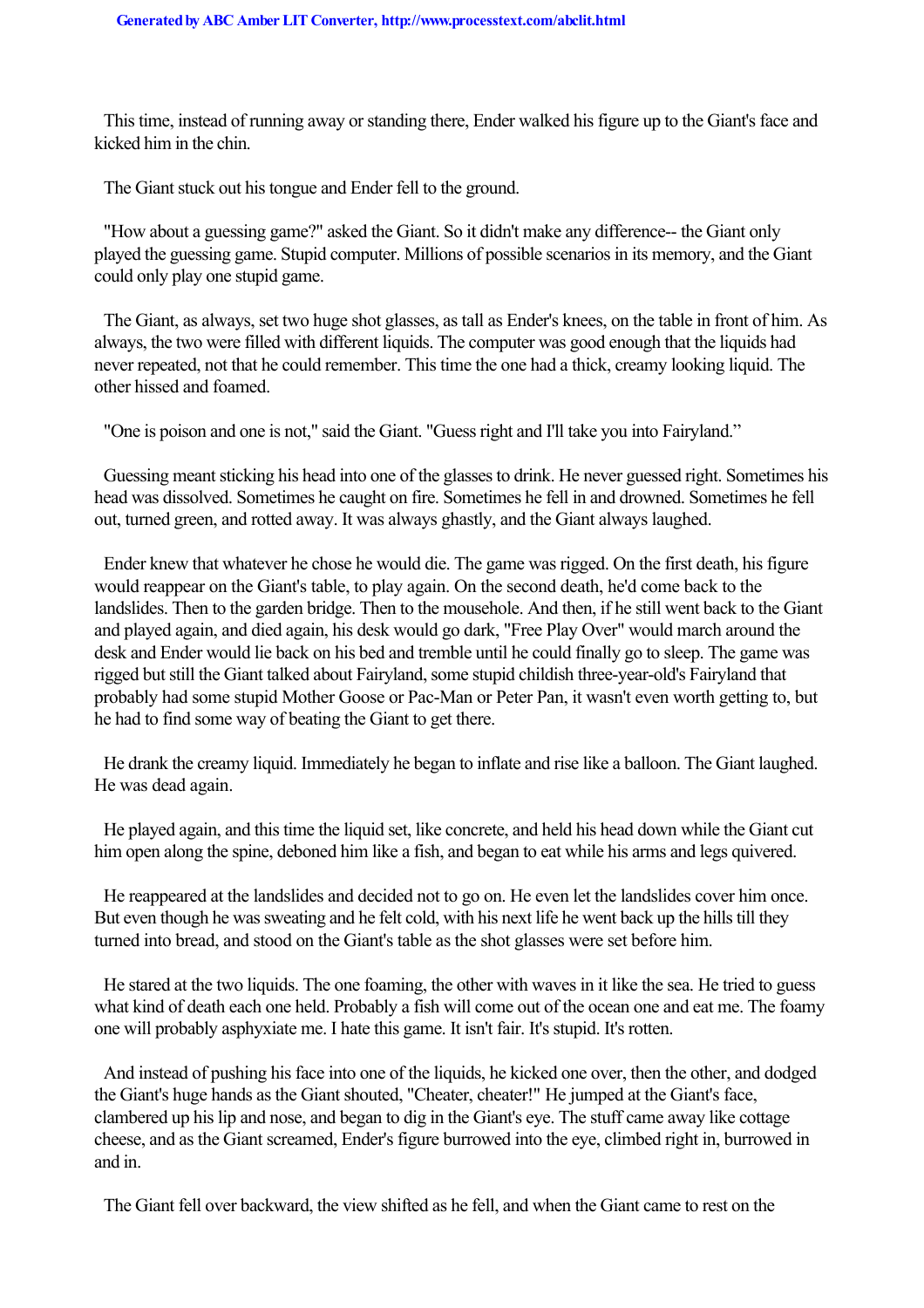This time, instead of running away or standing there, Ender walked his figure up to the Giant's face and kicked him in the chin.

The Giant stuck out his tongue and Ender fell to the ground.

"How about a guessing game?" asked the Giant. So it didn't make any difference-- the Giant only played the guessing game. Stupid computer. Millions of possible scenarios in its memory, and the Giant could only play one stupid game.

The Giant, as always, set two huge shot glasses, as tall as Ender's knees, on the table in front of him. As always, the two were filled with different liquids. The computer was good enough that the liquids had never repeated, not that he could remember. This time the one had a thick, creamy looking liquid. The other hissed and foamed.

"One is poison and one is not," said the Giant. "Guess right and I'll take you into Fairyland."

Guessing meant sticking his head into one of the glasses to drink. He never guessed right. Sometimes his head was dissolved. Sometimes he caught on fire. Sometimes he fell in and drowned. Sometimes he fell out, turned green, and rotted away. It was always ghastly, and the Giant always laughed.

Ender knew that whatever he chose he would die. The game was rigged. On the first death, his figure would reappear on the Giant's table, to play again. On the second death, he'd come back to the landslides. Then to the garden bridge. Then to the mousehole. And then, if he still went back to the Giant and played again, and died again, his desk would go dark, "Free Play Over" would march around the desk and Ender would lie back on his bed and tremble until he could finally go to sleep. The game was rigged but still the Giant talked about Fairyland, some stupid childish three-year-old's Fairyland that probably had some stupid Mother Goose or Pac-Man or Peter Pan, it wasn't even worth getting to, but he had to find some way of beating the Giant to get there.

He drank the creamy liquid. Immediately he began to inflate and rise like a balloon. The Giant laughed. He was dead again.

He played again, and this time the liquid set, like concrete, and held his head down while the Giant cut him open along the spine, deboned him like a fish, and began to eat while his arms and legs quivered.

He reappeared at the landslides and decided not to go on. He even let the landslides cover him once. But even though he was sweating and he felt cold, with his next life he went back up the hills till they turned into bread, and stood on the Giant's table as the shot glasses were set before him.

He stared at the two liquids. The one foaming, the other with waves in it like the sea. He tried to guess what kind of death each one held. Probably a fish will come out of the ocean one and eat me. The foamy one will probably asphyxiate me. I hate this game. It isn't fair. It's stupid. It's rotten.

And instead of pushing his face into one of the liquids, he kicked one over, then the other, and dodged the Giant's huge hands as the Giant shouted, "Cheater, cheater!" He jumped at the Giant's face, clambered up his lip and nose, and began to dig in the Giant's eye. The stuff came away like cottage cheese, and as the Giant screamed, Ender's figure burrowed into the eye, climbed right in, burrowed in and in.

The Giant fell over backward, the view shifted as he fell, and when the Giant came to rest on the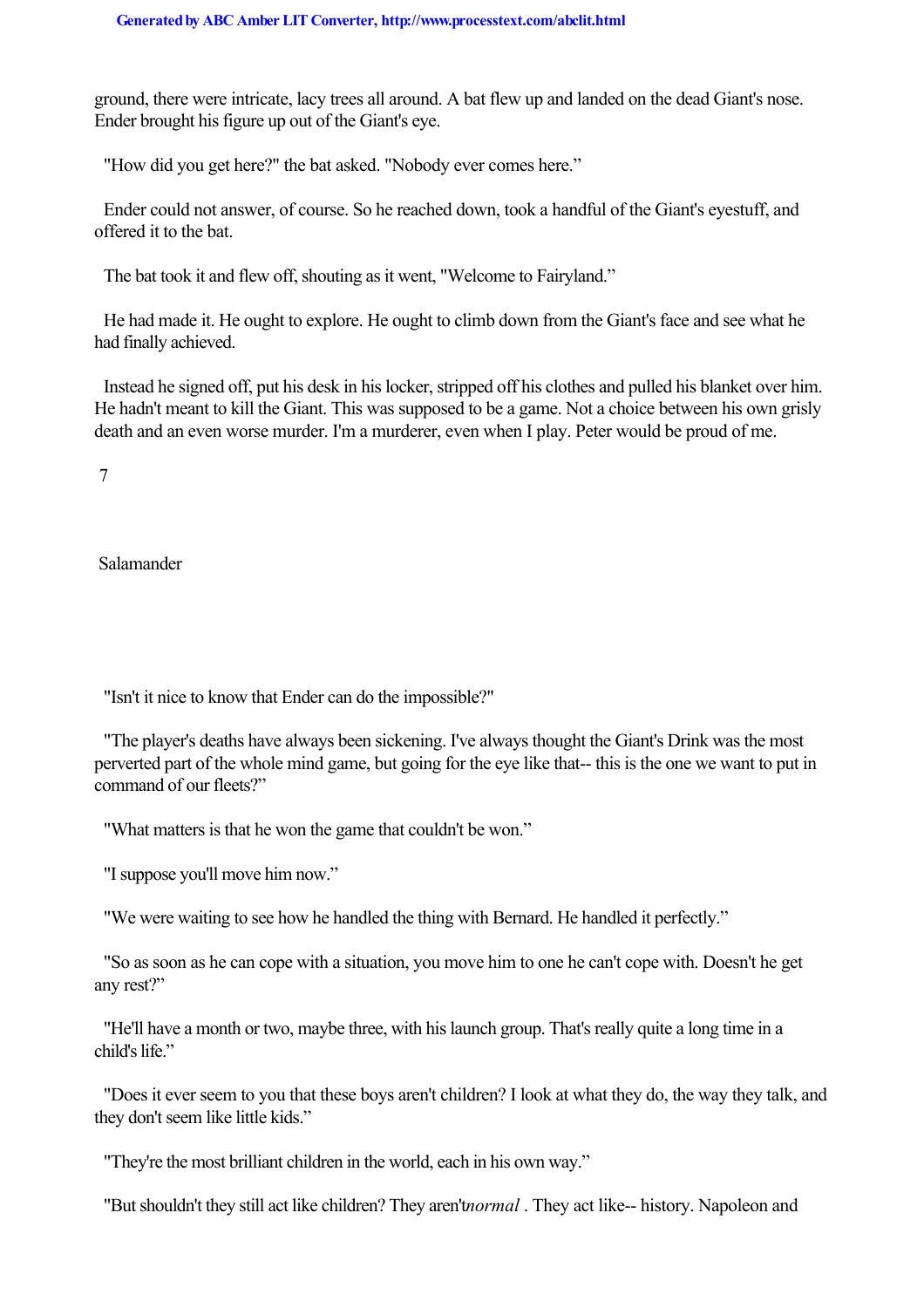ground, there were intricate, lacy trees all around. A bat flew up and landed on the dead Giant's nose. Ender brought his figure up out of the Giant's eye.

"How did you get here?" the bat asked. "Nobody ever comes here."

Ender could not answer, of course. So he reached down, took a handful of the Giant's eyestuff, and offered it to the bat.

The bat took it and flew off, shouting as it went, "Welcome to Fairyland."

He had made it. He ought to explore. He ought to climb down from the Giant's face and see what he had finally achieved.

Instead he signed off, put his desk in his locker, stripped off his clothes and pulled his blanket over him. He hadn't meant to kill the Giant. This was supposed to be a game. Not a choice between his own grisly death and an even worse murder. I'm a murderer, even when I play. Peter would be proud of me.

# 7

## Salamander

"Isn't it nice to know that Ender can do the impossible?"

"The player's deaths have always been sickening. I've always thought the Giant's Drink was the most perverted part of the whole mind game, but going for the eye like that-- this is the one we want to put in command of our fleets?"

"What matters is that he won the game that couldn't be won."

"I suppose you'll move him now."

"We were waiting to see how he handled the thing with Bernard. He handled it perfectly."

"So as soon as he can cope with a situation, you move him to one he can't cope with. Doesn't he get any rest?"

"He'll have a month or two, maybe three, with his launch group. That's really quite a long time in a child's life."

"Does it ever seem to you that these boys aren't children? I look at what they do, the way they talk, and they don't seem like little kids."

"They're the most brilliant children in the world, each in his own way."

"But shouldn't they still act like children? They aren't *normal*. They act like-- history. Napoleon and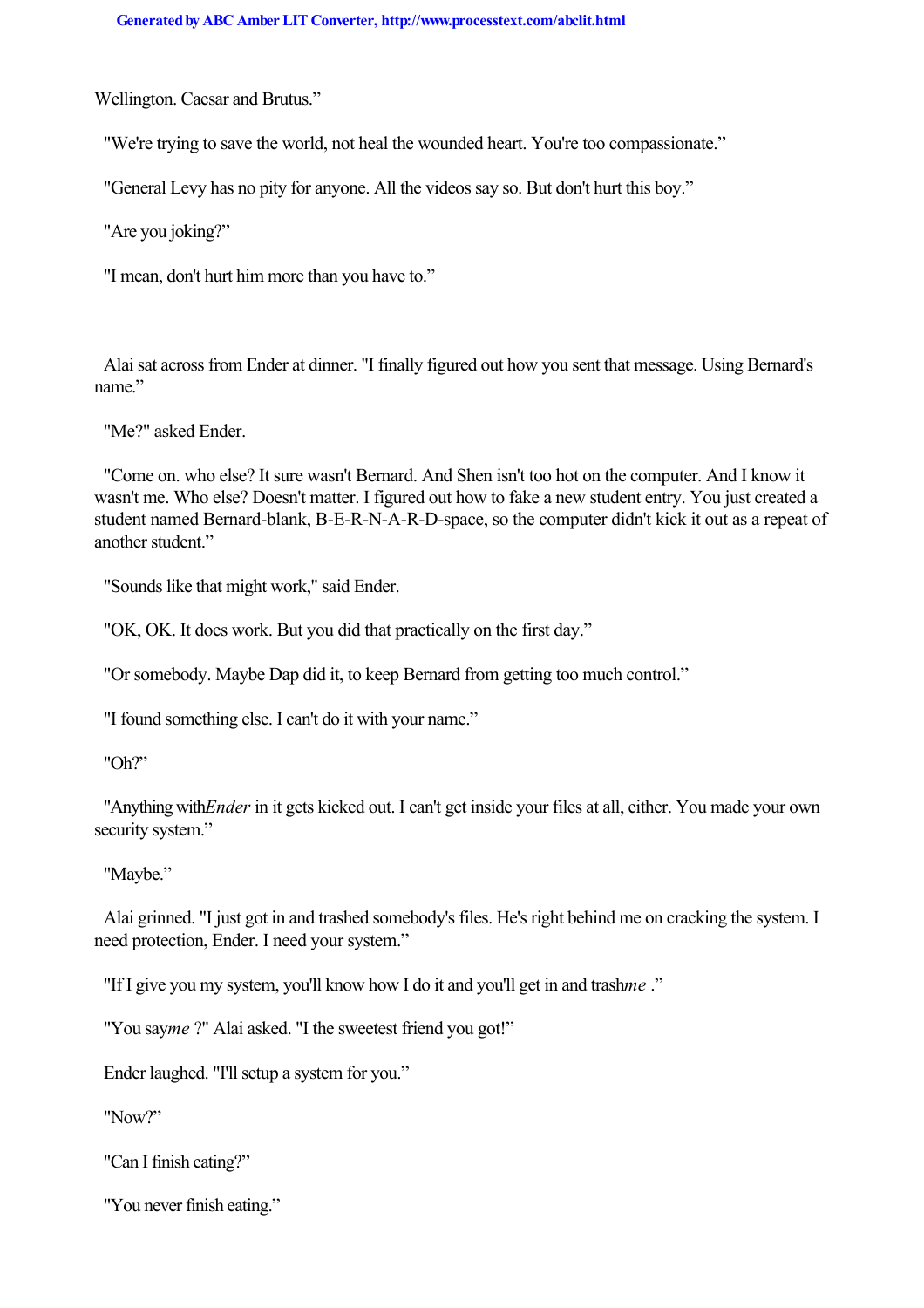Wellington. Caesar and Brutus."

"We're trying to save the world, not heal the wounded heart. You're too compassionate."

"General Levy has no pity for anyone. All the videos say so. But don't hurt this boy."

"Are you joking?"

"I mean, don't hurt him more than you have to."

Alai sat across from Ender at dinner. "I finally figured out how you sent that message. Using Bernard's name."

"Me?" asked Ender.

"Come on. who else? It sure wasn't Bernard. And Shen isn't too hot on the computer. And I know it wasn't me. Who else? Doesn't matter. I figured out how to fake a new student entry. You just created a student named Bernard-blank, B-E-R-N-A-R-D-space, so the computer didn't kick it out as a repeat of another student."

"Sounds like that might work," said Ender.

"OK, OK. It does work. But you did that practically on the first day."

"Or somebody. Maybe Dap did it, to keep Bernard from getting too much control."

"I found something else. I can't do it with your name."

"Oh?"

"Anything with *Ender* in it gets kicked out. I can't get inside your files at all, either. You made your own security system."

"Maybe."

Alai grinned. "I just got in and trashed somebody's files. He's right behind me on cracking the system. I need protection, Ender. I need your system."

"If I give you my system, you'll know how I do it and you'll get in and trash *me* ."

"You say *me* ?" Alai asked. "I the sweetest friend you got!"

Ender laughed. "I'll setup a system for you."

"Now?"

"Can I finish eating?"

"You never finish eating."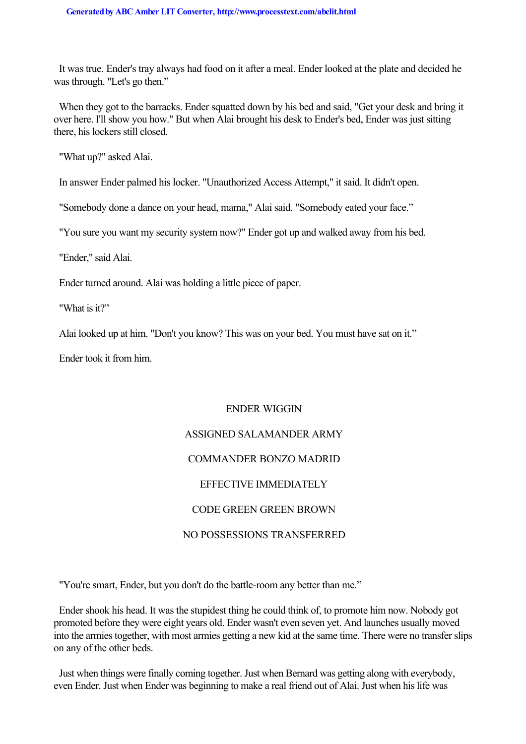It was true. Ender's tray always had food on it after a meal. Ender looked at the plate and decided he was through. "Let's go then."

When they got to the barracks. Ender squatted down by his bed and said, "Get your desk and bring it over here. I'll show you how." But when Alai brought his desk to Ender's bed, Ender was just sitting there, his lockers still closed.

"What up?" asked Alai.

In answer Ender palmed his locker. "Unauthorized Access Attempt," it said. It didn't open.

"Somebody done a dance on your head, mama," Alai said. "Somebody eated your face."

"You sure you want my security system now?" Ender got up and walked away from his bed.

"Ender," said Alai.

Ender turned around. Alai was holding a little piece of paper.

"What is it?"

Alai looked up at him. "Don't you know? This was on your bed. You must have sat on it."

Ender took it from him.

ENDER WIGGIN

ASSIGNED SALAMANDER ARMY

COMMANDER BONZO MADRID

EFFECTIVE IMMEDIATELY

CODE GREEN GREEN BROWN

NO POSSESSIONS TRANSFERRED

"You're smart, Ender, but you don't do the battle-room any better than me."

Ender shook his head. It was the stupidest thing he could think of, to promote him now. Nobody got promoted before they were eight years old. Ender wasn't even seven yet. And launches usually moved into the armies together, with most armies getting a new kid at the same time. There were no transfer slips on any of the other beds.

Just when things were finally coming together. Just when Bernard was getting along with everybody, even Ender. Just when Ender was beginning to make a real friend out of Alai. Just when his life was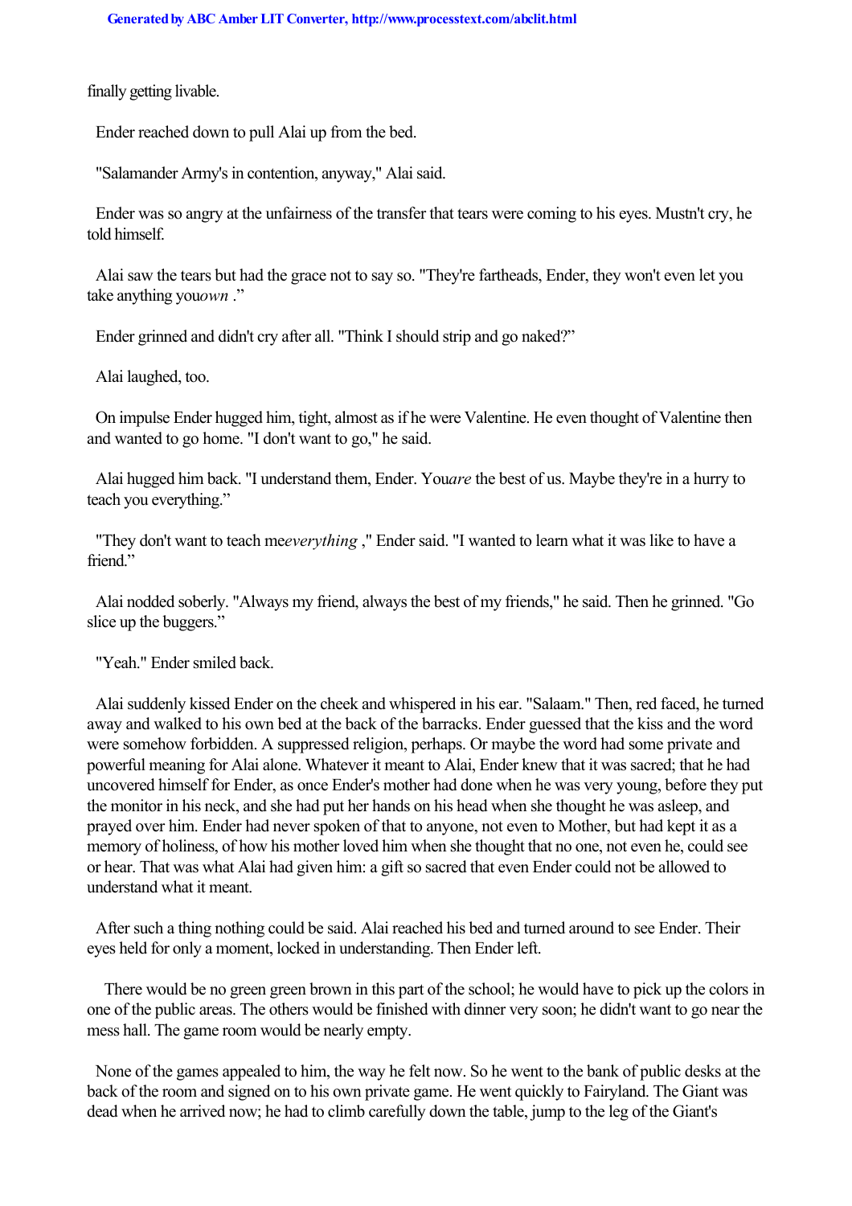finally getting livable.

Ender reached down to pull Alai up from the bed.

"Salamander Army's in contention, anyway," Alai said.

Ender was so angry at the unfairness of the transfer that tears were coming to his eyes. Mustn't cry, he told himself.

Alai saw the tears but had the grace not to say so. "They're fartheads, Ender, they won't even let you take anything you *own*."

Ender grinned and didn't cry after all. "Think I should strip and go naked?"

Alai laughed, too.

On impulse Ender hugged him, tight, almost as if he were Valentine. He even thought of Valentine then and wanted to go home. "I don't want to go," he said.

Alai hugged him back. "I understand them, Ender. You *are* the best of us. Maybe they're in a hurry to teach you everything."

"They don't want to teach me *everything*," Ender said. "I wanted to learn what it was like to have a friend."

Alai nodded soberly. "Always my friend, always the best of my friends," he said. Then he grinned. "Go slice up the buggers."

"Yeah." Ender smiled back.

Alai suddenly kissed Ender on the cheek and whispered in his ear. "Salaam." Then, red faced, he turned away and walked to his own bed at the back of the barracks. Ender guessed that the kiss and the word were somehow forbidden. A suppressed religion, perhaps. Or maybe the word had some private and powerful meaning for Alai alone. Whatever it meant to Alai, Ender knew that it was sacred; that he had uncovered himself for Ender, as once Ender's mother had done when he was very young, before they put the monitor in his neck, and she had put her hands on his head when she thought he was asleep, and prayed over him. Ender had never spoken of that to anyone, not even to Mother, but had kept it as a memory of holiness, of how his mother loved him when she thought that no one, not even he, could see or hear. That was what Alai had given him: a gift so sacred that even Ender could not be allowed to understand what it meant.

After such a thing nothing could be said. Alai reached his bed and turned around to see Ender. Their eyes held for only a moment, locked in understanding. Then Ender left.

There would be no green green brown in this part of the school; he would have to pick up the colors in one of the public areas. The others would be finished with dinner very soon; he didn't want to go near the mess hall. The game room would be nearly empty.

None of the games appealed to him, the way he felt now. So he went to the bank of public desks at the back of the room and signed on to his own private game. He went quickly to Fairyland. The Giant was dead when he arrived now; he had to climb carefully down the table, jump to the leg of the Giant's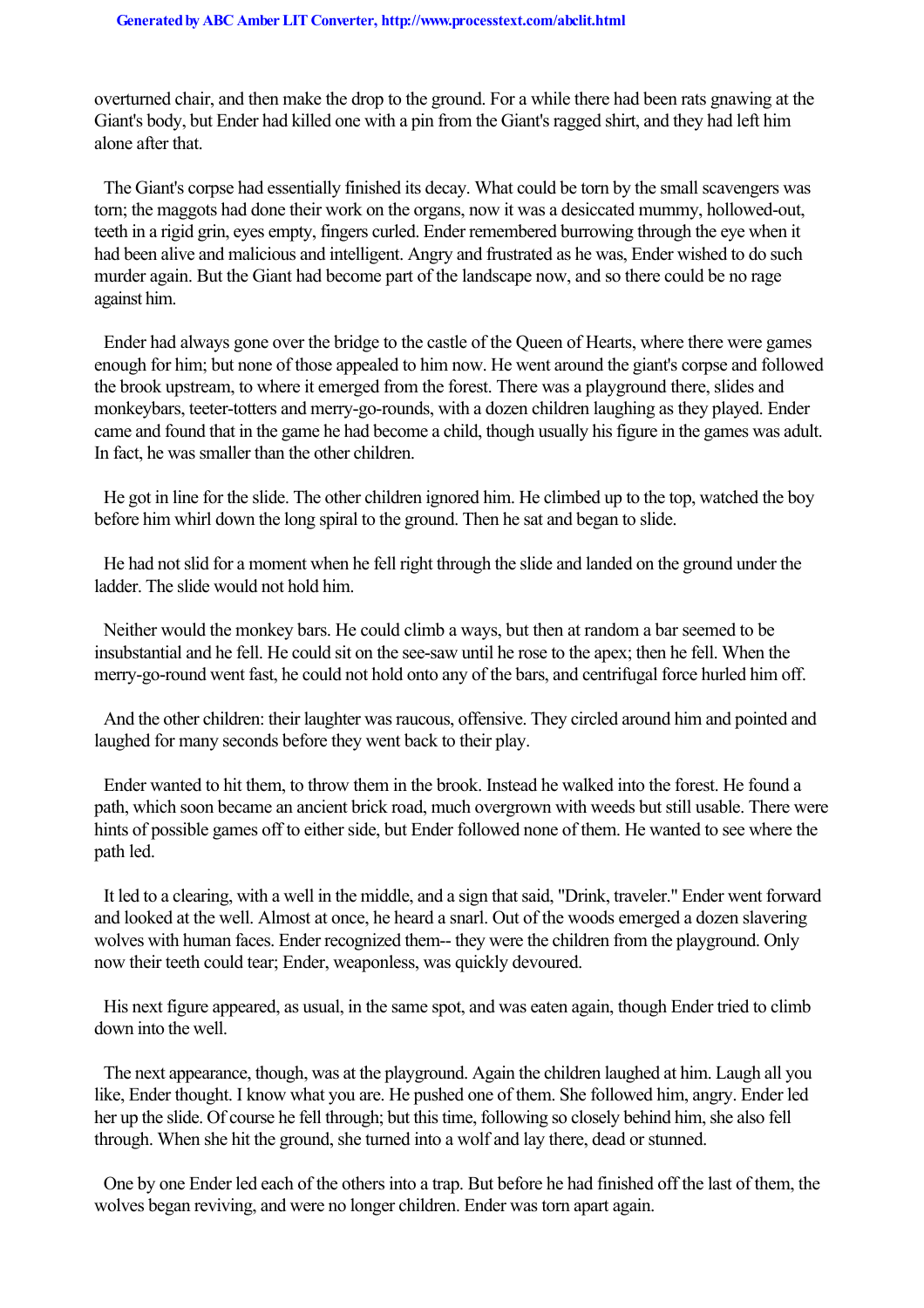overturned chair, and then make the drop to the ground. For a while there had been rats gnawing at the Giant's body, but Ender had killed one with a pin from the Giant's ragged shirt, and they had left him alone after that.

The Giant's corpse had essentially finished its decay. What could be torn by the small scavengers was torn; the maggots had done their work on the organs, now it was a desiccated mummy, hollowed-out, teeth in a rigid grin, eyes empty, fingers curled. Ender remembered burrowing through the eye when it had been alive and malicious and intelligent. Angry and frustrated as he was, Ender wished to do such murder again. But the Giant had become part of the landscape now, and so there could be no rage against him.

Ender had always gone over the bridge to the castle of the Queen of Hearts, where there were games enough for him; but none of those appealed to him now. He went around the giant's corpse and followed the brook upstream, to where it emerged from the forest. There was a playground there, slides and monkeybars, teeter-totters and merry-go-rounds, with a dozen children laughing as they played. Ender came and found that in the game he had become a child, though usually his figure in the games was adult. In fact, he was smaller than the other children.

He got in line for the slide. The other children ignored him. He climbed up to the top, watched the boy before him whirl down the long spiral to the ground. Then he sat and began to slide.

He had not slid for a moment when he fell right through the slide and landed on the ground under the ladder. The slide would not hold him.

Neither would the monkey bars. He could climb a ways, but then at random a bar seemed to be insubstantial and he fell. He could sit on the see-saw until he rose to the apex; then he fell. When the merry-go-round went fast, he could not hold onto any of the bars, and centrifugal force hurled him off.

And the other children: their laughter was raucous, offensive. They circled around him and pointed and laughed for many seconds before they went back to their play.

Ender wanted to hit them, to throw them in the brook. Instead he walked into the forest. He found a path, which soon became an ancient brick road, much overgrown with weeds but still usable. There were hints of possible games off to either side, but Ender followed none of them. He wanted to see where the path led.

It led to a clearing, with a well in the middle, and a sign that said, "Drink, traveler." Ender went forward and looked at the well. Almost at once, he heard a snarl. Out of the woods emerged a dozen slavering wolves with human faces. Ender recognized them-- they were the children from the playground. Only now their teeth could tear; Ender, weaponless, was quickly devoured.

His next figure appeared, as usual, in the same spot, and was eaten again, though Ender tried to climb down into the well.

The next appearance, though, was at the playground. Again the children laughed at him. Laugh all you like, Ender thought. I know what you are. He pushed one of them. She followed him, angry. Ender led her up the slide. Of course he fell through; but this time, following so closely behind him, she also fell through. When she hit the ground, she turned into a wolf and lay there, dead or stunned.

One by one Ender led each of the others into a trap. But before he had finished off the last of them, the wolves began reviving, and were no longer children. Ender was torn apart again.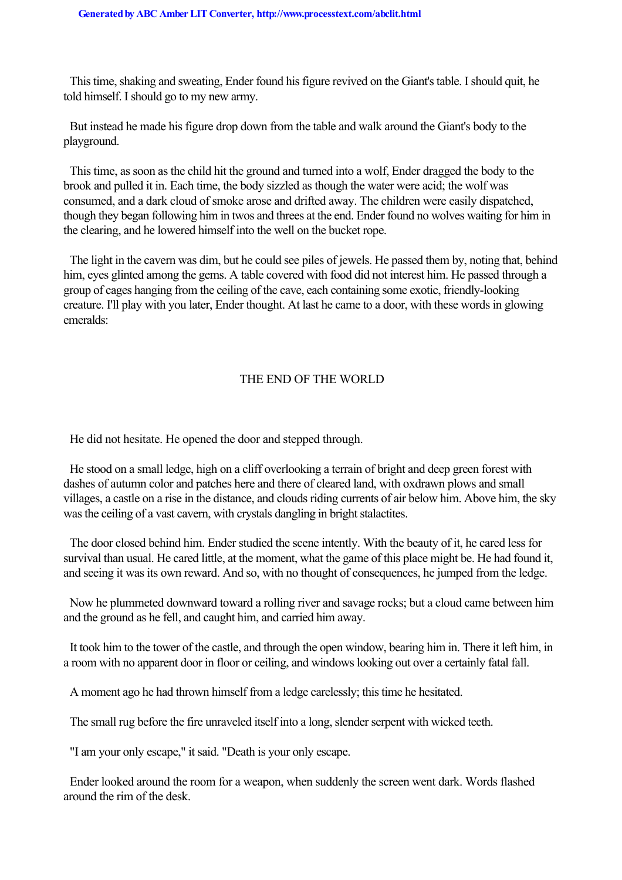This time, shaking and sweating, Ender found his figure revived on the Giant's table. I should quit, he told himself. I should go to my new army.

But instead he made his figure drop down from the table and walk around the Giant's body to the playground.

This time, as soon as the child hit the ground and turned into a wolf, Ender dragged the body to the brook and pulled it in. Each time, the body sizzled as though the water were acid; the wolf was consumed, and a dark cloud of smoke arose and drifted away. The children were easily dispatched, though they began following him in twos and threes at the end. Ender found no wolves waiting for him in the clearing, and he lowered himself into the well on the bucket rope.

The light in the cavern was dim, but he could see piles of jewels. He passed them by, noting that, behind him, eyes glinted among the gems. A table covered with food did not interest him. He passed through a group of cages hanging from the ceiling of the cave, each containing some exotic, friendly-looking creature. I'll play with you later, Ender thought. At last he came to a door, with these words in glowing emeralds:

THE END OF THE WORLD

He did not hesitate. He opened the door and stepped through.

He stood on a small ledge, high on a cliff overlooking a terrain of bright and deep green forest with dashes of autumn color and patches here and there of cleared land, with oxdrawn plows and small villages, a castle on a rise in the distance, and clouds riding currents of air below him. Above him, the sky was the ceiling of a vast cavern, with crystals dangling in bright stalactites.

The door closed behind him. Ender studied the scene intently. With the beauty of it, he cared less for survival than usual. He cared little, at the moment, what the game of this place might be. He had found it, and seeing it was its own reward. And so, with no thought of consequences, he jumped from the ledge.

Now he plummeted downward toward a rolling river and savage rocks; but a cloud came between him and the ground as he fell, and caught him, and carried him away.

It took him to the tower of the castle, and through the open window, bearing him in. There it left him, in a room with no apparent door in floor or ceiling, and windows looking out over a certainly fatal fall.

A moment ago he had thrown himself from a ledge carelessly; this time he hesitated.

The small rug before the fire unraveled itself into a long, slender serpent with wicked teeth.

"I am your only escape," it said. "Death is your only escape.

Ender looked around the room for a weapon, when suddenly the screen went dark. Words flashed around the rim of the desk.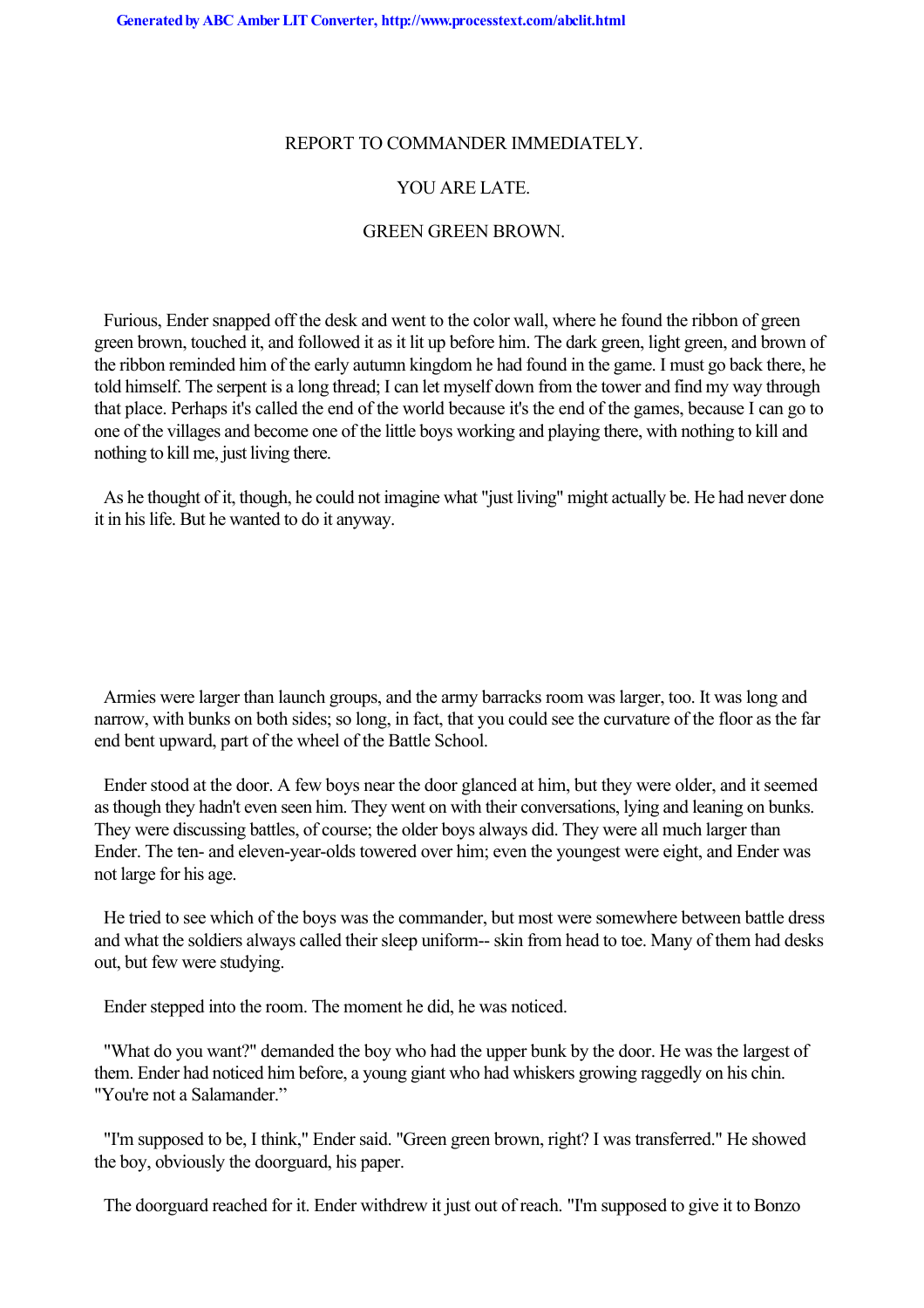REPORT TO COMMANDER IMMEDIATELY.

YOU ARE LATE.

GREEN GREEN BROWN.

Furious, Ender snapped off the desk and went to the color wall, where he found the ribbon of green green brown, touched it, and followed it as it lit up before him. The dark green, light green, and brown of the ribbon reminded him of the early autumn kingdom he had found in the game. I must go back there, he told himself. The serpent is a long thread; I can let myself down from the tower and find my way through that place. Perhaps it's called the end of the world because it's the end of the games, because I can go to one of the villages and become one of the little boys working and playing there, with nothing to kill and nothing to kill me, just living there.

As he thought of it, though, he could not imagine what "just living" might actually be. He had never done it in his life. But he wanted to do it anyway.

Armies were larger than launch groups, and the army barracks room was larger, too. It was long and narrow, with bunks on both sides; so long, in fact, that you could see the curvature of the floor as the far end bent upward, part of the wheel of the Battle School.

Ender stood at the door. A few boys near the door glanced at him, but they were older, and it seemed as though they hadn't even seen him. They went on with their conversations, lying and leaning on bunks. They were discussing battles, of course; the older boys always did. They were all much larger than Ender. The ten- and eleven-year-olds towered over him; even the youngest were eight, and Ender was not large for his age.

He tried to see which of the boys was the commander, but most were somewhere between battle dress and what the soldiers always called their sleep uniform-- skin from head to toe. Many of them had desks out, but few were studying.

Ender stepped into the room. The moment he did, he was noticed.

"What do you want?" demanded the boy who had the upper bunk by the door. He was the largest of them. Ender had noticed him before, a young giant who had whiskers growing raggedly on his chin. "You're not a Salamander."

"I'm supposed to be, I think," Ender said. "Green green brown, right? I was transferred." He showed the boy, obviously the doorguard, his paper.

The doorguard reached for it. Ender withdrew it just out of reach. "I'm supposed to give it to Bonzo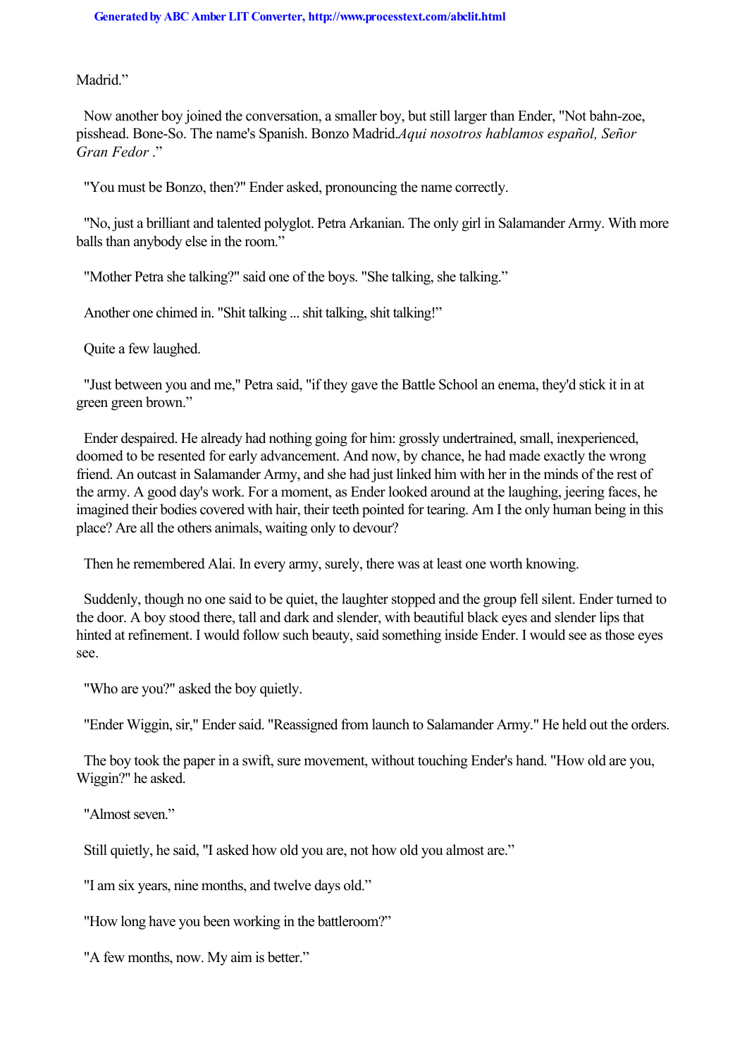Madrid."

Now another boy joined the conversation, a smaller boy, but still larger than Ender, "Not bahn-zoe, pisshead. Bone-So. The name's Spanish. Bonzo Madrid.*Aqui nosotros hablamos español, Señor Gran Fedor* ."

"You must be Bonzo, then?" Ender asked, pronouncing the name correctly.

"No, just a brilliant and talented polyglot. Petra Arkanian. The only girl in Salamander Army. With more balls than anybody else in the room."

"Mother Petra she talking?" said one of the boys. "She talking, she talking."

Another one chimed in. "Shit talking ... shit talking, shit talking!"

Quite a few laughed.

"Just between you and me," Petra said, "if they gave the Battle School an enema, they'd stick it in at green green brown."

Ender despaired. He already had nothing going for him: grossly undertrained, small, inexperienced, doomed to be resented for early advancement. And now, by chance, he had made exactly the wrong friend. An outcast in Salamander Army, and she had just linked him with her in the minds of the rest of the army. A good day's work. For a moment, as Ender looked around at the laughing, jeering faces, he imagined their bodies covered with hair, their teeth pointed for tearing. Am I the only human being in this place? Are all the others animals, waiting only to devour?

Then he remembered Alai. In every army, surely, there was at least one worth knowing.

Suddenly, though no one said to be quiet, the laughter stopped and the group fell silent. Ender turned to the door. A boy stood there, tall and dark and slender, with beautiful black eyes and slender lips that hinted at refinement. I would follow such beauty, said something inside Ender. I would see as those eyes see.

"Who are you?" asked the boy quietly.

"Ender Wiggin, sir," Ender said. "Reassigned from launch to Salamander Army." He held out the orders.

The boy took the paper in a swift, sure movement, without touching Ender's hand. "How old are you, Wiggin?" he asked.

"Almost seven."

Still quietly, he said, "I asked how old you are, not how old you almost are."

"I am six years, nine months, and twelve days old."

"How long have you been working in the battleroom?"

"A few months, now. My aim is better."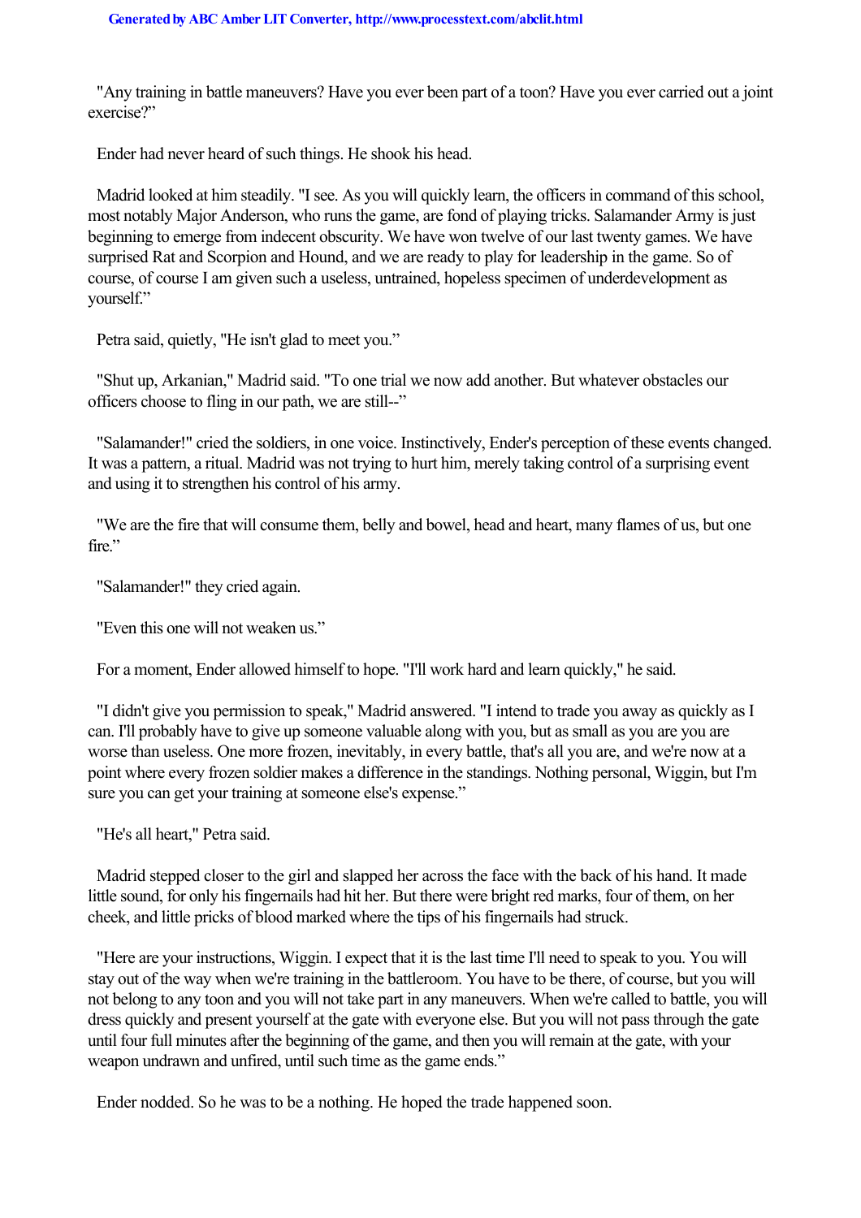"Any training in battle maneuvers? Have you ever been part of a toon? Have you ever carried out a joint exercise?"

Ender had never heard of such things. He shook his head.

Madrid looked at him steadily. "I see. As you will quickly learn, the officers in command of this school, most notably Major Anderson, who runs the game, are fond of playing tricks. Salamander Army is just beginning to emerge from indecent obscurity. We have won twelve of our last twenty games. We have surprised Rat and Scorpion and Hound, and we are ready to play for leadership in the game. So of course, of course I am given such a useless, untrained, hopeless specimen of underdevelopment as yourself."

Petra said, quietly, "He isn't glad to meet you."

"Shut up, Arkanian," Madrid said. "To one trial we now add another. But whatever obstacles our officers choose to fling in our path, we are still--"

"Salamander!" cried the soldiers, in one voice. Instinctively, Ender's perception of these events changed. It was a pattern, a ritual. Madrid was not trying to hurt him, merely taking control of a surprising event and using it to strengthen his control of his army.

"We are the fire that will consume them, belly and bowel, head and heart, many flames of us, but one fire."

"Salamander!" they cried again.

"Even this one will not weaken us."

For a moment, Ender allowed himself to hope. "I'll work hard and learn quickly," he said.

"I didn't give you permission to speak," Madrid answered. "I intend to trade you away as quickly as I can. I'll probably have to give up someone valuable along with you, but as small as you are you are worse than useless. One more frozen, inevitably, in every battle, that's all you are, and we're now at a point where every frozen soldier makes a difference in the standings. Nothing personal, Wiggin, but I'm sure you can get your training at someone else's expense."

"He's all heart," Petra said.

Madrid stepped closer to the girl and slapped her across the face with the back of his hand. It made little sound, for only his fingernails had hit her. But there were bright red marks, four of them, on her cheek, and little pricks of blood marked where the tips of his fingernails had struck.

"Here are your instructions, Wiggin. I expect that it is the last time I'll need to speak to you. You will stay out of the way when we're training in the battleroom. You have to be there, of course, but you will not belong to any toon and you will not take part in any maneuvers. When we're called to battle, you will dress quickly and present yourself at the gate with everyone else. But you will not pass through the gate until four full minutes after the beginning of the game, and then you will remain at the gate, with your weapon undrawn and unfired, until such time as the game ends."

Ender nodded. So he was to be a nothing. He hoped the trade happened soon.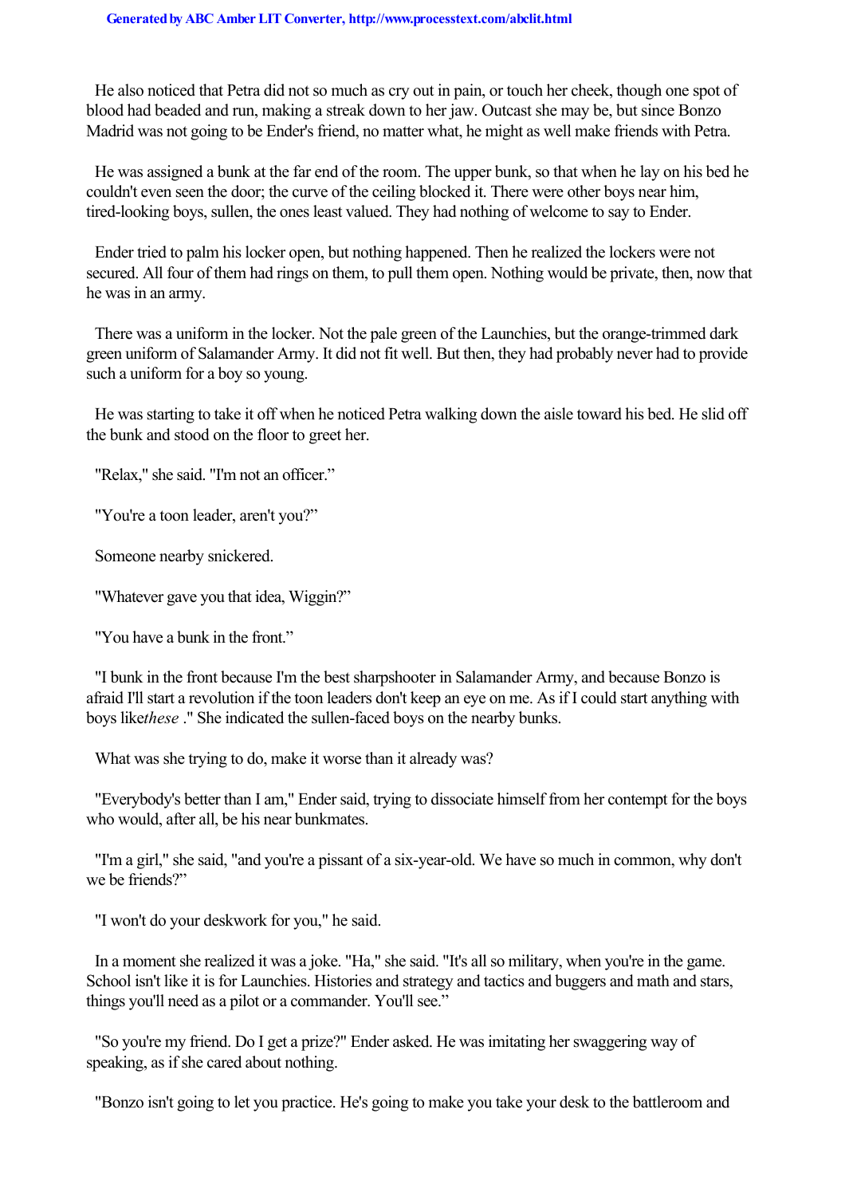He also noticed that Petra did not so much as cry out in pain, or touch her cheek, though one spot of blood had beaded and run, making a streak down to her jaw. Outcast she may be, but since Bonzo Madrid was not going to be Ender's friend, no matter what, he might as well make friends with Petra.

He was assigned a bunk at the far end of the room. The upper bunk, so that when he lay on his bed he couldn't even seen the door; the curve of the ceiling blocked it. There were other boys near him, tired-looking boys, sullen, the ones least valued. They had nothing of welcome to say to Ender.

Ender tried to palm his locker open, but nothing happened. Then he realized the lockers were not secured. All four of them had rings on them, to pull them open. Nothing would be private, then, now that he was in an army.

There was a uniform in the locker. Not the pale green of the Launchies, but the orange-trimmed dark green uniform of Salamander Army. It did not fit well. But then, they had probably never had to provide such a uniform for a boy so young.

He was starting to take it off when he noticed Petra walking down the aisle toward his bed. He slid off the bunk and stood on the floor to greet her.

"Relax," she said. "I'm not an officer."

"You're a toon leader, aren't you?"

Someone nearby snickered.

"Whatever gave you that idea, Wiggin?"

"You have a bunk in the front."

"I bunk in the front because I'm the best sharpshooter in Salamander Army, and because Bonzo is afraid I'll start a revolution if the toon leaders don't keep an eye on me. As if I could start anything with boys like *these* ." She indicated the sullen-faced boys on the nearby bunks.

What was she trying to do, make it worse than it already was?

"Everybody's better than I am," Ender said, trying to dissociate himself from her contempt for the boys who would, after all, be his near bunkmates.

"I'm a girl," she said, "and you're a pissant of a six-year-old. We have so much in common, why don't we be friends?"

"I won't do your deskwork for you," he said.

In a moment she realized it was a joke. "Ha," she said. "It's all so military, when you're in the game. School isn't like it is for Launchies. Histories and strategy and tactics and buggers and math and stars, things you'll need as a pilot or a commander. You'll see."

"So you're my friend. Do I get a prize?" Ender asked. He was imitating her swaggering way of speaking, as if she cared about nothing.

"Bonzo isn't going to let you practice. He's going to make you take your desk to the battleroom and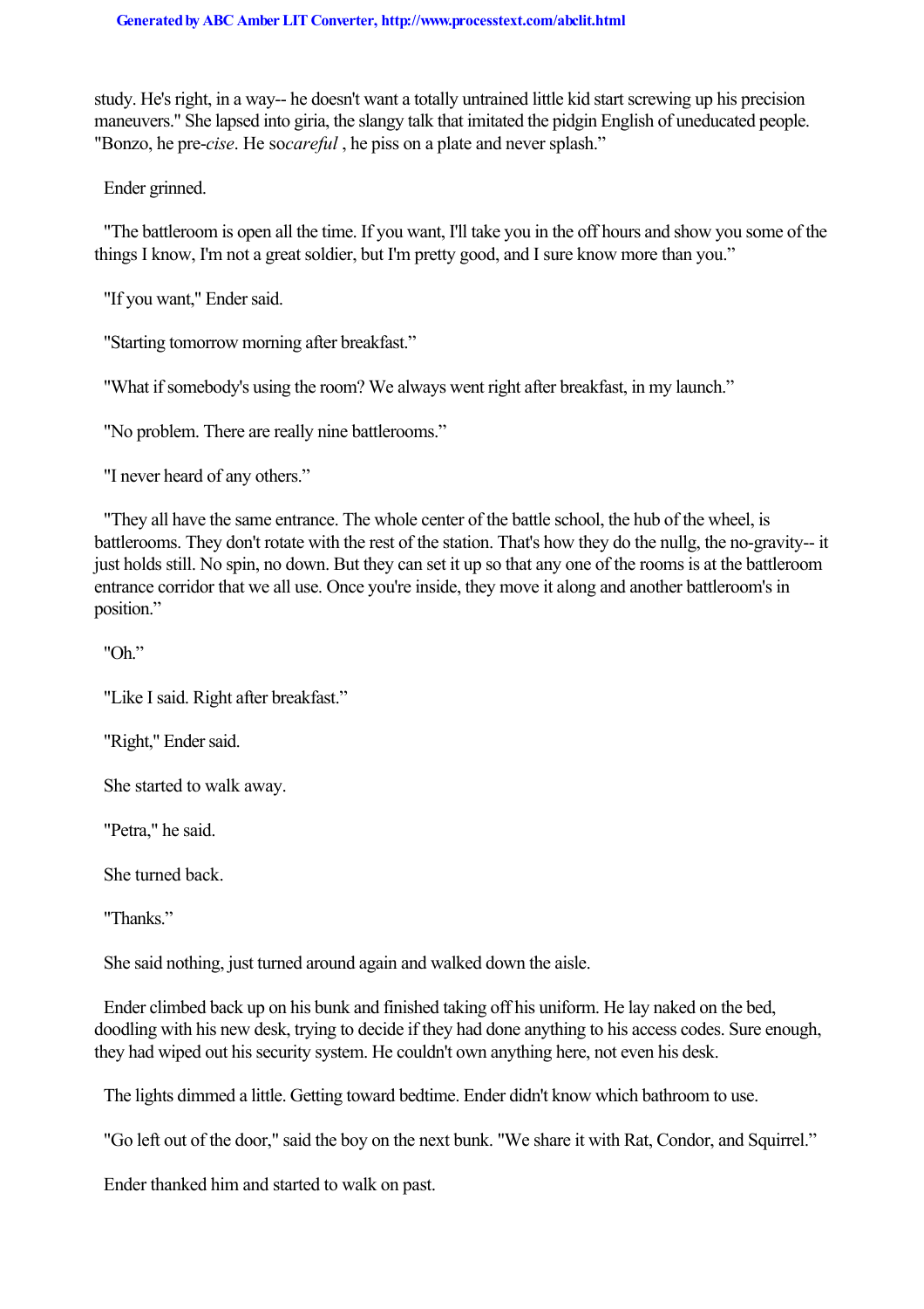study. He's right, in a way-- he doesn't want a totally untrained little kid start screwing up his precision maneuvers." She lapsed into giria, the slangy talk that imitated the pidgin English of uneducated people. "Bonzo, he pre-*cise*. He so*careful* , he piss on a plate and never splash."

Ender grinned.

"The battleroom is open all the time. If you want, I'll take you in the off hours and show you some of the things I know, I'm not a great soldier, but I'm pretty good, and I sure know more than you."

"If you want," Ender said.

"Starting tomorrow morning after breakfast."

"What if somebody's using the room? We always went right after breakfast, in my launch."

"No problem. There are really nine battlerooms."

"I never heard of any others."

"They all have the same entrance. The whole center of the battle school, the hub of the wheel, is battlerooms. They don't rotate with the rest of the station. That's how they do the nullg, the no-gravity-- it just holds still. No spin, no down. But they can set it up so that any one of the rooms is at the battleroom entrance corridor that we all use. Once you're inside, they move it along and another battleroom's in position."

"Oh."

"Like I said. Right after breakfast."

"Right," Ender said.

She started to walk away.

"Petra," he said.

She turned back.

"Thanks."

She said nothing, just turned around again and walked down the aisle.

Ender climbed back up on his bunk and finished taking off his uniform. He lay naked on the bed, doodling with his new desk, trying to decide if they had done anything to his access codes. Sure enough, they had wiped out his security system. He couldn't own anything here, not even his desk.

The lights dimmed a little. Getting toward bedtime. Ender didn't know which bathroom to use.

"Go left out of the door," said the boy on the next bunk. "We share it with Rat, Condor, and Squirrel."

Ender thanked him and started to walk on past.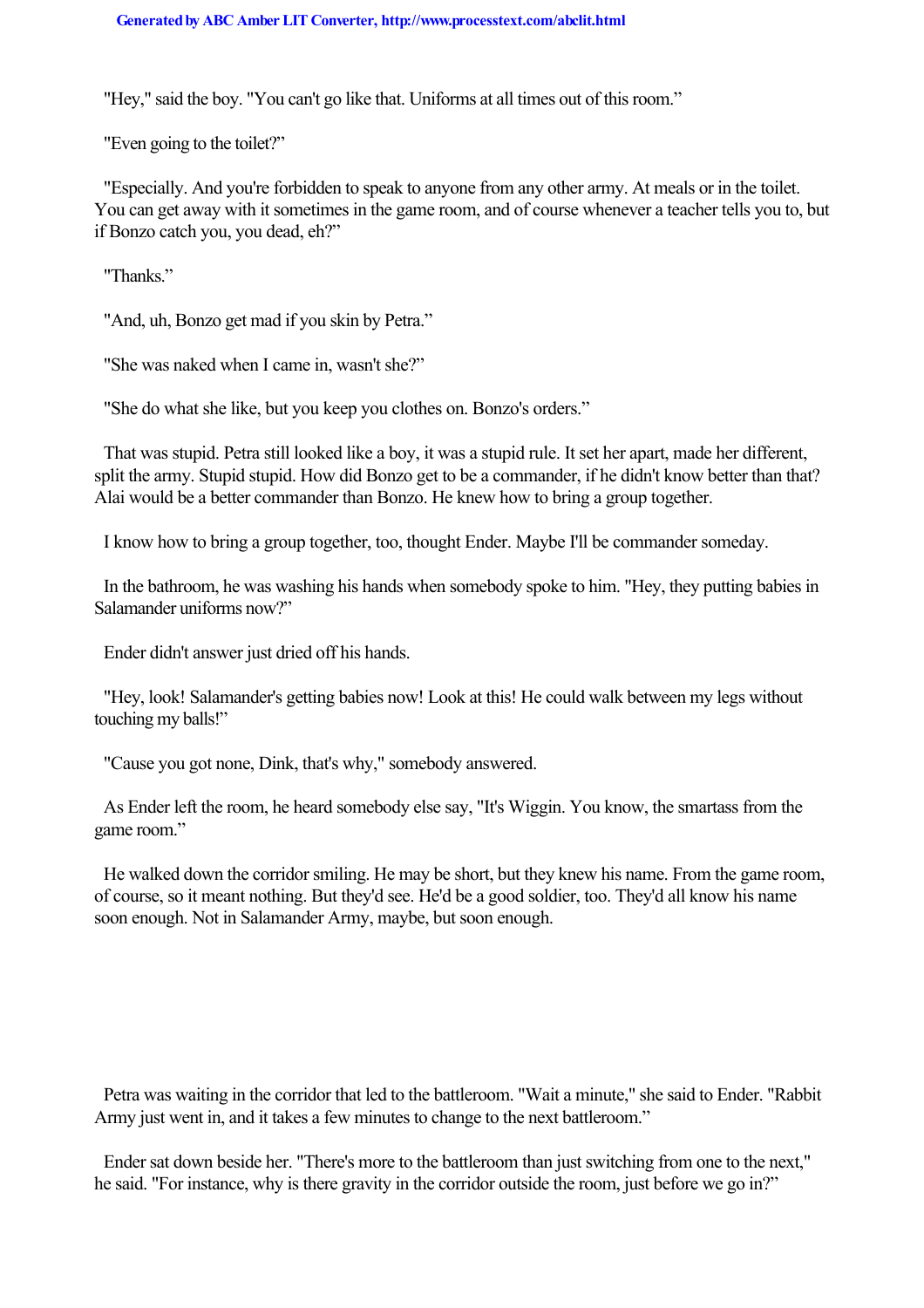"Hey," said the boy. "You can't go like that. Uniforms at all times out of this room."

"Even going to the toilet?"

"Especially. And you're forbidden to speak to anyone from any other army. At meals or in the toilet. You can get away with it sometimes in the game room, and of course whenever a teacher tells you to, but if Bonzo catch you, you dead, eh?"

"Thanks."

"And, uh, Bonzo get mad if you skin by Petra."

"She was naked when I came in, wasn't she?"

"She do what she like, but you keep you clothes on. Bonzo's orders."

That was stupid. Petra still looked like a boy, it was a stupid rule. It set her apart, made her different, split the army. Stupid stupid. How did Bonzo get to be a commander, if he didn't know better than that? Alai would be a better commander than Bonzo. He knew how to bring a group together.

I know how to bring a group together, too, thought Ender. Maybe I'll be commander someday.

In the bathroom, he was washing his hands when somebody spoke to him. "Hey, they putting babies in Salamander uniforms now?"

Ender didn't answer just dried off his hands.

"Hey, look! Salamander's getting babies now! Look at this! He could walk between my legs without touching my balls!"

"Cause you got none, Dink, that's why," somebody answered.

As Ender left the room, he heard somebody else say, "It's Wiggin. You know, the smartass from the game room."

He walked down the corridor smiling. He may be short, but they knew his name. From the game room, of course, so it meant nothing. But they'd see. He'd be a good soldier, too. They'd all know his name soon enough. Not in Salamander Army, maybe, but soon enough.

Petra was waiting in the corridor that led to the battleroom. "Wait a minute," she said to Ender. "Rabbit Army just went in, and it takes a few minutes to change to the next battleroom."

Ender sat down beside her. "There's more to the battleroom than just switching from one to the next," he said. "For instance, why is there gravity in the corridor outside the room, just before we go in?"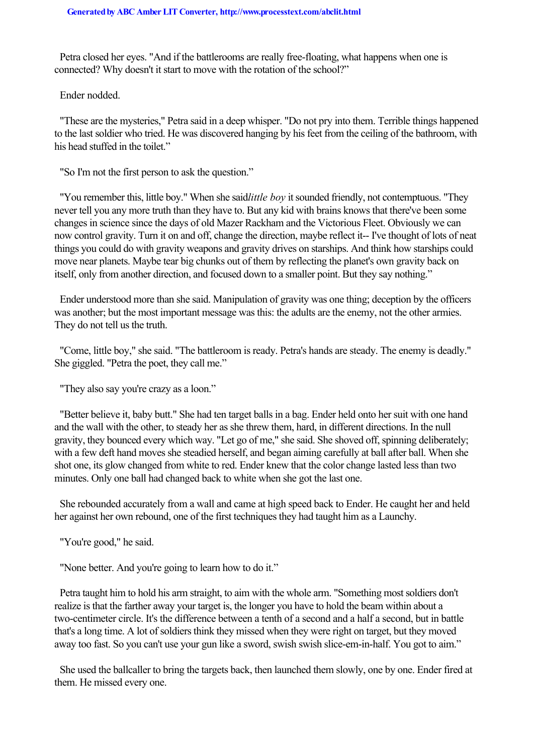Petra closed her eyes. "And if the battlerooms are really free-floating, what happens when one is connected? Why doesn't it start to move with the rotation of the school?"

Ender nodded.

"These are the mysteries," Petra said in a deep whisper. "Do not pry into them. Terrible things happened to the last soldier who tried. He was discovered hanging by his feet from the ceiling of the bathroom, with his head stuffed in the toilet."

"So I'm not the first person to ask the question."

"You remember this, little boy." When she said *little boy* it sounded friendly, not contemptuous. "They never tell you any more truth than they have to. But any kid with brains knows that there've been some changes in science since the days of old Mazer Rackham and the Victorious Fleet. Obviously we can now control gravity. Turn it on and off, change the direction, maybe reflect it-- I've thought of lots of neat things you could do with gravity weapons and gravity drives on starships. And think how starships could move near planets. Maybe tear big chunks out of them by reflecting the planet's own gravity back on itself, only from another direction, and focused down to a smaller point. But they say nothing."

Ender understood more than she said. Manipulation of gravity was one thing; deception by the officers was another; but the most important message was this: the adults are the enemy, not the other armies. They do not tell us the truth.

"Come, little boy," she said. "The battleroom is ready. Petra's hands are steady. The enemy is deadly." She giggled. "Petra the poet, they call me."

"They also say you're crazy as a loon."

"Better believe it, baby butt." She had ten target balls in a bag. Ender held onto her suit with one hand and the wall with the other, to steady her as she threw them, hard, in different directions. In the null gravity, they bounced every which way. "Let go of me," she said. She shoved off, spinning deliberately; with a few deft hand moves she steadied herself, and began aiming carefully at ball after ball. When she shot one, its glow changed from white to red. Ender knew that the color change lasted less than two minutes. Only one ball had changed back to white when she got the last one.

She rebounded accurately from a wall and came at high speed back to Ender. He caught her and held her against her own rebound, one of the first techniques they had taught him as a Launchy.

"You're good," he said.

"None better. And you're going to learn how to do it."

Petra taught him to hold his arm straight, to aim with the whole arm. "Something most soldiers don't realize is that the farther away your target is, the longer you have to hold the beam within about a two-centimeter circle. It's the difference between a tenth of a second and a half a second, but in battle that's a long time. A lot of soldiers think they missed when they were right on target, but they moved away too fast. So you can't use your gun like a sword, swish swish slice-em-in-half. You got to aim."

She used the ballcaller to bring the targets back, then launched them slowly, one by one. Ender fired at them. He missed every one.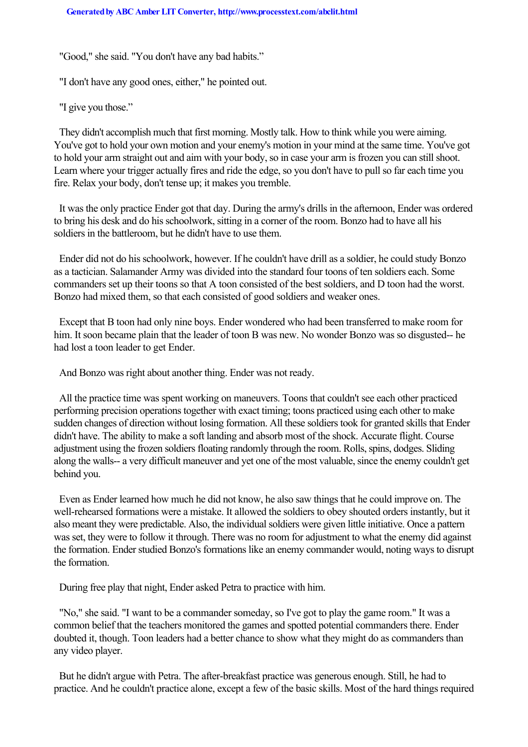"Good," she said. "You don't have any bad habits."

"I don't have any good ones, either," he pointed out.

"I give you those."

They didn't accomplish much that first morning. Mostly talk. How to think while you were aiming. You've got to hold your own motion and your enemy's motion in your mind at the same time. You've got to hold your arm straight out and aim with your body, so in case your arm is frozen you can still shoot. Learn where your trigger actually fires and ride the edge, so you don't have to pull so far each time you fire. Relax your body, don't tense up; it makes you tremble.

It was the only practice Ender got that day. During the army's drills in the afternoon, Ender was ordered to bring his desk and do his schoolwork, sitting in a corner of the room. Bonzo had to have all his soldiers in the battleroom, but he didn't have to use them.

Ender did not do his schoolwork, however. If he couldn't have drill as a soldier, he could study Bonzo as a tactician. Salamander Army was divided into the standard four toons of ten soldiers each. Some commanders set up their toons so that A toon consisted of the best soldiers, and D toon had the worst. Bonzo had mixed them, so that each consisted of good soldiers and weaker ones.

Except that B toon had only nine boys. Ender wondered who had been transferred to make room for him. It soon became plain that the leader of toon B was new. No wonder Bonzo was so disgusted-- he had lost a toon leader to get Ender.

And Bonzo was right about another thing. Ender was not ready.

All the practice time was spent working on maneuvers. Toons that couldn't see each other practiced performing precision operations together with exact timing; toons practiced using each other to make sudden changes of direction without losing formation. All these soldiers took for granted skills that Ender didn't have. The ability to make a soft landing and absorb most of the shock. Accurate flight. Course adjustment using the frozen soldiers floating randomly through the room. Rolls, spins, dodges. Sliding along the walls-- a very difficult maneuver and yet one of the most valuable, since the enemy couldn't get behind you.

Even as Ender learned how much he did not know, he also saw things that he could improve on. The well-rehearsed formations were a mistake. It allowed the soldiers to obey shouted orders instantly, but it also meant they were predictable. Also, the individual soldiers were given little initiative. Once a pattern was set, they were to follow it through. There was no room for adjustment to what the enemy did against the formation. Ender studied Bonzo's formations like an enemy commander would, noting ways to disrupt the formation.

During free play that night, Ender asked Petra to practice with him.

"No," she said. "I want to be a commander someday, so I've got to play the game room." It was a common belief that the teachers monitored the games and spotted potential commanders there. Ender doubted it, though. Toon leaders had a better chance to show what they might do as commanders than any video player.

But he didn't argue with Petra. The after-breakfast practice was generous enough. Still, he had to practice. And he couldn't practice alone, except a few of the basic skills. Most of the hard things required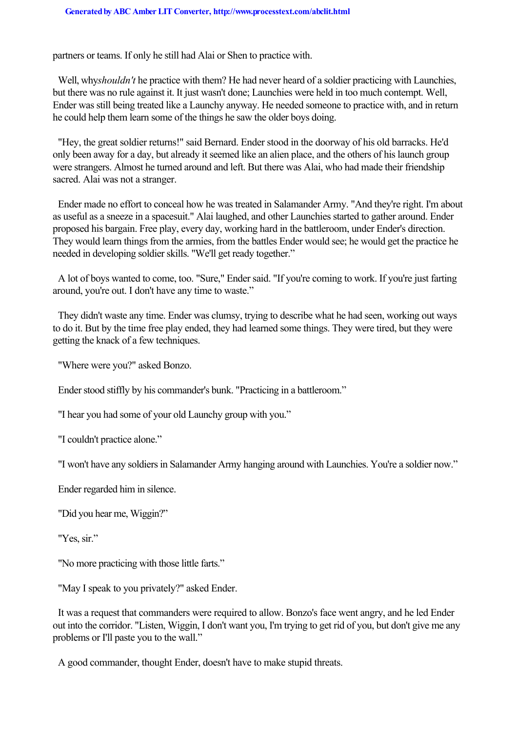partners or teams. If only he still had Alai or Shen to practice with.

Well, why *shouldn't* he practice with them? He had never heard of a soldier practicing with Launchies, but there was no rule against it. It just wasn't done; Launchies were held in too much contempt. Well, Ender was still being treated like a Launchy anyway. He needed someone to practice with, and in return he could help them learn some of the things he saw the older boys doing.

"Hey, the great soldier returns!" said Bernard. Ender stood in the doorway of his old barracks. He'd only been away for a day, but already it seemed like an alien place, and the others of his launch group were strangers. Almost he turned around and left. But there was Alai, who had made their friendship sacred. Alai was not a stranger.

Ender made no effort to conceal how he was treated in Salamander Army. "And they're right. I'm about as useful as a sneeze in a spacesuit." Alai laughed, and other Launchies started to gather around. Ender proposed his bargain. Free play, every day, working hard in the battleroom, under Ender's direction. They would learn things from the armies, from the battles Ender would see; he would get the practice he needed in developing soldier skills. "We'll get ready together."

A lot of boys wanted to come, too. "Sure," Ender said. "If you're coming to work. If you're just farting around, you're out. I don't have any time to waste."

They didn't waste any time. Ender was clumsy, trying to describe what he had seen, working out ways to do it. But by the time free play ended, they had learned some things. They were tired, but they were getting the knack of a few techniques.

"Where were you?" asked Bonzo.

Ender stood stiffly by his commander's bunk. "Practicing in a battleroom."

"I hear you had some of your old Launchy group with you."

"I couldn't practice alone."

"I won't have any soldiers in Salamander Army hanging around with Launchies. You're a soldier now."

Ender regarded him in silence.

"Did you hear me, Wiggin?"

"Yes, sir."

"No more practicing with those little farts."

"May I speak to you privately?" asked Ender.

It was a request that commanders were required to allow. Bonzo's face went angry, and he led Ender out into the corridor. "Listen, Wiggin, I don't want you, I'm trying to get rid of you, but don't give me any problems or I'll paste you to the wall."

A good commander, thought Ender, doesn't have to make stupid threats.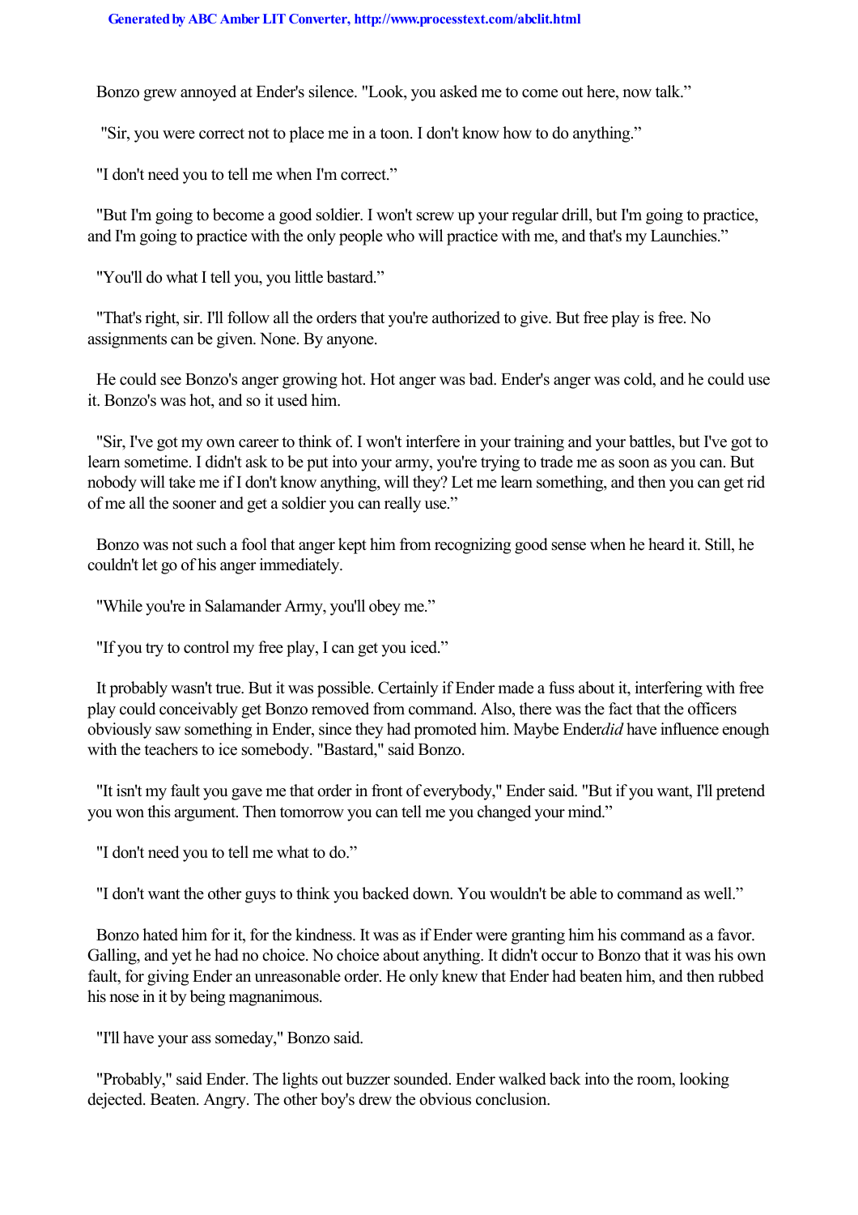Bonzo grew annoyed at Ender's silence. "Look, you asked me to come out here, now talk."

"Sir, you were correct not to place me in a toon. I don't know how to do anything."

"I don't need you to tell me when I'm correct."

"But I'm going to become a good soldier. I won't screw up your regular drill, but I'm going to practice, and I'm going to practice with the only people who will practice with me, and that's my Launchies."

"You'll do what I tell you, you little bastard."

"That's right, sir. I'll follow all the orders that you're authorized to give. But free play is free. No assignments can be given. None. By anyone.

He could see Bonzo's anger growing hot. Hot anger was bad. Ender's anger was cold, and he could use it. Bonzo's was hot, and so it used him.

"Sir, I've got my own career to think of. I won't interfere in your training and your battles, but I've got to learn sometime. I didn't ask to be put into your army, you're trying to trade me as soon as you can. But nobody will take me if I don't know anything, will they? Let me learn something, and then you can get rid of me all the sooner and get a soldier you can really use."

Bonzo was not such a fool that anger kept him from recognizing good sense when he heard it. Still, he couldn't let go of his anger immediately.

"While you're in Salamander Army, you'll obey me."

"If you try to control my free play, I can get you iced."

It probably wasn't true. But it was possible. Certainly if Ender made a fuss about it, interfering with free play could conceivably get Bonzo removed from command. Also, there was the fact that the officers obviously saw something in Ender, since they had promoted him. Maybe Ender*did* have influence enough with the teachers to ice somebody. "Bastard," said Bonzo.

"It isn't my fault you gave me that order in front of everybody," Ender said. "But if you want, I'll pretend you won this argument. Then tomorrow you can tell me you changed your mind."

"I don't need you to tell me what to do."

"I don't want the other guys to think you backed down. You wouldn't be able to command as well."

Bonzo hated him for it, for the kindness. It was as if Ender were granting him his command as a favor. Galling, and yet he had no choice. No choice about anything. It didn't occur to Bonzo that it was his own fault, for giving Ender an unreasonable order. He only knew that Ender had beaten him, and then rubbed his nose in it by being magnanimous.

"I'll have your ass someday," Bonzo said.

"Probably," said Ender. The lights out buzzer sounded. Ender walked back into the room, looking dejected. Beaten. Angry. The other boy's drew the obvious conclusion.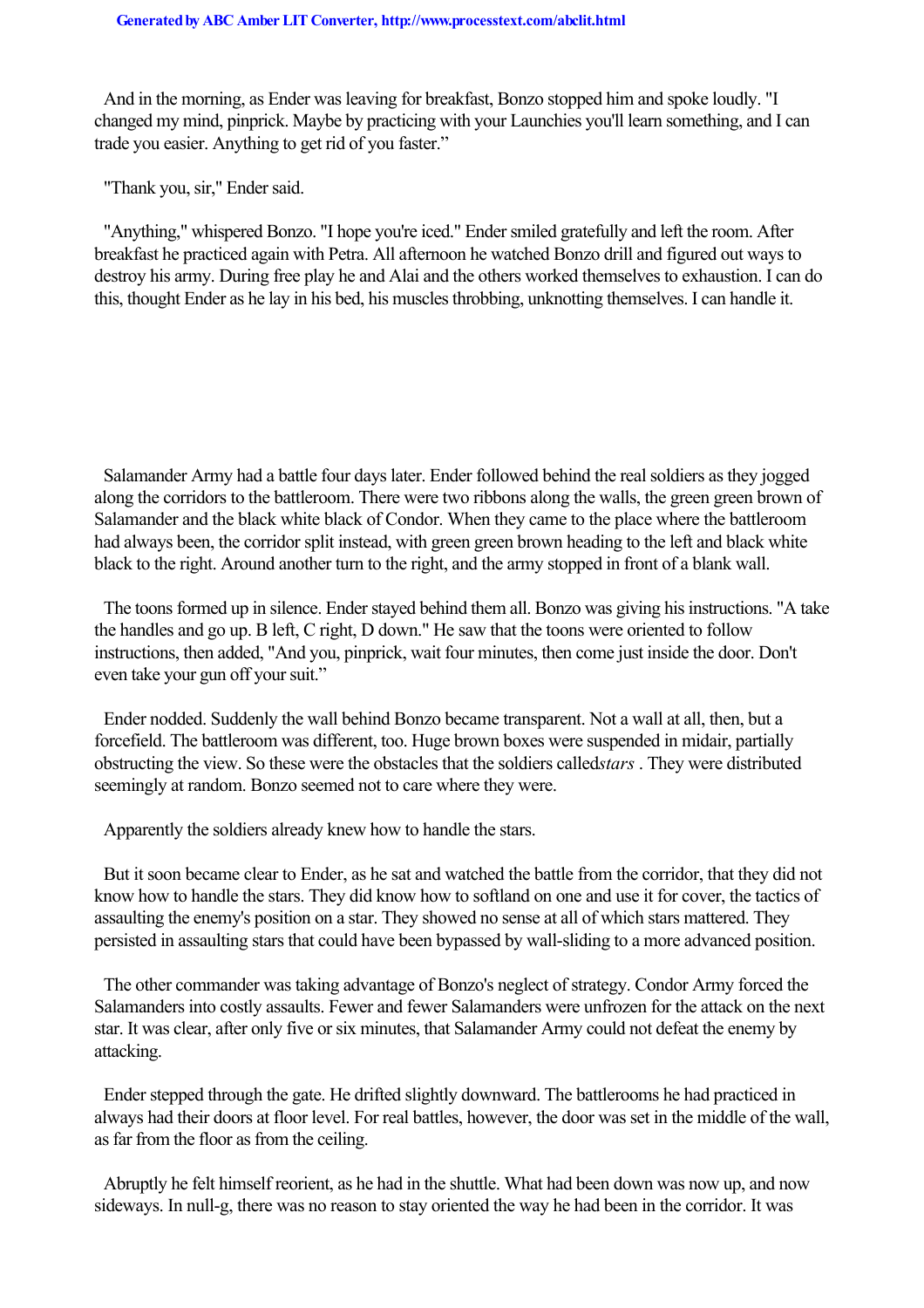And in the morning, as Ender was leaving for breakfast, Bonzo stopped him and spoke loudly. "I changed my mind, pinprick. Maybe by practicing with your Launchies you'll learn something, and I can trade you easier. Anything to get rid of you faster."

"Thank you, sir," Ender said.

"Anything," whispered Bonzo. "I hope you're iced." Ender smiled gratefully and left the room. After breakfast he practiced again with Petra. All afternoon he watched Bonzo drill and figured out ways to destroy his army. During free play he and Alai and the others worked themselves to exhaustion. I can do this, thought Ender as he lay in his bed, his muscles throbbing, unknotting themselves. I can handle it.

Salamander Army had a battle four days later. Ender followed behind the real soldiers as they jogged along the corridors to the battleroom. There were two ribbons along the walls, the green green brown of Salamander and the black white black of Condor. When they came to the place where the battleroom had always been, the corridor split instead, with green green brown heading to the left and black white black to the right. Around another turn to the right, and the army stopped in front of a blank wall.

The toons formed up in silence. Ender stayed behind them all. Bonzo was giving his instructions. "A take the handles and go up. B left, C right, D down." He saw that the toons were oriented to follow instructions, then added, "And you, pinprick, wait four minutes, then come just inside the door. Don't even take your gun off your suit."

Ender nodded. Suddenly the wall behind Bonzo became transparent. Not a wall at all, then, but a forcefield. The battleroom was different, too. Huge brown boxes were suspended in midair, partially obstructing the view. So these were the obstacles that the soldiers called *stars*. They were distributed seemingly at random. Bonzo seemed not to care where they were.

Apparently the soldiers already knew how to handle the stars.

But it soon became clear to Ender, as he sat and watched the battle from the corridor, that they did not know how to handle the stars. They did know how to softland on one and use it for cover, the tactics of assaulting the enemy's position on a star. They showed no sense at all of which stars mattered. They persisted in assaulting stars that could have been bypassed by wall-sliding to a more advanced position.

The other commander was taking advantage of Bonzo's neglect of strategy. Condor Army forced the Salamanders into costly assaults. Fewer and fewer Salamanders were unfrozen for the attack on the next star. It was clear, after only five or six minutes, that Salamander Army could not defeat the enemy by attacking.

Ender stepped through the gate. He drifted slightly downward. The battlerooms he had practiced in always had their doors at floor level. For real battles, however, the door was set in the middle of the wall, as far from the floor as from the ceiling.

Abruptly he felt himself reorient, as he had in the shuttle. What had been down was now up, and now sideways. In null-g, there was no reason to stay oriented the way he had been in the corridor. It was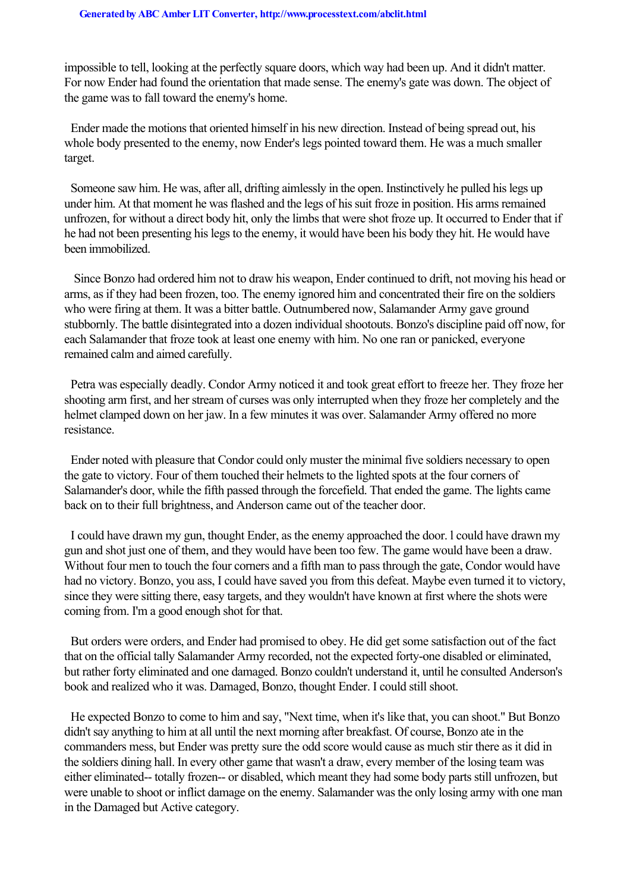impossible to tell, looking at the perfectly square doors, which way had been up. And it didn't matter. For now Ender had found the orientation that made sense. The enemy's gate was down. The object of the game was to fall toward the enemy's home.

Ender made the motions that oriented himself in his new direction. Instead of being spread out, his whole body presented to the enemy, now Ender's legs pointed toward them. He was a much smaller target.

Someone saw him. He was, after all, drifting aimlessly in the open. Instinctively he pulled his legs up under him. At that moment he was flashed and the legs of his suit froze in position. His arms remained unfrozen, for without a direct body hit, only the limbs that were shot froze up. It occurred to Ender that if he had not been presenting his legs to the enemy, it would have been his body they hit. He would have been immobilized.

Since Bonzo had ordered him not to draw his weapon, Ender continued to drift, not moving his head or arms, as if they had been frozen, too. The enemy ignored him and concentrated their fire on the soldiers who were firing at them. It was a bitter battle. Outnumbered now, Salamander Army gave ground stubbornly. The battle disintegrated into a dozen individual shootouts. Bonzo's discipline paid off now, for each Salamander that froze took at least one enemy with him. No one ran or panicked, everyone remained calm and aimed carefully.

Petra was especially deadly. Condor Army noticed it and took great effort to freeze her. They froze her shooting arm first, and her stream of curses was only interrupted when they froze her completely and the helmet clamped down on her jaw. In a few minutes it was over. Salamander Army offered no more resistance.

Ender noted with pleasure that Condor could only muster the minimal five soldiers necessary to open the gate to victory. Four of them touched their helmets to the lighted spots at the four corners of Salamander's door, while the fifth passed through the forcefield. That ended the game. The lights came back on to their full brightness, and Anderson came out of the teacher door.

I could have drawn my gun, thought Ender, as the enemy approached the door. l could have drawn my gun and shot just one of them, and they would have been too few. The game would have been a draw. Without four men to touch the four corners and a fifth man to pass through the gate, Condor would have had no victory. Bonzo, you ass, I could have saved you from this defeat. Maybe even turned it to victory, since they were sitting there, easy targets, and they wouldn't have known at first where the shots were coming from. I'm a good enough shot for that.

But orders were orders, and Ender had promised to obey. He did get some satisfaction out of the fact that on the official tally Salamander Army recorded, not the expected forty-one disabled or eliminated, but rather forty eliminated and one damaged. Bonzo couldn't understand it, until he consulted Anderson's book and realized who it was. Damaged, Bonzo, thought Ender. I could still shoot.

He expected Bonzo to come to him and say, "Next time, when it's like that, you can shoot." But Bonzo didn't say anything to him at all until the next morning after breakfast. Of course, Bonzo ate in the commanders mess, but Ender was pretty sure the odd score would cause as much stir there as it did in the soldiers dining hall. In every other game that wasn't a draw, every member of the losing team was either eliminated-- totally frozen-- or disabled, which meant they had some body parts still unfrozen, but were unable to shoot or inflict damage on the enemy. Salamander was the only losing army with one man in the Damaged but Active category.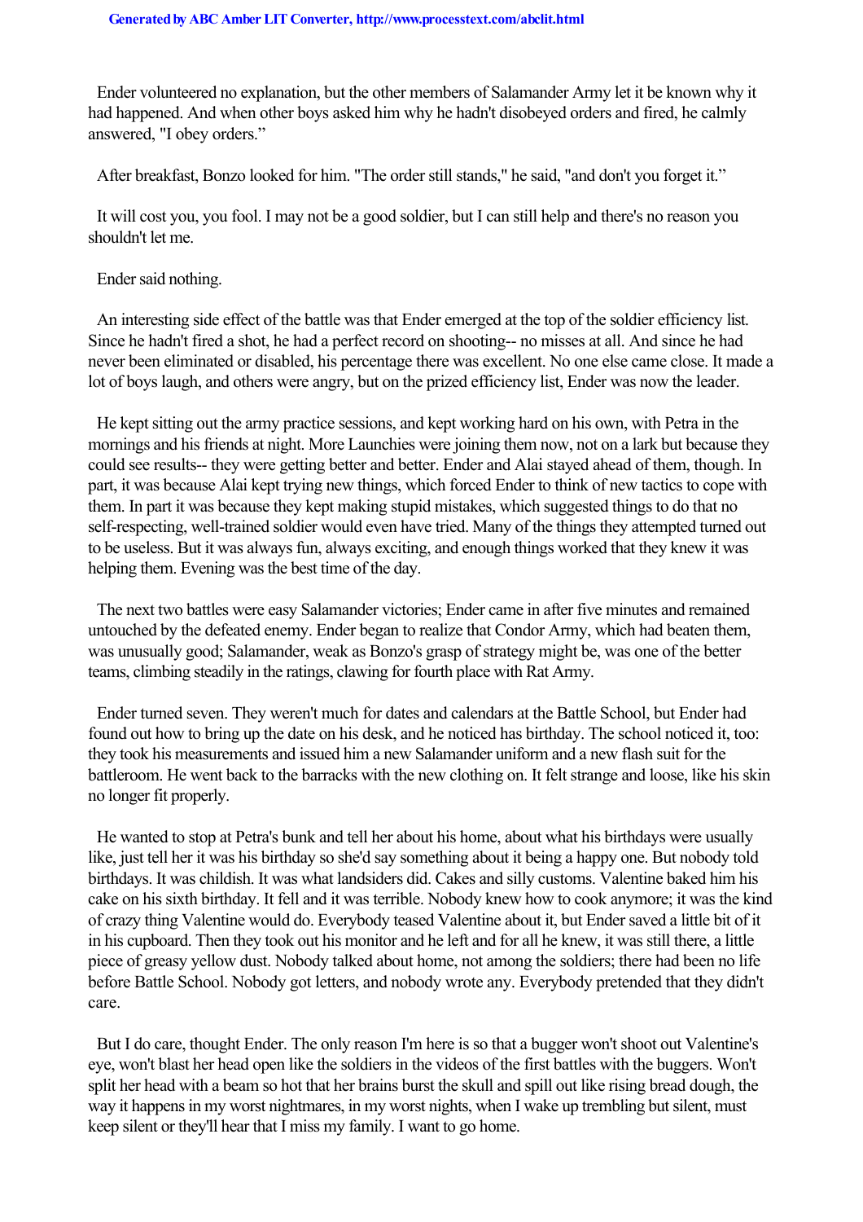Ender volunteered no explanation, but the other members of Salamander Army let it be known why it had happened. And when other boys asked him why he hadn't disobeyed orders and fired, he calmly answered, "I obey orders."

After breakfast, Bonzo looked for him. "The order still stands," he said, "and don't you forget it."

It will cost you, you fool. I may not be a good soldier, but I can still help and there's no reason you shouldn't let me.

Ender said nothing.

An interesting side effect of the battle was that Ender emerged at the top of the soldier efficiency list. Since he hadn't fired a shot, he had a perfect record on shooting-- no misses at all. And since he had never been eliminated or disabled, his percentage there was excellent. No one else came close. It made a lot of boys laugh, and others were angry, but on the prized efficiency list, Ender was now the leader.

He kept sitting out the army practice sessions, and kept working hard on his own, with Petra in the mornings and his friends at night. More Launchies were joining them now, not on a lark but because they could see results-- they were getting better and better. Ender and Alai stayed ahead of them, though. In part, it was because Alai kept trying new things, which forced Ender to think of new tactics to cope with them. In part it was because they kept making stupid mistakes, which suggested things to do that no self-respecting, well-trained soldier would even have tried. Many of the things they attempted turned out to be useless. But it was always fun, always exciting, and enough things worked that they knew it was helping them. Evening was the best time of the day.

The next two battles were easy Salamander victories; Ender came in after five minutes and remained untouched by the defeated enemy. Ender began to realize that Condor Army, which had beaten them, was unusually good; Salamander, weak as Bonzo's grasp of strategy might be, was one of the better teams, climbing steadily in the ratings, clawing for fourth place with Rat Army.

Ender turned seven. They weren't much for dates and calendars at the Battle School, but Ender had found out how to bring up the date on his desk, and he noticed has birthday. The school noticed it, too: they took his measurements and issued him a new Salamander uniform and a new flash suit for the battleroom. He went back to the barracks with the new clothing on. It felt strange and loose, like his skin no longer fit properly.

He wanted to stop at Petra's bunk and tell her about his home, about what his birthdays were usually like, just tell her it was his birthday so she'd say something about it being a happy one. But nobody told birthdays. It was childish. It was what landsiders did. Cakes and silly customs. Valentine baked him his cake on his sixth birthday. It fell and it was terrible. Nobody knew how to cook anymore; it was the kind of crazy thing Valentine would do. Everybody teased Valentine about it, but Ender saved a little bit of it in his cupboard. Then they took out his monitor and he left and for all he knew, it was still there, a little piece of greasy yellow dust. Nobody talked about home, not among the soldiers; there had been no life before Battle School. Nobody got letters, and nobody wrote any. Everybody pretended that they didn't care.

But I do care, thought Ender. The only reason I'm here is so that a bugger won't shoot out Valentine's eye, won't blast her head open like the soldiers in the videos of the first battles with the buggers. Won't split her head with a beam so hot that her brains burst the skull and spill out like rising bread dough, the way it happens in my worst nightmares, in my worst nights, when I wake up trembling but silent, must keep silent or they'll hear that I miss my family. I want to go home.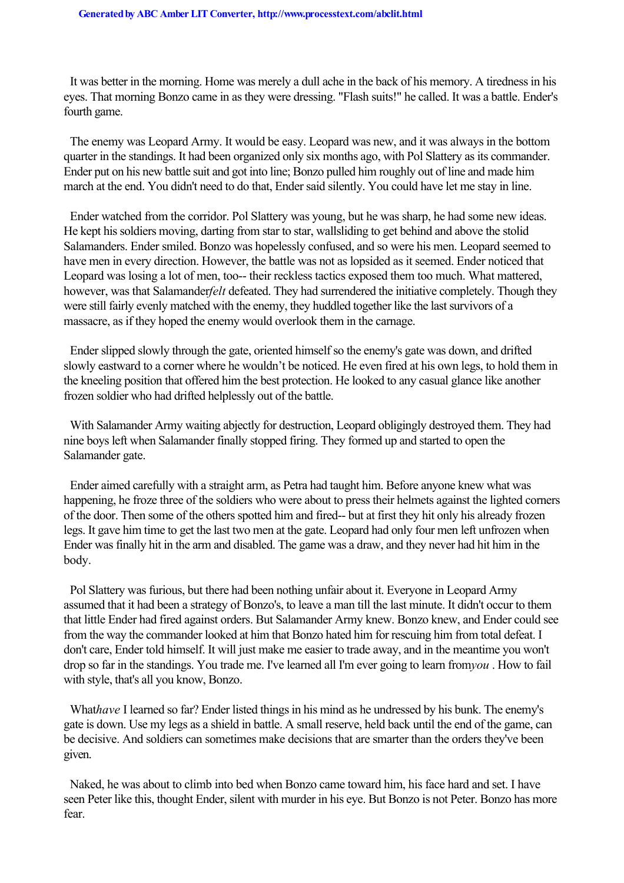It was better in the morning. Home was merely a dull ache in the back of his memory. A tiredness in his eyes. That morning Bonzo came in as they were dressing. "Flash suits!" he called. It was a battle. Ender's fourth game.

The enemy was Leopard Army. It would be easy. Leopard was new, and it was always in the bottom quarter in the standings. It had been organized only six months ago, with Pol Slattery as its commander. Ender put on his new battle suit and got into line; Bonzo pulled him roughly out of line and made him march at the end. You didn't need to do that, Ender said silently. You could have let me stay in line.

Ender watched from the corridor. Pol Slattery was young, but he was sharp, he had some new ideas. He kept his soldiers moving, darting from star to star, wallsliding to get behind and above the stolid Salamanders. Ender smiled. Bonzo was hopelessly confused, and so were his men. Leopard seemed to have men in every direction. However, the battle was not as lopsided as it seemed. Ender noticed that Leopard was losing a lot of men, too-- their reckless tactics exposed them too much. What mattered, however, was that Salamander *felt* defeated. They had surrendered the initiative completely. Though they were still fairly evenly matched with the enemy, they huddled together like the last survivors of a massacre, as if they hoped the enemy would overlook them in the carnage.

Ender slipped slowly through the gate, oriented himself so the enemy's gate was down, and drifted slowly eastward to a corner where he wouldn't be noticed. He even fired at his own legs, to hold them in the kneeling position that offered him the best protection. He looked to any casual glance like another frozen soldier who had drifted helplessly out of the battle.

With Salamander Army waiting abjectly for destruction, Leopard obligingly destroyed them. They had nine boys left when Salamander finally stopped firing. They formed up and started to open the Salamander gate.

Ender aimed carefully with a straight arm, as Petra had taught him. Before anyone knew what was happening, he froze three of the soldiers who were about to press their helmets against the lighted corners of the door. Then some of the others spotted him and fired-- but at first they hit only his already frozen legs. It gave him time to get the last two men at the gate. Leopard had only four men left unfrozen when Ender was finally hit in the arm and disabled. The game was a draw, and they never had hit him in the body.

Pol Slattery was furious, but there had been nothing unfair about it. Everyone in Leopard Army assumed that it had been a strategy of Bonzo's, to leave a man till the last minute. It didn't occur to them that little Ender had fired against orders. But Salamander Army knew. Bonzo knew, and Ender could see from the way the commander looked at him that Bonzo hated him for rescuing him from total defeat. I don't care, Ender told himself. It will just make me easier to trade away, and in the meantime you won't drop so far in the standings. You trade me. I've learned all I'm ever going to learn from *you*. How to fail with style, that's all you know, Bonzo.

What *have* I learned so far? Ender listed things in his mind as he undressed by his bunk. The enemy's gate is down. Use my legs as a shield in battle. A small reserve, held back until the end of the game, can be decisive. And soldiers can sometimes make decisions that are smarter than the orders they've been given.

Naked, he was about to climb into bed when Bonzo came toward him, his face hard and set. I have seen Peter like this, thought Ender, silent with murder in his eye. But Bonzo is not Peter. Bonzo has more fear.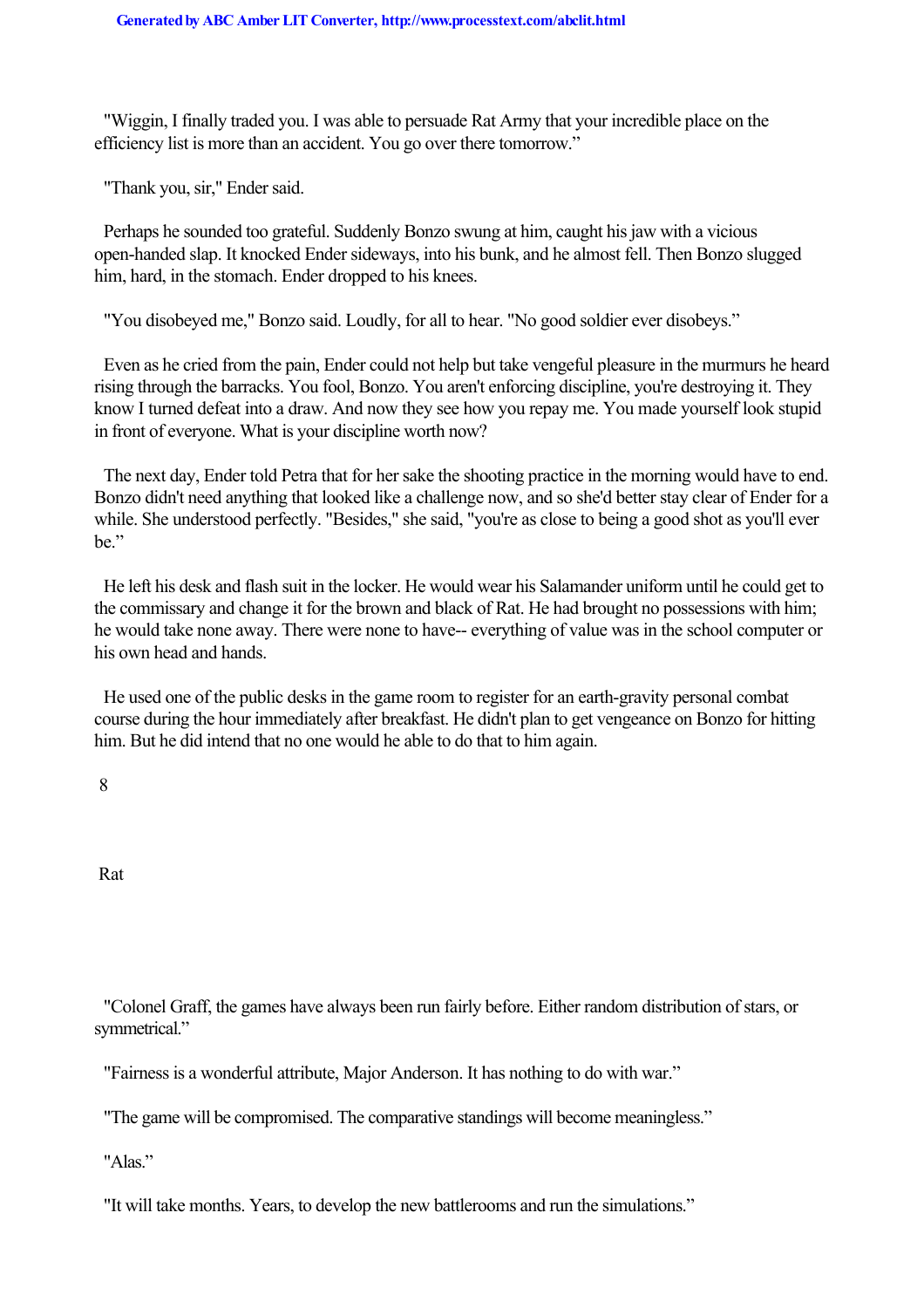"Wiggin, I finally traded you. I was able to persuade Rat Army that your incredible place on the efficiency list is more than an accident. You go over there tomorrow."

"Thank you, sir," Ender said.

Perhaps he sounded too grateful. Suddenly Bonzo swung at him, caught his jaw with a vicious open-handed slap. It knocked Ender sideways, into his bunk, and he almost fell. Then Bonzo slugged him, hard, in the stomach. Ender dropped to his knees.

"You disobeyed me," Bonzo said. Loudly, for all to hear. "No good soldier ever disobeys."

Even as he cried from the pain, Ender could not help but take vengeful pleasure in the murmurs he heard rising through the barracks. You fool, Bonzo. You aren't enforcing discipline, you're destroying it. They know I turned defeat into a draw. And now they see how you repay me. You made yourself look stupid in front of everyone. What is your discipline worth now?

The next day, Ender told Petra that for her sake the shooting practice in the morning would have to end. Bonzo didn't need anything that looked like a challenge now, and so she'd better stay clear of Ender for a while. She understood perfectly. "Besides," she said, "you're as close to being a good shot as you'll ever be."

He left his desk and flash suit in the locker. He would wear his Salamander uniform until he could get to the commissary and change it for the brown and black of Rat. He had brought no possessions with him; he would take none away. There were none to have-- everything of value was in the school computer or his own head and hands.

He used one of the public desks in the game room to register for an earth-gravity personal combat course during the hour immediately after breakfast. He didn't plan to get vengeance on Bonzo for hitting him. But he did intend that no one would he able to do that to him again.

# 8

# Rat

"Colonel Graff, the games have always been run fairly before. Either random distribution of stars, or symmetrical."

"Fairness is a wonderful attribute, Major Anderson. It has nothing to do with war."

"The game will be compromised. The comparative standings will become meaningless."

"Alas."

"It will take months. Years, to develop the new battlerooms and run the simulations."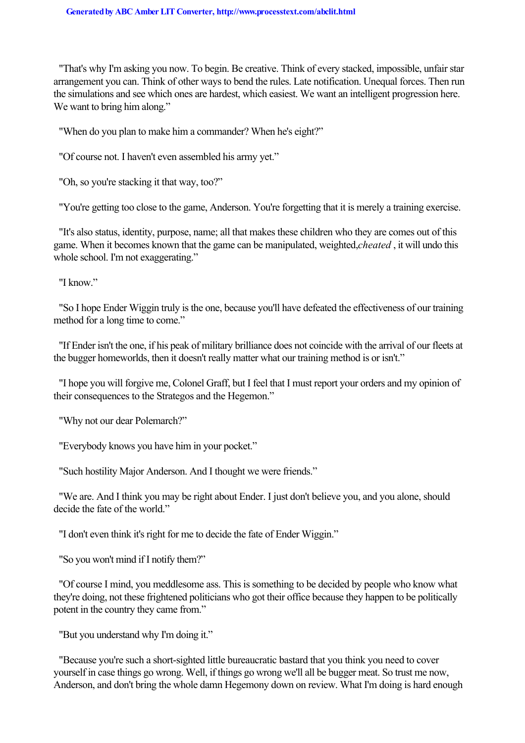"That's why I'm asking you now. To begin. Be creative. Think of every stacked, impossible, unfair star arrangement you can. Think of other ways to bend the rules. Late notification. Unequal forces. Then run the simulations and see which ones are hardest, which easiest. We want an intelligent progression here. We want to bring him along."

"When do you plan to make him a commander? When he's eight?"

"Of course not. I haven't even assembled his army yet."

"Oh, so you're stacking it that way, too?"

"You're getting too close to the game, Anderson. You're forgetting that it is merely a training exercise.

"It's also status, identity, purpose, name; all that makes these children who they are comes out of this game. When it becomes known that the game can be manipulated, weighted, *cheated* , it will undo this whole school. I'm not exaggerating."

"I know."

"So I hope Ender Wiggin truly is the one, because you'll have defeated the effectiveness of our training method for a long time to come."

"If Ender isn't the one, if his peak of military brilliance does not coincide with the arrival of our fleets at the bugger homeworlds, then it doesn't really matter what our training method is or isn't."

"I hope you will forgive me, Colonel Graff, but I feel that I must report your orders and my opinion of their consequences to the Strategos and the Hegemon."

"Why not our dear Polemarch?"

"Everybody knows you have him in your pocket."

"Such hostility Major Anderson. And I thought we were friends."

"We are. And I think you may be right about Ender. I just don't believe you, and you alone, should decide the fate of the world."

"I don't even think it's right for me to decide the fate of Ender Wiggin."

"So you won't mind if I notify them?"

"Of course I mind, you meddlesome ass. This is something to be decided by people who know what they're doing, not these frightened politicians who got their office because they happen to be politically potent in the country they came from."

"But you understand why I'm doing it."

"Because you're such a short-sighted little bureaucratic bastard that you think you need to cover yourself in case things go wrong. Well, if things go wrong we'll all be bugger meat. So trust me now, Anderson, and don't bring the whole damn Hegemony down on review. What I'm doing is hard enough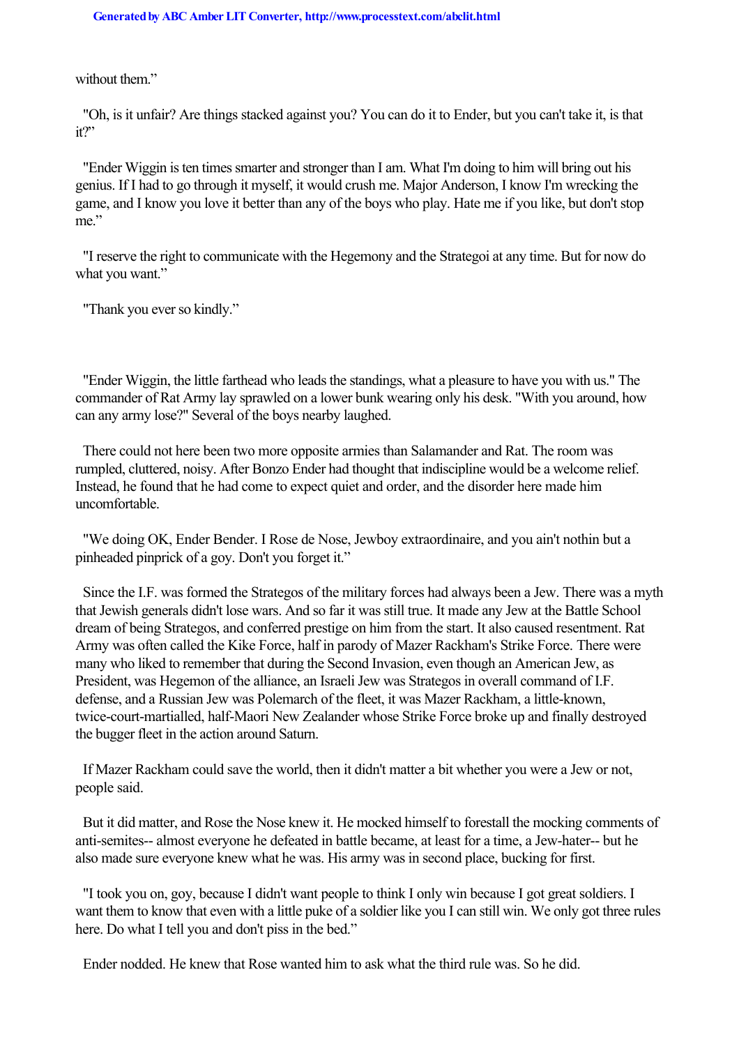without them."

"Oh, is it unfair? Are things stacked against you? You can do it to Ender, but you can't take it, is that it?"

"Ender Wiggin is ten times smarter and stronger than I am. What I'm doing to him will bring out his genius. If I had to go through it myself, it would crush me. Major Anderson, I know I'm wrecking the game, and I know you love it better than any of the boys who play. Hate me if you like, but don't stop me."

"I reserve the right to communicate with the Hegemony and the Strategoi at any time. But for now do what you want."

"Thank you ever so kindly."

"Ender Wiggin, the little farthead who leads the standings, what a pleasure to have you with us." The commander of Rat Army lay sprawled on a lower bunk wearing only his desk. "With you around, how can any army lose?" Several of the boys nearby laughed.

There could not here been two more opposite armies than Salamander and Rat. The room was rumpled, cluttered, noisy. After Bonzo Ender had thought that indiscipline would be a welcome relief. Instead, he found that he had come to expect quiet and order, and the disorder here made him uncomfortable.

"We doing OK, Ender Bender. I Rose de Nose, Jewboy extraordinaire, and you ain't nothin but a pinheaded pinprick of a goy. Don't you forget it."

Since the I.F. was formed the Strategos of the military forces had always been a Jew. There was a myth that Jewish generals didn't lose wars. And so far it was still true. It made any Jew at the Battle School dream of being Strategos, and conferred prestige on him from the start. It also caused resentment. Rat Army was often called the Kike Force, half in parody of Mazer Rackham's Strike Force. There were many who liked to remember that during the Second Invasion, even though an American Jew, as President, was Hegemon of the alliance, an Israeli Jew was Strategos in overall command of I.F. defense, and a Russian Jew was Polemarch of the fleet, it was Mazer Rackham, a little-known, twice-court-martialled, half-Maori New Zealander whose Strike Force broke up and finally destroyed the bugger fleet in the action around Saturn.

If Mazer Rackham could save the world, then it didn't matter a bit whether you were a Jew or not, people said.

But it did matter, and Rose the Nose knew it. He mocked himself to forestall the mocking comments of anti-semites-- almost everyone he defeated in battle became, at least for a time, a Jew-hater-- but he also made sure everyone knew what he was. His army was in second place, bucking for first.

"I took you on, goy, because I didn't want people to think I only win because I got great soldiers. I want them to know that even with a little puke of a soldier like you I can still win. We only got three rules here. Do what I tell you and don't piss in the bed."

Ender nodded. He knew that Rose wanted him to ask what the third rule was. So he did.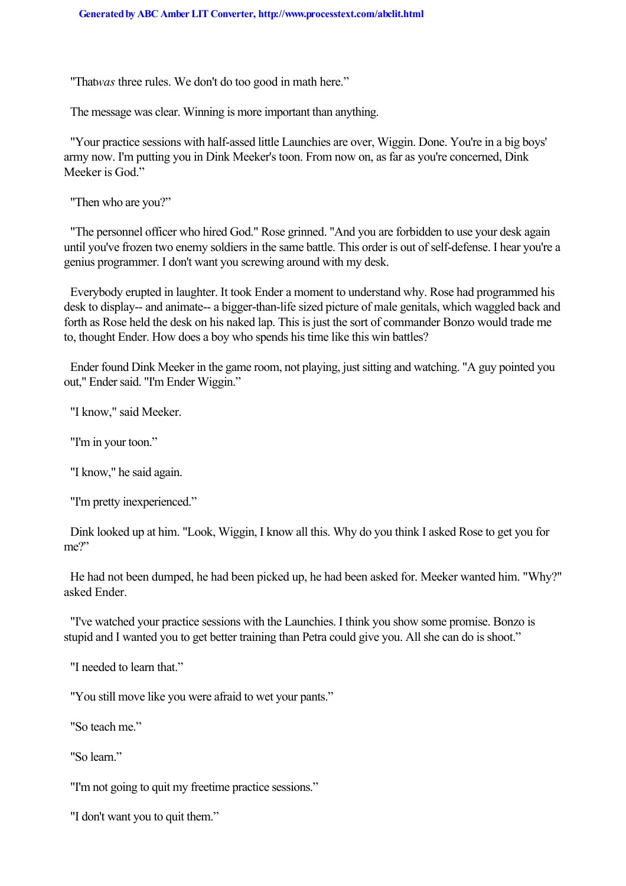"That *was* three rules. We don't do too good in math here."

The message was clear. Winning is more important than anything.

"Your practice sessions with half-assed little Launchies are over, Wiggin. Done. You're in a big boys' army now. I'm putting you in Dink Meeker's toon. From now on, as far as you're concerned, Dink Meeker is God."

"Then who are you?"

"The personnel officer who hired God." Rose grinned. "And you are forbidden to use your desk again until you've frozen two enemy soldiers in the same battle. This order is out of self-defense. I hear you're a genius programmer. I don't want you screwing around with my desk.

Everybody erupted in laughter. It took Ender a moment to understand why. Rose had programmed his desk to display-- and animate-- a bigger-than-life sized picture of male genitals, which waggled back and forth as Rose held the desk on his naked lap. This is just the sort of commander Bonzo would trade me to, thought Ender. How does a boy who spends his time like this win battles?

Ender found Dink Meeker in the game room, not playing, just sitting and watching. "A guy pointed you out," Ender said. "I'm Ender Wiggin."

"I know," said Meeker.

"I'm in your toon."

"I know," he said again.

"I'm pretty inexperienced."

Dink looked up at him. "Look, Wiggin, I know all this. Why do you think I asked Rose to get you for me?"

He had not been dumped, he had been picked up, he had been asked for. Meeker wanted him. "Why?" asked Ender.

"I've watched your practice sessions with the Launchies. I think you show some promise. Bonzo is stupid and I wanted you to get better training than Petra could give you. All she can do is shoot."

"I needed to learn that."

"You still move like you were afraid to wet your pants."

"So teach me."

"So learn."

"I'm not going to quit my freetime practice sessions."

"I don't want you to quit them."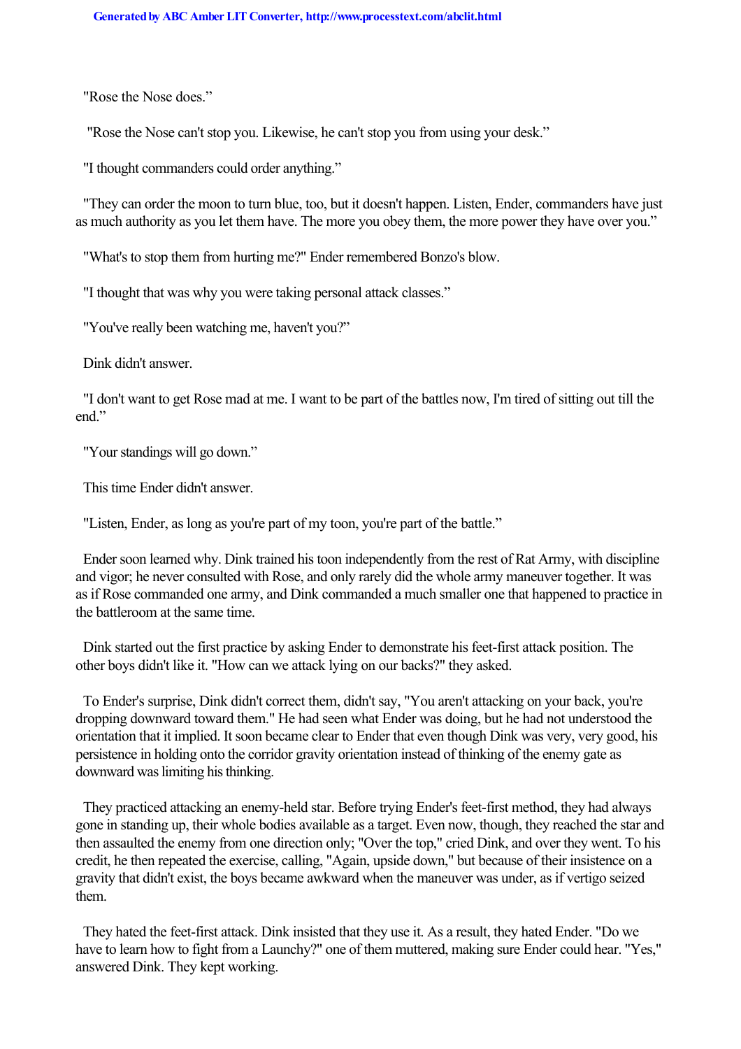"Rose the Nose does."

"Rose the Nose can't stop you. Likewise, he can't stop you from using your desk."

"I thought commanders could order anything."

"They can order the moon to turn blue, too, but it doesn't happen. Listen, Ender, commanders have just as much authority as you let them have. The more you obey them, the more power they have over you."

"What's to stop them from hurting me?" Ender remembered Bonzo's blow.

"I thought that was why you were taking personal attack classes."

"You've really been watching me, haven't you?"

Dink didn't answer.

"I don't want to get Rose mad at me. I want to be part of the battles now, I'm tired of sitting out till the end."

"Your standings will go down."

This time Ender didn't answer.

"Listen, Ender, as long as you're part of my toon, you're part of the battle."

Ender soon learned why. Dink trained his toon independently from the rest of Rat Army, with discipline and vigor; he never consulted with Rose, and only rarely did the whole army maneuver together. It was as if Rose commanded one army, and Dink commanded a much smaller one that happened to practice in the battleroom at the same time.

Dink started out the first practice by asking Ender to demonstrate his feet-first attack position. The other boys didn't like it. "How can we attack lying on our backs?" they asked.

To Ender's surprise, Dink didn't correct them, didn't say, "You aren't attacking on your back, you're dropping downward toward them." He had seen what Ender was doing, but he had not understood the orientation that it implied. It soon became clear to Ender that even though Dink was very, very good, his persistence in holding onto the corridor gravity orientation instead of thinking of the enemy gate as downward was limiting his thinking.

They practiced attacking an enemy-held star. Before trying Ender's feet-first method, they had always gone in standing up, their whole bodies available as a target. Even now, though, they reached the star and then assaulted the enemy from one direction only; "Over the top," cried Dink, and over they went. To his credit, he then repeated the exercise, calling, "Again, upside down," but because of their insistence on a gravity that didn't exist, the boys became awkward when the maneuver was under, as if vertigo seized them.

They hated the feet-first attack. Dink insisted that they use it. As a result, they hated Ender. "Do we have to learn how to fight from a Launchy?" one of them muttered, making sure Ender could hear. "Yes," answered Dink. They kept working.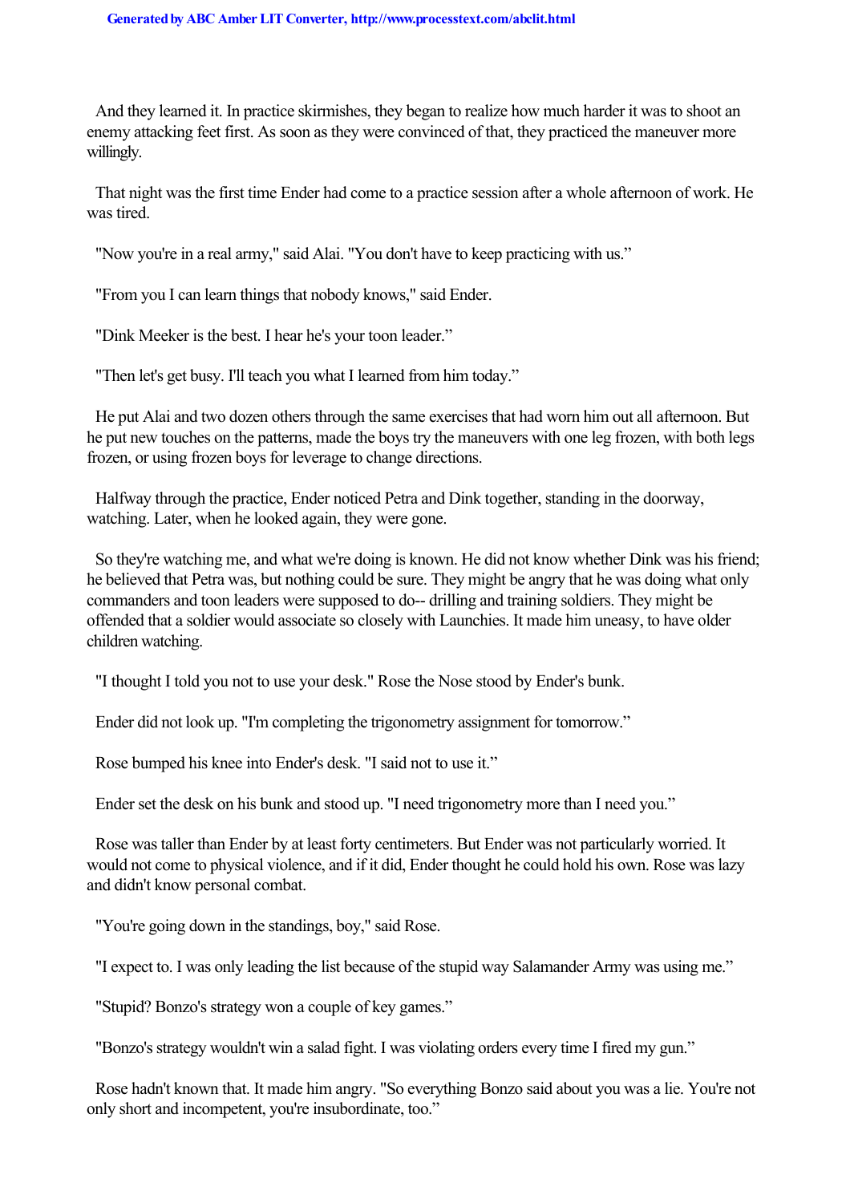And they learned it. In practice skirmishes, they began to realize how much harder it was to shoot an enemy attacking feet first. As soon as they were convinced of that, they practiced the maneuver more willingly.

That night was the first time Ender had come to a practice session after a whole afternoon of work. He was tired.

"Now you're in a real army," said Alai. "You don't have to keep practicing with us."

"From you I can learn things that nobody knows," said Ender.

"Dink Meeker is the best. I hear he's your toon leader."

"Then let's get busy. I'll teach you what I learned from him today."

He put Alai and two dozen others through the same exercises that had worn him out all afternoon. But he put new touches on the patterns, made the boys try the maneuvers with one leg frozen, with both legs frozen, or using frozen boys for leverage to change directions.

Halfway through the practice, Ender noticed Petra and Dink together, standing in the doorway, watching. Later, when he looked again, they were gone.

So they're watching me, and what we're doing is known. He did not know whether Dink was his friend; he believed that Petra was, but nothing could be sure. They might be angry that he was doing what only commanders and toon leaders were supposed to do-- drilling and training soldiers. They might be offended that a soldier would associate so closely with Launchies. It made him uneasy, to have older children watching.

"I thought I told you not to use your desk." Rose the Nose stood by Ender's bunk.

Ender did not look up. "I'm completing the trigonometry assignment for tomorrow."

Rose bumped his knee into Ender's desk. "I said not to use it."

Ender set the desk on his bunk and stood up. "I need trigonometry more than I need you."

Rose was taller than Ender by at least forty centimeters. But Ender was not particularly worried. It would not come to physical violence, and if it did, Ender thought he could hold his own. Rose was lazy and didn't know personal combat.

"You're going down in the standings, boy," said Rose.

"I expect to. I was only leading the list because of the stupid way Salamander Army was using me."

"Stupid? Bonzo's strategy won a couple of key games."

"Bonzo's strategy wouldn't win a salad fight. I was violating orders every time I fired my gun."

Rose hadn't known that. It made him angry. "So everything Bonzo said about you was a lie. You're not only short and incompetent, you're insubordinate, too."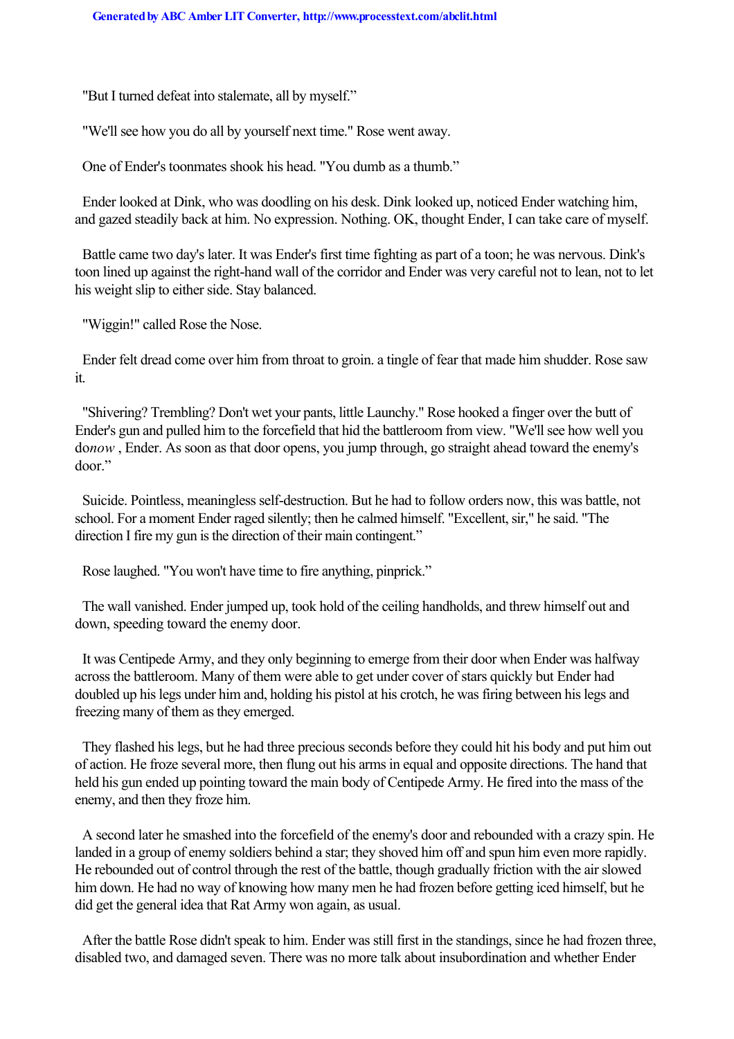"But I turned defeat into stalemate, all by myself."

"We'll see how you do all by yourself next time." Rose went away.

One of Ender's toonmates shook his head. "You dumb as a thumb."

Ender looked at Dink, who was doodling on his desk. Dink looked up, noticed Ender watching him, and gazed steadily back at him. No expression. Nothing. OK, thought Ender, I can take care of myself.

Battle came two day's later. It was Ender's first time fighting as part of a toon; he was nervous. Dink's toon lined up against the right-hand wall of the corridor and Ender was very careful not to lean, not to let his weight slip to either side. Stay balanced.

"Wiggin!" called Rose the Nose.

Ender felt dread come over him from throat to groin. a tingle of fear that made him shudder. Rose saw it.

"Shivering? Trembling? Don't wet your pants, little Launchy." Rose hooked a finger over the butt of Ender's gun and pulled him to the forcefield that hid the battleroom from view. "We'll see how well you do*now* , Ender. As soon as that door opens, you jump through, go straight ahead toward the enemy's door."

Suicide. Pointless, meaningless self-destruction. But he had to follow orders now, this was battle, not school. For a moment Ender raged silently; then he calmed himself. "Excellent, sir," he said. "The direction I fire my gun is the direction of their main contingent."

Rose laughed. "You won't have time to fire anything, pinprick."

The wall vanished. Ender jumped up, took hold of the ceiling handholds, and threw himself out and down, speeding toward the enemy door.

It was Centipede Army, and they only beginning to emerge from their door when Ender was halfway across the battleroom. Many of them were able to get under cover of stars quickly but Ender had doubled up his legs under him and, holding his pistol at his crotch, he was firing between his legs and freezing many of them as they emerged.

They flashed his legs, but he had three precious seconds before they could hit his body and put him out of action. He froze several more, then flung out his arms in equal and opposite directions. The hand that held his gun ended up pointing toward the main body of Centipede Army. He fired into the mass of the enemy, and then they froze him.

A second later he smashed into the forcefield of the enemy's door and rebounded with a crazy spin. He landed in a group of enemy soldiers behind a star; they shoved him off and spun him even more rapidly. He rebounded out of control through the rest of the battle, though gradually friction with the air slowed him down. He had no way of knowing how many men he had frozen before getting iced himself, but he did get the general idea that Rat Army won again, as usual.

After the battle Rose didn't speak to him. Ender was still first in the standings, since he had frozen three, disabled two, and damaged seven. There was no more talk about insubordination and whether Ender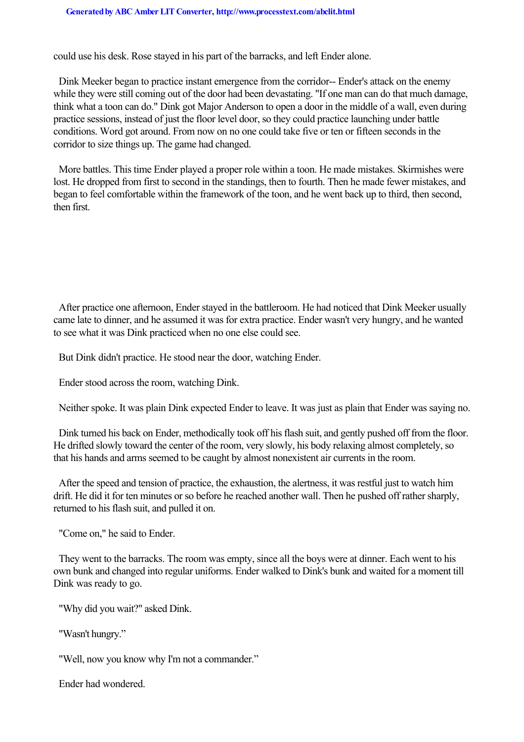could use his desk. Rose stayed in his part of the barracks, and left Ender alone.

Dink Meeker began to practice instant emergence from the corridor-- Ender's attack on the enemy while they were still coming out of the door had been devastating. "If one man can do that much damage, think what a toon can do." Dink got Major Anderson to open a door in the middle of a wall, even during practice sessions, instead of just the floor level door, so they could practice launching under battle conditions. Word got around. From now on no one could take five or ten or fifteen seconds in the corridor to size things up. The game had changed.

More battles. This time Ender played a proper role within a toon. He made mistakes. Skirmishes were lost. He dropped from first to second in the standings, then to fourth. Then he made fewer mistakes, and began to feel comfortable within the framework of the toon, and he went back up to third, then second, then first.

After practice one afternoon, Ender stayed in the battleroom. He had noticed that Dink Meeker usually came late to dinner, and he assumed it was for extra practice. Ender wasn't very hungry, and he wanted to see what it was Dink practiced when no one else could see.

But Dink didn't practice. He stood near the door, watching Ender.

Ender stood across the room, watching Dink.

Neither spoke. It was plain Dink expected Ender to leave. It was just as plain that Ender was saying no.

Dink turned his back on Ender, methodically took off his flash suit, and gently pushed off from the floor. He drifted slowly toward the center of the room, very slowly, his body relaxing almost completely, so that his hands and arms seemed to be caught by almost nonexistent air currents in the room.

After the speed and tension of practice, the exhaustion, the alertness, it was restful just to watch him drift. He did it for ten minutes or so before he reached another wall. Then he pushed off rather sharply, returned to his flash suit, and pulled it on.

"Come on," he said to Ender.

They went to the barracks. The room was empty, since all the boys were at dinner. Each went to his own bunk and changed into regular uniforms. Ender walked to Dink's bunk and waited for a moment till Dink was ready to go.

"Why did you wait?" asked Dink.

"Wasn't hungry."

"Well, now you know why I'm not a commander."

Ender had wondered.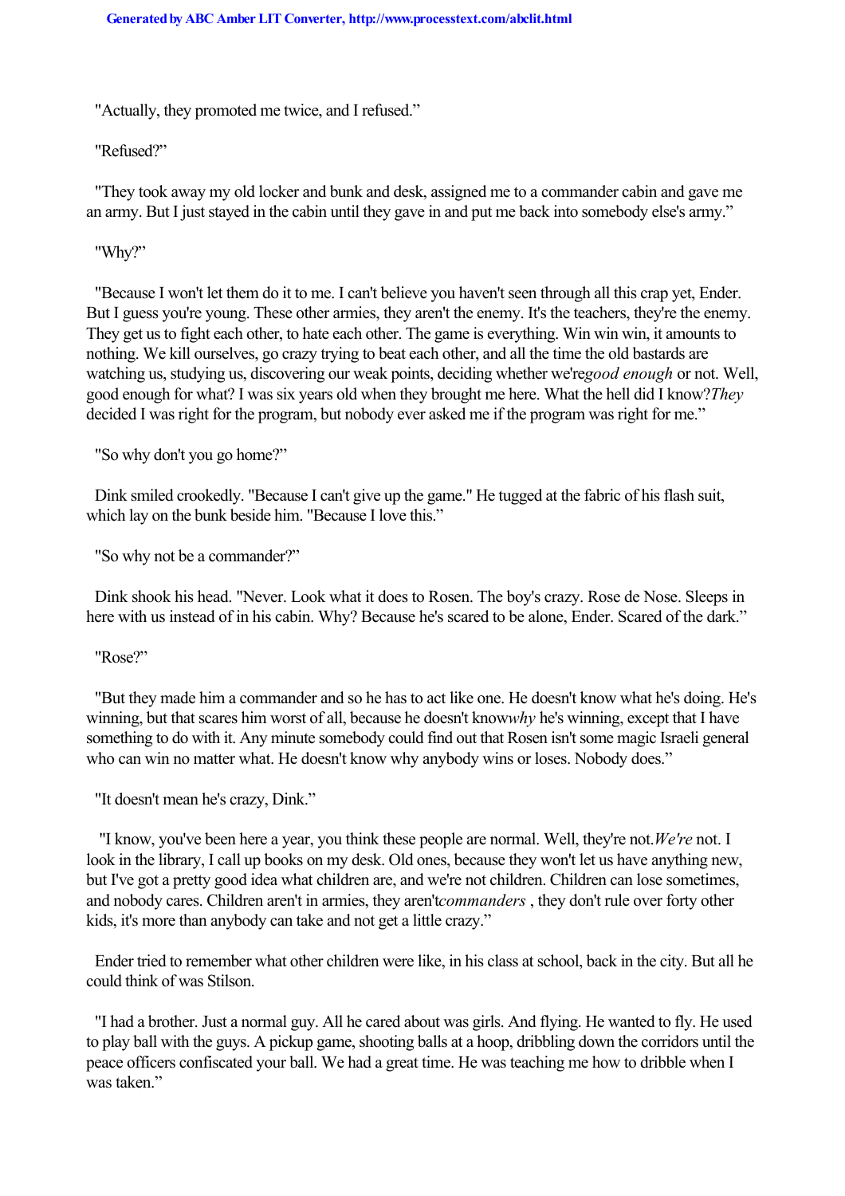"Actually, they promoted me twice, and I refused."

"Refused?"

"They took away my old locker and bunk and desk, assigned me to a commander cabin and gave me an army. But I just stayed in the cabin until they gave in and put me back into somebody else's army."

"Why?"

"Because I won't let them do it to me. I can't believe you haven't seen through all this crap yet, Ender. But I guess you're young. These other armies, they aren't the enemy. It's the teachers, they're the enemy. They get us to fight each other, to hate each other. The game is everything. Win win win, it amounts to nothing. We kill ourselves, go crazy trying to beat each other, and all the time the old bastards are watching us, studying us, discovering our weak points, deciding whether we're *good enough* or not. Well, good enough for what? I was six years old when they brought me here. What the hell did I know? *They* decided I was right for the program, but nobody ever asked me if the program was right for me."

"So why don't you go home?"

Dink smiled crookedly. "Because I can't give up the game." He tugged at the fabric of his flash suit, which lay on the bunk beside him. "Because I love this."

"So why not be a commander?"

Dink shook his head. "Never. Look what it does to Rosen. The boy's crazy. Rose de Nose. Sleeps in here with us instead of in his cabin. Why? Because he's scared to be alone, Ender. Scared of the dark."

"Rose?"

"But they made him a commander and so he has to act like one. He doesn't know what he's doing. He's winning, but that scares him worst of all, because he doesn't know *why* he's winning, except that I have something to do with it. Any minute somebody could find out that Rosen isn't some magic Israeli general who can win no matter what. He doesn't know why anybody wins or loses. Nobody does."

"It doesn't mean he's crazy, Dink."

"I know, you've been here a year, you think these people are normal. Well, they're not. *We're* not. I look in the library, I call up books on my desk. Old ones, because they won't let us have anything new, but I've got a pretty good idea what children are, and we're not children. Children can lose sometimes, and nobody cares. Children aren't in armies, they aren't *commanders*, they don't rule over forty other kids, it's more than anybody can take and not get a little crazy."

Ender tried to remember what other children were like, in his class at school, back in the city. But all he could think of was Stilson.

"I had a brother. Just a normal guy. All he cared about was girls. And flying. He wanted to fly. He used to play ball with the guys. A pickup game, shooting balls at a hoop, dribbling down the corridors until the peace officers confiscated your ball. We had a great time. He was teaching me how to dribble when I was taken."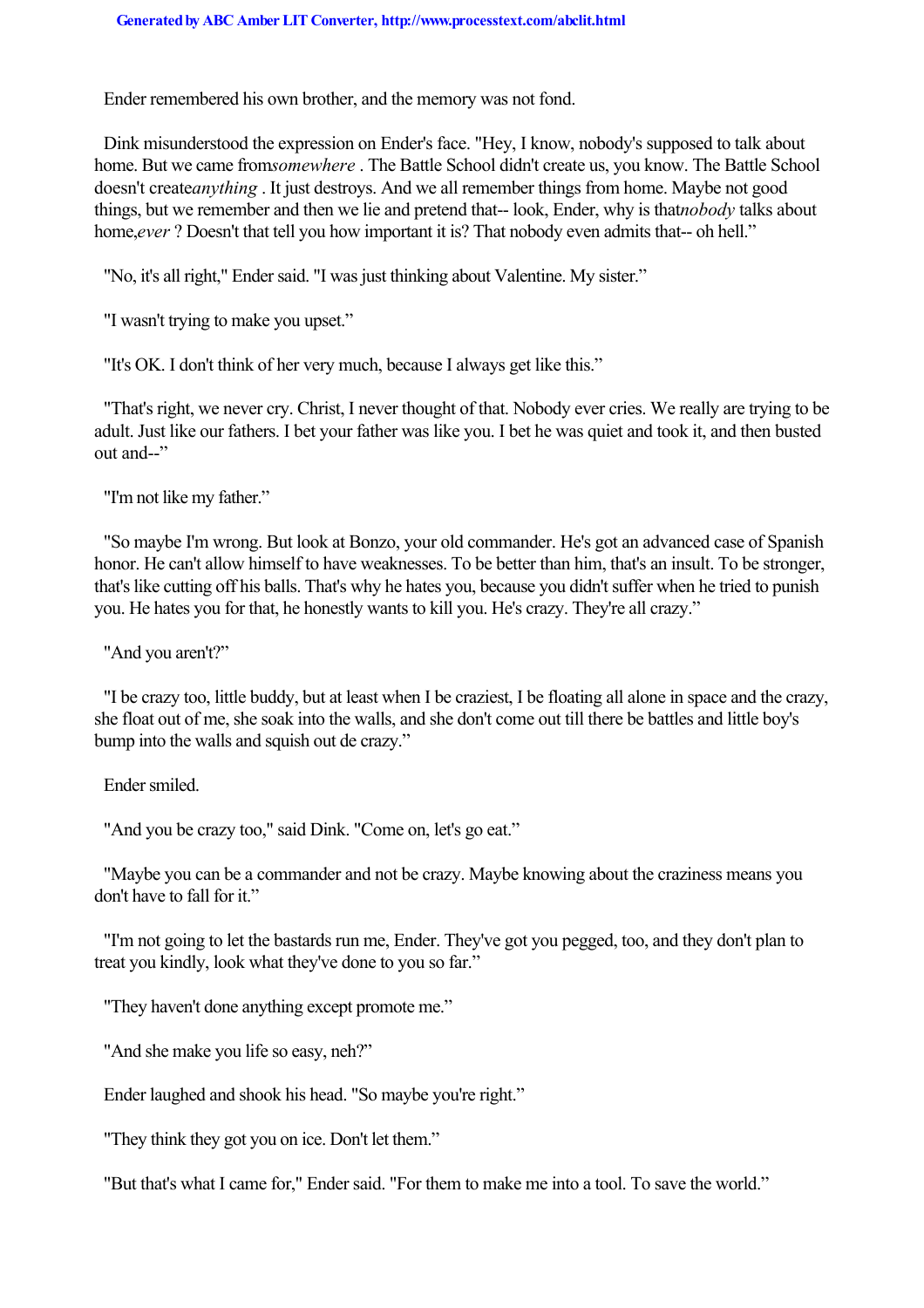Ender remembered his own brother, and the memory was not fond.

Dink misunderstood the expression on Ender's face. "Hey, I know, nobody's supposed to talk about home. But we came from *somewhere* . The Battle School didn't create us, you know. The Battle School doesn't create *anything* . It just destroys. And we all remember things from home. Maybe not good things, but we remember and then we lie and pretend that-- look, Ender, why is that *nobody* talks about home, *ever* ? Doesn't that tell you how important it is? That nobody even admits that-- oh hell."

"No, it's all right," Ender said. "I was just thinking about Valentine. My sister."

"I wasn't trying to make you upset."

"It's OK. I don't think of her very much, because I always get like this."

"That's right, we never cry. Christ, I never thought of that. Nobody ever cries. We really are trying to be adult. Just like our fathers. I bet your father was like you. I bet he was quiet and took it, and then busted out and--"

"I'm not like my father."

"So maybe I'm wrong. But look at Bonzo, your old commander. He's got an advanced case of Spanish honor. He can't allow himself to have weaknesses. To be better than him, that's an insult. To be stronger, that's like cutting off his balls. That's why he hates you, because you didn't suffer when he tried to punish you. He hates you for that, he honestly wants to kill you. He's crazy. They're all crazy."

"And you aren't?"

"I be crazy too, little buddy, but at least when I be craziest, I be floating all alone in space and the crazy, she float out of me, she soak into the walls, and she don't come out till there be battles and little boy's bump into the walls and squish out de crazy."

Ender smiled.

"And you be crazy too," said Dink. "Come on, let's go eat."

"Maybe you can be a commander and not be crazy. Maybe knowing about the craziness means you don't have to fall for it."

"I'm not going to let the bastards run me, Ender. They've got you pegged, too, and they don't plan to treat you kindly, look what they've done to you so far."

"They haven't done anything except promote me."

"And she make you life so easy, neh?"

Ender laughed and shook his head. "So maybe you're right."

"They think they got you on ice. Don't let them."

"But that's what I came for," Ender said. "For them to make me into a tool. To save the world."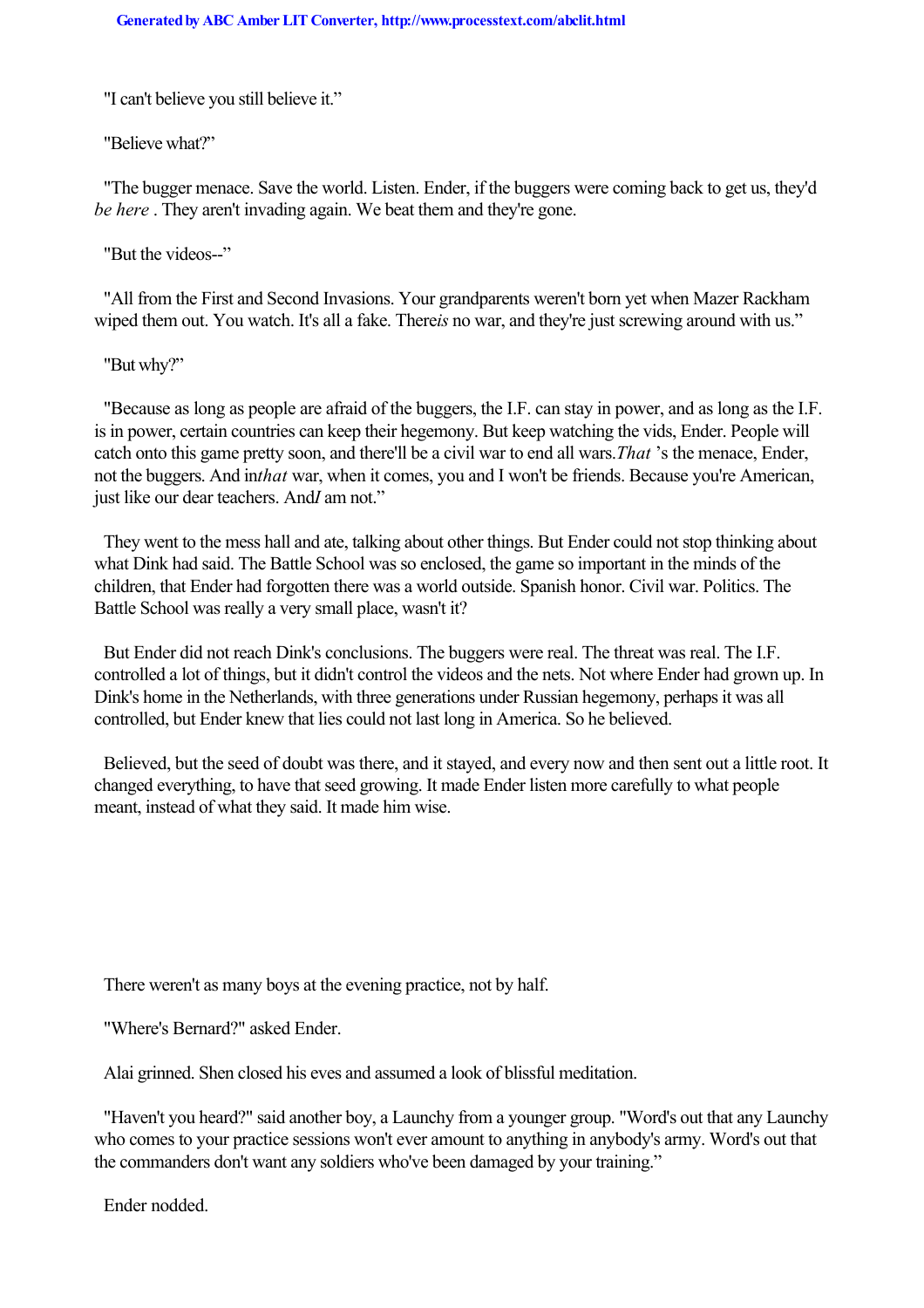"I can't believe you still believe it."

"Believe what?"

"The bugger menace. Save the world. Listen. Ender, if the buggers were coming back to get us, they'd *be here* . They aren't invading again. We beat them and they're gone.

"But the videos--"

"All from the First and Second Invasions. Your grandparents weren't born yet when Mazer Rackham wiped them out. You watch. It's all a fake. There*is* no war, and they're just screwing around with us."

"But why?"

"Because as long as people are afraid of the buggers, the I.F. can stay in power, and as long as the I.F. is in power, certain countries can keep their hegemony. But keep watching the vids, Ender. People will catch onto this game pretty soon, and there'll be a civil war to end all wars.*That* 's the menace, Ender, not the buggers. And in*that* war, when it comes, you and I won't be friends. Because you're American, just like our dear teachers. And*I* am not."

They went to the mess hall and ate, talking about other things. But Ender could not stop thinking about what Dink had said. The Battle School was so enclosed, the game so important in the minds of the children, that Ender had forgotten there was a world outside. Spanish honor. Civil war. Politics. The Battle School was really a very small place, wasn't it?

But Ender did not reach Dink's conclusions. The buggers were real. The threat was real. The I.F. controlled a lot of things, but it didn't control the videos and the nets. Not where Ender had grown up. In Dink's home in the Netherlands, with three generations under Russian hegemony, perhaps it was all controlled, but Ender knew that lies could not last long in America. So he believed.

Believed, but the seed of doubt was there, and it stayed, and every now and then sent out a little root. It changed everything, to have that seed growing. It made Ender listen more carefully to what people meant, instead of what they said. It made him wise.

There weren't as many boys at the evening practice, not by half.

"Where's Bernard?" asked Ender.

Alai grinned. Shen closed his eves and assumed a look of blissful meditation.

"Haven't you heard?" said another boy, a Launchy from a younger group. "Word's out that any Launchy who comes to your practice sessions won't ever amount to anything in anybody's army. Word's out that the commanders don't want any soldiers who've been damaged by your training."

Ender nodded.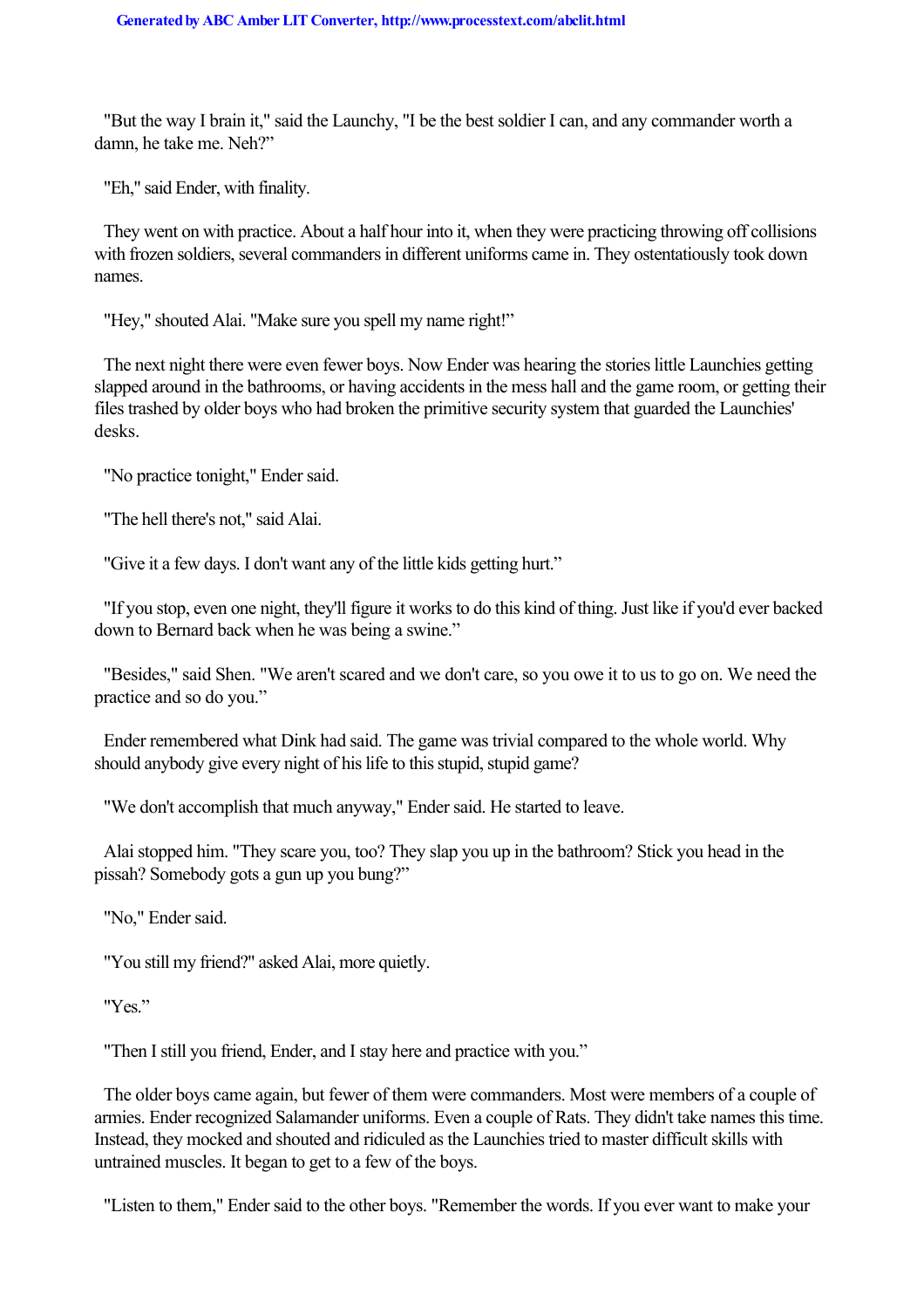"But the way I brain it," said the Launchy, "I be the best soldier I can, and any commander worth a damn, he take me. Neh?"

"Eh," said Ender, with finality.

They went on with practice. About a half hour into it, when they were practicing throwing off collisions with frozen soldiers, several commanders in different uniforms came in. They ostentatiously took down names.

"Hey," shouted Alai. "Make sure you spell my name right!"

The next night there were even fewer boys. Now Ender was hearing the stories little Launchies getting slapped around in the bathrooms, or having accidents in the mess hall and the game room, or getting their files trashed by older boys who had broken the primitive security system that guarded the Launchies' desks.

"No practice tonight," Ender said.

"The hell there's not," said Alai.

"Give it a few days. I don't want any of the little kids getting hurt."

"If you stop, even one night, they'll figure it works to do this kind of thing. Just like if you'd ever backed down to Bernard back when he was being a swine."

"Besides," said Shen. "We aren't scared and we don't care, so you owe it to us to go on. We need the practice and so do you."

Ender remembered what Dink had said. The game was trivial compared to the whole world. Why should anybody give every night of his life to this stupid, stupid game?

"We don't accomplish that much anyway," Ender said. He started to leave.

Alai stopped him. "They scare you, too? They slap you up in the bathroom? Stick you head in the pissah? Somebody gots a gun up you bung?"

"No," Ender said.

"You still my friend?" asked Alai, more quietly.

"Yes."

"Then I still you friend, Ender, and I stay here and practice with you."

The older boys came again, but fewer of them were commanders. Most were members of a couple of armies. Ender recognized Salamander uniforms. Even a couple of Rats. They didn't take names this time. Instead, they mocked and shouted and ridiculed as the Launchies tried to master difficult skills with untrained muscles. It began to get to a few of the boys.

"Listen to them," Ender said to the other boys. "Remember the words. If you ever want to make your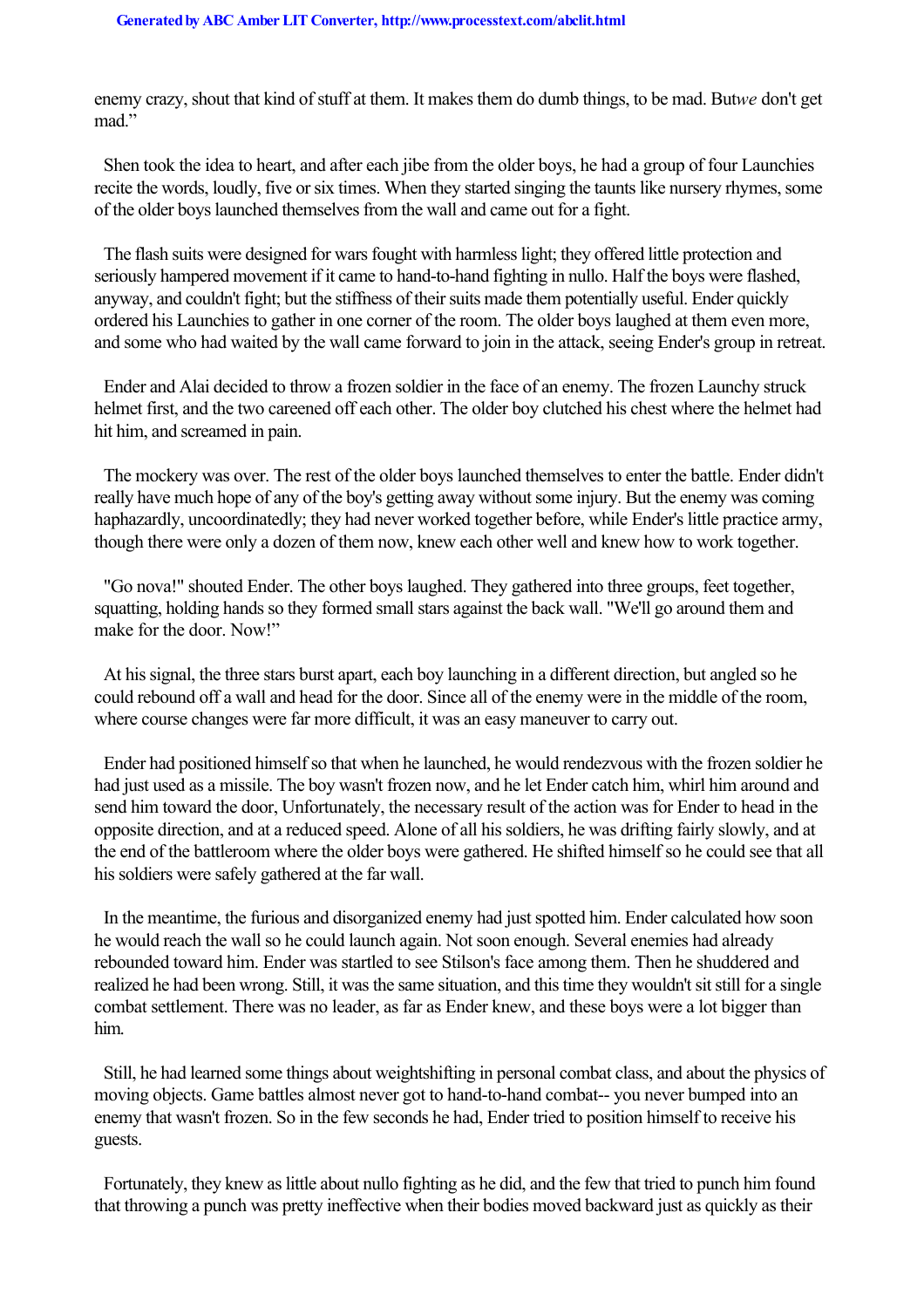enemy crazy, shout that kind of stuff at them. It makes them do dumb things, to be mad. But*we* don't get mad."

Shen took the idea to heart, and after each jibe from the older boys, he had a group of four Launchies recite the words, loudly, five or six times. When they started singing the taunts like nursery rhymes, some of the older boys launched themselves from the wall and came out for a fight.

The flash suits were designed for wars fought with harmless light; they offered little protection and seriously hampered movement if it came to hand-to-hand fighting in nullo. Half the boys were flashed, anyway, and couldn't fight; but the stiffness of their suits made them potentially useful. Ender quickly ordered his Launchies to gather in one corner of the room. The older boys laughed at them even more, and some who had waited by the wall came forward to join in the attack, seeing Ender's group in retreat.

Ender and Alai decided to throw a frozen soldier in the face of an enemy. The frozen Launchy struck helmet first, and the two careened off each other. The older boy clutched his chest where the helmet had hit him, and screamed in pain.

The mockery was over. The rest of the older boys launched themselves to enter the battle. Ender didn't really have much hope of any of the boy's getting away without some injury. But the enemy was coming haphazardly, uncoordinatedly; they had never worked together before, while Ender's little practice army, though there were only a dozen of them now, knew each other well and knew how to work together.

"Go nova!" shouted Ender. The other boys laughed. They gathered into three groups, feet together, squatting, holding hands so they formed small stars against the back wall. "We'll go around them and make for the door. Now!"

At his signal, the three stars burst apart, each boy launching in a different direction, but angled so he could rebound off a wall and head for the door. Since all of the enemy were in the middle of the room, where course changes were far more difficult, it was an easy maneuver to carry out.

Ender had positioned himself so that when he launched, he would rendezvous with the frozen soldier he had just used as a missile. The boy wasn't frozen now, and he let Ender catch him, whirl him around and send him toward the door, Unfortunately, the necessary result of the action was for Ender to head in the opposite direction, and at a reduced speed. Alone of all his soldiers, he was drifting fairly slowly, and at the end of the battleroom where the older boys were gathered. He shifted himself so he could see that all his soldiers were safely gathered at the far wall.

In the meantime, the furious and disorganized enemy had just spotted him. Ender calculated how soon he would reach the wall so he could launch again. Not soon enough. Several enemies had already rebounded toward him. Ender was startled to see Stilson's face among them. Then he shuddered and realized he had been wrong. Still, it was the same situation, and this time they wouldn't sit still for a single combat settlement. There was no leader, as far as Ender knew, and these boys were a lot bigger than him.

Still, he had learned some things about weightshifting in personal combat class, and about the physics of moving objects. Game battles almost never got to hand-to-hand combat-- you never bumped into an enemy that wasn't frozen. So in the few seconds he had, Ender tried to position himself to receive his guests.

Fortunately, they knew as little about nullo fighting as he did, and the few that tried to punch him found that throwing a punch was pretty ineffective when their bodies moved backward just as quickly as their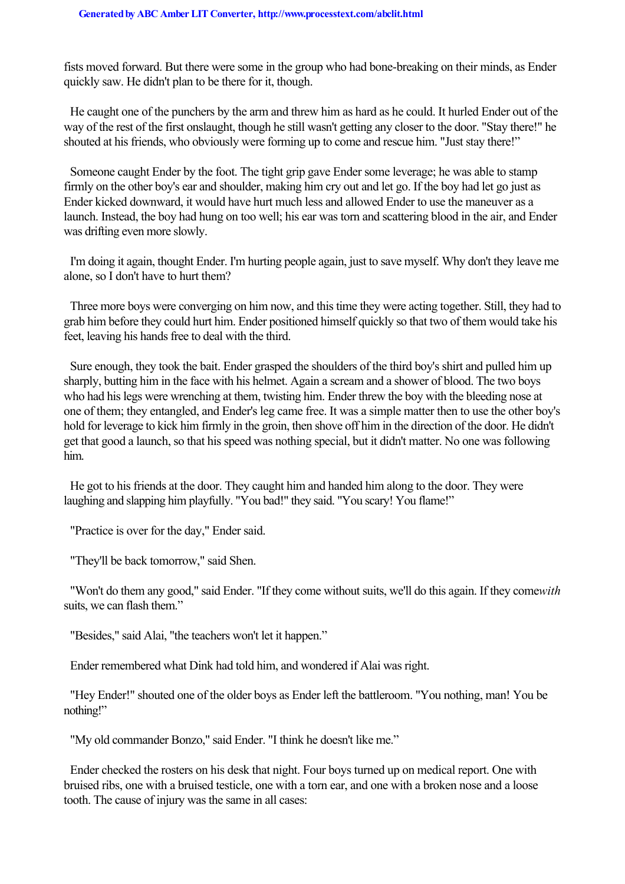fists moved forward. But there were some in the group who had bone-breaking on their minds, as Ender quickly saw. He didn't plan to be there for it, though.

He caught one of the punchers by the arm and threw him as hard as he could. It hurled Ender out of the way of the rest of the first onslaught, though he still wasn't getting any closer to the door. "Stay there!" he shouted at his friends, who obviously were forming up to come and rescue him. "Just stay there!"

Someone caught Ender by the foot. The tight grip gave Ender some leverage; he was able to stamp firmly on the other boy's ear and shoulder, making him cry out and let go. If the boy had let go just as Ender kicked downward, it would have hurt much less and allowed Ender to use the maneuver as a launch. Instead, the boy had hung on too well; his ear was torn and scattering blood in the air, and Ender was drifting even more slowly.

I'm doing it again, thought Ender. I'm hurting people again, just to save myself. Why don't they leave me alone, so I don't have to hurt them?

Three more boys were converging on him now, and this time they were acting together. Still, they had to grab him before they could hurt him. Ender positioned himself quickly so that two of them would take his feet, leaving his hands free to deal with the third.

Sure enough, they took the bait. Ender grasped the shoulders of the third boy's shirt and pulled him up sharply, butting him in the face with his helmet. Again a scream and a shower of blood. The two boys who had his legs were wrenching at them, twisting him. Ender threw the boy with the bleeding nose at one of them; they entangled, and Ender's leg came free. It was a simple matter then to use the other boy's hold for leverage to kick him firmly in the groin, then shove off him in the direction of the door. He didn't get that good a launch, so that his speed was nothing special, but it didn't matter. No one was following him.

He got to his friends at the door. They caught him and handed him along to the door. They were laughing and slapping him playfully. "You bad!" they said. "You scary! You flame!"

"Practice is over for the day," Ender said.

"They'll be back tomorrow," said Shen.

"Won't do them any good," said Ender. "If they come without suits, we'll do this again. If they come *with* suits, we can flash them."

"Besides," said Alai, "the teachers won't let it happen."

Ender remembered what Dink had told him, and wondered if Alai was right.

"Hey Ender!" shouted one of the older boys as Ender left the battleroom. "You nothing, man! You be nothing!"

"My old commander Bonzo," said Ender. "I think he doesn't like me."

Ender checked the rosters on his desk that night. Four boys turned up on medical report. One with bruised ribs, one with a bruised testicle, one with a torn ear, and one with a broken nose and a loose tooth. The cause of injury was the same in all cases: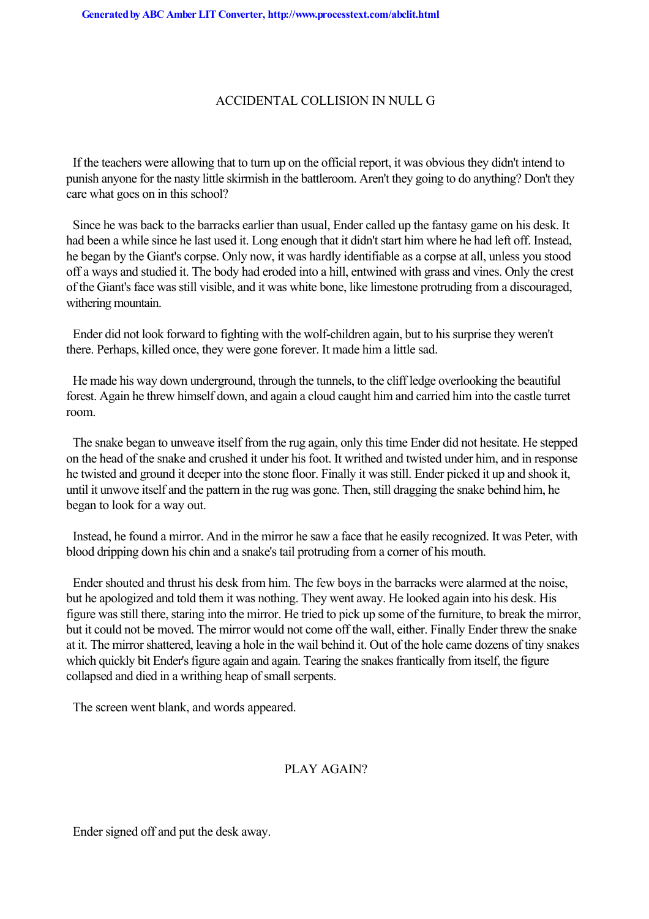## ACCIDENTAL COLLISION IN NULL G

If the teachers were allowing that to turn up on the official report, it was obvious they didn't intend to punish anyone for the nasty little skirmish in the battleroom. Aren't they going to do anything? Don't they care what goes on in this school?

Since he was back to the barracks earlier than usual, Ender called up the fantasy game on his desk. It had been a while since he last used it. Long enough that it didn't start him where he had left off. Instead, he began by the Giant's corpse. Only now, it was hardly identifiable as a corpse at all, unless you stood off a ways and studied it. The body had eroded into a hill, entwined with grass and vines. Only the crest of the Giant's face was still visible, and it was white bone, like limestone protruding from a discouraged, withering mountain.

Ender did not look forward to fighting with the wolf-children again, but to his surprise they weren't there. Perhaps, killed once, they were gone forever. It made him a little sad.

He made his way down underground, through the tunnels, to the cliff ledge overlooking the beautiful forest. Again he threw himself down, and again a cloud caught him and carried him into the castle turret room.

The snake began to unweave itself from the rug again, only this time Ender did not hesitate. He stepped on the head of the snake and crushed it under his foot. It writhed and twisted under him, and in response he twisted and ground it deeper into the stone floor. Finally it was still. Ender picked it up and shook it, until it unwove itself and the pattern in the rug was gone. Then, still dragging the snake behind him, he began to look for a way out.

Instead, he found a mirror. And in the mirror he saw a face that he easily recognized. It was Peter, with blood dripping down his chin and a snake's tail protruding from a corner of his mouth.

Ender shouted and thrust his desk from him. The few boys in the barracks were alarmed at the noise, but he apologized and told them it was nothing. They went away. He looked again into his desk. His figure was still there, staring into the mirror. He tried to pick up some of the furniture, to break the mirror, but it could not be moved. The mirror would not come off the wall, either. Finally Ender threw the snake at it. The mirror shattered, leaving a hole in the wail behind it. Out of the hole came dozens of tiny snakes which quickly bit Ender's figure again and again. Tearing the snakes frantically from itself, the figure collapsed and died in a writhing heap of small serpents.

The screen went blank, and words appeared.

PLAY AGAIN?

Ender signed off and put the desk away.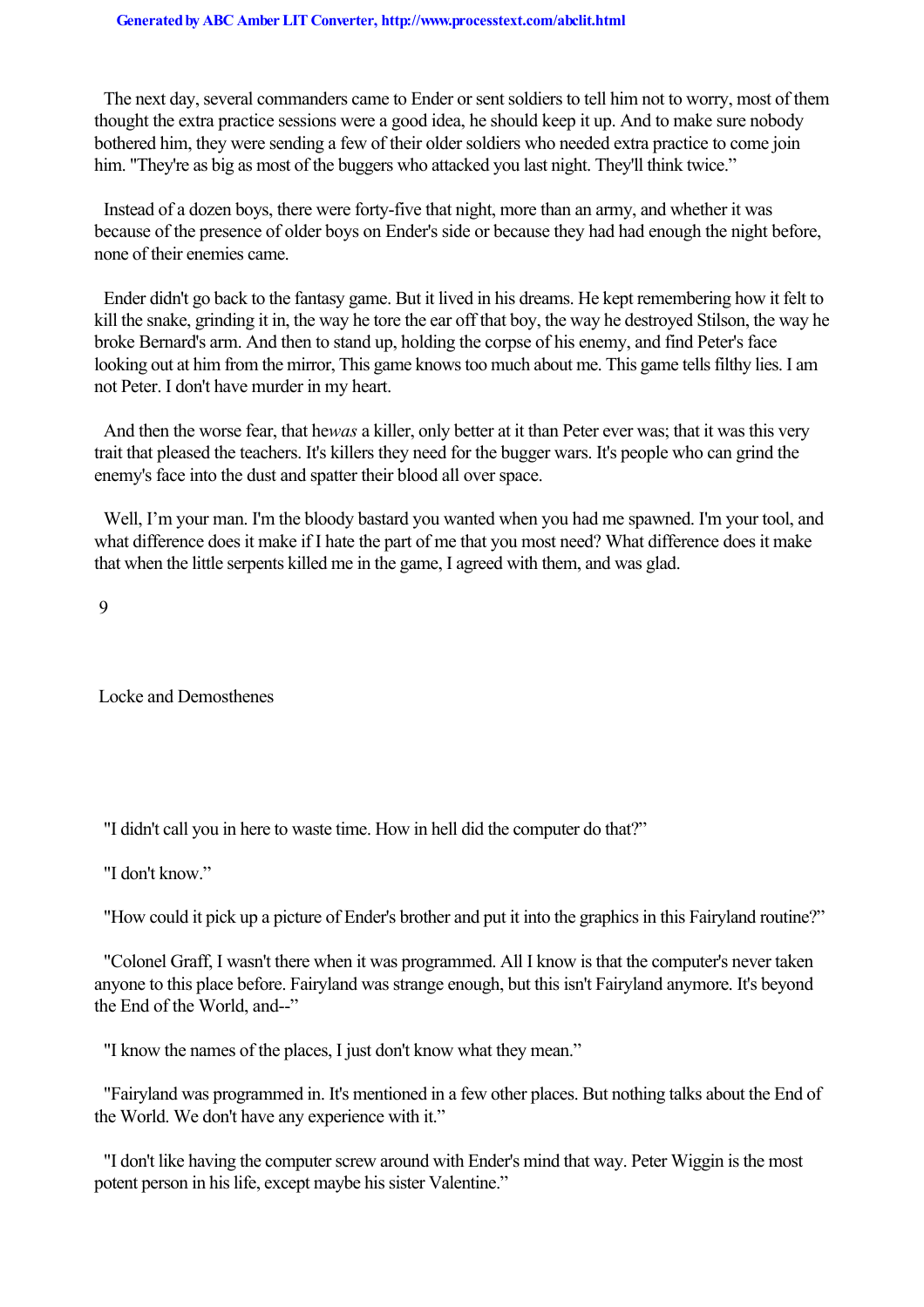The next day, several commanders came to Ender or sent soldiers to tell him not to worry, most of them thought the extra practice sessions were a good idea, he should keep it up. And to make sure nobody bothered him, they were sending a few of their older soldiers who needed extra practice to come join him. "They're as big as most of the buggers who attacked you last night. They'll think twice."

Instead of a dozen boys, there were forty-five that night, more than an army, and whether it was because of the presence of older boys on Ender's side or because they had had enough the night before, none of their enemies came.

Ender didn't go back to the fantasy game. But it lived in his dreams. He kept remembering how it felt to kill the snake, grinding it in, the way he tore the ear off that boy, the way he destroyed Stilson, the way he broke Bernard's arm. And then to stand up, holding the corpse of his enemy, and find Peter's face looking out at him from the mirror, This game knows too much about me. This game tells filthy lies. I am not Peter. I don't have murder in my heart.

And then the worse fear, that he*was* a killer, only better at it than Peter ever was; that it was this very trait that pleased the teachers. It's killers they need for the bugger wars. It's people who can grind the enemy's face into the dust and spatter their blood all over space.

Well, I'm your man. I'm the bloody bastard you wanted when you had me spawned. I'm your tool, and what difference does it make if I hate the part of me that you most need? What difference does it make that when the little serpents killed me in the game, I agreed with them, and was glad.

# 9

## Locke and Demosthenes

"I didn't call you in here to waste time. How in hell did the computer do that?"

"I don't know."

"How could it pick up a picture of Ender's brother and put it into the graphics in this Fairyland routine?"

"Colonel Graff, I wasn't there when it was programmed. All I know is that the computer's never taken anyone to this place before. Fairyland was strange enough, but this isn't Fairyland anymore. It's beyond the End of the World, and--"

"I know the names of the places, I just don't know what they mean."

"Fairyland was programmed in. It's mentioned in a few other places. But nothing talks about the End of the World. We don't have any experience with it."

"I don't like having the computer screw around with Ender's mind that way. Peter Wiggin is the most potent person in his life, except maybe his sister Valentine."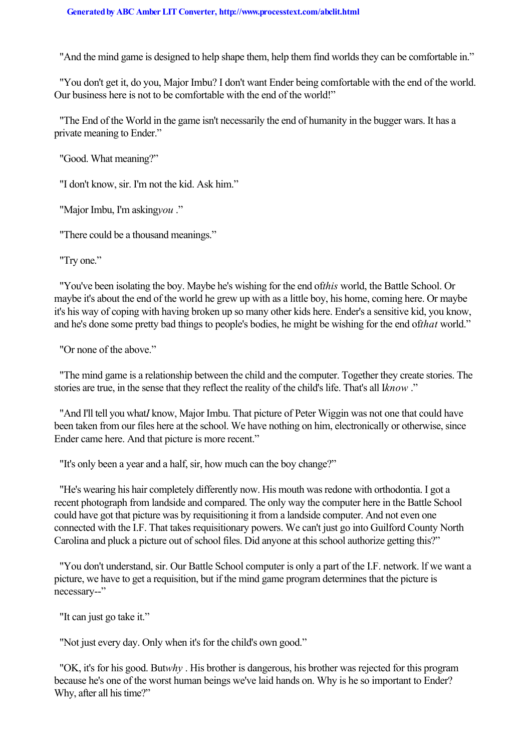"And the mind game is designed to help shape them, help them find worlds they can be comfortable in."

"You don't get it, do you, Major Imbu? I don't want Ender being comfortable with the end of the world. Our business here is not to be comfortable with the end of the world!"

"The End of the World in the game isn't necessarily the end of humanity in the bugger wars. It has a private meaning to Ender."

"Good. What meaning?"

"I don't know, sir. I'm not the kid. Ask him."

"Major Imbu, I'm asking *you*."

"There could be a thousand meanings."

"Try one."

"You've been isolating the boy. Maybe he's wishing for the end of *this* world, the Battle School. Or maybe it's about the end of the world he grew up with as a little boy, his home, coming here. Or maybe it's his way of coping with having broken up so many other kids here. Ender's a sensitive kid, you know, and he's done some pretty bad things to people's bodies, he might be wishing for the end of *that* world."

"Or none of the above."

"The mind game is a relationship between the child and the computer. Together they create stories. The stories are true, in the sense that they reflect the reality of the child's life. That's all I *know*."

"And I'll tell you what *I* know, Major Imbu. That picture of Peter Wiggin was not one that could have been taken from our files here at the school. We have nothing on him, electronically or otherwise, since Ender came here. And that picture is more recent."

"It's only been a year and a half, sir, how much can the boy change?"

"He's wearing his hair completely differently now. His mouth was redone with orthodontia. I got a recent photograph from landside and compared. The only way the computer here in the Battle School could have got that picture was by requisitioning it from a landside computer. And not even one connected with the I.F. That takes requisitionary powers. We can't just go into Guilford County North Carolina and pluck a picture out of school files. Did anyone at this school authorize getting this?"

"You don't understand, sir. Our Battle School computer is only a part of the I.F. network. If we want a picture, we have to get a requisition, but if the mind game program determines that the picture is necessary--"

"It can just go take it."

"Not just every day. Only when it's for the child's own good."

"OK, it's for his good. But *why*. His brother is dangerous, his brother was rejected for this program because he's one of the worst human beings we've laid hands on. Why is he so important to Ender? Why, after all his time?"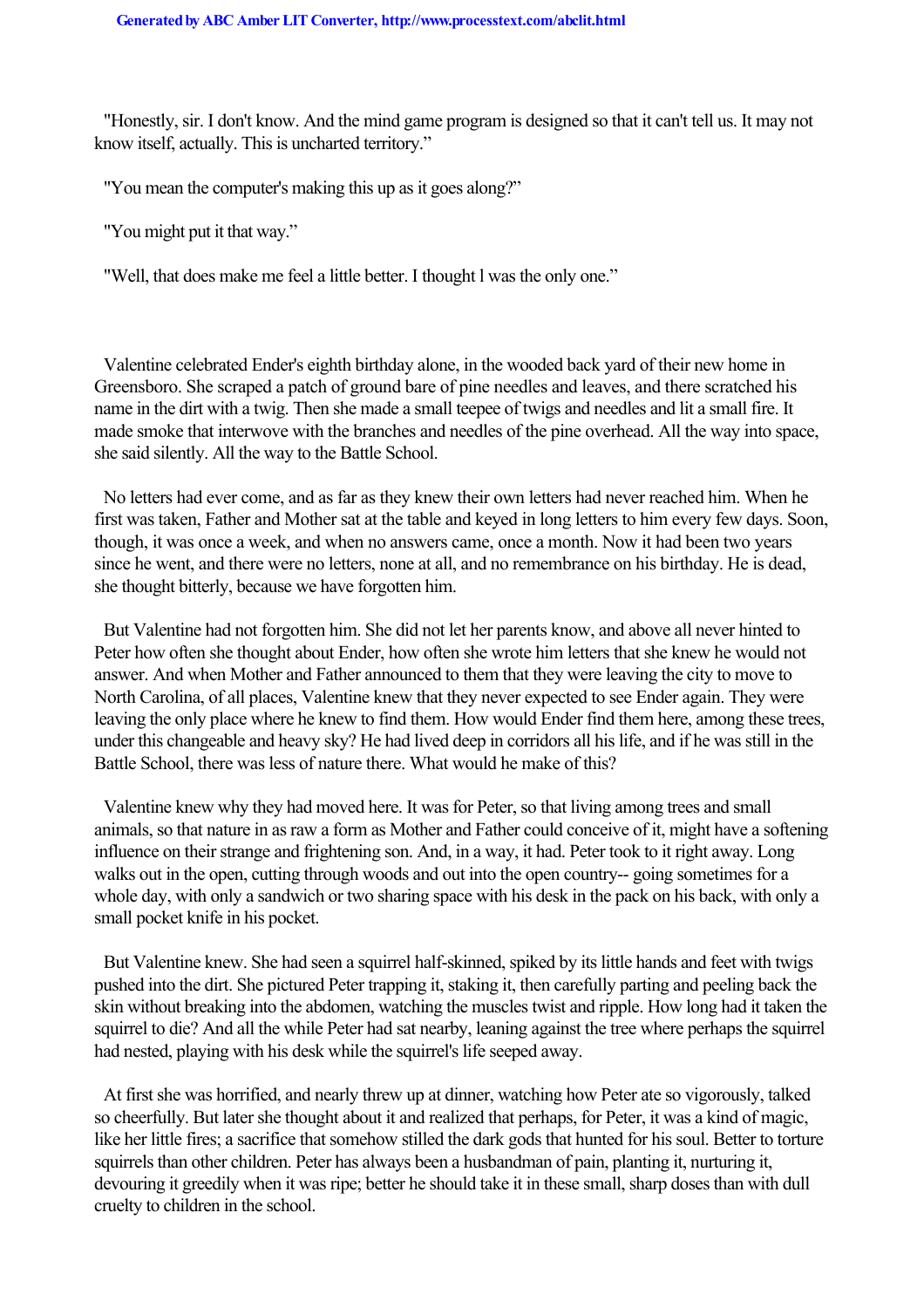"Honestly, sir. I don't know. And the mind game program is designed so that it can't tell us. It may not know itself, actually. This is uncharted territory."

"You mean the computer's making this up as it goes along?"

"You might put it that way."

"Well, that does make me feel a little better. I thought l was the only one."

Valentine celebrated Ender's eighth birthday alone, in the wooded back yard of their new home in Greensboro. She scraped a patch of ground bare of pine needles and leaves, and there scratched his name in the dirt with a twig. Then she made a small teepee of twigs and needles and lit a small fire. It made smoke that interwove with the branches and needles of the pine overhead. All the way into space, she said silently. All the way to the Battle School.

No letters had ever come, and as far as they knew their own letters had never reached him. When he first was taken, Father and Mother sat at the table and keyed in long letters to him every few days. Soon, though, it was once a week, and when no answers came, once a month. Now it had been two years since he went, and there were no letters, none at all, and no remembrance on his birthday. He is dead, she thought bitterly, because we have forgotten him.

But Valentine had not forgotten him. She did not let her parents know, and above all never hinted to Peter how often she thought about Ender, how often she wrote him letters that she knew he would not answer. And when Mother and Father announced to them that they were leaving the city to move to North Carolina, of all places, Valentine knew that they never expected to see Ender again. They were leaving the only place where he knew to find them. How would Ender find them here, among these trees, under this changeable and heavy sky? He had lived deep in corridors all his life, and if he was still in the Battle School, there was less of nature there. What would he make of this?

Valentine knew why they had moved here. It was for Peter, so that living among trees and small animals, so that nature in as raw a form as Mother and Father could conceive of it, might have a softening influence on their strange and frightening son. And, in a way, it had. Peter took to it right away. Long walks out in the open, cutting through woods and out into the open country-- going sometimes for a whole day, with only a sandwich or two sharing space with his desk in the pack on his back, with only a small pocket knife in his pocket.

But Valentine knew. She had seen a squirrel half-skinned, spiked by its little hands and feet with twigs pushed into the dirt. She pictured Peter trapping it, staking it, then carefully parting and peeling back the skin without breaking into the abdomen, watching the muscles twist and ripple. How long had it taken the squirrel to die? And all the while Peter had sat nearby, leaning against the tree where perhaps the squirrel had nested, playing with his desk while the squirrel's life seeped away.

At first she was horrified, and nearly threw up at dinner, watching how Peter ate so vigorously, talked so cheerfully. But later she thought about it and realized that perhaps, for Peter, it was a kind of magic, like her little fires; a sacrifice that somehow stilled the dark gods that hunted for his soul. Better to torture squirrels than other children. Peter has always been a husbandman of pain, planting it, nurturing it, devouring it greedily when it was ripe; better he should take it in these small, sharp doses than with dull cruelty to children in the school.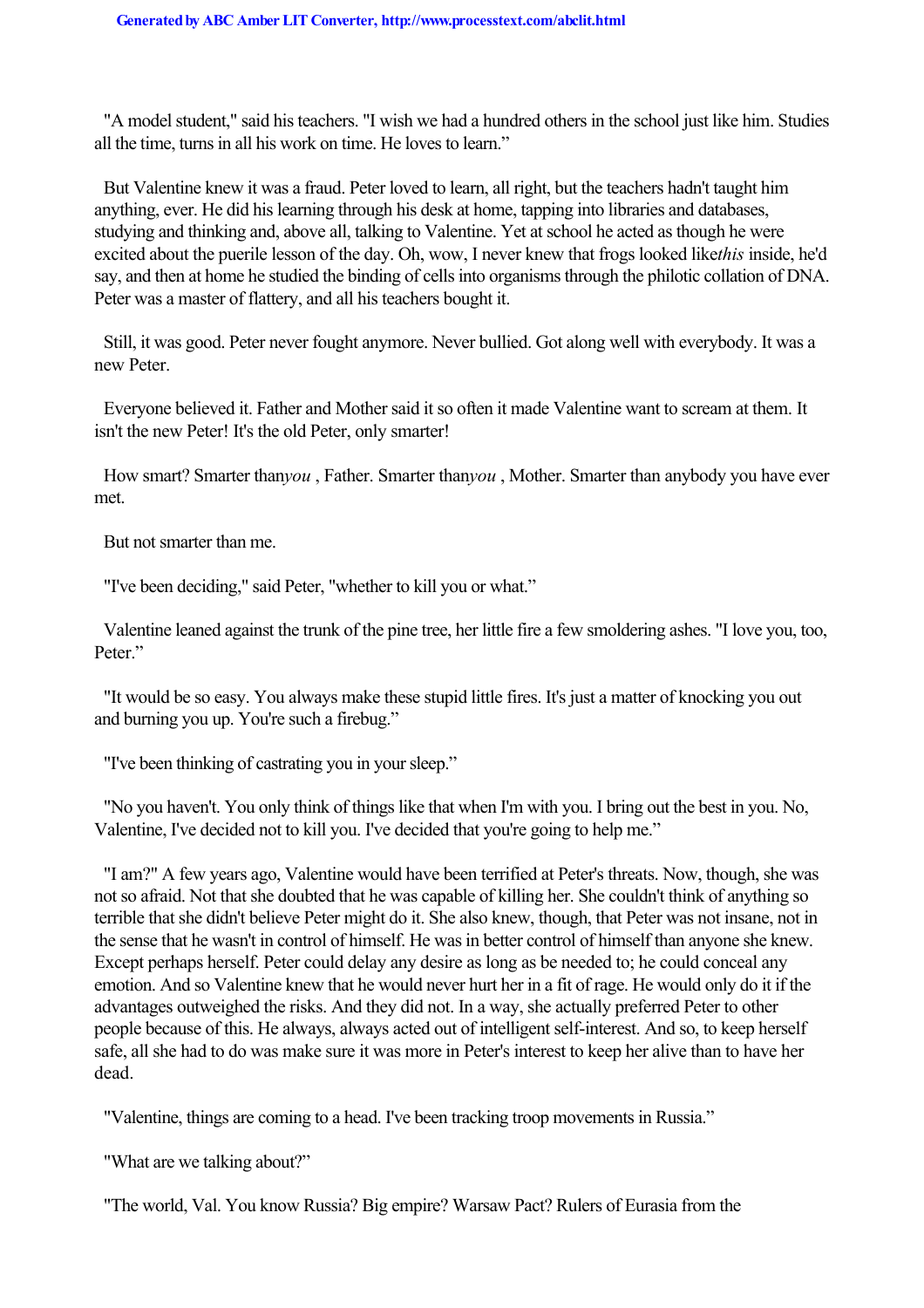"A model student," said his teachers. "I wish we had a hundred others in the school just like him. Studies all the time, turns in all his work on time. He loves to learn."

But Valentine knew it was a fraud. Peter loved to learn, all right, but the teachers hadn't taught him anything, ever. He did his learning through his desk at home, tapping into libraries and databases, studying and thinking and, above all, talking to Valentine. Yet at school he acted as though he were excited about the puerile lesson of the day. Oh, wow, I never knew that frogs looked like *this* inside, he'd say, and then at home he studied the binding of cells into organisms through the philotic collation of DNA. Peter was a master of flattery, and all his teachers bought it.

Still, it was good. Peter never fought anymore. Never bullied. Got along well with everybody. It was a new Peter.

Everyone believed it. Father and Mother said it so often it made Valentine want to scream at them. It isn't the new Peter! It's the old Peter, only smarter!

How smart? Smarter than *you* , Father. Smarter than *you* , Mother. Smarter than anybody you have ever met.

But not smarter than me.

"I've been deciding," said Peter, "whether to kill you or what."

Valentine leaned against the trunk of the pine tree, her little fire a few smoldering ashes. "I love you, too, Peter."

"It would be so easy. You always make these stupid little fires. It's just a matter of knocking you out and burning you up. You're such a firebug."

"I've been thinking of castrating you in your sleep."

"No you haven't. You only think of things like that when I'm with you. I bring out the best in you. No, Valentine, I've decided not to kill you. I've decided that you're going to help me."

"I am?" A few years ago, Valentine would have been terrified at Peter's threats. Now, though, she was not so afraid. Not that she doubted that he was capable of killing her. She couldn't think of anything so terrible that she didn't believe Peter might do it. She also knew, though, that Peter was not insane, not in the sense that he wasn't in control of himself. He was in better control of himself than anyone she knew. Except perhaps herself. Peter could delay any desire as long as be needed to; he could conceal any emotion. And so Valentine knew that he would never hurt her in a fit of rage. He would only do it if the advantages outweighed the risks. And they did not. In a way, she actually preferred Peter to other people because of this. He always, always acted out of intelligent self-interest. And so, to keep herself safe, all she had to do was make sure it was more in Peter's interest to keep her alive than to have her dead.

"Valentine, things are coming to a head. I've been tracking troop movements in Russia."

"What are we talking about?"

"The world, Val. You know Russia? Big empire? Warsaw Pact? Rulers of Eurasia from the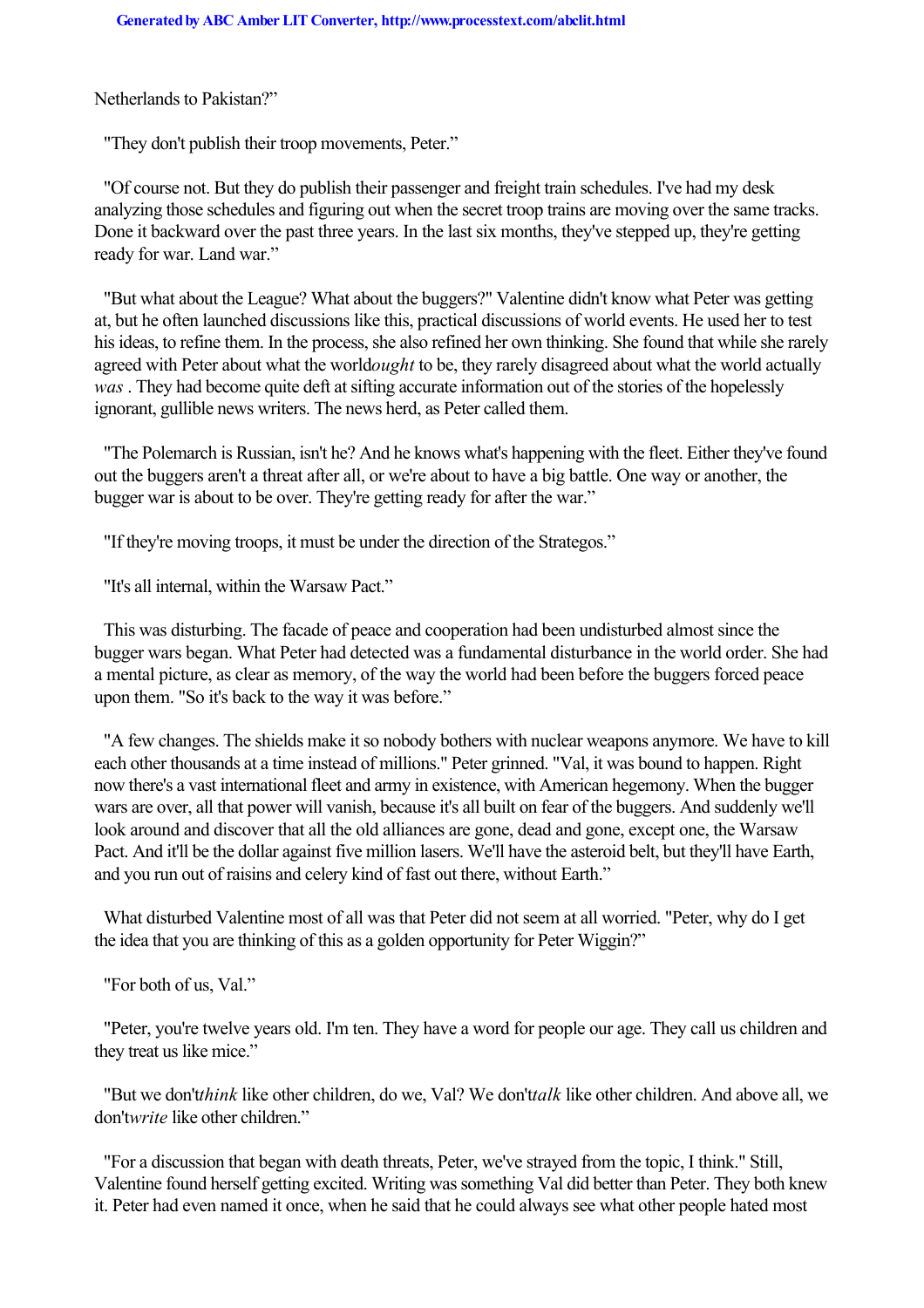Netherlands to Pakistan?"

"They don't publish their troop movements, Peter."

"Of course not. But they do publish their passenger and freight train schedules. I've had my desk analyzing those schedules and figuring out when the secret troop trains are moving over the same tracks. Done it backward over the past three years. In the last six months, they've stepped up, they're getting ready for war. Land war."

"But what about the League? What about the buggers?" Valentine didn't know what Peter was getting at, but he often launched discussions like this, practical discussions of world events. He used her to test his ideas, to refine them. In the process, she also refined her own thinking. She found that while she rarely agreed with Peter about what the world *ought* to be, they rarely disagreed about what the world actually *was*. They had become quite deft at sifting accurate information out of the stories of the hopelessly ignorant, gullible news writers. The news herd, as Peter called them.

"The Polemarch is Russian, isn't he? And he knows what's happening with the fleet. Either they've found out the buggers aren't a threat after all, or we're about to have a big battle. One way or another, the bugger war is about to be over. They're getting ready for after the war."

"If they're moving troops, it must be under the direction of the Strategos."

"It's all internal, within the Warsaw Pact."

This was disturbing. The facade of peace and cooperation had been undisturbed almost since the bugger wars began. What Peter had detected was a fundamental disturbance in the world order. She had a mental picture, as clear as memory, of the way the world had been before the buggers forced peace upon them. "So it's back to the way it was before."

"A few changes. The shields make it so nobody bothers with nuclear weapons anymore. We have to kill each other thousands at a time instead of millions." Peter grinned. "Val, it was bound to happen. Right now there's a vast international fleet and army in existence, with American hegemony. When the bugger wars are over, all that power will vanish, because it's all built on fear of the buggers. And suddenly we'll look around and discover that all the old alliances are gone, dead and gone, except one, the Warsaw Pact. And it'll be the dollar against five million lasers. We'll have the asteroid belt, but they'll have Earth, and you run out of raisins and celery kind of fast out there, without Earth."

What disturbed Valentine most of all was that Peter did not seem at all worried. "Peter, why do I get the idea that you are thinking of this as a golden opportunity for Peter Wiggin?"

"For both of us, Val."

"Peter, you're twelve years old. I'm ten. They have a word for people our age. They call us children and they treat us like mice."

"But we don't *think* like other children, do we, Val? We don't *talk* like other children. And above all, we don't *write* like other children."

"For a discussion that began with death threats, Peter, we've strayed from the topic, I think." Still, Valentine found herself getting excited. Writing was something Val did better than Peter. They both knew it. Peter had even named it once, when he said that he could always see what other people hated most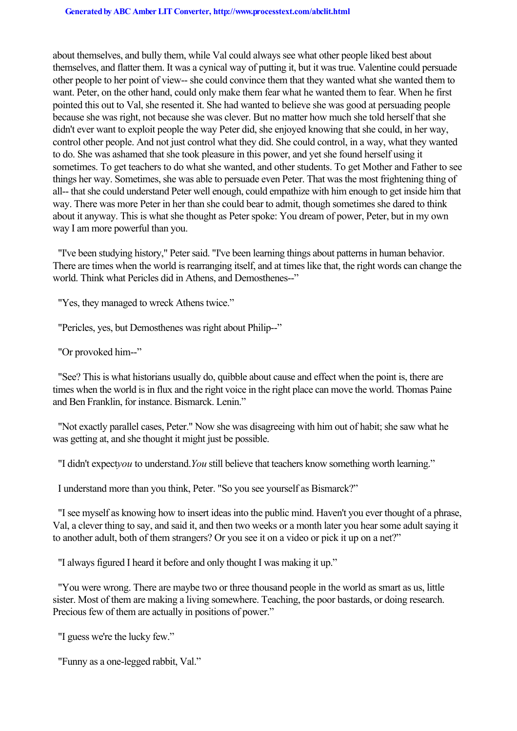about themselves, and bully them, while Val could always see what other people liked best about themselves, and flatter them. It was a cynical way of putting it, but it was true. Valentine could persuade other people to her point of view-- she could convince them that they wanted what she wanted them to want. Peter, on the other hand, could only make them fear what he wanted them to fear. When he first pointed this out to Val, she resented it. She had wanted to believe she was good at persuading people because she was right, not because she was clever. But no matter how much she told herself that she didn't ever want to exploit people the way Peter did, she enjoyed knowing that she could, in her way, control other people. And not just control what they did. She could control, in a way, what they wanted to do. She was ashamed that she took pleasure in this power, and yet she found herself using it sometimes. To get teachers to do what she wanted, and other students. To get Mother and Father to see things her way. Sometimes, she was able to persuade even Peter. That was the most frightening thing of all-- that she could understand Peter well enough, could empathize with him enough to get inside him that way. There was more Peter in her than she could bear to admit, though sometimes she dared to think about it anyway. This is what she thought as Peter spoke: You dream of power, Peter, but in my own way I am more powerful than you.

"I've been studying history," Peter said. "I've been learning things about patterns in human behavior. There are times when the world is rearranging itself, and at times like that, the right words can change the world. Think what Pericles did in Athens, and Demosthenes--"

"Yes, they managed to wreck Athens twice."

"Pericles, yes, but Demosthenes was right about Philip--"

"Or provoked him--"

"See? This is what historians usually do, quibble about cause and effect when the point is, there are times when the world is in flux and the right voice in the right place can move the world. Thomas Paine and Ben Franklin, for instance. Bismarck. Lenin."

"Not exactly parallel cases, Peter." Now she was disagreeing with him out of habit; she saw what he was getting at, and she thought it might just be possible.

"I didn't expect *you* to understand. *You* still believe that teachers know something worth learning."

I understand more than you think, Peter. "So you see yourself as Bismarck?"

"I see myself as knowing how to insert ideas into the public mind. Haven't you ever thought of a phrase, Val, a clever thing to say, and said it, and then two weeks or a month later you hear some adult saying it to another adult, both of them strangers? Or you see it on a video or pick it up on a net?"

"I always figured I heard it before and only thought I was making it up."

"You were wrong. There are maybe two or three thousand people in the world as smart as us, little sister. Most of them are making a living somewhere. Teaching, the poor bastards, or doing research. Precious few of them are actually in positions of power."

"I guess we're the lucky few."

"Funny as a one-legged rabbit, Val."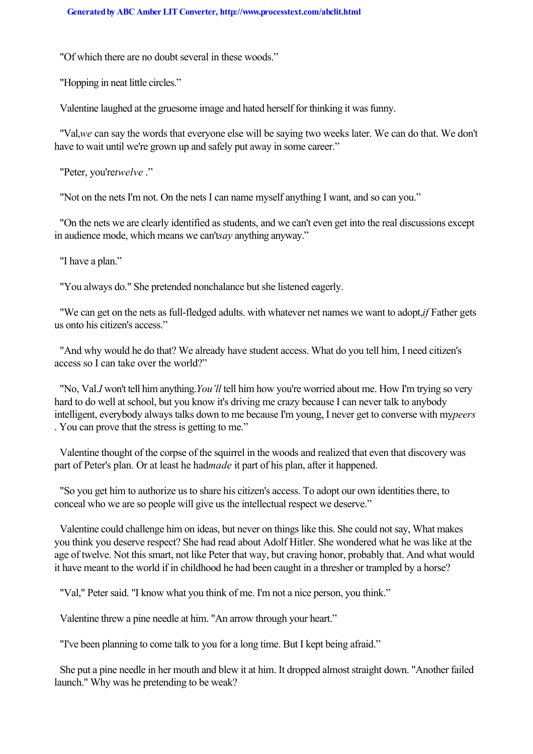"Of which there are no doubt several in these woods."

"Hopping in neat little circles."

Valentine laughed at the gruesome image and hated herself for thinking it was funny.

"Val, *we* can say the words that everyone else will be saying two weeks later. We can do that. We don't have to wait until we're grown up and safely put away in some career."

"Peter, you're *twelve*."

"Not on the nets I'm not. On the nets I can name myself anything I want, and so can you."

"On the nets we are clearly identified as students, and we can't even get into the real discussions except in audience mode, which means we can't *say* anything anyway."

"I have a plan."

"You always do." She pretended nonchalance but she listened eagerly.

"We can get on the nets as full-fledged adults. with whatever net names we want to adopt, *if* Father gets us onto his citizen's access."

"And why would he do that? We already have student access. What do you tell him, I need citizen's access so I can take over the world?"

"No, Val. *I* won't tell him anything. *You'll* tell him how you're worried about me. How I'm trying so very hard to do well at school, but you know it's driving me crazy because I can never talk to anybody intelligent, everybody always talks down to me because I'm young, I never get to converse with my *peers*. You can prove that the stress is getting to me."

Valentine thought of the corpse of the squirrel in the woods and realized that even that discovery was part of Peter's plan. Or at least he had *made* it part of his plan, after it happened.

"So you get him to authorize us to share his citizen's access. To adopt our own identities there, to conceal who we are so people will give us the intellectual respect we deserve."

Valentine could challenge him on ideas, but never on things like this. She could not say, What makes you think you deserve respect? She had read about Adolf Hitler. She wondered what he was like at the age of twelve. Not this smart, not like Peter that way, but craving honor, probably that. And what would it have meant to the world if in childhood he had been caught in a thresher or trampled by a horse?

"Val," Peter said. "I know what you think of me. I'm not a nice person, you think."

Valentine threw a pine needle at him. "An arrow through your heart."

"I've been planning to come talk to you for a long time. But I kept being afraid."

She put a pine needle in her mouth and blew it at him. It dropped almost straight down. "Another failed launch." Why was he pretending to be weak?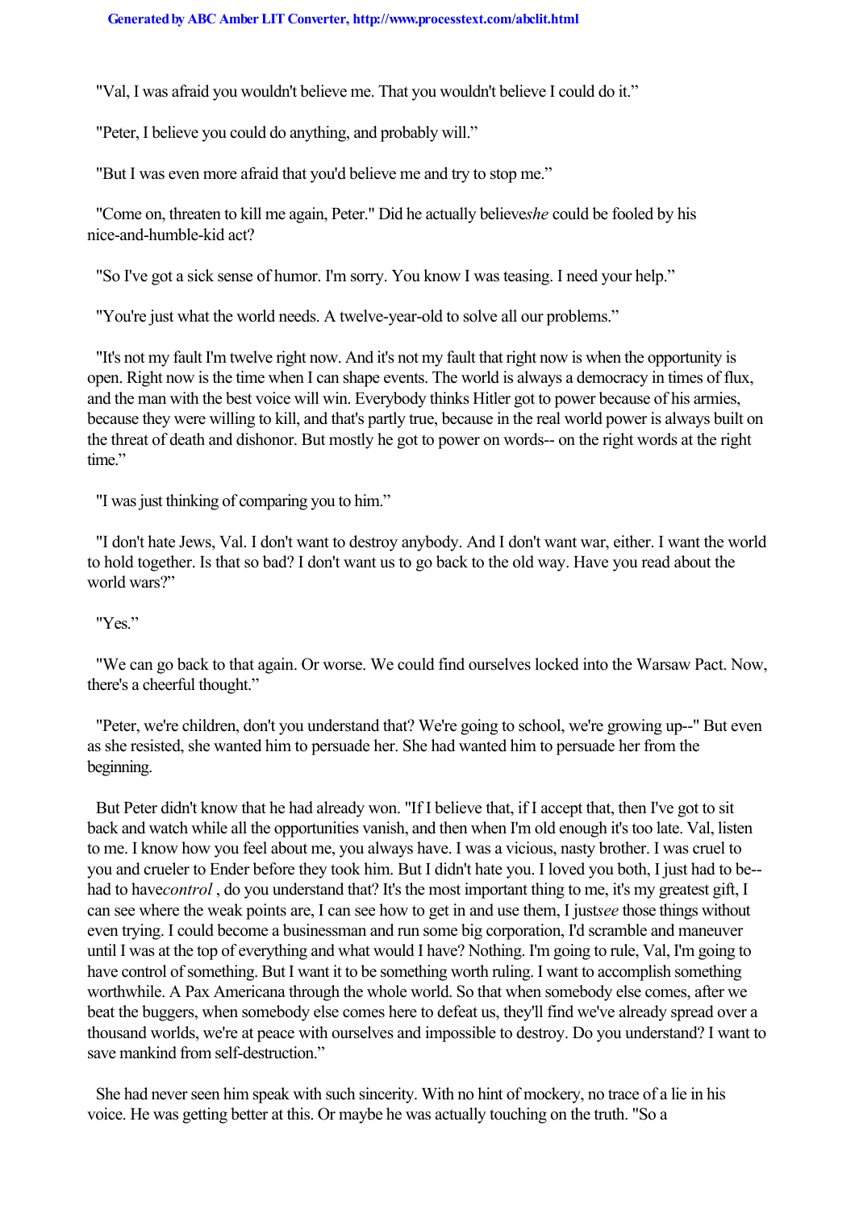"Val, I was afraid you wouldn't believe me. That you wouldn't believe I could do it."

"Peter, I believe you could do anything, and probably will."

"But I was even more afraid that you'd believe me and try to stop me."

"Come on, threaten to kill me again, Peter." Did he actually believe *she* could be fooled by his nice-and-humble-kid act?

"So I've got a sick sense of humor. I'm sorry. You know I was teasing. I need your help."

"You're just what the world needs. A twelve-year-old to solve all our problems."

"It's not my fault I'm twelve right now. And it's not my fault that right now is when the opportunity is open. Right now is the time when I can shape events. The world is always a democracy in times of flux, and the man with the best voice will win. Everybody thinks Hitler got to power because of his armies, because they were willing to kill, and that's partly true, because in the real world power is always built on the threat of death and dishonor. But mostly he got to power on words-- on the right words at the right time."

"I was just thinking of comparing you to him."

"I don't hate Jews, Val. I don't want to destroy anybody. And I don't want war, either. I want the world to hold together. Is that so bad? I don't want us to go back to the old way. Have you read about the world wars?"

"Yes."

"We can go back to that again. Or worse. We could find ourselves locked into the Warsaw Pact. Now, there's a cheerful thought."

"Peter, we're children, don't you understand that? We're going to school, we're growing up--" But even as she resisted, she wanted him to persuade her. She had wanted him to persuade her from the beginning.

But Peter didn't know that he had already won. "If I believe that, if I accept that, then I've got to sit back and watch while all the opportunities vanish, and then when I'm old enough it's too late. Val, listen to me. I know how you feel about me, you always have. I was a vicious, nasty brother. I was cruel to you and crueler to Ender before they took him. But I didn't hate you. I loved you both, I just had to be--had to have *control*, do you understand that? It's the most important thing to me, it's my greatest gift, I can see where the weak points are, I can see how to get in and use them, I just *see* those things without even trying. I could become a businessman and run some big corporation, I'd scramble and maneuver until I was at the top of everything and what would I have? Nothing. I'm going to rule, Val, I'm going to have control of something. But I want it to be something worth ruling. I want to accomplish something worthwhile. A Pax Americana through the whole world. So that when somebody else comes, after we beat the buggers, when somebody else comes here to defeat us, they'll find we've already spread over a thousand worlds, we're at peace with ourselves and impossible to destroy. Do you understand? I want to save mankind from self-destruction."

She had never seen him speak with such sincerity. With no hint of mockery, no trace of a lie in his voice. He was getting better at this. Or maybe he was actually touching on the truth. "So a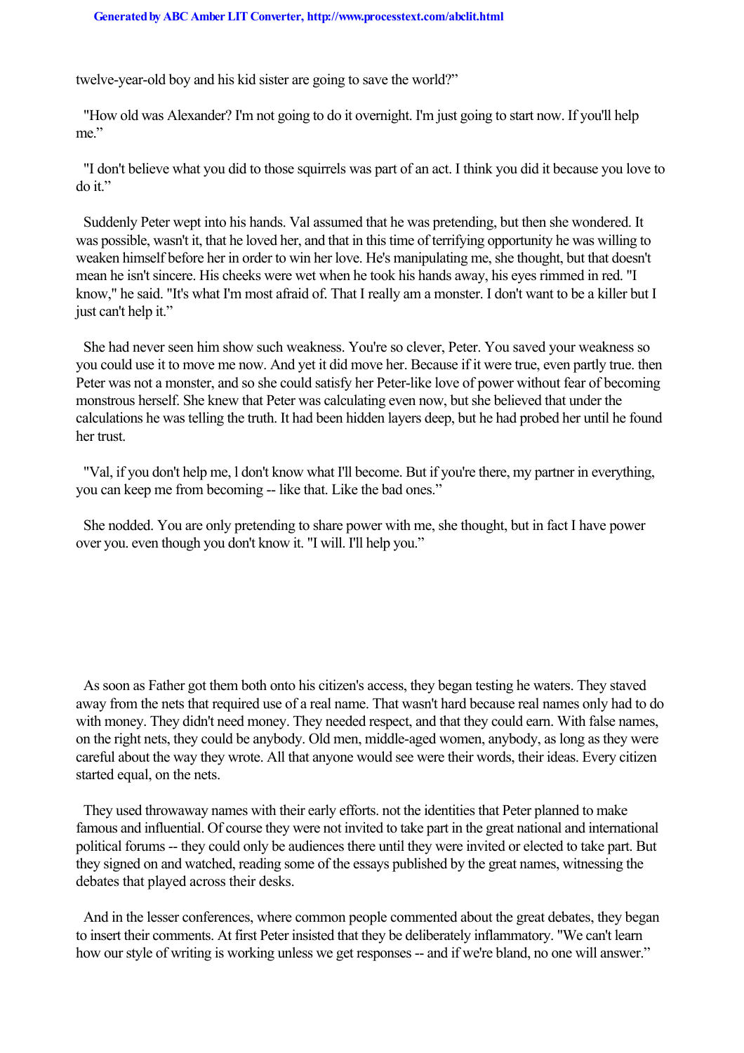twelve-year-old boy and his kid sister are going to save the world?"

"How old was Alexander? I'm not going to do it overnight. I'm just going to start now. If you'll help me."

"I don't believe what you did to those squirrels was part of an act. I think you did it because you love to do it."

Suddenly Peter wept into his hands. Val assumed that he was pretending, but then she wondered. It was possible, wasn't it, that he loved her, and that in this time of terrifying opportunity he was willing to weaken himself before her in order to win her love. He's manipulating me, she thought, but that doesn't mean he isn't sincere. His cheeks were wet when he took his hands away, his eyes rimmed in red. "I know," he said. "It's what I'm most afraid of. That I really am a monster. I don't want to be a killer but I just can't help it."

She had never seen him show such weakness. You're so clever, Peter. You saved your weakness so you could use it to move me now. And yet it did move her. Because if it were true, even partly true. then Peter was not a monster, and so she could satisfy her Peter-like love of power without fear of becoming monstrous herself. She knew that Peter was calculating even now, but she believed that under the calculations he was telling the truth. It had been hidden layers deep, but he had probed her until he found her trust.

"Val, if you don't help me, l don't know what I'll become. But if you're there, my partner in everything, you can keep me from becoming -- like that. Like the bad ones."

She nodded. You are only pretending to share power with me, she thought, but in fact I have power over you. even though you don't know it. "I will. I'll help you."

As soon as Father got them both onto his citizen's access, they began testing he waters. They staved away from the nets that required use of a real name. That wasn't hard because real names only had to do with money. They didn't need money. They needed respect, and that they could earn. With false names, on the right nets, they could be anybody. Old men, middle-aged women, anybody, as long as they were careful about the way they wrote. All that anyone would see were their words, their ideas. Every citizen started equal, on the nets.

They used throwaway names with their early efforts. not the identities that Peter planned to make famous and influential. Of course they were not invited to take part in the great national and international political forums -- they could only be audiences there until they were invited or elected to take part. But they signed on and watched, reading some of the essays published by the great names, witnessing the debates that played across their desks.

And in the lesser conferences, where common people commented about the great debates, they began to insert their comments. At first Peter insisted that they be deliberately inflammatory. "We can't learn how our style of writing is working unless we get responses -- and if we're bland, no one will answer."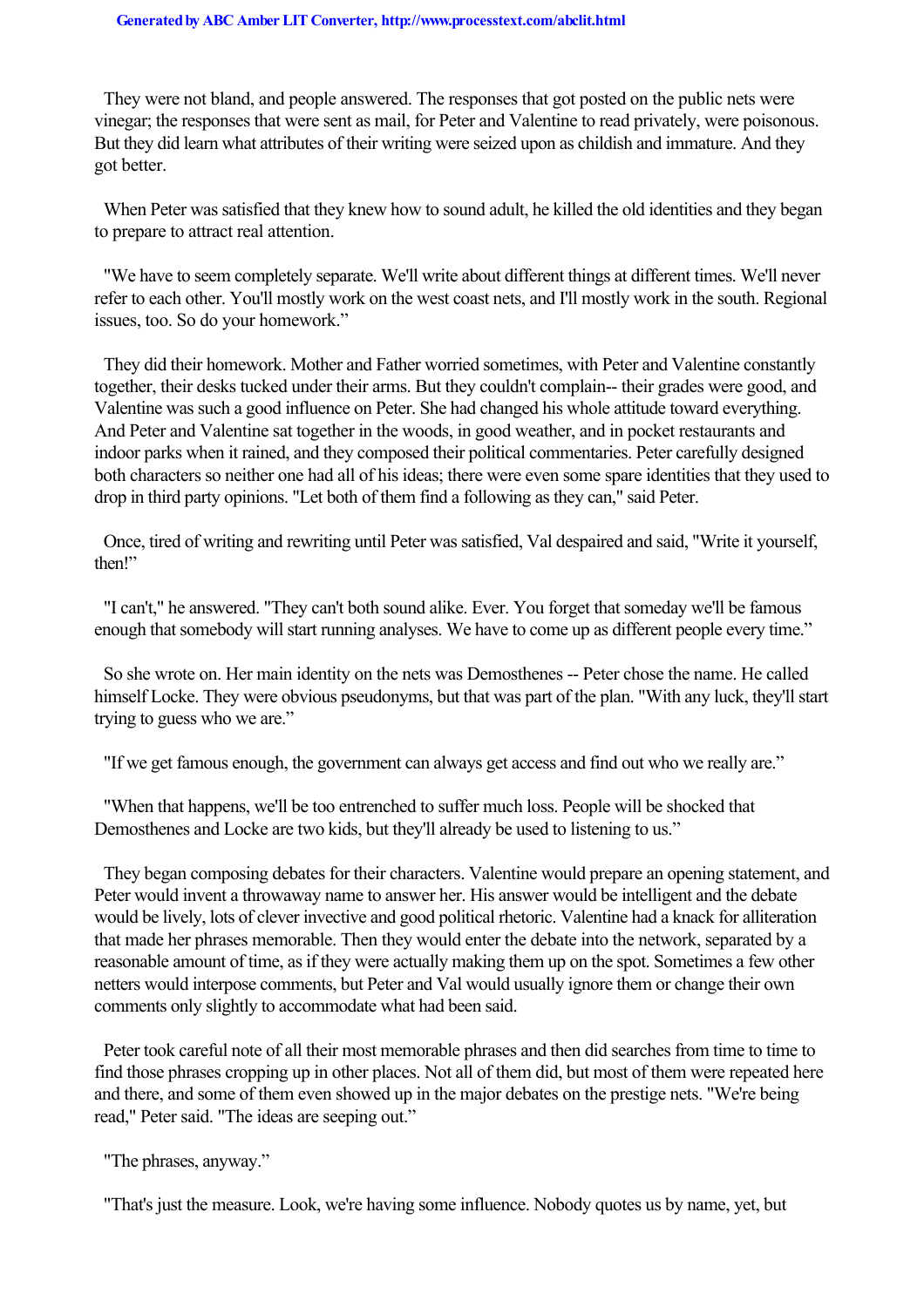They were not bland, and people answered. The responses that got posted on the public nets were vinegar; the responses that were sent as mail, for Peter and Valentine to read privately, were poisonous. But they did learn what attributes of their writing were seized upon as childish and immature. And they got better.

When Peter was satisfied that they knew how to sound adult, he killed the old identities and they began to prepare to attract real attention.

"We have to seem completely separate. We'll write about different things at different times. We'll never refer to each other. You'll mostly work on the west coast nets, and I'll mostly work in the south. Regional issues, too. So do your homework."

They did their homework. Mother and Father worried sometimes, with Peter and Valentine constantly together, their desks tucked under their arms. But they couldn't complain-- their grades were good, and Valentine was such a good influence on Peter. She had changed his whole attitude toward everything. And Peter and Valentine sat together in the woods, in good weather, and in pocket restaurants and indoor parks when it rained, and they composed their political commentaries. Peter carefully designed both characters so neither one had all of his ideas; there were even some spare identities that they used to drop in third party opinions. "Let both of them find a following as they can," said Peter.

Once, tired of writing and rewriting until Peter was satisfied, Val despaired and said, "Write it yourself, then!"

"I can't," he answered. "They can't both sound alike. Ever. You forget that someday we'll be famous enough that somebody will start running analyses. We have to come up as different people every time."

So she wrote on. Her main identity on the nets was Demosthenes -- Peter chose the name. He called himself Locke. They were obvious pseudonyms, but that was part of the plan. "With any luck, they'll start trying to guess who we are."

"If we get famous enough, the government can always get access and find out who we really are."

"When that happens, we'll be too entrenched to suffer much loss. People will be shocked that Demosthenes and Locke are two kids, but they'll already be used to listening to us."

They began composing debates for their characters. Valentine would prepare an opening statement, and Peter would invent a throwaway name to answer her. His answer would be intelligent and the debate would be lively, lots of clever invective and good political rhetoric. Valentine had a knack for alliteration that made her phrases memorable. Then they would enter the debate into the network, separated by a reasonable amount of time, as if they were actually making them up on the spot. Sometimes a few other netters would interpose comments, but Peter and Val would usually ignore them or change their own comments only slightly to accommodate what had been said.

Peter took careful note of all their most memorable phrases and then did searches from time to time to find those phrases cropping up in other places. Not all of them did, but most of them were repeated here and there, and some of them even showed up in the major debates on the prestige nets. "We're being read," Peter said. "The ideas are seeping out."

"The phrases, anyway."

"That's just the measure. Look, we're having some influence. Nobody quotes us by name, yet, but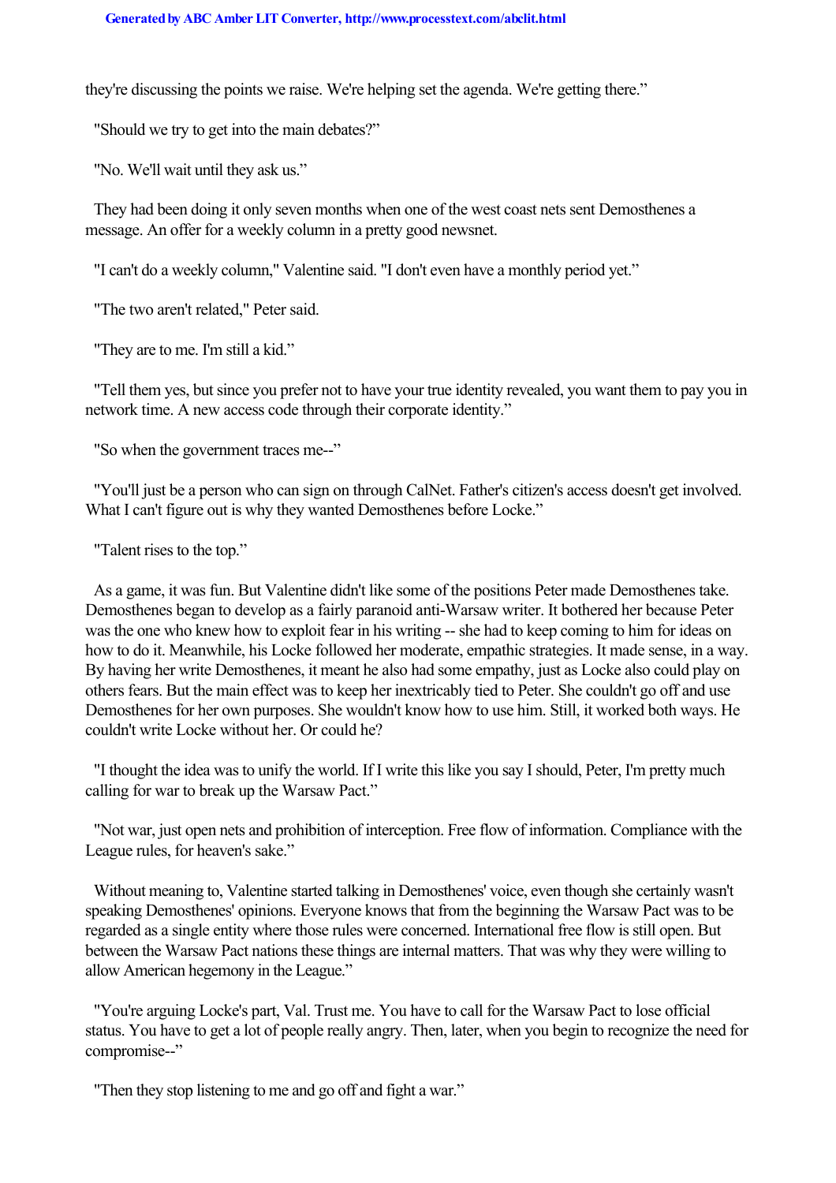they're discussing the points we raise. We're helping set the agenda. We're getting there."

"Should we try to get into the main debates?"

"No. We'll wait until they ask us."

They had been doing it only seven months when one of the west coast nets sent Demosthenes a message. An offer for a weekly column in a pretty good newsnet.

"I can't do a weekly column," Valentine said. "I don't even have a monthly period yet."

"The two aren't related," Peter said.

"They are to me. I'm still a kid."

"Tell them yes, but since you prefer not to have your true identity revealed, you want them to pay you in network time. A new access code through their corporate identity."

"So when the government traces me--"

"You'll just be a person who can sign on through CalNet. Father's citizen's access doesn't get involved. What I can't figure out is why they wanted Demosthenes before Locke."

"Talent rises to the top."

As a game, it was fun. But Valentine didn't like some of the positions Peter made Demosthenes take. Demosthenes began to develop as a fairly paranoid anti-Warsaw writer. It bothered her because Peter was the one who knew how to exploit fear in his writing -- she had to keep coming to him for ideas on how to do it. Meanwhile, his Locke followed her moderate, empathic strategies. It made sense, in a way. By having her write Demosthenes, it meant he also had some empathy, just as Locke also could play on others fears. But the main effect was to keep her inextricably tied to Peter. She couldn't go off and use Demosthenes for her own purposes. She wouldn't know how to use him. Still, it worked both ways. He couldn't write Locke without her. Or could he?

"I thought the idea was to unify the world. If I write this like you say I should, Peter, I'm pretty much calling for war to break up the Warsaw Pact."

"Not war, just open nets and prohibition of interception. Free flow of information. Compliance with the League rules, for heaven's sake."

Without meaning to, Valentine started talking in Demosthenes' voice, even though she certainly wasn't speaking Demosthenes' opinions. Everyone knows that from the beginning the Warsaw Pact was to be regarded as a single entity where those rules were concerned. International free flow is still open. But between the Warsaw Pact nations these things are internal matters. That was why they were willing to allow American hegemony in the League."

"You're arguing Locke's part, Val. Trust me. You have to call for the Warsaw Pact to lose official status. You have to get a lot of people really angry. Then, later, when you begin to recognize the need for compromise--"

"Then they stop listening to me and go off and fight a war."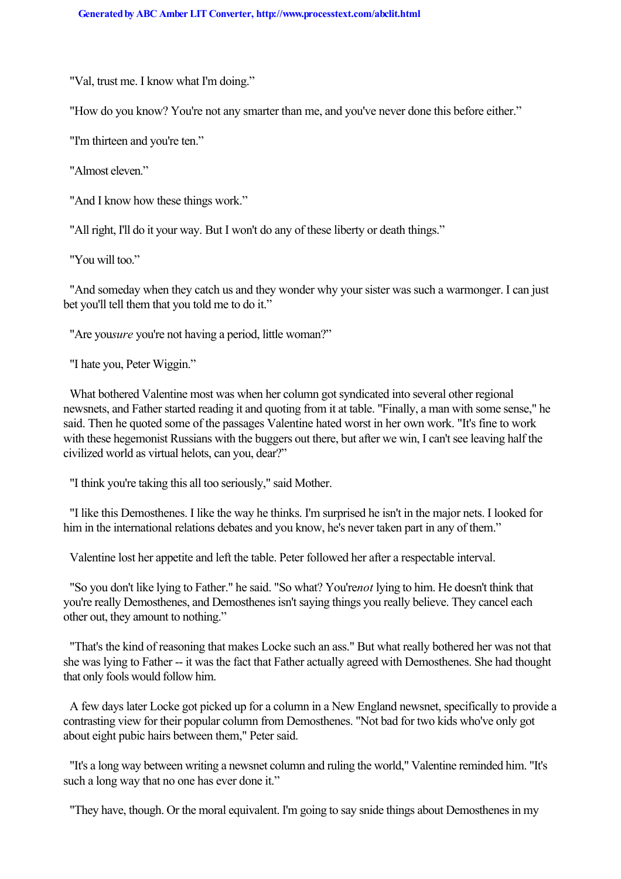"Val, trust me. I know what I'm doing."

"How do you know? You're not any smarter than me, and you've never done this before either."

"I'm thirteen and you're ten."

"Almost eleven."

"And I know how these things work."

"All right, I'll do it your way. But I won't do any of these liberty or death things."

"You will too."

"And someday when they catch us and they wonder why your sister was such a warmonger. I can just bet you'll tell them that you told me to do it."

"Are you *sure* you're not having a period, little woman?"

"I hate you, Peter Wiggin."

What bothered Valentine most was when her column got syndicated into several other regional newsnets, and Father started reading it and quoting from it at table. "Finally, a man with some sense," he said. Then he quoted some of the passages Valentine hated worst in her own work. "It's fine to work with these hegemonist Russians with the buggers out there, but after we win, I can't see leaving half the civilized world as virtual helots, can you, dear?"

"I think you're taking this all too seriously," said Mother.

"I like this Demosthenes. I like the way he thinks. I'm surprised he isn't in the major nets. I looked for him in the international relations debates and you know, he's never taken part in any of them."

Valentine lost her appetite and left the table. Peter followed her after a respectable interval.

"So you don't like lying to Father," he said. "So what? You're *not* lying to him. He doesn't think that you're really Demosthenes, and Demosthenes isn't saying things you really believe. They cancel each other out, they amount to nothing."

"That's the kind of reasoning that makes Locke such an ass." But what really bothered her was not that she was lying to Father -- it was the fact that Father actually agreed with Demosthenes. She had thought that only fools would follow him.

A few days later Locke got picked up for a column in a New England newsnet, specifically to provide a contrasting view for their popular column from Demosthenes. "Not bad for two kids who've only got about eight pubic hairs between them," Peter said.

"It's a long way between writing a newsnet column and ruling the world," Valentine reminded him. "It's such a long way that no one has ever done it."

"They have, though. Or the moral equivalent. I'm going to say snide things about Demosthenes in my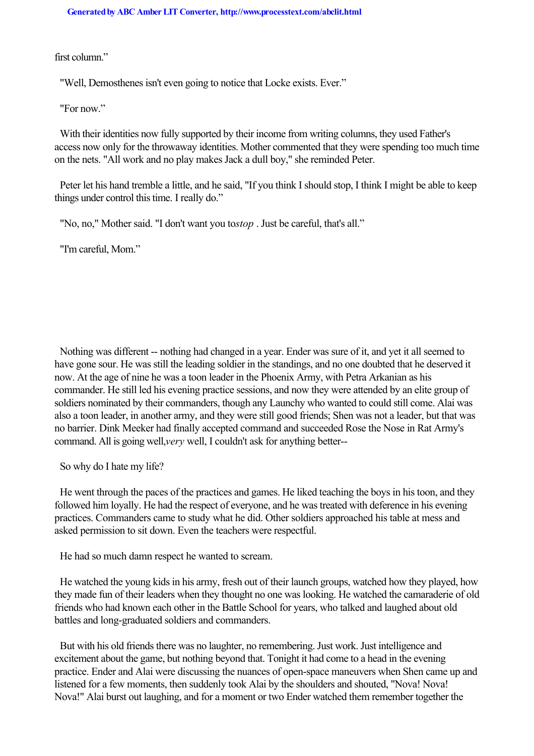first column."

"Well, Demosthenes isn't even going to notice that Locke exists. Ever."

"For now."

With their identities now fully supported by their income from writing columns, they used Father's access now only for the throwaway identities. Mother commented that they were spending too much time on the nets. "All work and no play makes Jack a dull boy," she reminded Peter.

Peter let his hand tremble a little, and he said, "If you think I should stop, I think I might be able to keep things under control this time. I really do."

"No, no," Mother said. "I don't want you to *stop*. Just be careful, that's all."

"I'm careful, Mom."

Nothing was different -- nothing had changed in a year. Ender was sure of it, and yet it all seemed to have gone sour. He was still the leading soldier in the standings, and no one doubted that he deserved it now. At the age of nine he was a toon leader in the Phoenix Army, with Petra Arkanian as his commander. He still led his evening practice sessions, and now they were attended by an elite group of soldiers nominated by their commanders, though any Launchy who wanted to could still come. Alai was also a toon leader, in another army, and they were still good friends; Shen was not a leader, but that was no barrier. Dink Meeker had finally accepted command and succeeded Rose the Nose in Rat Army's command. All is going well, *very* well, I couldn't ask for anything better--

So why do I hate my life?

He went through the paces of the practices and games. He liked teaching the boys in his toon, and they followed him loyally. He had the respect of everyone, and he was treated with deference in his evening practices. Commanders came to study what he did. Other soldiers approached his table at mess and asked permission to sit down. Even the teachers were respectful.

He had so much damn respect he wanted to scream.

He watched the young kids in his army, fresh out of their launch groups, watched how they played, how they made fun of their leaders when they thought no one was looking. He watched the camaraderie of old friends who had known each other in the Battle School for years, who talked and laughed about old battles and long-graduated soldiers and commanders.

But with his old friends there was no laughter, no remembering. Just work. Just intelligence and excitement about the game, but nothing beyond that. Tonight it had come to a head in the evening practice. Ender and Alai were discussing the nuances of open-space maneuvers when Shen came up and listened for a few moments, then suddenly took Alai by the shoulders and shouted, "Nova! Nova! Nova!" Alai burst out laughing, and for a moment or two Ender watched them remember together the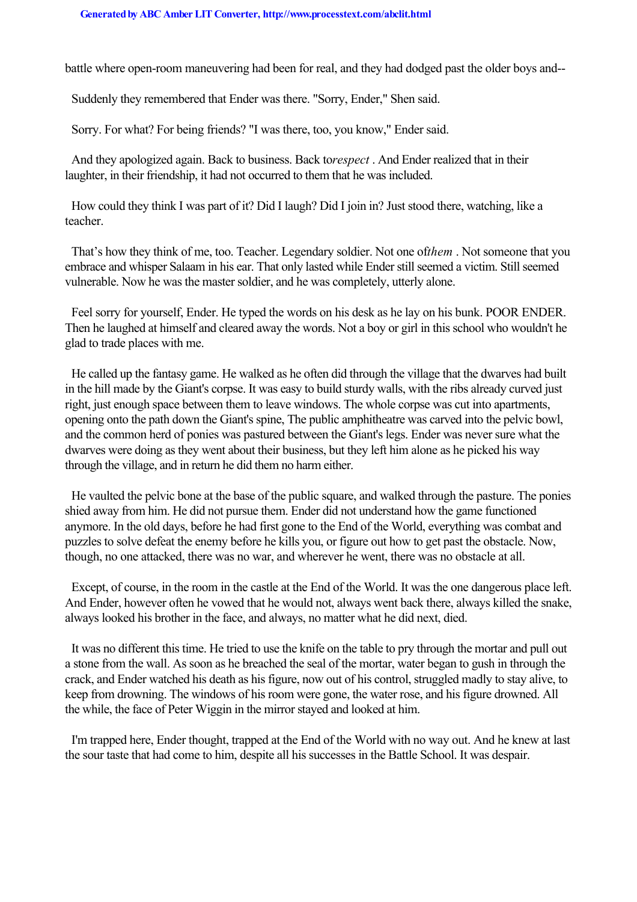battle where open-room maneuvering had been for real, and they had dodged past the older boys and--

Suddenly they remembered that Ender was there. "Sorry, Ender," Shen said.

Sorry. For what? For being friends? "I was there, too, you know," Ender said.

And they apologized again. Back to business. Back to *respect* . And Ender realized that in their laughter, in their friendship, it had not occurred to them that he was included.

How could they think I was part of it? Did I laugh? Did I join in? Just stood there, watching, like a teacher.

That's how they think of me, too. Teacher. Legendary soldier. Not one of *them* . Not someone that you embrace and whisper Salaam in his ear. That only lasted while Ender still seemed a victim. Still seemed vulnerable. Now he was the master soldier, and he was completely, utterly alone.

Feel sorry for yourself, Ender. He typed the words on his desk as he lay on his bunk. POOR ENDER. Then he laughed at himself and cleared away the words. Not a boy or girl in this school who wouldn't he glad to trade places with me.

He called up the fantasy game. He walked as he often did through the village that the dwarves had built in the hill made by the Giant's corpse. It was easy to build sturdy walls, with the ribs already curved just right, just enough space between them to leave windows. The whole corpse was cut into apartments, opening onto the path down the Giant's spine, The public amphitheatre was carved into the pelvic bowl, and the common herd of ponies was pastured between the Giant's legs. Ender was never sure what the dwarves were doing as they went about their business, but they left him alone as he picked his way through the village, and in return he did them no harm either.

He vaulted the pelvic bone at the base of the public square, and walked through the pasture. The ponies shied away from him. He did not pursue them. Ender did not understand how the game functioned anymore. In the old days, before he had first gone to the End of the World, everything was combat and puzzles to solve defeat the enemy before he kills you, or figure out how to get past the obstacle. Now, though, no one attacked, there was no war, and wherever he went, there was no obstacle at all.

Except, of course, in the room in the castle at the End of the World. It was the one dangerous place left. And Ender, however often he vowed that he would not, always went back there, always killed the snake, always looked his brother in the face, and always, no matter what he did next, died.

It was no different this time. He tried to use the knife on the table to pry through the mortar and pull out a stone from the wall. As soon as he breached the seal of the mortar, water began to gush in through the crack, and Ender watched his death as his figure, now out of his control, struggled madly to stay alive, to keep from drowning. The windows of his room were gone, the water rose, and his figure drowned. All the while, the face of Peter Wiggin in the mirror stayed and looked at him.

I'm trapped here, Ender thought, trapped at the End of the World with no way out. And he knew at last the sour taste that had come to him, despite all his successes in the Battle School. It was despair.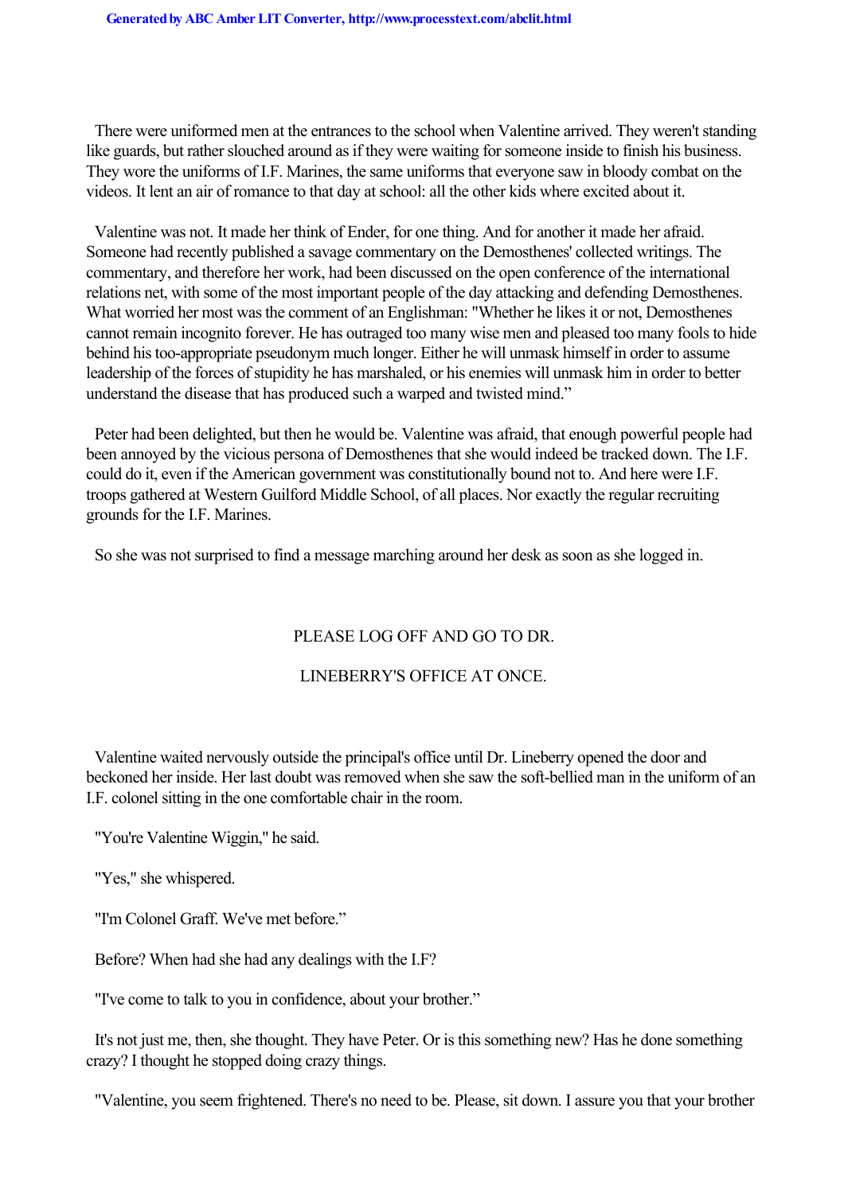There were uniformed men at the entrances to the school when Valentine arrived. They weren't standing like guards, but rather slouched around as if they were waiting for someone inside to finish his business. They wore the uniforms of I.F. Marines, the same uniforms that everyone saw in bloody combat on the videos. It lent an air of romance to that day at school: all the other kids where excited about it.

Valentine was not. It made her think of Ender, for one thing. And for another it made her afraid. Someone had recently published a savage commentary on the Demosthenes' collected writings. The commentary, and therefore her work, had been discussed on the open conference of the international relations net, with some of the most important people of the day attacking and defending Demosthenes. What worried her most was the comment of an Englishman: "Whether he likes it or not, Demosthenes cannot remain incognito forever. He has outraged too many wise men and pleased too many fools to hide behind his too-appropriate pseudonym much longer. Either he will unmask himself in order to assume leadership of the forces of stupidity he has marshaled, or his enemies will unmask him in order to better understand the disease that has produced such a warped and twisted mind."

Peter had been delighted, but then he would be. Valentine was afraid, that enough powerful people had been annoyed by the vicious persona of Demosthenes that she would indeed be tracked down. The I.F. could do it, even if the American government was constitutionally bound not to. And here were I.F. troops gathered at Western Guilford Middle School, of all places. Nor exactly the regular recruiting grounds for the I.F. Marines.

So she was not surprised to find a message marching around her desk as soon as she logged in.

PLEASE LOG OFF AND GO TO DR.

LINEBERRY'S OFFICE AT ONCE.

Valentine waited nervously outside the principal's office until Dr. Lineberry opened the door and beckoned her inside. Her last doubt was removed when she saw the soft-bellied man in the uniform of an I.F. colonel sitting in the one comfortable chair in the room.

"You're Valentine Wiggin," he said.

"Yes," she whispered.

"I'm Colonel Graff. We've met before."

Before? When had she had any dealings with the I.F?

"I've come to talk to you in confidence, about your brother."

It's not just me, then, she thought. They have Peter. Or is this something new? Has he done something crazy? I thought he stopped doing crazy things.

"Valentine, you seem frightened. There's no need to be. Please, sit down. I assure you that your brother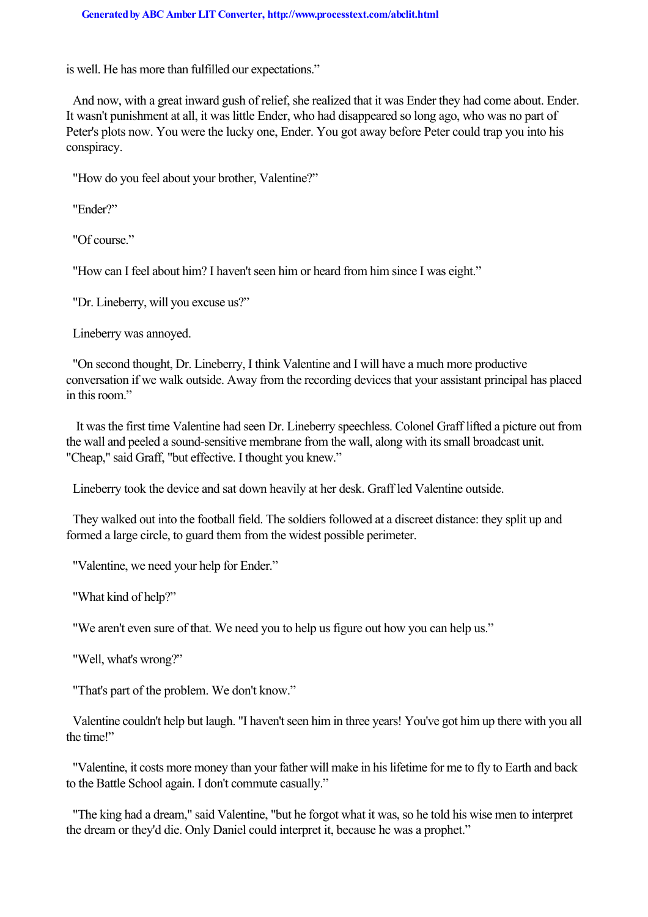is well. He has more than fulfilled our expectations."

And now, with a great inward gush of relief, she realized that it was Ender they had come about. Ender. It wasn't punishment at all, it was little Ender, who had disappeared so long ago, who was no part of Peter's plots now. You were the lucky one, Ender. You got away before Peter could trap you into his conspiracy.

"How do you feel about your brother, Valentine?"

"Ender?"

"Of course."

"How can I feel about him? I haven't seen him or heard from him since I was eight."

"Dr. Lineberry, will you excuse us?"

Lineberry was annoyed.

"On second thought, Dr. Lineberry, I think Valentine and I will have a much more productive conversation if we walk outside. Away from the recording devices that your assistant principal has placed in this room."

It was the first time Valentine had seen Dr. Lineberry speechless. Colonel Graff lifted a picture out from the wall and peeled a sound-sensitive membrane from the wall, along with its small broadcast unit. "Cheap," said Graff, "but effective. I thought you knew."

Lineberry took the device and sat down heavily at her desk. Graff led Valentine outside.

They walked out into the football field. The soldiers followed at a discreet distance: they split up and formed a large circle, to guard them from the widest possible perimeter.

"Valentine, we need your help for Ender."

"What kind of help?"

"We aren't even sure of that. We need you to help us figure out how you can help us."

"Well, what's wrong?"

"That's part of the problem. We don't know."

Valentine couldn't help but laugh. "I haven't seen him in three years! You've got him up there with you all the time!"

"Valentine, it costs more money than your father will make in his lifetime for me to fly to Earth and back to the Battle School again. I don't commute casually."

"The king had a dream," said Valentine, "but he forgot what it was, so he told his wise men to interpret the dream or they'd die. Only Daniel could interpret it, because he was a prophet."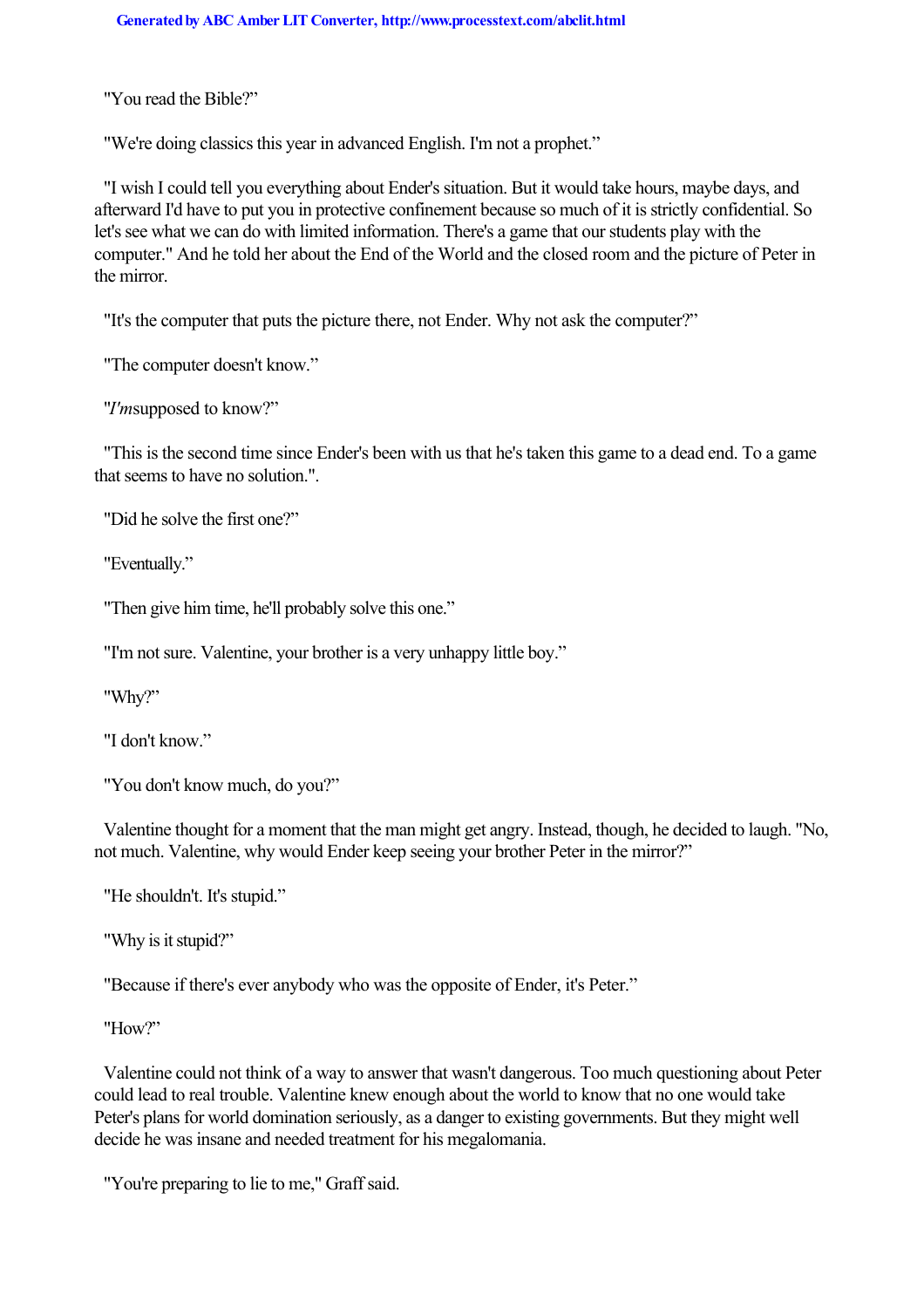"You read the Bible?"

"We're doing classics this year in advanced English. I'm not a prophet."

"I wish I could tell you everything about Ender's situation. But it would take hours, maybe days, and afterward I'd have to put you in protective confinement because so much of it is strictly confidential. So let's see what we can do with limited information. There's a game that our students play with the computer." And he told her about the End of the World and the closed room and the picture of Peter in the mirror.

"It's the computer that puts the picture there, not Ender. Why not ask the computer?"

"The computer doesn't know."

"*I'm* supposed to know?"

"This is the second time since Ender's been with us that he's taken this game to a dead end. To a game that seems to have no solution.".

"Did he solve the first one?"

"Eventually."

"Then give him time, he'll probably solve this one."

"I'm not sure. Valentine, your brother is a very unhappy little boy."

"Why?"

"I don't know."

"You don't know much, do you?"

Valentine thought for a moment that the man might get angry. Instead, though, he decided to laugh. "No, not much. Valentine, why would Ender keep seeing your brother Peter in the mirror?"

"He shouldn't. It's stupid."

"Why is it stupid?"

"Because if there's ever anybody who was the opposite of Ender, it's Peter."

"How?"

Valentine could not think of a way to answer that wasn't dangerous. Too much questioning about Peter could lead to real trouble. Valentine knew enough about the world to know that no one would take Peter's plans for world domination seriously, as a danger to existing governments. But they might well decide he was insane and needed treatment for his megalomania.

"You're preparing to lie to me," Graff said.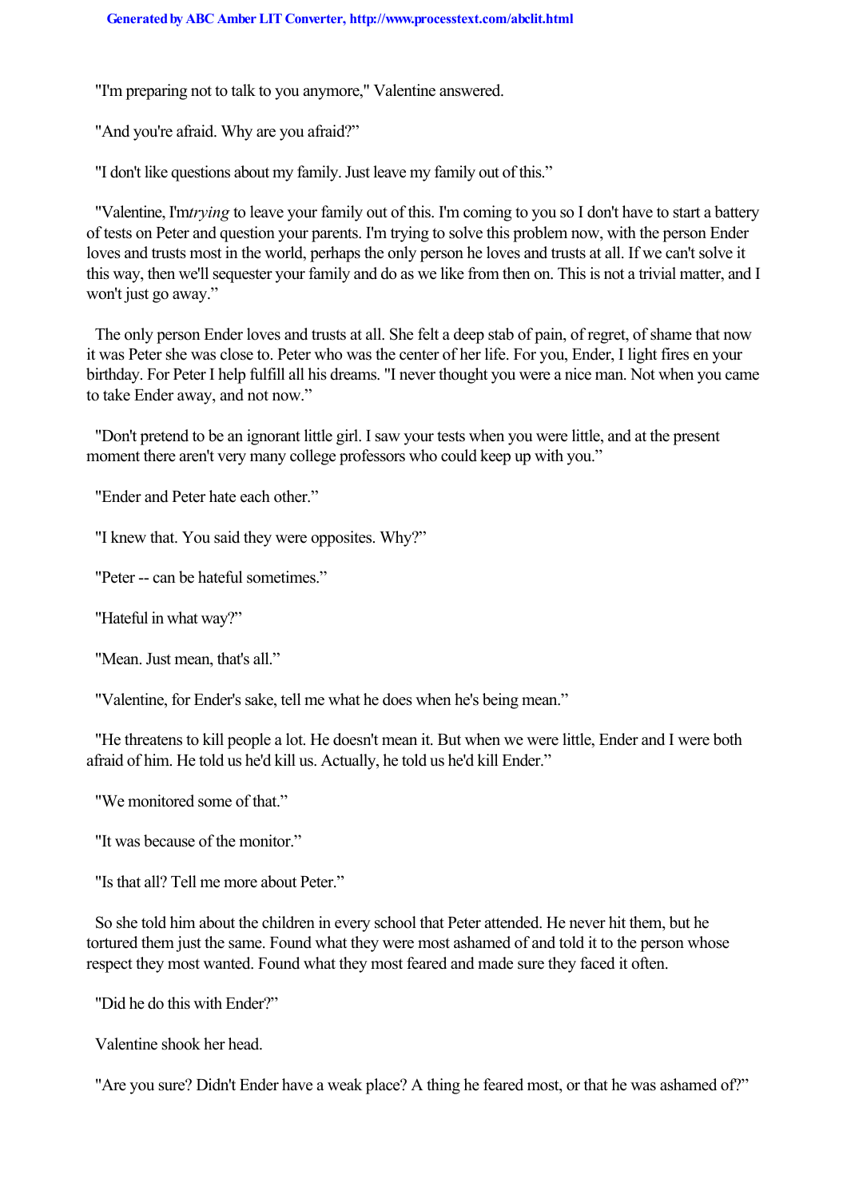"I'm preparing not to talk to you anymore," Valentine answered.

"And you're afraid. Why are you afraid?"

"I don't like questions about my family. Just leave my family out of this."

"Valentine, I'm *trying* to leave your family out of this. I'm coming to you so I don't have to start a battery of tests on Peter and question your parents. I'm trying to solve this problem now, with the person Ender loves and trusts most in the world, perhaps the only person he loves and trusts at all. If we can't solve it this way, then we'll sequester your family and do as we like from then on. This is not a trivial matter, and I won't just go away."

The only person Ender loves and trusts at all. She felt a deep stab of pain, of regret, of shame that now it was Peter she was close to. Peter who was the center of her life. For you, Ender, I light fires en your birthday. For Peter I help fulfill all his dreams. "I never thought you were a nice man. Not when you came to take Ender away, and not now."

"Don't pretend to be an ignorant little girl. I saw your tests when you were little, and at the present moment there aren't very many college professors who could keep up with you."

"Ender and Peter hate each other."

"I knew that. You said they were opposites. Why?"

"Peter -- can be hateful sometimes."

"Hateful in what way?"

"Mean. Just mean, that's all."

"Valentine, for Ender's sake, tell me what he does when he's being mean."

"He threatens to kill people a lot. He doesn't mean it. But when we were little, Ender and I were both afraid of him. He told us he'd kill us. Actually, he told us he'd kill Ender."

"We monitored some of that."

"It was because of the monitor."

"Is that all? Tell me more about Peter."

So she told him about the children in every school that Peter attended. He never hit them, but he tortured them just the same. Found what they were most ashamed of and told it to the person whose respect they most wanted. Found what they most feared and made sure they faced it often.

"Did he do this with Ender?"

Valentine shook her head.

"Are you sure? Didn't Ender have a weak place? A thing he feared most, or that he was ashamed of?"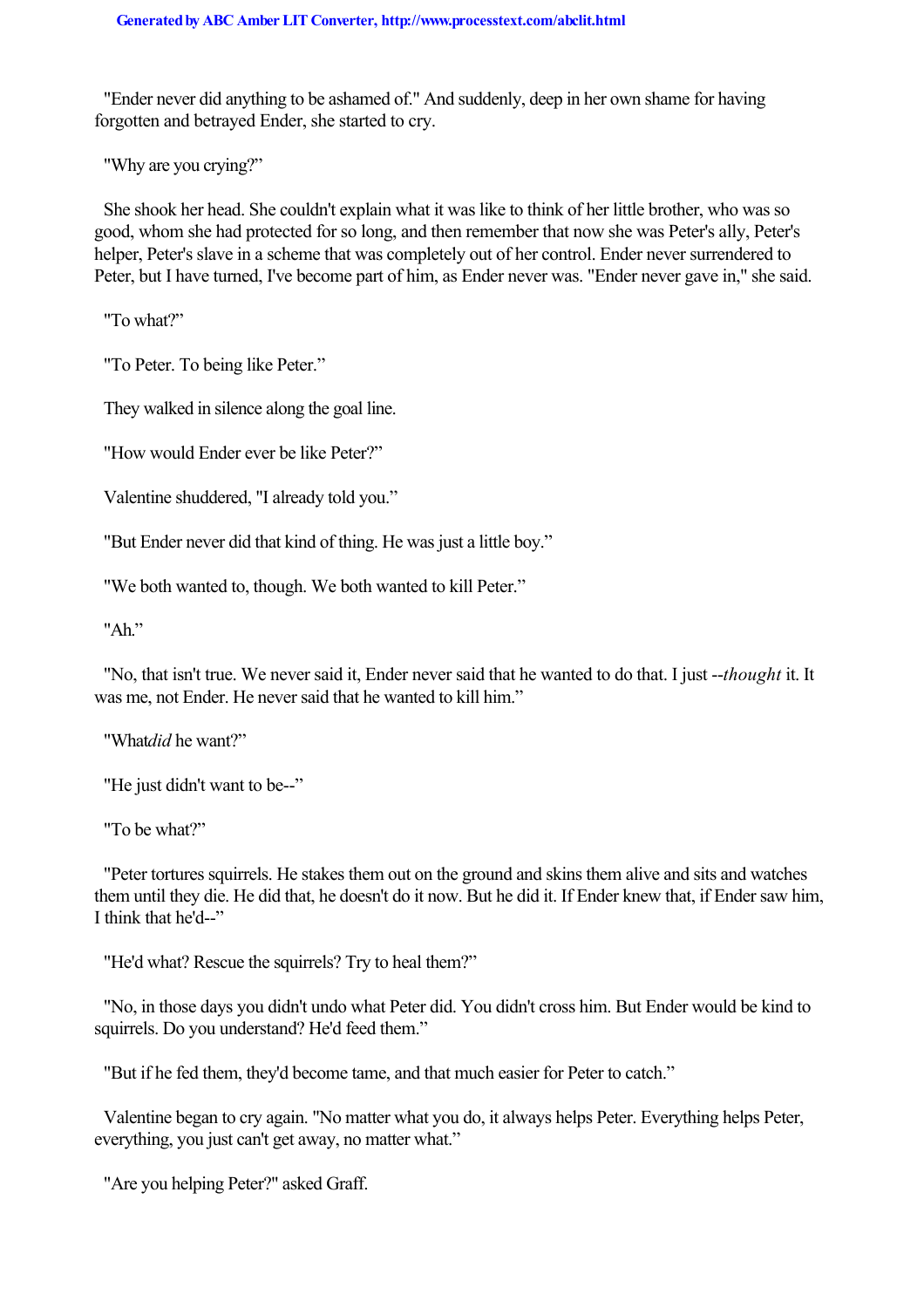"Ender never did anything to be ashamed of." And suddenly, deep in her own shame for having forgotten and betrayed Ender, she started to cry.

"Why are you crying?"

She shook her head. She couldn't explain what it was like to think of her little brother, who was so good, whom she had protected for so long, and then remember that now she was Peter's ally, Peter's helper, Peter's slave in a scheme that was completely out of her control. Ender never surrendered to Peter, but I have turned, I've become part of him, as Ender never was. "Ender never gave in," she said.

"To what?"

"To Peter. To being like Peter."

They walked in silence along the goal line.

"How would Ender ever be like Peter?"

Valentine shuddered, "I already told you."

"But Ender never did that kind of thing. He was just a little boy."

"We both wanted to, though. We both wanted to kill Peter."

"Ah."

"No, that isn't true. We never said it, Ender never said that he wanted to do that. I just --*thought* it. It was me, not Ender. He never said that he wanted to kill him."

"What *did* he want?"

"He just didn't want to be--"

"To be what?"

"Peter tortures squirrels. He stakes them out on the ground and skins them alive and sits and watches them until they die. He did that, he doesn't do it now. But he did it. If Ender knew that, if Ender saw him, I think that he'd--"

"He'd what? Rescue the squirrels? Try to heal them?"

"No, in those days you didn't undo what Peter did. You didn't cross him. But Ender would be kind to squirrels. Do you understand? He'd feed them."

"But if he fed them, they'd become tame, and that much easier for Peter to catch."

Valentine began to cry again. "No matter what you do, it always helps Peter. Everything helps Peter, everything, you just can't get away, no matter what."

"Are you helping Peter?" asked Graff.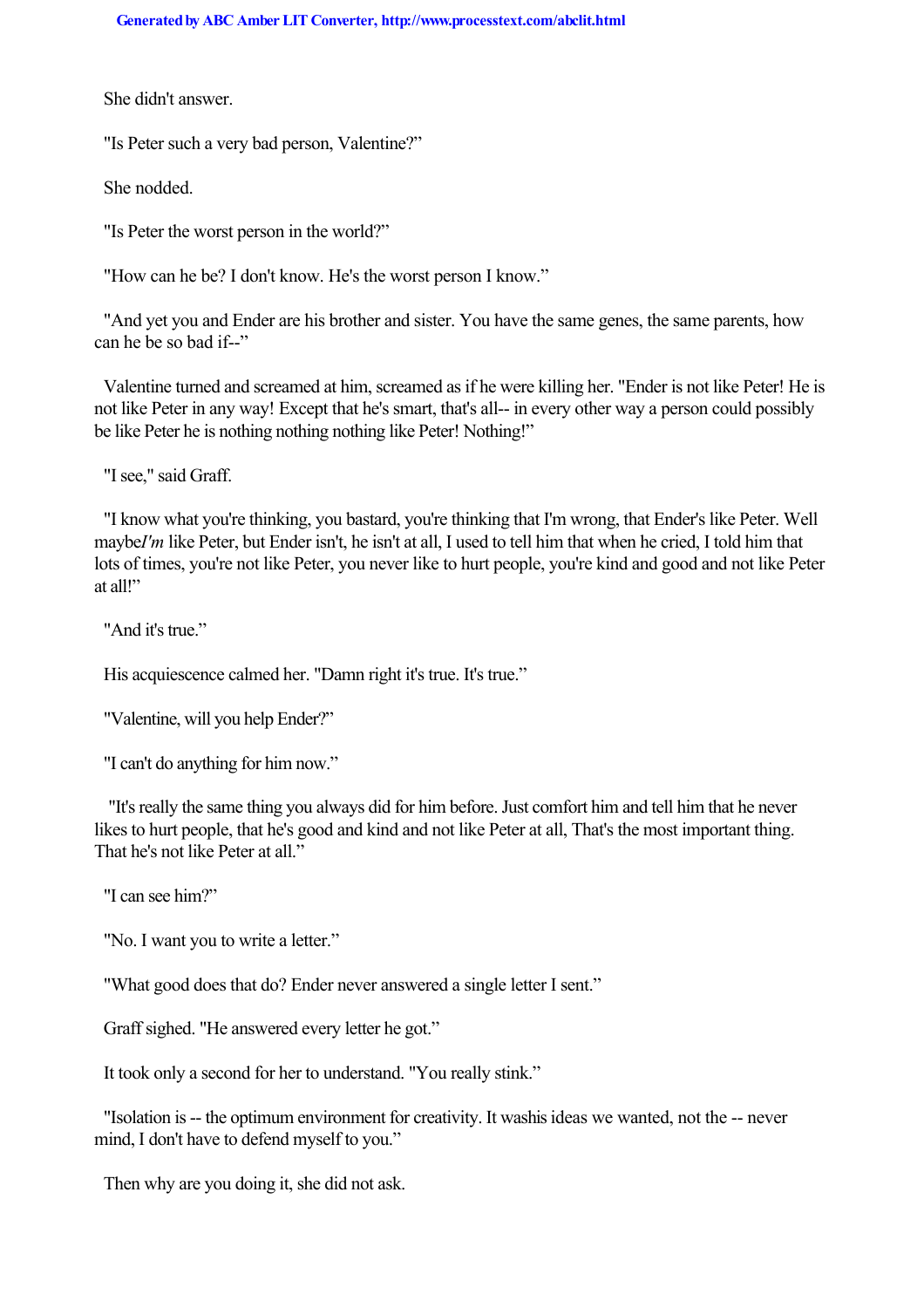She didn't answer.

"Is Peter such a very bad person, Valentine?"

She nodded.

"Is Peter the worst person in the world?"

"How can he be? I don't know. He's the worst person I know."

"And yet you and Ender are his brother and sister. You have the same genes, the same parents, how can he be so bad if--"

Valentine turned and screamed at him, screamed as if he were killing her. "Ender is not like Peter! He is not like Peter in any way! Except that he's smart, that's all-- in every other way a person could possibly be like Peter he is nothing nothing nothing like Peter! Nothing!"

"I see," said Graff.

"I know what you're thinking, you bastard, you're thinking that I'm wrong, that Ender's like Peter. Well maybe*I'm* like Peter, but Ender isn't, he isn't at all, I used to tell him that when he cried, I told him that lots of times, you're not like Peter, you never like to hurt people, you're kind and good and not like Peter at all!"

"And it's true."

His acquiescence calmed her. "Damn right it's true. It's true."

"Valentine, will you help Ender?"

"I can't do anything for him now."

"It's really the same thing you always did for him before. Just comfort him and tell him that he never likes to hurt people, that he's good and kind and not like Peter at all, That's the most important thing. That he's not like Peter at all."

"I can see him?"

"No. I want you to write a letter."

"What good does that do? Ender never answered a single letter I sent."

Graff sighed. "He answered every letter he got."

It took only a second for her to understand. "You really stink."

"Isolation is -- the optimum environment for creativity. It washis ideas we wanted, not the -- never mind, I don't have to defend myself to you."

Then why are you doing it, she did not ask.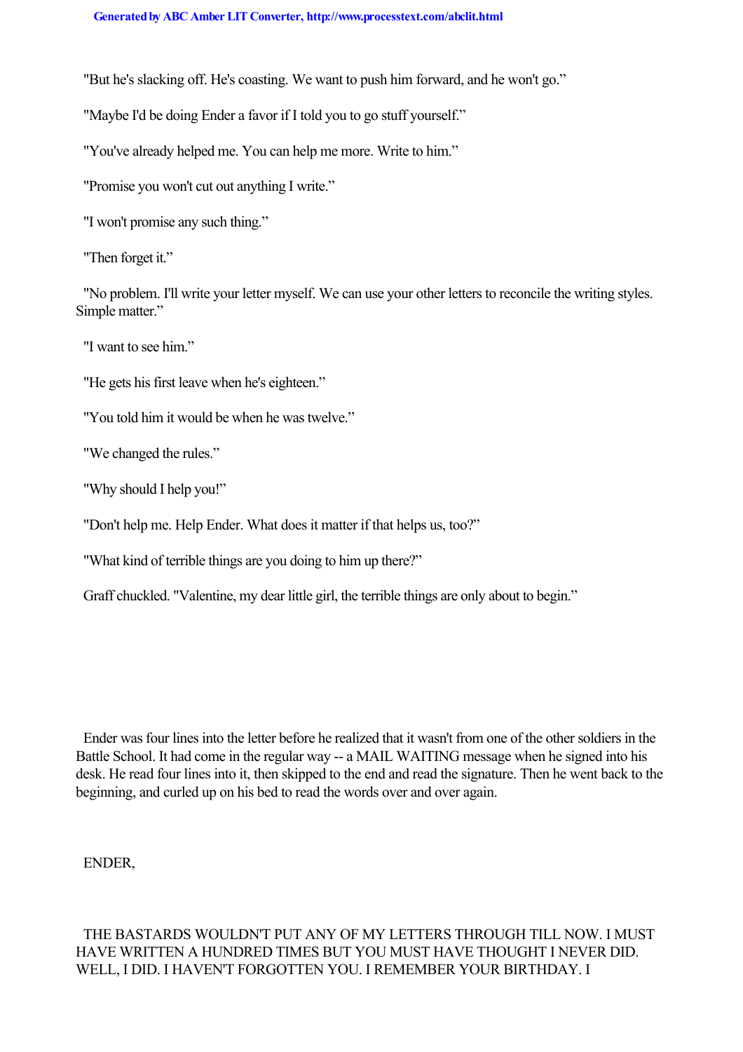"But he's slacking off. He's coasting. We want to push him forward, and he won't go."

"Maybe I'd be doing Ender a favor if I told you to go stuff yourself."

"You've already helped me. You can help me more. Write to him."

"Promise you won't cut out anything I write."

"I won't promise any such thing."

"Then forget it."

"No problem. I'll write your letter myself. We can use your other letters to reconcile the writing styles. Simple matter."

"I want to see him."

"He gets his first leave when he's eighteen."

"You told him it would be when he was twelve."

"We changed the rules."

"Why should I help you!"

"Don't help me. Help Ender. What does it matter if that helps us, too?"

"What kind of terrible things are you doing to him up there?"

Graff chuckled. "Valentine, my dear little girl, the terrible things are only about to begin."

Ender was four lines into the letter before he realized that it wasn't from one of the other soldiers in the Battle School. It had come in the regular way -- a MAIL WAITING message when he signed into his desk. He read four lines into it, then skipped to the end and read the signature. Then he went back to the beginning, and curled up on his bed to read the words over and over again.

ENDER,

THE BASTARDS WOULDN'T PUT ANY OF MY LETTERS THROUGH TILL NOW. I MUST HAVE WRITTEN A HUNDRED TIMES BUT YOU MUST HAVE THOUGHT I NEVER DID. WELL, I DID. I HAVEN'T FORGOTTEN YOU. I REMEMBER YOUR BIRTHDAY. I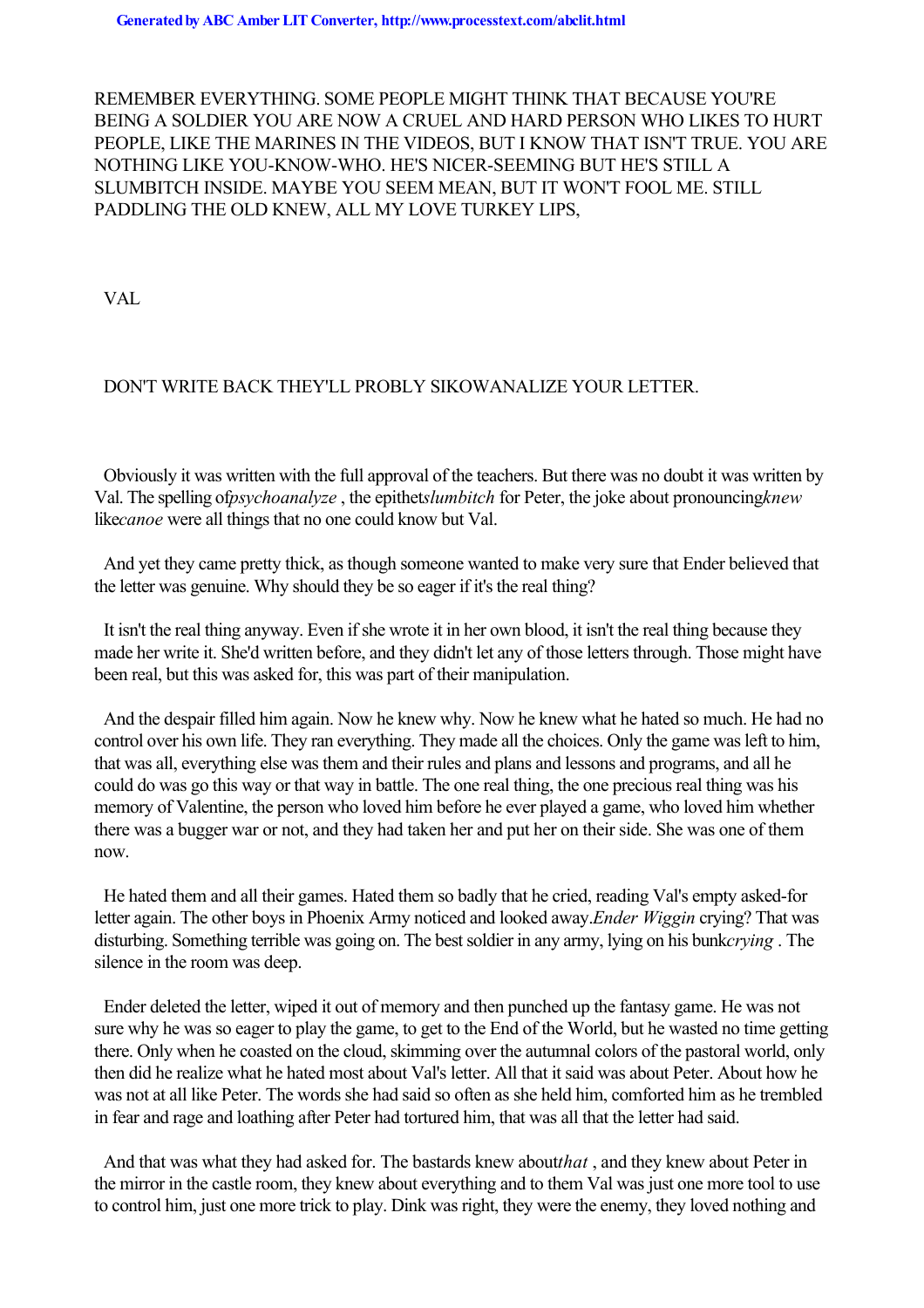REMEMBER EVERYTHING. SOME PEOPLE MIGHT THINK THAT BECAUSE YOU'RE BEING A SOLDIER YOU ARE NOW A CRUEL AND HARD PERSON WHO LIKES TO HURT PEOPLE, LIKE THE MARINES IN THE VIDEOS, BUT I KNOW THAT ISN'T TRUE. YOU ARE NOTHING LIKE YOU-KNOW-WHO. HE'S NICER-SEEMING BUT HE'S STILL A SLUMBITCH INSIDE. MAYBE YOU SEEM MEAN, BUT IT WON'T FOOL ME. STILL PADDLING THE OLD KNEW, ALL MY LOVE TURKEY LIPS,

VAL

DON'T WRITE BACK THEY'LL PROBLY SIKOWANALIZE YOUR LETTER.

Obviously it was written with the full approval of the teachers. But there was no doubt it was written by Val. The spelling of *psychoanalyze* , the epithet *slumbitch* for Peter, the joke about pronouncing *knew* like *canoe* were all things that no one could know but Val.

And yet they came pretty thick, as though someone wanted to make very sure that Ender believed that the letter was genuine. Why should they be so eager if it's the real thing?

It isn't the real thing anyway. Even if she wrote it in her own blood, it isn't the real thing because they made her write it. She'd written before, and they didn't let any of those letters through. Those might have been real, but this was asked for, this was part of their manipulation.

And the despair filled him again. Now he knew why. Now he knew what he hated so much. He had no control over his own life. They ran everything. They made all the choices. Only the game was left to him, that was all, everything else was them and their rules and plans and lessons and programs, and all he could do was go this way or that way in battle. The one real thing, the one precious real thing was his memory of Valentine, the person who loved him before he ever played a game, who loved him whether there was a bugger war or not, and they had taken her and put her on their side. She was one of them now.

He hated them and all their games. Hated them so badly that he cried, reading Val's empty asked-for letter again. The other boys in Phoenix Army noticed and looked away. *Ender Wiggin* crying? That was disturbing. Something terrible was going on. The best soldier in any army, lying on his bunk *crying* . The silence in the room was deep.

Ender deleted the letter, wiped it out of memory and then punched up the fantasy game. He was not sure why he was so eager to play the game, to get to the End of the World, but he wasted no time getting there. Only when he coasted on the cloud, skimming over the autumnal colors of the pastoral world, only then did he realize what he hated most about Val's letter. All that it said was about Peter. About how he was not at all like Peter. The words she had said so often as she held him, comforted him as he trembled in fear and rage and loathing after Peter had tortured him, that was all that the letter had said.

And that was what they had asked for. The bastards knew about *that* , and they knew about Peter in the mirror in the castle room, they knew about everything and to them Val was just one more tool to use to control him, just one more trick to play. Dink was right, they were the enemy, they loved nothing and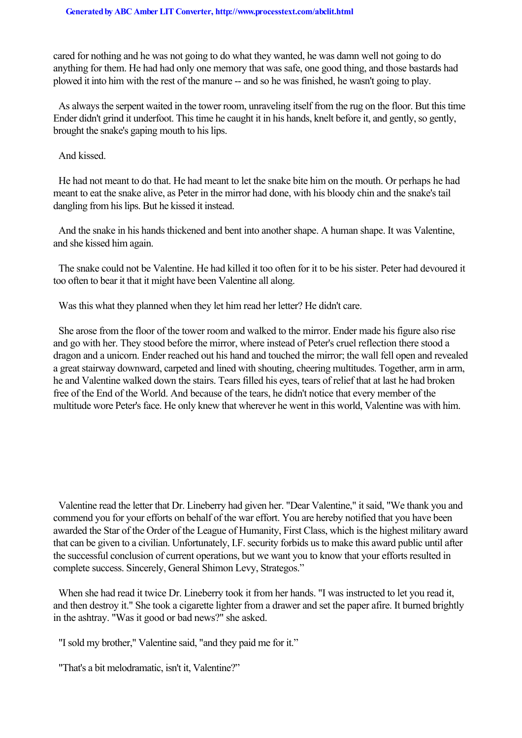cared for nothing and he was not going to do what they wanted, he was damn well not going to do anything for them. He had had only one memory that was safe, one good thing, and those bastards had plowed it into him with the rest of the manure -- and so he was finished, he wasn't going to play.

As always the serpent waited in the tower room, unraveling itself from the rug on the floor. But this time Ender didn't grind it underfoot. This time he caught it in his hands, knelt before it, and gently, so gently, brought the snake's gaping mouth to his lips.

And kissed.

He had not meant to do that. He had meant to let the snake bite him on the mouth. Or perhaps he had meant to eat the snake alive, as Peter in the mirror had done, with his bloody chin and the snake's tail dangling from his lips. But he kissed it instead.

And the snake in his hands thickened and bent into another shape. A human shape. It was Valentine, and she kissed him again.

The snake could not be Valentine. He had killed it too often for it to be his sister. Peter had devoured it too often to bear it that it might have been Valentine all along.

Was this what they planned when they let him read her letter? He didn't care.

She arose from the floor of the tower room and walked to the mirror. Ender made his figure also rise and go with her. They stood before the mirror, where instead of Peter's cruel reflection there stood a dragon and a unicorn. Ender reached out his hand and touched the mirror; the wall fell open and revealed a great stairway downward, carpeted and lined with shouting, cheering multitudes. Together, arm in arm, he and Valentine walked down the stairs. Tears filled his eyes, tears of relief that at last he had broken free of the End of the World. And because of the tears, he didn't notice that every member of the multitude wore Peter's face. He only knew that wherever he went in this world, Valentine was with him.

Valentine read the letter that Dr. Lineberry had given her. "Dear Valentine," it said, "We thank you and commend you for your efforts on behalf of the war effort. You are hereby notified that you have been awarded the Star of the Order of the League of Humanity, First Class, which is the highest military award that can be given to a civilian. Unfortunately, I.F. security forbids us to make this award public until after the successful conclusion of current operations, but we want you to know that your efforts resulted in complete success. Sincerely, General Shimon Levy, Strategos."

When she had read it twice Dr. Lineberry took it from her hands. "I was instructed to let you read it, and then destroy it." She took a cigarette lighter from a drawer and set the paper afire. It burned brightly in the ashtray. "Was it good or bad news?" she asked.

"I sold my brother," Valentine said, "and they paid me for it."

"That's a bit melodramatic, isn't it, Valentine?"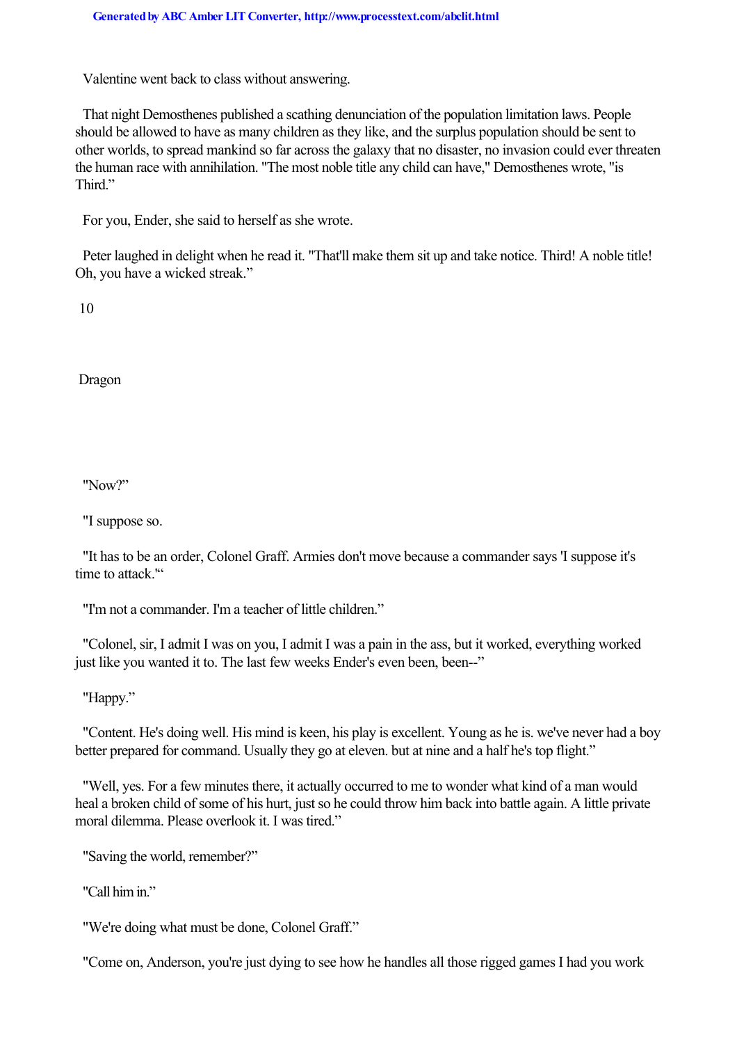Valentine went back to class without answering.

That night Demosthenes published a scathing denunciation of the population limitation laws. People should be allowed to have as many children as they like, and the surplus population should be sent to other worlds, to spread mankind so far across the galaxy that no disaster, no invasion could ever threaten the human race with annihilation. "The most noble title any child can have," Demosthenes wrote, "is Third."

For you, Ender, she said to herself as she wrote.

Peter laughed in delight when he read it. "That'll make them sit up and take notice. Third! A noble title! Oh, you have a wicked streak."

## 10

## Dragon

"Now?"

"I suppose so.

"It has to be an order, Colonel Graff. Armies don't move because a commander says 'I suppose it's time to attack.'"

"I'm not a commander. I'm a teacher of little children."

"Colonel, sir, I admit I was on you, I admit I was a pain in the ass, but it worked, everything worked just like you wanted it to. The last few weeks Ender's even been, been--"

"Happy."

"Content. He's doing well. His mind is keen, his play is excellent. Young as he is. we've never had a boy better prepared for command. Usually they go at eleven. but at nine and a half he's top flight."

"Well, yes. For a few minutes there, it actually occurred to me to wonder what kind of a man would heal a broken child of some of his hurt, just so he could throw him back into battle again. A little private moral dilemma. Please overlook it. I was tired."

"Saving the world, remember?"

"Call him in."

"We're doing what must be done, Colonel Graff."

"Come on, Anderson, you're just dying to see how he handles all those rigged games I had you work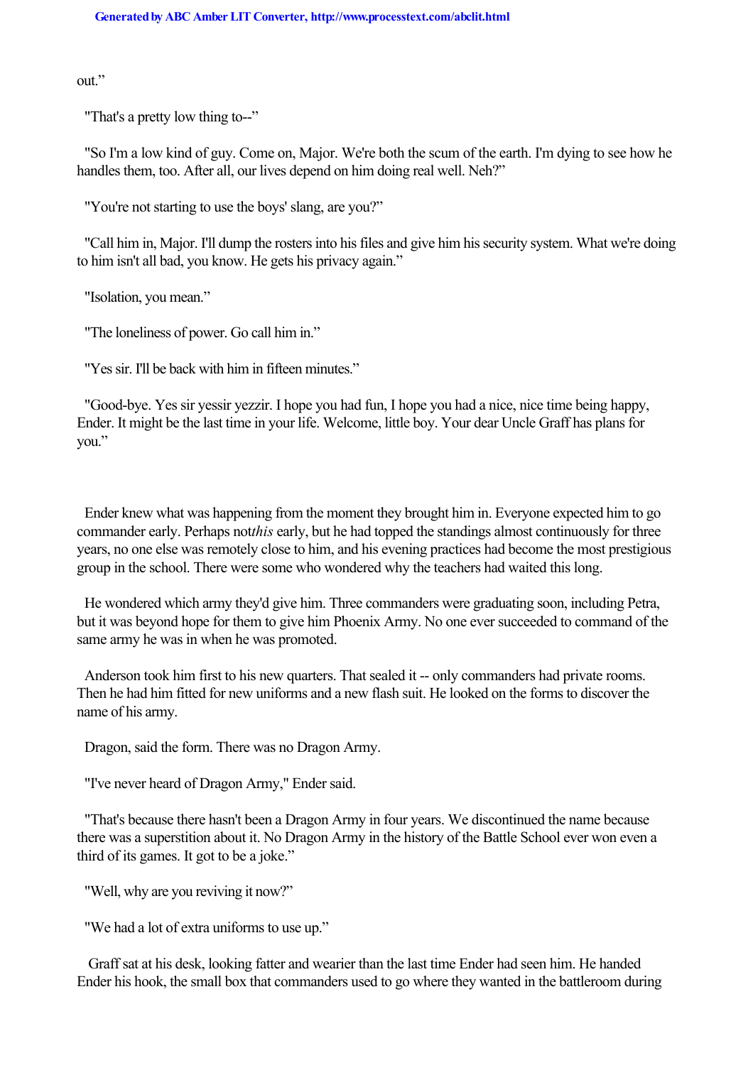out."

"That's a pretty low thing to--"

"So I'm a low kind of guy. Come on, Major. We're both the scum of the earth. I'm dying to see how he handles them, too. After all, our lives depend on him doing real well. Neh?"

"You're not starting to use the boys' slang, are you?"

"Call him in, Major. I'll dump the rosters into his files and give him his security system. What we're doing to him isn't all bad, you know. He gets his privacy again."

"Isolation, you mean."

"The loneliness of power. Go call him in."

"Yes sir. I'll be back with him in fifteen minutes."

"Good-bye. Yes sir yessir yezzir. I hope you had fun, I hope you had a nice, nice time being happy, Ender. It might be the last time in your life. Welcome, little boy. Your dear Uncle Graff has plans for you."

Ender knew what was happening from the moment they brought him in. Everyone expected him to go commander early. Perhaps not *this* early, but he had topped the standings almost continuously for three years, no one else was remotely close to him, and his evening practices had become the most prestigious group in the school. There were some who wondered why the teachers had waited this long.

He wondered which army they'd give him. Three commanders were graduating soon, including Petra, but it was beyond hope for them to give him Phoenix Army. No one ever succeeded to command of the same army he was in when he was promoted.

Anderson took him first to his new quarters. That sealed it -- only commanders had private rooms. Then he had him fitted for new uniforms and a new flash suit. He looked on the forms to discover the name of his army.

Dragon, said the form. There was no Dragon Army.

"I've never heard of Dragon Army," Ender said.

"That's because there hasn't been a Dragon Army in four years. We discontinued the name because there was a superstition about it. No Dragon Army in the history of the Battle School ever won even a third of its games. It got to be a joke."

"Well, why are you reviving it now?"

"We had a lot of extra uniforms to use up."

Graff sat at his desk, looking fatter and wearier than the last time Ender had seen him. He handed Ender his hook, the small box that commanders used to go where they wanted in the battleroom during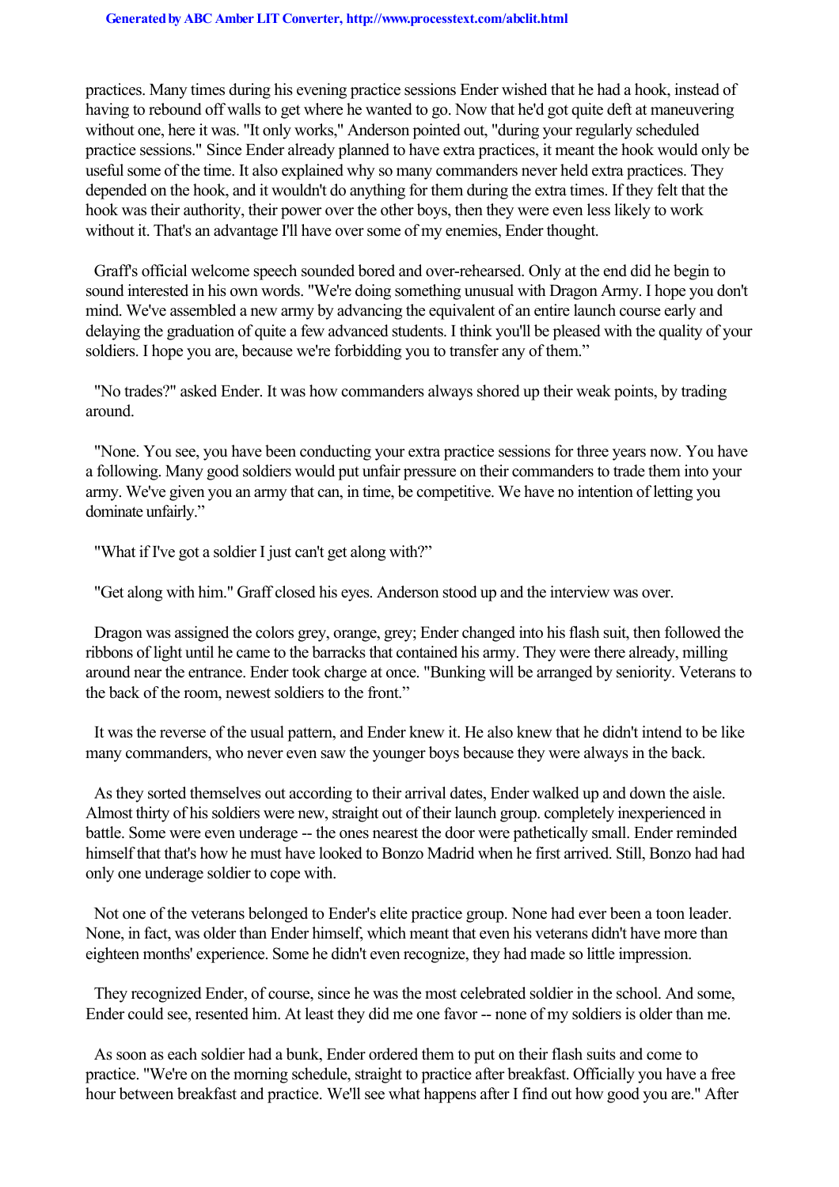practices. Many times during his evening practice sessions Ender wished that he had a hook, instead of having to rebound off walls to get where he wanted to go. Now that he'd got quite deft at maneuvering without one, here it was. "It only works," Anderson pointed out, "during your regularly scheduled practice sessions." Since Ender already planned to have extra practices, it meant the hook would only be useful some of the time. It also explained why so many commanders never held extra practices. They depended on the hook, and it wouldn't do anything for them during the extra times. If they felt that the hook was their authority, their power over the other boys, then they were even less likely to work without it. That's an advantage I'll have over some of my enemies, Ender thought.

Graff's official welcome speech sounded bored and over-rehearsed. Only at the end did he begin to sound interested in his own words. "We're doing something unusual with Dragon Army. I hope you don't mind. We've assembled a new army by advancing the equivalent of an entire launch course early and delaying the graduation of quite a few advanced students. I think you'll be pleased with the quality of your soldiers. I hope you are, because we're forbidding you to transfer any of them."

"No trades?" asked Ender. It was how commanders always shored up their weak points, by trading around.

"None. You see, you have been conducting your extra practice sessions for three years now. You have a following. Many good soldiers would put unfair pressure on their commanders to trade them into your army. We've given you an army that can, in time, be competitive. We have no intention of letting you dominate unfairly."

"What if I've got a soldier I just can't get along with?"

"Get along with him." Graff closed his eyes. Anderson stood up and the interview was over.

Dragon was assigned the colors grey, orange, grey; Ender changed into his flash suit, then followed the ribbons of light until he came to the barracks that contained his army. They were there already, milling around near the entrance. Ender took charge at once. "Bunking will be arranged by seniority. Veterans to the back of the room, newest soldiers to the front."

It was the reverse of the usual pattern, and Ender knew it. He also knew that he didn't intend to be like many commanders, who never even saw the younger boys because they were always in the back.

As they sorted themselves out according to their arrival dates, Ender walked up and down the aisle. Almost thirty of his soldiers were new, straight out of their launch group. completely inexperienced in battle. Some were even underage -- the ones nearest the door were pathetically small. Ender reminded himself that that's how he must have looked to Bonzo Madrid when he first arrived. Still, Bonzo had had only one underage soldier to cope with.

Not one of the veterans belonged to Ender's elite practice group. None had ever been a toon leader. None, in fact, was older than Ender himself, which meant that even his veterans didn't have more than eighteen months' experience. Some he didn't even recognize, they had made so little impression.

They recognized Ender, of course, since he was the most celebrated soldier in the school. And some, Ender could see, resented him. At least they did me one favor -- none of my soldiers is older than me.

As soon as each soldier had a bunk, Ender ordered them to put on their flash suits and come to practice. "We're on the morning schedule, straight to practice after breakfast. Officially you have a free hour between breakfast and practice. We'll see what happens after I find out how good you are." After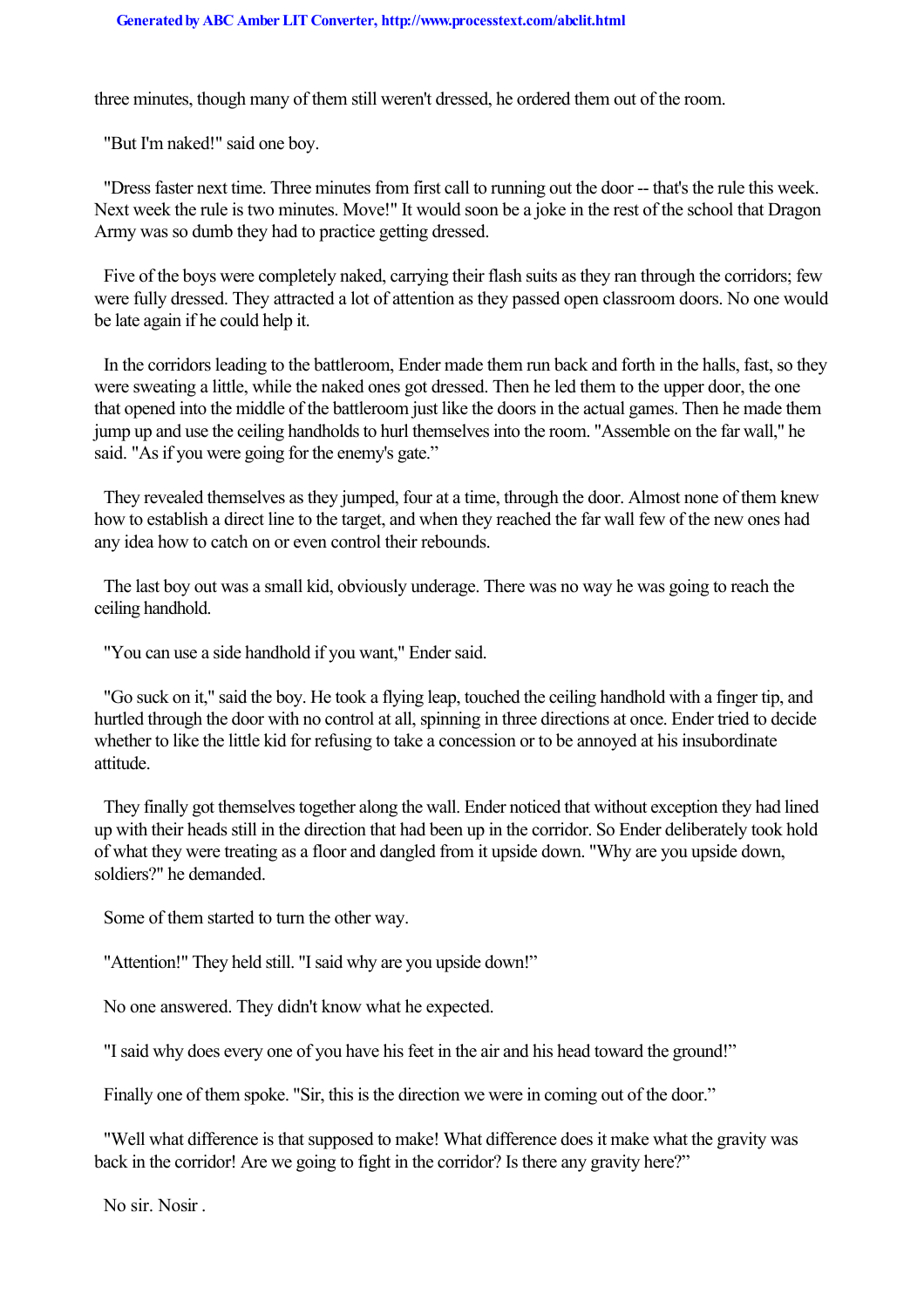three minutes, though many of them still weren't dressed, he ordered them out of the room.

"But I'm naked!" said one boy.

"Dress faster next time. Three minutes from first call to running out the door -- that's the rule this week. Next week the rule is two minutes. Move!" It would soon be a joke in the rest of the school that Dragon Army was so dumb they had to practice getting dressed.

Five of the boys were completely naked, carrying their flash suits as they ran through the corridors; few were fully dressed. They attracted a lot of attention as they passed open classroom doors. No one would be late again if he could help it.

In the corridors leading to the battleroom, Ender made them run back and forth in the halls, fast, so they were sweating a little, while the naked ones got dressed. Then he led them to the upper door, the one that opened into the middle of the battleroom just like the doors in the actual games. Then he made them jump up and use the ceiling handholds to hurl themselves into the room. "Assemble on the far wall," he said. "As if you were going for the enemy's gate."

They revealed themselves as they jumped, four at a time, through the door. Almost none of them knew how to establish a direct line to the target, and when they reached the far wall few of the new ones had any idea how to catch on or even control their rebounds.

The last boy out was a small kid, obviously underage. There was no way he was going to reach the ceiling handhold.

"You can use a side handhold if you want," Ender said.

"Go suck on it," said the boy. He took a flying leap, touched the ceiling handhold with a finger tip, and hurtled through the door with no control at all, spinning in three directions at once. Ender tried to decide whether to like the little kid for refusing to take a concession or to be annoyed at his insubordinate attitude.

They finally got themselves together along the wall. Ender noticed that without exception they had lined up with their heads still in the direction that had been up in the corridor. So Ender deliberately took hold of what they were treating as a floor and dangled from it upside down. "Why are you upside down, soldiers?" he demanded.

Some of them started to turn the other way.

"Attention!" They held still. "I said why are you upside down!"

No one answered. They didn't know what he expected.

"I said why does every one of you have his feet in the air and his head toward the ground!"

Finally one of them spoke. "Sir, this is the direction we were in coming out of the door."

"Well what difference is that supposed to make! What difference does it make what the gravity was back in the corridor! Are we going to fight in the corridor? Is there any gravity here?"

No sir. Nosir .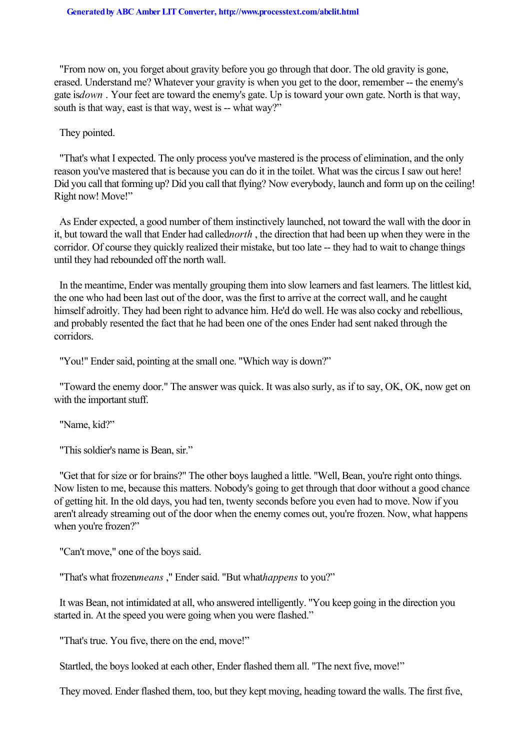"From now on, you forget about gravity before you go through that door. The old gravity is gone, erased. Understand me? Whatever your gravity is when you get to the door, remember -- the enemy's gate is *down* . Your feet are toward the enemy's gate. Up is toward your own gate. North is that way, south is that way, east is that way, west is -- what way?"

They pointed.

"That's what I expected. The only process you've mastered is the process of elimination, and the only reason you've mastered that is because you can do it in the toilet. What was the circus I saw out here! Did you call that forming up? Did you call that flying? Now everybody, launch and form up on the ceiling! Right now! Move!"

As Ender expected, a good number of them instinctively launched, not toward the wall with the door in it, but toward the wall that Ender had called *north* , the direction that had been up when they were in the corridor. Of course they quickly realized their mistake, but too late -- they had to wait to change things until they had rebounded off the north wall.

In the meantime, Ender was mentally grouping them into slow learners and fast learners. The littlest kid, the one who had been last out of the door, was the first to arrive at the correct wall, and he caught himself adroitly. They had been right to advance him. He'd do well. He was also cocky and rebellious, and probably resented the fact that he had been one of the ones Ender had sent naked through the corridors.

"You!" Ender said, pointing at the small one. "Which way is down?"

"Toward the enemy door." The answer was quick. It was also surly, as if to say, OK, OK, now get on with the important stuff.

"Name, kid?"

"This soldier's name is Bean, sir."

"Get that for size or for brains?" The other boys laughed a little. "Well, Bean, you're right onto things. Now listen to me, because this matters. Nobody's going to get through that door without a good chance of getting hit. In the old days, you had ten, twenty seconds before you even had to move. Now if you aren't already streaming out of the door when the enemy comes out, you're frozen. Now, what happens when you're frozen?"

"Can't move," one of the boys said.

"That's what frozen *means* ," Ender said. "But what *happens* to you?"

It was Bean, not intimidated at all, who answered intelligently. "You keep going in the direction you started in. At the speed you were going when you were flashed."

"That's true. You five, there on the end, move!"

Startled, the boys looked at each other, Ender flashed them all. "The next five, move!"

They moved. Ender flashed them, too, but they kept moving, heading toward the walls. The first five,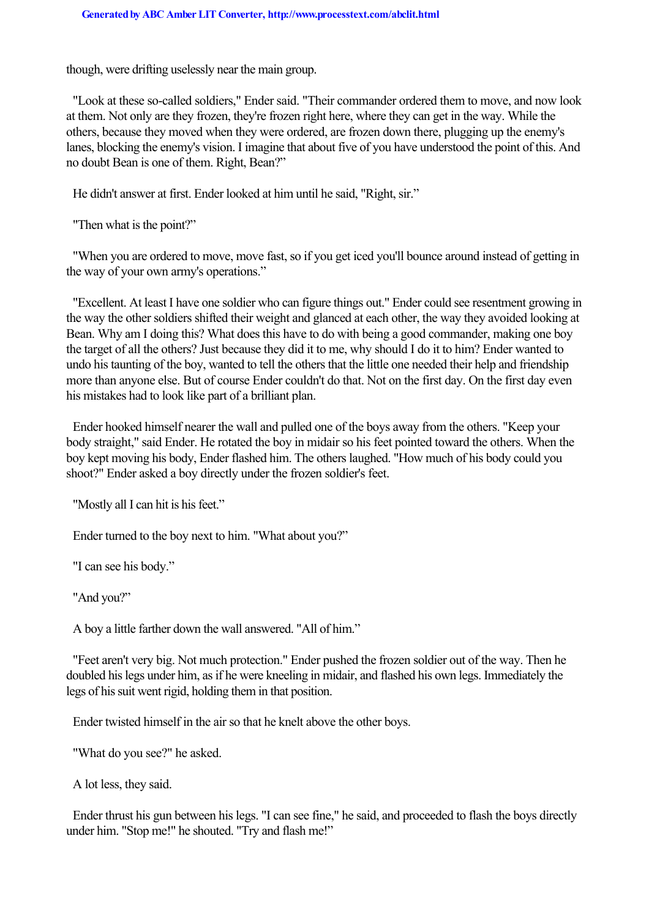though, were drifting uselessly near the main group.

"Look at these so-called soldiers," Ender said. "Their commander ordered them to move, and now look at them. Not only are they frozen, they're frozen right here, where they can get in the way. While the others, because they moved when they were ordered, are frozen down there, plugging up the enemy's lanes, blocking the enemy's vision. I imagine that about five of you have understood the point of this. And no doubt Bean is one of them. Right, Bean?"

He didn't answer at first. Ender looked at him until he said, "Right, sir."

"Then what is the point?"

"When you are ordered to move, move fast, so if you get iced you'll bounce around instead of getting in the way of your own army's operations."

"Excellent. At least I have one soldier who can figure things out." Ender could see resentment growing in the way the other soldiers shifted their weight and glanced at each other, the way they avoided looking at Bean. Why am I doing this? What does this have to do with being a good commander, making one boy the target of all the others? Just because they did it to me, why should I do it to him? Ender wanted to undo his taunting of the boy, wanted to tell the others that the little one needed their help and friendship more than anyone else. But of course Ender couldn't do that. Not on the first day. On the first day even his mistakes had to look like part of a brilliant plan.

Ender hooked himself nearer the wall and pulled one of the boys away from the others. "Keep your body straight," said Ender. He rotated the boy in midair so his feet pointed toward the others. When the boy kept moving his body, Ender flashed him. The others laughed. "How much of his body could you shoot?" Ender asked a boy directly under the frozen soldier's feet.

"Mostly all I can hit is his feet."

Ender turned to the boy next to him. "What about you?"

"I can see his body."

"And you?"

A boy a little farther down the wall answered. "All of him."

"Feet aren't very big. Not much protection." Ender pushed the frozen soldier out of the way. Then he doubled his legs under him, as if he were kneeling in midair, and flashed his own legs. Immediately the legs of his suit went rigid, holding them in that position.

Ender twisted himself in the air so that he knelt above the other boys.

"What do you see?" he asked.

A lot less, they said.

Ender thrust his gun between his legs. "I can see fine," he said, and proceeded to flash the boys directly under him. "Stop me!" he shouted. "Try and flash me!"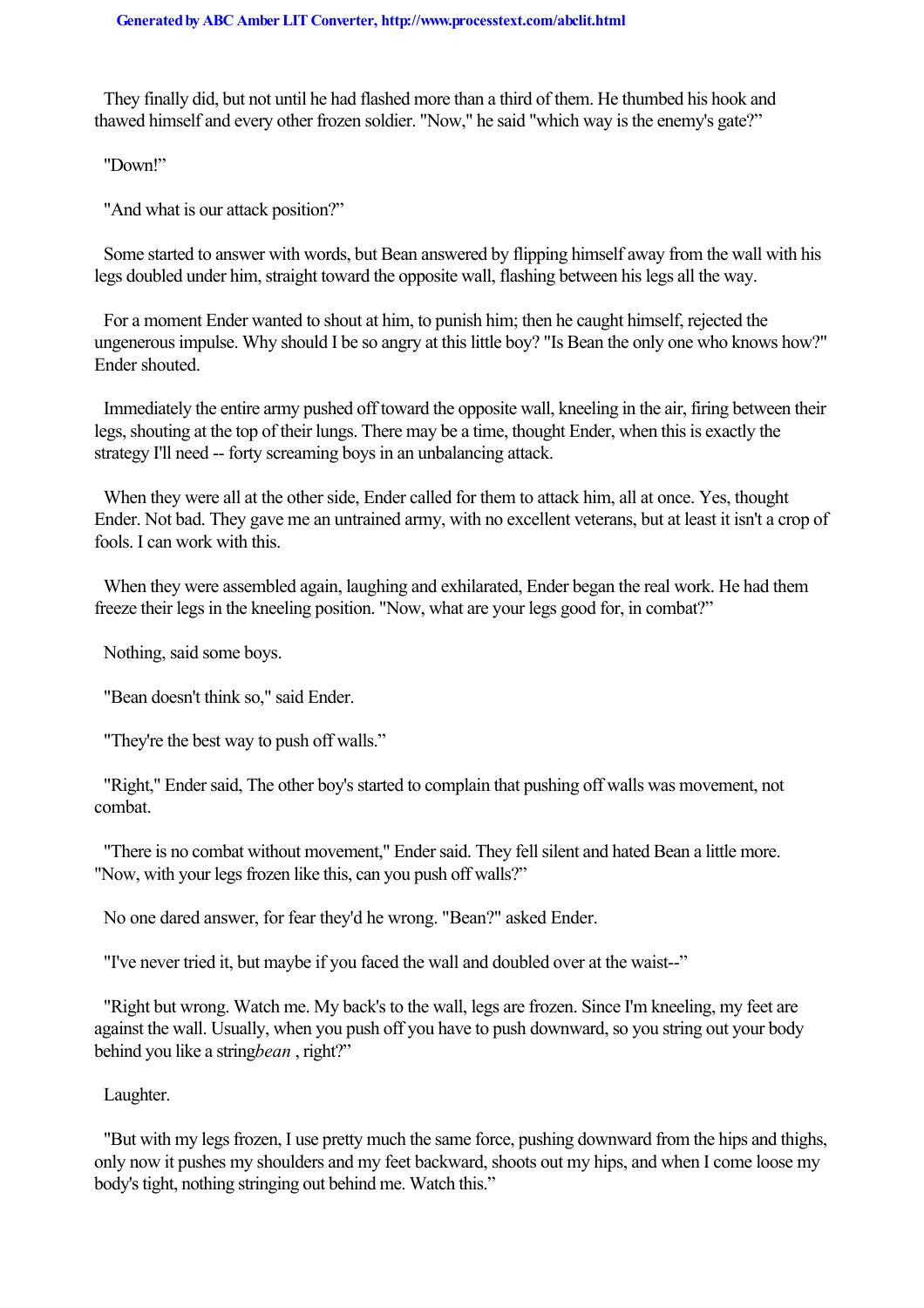They finally did, but not until he had flashed more than a third of them. He thumbed his hook and thawed himself and every other frozen soldier. "Now," he said "which way is the enemy's gate?"

"Down!"

"And what is our attack position?"

Some started to answer with words, but Bean answered by flipping himself away from the wall with his legs doubled under him, straight toward the opposite wall, flashing between his legs all the way.

For a moment Ender wanted to shout at him, to punish him; then he caught himself, rejected the ungenerous impulse. Why should I be so angry at this little boy? "Is Bean the only one who knows how?" Ender shouted.

Immediately the entire army pushed off toward the opposite wall, kneeling in the air, firing between their legs, shouting at the top of their lungs. There may be a time, thought Ender, when this is exactly the strategy I'll need -- forty screaming boys in an unbalancing attack.

When they were all at the other side, Ender called for them to attack him, all at once. Yes, thought Ender. Not bad. They gave me an untrained army, with no excellent veterans, but at least it isn't a crop of fools. I can work with this.

When they were assembled again, laughing and exhilarated, Ender began the real work. He had them freeze their legs in the kneeling position. "Now, what are your legs good for, in combat?"

Nothing, said some boys.

"Bean doesn't think so," said Ender.

"They're the best way to push off walls."

"Right," Ender said, The other boy's started to complain that pushing off walls was movement, not combat.

"There is no combat without movement," Ender said. They fell silent and hated Bean a little more. "Now, with your legs frozen like this, can you push off walls?"

No one dared answer, for fear they'd he wrong. "Bean?" asked Ender.

"I've never tried it, but maybe if you faced the wall and doubled over at the waist--"

"Right but wrong. Watch me. My back's to the wall, legs are frozen. Since I'm kneeling, my feet are against the wall. Usually, when you push off you have to push downward, so you string out your body behind you like a string*bean* , right?"

Laughter.

"But with my legs frozen, I use pretty much the same force, pushing downward from the hips and thighs, only now it pushes my shoulders and my feet backward, shoots out my hips, and when I come loose my body's tight, nothing stringing out behind me. Watch this."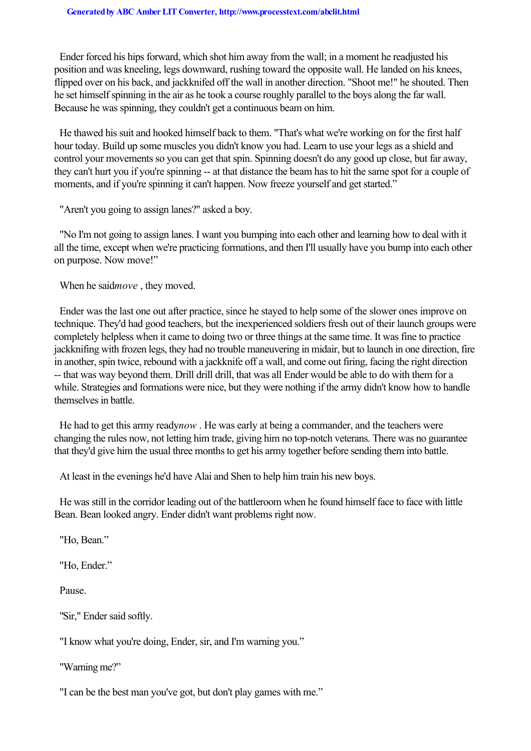Ender forced his hips forward, which shot him away from the wall; in a moment he readjusted his position and was kneeling, legs downward, rushing toward the opposite wall. He landed on his knees, flipped over on his back, and jackknifed off the wall in another direction. "Shoot me!" he shouted. Then he set himself spinning in the air as he took a course roughly parallel to the boys along the far wall. Because he was spinning, they couldn't get a continuous beam on him.

He thawed his suit and hooked himself back to them. "That's what we're working on for the first half hour today. Build up some muscles you didn't know you had. Learn to use your legs as a shield and control your movements so you can get that spin. Spinning doesn't do any good up close, but far away, they can't hurt you if you're spinning -- at that distance the beam has to hit the same spot for a couple of moments, and if you're spinning it can't happen. Now freeze yourself and get started."

"Aren't you going to assign lanes?" asked a boy.

"No I'm not going to assign lanes. I want you bumping into each other and learning how to deal with it all the time, except when we're practicing formations, and then I'll usually have you bump into each other on purpose. Now move!"

When he said *move* , they moved.

Ender was the last one out after practice, since he stayed to help some of the slower ones improve on technique. They'd had good teachers, but the inexperienced soldiers fresh out of their launch groups were completely helpless when it came to doing two or three things at the same time. It was fine to practice jackknifing with frozen legs, they had no trouble maneuvering in midair, but to launch in one direction, fire in another, spin twice, rebound with a jackknife off a wall, and come out firing, facing the right direction -- that was way beyond them. Drill drill drill, that was all Ender would be able to do with them for a while. Strategies and formations were nice, but they were nothing if the army didn't know how to handle themselves in battle.

He had to get this army ready *now* . He was early at being a commander, and the teachers were changing the rules now, not letting him trade, giving him no top-notch veterans. There was no guarantee that they'd give him the usual three months to get his army together before sending them into battle.

At least in the evenings he'd have Alai and Shen to help him train his new boys.

He was still in the corridor leading out of the battleroom when he found himself face to face with little Bean. Bean looked angry. Ender didn't want problems right now.

"Ho, Bean."

"Ho, Ender."

Pause.

"Sir," Ender said softly.

"I know what you're doing, Ender, sir, and I'm warning you."

"Warning me?"

"I can be the best man you've got, but don't play games with me."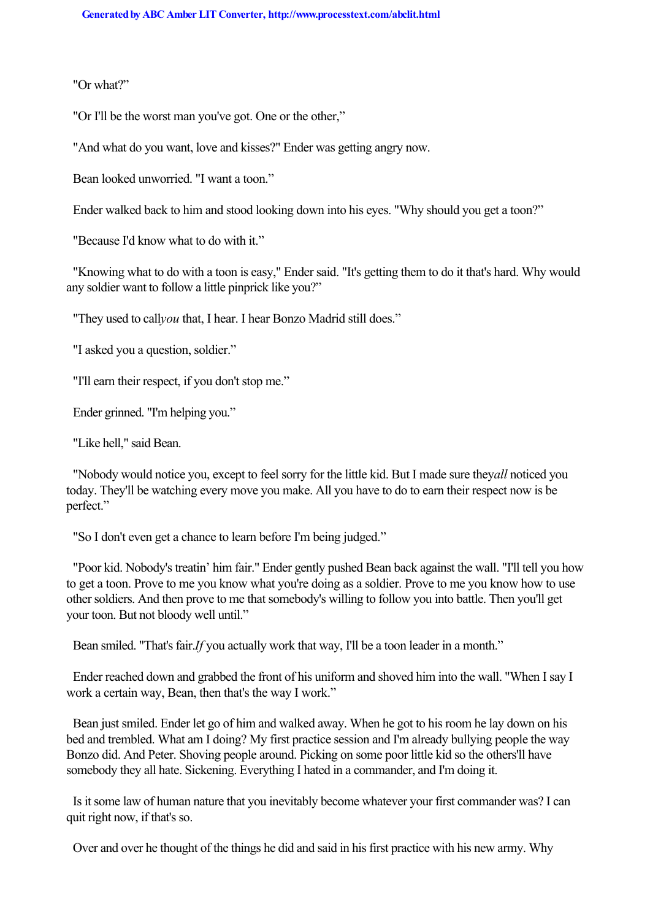"Or what?"

"Or I'll be the worst man you've got. One or the other,"

"And what do you want, love and kisses?" Ender was getting angry now.

Bean looked unworried. "I want a toon."

Ender walked back to him and stood looking down into his eyes. "Why should you get a toon?"

"Because I'd know what to do with it."

"Knowing what to do with a toon is easy," Ender said. "It's getting them to do it that's hard. Why would any soldier want to follow a little pinprick like you?"

"They used to call *you* that, I hear. I hear Bonzo Madrid still does."

"I asked you a question, soldier."

"I'll earn their respect, if you don't stop me."

Ender grinned. "I'm helping you."

"Like hell," said Bean.

"Nobody would notice you, except to feel sorry for the little kid. But I made sure they *all* noticed you today. They'll be watching every move you make. All you have to do to earn their respect now is be perfect."

"So I don't even get a chance to learn before I'm being judged."

"Poor kid. Nobody's treatin' him fair." Ender gently pushed Bean back against the wall. "I'll tell you how to get a toon. Prove to me you know what you're doing as a soldier. Prove to me you know how to use other soldiers. And then prove to me that somebody's willing to follow you into battle. Then you'll get your toon. But not bloody well until."

Bean smiled. "That's fair. *If* you actually work that way, I'll be a toon leader in a month."

Ender reached down and grabbed the front of his uniform and shoved him into the wall. "When I say I work a certain way, Bean, then that's the way I work."

Bean just smiled. Ender let go of him and walked away. When he got to his room he lay down on his bed and trembled. What am I doing? My first practice session and I'm already bullying people the way Bonzo did. And Peter. Shoving people around. Picking on some poor little kid so the others'll have somebody they all hate. Sickening. Everything I hated in a commander, and I'm doing it.

Is it some law of human nature that you inevitably become whatever your first commander was? I can quit right now, if that's so.

Over and over he thought of the things he did and said in his first practice with his new army. Why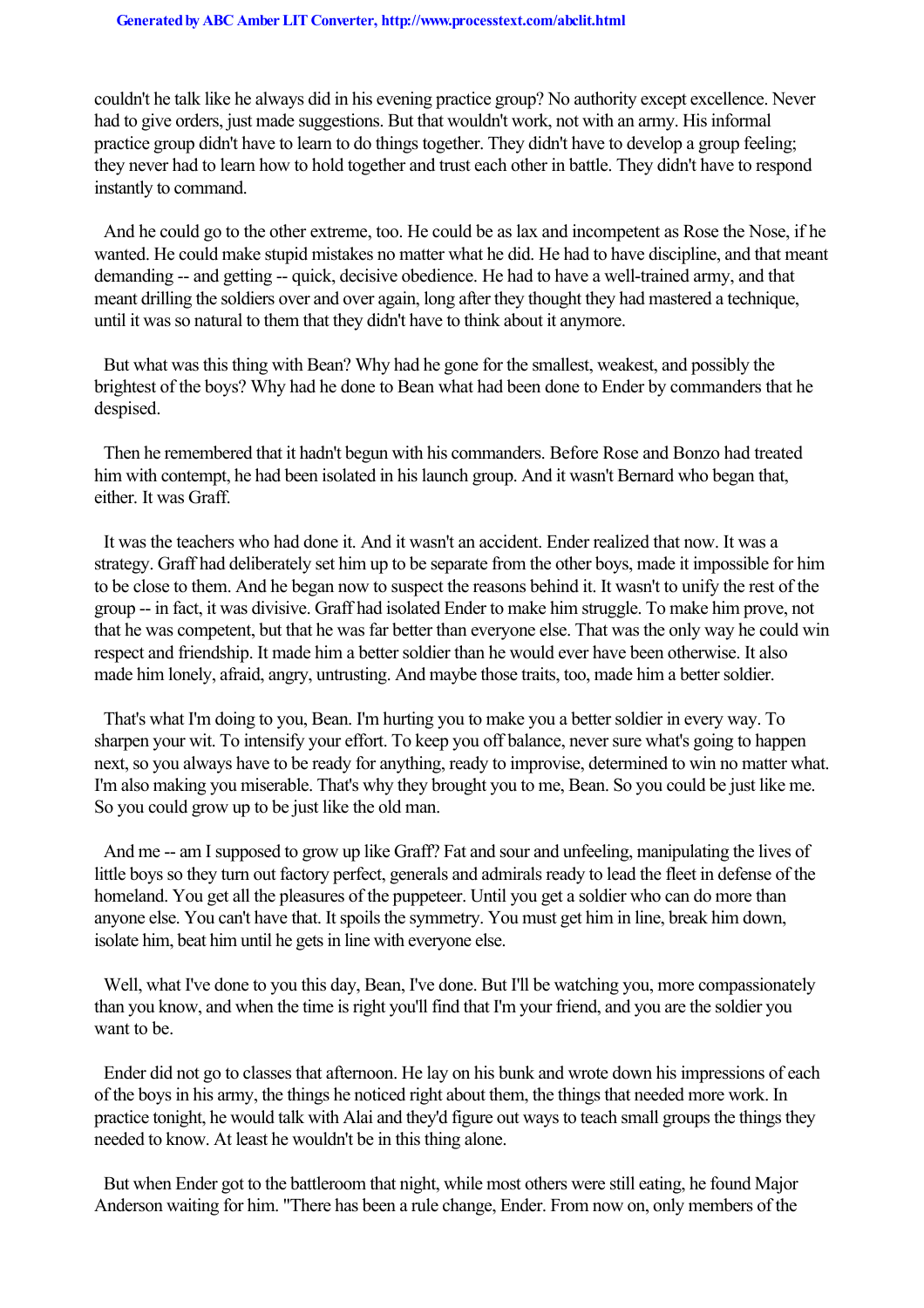couldn't he talk like he always did in his evening practice group? No authority except excellence. Never had to give orders, just made suggestions. But that wouldn't work, not with an army. His informal practice group didn't have to learn to do things together. They didn't have to develop a group feeling; they never had to learn how to hold together and trust each other in battle. They didn't have to respond instantly to command.

And he could go to the other extreme, too. He could be as lax and incompetent as Rose the Nose, if he wanted. He could make stupid mistakes no matter what he did. He had to have discipline, and that meant demanding -- and getting -- quick, decisive obedience. He had to have a well-trained army, and that meant drilling the soldiers over and over again, long after they thought they had mastered a technique, until it was so natural to them that they didn't have to think about it anymore.

But what was this thing with Bean? Why had he gone for the smallest, weakest, and possibly the brightest of the boys? Why had he done to Bean what had been done to Ender by commanders that he despised.

Then he remembered that it hadn't begun with his commanders. Before Rose and Bonzo had treated him with contempt, he had been isolated in his launch group. And it wasn't Bernard who began that, either. It was Graff.

It was the teachers who had done it. And it wasn't an accident. Ender realized that now. It was a strategy. Graff had deliberately set him up to be separate from the other boys, made it impossible for him to be close to them. And he began now to suspect the reasons behind it. It wasn't to unify the rest of the group -- in fact, it was divisive. Graff had isolated Ender to make him struggle. To make him prove, not that he was competent, but that he was far better than everyone else. That was the only way he could win respect and friendship. It made him a better soldier than he would ever have been otherwise. It also made him lonely, afraid, angry, untrusting. And maybe those traits, too, made him a better soldier.

That's what I'm doing to you, Bean. I'm hurting you to make you a better soldier in every way. To sharpen your wit. To intensify your effort. To keep you off balance, never sure what's going to happen next, so you always have to be ready for anything, ready to improvise, determined to win no matter what. I'm also making you miserable. That's why they brought you to me, Bean. So you could be just like me. So you could grow up to be just like the old man.

And me -- am I supposed to grow up like Graff? Fat and sour and unfeeling, manipulating the lives of little boys so they turn out factory perfect, generals and admirals ready to lead the fleet in defense of the homeland. You get all the pleasures of the puppeteer. Until you get a soldier who can do more than anyone else. You can't have that. It spoils the symmetry. You must get him in line, break him down, isolate him, beat him until he gets in line with everyone else.

Well, what I've done to you this day, Bean, I've done. But I'll be watching you, more compassionately than you know, and when the time is right you'll find that I'm your friend, and you are the soldier you want to be.

Ender did not go to classes that afternoon. He lay on his bunk and wrote down his impressions of each of the boys in his army, the things he noticed right about them, the things that needed more work. In practice tonight, he would talk with Alai and they'd figure out ways to teach small groups the things they needed to know. At least he wouldn't be in this thing alone.

But when Ender got to the battleroom that night, while most others were still eating, he found Major Anderson waiting for him. "There has been a rule change, Ender. From now on, only members of the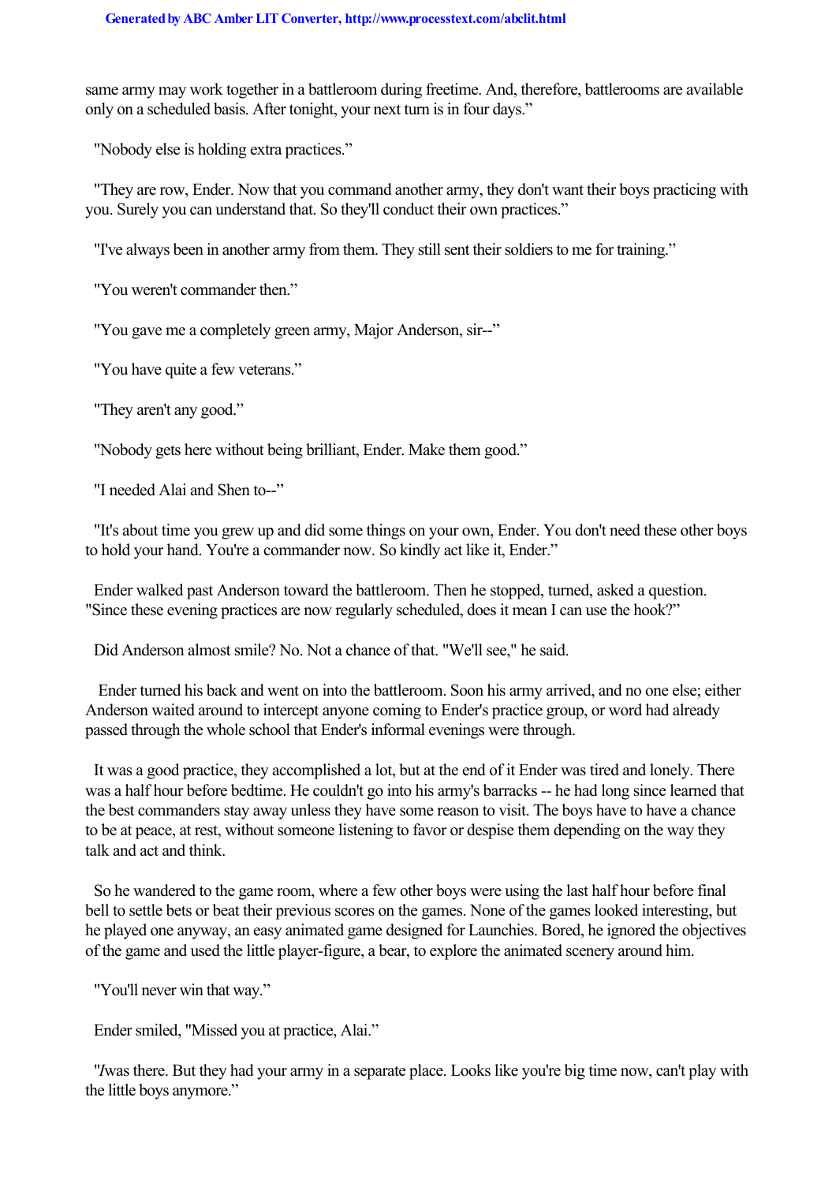same army may work together in a battleroom during freetime. And, therefore, battlerooms are available only on a scheduled basis. After tonight, your next turn is in four days."

"Nobody else is holding extra practices."

"They are row, Ender. Now that you command another army, they don't want their boys practicing with you. Surely you can understand that. So they'll conduct their own practices."

"I've always been in another army from them. They still sent their soldiers to me for training."

"You weren't commander then."

"You gave me a completely green army, Major Anderson, sir--"

"You have quite a few veterans."

"They aren't any good."

"Nobody gets here without being brilliant, Ender. Make them good."

"I needed Alai and Shen to--"

"It's about time you grew up and did some things on your own, Ender. You don't need these other boys to hold your hand. You're a commander now. So kindly act like it, Ender."

Ender walked past Anderson toward the battleroom. Then he stopped, turned, asked a question. "Since these evening practices are now regularly scheduled, does it mean I can use the hook?"

Did Anderson almost smile? No. Not a chance of that. "We'll see," he said.

Ender turned his back and went on into the battleroom. Soon his army arrived, and no one else; either Anderson waited around to intercept anyone coming to Ender's practice group, or word had already passed through the whole school that Ender's informal evenings were through.

It was a good practice, they accomplished a lot, but at the end of it Ender was tired and lonely. There was a half hour before bedtime. He couldn't go into his army's barracks -- he had long since learned that the best commanders stay away unless they have some reason to visit. The boys have to have a chance to be at peace, at rest, without someone listening to favor or despise them depending on the way they talk and act and think.

So he wandered to the game room, where a few other boys were using the last half hour before final bell to settle bets or beat their previous scores on the games. None of the games looked interesting, but he played one anyway, an easy animated game designed for Launchies. Bored, he ignored the objectives of the game and used the little player-figure, a bear, to explore the animated scenery around him.

"You'll never win that way."

Ender smiled, "Missed you at practice, Alai."

"*I* was there. But they had your army in a separate place. Looks like you're big time now, can't play with the little boys anymore."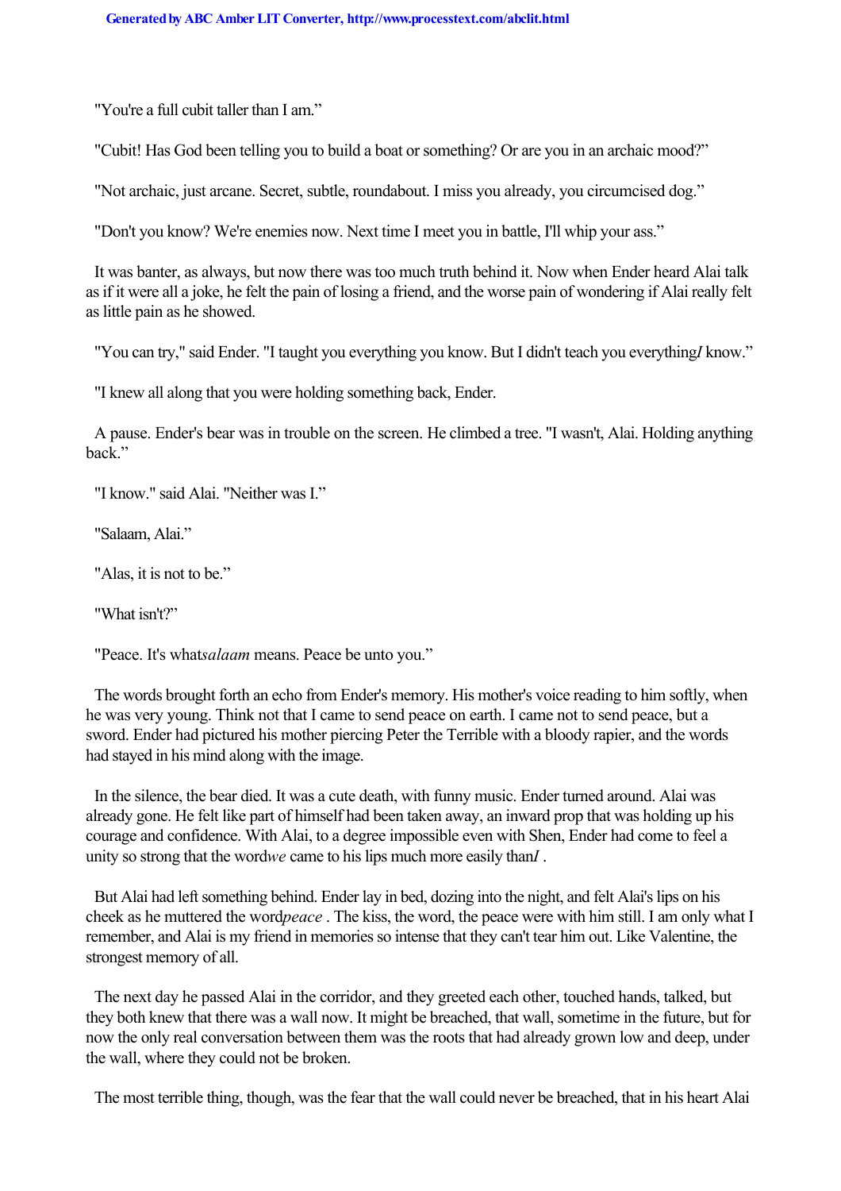"You're a full cubit taller than I am."

"Cubit! Has God been telling you to build a boat or something? Or are you in an archaic mood?"

"Not archaic, just arcane. Secret, subtle, roundabout. I miss you already, you circumcised dog."

"Don't you know? We're enemies now. Next time I meet you in battle, I'll whip your ass."

It was banter, as always, but now there was too much truth behind it. Now when Ender heard Alai talk as if it were all a joke, he felt the pain of losing a friend, and the worse pain of wondering if Alai really felt as little pain as he showed.

"You can try," said Ender. "I taught you everything you know. But I didn't teach you everything *I* know."

"I knew all along that you were holding something back, Ender.

A pause. Ender's bear was in trouble on the screen. He climbed a tree. "I wasn't, Alai. Holding anything back."

"I know." said Alai. "Neither was I."

"Salaam, Alai."

"Alas, it is not to be."

"What isn't?"

"Peace. It's what *salaam* means. Peace be unto you."

The words brought forth an echo from Ender's memory. His mother's voice reading to him softly, when he was very young. Think not that I came to send peace on earth. I came not to send peace, but a sword. Ender had pictured his mother piercing Peter the Terrible with a bloody rapier, and the words had stayed in his mind along with the image.

In the silence, the bear died. It was a cute death, with funny music. Ender turned around. Alai was already gone. He felt like part of himself had been taken away, an inward prop that was holding up his courage and confidence. With Alai, to a degree impossible even with Shen, Ender had come to feel a unity so strong that the word *we* came to his lips much more easily than *I* .

But Alai had left something behind. Ender lay in bed, dozing into the night, and felt Alai's lips on his cheek as he muttered the word *peace* . The kiss, the word, the peace were with him still. I am only what I remember, and Alai is my friend in memories so intense that they can't tear him out. Like Valentine, the strongest memory of all.

The next day he passed Alai in the corridor, and they greeted each other, touched hands, talked, but they both knew that there was a wall now. It might be breached, that wall, sometime in the future, but for now the only real conversation between them was the roots that had already grown low and deep, under the wall, where they could not be broken.

The most terrible thing, though, was the fear that the wall could never be breached, that in his heart Alai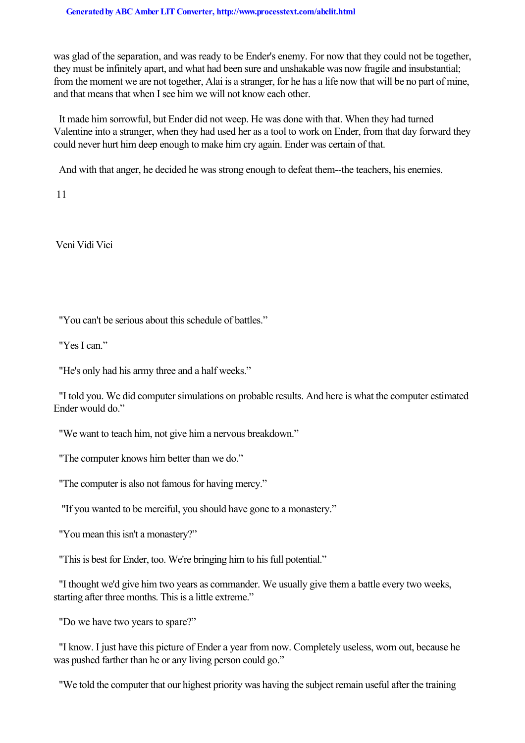was glad of the separation, and was ready to be Ender's enemy. For now that they could not be together, they must be infinitely apart, and what had been sure and unshakable was now fragile and insubstantial; from the moment we are not together, Alai is a stranger, for he has a life now that will be no part of mine, and that means that when I see him we will not know each other.

It made him sorrowful, but Ender did not weep. He was done with that. When they had turned Valentine into a stranger, when they had used her as a tool to work on Ender, from that day forward they could never hurt him deep enough to make him cry again. Ender was certain of that.

And with that anger, he decided he was strong enough to defeat them--the teachers, his enemies.

# 11

## Veni Vidi Vici

"You can't be serious about this schedule of battles."

"Yes I can."

"He's only had his army three and a half weeks."

"I told you. We did computer simulations on probable results. And here is what the computer estimated Ender would do."

"We want to teach him, not give him a nervous breakdown."

"The computer knows him better than we do."

"The computer is also not famous for having mercy."

"If you wanted to be merciful, you should have gone to a monastery."

"You mean this isn't a monastery?"

"This is best for Ender, too. We're bringing him to his full potential."

"I thought we'd give him two years as commander. We usually give them a battle every two weeks, starting after three months. This is a little extreme."

"Do we have two years to spare?"

"I know. I just have this picture of Ender a year from now. Completely useless, worn out, because he was pushed farther than he or any living person could go."

"We told the computer that our highest priority was having the subject remain useful after the training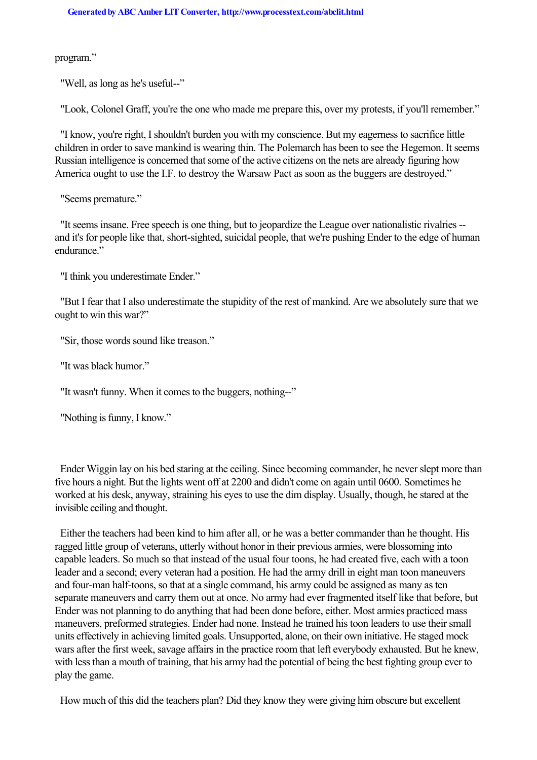program."

"Well, as long as he's useful--"

"Look, Colonel Graff, you're the one who made me prepare this, over my protests, if you'll remember."

"I know, you're right, I shouldn't burden you with my conscience. But my eagerness to sacrifice little children in order to save mankind is wearing thin. The Polemarch has been to see the Hegemon. It seems Russian intelligence is concerned that some of the active citizens on the nets are already figuring how America ought to use the I.F. to destroy the Warsaw Pact as soon as the buggers are destroyed."

"Seems premature."

"It seems insane. Free speech is one thing, but to jeopardize the League over nationalistic rivalries -- and it's for people like that, short-sighted, suicidal people, that we're pushing Ender to the edge of human endurance."

"I think you underestimate Ender."

"But I fear that I also underestimate the stupidity of the rest of mankind. Are we absolutely sure that we ought to win this war?"

"Sir, those words sound like treason."

"It was black humor."

"It wasn't funny. When it comes to the buggers, nothing--"

"Nothing is funny, I know."

Ender Wiggin lay on his bed staring at the ceiling. Since becoming commander, he never slept more than five hours a night. But the lights went off at 2200 and didn't come on again until 0600. Sometimes he worked at his desk, anyway, straining his eyes to use the dim display. Usually, though, he stared at the invisible ceiling and thought.

Either the teachers had been kind to him after all, or he was a better commander than he thought. His ragged little group of veterans, utterly without honor in their previous armies, were blossoming into capable leaders. So much so that instead of the usual four toons, he had created five, each with a toon leader and a second; every veteran had a position. He had the army drill in eight man toon maneuvers and four-man half-toons, so that at a single command, his army could be assigned as many as ten separate maneuvers and carry them out at once. No army had ever fragmented itself like that before, but Ender was not planning to do anything that had been done before, either. Most armies practiced mass maneuvers, preformed strategies. Ender had none. Instead he trained his toon leaders to use their small units effectively in achieving limited goals. Unsupported, alone, on their own initiative. He staged mock wars after the first week, savage affairs in the practice room that left everybody exhausted. But he knew, with less than a mouth of training, that his army had the potential of being the best fighting group ever to play the game.

How much of this did the teachers plan? Did they know they were giving him obscure but excellent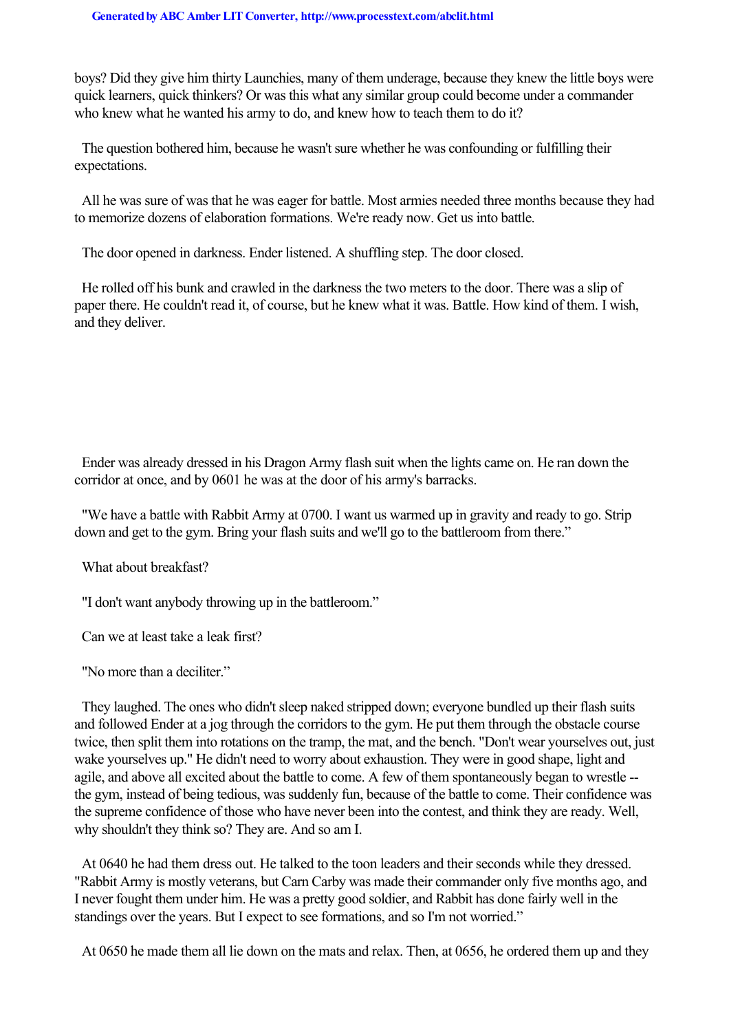boys? Did they give him thirty Launchies, many of them underage, because they knew the little boys were quick learners, quick thinkers? Or was this what any similar group could become under a commander who knew what he wanted his army to do, and knew how to teach them to do it?

The question bothered him, because he wasn't sure whether he was confounding or fulfilling their expectations.

All he was sure of was that he was eager for battle. Most armies needed three months because they had to memorize dozens of elaboration formations. We're ready now. Get us into battle.

The door opened in darkness. Ender listened. A shuffling step. The door closed.

He rolled off his bunk and crawled in the darkness the two meters to the door. There was a slip of paper there. He couldn't read it, of course, but he knew what it was. Battle. How kind of them. I wish, and they deliver.

Ender was already dressed in his Dragon Army flash suit when the lights came on. He ran down the corridor at once, and by 0601 he was at the door of his army's barracks.

"We have a battle with Rabbit Army at 0700. I want us warmed up in gravity and ready to go. Strip down and get to the gym. Bring your flash suits and we'll go to the battleroom from there."

What about breakfast?

"I don't want anybody throwing up in the battleroom."

Can we at least take a leak first?

"No more than a deciliter."

They laughed. The ones who didn't sleep naked stripped down; everyone bundled up their flash suits and followed Ender at a jog through the corridors to the gym. He put them through the obstacle course twice, then split them into rotations on the tramp, the mat, and the bench. "Don't wear yourselves out, just wake yourselves up." He didn't need to worry about exhaustion. They were in good shape, light and agile, and above all excited about the battle to come. A few of them spontaneously began to wrestle -- the gym, instead of being tedious, was suddenly fun, because of the battle to come. Their confidence was the supreme confidence of those who have never been into the contest, and think they are ready. Well, why shouldn't they think so? They are. And so am I.

At 0640 he had them dress out. He talked to the toon leaders and their seconds while they dressed. "Rabbit Army is mostly veterans, but Carn Carby was made their commander only five months ago, and I never fought them under him. He was a pretty good soldier, and Rabbit has done fairly well in the standings over the years. But I expect to see formations, and so I'm not worried."

At 0650 he made them all lie down on the mats and relax. Then, at 0656, he ordered them up and they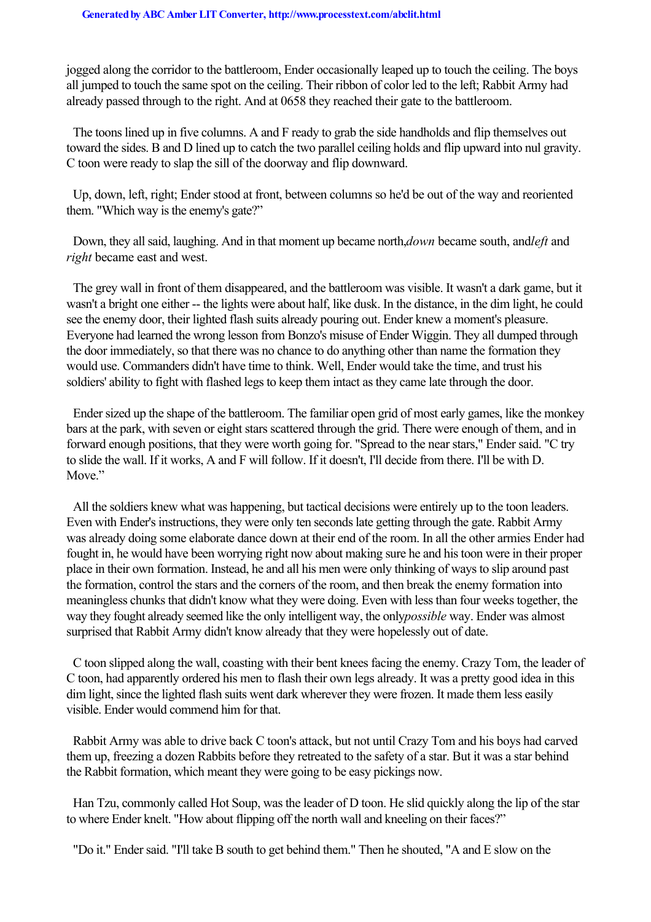jogged along the corridor to the battleroom, Ender occasionally leaped up to touch the ceiling. The boys all jumped to touch the same spot on the ceiling. Their ribbon of color led to the left; Rabbit Army had already passed through to the right. And at 0658 they reached their gate to the battleroom.

The toons lined up in five columns. A and F ready to grab the side handholds and flip themselves out toward the sides. B and D lined up to catch the two parallel ceiling holds and flip upward into nul gravity. C toon were ready to slap the sill of the doorway and flip downward.

Up, down, left, right; Ender stood at front, between columns so he'd be out of the way and reoriented them. "Which way is the enemy's gate?"

Down, they all said, laughing. And in that moment up became north, *down* became south, and *left* and *right* became east and west.

The grey wall in front of them disappeared, and the battleroom was visible. It wasn't a dark game, but it wasn't a bright one either -- the lights were about half, like dusk. In the distance, in the dim light, he could see the enemy door, their lighted flash suits already pouring out. Ender knew a moment's pleasure. Everyone had learned the wrong lesson from Bonzo's misuse of Ender Wiggin. They all dumped through the door immediately, so that there was no chance to do anything other than name the formation they would use. Commanders didn't have time to think. Well, Ender would take the time, and trust his soldiers' ability to fight with flashed legs to keep them intact as they came late through the door.

Ender sized up the shape of the battleroom. The familiar open grid of most early games, like the monkey bars at the park, with seven or eight stars scattered through the grid. There were enough of them, and in forward enough positions, that they were worth going for. "Spread to the near stars," Ender said. "C try to slide the wall. If it works, A and F will follow. If it doesn't, I'll decide from there. I'll be with D. Move."

All the soldiers knew what was happening, but tactical decisions were entirely up to the toon leaders. Even with Ender's instructions, they were only ten seconds late getting through the gate. Rabbit Army was already doing some elaborate dance down at their end of the room. In all the other armies Ender had fought in, he would have been worrying right now about making sure he and his toon were in their proper place in their own formation. Instead, he and all his men were only thinking of ways to slip around past the formation, control the stars and the corners of the room, and then break the enemy formation into meaningless chunks that didn't know what they were doing. Even with less than four weeks together, the way they fought already seemed like the only intelligent way, the only *possible* way. Ender was almost surprised that Rabbit Army didn't know already that they were hopelessly out of date.

C toon slipped along the wall, coasting with their bent knees facing the enemy. Crazy Tom, the leader of C toon, had apparently ordered his men to flash their own legs already. It was a pretty good idea in this dim light, since the lighted flash suits went dark wherever they were frozen. It made them less easily visible. Ender would commend him for that.

Rabbit Army was able to drive back C toon's attack, but not until Crazy Tom and his boys had carved them up, freezing a dozen Rabbits before they retreated to the safety of a star. But it was a star behind the Rabbit formation, which meant they were going to be easy pickings now.

Han Tzu, commonly called Hot Soup, was the leader of D toon. He slid quickly along the lip of the star to where Ender knelt. "How about flipping off the north wall and kneeling on their faces?"

"Do it." Ender said. "I'll take B south to get behind them." Then he shouted, "A and E slow on the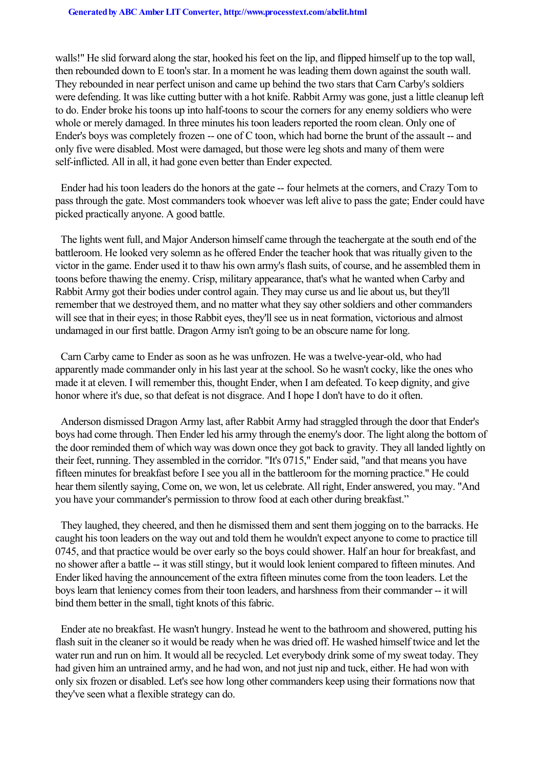walls!" He slid forward along the star, hooked his feet on the lip, and flipped himself up to the top wall, then rebounded down to E toon's star. In a moment he was leading them down against the south wall. They rebounded in near perfect unison and came up behind the two stars that Carn Carby's soldiers were defending. It was like cutting butter with a hot knife. Rabbit Army was gone, just a little cleanup left to do. Ender broke his toons up into half-toons to scour the corners for any enemy soldiers who were whole or merely damaged. In three minutes his toon leaders reported the room clean. Only one of Ender's boys was completely frozen -- one of C toon, which had borne the brunt of the assault -- and only five were disabled. Most were damaged, but those were leg shots and many of them were self-inflicted. All in all, it had gone even better than Ender expected.

Ender had his toon leaders do the honors at the gate -- four helmets at the corners, and Crazy Tom to pass through the gate. Most commanders took whoever was left alive to pass the gate; Ender could have picked practically anyone. A good battle.

The lights went full, and Major Anderson himself came through the teachergate at the south end of the battleroom. He looked very solemn as he offered Ender the teacher hook that was ritually given to the victor in the game. Ender used it to thaw his own army's flash suits, of course, and he assembled them in toons before thawing the enemy. Crisp, military appearance, that's what he wanted when Carby and Rabbit Army got their bodies under control again. They may curse us and lie about us, but they'll remember that we destroyed them, and no matter what they say other soldiers and other commanders will see that in their eyes; in those Rabbit eyes, they'll see us in neat formation, victorious and almost undamaged in our first battle. Dragon Army isn't going to be an obscure name for long.

Carn Carby came to Ender as soon as he was unfrozen. He was a twelve-year-old, who had apparently made commander only in his last year at the school. So he wasn't cocky, like the ones who made it at eleven. I will remember this, thought Ender, when I am defeated. To keep dignity, and give honor where it's due, so that defeat is not disgrace. And I hope I don't have to do it often.

Anderson dismissed Dragon Army last, after Rabbit Army had straggled through the door that Ender's boys had come through. Then Ender led his army through the enemy's door. The light along the bottom of the door reminded them of which way was down once they got back to gravity. They all landed lightly on their feet, running. They assembled in the corridor. "It's 0715," Ender said, "and that means you have fifteen minutes for breakfast before I see you all in the battleroom for the morning practice." He could hear them silently saying, Come on, we won, let us celebrate. All right, Ender answered, you may. "And you have your commander's permission to throw food at each other during breakfast."

They laughed, they cheered, and then he dismissed them and sent them jogging on to the barracks. He caught his toon leaders on the way out and told them he wouldn't expect anyone to come to practice till 0745, and that practice would be over early so the boys could shower. Half an hour for breakfast, and no shower after a battle -- it was still stingy, but it would look lenient compared to fifteen minutes. And Ender liked having the announcement of the extra fifteen minutes come from the toon leaders. Let the boys learn that leniency comes from their toon leaders, and harshness from their commander -- it will bind them better in the small, tight knots of this fabric.

Ender ate no breakfast. He wasn't hungry. Instead he went to the bathroom and showered, putting his flash suit in the cleaner so it would be ready when he was dried off. He washed himself twice and let the water run and run on him. It would all be recycled. Let everybody drink some of my sweat today. They had given him an untrained army, and he had won, and not just nip and tuck, either. He had won with only six frozen or disabled. Let's see how long other commanders keep using their formations now that they've seen what a flexible strategy can do.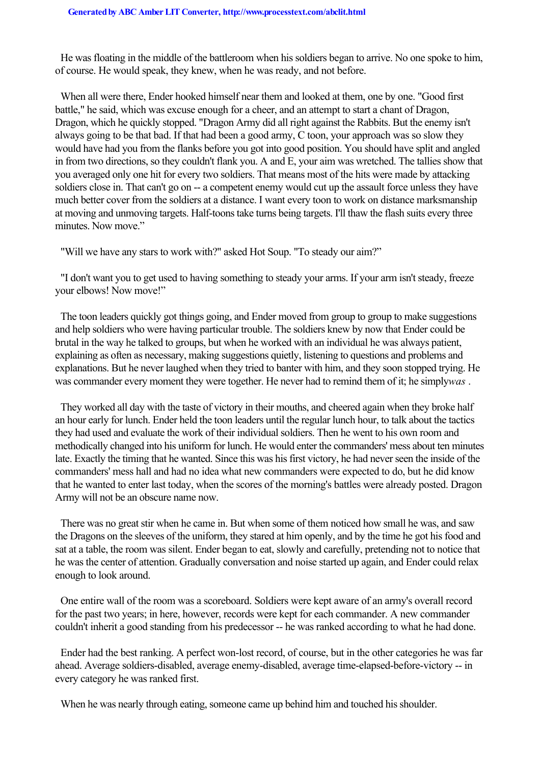He was floating in the middle of the battleroom when his soldiers began to arrive. No one spoke to him, of course. He would speak, they knew, when he was ready, and not before.

When all were there, Ender hooked himself near them and looked at them, one by one. "Good first battle," he said, which was excuse enough for a cheer, and an attempt to start a chant of Dragon, Dragon, which he quickly stopped. "Dragon Army did all right against the Rabbits. But the enemy isn't always going to be that bad. If that had been a good army, C toon, your approach was so slow they would have had you from the flanks before you got into good position. You should have split and angled in from two directions, so they couldn't flank you. A and E, your aim was wretched. The tallies show that you averaged only one hit for every two soldiers. That means most of the hits were made by attacking soldiers close in. That can't go on -- a competent enemy would cut up the assault force unless they have much better cover from the soldiers at a distance. I want every toon to work on distance marksmanship at moving and unmoving targets. Half-toons take turns being targets. I'll thaw the flash suits every three minutes. Now move."

"Will we have any stars to work with?" asked Hot Soup. "To steady our aim?"

"I don't want you to get used to having something to steady your arms. If your arm isn't steady, freeze your elbows! Now move!"

The toon leaders quickly got things going, and Ender moved from group to group to make suggestions and help soldiers who were having particular trouble. The soldiers knew by now that Ender could be brutal in the way he talked to groups, but when he worked with an individual he was always patient, explaining as often as necessary, making suggestions quietly, listening to questions and problems and explanations. But he never laughed when they tried to banter with him, and they soon stopped trying. He was commander every moment they were together. He never had to remind them of it; he simply *was*.

They worked all day with the taste of victory in their mouths, and cheered again when they broke half an hour early for lunch. Ender held the toon leaders until the regular lunch hour, to talk about the tactics they had used and evaluate the work of their individual soldiers. Then he went to his own room and methodically changed into his uniform for lunch. He would enter the commanders' mess about ten minutes late. Exactly the timing that he wanted. Since this was his first victory, he had never seen the inside of the commanders' mess hall and had no idea what new commanders were expected to do, but he did know that he wanted to enter last today, when the scores of the morning's battles were already posted. Dragon Army will not be an obscure name now.

There was no great stir when he came in. But when some of them noticed how small he was, and saw the Dragons on the sleeves of the uniform, they stared at him openly, and by the time he got his food and sat at a table, the room was silent. Ender began to eat, slowly and carefully, pretending not to notice that he was the center of attention. Gradually conversation and noise started up again, and Ender could relax enough to look around.

One entire wall of the room was a scoreboard. Soldiers were kept aware of an army's overall record for the past two years; in here, however, records were kept for each commander. A new commander couldn't inherit a good standing from his predecessor -- he was ranked according to what he had done.

Ender had the best ranking. A perfect won-lost record, of course, but in the other categories he was far ahead. Average soldiers-disabled, average enemy-disabled, average time-elapsed-before-victory -- in every category he was ranked first.

When he was nearly through eating, someone came up behind him and touched his shoulder.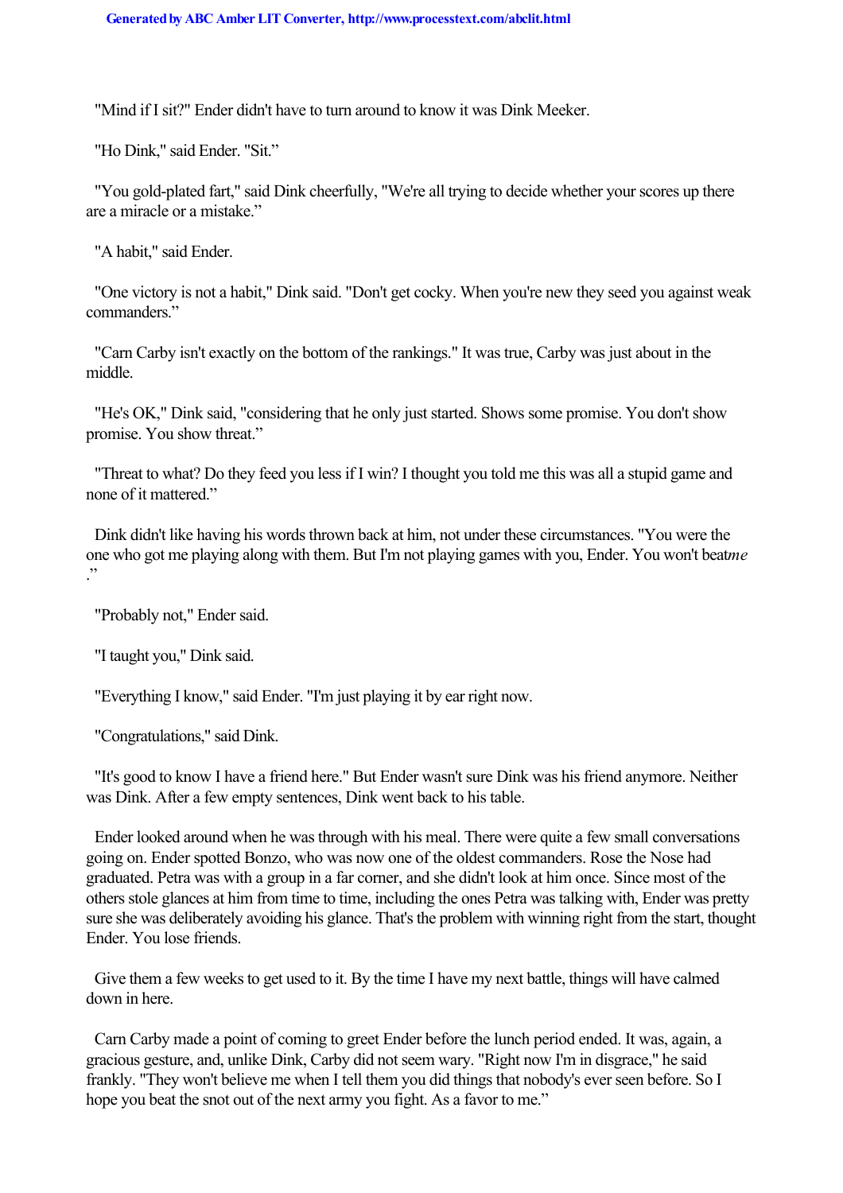"Mind if I sit?" Ender didn't have to turn around to know it was Dink Meeker.

"Ho Dink," said Ender. "Sit."

"You gold-plated fart," said Dink cheerfully, "We're all trying to decide whether your scores up there are a miracle or a mistake."

"A habit," said Ender.

"One victory is not a habit," Dink said. "Don't get cocky. When you're new they seed you against weak commanders."

"Carn Carby isn't exactly on the bottom of the rankings." It was true, Carby was just about in the middle.

"He's OK," Dink said, "considering that he only just started. Shows some promise. You don't show promise. You show threat."

"Threat to what? Do they feed you less if I win? I thought you told me this was all a stupid game and none of it mattered."

Dink didn't like having his words thrown back at him, not under these circumstances. "You were the one who got me playing along with them. But I'm not playing games with you, Ender. You won't beat *me*."

"Probably not," Ender said.

"I taught you," Dink said.

"Everything I know," said Ender. "I'm just playing it by ear right now.

"Congratulations," said Dink.

"It's good to know I have a friend here." But Ender wasn't sure Dink was his friend anymore. Neither was Dink. After a few empty sentences, Dink went back to his table.

Ender looked around when he was through with his meal. There were quite a few small conversations going on. Ender spotted Bonzo, who was now one of the oldest commanders. Rose the Nose had graduated. Petra was with a group in a far corner, and she didn't look at him once. Since most of the others stole glances at him from time to time, including the ones Petra was talking with, Ender was pretty sure she was deliberately avoiding his glance. That's the problem with winning right from the start, thought Ender. You lose friends.

Give them a few weeks to get used to it. By the time I have my next battle, things will have calmed down in here.

Carn Carby made a point of coming to greet Ender before the lunch period ended. It was, again, a gracious gesture, and, unlike Dink, Carby did not seem wary. "Right now I'm in disgrace," he said frankly. "They won't believe me when I tell them you did things that nobody's ever seen before. So I hope you beat the snot out of the next army you fight. As a favor to me."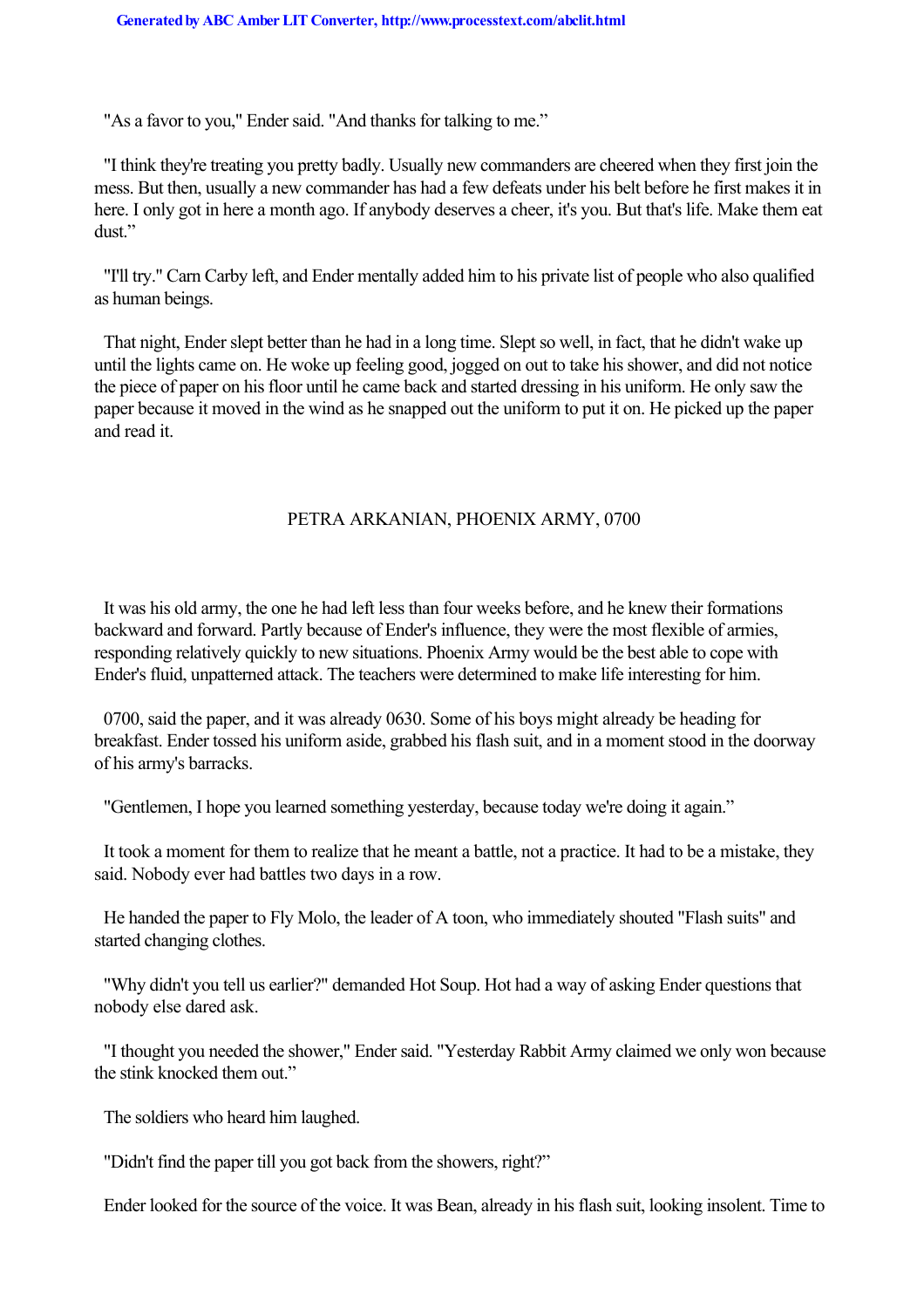"As a favor to you," Ender said. "And thanks for talking to me."

"I think they're treating you pretty badly. Usually new commanders are cheered when they first join the mess. But then, usually a new commander has had a few defeats under his belt before he first makes it in here. I only got in here a month ago. If anybody deserves a cheer, it's you. But that's life. Make them eat dust."

"I'll try." Carn Carby left, and Ender mentally added him to his private list of people who also qualified as human beings.

That night, Ender slept better than he had in a long time. Slept so well, in fact, that he didn't wake up until the lights came on. He woke up feeling good, jogged on out to take his shower, and did not notice the piece of paper on his floor until he came back and started dressing in his uniform. He only saw the paper because it moved in the wind as he snapped out the uniform to put it on. He picked up the paper and read it.

PETRA ARKANIAN, PHOENIX ARMY, 0700

It was his old army, the one he had left less than four weeks before, and he knew their formations backward and forward. Partly because of Ender's influence, they were the most flexible of armies, responding relatively quickly to new situations. Phoenix Army would be the best able to cope with Ender's fluid, unpatterned attack. The teachers were determined to make life interesting for him.

0700, said the paper, and it was already 0630. Some of his boys might already be heading for breakfast. Ender tossed his uniform aside, grabbed his flash suit, and in a moment stood in the doorway of his army's barracks.

"Gentlemen, I hope you learned something yesterday, because today we're doing it again."

It took a moment for them to realize that he meant a battle, not a practice. It had to be a mistake, they said. Nobody ever had battles two days in a row.

He handed the paper to Fly Molo, the leader of A toon, who immediately shouted "Flash suits" and started changing clothes.

"Why didn't you tell us earlier?" demanded Hot Soup. Hot had a way of asking Ender questions that nobody else dared ask.

"I thought you needed the shower," Ender said. "Yesterday Rabbit Army claimed we only won because the stink knocked them out."

The soldiers who heard him laughed.

"Didn't find the paper till you got back from the showers, right?"

Ender looked for the source of the voice. It was Bean, already in his flash suit, looking insolent. Time to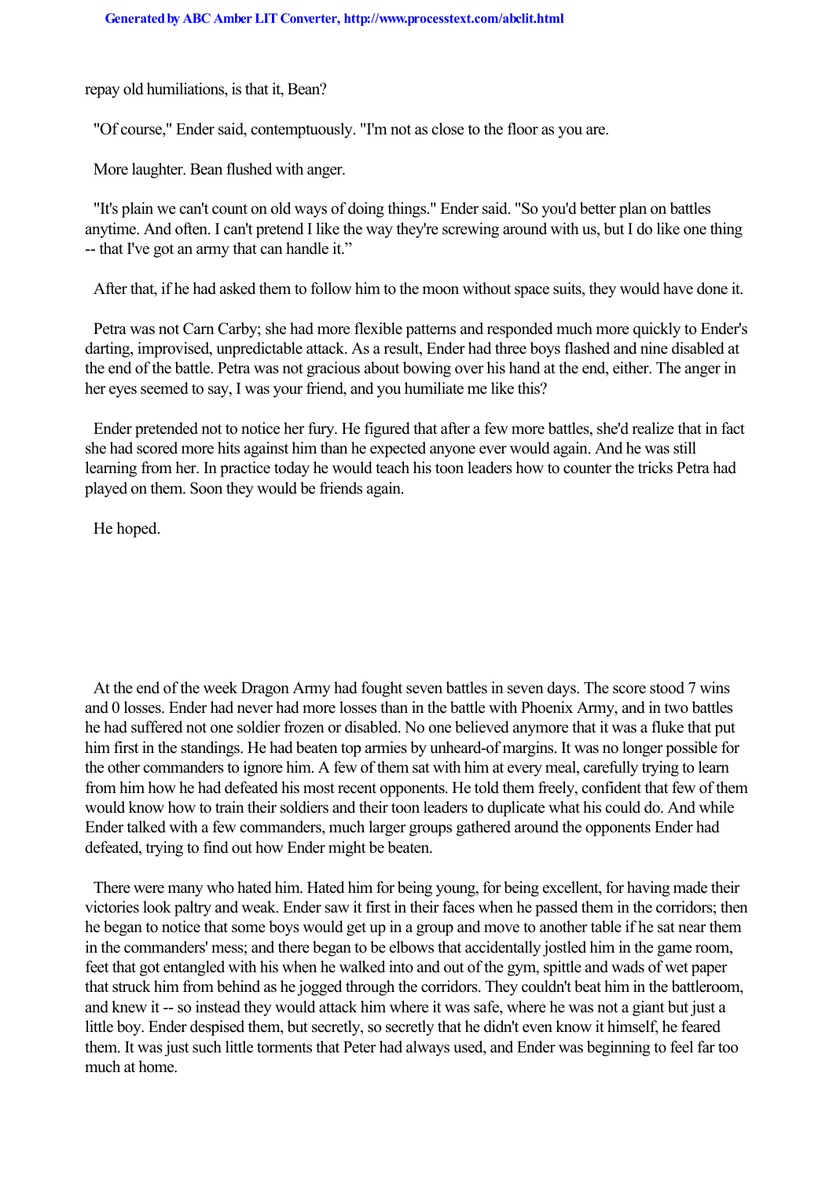repay old humiliations, is that it, Bean?

"Of course," Ender said, contemptuously. "I'm not as close to the floor as you are.

More laughter. Bean flushed with anger.

"It's plain we can't count on old ways of doing things." Ender said. "So you'd better plan on battles anytime. And often. I can't pretend I like the way they're screwing around with us, but I do like one thing -- that I've got an army that can handle it."

After that, if he had asked them to follow him to the moon without space suits, they would have done it.

Petra was not Carn Carby; she had more flexible patterns and responded much more quickly to Ender's darting, improvised, unpredictable attack. As a result, Ender had three boys flashed and nine disabled at the end of the battle. Petra was not gracious about bowing over his hand at the end, either. The anger in her eyes seemed to say, I was your friend, and you humiliate me like this?

Ender pretended not to notice her fury. He figured that after a few more battles, she'd realize that in fact she had scored more hits against him than he expected anyone ever would again. And he was still learning from her. In practice today he would teach his toon leaders how to counter the tricks Petra had played on them. Soon they would be friends again.

He hoped.

At the end of the week Dragon Army had fought seven battles in seven days. The score stood 7 wins and 0 losses. Ender had never had more losses than in the battle with Phoenix Army, and in two battles he had suffered not one soldier frozen or disabled. No one believed anymore that it was a fluke that put him first in the standings. He had beaten top armies by unheard-of margins. It was no longer possible for the other commanders to ignore him. A few of them sat with him at every meal, carefully trying to learn from him how he had defeated his most recent opponents. He told them freely, confident that few of them would know how to train their soldiers and their toon leaders to duplicate what his could do. And while Ender talked with a few commanders, much larger groups gathered around the opponents Ender had defeated, trying to find out how Ender might be beaten.

There were many who hated him. Hated him for being young, for being excellent, for having made their victories look paltry and weak. Ender saw it first in their faces when he passed them in the corridors; then he began to notice that some boys would get up in a group and move to another table if he sat near them in the commanders' mess; and there began to be elbows that accidentally jostled him in the game room, feet that got entangled with his when he walked into and out of the gym, spittle and wads of wet paper that struck him from behind as he jogged through the corridors. They couldn't beat him in the battleroom, and knew it -- so instead they would attack him where it was safe, where he was not a giant but just a little boy. Ender despised them, but secretly, so secretly that he didn't even know it himself, he feared them. It was just such little torments that Peter had always used, and Ender was beginning to feel far too much at home.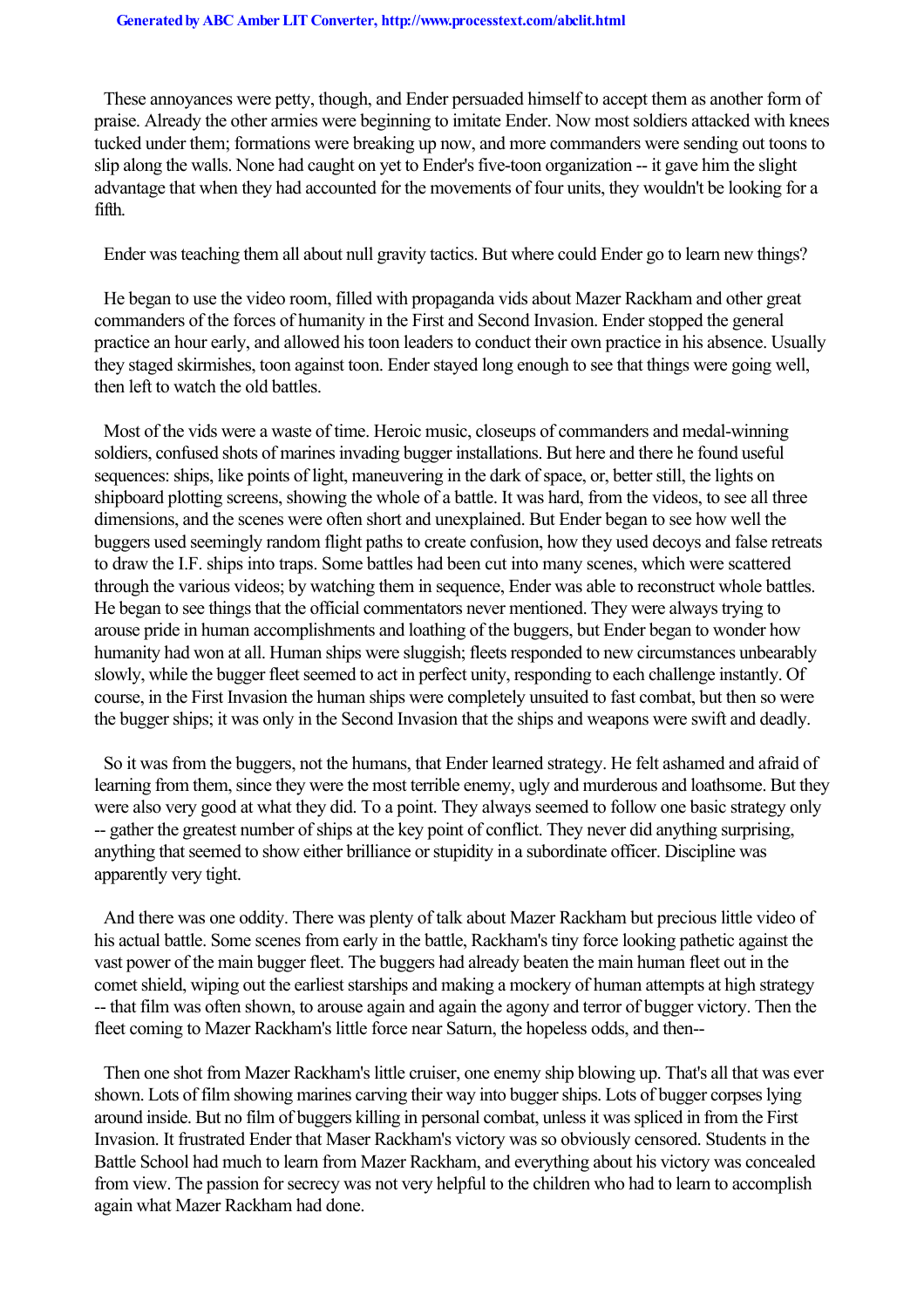These annoyances were petty, though, and Ender persuaded himself to accept them as another form of praise. Already the other armies were beginning to imitate Ender. Now most soldiers attacked with knees tucked under them; formations were breaking up now, and more commanders were sending out toons to slip along the walls. None had caught on yet to Ender's five-toon organization -- it gave him the slight advantage that when they had accounted for the movements of four units, they wouldn't be looking for a fifth.

Ender was teaching them all about null gravity tactics. But where could Ender go to learn new things?

He began to use the video room, filled with propaganda vids about Mazer Rackham and other great commanders of the forces of humanity in the First and Second Invasion. Ender stopped the general practice an hour early, and allowed his toon leaders to conduct their own practice in his absence. Usually they staged skirmishes, toon against toon. Ender stayed long enough to see that things were going well, then left to watch the old battles.

Most of the vids were a waste of time. Heroic music, closeups of commanders and medal-winning soldiers, confused shots of marines invading bugger installations. But here and there he found useful sequences: ships, like points of light, maneuvering in the dark of space, or, better still, the lights on shipboard plotting screens, showing the whole of a battle. It was hard, from the videos, to see all three dimensions, and the scenes were often short and unexplained. But Ender began to see how well the buggers used seemingly random flight paths to create confusion, how they used decoys and false retreats to draw the I.F. ships into traps. Some battles had been cut into many scenes, which were scattered through the various videos; by watching them in sequence, Ender was able to reconstruct whole battles. He began to see things that the official commentators never mentioned. They were always trying to arouse pride in human accomplishments and loathing of the buggers, but Ender began to wonder how humanity had won at all. Human ships were sluggish; fleets responded to new circumstances unbearably slowly, while the bugger fleet seemed to act in perfect unity, responding to each challenge instantly. Of course, in the First Invasion the human ships were completely unsuited to fast combat, but then so were the bugger ships; it was only in the Second Invasion that the ships and weapons were swift and deadly.

So it was from the buggers, not the humans, that Ender learned strategy. He felt ashamed and afraid of learning from them, since they were the most terrible enemy, ugly and murderous and loathsome. But they were also very good at what they did. To a point. They always seemed to follow one basic strategy only -- gather the greatest number of ships at the key point of conflict. They never did anything surprising, anything that seemed to show either brilliance or stupidity in a subordinate officer. Discipline was apparently very tight.

And there was one oddity. There was plenty of talk about Mazer Rackham but precious little video of his actual battle. Some scenes from early in the battle, Rackham's tiny force looking pathetic against the vast power of the main bugger fleet. The buggers had already beaten the main human fleet out in the comet shield, wiping out the earliest starships and making a mockery of human attempts at high strategy -- that film was often shown, to arouse again and again the agony and terror of bugger victory. Then the fleet coming to Mazer Rackham's little force near Saturn, the hopeless odds, and then--

Then one shot from Mazer Rackham's little cruiser, one enemy ship blowing up. That's all that was ever shown. Lots of film showing marines carving their way into bugger ships. Lots of bugger corpses lying around inside. But no film of buggers killing in personal combat, unless it was spliced in from the First Invasion. It frustrated Ender that Maser Rackham's victory was so obviously censored. Students in the Battle School had much to learn from Mazer Rackham, and everything about his victory was concealed from view. The passion for secrecy was not very helpful to the children who had to learn to accomplish again what Mazer Rackham had done.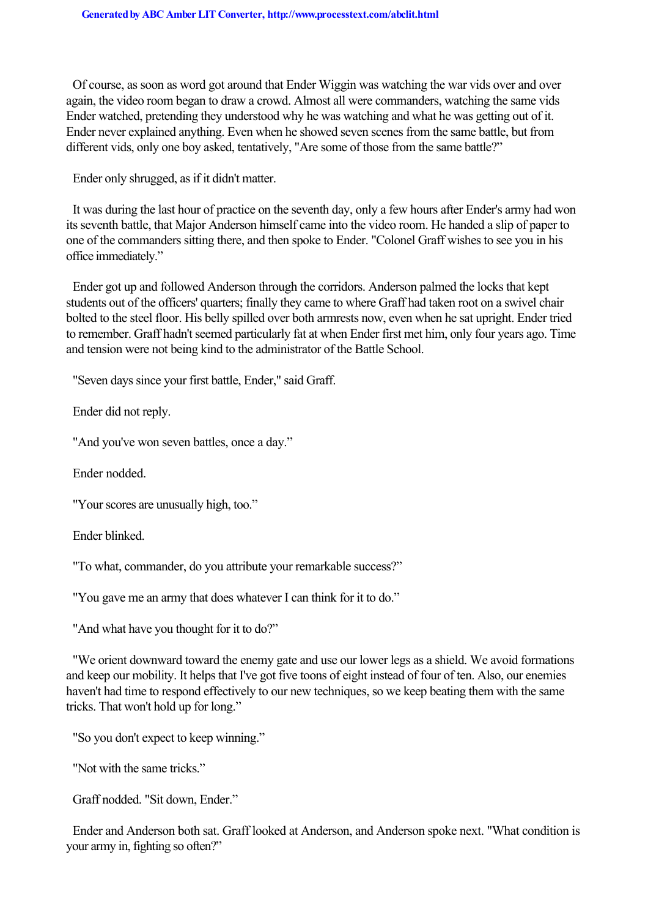Of course, as soon as word got around that Ender Wiggin was watching the war vids over and over again, the video room began to draw a crowd. Almost all were commanders, watching the same vids Ender watched, pretending they understood why he was watching and what he was getting out of it. Ender never explained anything. Even when he showed seven scenes from the same battle, but from different vids, only one boy asked, tentatively, "Are some of those from the same battle?"

Ender only shrugged, as if it didn't matter.

It was during the last hour of practice on the seventh day, only a few hours after Ender's army had won its seventh battle, that Major Anderson himself came into the video room. He handed a slip of paper to one of the commanders sitting there, and then spoke to Ender. "Colonel Graff wishes to see you in his office immediately."

Ender got up and followed Anderson through the corridors. Anderson palmed the locks that kept students out of the officers' quarters; finally they came to where Graff had taken root on a swivel chair bolted to the steel floor. His belly spilled over both armrests now, even when he sat upright. Ender tried to remember. Graff hadn't seemed particularly fat at when Ender first met him, only four years ago. Time and tension were not being kind to the administrator of the Battle School.

"Seven days since your first battle, Ender," said Graff.

Ender did not reply.

"And you've won seven battles, once a day."

Ender nodded.

"Your scores are unusually high, too."

Ender blinked.

"To what, commander, do you attribute your remarkable success?"

"You gave me an army that does whatever I can think for it to do."

"And what have you thought for it to do?"

"We orient downward toward the enemy gate and use our lower legs as a shield. We avoid formations and keep our mobility. It helps that I've got five toons of eight instead of four of ten. Also, our enemies haven't had time to respond effectively to our new techniques, so we keep beating them with the same tricks. That won't hold up for long."

"So you don't expect to keep winning."

"Not with the same tricks."

Graff nodded. "Sit down, Ender."

Ender and Anderson both sat. Graff looked at Anderson, and Anderson spoke next. "What condition is your army in, fighting so often?"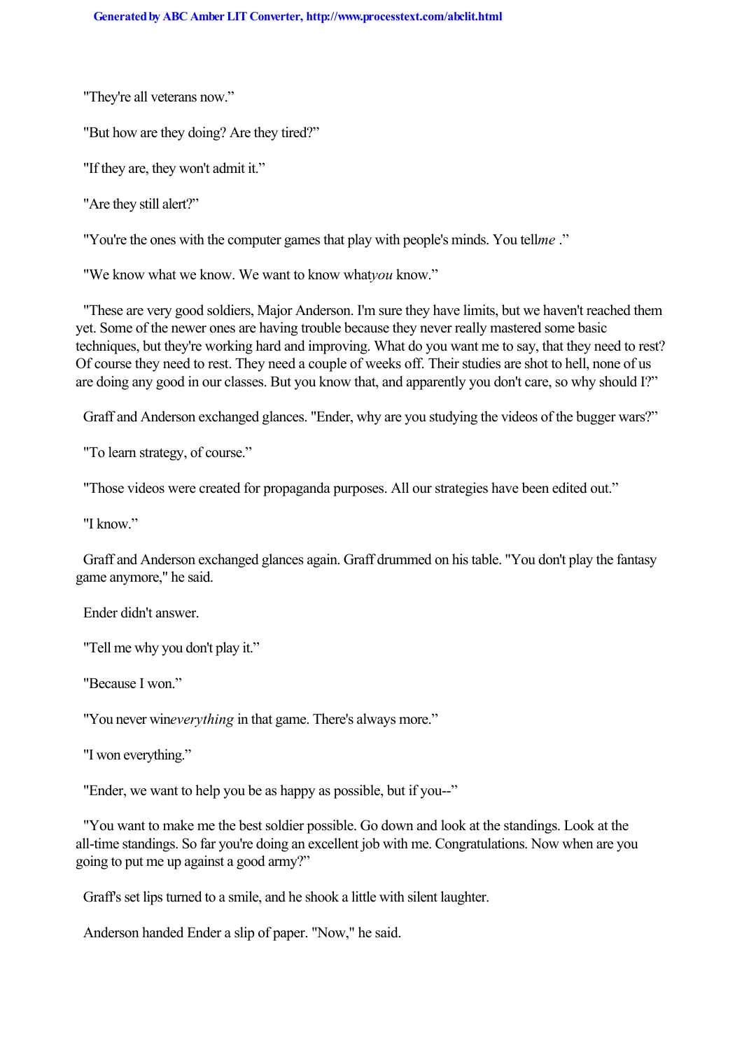"They're all veterans now."

"But how are they doing? Are they tired?"

"If they are, they won't admit it."

"Are they still alert?"

"You're the ones with the computer games that play with people's minds. You tell *me*."

"We know what we know. We want to know what *you* know."

"These are very good soldiers, Major Anderson. I'm sure they have limits, but we haven't reached them yet. Some of the newer ones are having trouble because they never really mastered some basic techniques, but they're working hard and improving. What do you want me to say, that they need to rest? Of course they need to rest. They need a couple of weeks off. Their studies are shot to hell, none of us are doing any good in our classes. But you know that, and apparently you don't care, so why should I?"

Graff and Anderson exchanged glances. "Ender, why are you studying the videos of the bugger wars?"

"To learn strategy, of course."

"Those videos were created for propaganda purposes. All our strategies have been edited out."

"I know."

Graff and Anderson exchanged glances again. Graff drummed on his table. "You don't play the fantasy game anymore," he said.

Ender didn't answer.

"Tell me why you don't play it."

"Because I won."

"You never win *everything* in that game. There's always more."

"I won everything."

"Ender, we want to help you be as happy as possible, but if you--"

"You want to make me the best soldier possible. Go down and look at the standings. Look at the all-time standings. So far you're doing an excellent job with me. Congratulations. Now when are you going to put me up against a good army?"

Graff's set lips turned to a smile, and he shook a little with silent laughter.

Anderson handed Ender a slip of paper. "Now," he said.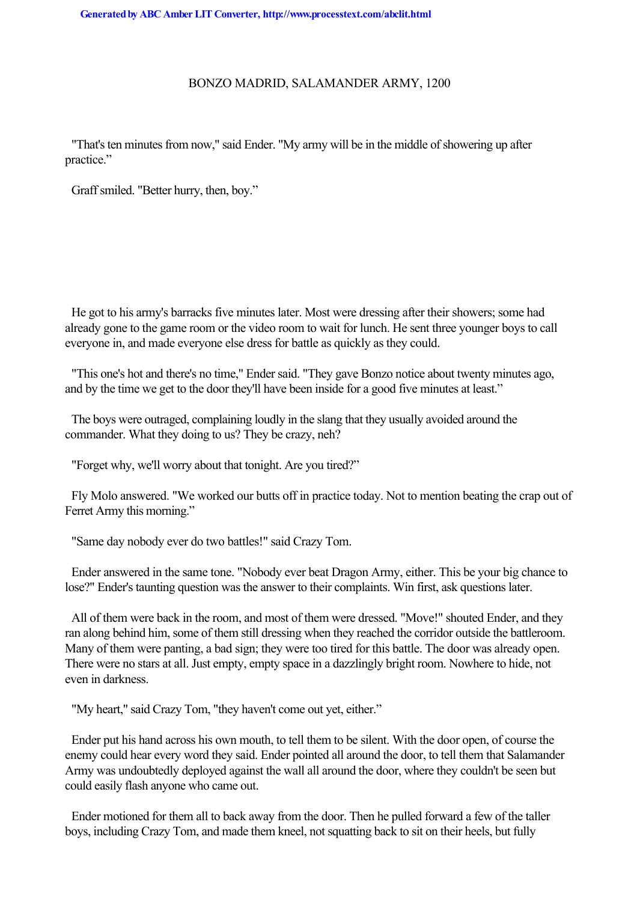BONZO MADRID, SALAMANDER ARMY, 1200

"That's ten minutes from now," said Ender. "My army will be in the middle of showering up after practice."

Graff smiled. "Better hurry, then, boy."

He got to his army's barracks five minutes later. Most were dressing after their showers; some had already gone to the game room or the video room to wait for lunch. He sent three younger boys to call everyone in, and made everyone else dress for battle as quickly as they could.

"This one's hot and there's no time," Ender said. "They gave Bonzo notice about twenty minutes ago, and by the time we get to the door they'll have been inside for a good five minutes at least."

The boys were outraged, complaining loudly in the slang that they usually avoided around the commander. What they doing to us? They be crazy, neh?

"Forget why, we'll worry about that tonight. Are you tired?"

Fly Molo answered. "We worked our butts off in practice today. Not to mention beating the crap out of Ferret Army this morning."

"Same day nobody ever do two battles!" said Crazy Tom.

Ender answered in the same tone. "Nobody ever beat Dragon Army, either. This be your big chance to lose?" Ender's taunting question was the answer to their complaints. Win first, ask questions later.

All of them were back in the room, and most of them were dressed. "Move!" shouted Ender, and they ran along behind him, some of them still dressing when they reached the corridor outside the battleroom. Many of them were panting, a bad sign; they were too tired for this battle. The door was already open. There were no stars at all. Just empty, empty space in a dazzlingly bright room. Nowhere to hide, not even in darkness.

"My heart," said Crazy Tom, "they haven't come out yet, either."

Ender put his hand across his own mouth, to tell them to be silent. With the door open, of course the enemy could hear every word they said. Ender pointed all around the door, to tell them that Salamander Army was undoubtedly deployed against the wall all around the door, where they couldn't be seen but could easily flash anyone who came out.

Ender motioned for them all to back away from the door. Then he pulled forward a few of the taller boys, including Crazy Tom, and made them kneel, not squatting back to sit on their heels, but fully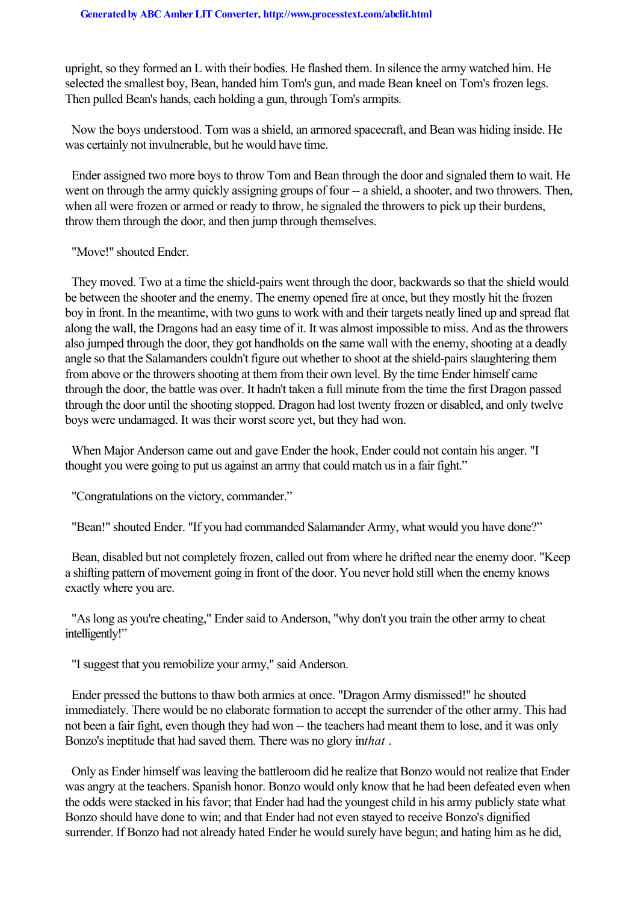upright, so they formed an L with their bodies. He flashed them. In silence the army watched him. He selected the smallest boy, Bean, handed him Tom's gun, and made Bean kneel on Tom's frozen legs. Then pulled Bean's hands, each holding a gun, through Tom's armpits.

Now the boys understood. Tom was a shield, an armored spacecraft, and Bean was hiding inside. He was certainly not invulnerable, but he would have time.

Ender assigned two more boys to throw Tom and Bean through the door and signaled them to wait. He went on through the army quickly assigning groups of four -- a shield, a shooter, and two throwers. Then, when all were frozen or armed or ready to throw, he signaled the throwers to pick up their burdens, throw them through the door, and then jump through themselves.

"Move!" shouted Ender.

They moved. Two at a time the shield-pairs went through the door, backwards so that the shield would be between the shooter and the enemy. The enemy opened fire at once, but they mostly hit the frozen boy in front. In the meantime, with two guns to work with and their targets neatly lined up and spread flat along the wall, the Dragons had an easy time of it. It was almost impossible to miss. And as the throwers also jumped through the door, they got handholds on the same wall with the enemy, shooting at a deadly angle so that the Salamanders couldn't figure out whether to shoot at the shield-pairs slaughtering them from above or the throwers shooting at them from their own level. By the time Ender himself came through the door, the battle was over. It hadn't taken a full minute from the time the first Dragon passed through the door until the shooting stopped. Dragon had lost twenty frozen or disabled, and only twelve boys were undamaged. It was their worst score yet, but they had won.

When Major Anderson came out and gave Ender the hook, Ender could not contain his anger. "I thought you were going to put us against an army that could match us in a fair fight."

"Congratulations on the victory, commander."

"Bean!" shouted Ender. "If you had commanded Salamander Army, what would you have done?"

Bean, disabled but not completely frozen, called out from where he drifted near the enemy door. "Keep a shifting pattern of movement going in front of the door. You never hold still when the enemy knows exactly where you are.

"As long as you're cheating," Ender said to Anderson, "why don't you train the other army to cheat intelligently!"

"I suggest that you remobilize your army," said Anderson.

Ender pressed the buttons to thaw both armies at once. "Dragon Army dismissed!" he shouted immediately. There would be no elaborate formation to accept the surrender of the other army. This had not been a fair fight, even though they had won -- the teachers had meant them to lose, and it was only Bonzo's ineptitude that had saved them. There was no glory in *that*.

Only as Ender himself was leaving the battleroom did he realize that Bonzo would not realize that Ender was angry at the teachers. Spanish honor. Bonzo would only know that he had been defeated even when the odds were stacked in his favor; that Ender had had the youngest child in his army publicly state what Bonzo should have done to win; and that Ender had not even stayed to receive Bonzo's dignified surrender. If Bonzo had not already hated Ender he would surely have begun; and hating him as he did,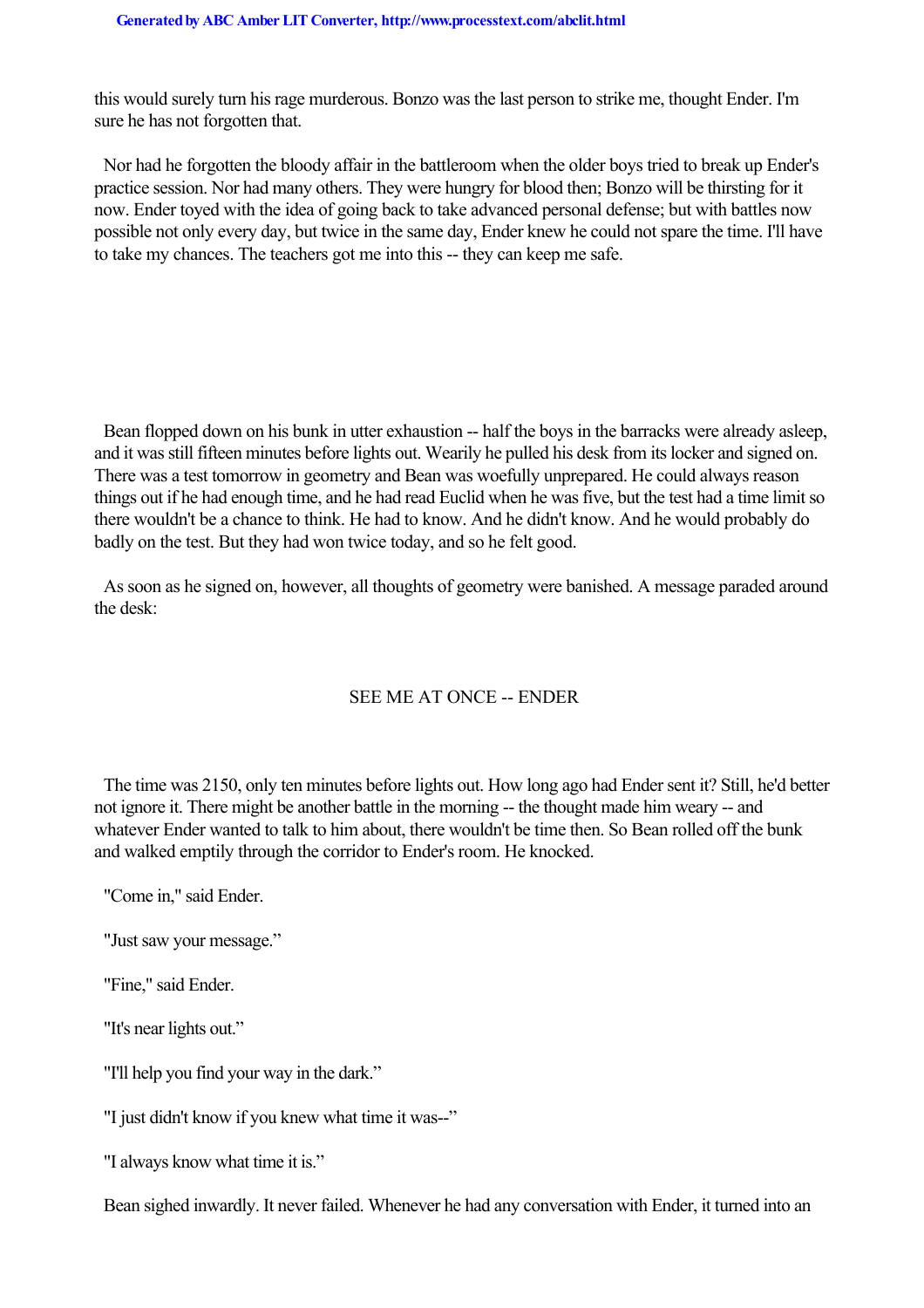this would surely turn his rage murderous. Bonzo was the last person to strike me, thought Ender. I'm sure he has not forgotten that.

Nor had he forgotten the bloody affair in the battleroom when the older boys tried to break up Ender's practice session. Nor had many others. They were hungry for blood then; Bonzo will be thirsting for it now. Ender toyed with the idea of going back to take advanced personal defense; but with battles now possible not only every day, but twice in the same day, Ender knew he could not spare the time. I'll have to take my chances. The teachers got me into this -- they can keep me safe.

Bean flopped down on his bunk in utter exhaustion -- half the boys in the barracks were already asleep, and it was still fifteen minutes before lights out. Wearily he pulled his desk from its locker and signed on. There was a test tomorrow in geometry and Bean was woefully unprepared. He could always reason things out if he had enough time, and he had read Euclid when he was five, but the test had a time limit so there wouldn't be a chance to think. He had to know. And he didn't know. And he would probably do badly on the test. But they had won twice today, and so he felt good.

As soon as he signed on, however, all thoughts of geometry were banished. A message paraded around the desk:

SEE ME AT ONCE -- ENDER

The time was 2150, only ten minutes before lights out. How long ago had Ender sent it? Still, he'd better not ignore it. There might be another battle in the morning -- the thought made him weary -- and whatever Ender wanted to talk to him about, there wouldn't be time then. So Bean rolled off the bunk and walked emptily through the corridor to Ender's room. He knocked.

"Come in," said Ender.

"Just saw your message."

"Fine," said Ender.

"It's near lights out."

"I'll help you find your way in the dark."

"I just didn't know if you knew what time it was--"

"I always know what time it is."

Bean sighed inwardly. It never failed. Whenever he had any conversation with Ender, it turned into an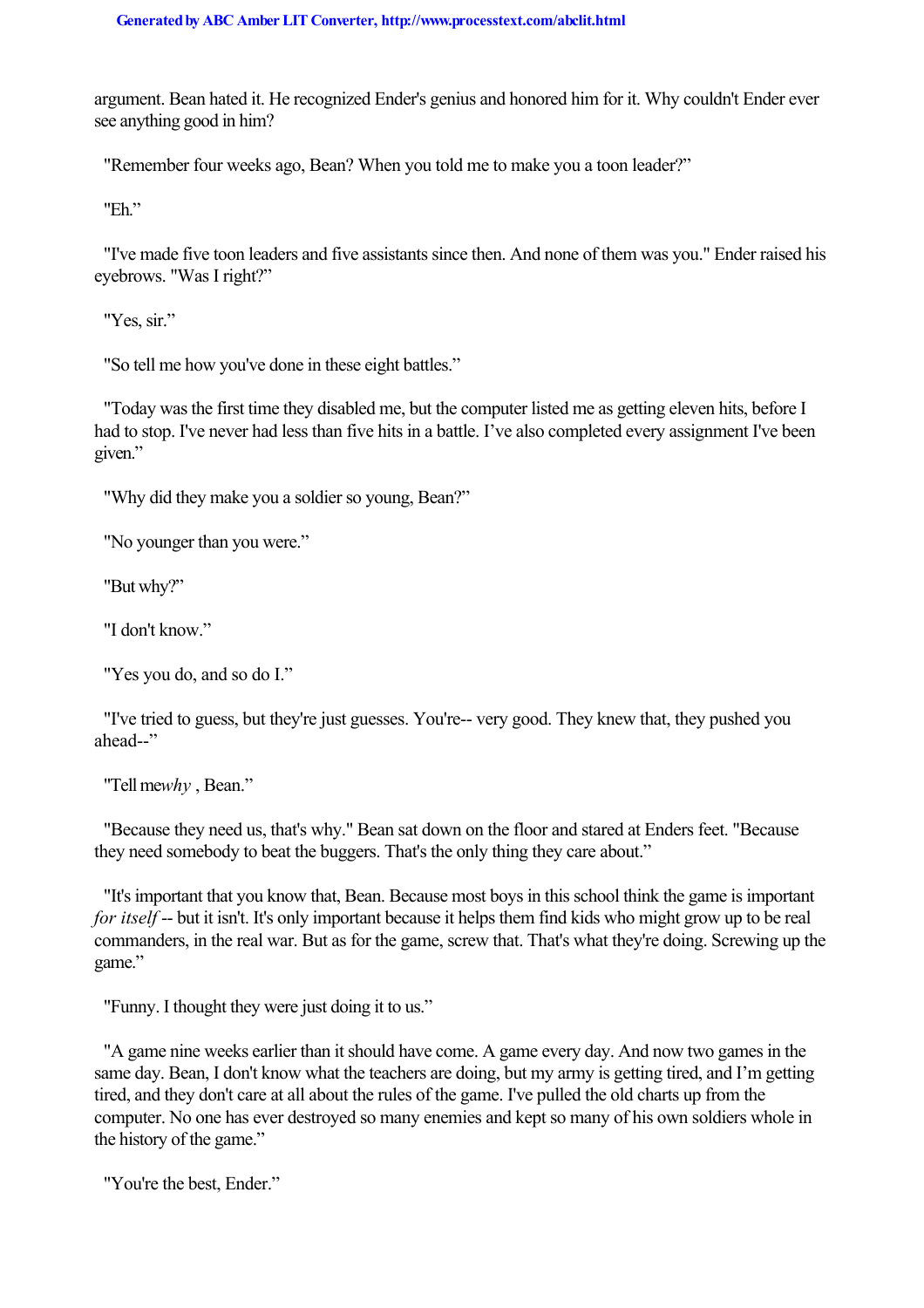argument. Bean hated it. He recognized Ender's genius and honored him for it. Why couldn't Ender ever see anything good in him?

"Remember four weeks ago, Bean? When you told me to make you a toon leader?"

"Eh."

"I've made five toon leaders and five assistants since then. And none of them was you." Ender raised his eyebrows. "Was I right?"

"Yes, sir."

"So tell me how you've done in these eight battles."

"Today was the first time they disabled me, but the computer listed me as getting eleven hits, before I had to stop. I've never had less than five hits in a battle. I've also completed every assignment I've been given."

"Why did they make you a soldier so young, Bean?"

"No younger than you were."

"But why?"

"I don't know."

"Yes you do, and so do I."

"I've tried to guess, but they're just guesses. You're-- very good. They knew that, they pushed you ahead--"

"Tell me *why* , Bean."

"Because they need us, that's why." Bean sat down on the floor and stared at Enders feet. "Because they need somebody to beat the buggers. That's the only thing they care about."

"It's important that you know that, Bean. Because most boys in this school think the game is important *for itself* -- but it isn't. It's only important because it helps them find kids who might grow up to be real commanders, in the real war. But as for the game, screw that. That's what they're doing. Screwing up the game."

"Funny. I thought they were just doing it to us."

"A game nine weeks earlier than it should have come. A game every day. And now two games in the same day. Bean, I don't know what the teachers are doing, but my army is getting tired, and I'm getting tired, and they don't care at all about the rules of the game. I've pulled the old charts up from the computer. No one has ever destroyed so many enemies and kept so many of his own soldiers whole in the history of the game."

"You're the best, Ender."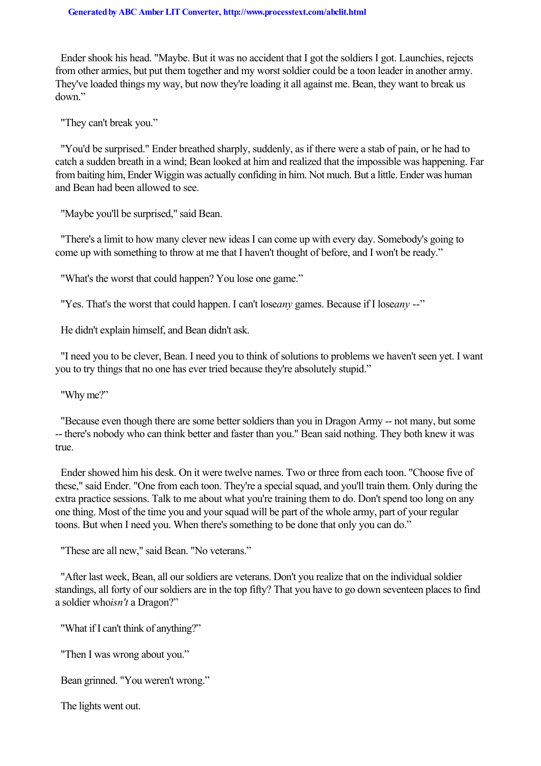Ender shook his head. "Maybe. But it was no accident that I got the soldiers I got. Launchies, rejects from other armies, but put them together and my worst soldier could be a toon leader in another army. They've loaded things my way, but now they're loading it all against me. Bean, they want to break us down."

"They can't break you."

"You'd be surprised." Ender breathed sharply, suddenly, as if there were a stab of pain, or he had to catch a sudden breath in a wind; Bean looked at him and realized that the impossible was happening. Far from baiting him, Ender Wiggin was actually confiding in him. Not much. But a little. Ender was human and Bean had been allowed to see.

"Maybe you'll be surprised," said Bean.

"There's a limit to how many clever new ideas I can come up with every day. Somebody's going to come up with something to throw at me that I haven't thought of before, and I won't be ready."

"What's the worst that could happen? You lose one game."

"Yes. That's the worst that could happen. I can't lose *any* games. Because if I lose *any* --"

He didn't explain himself, and Bean didn't ask.

"I need you to be clever, Bean. I need you to think of solutions to problems we haven't seen yet. I want you to try things that no one has ever tried because they're absolutely stupid."

"Why me?"

"Because even though there are some better soldiers than you in Dragon Army -- not many, but some -- there's nobody who can think better and faster than you." Bean said nothing. They both knew it was true.

Ender showed him his desk. On it were twelve names. Two or three from each toon. "Choose five of these," said Ender. "One from each toon. They're a special squad, and you'll train them. Only during the extra practice sessions. Talk to me about what you're training them to do. Don't spend too long on any one thing. Most of the time you and your squad will be part of the whole army, part of your regular toons. But when I need you. When there's something to be done that only you can do."

"These are all new," said Bean. "No veterans."

"After last week, Bean, all our soldiers are veterans. Don't you realize that on the individual soldier standings, all forty of our soldiers are in the top fifty? That you have to go down seventeen places to find a soldier who *isn't* a Dragon?"

"What if I can't think of anything?"

"Then I was wrong about you."

Bean grinned. "You weren't wrong."

The lights went out.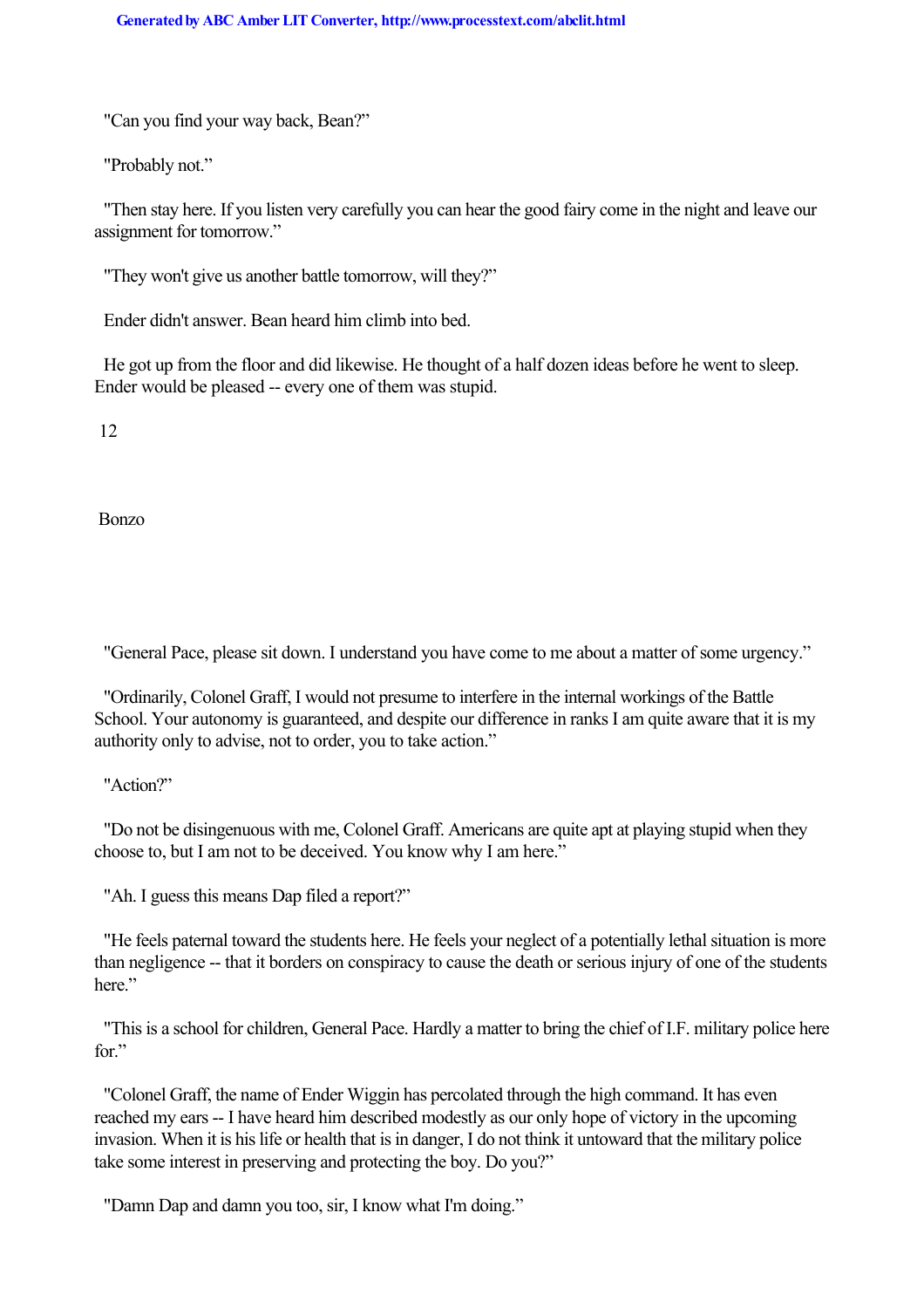"Can you find your way back, Bean?"

"Probably not."

"Then stay here. If you listen very carefully you can hear the good fairy come in the night and leave our assignment for tomorrow."

"They won't give us another battle tomorrow, will they?"

Ender didn't answer. Bean heard him climb into bed.

He got up from the floor and did likewise. He thought of a half dozen ideas before he went to sleep. Ender would be pleased -- every one of them was stupid.

## 12

## Bonzo

"General Pace, please sit down. I understand you have come to me about a matter of some urgency."

"Ordinarily, Colonel Graff, I would not presume to interfere in the internal workings of the Battle School. Your autonomy is guaranteed, and despite our difference in ranks I am quite aware that it is my authority only to advise, not to order, you to take action."

"Action?"

"Do not be disingenuous with me, Colonel Graff. Americans are quite apt at playing stupid when they choose to, but I am not to be deceived. You know why I am here."

"Ah. I guess this means Dap filed a report?"

"He feels paternal toward the students here. He feels your neglect of a potentially lethal situation is more than negligence -- that it borders on conspiracy to cause the death or serious injury of one of the students here."

"This is a school for children, General Pace. Hardly a matter to bring the chief of I.F. military police here for."

"Colonel Graff, the name of Ender Wiggin has percolated through the high command. It has even reached my ears -- I have heard him described modestly as our only hope of victory in the upcoming invasion. When it is his life or health that is in danger, I do not think it untoward that the military police take some interest in preserving and protecting the boy. Do you?"

"Damn Dap and damn you too, sir, I know what I'm doing."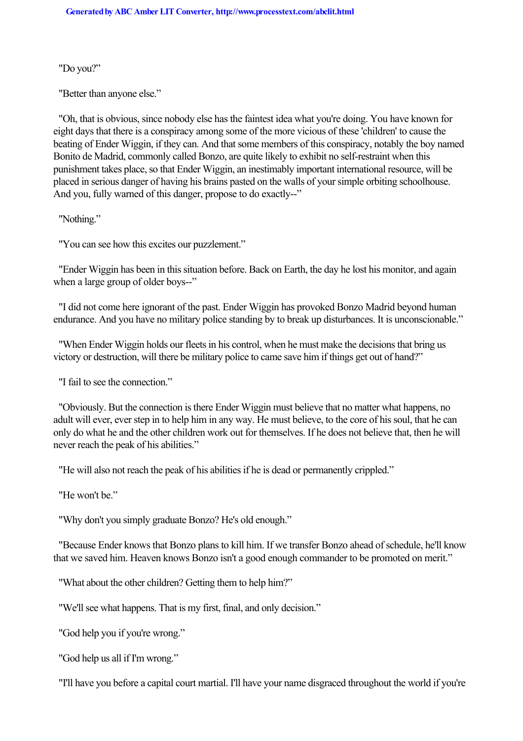"Do you?"

"Better than anyone else."

"Oh, that is obvious, since nobody else has the faintest idea what you're doing. You have known for eight days that there is a conspiracy among some of the more vicious of these 'children' to cause the beating of Ender Wiggin, if they can. And that some members of this conspiracy, notably the boy named Bonito de Madrid, commonly called Bonzo, are quite likely to exhibit no self-restraint when this punishment takes place, so that Ender Wiggin, an inestimably important international resource, will be placed in serious danger of having his brains pasted on the walls of your simple orbiting schoolhouse. And you, fully warned of this danger, propose to do exactly--"

"Nothing."

"You can see how this excites our puzzlement."

"Ender Wiggin has been in this situation before. Back on Earth, the day he lost his monitor, and again when a large group of older boys--"

"I did not come here ignorant of the past. Ender Wiggin has provoked Bonzo Madrid beyond human endurance. And you have no military police standing by to break up disturbances. It is unconscionable."

"When Ender Wiggin holds our fleets in his control, when he must make the decisions that bring us victory or destruction, will there be military police to came save him if things get out of hand?"

"I fail to see the connection."

"Obviously. But the connection is there Ender Wiggin must believe that no matter what happens, no adult will ever, ever step in to help him in any way. He must believe, to the core of his soul, that he can only do what he and the other children work out for themselves. If he does not believe that, then he will never reach the peak of his abilities."

"He will also not reach the peak of his abilities if he is dead or permanently crippled."

"He won't be."

"Why don't you simply graduate Bonzo? He's old enough."

"Because Ender knows that Bonzo plans to kill him. If we transfer Bonzo ahead of schedule, he'll know that we saved him. Heaven knows Bonzo isn't a good enough commander to be promoted on merit."

"What about the other children? Getting them to help him?"

"We'll see what happens. That is my first, final, and only decision."

"God help you if you're wrong."

"God help us all if I'm wrong."

"I'll have you before a capital court martial. I'll have your name disgraced throughout the world if you're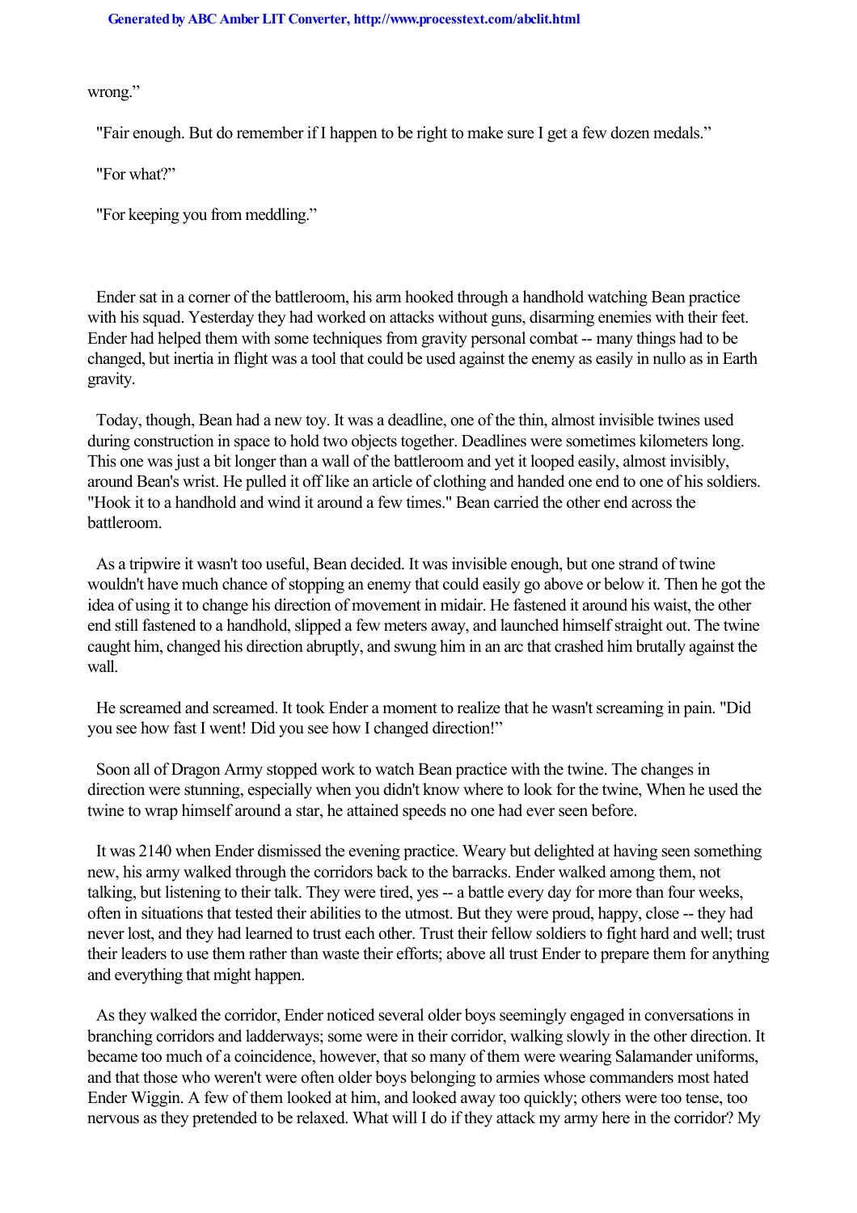wrong."

"Fair enough. But do remember if I happen to be right to make sure I get a few dozen medals."

"For what?"

"For keeping you from meddling."

Ender sat in a corner of the battleroom, his arm hooked through a handhold watching Bean practice with his squad. Yesterday they had worked on attacks without guns, disarming enemies with their feet. Ender had helped them with some techniques from gravity personal combat -- many things had to be changed, but inertia in flight was a tool that could be used against the enemy as easily in nullo as in Earth gravity.

Today, though, Bean had a new toy. It was a deadline, one of the thin, almost invisible twines used during construction in space to hold two objects together. Deadlines were sometimes kilometers long. This one was just a bit longer than a wall of the battleroom and yet it looped easily, almost invisibly, around Bean's wrist. He pulled it off like an article of clothing and handed one end to one of his soldiers. "Hook it to a handhold and wind it around a few times." Bean carried the other end across the battleroom.

As a tripwire it wasn't too useful, Bean decided. It was invisible enough, but one strand of twine wouldn't have much chance of stopping an enemy that could easily go above or below it. Then he got the idea of using it to change his direction of movement in midair. He fastened it around his waist, the other end still fastened to a handhold, slipped a few meters away, and launched himself straight out. The twine caught him, changed his direction abruptly, and swung him in an arc that crashed him brutally against the wall.

He screamed and screamed. It took Ender a moment to realize that he wasn't screaming in pain. "Did you see how fast I went! Did you see how I changed direction!"

Soon all of Dragon Army stopped work to watch Bean practice with the twine. The changes in direction were stunning, especially when you didn't know where to look for the twine, When he used the twine to wrap himself around a star, he attained speeds no one had ever seen before.

It was 2140 when Ender dismissed the evening practice. Weary but delighted at having seen something new, his army walked through the corridors back to the barracks. Ender walked among them, not talking, but listening to their talk. They were tired, yes -- a battle every day for more than four weeks, often in situations that tested their abilities to the utmost. But they were proud, happy, close -- they had never lost, and they had learned to trust each other. Trust their fellow soldiers to fight hard and well; trust their leaders to use them rather than waste their efforts; above all trust Ender to prepare them for anything and everything that might happen.

As they walked the corridor, Ender noticed several older boys seemingly engaged in conversations in branching corridors and ladderways; some were in their corridor, walking slowly in the other direction. It became too much of a coincidence, however, that so many of them were wearing Salamander uniforms, and that those who weren't were often older boys belonging to armies whose commanders most hated Ender Wiggin. A few of them looked at him, and looked away too quickly; others were too tense, too nervous as they pretended to be relaxed. What will I do if they attack my army here in the corridor? My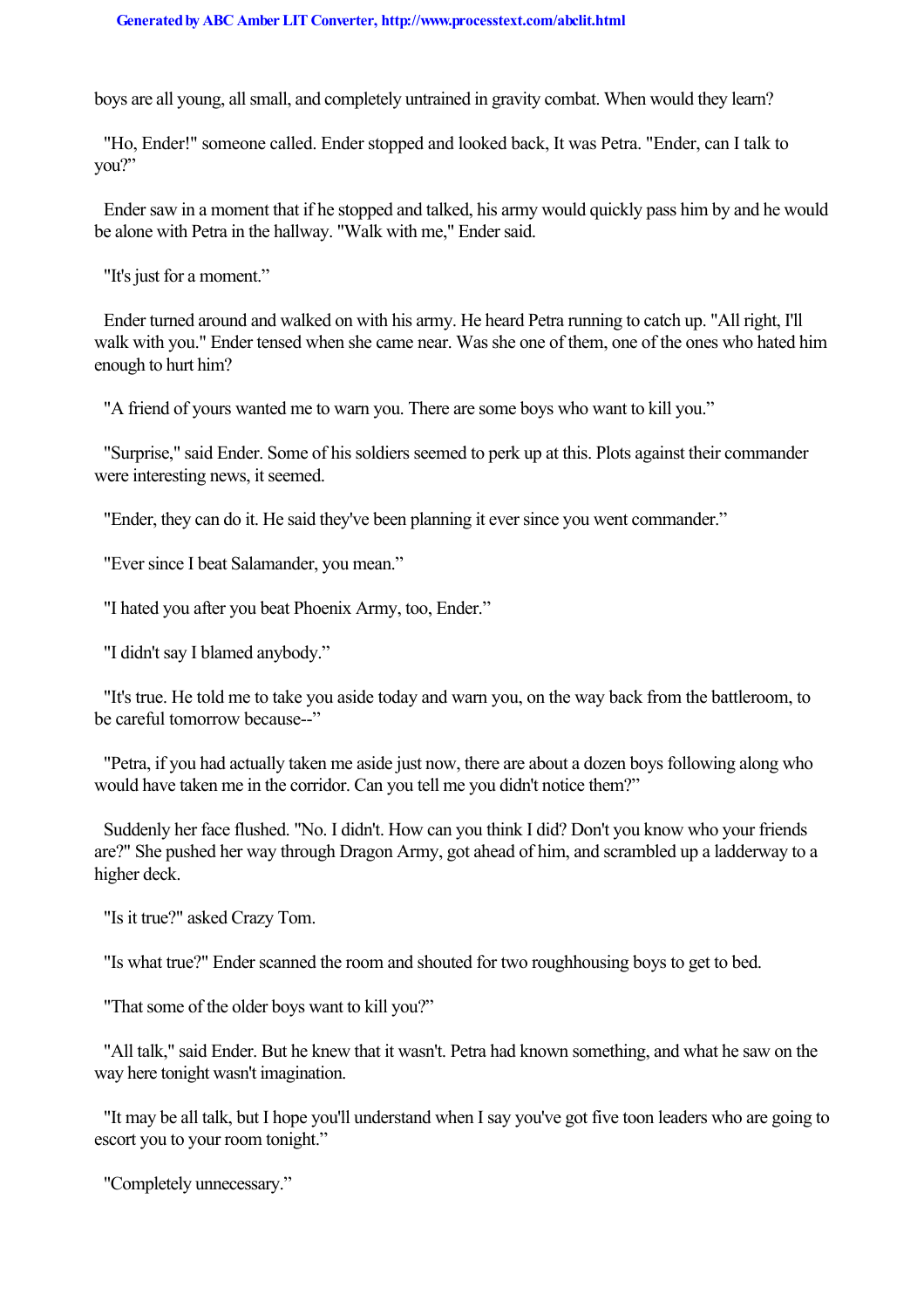boys are all young, all small, and completely untrained in gravity combat. When would they learn?

"Ho, Ender!" someone called. Ender stopped and looked back, It was Petra. "Ender, can I talk to you?"

Ender saw in a moment that if he stopped and talked, his army would quickly pass him by and he would be alone with Petra in the hallway. "Walk with me," Ender said.

"It's just for a moment."

Ender turned around and walked on with his army. He heard Petra running to catch up. "All right, I'll walk with you." Ender tensed when she came near. Was she one of them, one of the ones who hated him enough to hurt him?

"A friend of yours wanted me to warn you. There are some boys who want to kill you."

"Surprise," said Ender. Some of his soldiers seemed to perk up at this. Plots against their commander were interesting news, it seemed.

"Ender, they can do it. He said they've been planning it ever since you went commander."

"Ever since I beat Salamander, you mean."

"I hated you after you beat Phoenix Army, too, Ender."

"I didn't say I blamed anybody."

"It's true. He told me to take you aside today and warn you, on the way back from the battleroom, to be careful tomorrow because--"

"Petra, if you had actually taken me aside just now, there are about a dozen boys following along who would have taken me in the corridor. Can you tell me you didn't notice them?"

Suddenly her face flushed. "No. I didn't. How can you think I did? Don't you know who your friends are?" She pushed her way through Dragon Army, got ahead of him, and scrambled up a ladderway to a higher deck.

"Is it true?" asked Crazy Tom.

"Is what true?" Ender scanned the room and shouted for two roughhousing boys to get to bed.

"That some of the older boys want to kill you?"

"All talk," said Ender. But he knew that it wasn't. Petra had known something, and what he saw on the way here tonight wasn't imagination.

"It may be all talk, but I hope you'll understand when I say you've got five toon leaders who are going to escort you to your room tonight."

"Completely unnecessary."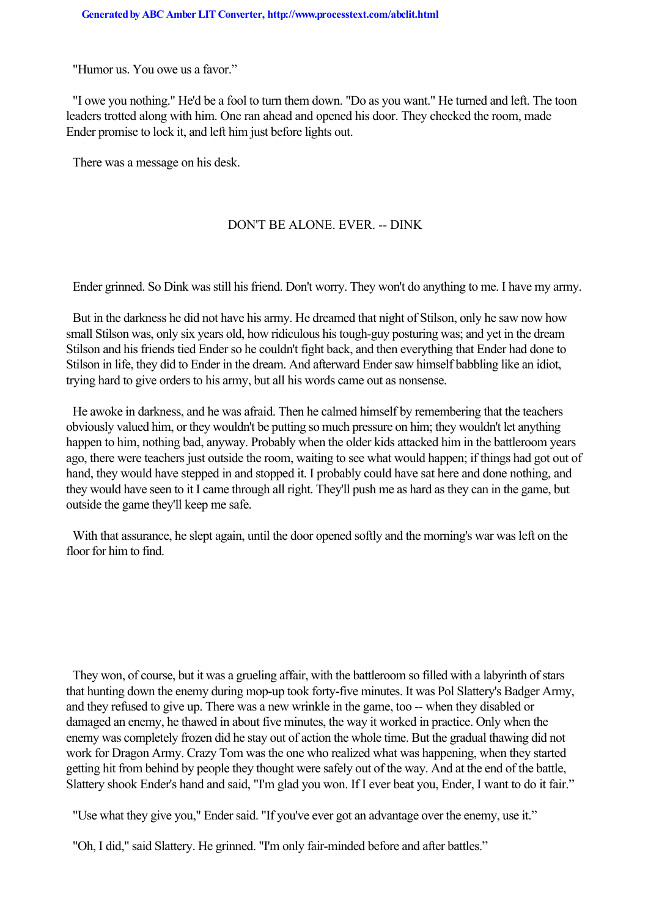"Humor us. You owe us a favor."

"I owe you nothing." He'd be a fool to turn them down. "Do as you want." He turned and left. The toon leaders trotted along with him. One ran ahead and opened his door. They checked the room, made Ender promise to lock it, and left him just before lights out.

There was a message on his desk.

DON'T BE ALONE. EVER. -- DINK

Ender grinned. So Dink was still his friend. Don't worry. They won't do anything to me. I have my army.

But in the darkness he did not have his army. He dreamed that night of Stilson, only he saw now how small Stilson was, only six years old, how ridiculous his tough-guy posturing was; and yet in the dream Stilson and his friends tied Ender so he couldn't fight back, and then everything that Ender had done to Stilson in life, they did to Ender in the dream. And afterward Ender saw himself babbling like an idiot, trying hard to give orders to his army, but all his words came out as nonsense.

He awoke in darkness, and he was afraid. Then he calmed himself by remembering that the teachers obviously valued him, or they wouldn't be putting so much pressure on him; they wouldn't let anything happen to him, nothing bad, anyway. Probably when the older kids attacked him in the battleroom years ago, there were teachers just outside the room, waiting to see what would happen; if things had got out of hand, they would have stepped in and stopped it. I probably could have sat here and done nothing, and they would have seen to it I came through all right. They'll push me as hard as they can in the game, but outside the game they'll keep me safe.

With that assurance, he slept again, until the door opened softly and the morning's war was left on the floor for him to find.

They won, of course, but it was a grueling affair, with the battleroom so filled with a labyrinth of stars that hunting down the enemy during mop-up took forty-five minutes. It was Pol Slattery's Badger Army, and they refused to give up. There was a new wrinkle in the game, too -- when they disabled or damaged an enemy, he thawed in about five minutes, the way it worked in practice. Only when the enemy was completely frozen did he stay out of action the whole time. But the gradual thawing did not work for Dragon Army. Crazy Tom was the one who realized what was happening, when they started getting hit from behind by people they thought were safely out of the way. And at the end of the battle, Slattery shook Ender's hand and said, "I'm glad you won. If I ever beat you, Ender, I want to do it fair."

"Use what they give you," Ender said. "If you've ever got an advantage over the enemy, use it."

"Oh, I did," said Slattery. He grinned. "I'm only fair-minded before and after battles."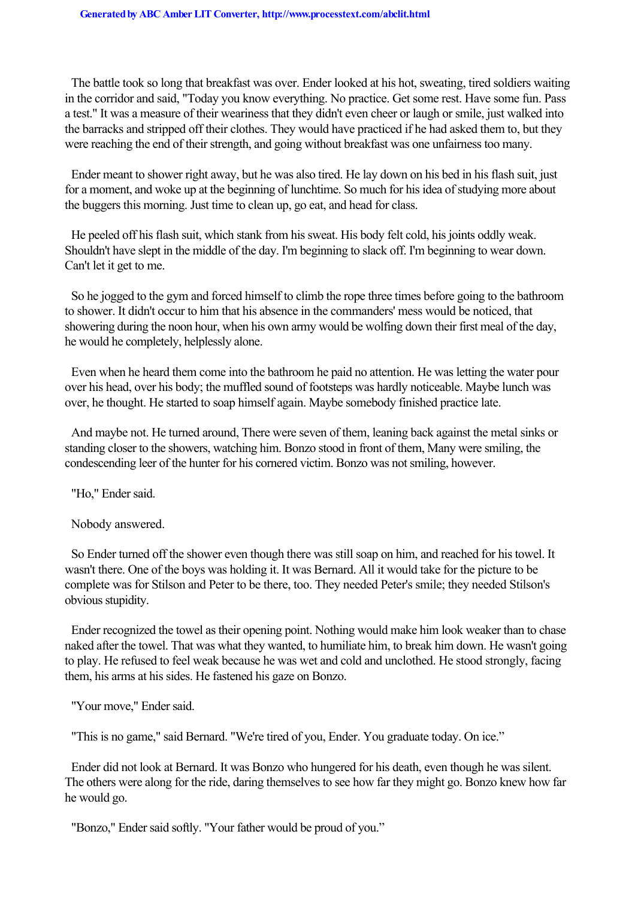The battle took so long that breakfast was over. Ender looked at his hot, sweating, tired soldiers waiting in the corridor and said, "Today you know everything. No practice. Get some rest. Have some fun. Pass a test." It was a measure of their weariness that they didn't even cheer or laugh or smile, just walked into the barracks and stripped off their clothes. They would have practiced if he had asked them to, but they were reaching the end of their strength, and going without breakfast was one unfairness too many.

Ender meant to shower right away, but he was also tired. He lay down on his bed in his flash suit, just for a moment, and woke up at the beginning of lunchtime. So much for his idea of studying more about the buggers this morning. Just time to clean up, go eat, and head for class.

He peeled off his flash suit, which stank from his sweat. His body felt cold, his joints oddly weak. Shouldn't have slept in the middle of the day. I'm beginning to slack off. I'm beginning to wear down. Can't let it get to me.

So he jogged to the gym and forced himself to climb the rope three times before going to the bathroom to shower. It didn't occur to him that his absence in the commanders' mess would be noticed, that showering during the noon hour, when his own army would be wolfing down their first meal of the day, he would he completely, helplessly alone.

Even when he heard them come into the bathroom he paid no attention. He was letting the water pour over his head, over his body; the muffled sound of footsteps was hardly noticeable. Maybe lunch was over, he thought. He started to soap himself again. Maybe somebody finished practice late.

And maybe not. He turned around, There were seven of them, leaning back against the metal sinks or standing closer to the showers, watching him. Bonzo stood in front of them, Many were smiling, the condescending leer of the hunter for his cornered victim. Bonzo was not smiling, however.

"Ho," Ender said.

Nobody answered.

So Ender turned off the shower even though there was still soap on him, and reached for his towel. It wasn't there. One of the boys was holding it. It was Bernard. All it would take for the picture to be complete was for Stilson and Peter to be there, too. They needed Peter's smile; they needed Stilson's obvious stupidity.

Ender recognized the towel as their opening point. Nothing would make him look weaker than to chase naked after the towel. That was what they wanted, to humiliate him, to break him down. He wasn't going to play. He refused to feel weak because he was wet and cold and unclothed. He stood strongly, facing them, his arms at his sides. He fastened his gaze on Bonzo.

"Your move," Ender said.

"This is no game," said Bernard. "We're tired of you, Ender. You graduate today. On ice."

Ender did not look at Bernard. It was Bonzo who hungered for his death, even though he was silent. The others were along for the ride, daring themselves to see how far they might go. Bonzo knew how far he would go.

"Bonzo," Ender said softly. "Your father would be proud of you."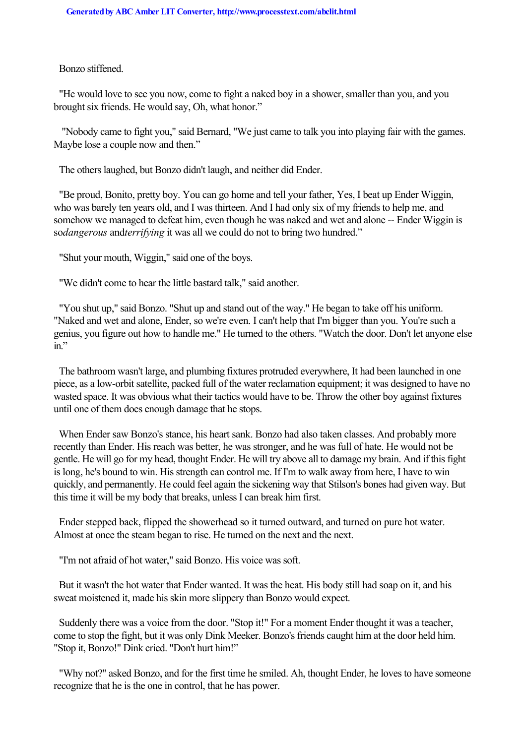Bonzo stiffened.

"He would love to see you now, come to fight a naked boy in a shower, smaller than you, and you brought six friends. He would say, Oh, what honor."

"Nobody came to fight you," said Bernard, "We just came to talk you into playing fair with the games. Maybe lose a couple now and then."

The others laughed, but Bonzo didn't laugh, and neither did Ender.

"Be proud, Bonito, pretty boy. You can go home and tell your father, Yes, I beat up Ender Wiggin, who was barely ten years old, and I was thirteen. And I had only six of my friends to help me, and somehow we managed to defeat him, even though he was naked and wet and alone -- Ender Wiggin is so *dangerous* and *terrifying* it was all we could do not to bring two hundred."

"Shut your mouth, Wiggin," said one of the boys.

"We didn't come to hear the little bastard talk," said another.

"You shut up," said Bonzo. "Shut up and stand out of the way." He began to take off his uniform. "Naked and wet and alone, Ender, so we're even. I can't help that I'm bigger than you. You're such a genius, you figure out how to handle me." He turned to the others. "Watch the door. Don't let anyone else in."

The bathroom wasn't large, and plumbing fixtures protruded everywhere, It had been launched in one piece, as a low-orbit satellite, packed full of the water reclamation equipment; it was designed to have no wasted space. It was obvious what their tactics would have to be. Throw the other boy against fixtures until one of them does enough damage that he stops.

When Ender saw Bonzo's stance, his heart sank. Bonzo had also taken classes. And probably more recently than Ender. His reach was better, he was stronger, and he was full of hate. He would not be gentle. He will go for my head, thought Ender. He will try above all to damage my brain. And if this fight is long, he's bound to win. His strength can control me. If I'm to walk away from here, I have to win quickly, and permanently. He could feel again the sickening way that Stilson's bones had given way. But this time it will be my body that breaks, unless I can break him first.

Ender stepped back, flipped the showerhead so it turned outward, and turned on pure hot water. Almost at once the steam began to rise. He turned on the next and the next.

"I'm not afraid of hot water," said Bonzo. His voice was soft.

But it wasn't the hot water that Ender wanted. It was the heat. His body still had soap on it, and his sweat moistened it, made his skin more slippery than Bonzo would expect.

Suddenly there was a voice from the door. "Stop it!" For a moment Ender thought it was a teacher, come to stop the fight, but it was only Dink Meeker. Bonzo's friends caught him at the door held him. "Stop it, Bonzo!" Dink cried. "Don't hurt him!"

"Why not?" asked Bonzo, and for the first time he smiled. Ah, thought Ender, he loves to have someone recognize that he is the one in control, that he has power.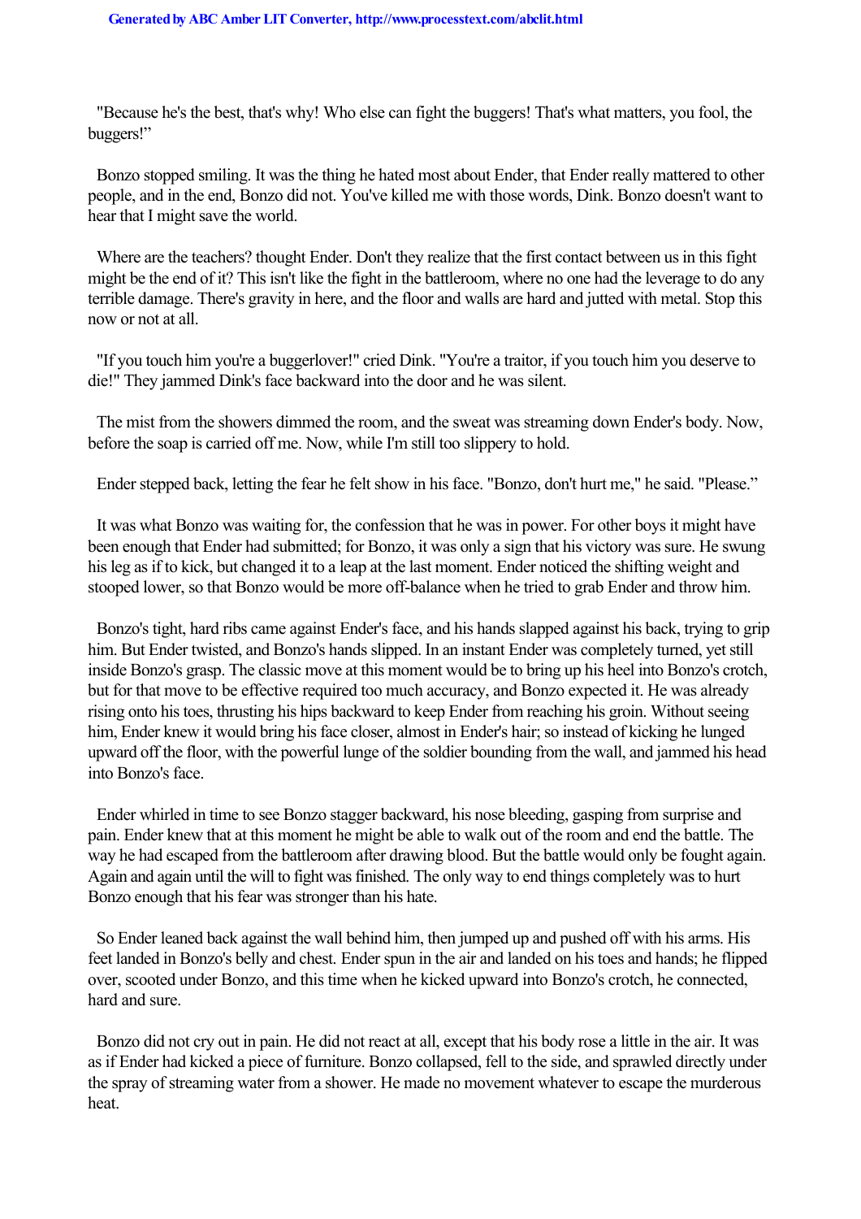"Because he's the best, that's why! Who else can fight the buggers! That's what matters, you fool, the buggers!"

Bonzo stopped smiling. It was the thing he hated most about Ender, that Ender really mattered to other people, and in the end, Bonzo did not. You've killed me with those words, Dink. Bonzo doesn't want to hear that I might save the world.

Where are the teachers? thought Ender. Don't they realize that the first contact between us in this fight might be the end of it? This isn't like the fight in the battleroom, where no one had the leverage to do any terrible damage. There's gravity in here, and the floor and walls are hard and jutted with metal. Stop this now or not at all.

"If you touch him you're a buggerlover!" cried Dink. "You're a traitor, if you touch him you deserve to die!" They jammed Dink's face backward into the door and he was silent.

The mist from the showers dimmed the room, and the sweat was streaming down Ender's body. Now, before the soap is carried off me. Now, while I'm still too slippery to hold.

Ender stepped back, letting the fear he felt show in his face. "Bonzo, don't hurt me," he said. "Please."

It was what Bonzo was waiting for, the confession that he was in power. For other boys it might have been enough that Ender had submitted; for Bonzo, it was only a sign that his victory was sure. He swung his leg as if to kick, but changed it to a leap at the last moment. Ender noticed the shifting weight and stooped lower, so that Bonzo would be more off-balance when he tried to grab Ender and throw him.

Bonzo's tight, hard ribs came against Ender's face, and his hands slapped against his back, trying to grip him. But Ender twisted, and Bonzo's hands slipped. In an instant Ender was completely turned, yet still inside Bonzo's grasp. The classic move at this moment would be to bring up his heel into Bonzo's crotch, but for that move to be effective required too much accuracy, and Bonzo expected it. He was already rising onto his toes, thrusting his hips backward to keep Ender from reaching his groin. Without seeing him, Ender knew it would bring his face closer, almost in Ender's hair; so instead of kicking he lunged upward off the floor, with the powerful lunge of the soldier bounding from the wall, and jammed his head into Bonzo's face.

Ender whirled in time to see Bonzo stagger backward, his nose bleeding, gasping from surprise and pain. Ender knew that at this moment he might be able to walk out of the room and end the battle. The way he had escaped from the battleroom after drawing blood. But the battle would only be fought again. Again and again until the will to fight was finished. The only way to end things completely was to hurt Bonzo enough that his fear was stronger than his hate.

So Ender leaned back against the wall behind him, then jumped up and pushed off with his arms. His feet landed in Bonzo's belly and chest. Ender spun in the air and landed on his toes and hands; he flipped over, scooted under Bonzo, and this time when he kicked upward into Bonzo's crotch, he connected, hard and sure.

Bonzo did not cry out in pain. He did not react at all, except that his body rose a little in the air. It was as if Ender had kicked a piece of furniture. Bonzo collapsed, fell to the side, and sprawled directly under the spray of streaming water from a shower. He made no movement whatever to escape the murderous heat.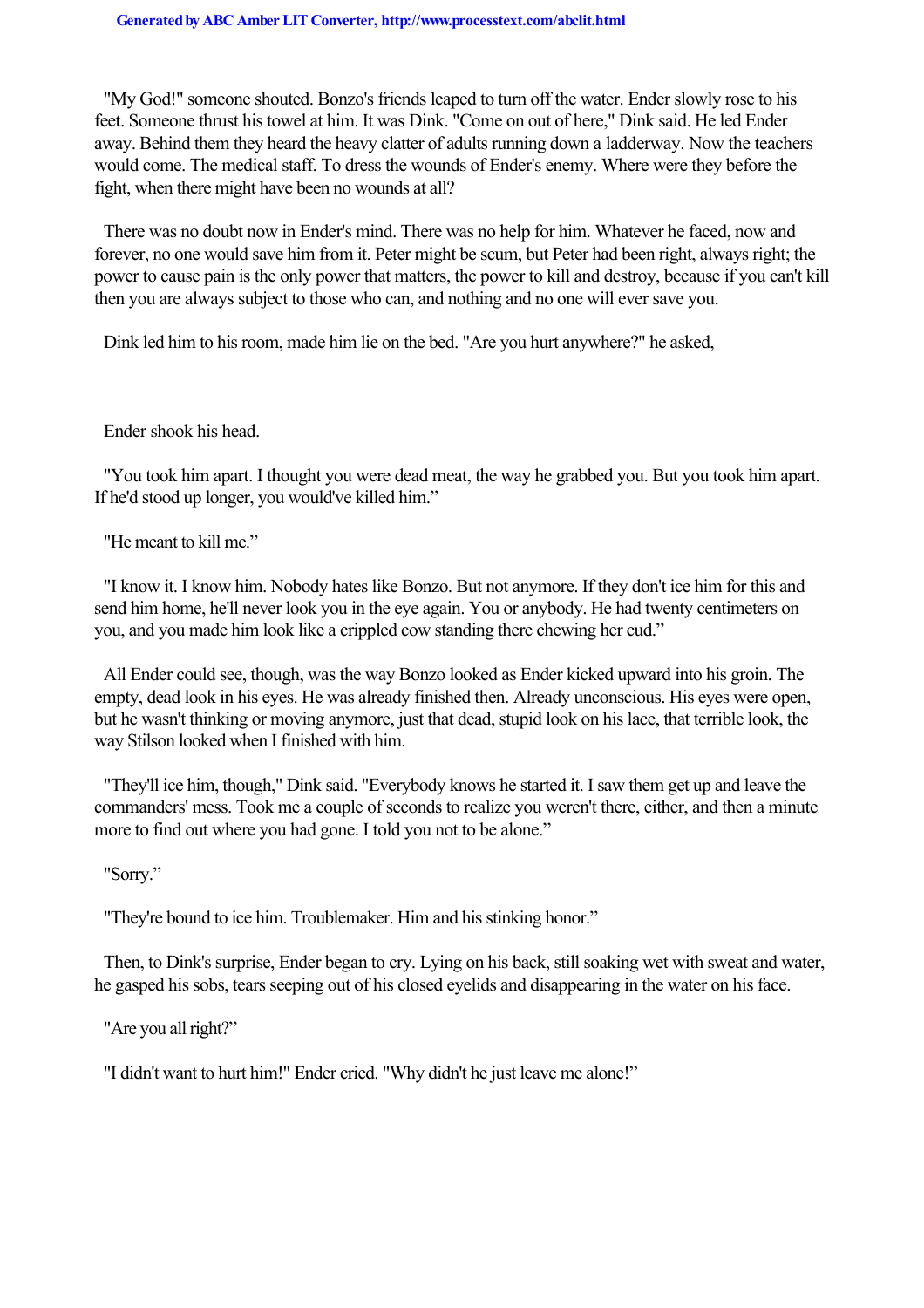"My God!" someone shouted. Bonzo's friends leaped to turn off the water. Ender slowly rose to his feet. Someone thrust his towel at him. It was Dink. "Come on out of here," Dink said. He led Ender away. Behind them they heard the heavy clatter of adults running down a ladderway. Now the teachers would come. The medical staff. To dress the wounds of Ender's enemy. Where were they before the fight, when there might have been no wounds at all?

There was no doubt now in Ender's mind. There was no help for him. Whatever he faced, now and forever, no one would save him from it. Peter might be scum, but Peter had been right, always right; the power to cause pain is the only power that matters, the power to kill and destroy, because if you can't kill then you are always subject to those who can, and nothing and no one will ever save you.

Dink led him to his room, made him lie on the bed. "Are you hurt anywhere?" he asked,

Ender shook his head.

"You took him apart. I thought you were dead meat, the way he grabbed you. But you took him apart. If he'd stood up longer, you would've killed him."

"He meant to kill me."

"I know it. I know him. Nobody hates like Bonzo. But not anymore. If they don't ice him for this and send him home, he'll never look you in the eye again. You or anybody. He had twenty centimeters on you, and you made him look like a crippled cow standing there chewing her cud."

All Ender could see, though, was the way Bonzo looked as Ender kicked upward into his groin. The empty, dead look in his eyes. He was already finished then. Already unconscious. His eyes were open, but he wasn't thinking or moving anymore, just that dead, stupid look on his lace, that terrible look, the way Stilson looked when I finished with him.

"They'll ice him, though," Dink said. "Everybody knows he started it. I saw them get up and leave the commanders' mess. Took me a couple of seconds to realize you weren't there, either, and then a minute more to find out where you had gone. I told you not to be alone."

"Sorry."

"They're bound to ice him. Troublemaker. Him and his stinking honor."

Then, to Dink's surprise, Ender began to cry. Lying on his back, still soaking wet with sweat and water, he gasped his sobs, tears seeping out of his closed eyelids and disappearing in the water on his face.

"Are you all right?"

"I didn't want to hurt him!" Ender cried. "Why didn't he just leave me alone!"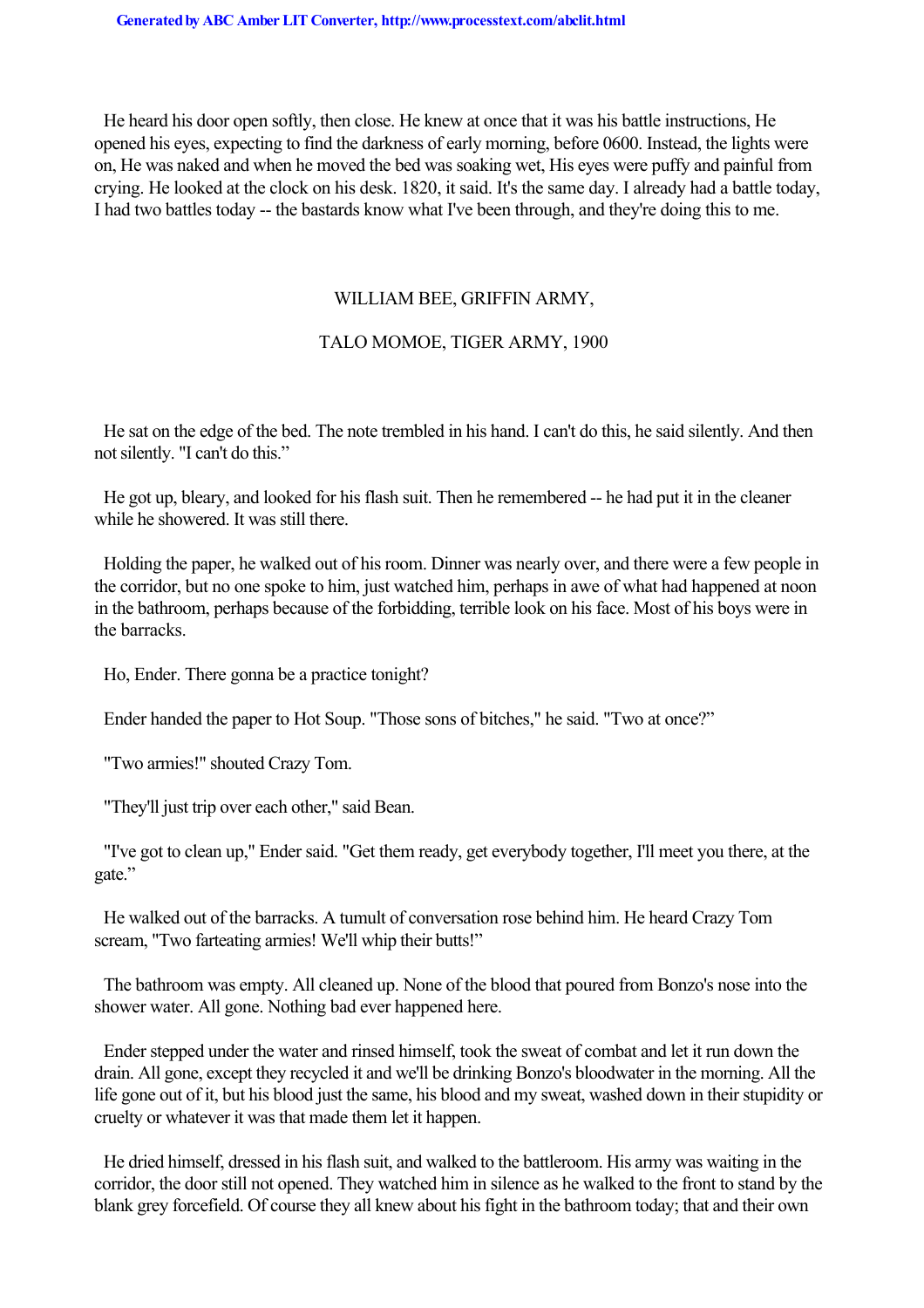He heard his door open softly, then close. He knew at once that it was his battle instructions, He opened his eyes, expecting to find the darkness of early morning, before 0600. Instead, the lights were on, He was naked and when he moved the bed was soaking wet, His eyes were puffy and painful from crying. He looked at the clock on his desk. 1820, it said. It's the same day. I already had a battle today, I had two battles today -- the bastards know what I've been through, and they're doing this to me.

WILLIAM BEE, GRIFFIN ARMY,

TALO MOMOE, TIGER ARMY, 1900

He sat on the edge of the bed. The note trembled in his hand. I can't do this, he said silently. And then not silently. "I can't do this."

He got up, bleary, and looked for his flash suit. Then he remembered -- he had put it in the cleaner while he showered. It was still there.

Holding the paper, he walked out of his room. Dinner was nearly over, and there were a few people in the corridor, but no one spoke to him, just watched him, perhaps in awe of what had happened at noon in the bathroom, perhaps because of the forbidding, terrible look on his face. Most of his boys were in the barracks.

Ho, Ender. There gonna be a practice tonight?

Ender handed the paper to Hot Soup. "Those sons of bitches," he said. "Two at once?"

"Two armies!" shouted Crazy Tom.

"They'll just trip over each other," said Bean.

"I've got to clean up," Ender said. "Get them ready, get everybody together, I'll meet you there, at the gate."

He walked out of the barracks. A tumult of conversation rose behind him. He heard Crazy Tom scream, "Two farteating armies! We'll whip their butts!"

The bathroom was empty. All cleaned up. None of the blood that poured from Bonzo's nose into the shower water. All gone. Nothing bad ever happened here.

Ender stepped under the water and rinsed himself, took the sweat of combat and let it run down the drain. All gone, except they recycled it and we'll be drinking Bonzo's bloodwater in the morning. All the life gone out of it, but his blood just the same, his blood and my sweat, washed down in their stupidity or cruelty or whatever it was that made them let it happen.

He dried himself, dressed in his flash suit, and walked to the battleroom. His army was waiting in the corridor, the door still not opened. They watched him in silence as he walked to the front to stand by the blank grey forcefield. Of course they all knew about his fight in the bathroom today; that and their own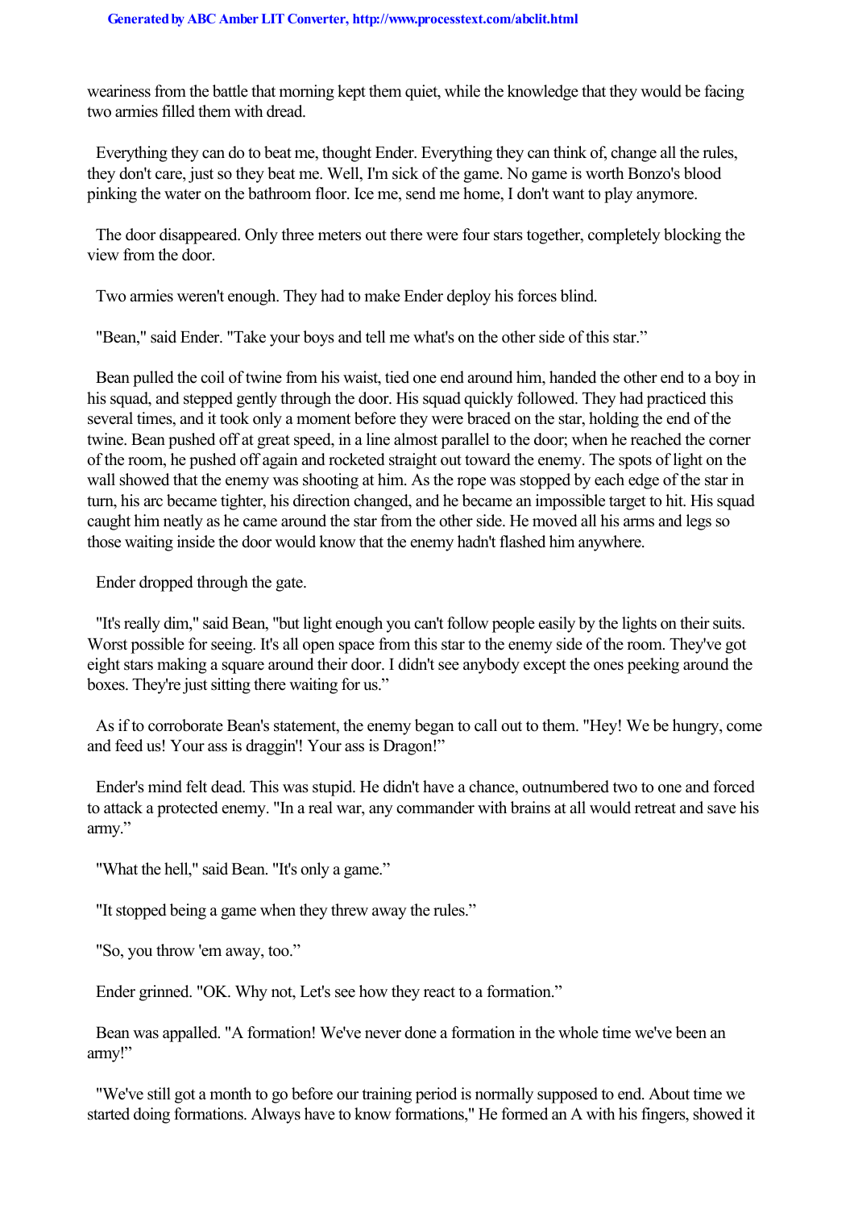weariness from the battle that morning kept them quiet, while the knowledge that they would be facing two armies filled them with dread.

Everything they can do to beat me, thought Ender. Everything they can think of, change all the rules, they don't care, just so they beat me. Well, I'm sick of the game. No game is worth Bonzo's blood pinking the water on the bathroom floor. Ice me, send me home, I don't want to play anymore.

The door disappeared. Only three meters out there were four stars together, completely blocking the view from the door.

Two armies weren't enough. They had to make Ender deploy his forces blind.

"Bean," said Ender. "Take your boys and tell me what's on the other side of this star."

Bean pulled the coil of twine from his waist, tied one end around him, handed the other end to a boy in his squad, and stepped gently through the door. His squad quickly followed. They had practiced this several times, and it took only a moment before they were braced on the star, holding the end of the twine. Bean pushed off at great speed, in a line almost parallel to the door; when he reached the corner of the room, he pushed off again and rocketed straight out toward the enemy. The spots of light on the wall showed that the enemy was shooting at him. As the rope was stopped by each edge of the star in turn, his arc became tighter, his direction changed, and he became an impossible target to hit. His squad caught him neatly as he came around the star from the other side. He moved all his arms and legs so those waiting inside the door would know that the enemy hadn't flashed him anywhere.

Ender dropped through the gate.

"It's really dim," said Bean, "but light enough you can't follow people easily by the lights on their suits. Worst possible for seeing. It's all open space from this star to the enemy side of the room. They've got eight stars making a square around their door. I didn't see anybody except the ones peeking around the boxes. They're just sitting there waiting for us."

As if to corroborate Bean's statement, the enemy began to call out to them. "Hey! We be hungry, come and feed us! Your ass is draggin'! Your ass is Dragon!"

Ender's mind felt dead. This was stupid. He didn't have a chance, outnumbered two to one and forced to attack a protected enemy. "In a real war, any commander with brains at all would retreat and save his army."

"What the hell," said Bean. "It's only a game."

"It stopped being a game when they threw away the rules."

"So, you throw 'em away, too."

Ender grinned. "OK. Why not, Let's see how they react to a formation."

Bean was appalled. "A formation! We've never done a formation in the whole time we've been an army!"

"We've still got a month to go before our training period is normally supposed to end. About time we started doing formations. Always have to know formations," He formed an A with his fingers, showed it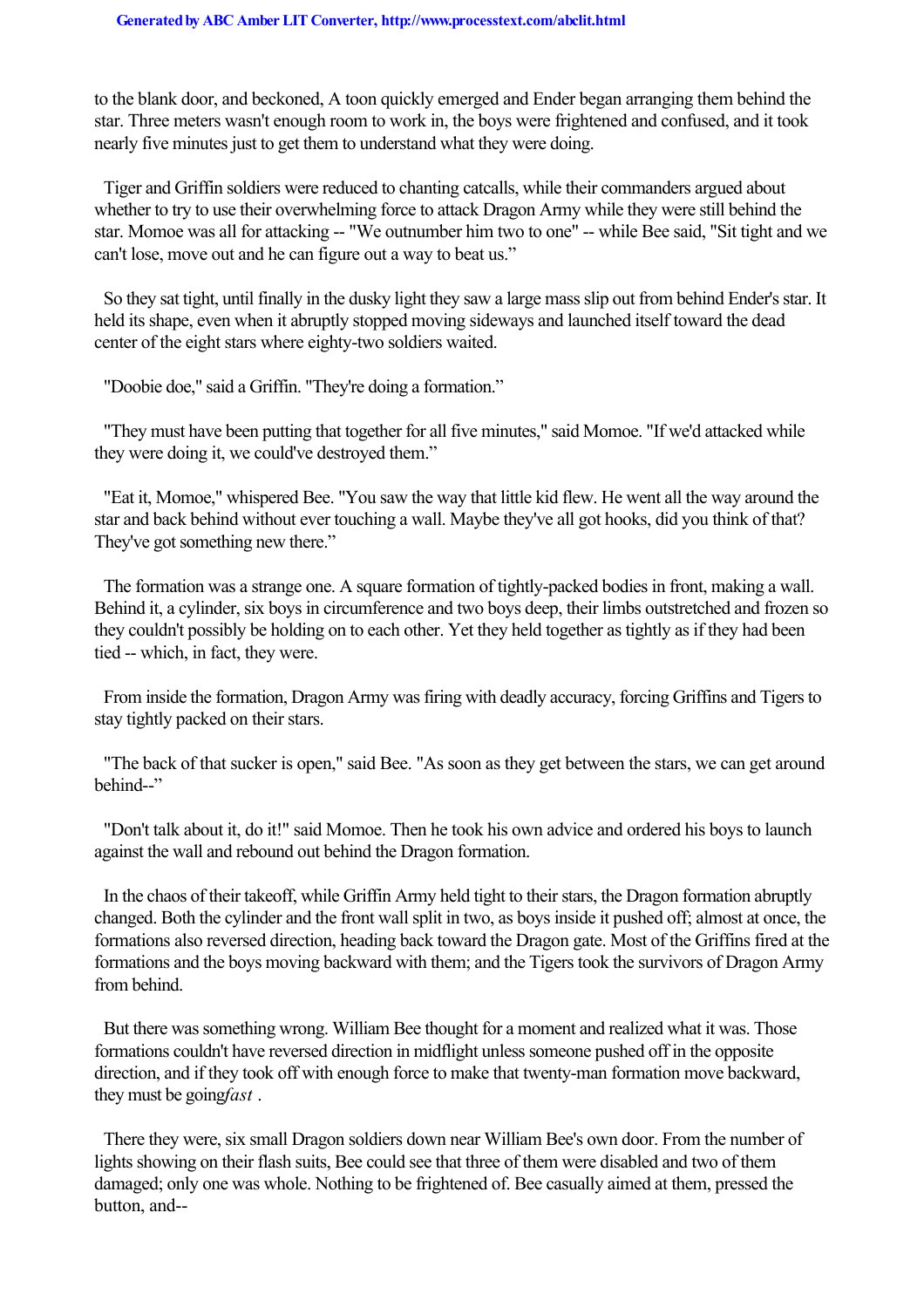to the blank door, and beckoned, A toon quickly emerged and Ender began arranging them behind the star. Three meters wasn't enough room to work in, the boys were frightened and confused, and it took nearly five minutes just to get them to understand what they were doing.

Tiger and Griffin soldiers were reduced to chanting catcalls, while their commanders argued about whether to try to use their overwhelming force to attack Dragon Army while they were still behind the star. Momoe was all for attacking -- "We outnumber him two to one" -- while Bee said, "Sit tight and we can't lose, move out and he can figure out a way to beat us."

So they sat tight, until finally in the dusky light they saw a large mass slip out from behind Ender's star. It held its shape, even when it abruptly stopped moving sideways and launched itself toward the dead center of the eight stars where eighty-two soldiers waited.

"Doobie doe," said a Griffin. "They're doing a formation."

"They must have been putting that together for all five minutes," said Momoe. "If we'd attacked while they were doing it, we could've destroyed them."

"Eat it, Momoe," whispered Bee. "You saw the way that little kid flew. He went all the way around the star and back behind without ever touching a wall. Maybe they've all got hooks, did you think of that? They've got something new there."

The formation was a strange one. A square formation of tightly-packed bodies in front, making a wall. Behind it, a cylinder, six boys in circumference and two boys deep, their limbs outstretched and frozen so they couldn't possibly be holding on to each other. Yet they held together as tightly as if they had been tied -- which, in fact, they were.

From inside the formation, Dragon Army was firing with deadly accuracy, forcing Griffins and Tigers to stay tightly packed on their stars.

"The back of that sucker is open," said Bee. "As soon as they get between the stars, we can get around behind--"

"Don't talk about it, do it!" said Momoe. Then he took his own advice and ordered his boys to launch against the wall and rebound out behind the Dragon formation.

In the chaos of their takeoff, while Griffin Army held tight to their stars, the Dragon formation abruptly changed. Both the cylinder and the front wall split in two, as boys inside it pushed off; almost at once, the formations also reversed direction, heading back toward the Dragon gate. Most of the Griffins fired at the formations and the boys moving backward with them; and the Tigers took the survivors of Dragon Army from behind.

But there was something wrong. William Bee thought for a moment and realized what it was. Those formations couldn't have reversed direction in midflight unless someone pushed off in the opposite direction, and if they took off with enough force to make that twenty-man formation move backward, they must be going *fast* .

There they were, six small Dragon soldiers down near William Bee's own door. From the number of lights showing on their flash suits, Bee could see that three of them were disabled and two of them damaged; only one was whole. Nothing to be frightened of. Bee casually aimed at them, pressed the button, and--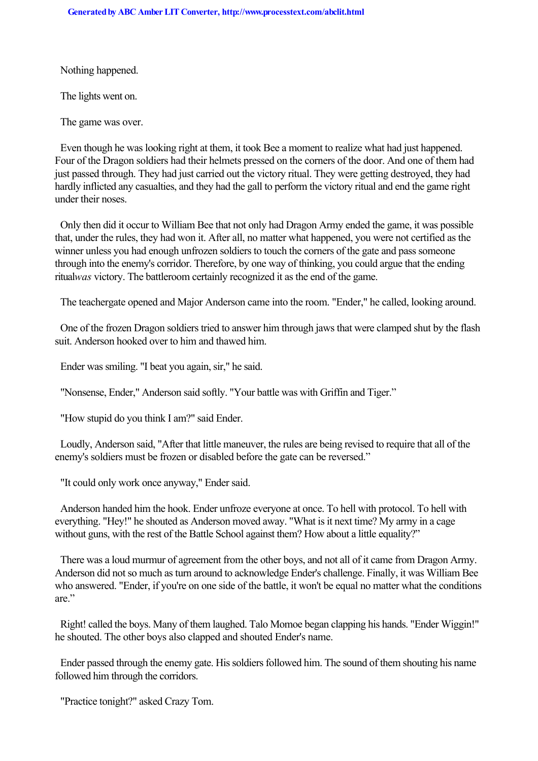Nothing happened.

The lights went on.

The game was over.

Even though he was looking right at them, it took Bee a moment to realize what had just happened. Four of the Dragon soldiers had their helmets pressed on the corners of the door. And one of them had just passed through. They had just carried out the victory ritual. They were getting destroyed, they had hardly inflicted any casualties, and they had the gall to perform the victory ritual and end the game right under their noses.

Only then did it occur to William Bee that not only had Dragon Army ended the game, it was possible that, under the rules, they had won it. After all, no matter what happened, you were not certified as the winner unless you had enough unfrozen soldiers to touch the corners of the gate and pass someone through into the enemy's corridor. Therefore, by one way of thinking, you could argue that the ending ritual *was* victory. The battleroom certainly recognized it as the end of the game.

The teachergate opened and Major Anderson came into the room. "Ender," he called, looking around.

One of the frozen Dragon soldiers tried to answer him through jaws that were clamped shut by the flash suit. Anderson hooked over to him and thawed him.

Ender was smiling. "I beat you again, sir," he said.

"Nonsense, Ender," Anderson said softly. "Your battle was with Griffin and Tiger."

"How stupid do you think I am?" said Ender.

Loudly, Anderson said, "After that little maneuver, the rules are being revised to require that all of the enemy's soldiers must be frozen or disabled before the gate can be reversed."

"It could only work once anyway," Ender said.

Anderson handed him the hook. Ender unfroze everyone at once. To hell with protocol. To hell with everything. "Hey!" he shouted as Anderson moved away. "What is it next time? My army in a cage without guns, with the rest of the Battle School against them? How about a little equality?"

There was a loud murmur of agreement from the other boys, and not all of it came from Dragon Army. Anderson did not so much as turn around to acknowledge Ender's challenge. Finally, it was William Bee who answered. "Ender, if you're on one side of the battle, it won't be equal no matter what the conditions are."

Right! called the boys. Many of them laughed. Talo Momoe began clapping his hands. "Ender Wiggin!" he shouted. The other boys also clapped and shouted Ender's name.

Ender passed through the enemy gate. His soldiers followed him. The sound of them shouting his name followed him through the corridors.

"Practice tonight?" asked Crazy Tom.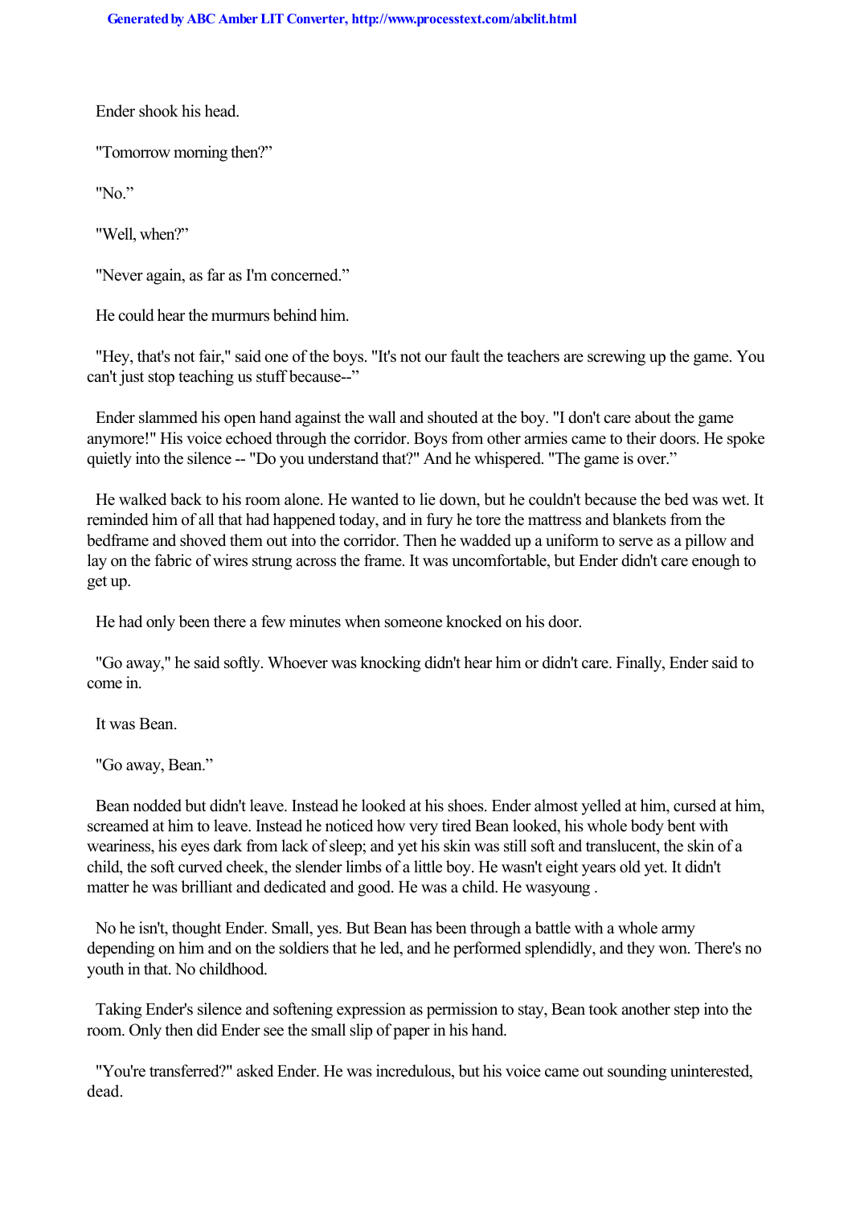Ender shook his head.

"Tomorrow morning then?"

"No."

"Well, when?"

"Never again, as far as I'm concerned."

He could hear the murmurs behind him.

"Hey, that's not fair," said one of the boys. "It's not our fault the teachers are screwing up the game. You can't just stop teaching us stuff because--"

Ender slammed his open hand against the wall and shouted at the boy. "I don't care about the game anymore!" His voice echoed through the corridor. Boys from other armies came to their doors. He spoke quietly into the silence -- "Do you understand that?" And he whispered. "The game is over."

He walked back to his room alone. He wanted to lie down, but he couldn't because the bed was wet. It reminded him of all that had happened today, and in fury he tore the mattress and blankets from the bedframe and shoved them out into the corridor. Then he wadded up a uniform to serve as a pillow and lay on the fabric of wires strung across the frame. It was uncomfortable, but Ender didn't care enough to get up.

He had only been there a few minutes when someone knocked on his door.

"Go away," he said softly. Whoever was knocking didn't hear him or didn't care. Finally, Ender said to come in.

It was Bean.

"Go away, Bean."

Bean nodded but didn't leave. Instead he looked at his shoes. Ender almost yelled at him, cursed at him, screamed at him to leave. Instead he noticed how very tired Bean looked, his whole body bent with weariness, his eyes dark from lack of sleep; and yet his skin was still soft and translucent, the skin of a child, the soft curved cheek, the slender limbs of a little boy. He wasn't eight years old yet. It didn't matter he was brilliant and dedicated and good. He was a child. He was *young*.

No he isn't, thought Ender. Small, yes. But Bean has been through a battle with a whole army depending on him and on the soldiers that he led, and he performed splendidly, and they won. There's no youth in that. No childhood.

Taking Ender's silence and softening expression as permission to stay, Bean took another step into the room. Only then did Ender see the small slip of paper in his hand.

"You're transferred?" asked Ender. He was incredulous, but his voice came out sounding uninterested, dead.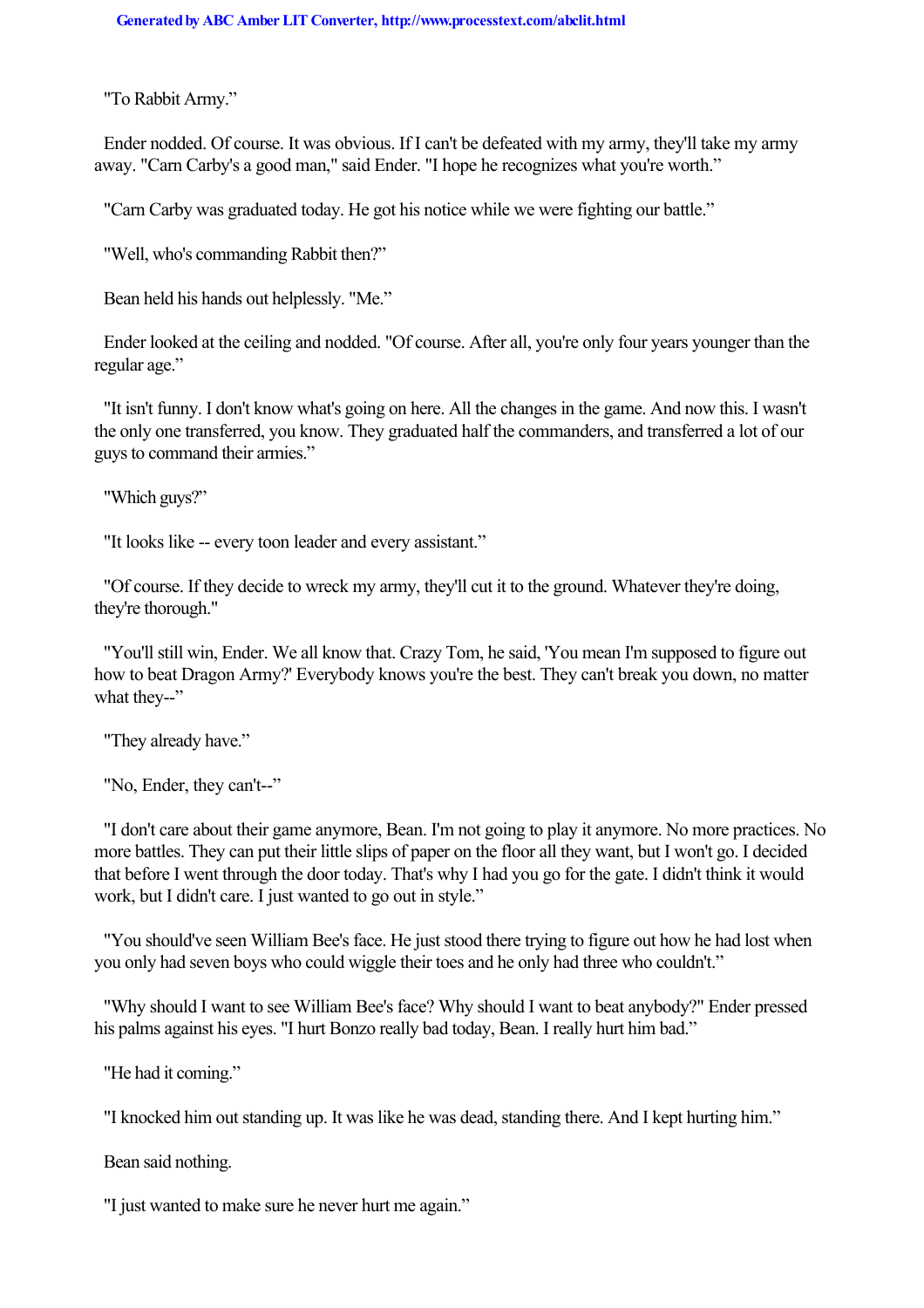"To Rabbit Army."

Ender nodded. Of course. It was obvious. If I can't be defeated with my army, they'll take my army away. "Carn Carby's a good man," said Ender. "I hope he recognizes what you're worth."

"Carn Carby was graduated today. He got his notice while we were fighting our battle."

"Well, who's commanding Rabbit then?"

Bean held his hands out helplessly. "Me."

Ender looked at the ceiling and nodded. "Of course. After all, you're only four years younger than the regular age."

"It isn't funny. I don't know what's going on here. All the changes in the game. And now this. I wasn't the only one transferred, you know. They graduated half the commanders, and transferred a lot of our guys to command their armies."

"Which guys?"

"It looks like -- every toon leader and every assistant."

"Of course. If they decide to wreck my army, they'll cut it to the ground. Whatever they're doing, they're thorough."

"You'll still win, Ender. We all know that. Crazy Tom, he said, 'You mean I'm supposed to figure out how to beat Dragon Army?' Everybody knows you're the best. They can't break you down, no matter what they--"

"They already have."

"No, Ender, they can't--"

"I don't care about their game anymore, Bean. I'm not going to play it anymore. No more practices. No more battles. They can put their little slips of paper on the floor all they want, but I won't go. I decided that before I went through the door today. That's why I had you go for the gate. I didn't think it would work, but I didn't care. I just wanted to go out in style."

"You should've seen William Bee's face. He just stood there trying to figure out how he had lost when you only had seven boys who could wiggle their toes and he only had three who couldn't."

"Why should I want to see William Bee's face? Why should I want to beat anybody?" Ender pressed his palms against his eyes. "I hurt Bonzo really bad today, Bean. I really hurt him bad."

"He had it coming."

"I knocked him out standing up. It was like he was dead, standing there. And I kept hurting him."

Bean said nothing.

"I just wanted to make sure he never hurt me again."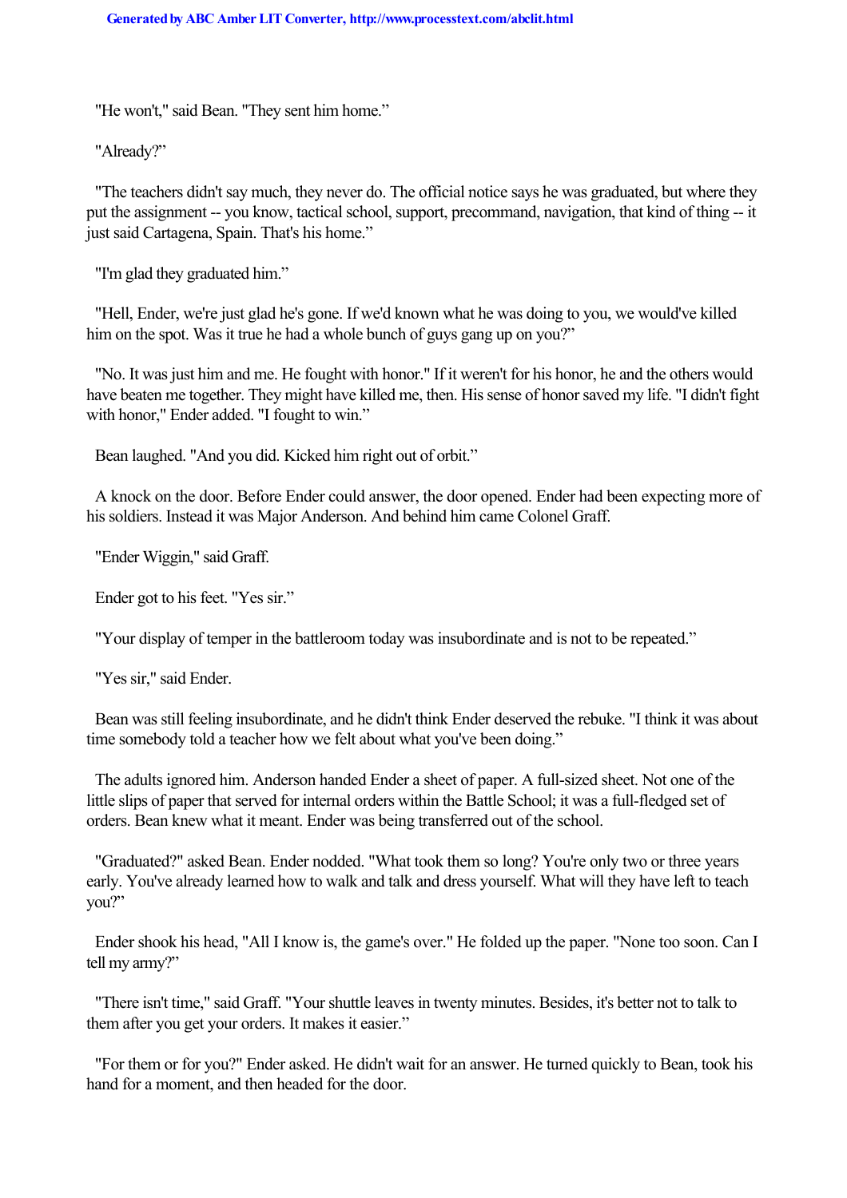"He won't," said Bean. "They sent him home."

"Already?"

"The teachers didn't say much, they never do. The official notice says he was graduated, but where they put the assignment -- you know, tactical school, support, precommand, navigation, that kind of thing -- it just said Cartagena, Spain. That's his home."

"I'm glad they graduated him."

"Hell, Ender, we're just glad he's gone. If we'd known what he was doing to you, we would've killed him on the spot. Was it true he had a whole bunch of guys gang up on you?"

"No. It was just him and me. He fought with honor." If it weren't for his honor, he and the others would have beaten me together. They might have killed me, then. His sense of honor saved my life. "I didn't fight with honor," Ender added. "I fought to win."

Bean laughed. "And you did. Kicked him right out of orbit."

A knock on the door. Before Ender could answer, the door opened. Ender had been expecting more of his soldiers. Instead it was Major Anderson. And behind him came Colonel Graff.

"Ender Wiggin," said Graff.

Ender got to his feet. "Yes sir."

"Your display of temper in the battleroom today was insubordinate and is not to be repeated."

"Yes sir," said Ender.

Bean was still feeling insubordinate, and he didn't think Ender deserved the rebuke. "I think it was about time somebody told a teacher how we felt about what you've been doing."

The adults ignored him. Anderson handed Ender a sheet of paper. A full-sized sheet. Not one of the little slips of paper that served for internal orders within the Battle School; it was a full-fledged set of orders. Bean knew what it meant. Ender was being transferred out of the school.

"Graduated?" asked Bean. Ender nodded. "What took them so long? You're only two or three years early. You've already learned how to walk and talk and dress yourself. What will they have left to teach you?"

Ender shook his head, "All I know is, the game's over." He folded up the paper. "None too soon. Can I tell my army?"

"There isn't time," said Graff. "Your shuttle leaves in twenty minutes. Besides, it's better not to talk to them after you get your orders. It makes it easier."

"For them or for you?" Ender asked. He didn't wait for an answer. He turned quickly to Bean, took his hand for a moment, and then headed for the door.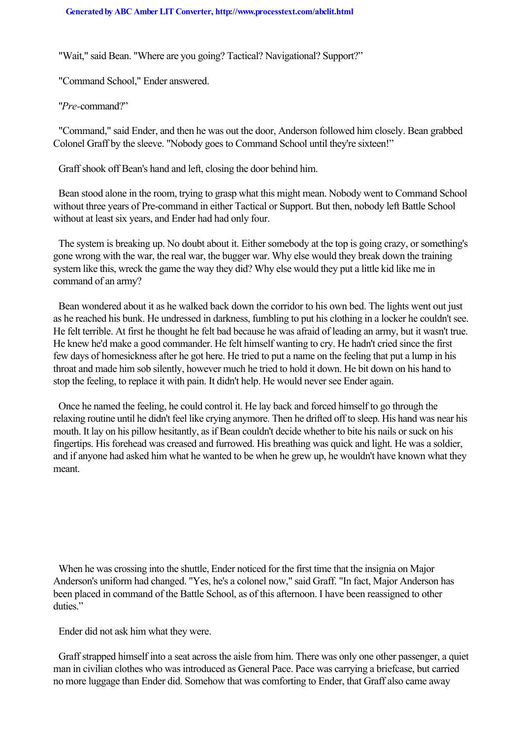"Wait," said Bean. "Where are you going? Tactical? Navigational? Support?"

"Command School," Ender answered.

"*Pre*-command?"

"Command," said Ender, and then he was out the door, Anderson followed him closely. Bean grabbed Colonel Graff by the sleeve. "Nobody goes to Command School until they're sixteen!"

Graff shook off Bean's hand and left, closing the door behind him.

Bean stood alone in the room, trying to grasp what this might mean. Nobody went to Command School without three years of Pre-command in either Tactical or Support. But then, nobody left Battle School without at least six years, and Ender had had only four.

The system is breaking up. No doubt about it. Either somebody at the top is going crazy, or something's gone wrong with the war, the real war, the bugger war. Why else would they break down the training system like this, wreck the game the way they did? Why else would they put a little kid like me in command of an army?

Bean wondered about it as he walked back down the corridor to his own bed. The lights went out just as he reached his bunk. He undressed in darkness, fumbling to put his clothing in a locker he couldn't see. He felt terrible. At first he thought he felt bad because he was afraid of leading an army, but it wasn't true. He knew he'd make a good commander. He felt himself wanting to cry. He hadn't cried since the first few days of homesickness after he got here. He tried to put a name on the feeling that put a lump in his throat and made him sob silently, however much he tried to hold it down. He bit down on his hand to stop the feeling, to replace it with pain. It didn't help. He would never see Ender again.

Once he named the feeling, he could control it. He lay back and forced himself to go through the relaxing routine until he didn't feel like crying anymore. Then he drifted off to sleep. His hand was near his mouth. It lay on his pillow hesitantly, as if Bean couldn't decide whether to bite his nails or suck on his fingertips. His forehead was creased and furrowed. His breathing was quick and light. He was a soldier, and if anyone had asked him what he wanted to be when he grew up, he wouldn't have known what they meant.

When he was crossing into the shuttle, Ender noticed for the first time that the insignia on Major Anderson's uniform had changed. "Yes, he's a colonel now," said Graff. "In fact, Major Anderson has been placed in command of the Battle School, as of this afternoon. I have been reassigned to other duties."

Ender did not ask him what they were.

Graff strapped himself into a seat across the aisle from him. There was only one other passenger, a quiet man in civilian clothes who was introduced as General Pace. Pace was carrying a briefcase, but carried no more luggage than Ender did. Somehow that was comforting to Ender, that Graff also came away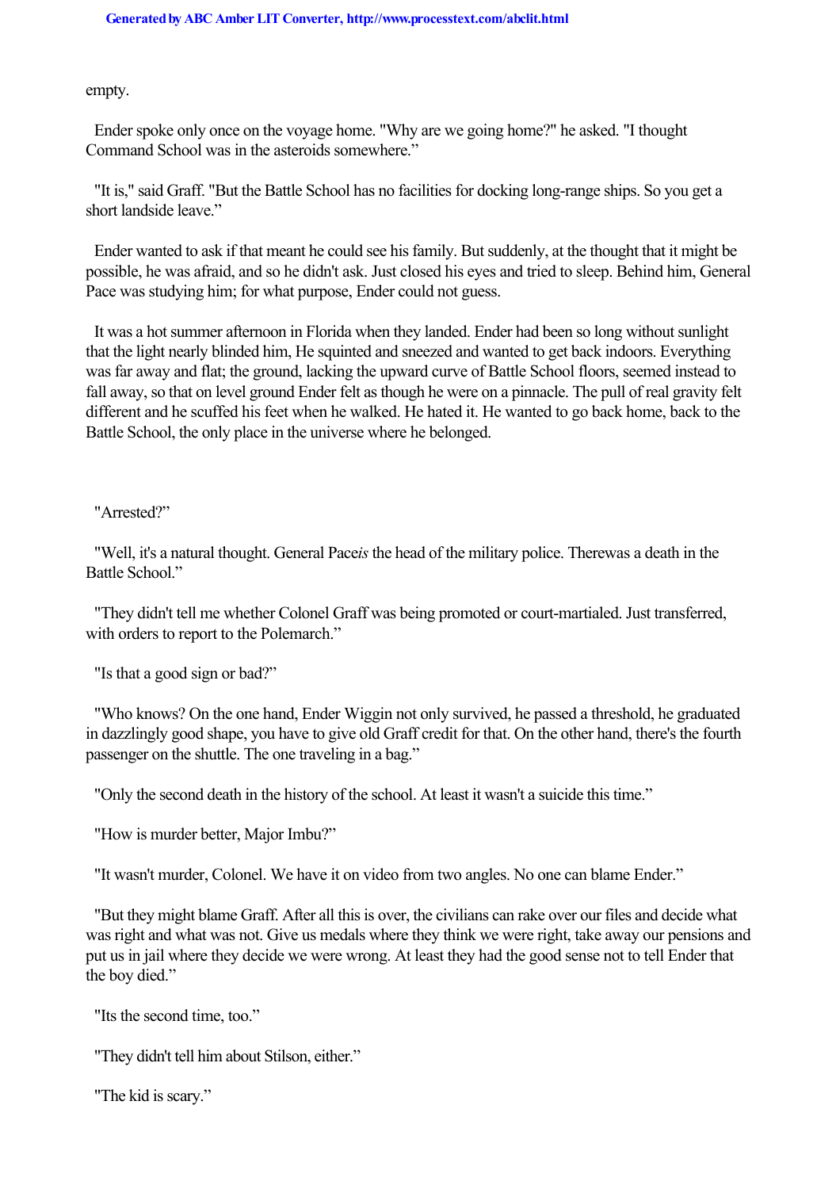empty.

Ender spoke only once on the voyage home. "Why are we going home?" he asked. "I thought Command School was in the asteroids somewhere."

"It is," said Graff. "But the Battle School has no facilities for docking long-range ships. So you get a short landside leave."

Ender wanted to ask if that meant he could see his family. But suddenly, at the thought that it might be possible, he was afraid, and so he didn't ask. Just closed his eyes and tried to sleep. Behind him, General Pace was studying him; for what purpose, Ender could not guess.

It was a hot summer afternoon in Florida when they landed. Ender had been so long without sunlight that the light nearly blinded him, He squinted and sneezed and wanted to get back indoors. Everything was far away and flat; the ground, lacking the upward curve of Battle School floors, seemed instead to fall away, so that on level ground Ender felt as though he were on a pinnacle. The pull of real gravity felt different and he scuffed his feet when he walked. He hated it. He wanted to go back home, back to the Battle School, the only place in the universe where he belonged.

"Arrested?"

"Well, it's a natural thought. General Pace*is* the head of the military police. Therewas a death in the Battle School."

"They didn't tell me whether Colonel Graff was being promoted or court-martialed. Just transferred, with orders to report to the Polemarch."

"Is that a good sign or bad?"

"Who knows? On the one hand, Ender Wiggin not only survived, he passed a threshold, he graduated in dazzlingly good shape, you have to give old Graff credit for that. On the other hand, there's the fourth passenger on the shuttle. The one traveling in a bag."

"Only the second death in the history of the school. At least it wasn't a suicide this time."

"How is murder better, Major Imbu?"

"It wasn't murder, Colonel. We have it on video from two angles. No one can blame Ender."

"But they might blame Graff. After all this is over, the civilians can rake over our files and decide what was right and what was not. Give us medals where they think we were right, take away our pensions and put us in jail where they decide we were wrong. At least they had the good sense not to tell Ender that the boy died."

"Its the second time, too."

"They didn't tell him about Stilson, either."

"The kid is scary."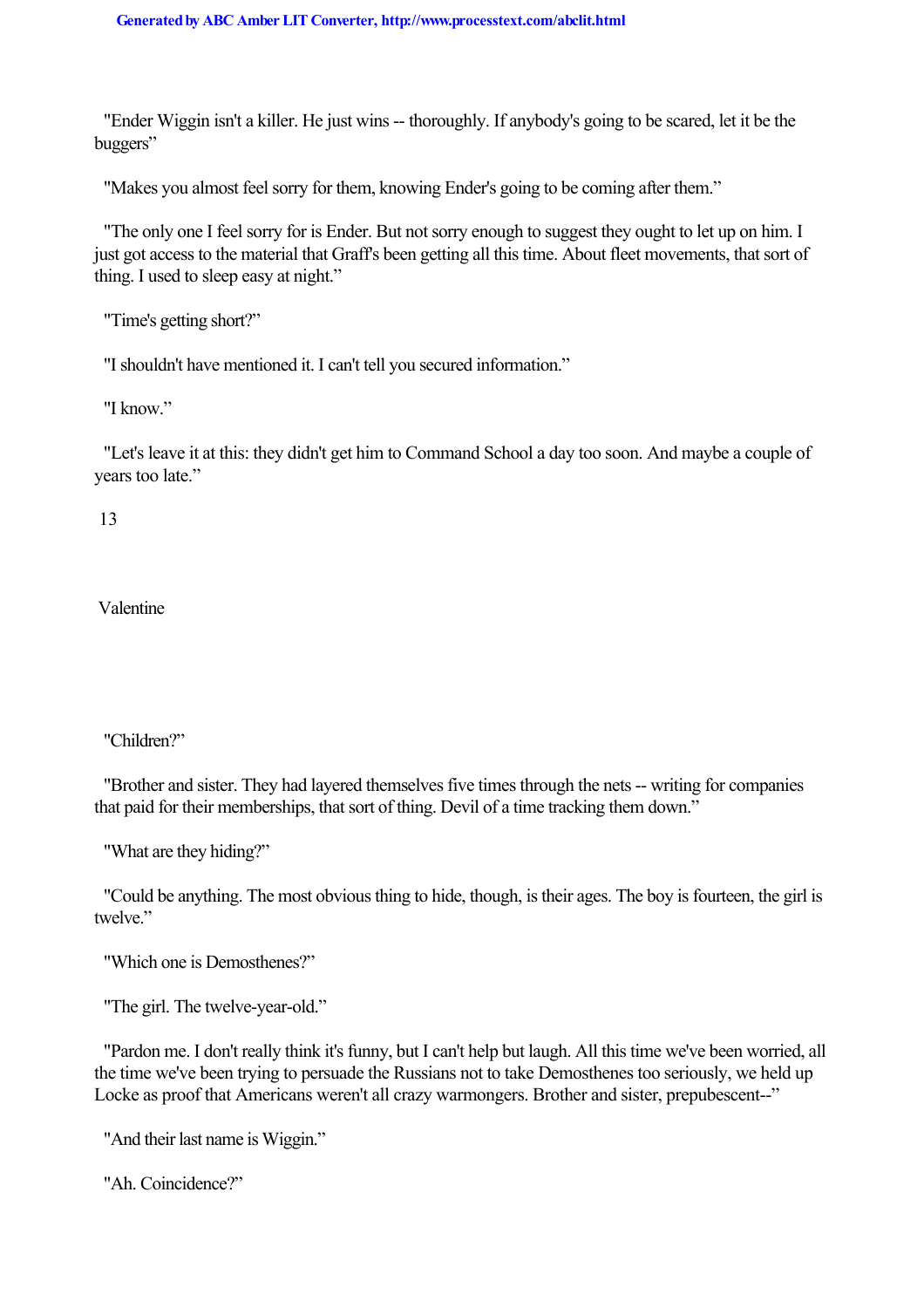"Ender Wiggin isn't a killer. He just wins -- thoroughly. If anybody's going to be scared, let it be the buggers"

"Makes you almost feel sorry for them, knowing Ender's going to be coming after them."

"The only one I feel sorry for is Ender. But not sorry enough to suggest they ought to let up on him. I just got access to the material that Graff's been getting all this time. About fleet movements, that sort of thing. I used to sleep easy at night."

"Time's getting short?"

"I shouldn't have mentioned it. I can't tell you secured information."

"I know."

"Let's leave it at this: they didn't get him to Command School a day too soon. And maybe a couple of years too late."

# 13

## Valentine

"Children?"

"Brother and sister. They had layered themselves five times through the nets -- writing for companies that paid for their memberships, that sort of thing. Devil of a time tracking them down."

"What are they hiding?"

"Could be anything. The most obvious thing to hide, though, is their ages. The boy is fourteen, the girl is twelve."

"Which one is Demosthenes?"

"The girl. The twelve-year-old."

"Pardon me. I don't really think it's funny, but I can't help but laugh. All this time we've been worried, all the time we've been trying to persuade the Russians not to take Demosthenes too seriously, we held up Locke as proof that Americans weren't all crazy warmongers. Brother and sister, prepubescent--"

"And their last name is Wiggin."

"Ah. Coincidence?"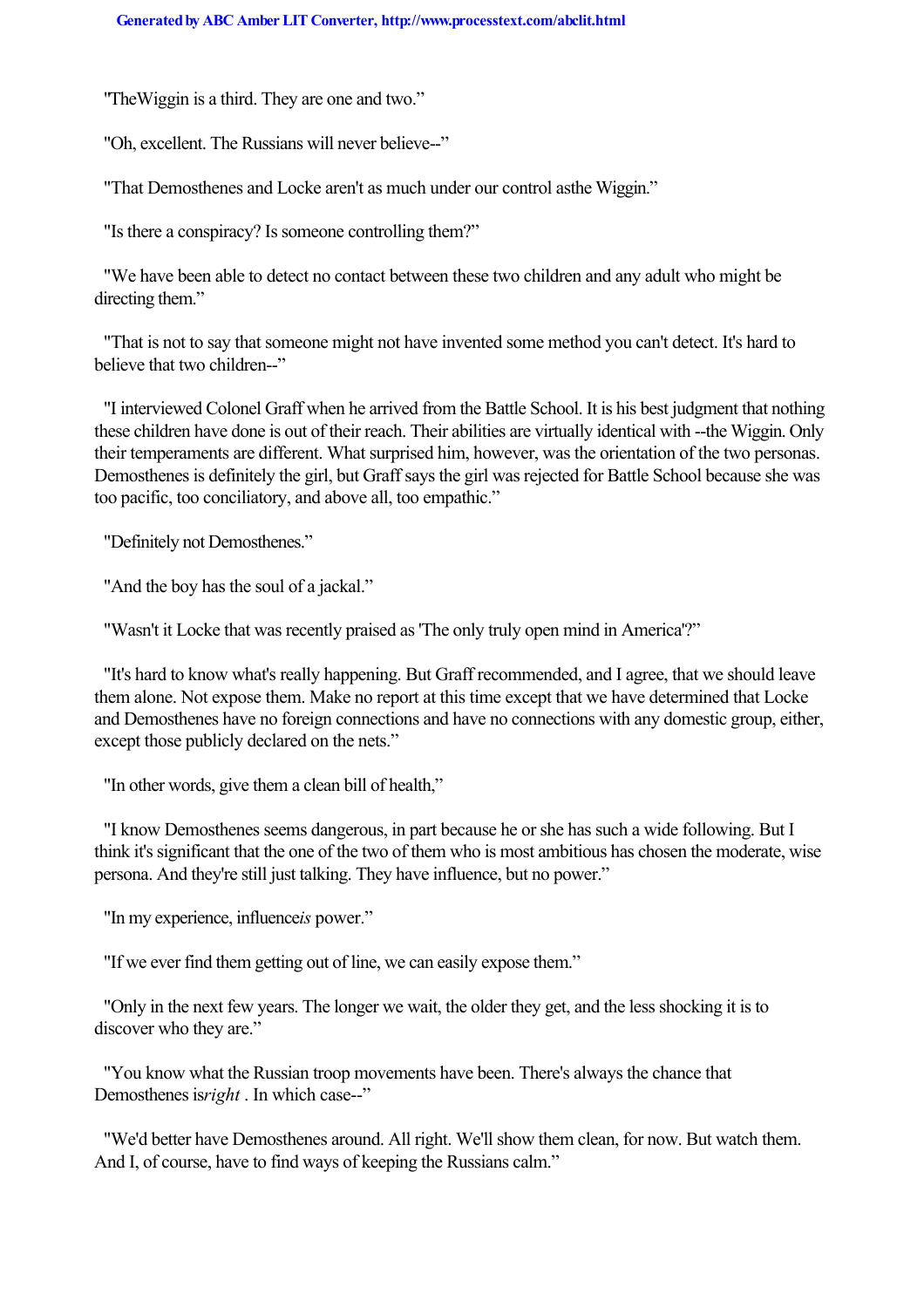"TheWiggin is a third. They are one and two."

"Oh, excellent. The Russians will never believe--"

"That Demosthenes and Locke aren't as much under our control asthe Wiggin."

"Is there a conspiracy? Is someone controlling them?"

"We have been able to detect no contact between these two children and any adult who might be directing them."

"That is not to say that someone might not have invented some method you can't detect. It's hard to believe that two children--"

"I interviewed Colonel Graff when he arrived from the Battle School. It is his best judgment that nothing these children have done is out of their reach. Their abilities are virtually identical with --the Wiggin. Only their temperaments are different. What surprised him, however, was the orientation of the two personas. Demosthenes is definitely the girl, but Graff says the girl was rejected for Battle School because she was too pacific, too conciliatory, and above all, too empathic."

"Definitely not Demosthenes."

"And the boy has the soul of a jackal."

"Wasn't it Locke that was recently praised as 'The only truly open mind in America'?"

"It's hard to know what's really happening. But Graff recommended, and I agree, that we should leave them alone. Not expose them. Make no report at this time except that we have determined that Locke and Demosthenes have no foreign connections and have no connections with any domestic group, either, except those publicly declared on the nets."

"In other words, give them a clean bill of health,"

"I know Demosthenes seems dangerous, in part because he or she has such a wide following. But I think it's significant that the one of the two of them who is most ambitious has chosen the moderate, wise persona. And they're still just talking. They have influence, but no power."

"In my experience, influence*is* power."

"If we ever find them getting out of line, we can easily expose them."

"Only in the next few years. The longer we wait, the older they get, and the less shocking it is to discover who they are."

"You know what the Russian troop movements have been. There's always the chance that Demosthenes is*right* . In which case--"

"We'd better have Demosthenes around. All right. We'll show them clean, for now. But watch them. And I, of course, have to find ways of keeping the Russians calm."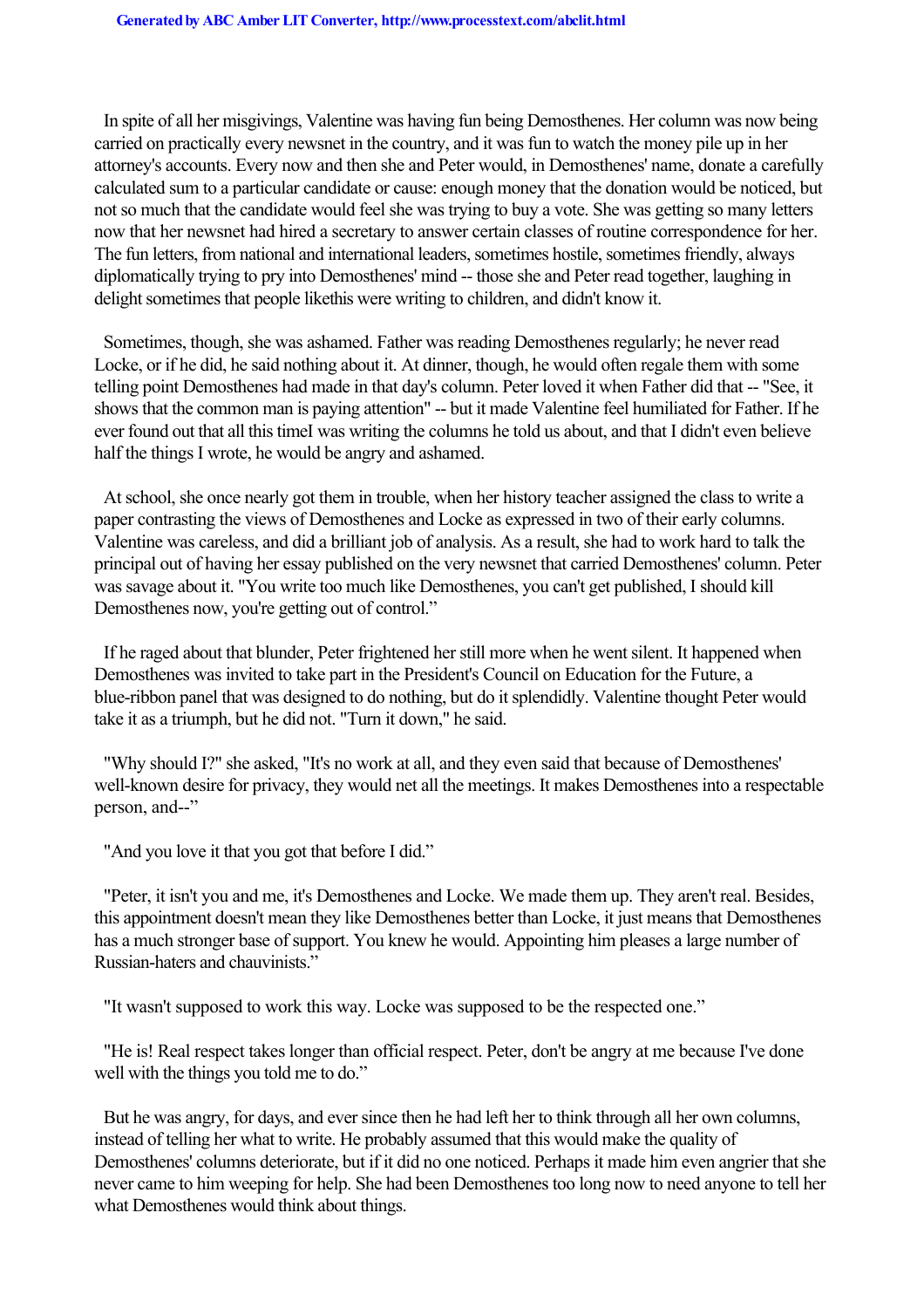In spite of all her misgivings, Valentine was having fun being Demosthenes. Her column was now being carried on practically every newsnet in the country, and it was fun to watch the money pile up in her attorney's accounts. Every now and then she and Peter would, in Demosthenes' name, donate a carefully calculated sum to a particular candidate or cause: enough money that the donation would be noticed, but not so much that the candidate would feel she was trying to buy a vote. She was getting so many letters now that her newsnet had hired a secretary to answer certain classes of routine correspondence for her. The fun letters, from national and international leaders, sometimes hostile, sometimes friendly, always diplomatically trying to pry into Demosthenes' mind -- those she and Peter read together, laughing in delight sometimes that people likethis were writing to children, and didn't know it.

Sometimes, though, she was ashamed. Father was reading Demosthenes regularly; he never read Locke, or if he did, he said nothing about it. At dinner, though, he would often regale them with some telling point Demosthenes had made in that day's column. Peter loved it when Father did that -- "See, it shows that the common man is paying attention" -- but it made Valentine feel humiliated for Father. If he ever found out that all this timeI was writing the columns he told us about, and that I didn't even believe half the things I wrote, he would be angry and ashamed.

At school, she once nearly got them in trouble, when her history teacher assigned the class to write a paper contrasting the views of Demosthenes and Locke as expressed in two of their early columns. Valentine was careless, and did a brilliant job of analysis. As a result, she had to work hard to talk the principal out of having her essay published on the very newsnet that carried Demosthenes' column. Peter was savage about it. "You write too much like Demosthenes, you can't get published, I should kill Demosthenes now, you're getting out of control."

If he raged about that blunder, Peter frightened her still more when he went silent. It happened when Demosthenes was invited to take part in the President's Council on Education for the Future, a blue-ribbon panel that was designed to do nothing, but do it splendidly. Valentine thought Peter would take it as a triumph, but he did not. "Turn it down," he said.

"Why should I?" she asked, "It's no work at all, and they even said that because of Demosthenes' well-known desire for privacy, they would net all the meetings. It makes Demosthenes into a respectable person, and--"

"And you love it that you got that before I did."

"Peter, it isn't you and me, it's Demosthenes and Locke. We made them up. They aren't real. Besides, this appointment doesn't mean they like Demosthenes better than Locke, it just means that Demosthenes has a much stronger base of support. You knew he would. Appointing him pleases a large number of Russian-haters and chauvinists."

"It wasn't supposed to work this way. Locke was supposed to be the respected one."

"He is! Real respect takes longer than official respect. Peter, don't be angry at me because I've done well with the things you told me to do."

But he was angry, for days, and ever since then he had left her to think through all her own columns, instead of telling her what to write. He probably assumed that this would make the quality of Demosthenes' columns deteriorate, but if it did no one noticed. Perhaps it made him even angrier that she never came to him weeping for help. She had been Demosthenes too long now to need anyone to tell her what Demosthenes would think about things.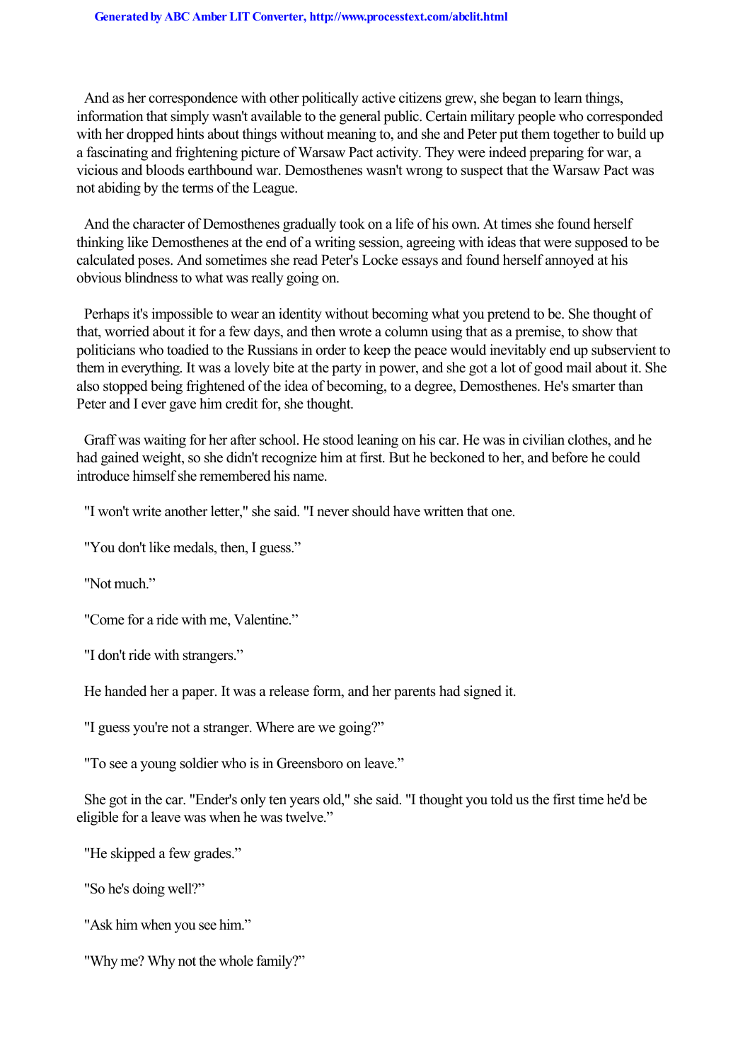And as her correspondence with other politically active citizens grew, she began to learn things, information that simply wasn't available to the general public. Certain military people who corresponded with her dropped hints about things without meaning to, and she and Peter put them together to build up a fascinating and frightening picture of Warsaw Pact activity. They were indeed preparing for war, a vicious and bloods earthbound war. Demosthenes wasn't wrong to suspect that the Warsaw Pact was not abiding by the terms of the League.

And the character of Demosthenes gradually took on a life of his own. At times she found herself thinking like Demosthenes at the end of a writing session, agreeing with ideas that were supposed to be calculated poses. And sometimes she read Peter's Locke essays and found herself annoyed at his obvious blindness to what was really going on.

Perhaps it's impossible to wear an identity without becoming what you pretend to be. She thought of that, worried about it for a few days, and then wrote a column using that as a premise, to show that politicians who toadied to the Russians in order to keep the peace would inevitably end up subservient to them in everything. It was a lovely bite at the party in power, and she got a lot of good mail about it. She also stopped being frightened of the idea of becoming, to a degree, Demosthenes. He's smarter than Peter and I ever gave him credit for, she thought.

Graff was waiting for her after school. He stood leaning on his car. He was in civilian clothes, and he had gained weight, so she didn't recognize him at first. But he beckoned to her, and before he could introduce himself she remembered his name.

"I won't write another letter," she said. "I never should have written that one.

"You don't like medals, then, I guess."

"Not much."

"Come for a ride with me, Valentine."

"I don't ride with strangers."

He handed her a paper. It was a release form, and her parents had signed it.

"I guess you're not a stranger. Where are we going?"

"To see a young soldier who is in Greensboro on leave."

She got in the car. "Ender's only ten years old," she said. "I thought you told us the first time he'd be eligible for a leave was when he was twelve."

"He skipped a few grades."

"So he's doing well?"

"Ask him when you see him."

"Why me? Why not the whole family?"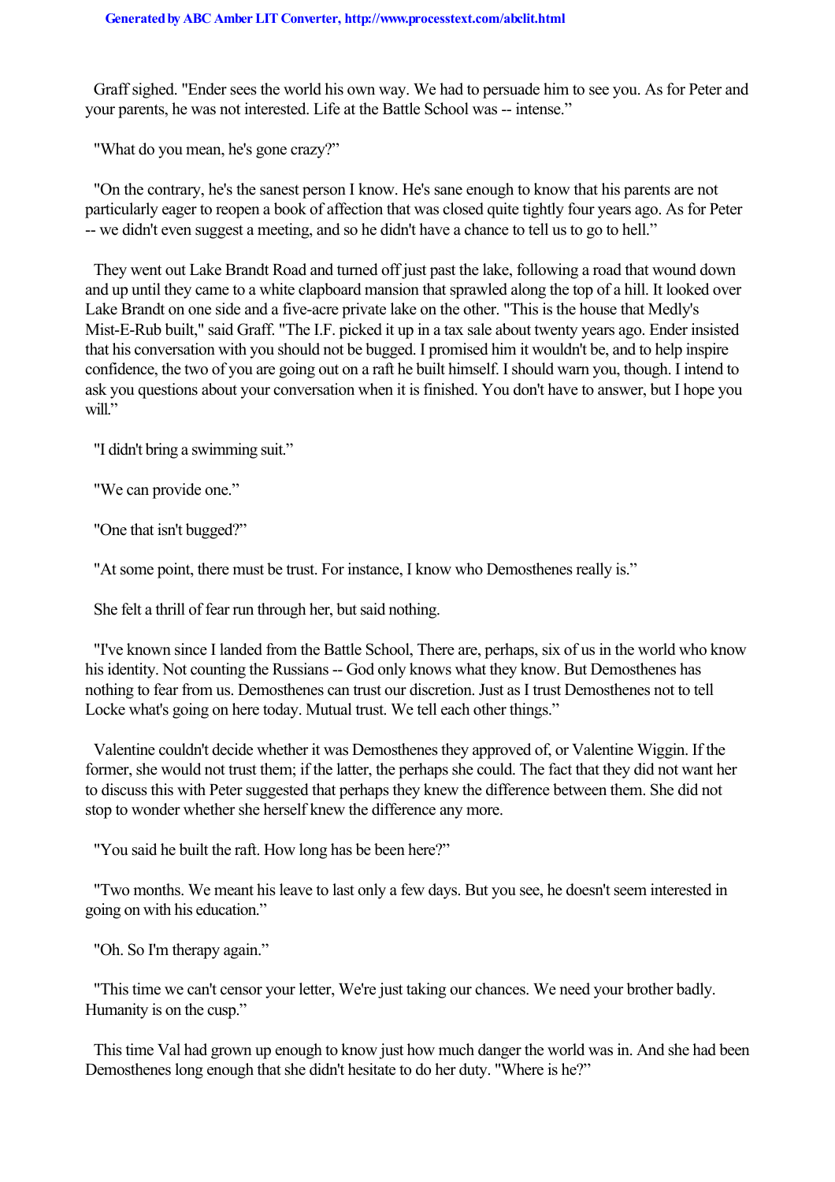Graff sighed. "Ender sees the world his own way. We had to persuade him to see you. As for Peter and your parents, he was not interested. Life at the Battle School was -- intense."

"What do you mean, he's gone crazy?"

"On the contrary, he's the sanest person I know. He's sane enough to know that his parents are not particularly eager to reopen a book of affection that was closed quite tightly four years ago. As for Peter -- we didn't even suggest a meeting, and so he didn't have a chance to tell us to go to hell."

They went out Lake Brandt Road and turned off just past the lake, following a road that wound down and up until they came to a white clapboard mansion that sprawled along the top of a hill. It looked over Lake Brandt on one side and a five-acre private lake on the other. "This is the house that Medly's Mist-E-Rub built," said Graff. "The I.F. picked it up in a tax sale about twenty years ago. Ender insisted that his conversation with you should not be bugged. I promised him it wouldn't be, and to help inspire confidence, the two of you are going out on a raft he built himself. I should warn you, though. I intend to ask you questions about your conversation when it is finished. You don't have to answer, but I hope you will."

"I didn't bring a swimming suit."

"We can provide one."

"One that isn't bugged?"

"At some point, there must be trust. For instance, I know who Demosthenes really is."

She felt a thrill of fear run through her, but said nothing.

"I've known since I landed from the Battle School, There are, perhaps, six of us in the world who know his identity. Not counting the Russians -- God only knows what they know. But Demosthenes has nothing to fear from us. Demosthenes can trust our discretion. Just as I trust Demosthenes not to tell Locke what's going on here today. Mutual trust. We tell each other things."

Valentine couldn't decide whether it was Demosthenes they approved of, or Valentine Wiggin. If the former, she would not trust them; if the latter, the perhaps she could. The fact that they did not want her to discuss this with Peter suggested that perhaps they knew the difference between them. She did not stop to wonder whether she herself knew the difference any more.

"You said he built the raft. How long has be been here?"

"Two months. We meant his leave to last only a few days. But you see, he doesn't seem interested in going on with his education."

"Oh. So I'm therapy again."

"This time we can't censor your letter, We're just taking our chances. We need your brother badly. Humanity is on the cusp."

This time Val had grown up enough to know just how much danger the world was in. And she had been Demosthenes long enough that she didn't hesitate to do her duty. "Where is he?"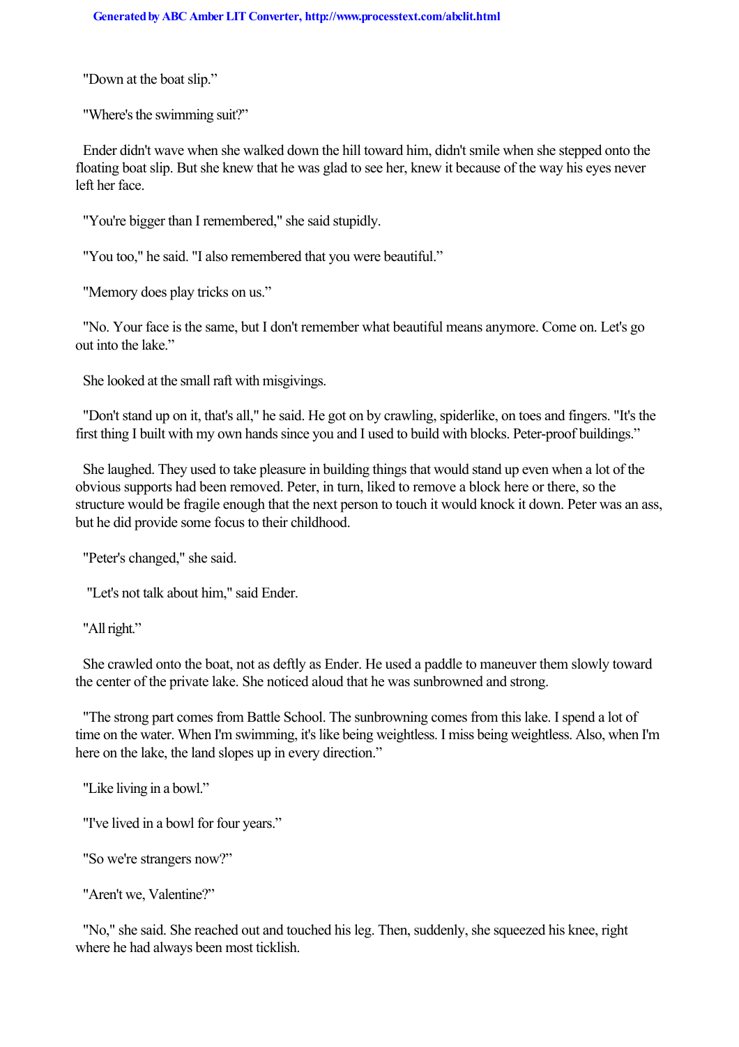"Down at the boat slip."

"Where's the swimming suit?"

Ender didn't wave when she walked down the hill toward him, didn't smile when she stepped onto the floating boat slip. But she knew that he was glad to see her, knew it because of the way his eyes never left her face.

"You're bigger than I remembered," she said stupidly.

"You too," he said. "I also remembered that you were beautiful."

"Memory does play tricks on us."

"No. Your face is the same, but I don't remember what beautiful means anymore. Come on. Let's go out into the lake."

She looked at the small raft with misgivings.

"Don't stand up on it, that's all," he said. He got on by crawling, spiderlike, on toes and fingers. "It's the first thing I built with my own hands since you and I used to build with blocks. Peter-proof buildings."

She laughed. They used to take pleasure in building things that would stand up even when a lot of the obvious supports had been removed. Peter, in turn, liked to remove a block here or there, so the structure would be fragile enough that the next person to touch it would knock it down. Peter was an ass, but he did provide some focus to their childhood.

"Peter's changed," she said.

"Let's not talk about him," said Ender.

"All right."

She crawled onto the boat, not as deftly as Ender. He used a paddle to maneuver them slowly toward the center of the private lake. She noticed aloud that he was sunbrowned and strong.

"The strong part comes from Battle School. The sunbrowning comes from this lake. I spend a lot of time on the water. When I'm swimming, it's like being weightless. I miss being weightless. Also, when I'm here on the lake, the land slopes up in every direction."

"Like living in a bowl."

"I've lived in a bowl for four years."

"So we're strangers now?"

"Aren't we, Valentine?"

"No," she said. She reached out and touched his leg. Then, suddenly, she squeezed his knee, right where he had always been most ticklish.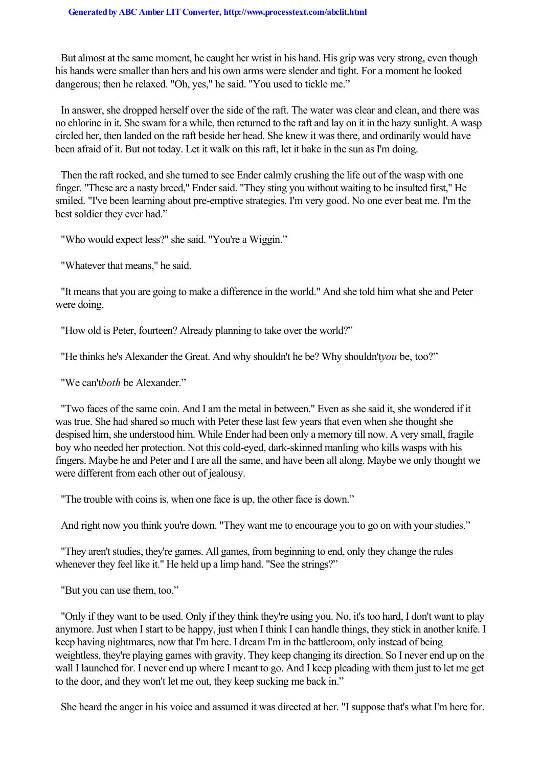But almost at the same moment, he caught her wrist in his hand. His grip was very strong, even though his hands were smaller than hers and his own arms were slender and tight. For a moment he looked dangerous; then he relaxed. "Oh, yes," he said. "You used to tickle me."

In answer, she dropped herself over the side of the raft. The water was clear and clean, and there was no chlorine in it. She swam for a while, then returned to the raft and lay on it in the hazy sunlight. A wasp circled her, then landed on the raft beside her head. She knew it was there, and ordinarily would have been afraid of it. But not today. Let it walk on this raft, let it bake in the sun as I'm doing.

Then the raft rocked, and she turned to see Ender calmly crushing the life out of the wasp with one finger. "These are a nasty breed," Ender said. "They sting you without waiting to be insulted first," He smiled. "I've been learning about pre-emptive strategies. I'm very good. No one ever beat me. I'm the best soldier they ever had."

"Who would expect less?" she said. "You're a Wiggin."

"Whatever that means," he said.

"It means that you are going to make a difference in the world." And she told him what she and Peter were doing.

"How old is Peter, fourteen? Already planning to take over the world?"

"He thinks he's Alexander the Great. And why shouldn't he be? Why shouldn't *you* be, too?"

"We can't *both* be Alexander."

"Two faces of the same coin. And I am the metal in between." Even as she said it, she wondered if it was true. She had shared so much with Peter these last few years that even when she thought she despised him, she understood him. While Ender had been only a memory till now. A very small, fragile boy who needed her protection. Not this cold-eyed, dark-skinned manling who kills wasps with his fingers. Maybe he and Peter and I are all the same, and have been all along. Maybe we only thought we were different from each other out of jealousy.

"The trouble with coins is, when one face is up, the other face is down."

And right now you think you're down. "They want me to encourage you to go on with your studies."

"They aren't studies, they're games. All games, from beginning to end, only they change the rules whenever they feel like it." He held up a limp hand. "See the strings?"

"But you can use them, too."

"Only if they want to be used. Only if they think they're using you. No, it's too hard, I don't want to play anymore. Just when I start to be happy, just when I think I can handle things, they stick in another knife. I keep having nightmares, now that I'm here. I dream I'm in the battleroom, only instead of being weightless, they're playing games with gravity. They keep changing its direction. So I never end up on the wall I launched for. I never end up where I meant to go. And I keep pleading with them just to let me get to the door, and they won't let me out, they keep sucking me back in."

She heard the anger in his voice and assumed it was directed at her. "I suppose that's what I'm here for.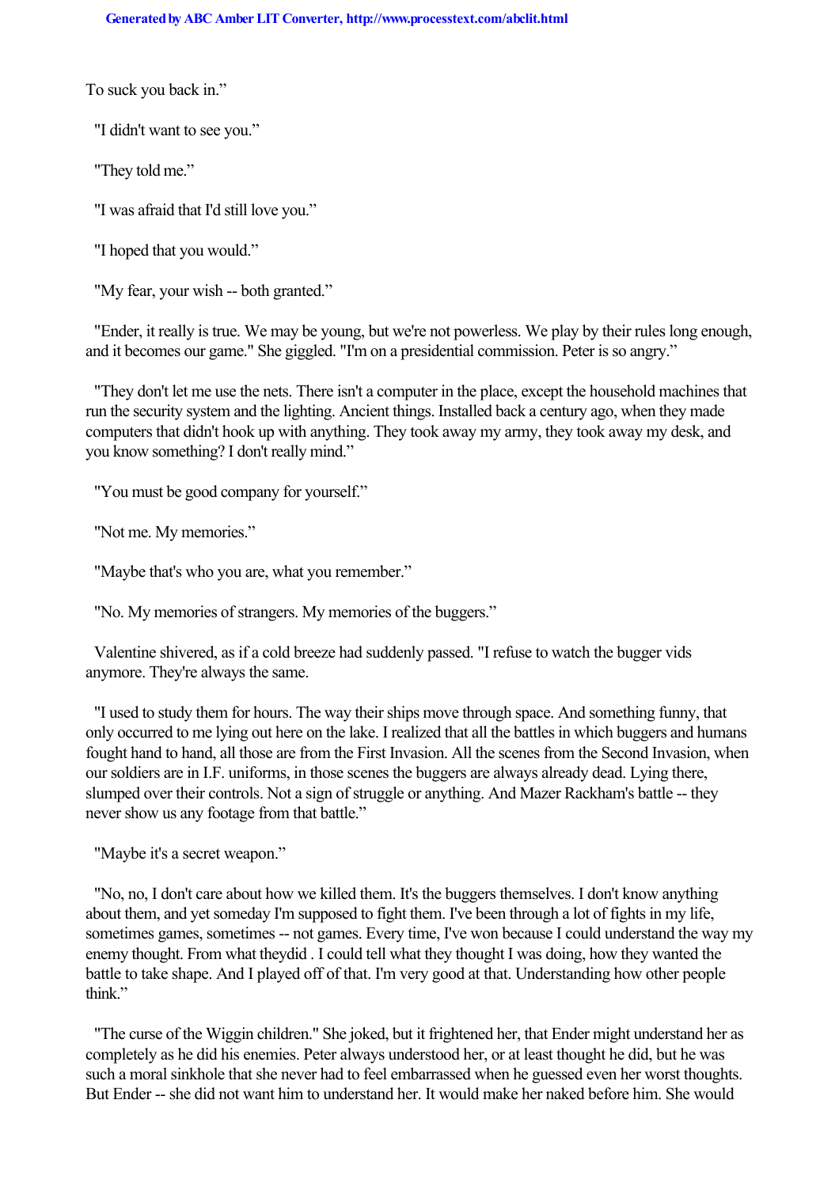To suck you back in."

"I didn't want to see you."

"They told me."

"I was afraid that I'd still love you."

"I hoped that you would."

"My fear, your wish -- both granted."

"Ender, it really is true. We may be young, but we're not powerless. We play by their rules long enough, and it becomes our game." She giggled. "I'm on a presidential commission. Peter is so angry."

"They don't let me use the nets. There isn't a computer in the place, except the household machines that run the security system and the lighting. Ancient things. Installed back a century ago, when they made computers that didn't hook up with anything. They took away my army, they took away my desk, and you know something? I don't really mind."

"You must be good company for yourself."

"Not me. My memories."

"Maybe that's who you are, what you remember."

"No. My memories of strangers. My memories of the buggers."

Valentine shivered, as if a cold breeze had suddenly passed. "I refuse to watch the bugger vids anymore. They're always the same.

"I used to study them for hours. The way their ships move through space. And something funny, that only occurred to me lying out here on the lake. I realized that all the battles in which buggers and humans fought hand to hand, all those are from the First Invasion. All the scenes from the Second Invasion, when our soldiers are in I.F. uniforms, in those scenes the buggers are always already dead. Lying there, slumped over their controls. Not a sign of struggle or anything. And Mazer Rackham's battle -- they never show us any footage from that battle."

"Maybe it's a secret weapon."

"No, no, I don't care about how we killed them. It's the buggers themselves. I don't know anything about them, and yet someday I'm supposed to fight them. I've been through a lot of fights in my life, sometimes games, sometimes -- not games. Every time, I've won because I could understand the way my enemy thought. From what theydid . I could tell what they thought I was doing, how they wanted the battle to take shape. And I played off of that. I'm very good at that. Understanding how other people think."

"The curse of the Wiggin children." She joked, but it frightened her, that Ender might understand her as completely as he did his enemies. Peter always understood her, or at least thought he did, but he was such a moral sinkhole that she never had to feel embarrassed when he guessed even her worst thoughts. But Ender -- she did not want him to understand her. It would make her naked before him. She would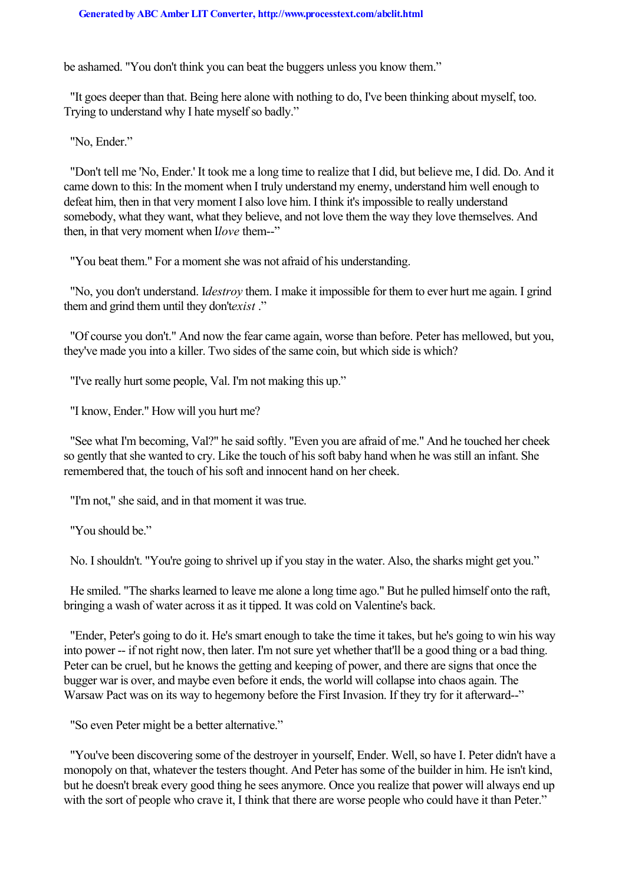be ashamed. "You don't think you can beat the buggers unless you know them."

"It goes deeper than that. Being here alone with nothing to do, I've been thinking about myself, too. Trying to understand why I hate myself so badly."

"No, Ender."

"Don't tell me 'No, Ender.' It took me a long time to realize that I did, but believe me, I did. Do. And it came down to this: In the moment when I truly understand my enemy, understand him well enough to defeat him, then in that very moment I also love him. I think it's impossible to really understand somebody, what they want, what they believe, and not love them the way they love themselves. And then, in that very moment when I *love* them--"

"You beat them." For a moment she was not afraid of his understanding.

"No, you don't understand. I *destroy* them. I make it impossible for them to ever hurt me again. I grind them and grind them until they don't *exist*."

"Of course you don't." And now the fear came again, worse than before. Peter has mellowed, but you, they've made you into a killer. Two sides of the same coin, but which side is which?

"I've really hurt some people, Val. I'm not making this up."

"I know, Ender." How will you hurt me?

"See what I'm becoming, Val?" he said softly. "Even you are afraid of me." And he touched her cheek so gently that she wanted to cry. Like the touch of his soft baby hand when he was still an infant. She remembered that, the touch of his soft and innocent hand on her cheek.

"I'm not," she said, and in that moment it was true.

"You should be."

No. I shouldn't. "You're going to shrivel up if you stay in the water. Also, the sharks might get you."

He smiled. "The sharks learned to leave me alone a long time ago." But he pulled himself onto the raft, bringing a wash of water across it as it tipped. It was cold on Valentine's back.

"Ender, Peter's going to do it. He's smart enough to take the time it takes, but he's going to win his way into power -- if not right now, then later. I'm not sure yet whether that'll be a good thing or a bad thing. Peter can be cruel, but he knows the getting and keeping of power, and there are signs that once the bugger war is over, and maybe even before it ends, the world will collapse into chaos again. The Warsaw Pact was on its way to hegemony before the First Invasion. If they try for it afterward--"

"So even Peter might be a better alternative."

"You've been discovering some of the destroyer in yourself, Ender. Well, so have I. Peter didn't have a monopoly on that, whatever the testers thought. And Peter has some of the builder in him. He isn't kind, but he doesn't break every good thing he sees anymore. Once you realize that power will always end up with the sort of people who crave it, I think that there are worse people who could have it than Peter."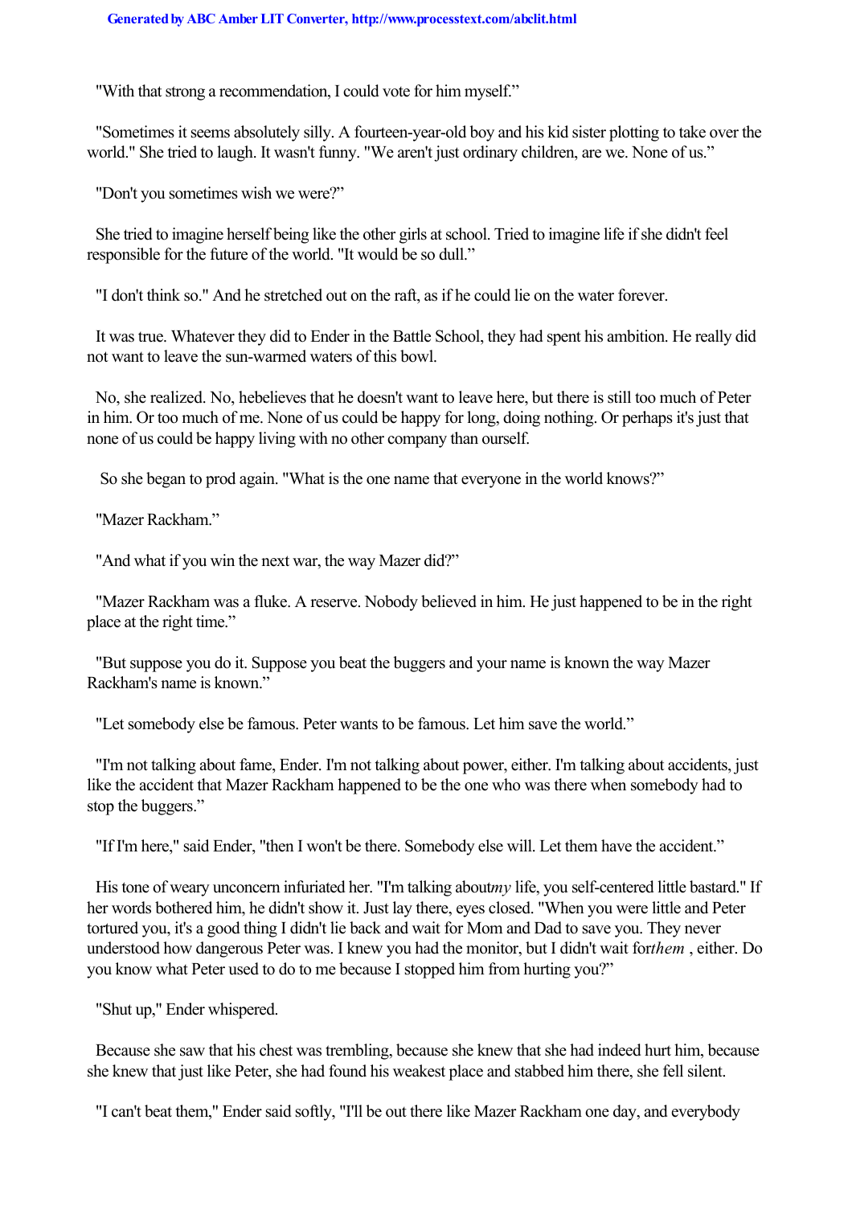"With that strong a recommendation, I could vote for him myself."

"Sometimes it seems absolutely silly. A fourteen-year-old boy and his kid sister plotting to take over the world." She tried to laugh. It wasn't funny. "We aren't just ordinary children, are we. None of us."

"Don't you sometimes wish we were?"

She tried to imagine herself being like the other girls at school. Tried to imagine life if she didn't feel responsible for the future of the world. "It would be so dull."

"I don't think so." And he stretched out on the raft, as if he could lie on the water forever.

It was true. Whatever they did to Ender in the Battle School, they had spent his ambition. He really did not want to leave the sun-warmed waters of this bowl.

No, she realized. No, he *believes* that he doesn't want to leave here, but there is still too much of Peter in him. Or too much of me. None of us could be happy for long, doing nothing. Or perhaps it's just that none of us could be happy living with no other company than ourself.

So she began to prod again. "What is the one name that everyone in the world knows?"

"Mazer Rackham."

"And what if you win the next war, the way Mazer did?"

"Mazer Rackham was a fluke. A reserve. Nobody believed in him. He just happened to be in the right place at the right time."

"But suppose you do it. Suppose you beat the buggers and your name is known the way Mazer Rackham's name is known."

"Let somebody else be famous. Peter wants to be famous. Let him save the world."

"I'm not talking about fame, Ender. I'm not talking about power, either. I'm talking about accidents, just like the accident that Mazer Rackham happened to be the one who was there when somebody had to stop the buggers."

"If I'm here," said Ender, "then I won't be there. Somebody else will. Let them have the accident."

His tone of weary unconcern infuriated her. "I'm talking about *my* life, you self-centered little bastard." If her words bothered him, he didn't show it. Just lay there, eyes closed. "When you were little and Peter tortured you, it's a good thing I didn't lie back and wait for Mom and Dad to save you. They never understood how dangerous Peter was. I knew you had the monitor, but I didn't wait for *them*, either. Do you know what Peter used to do to me because I stopped him from hurting you?"

"Shut up," Ender whispered.

Because she saw that his chest was trembling, because she knew that she had indeed hurt him, because she knew that just like Peter, she had found his weakest place and stabbed him there, she fell silent.

"I can't beat them," Ender said softly, "I'll be out there like Mazer Rackham one day, and everybody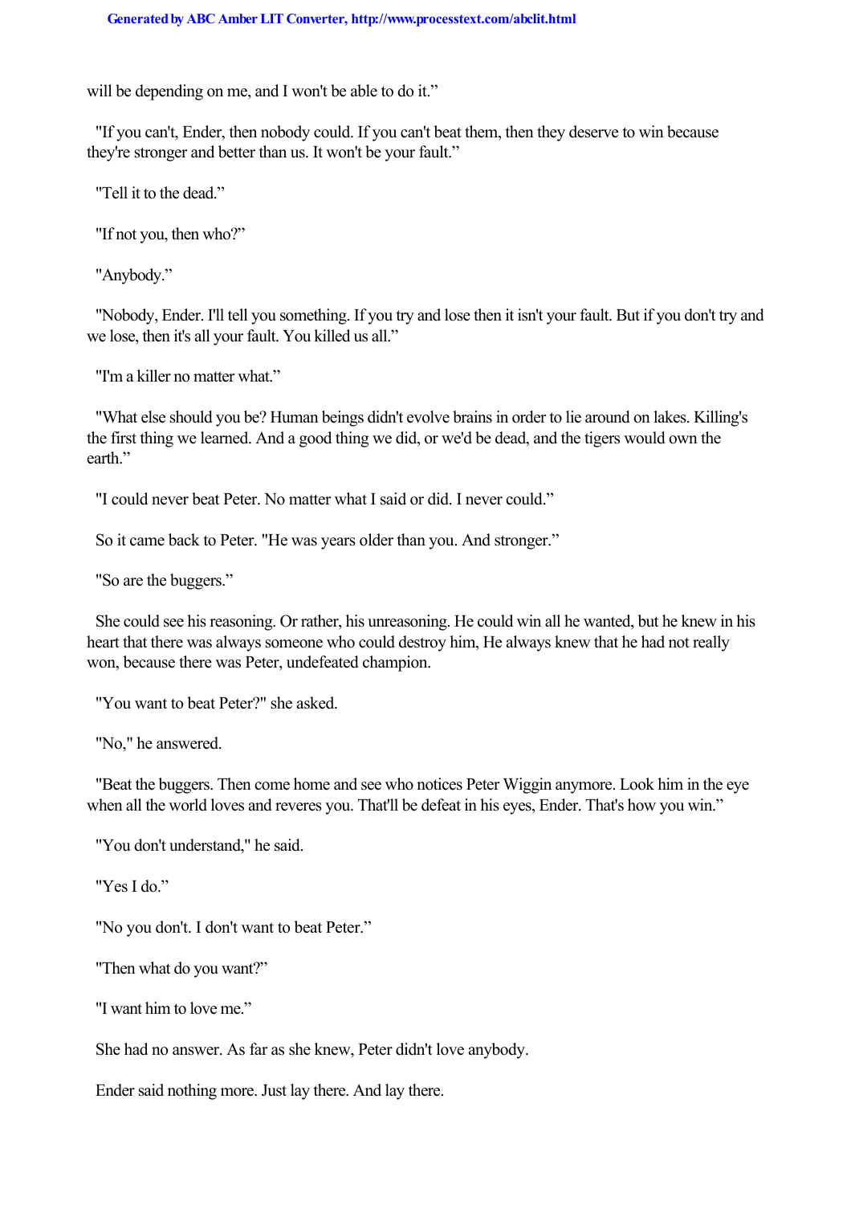will be depending on me, and I won't be able to do it."

"If you can't, Ender, then nobody could. If you can't beat them, then they deserve to win because they're stronger and better than us. It won't be your fault."

"Tell it to the dead."

"If not you, then who?"

"Anybody."

"Nobody, Ender. I'll tell you something. If you try and lose then it isn't your fault. But if you don't try and we lose, then it's all your fault. You killed us all."

"I'm a killer no matter what."

"What else should you be? Human beings didn't evolve brains in order to lie around on lakes. Killing's the first thing we learned. And a good thing we did, or we'd be dead, and the tigers would own the earth."

"I could never beat Peter. No matter what I said or did. I never could."

So it came back to Peter. "He was years older than you. And stronger."

"So are the buggers."

She could see his reasoning. Or rather, his unreasoning. He could win all he wanted, but he knew in his heart that there was always someone who could destroy him, He always knew that he had not really won, because there was Peter, undefeated champion.

"You want to beat Peter?" she asked.

"No," he answered.

"Beat the buggers. Then come home and see who notices Peter Wiggin anymore. Look him in the eye when all the world loves and reveres you. That'll be defeat in his eyes, Ender. That's how you win."

"You don't understand," he said.

"Yes I do."

"No you don't. I don't want to beat Peter."

"Then what do you want?"

"I want him to love me."

She had no answer. As far as she knew, Peter didn't love anybody.

Ender said nothing more. Just lay there. And lay there.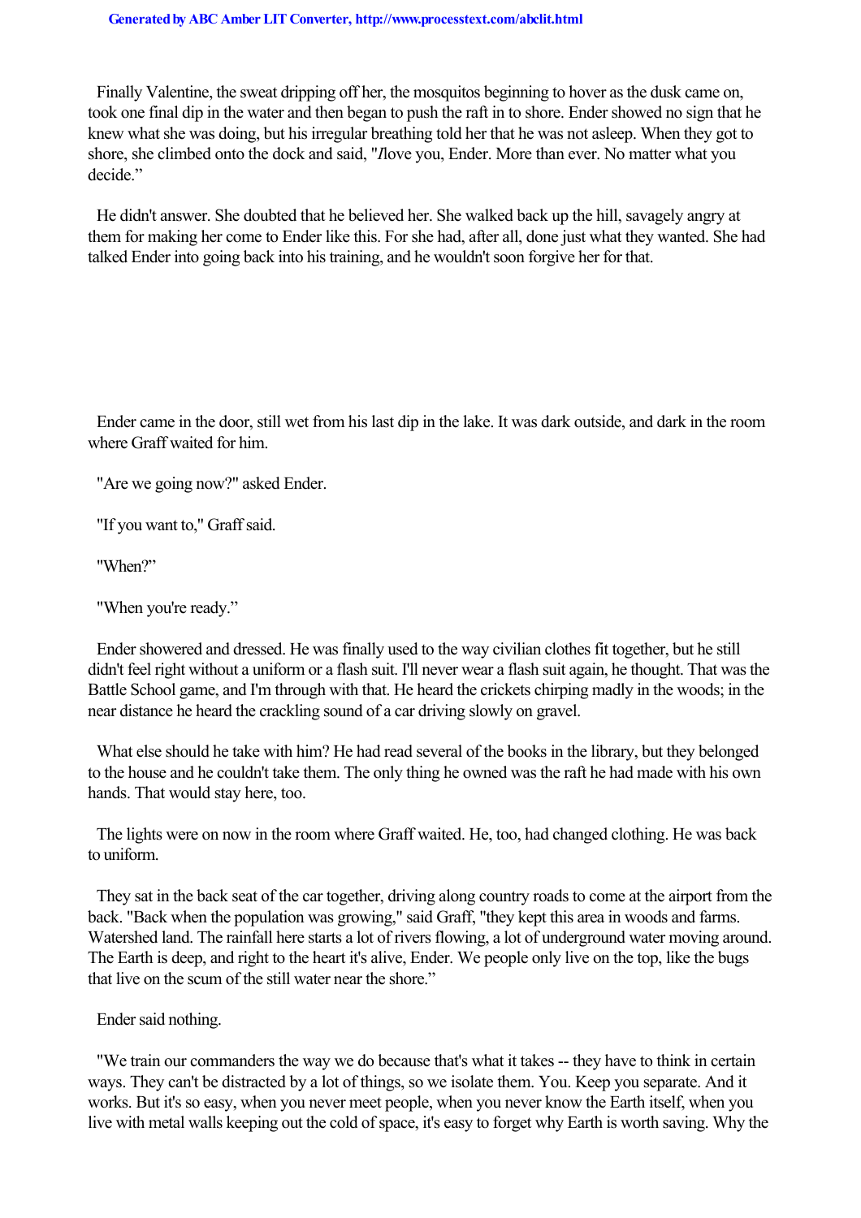Finally Valentine, the sweat dripping off her, the mosquitos beginning to hover as the dusk came on, took one final dip in the water and then began to push the raft in to shore. Ender showed no sign that he knew what she was doing, but his irregular breathing told her that he was not asleep. When they got to shore, she climbed onto the dock and said, "*I* love you, Ender. More than ever. No matter what you decide."

He didn't answer. She doubted that he believed her. She walked back up the hill, savagely angry at them for making her come to Ender like this. For she had, after all, done just what they wanted. She had talked Ender into going back into his training, and he wouldn't soon forgive her for that.

Ender came in the door, still wet from his last dip in the lake. It was dark outside, and dark in the room where Graff waited for him.

"Are we going now?" asked Ender.

"If you want to," Graff said.

"When?"

"When you're ready."

Ender showered and dressed. He was finally used to the way civilian clothes fit together, but he still didn't feel right without a uniform or a flash suit. I'll never wear a flash suit again, he thought. That was the Battle School game, and I'm through with that. He heard the crickets chirping madly in the woods; in the near distance he heard the crackling sound of a car driving slowly on gravel.

What else should he take with him? He had read several of the books in the library, but they belonged to the house and he couldn't take them. The only thing he owned was the raft he had made with his own hands. That would stay here, too.

The lights were on now in the room where Graff waited. He, too, had changed clothing. He was back to uniform.

They sat in the back seat of the car together, driving along country roads to come at the airport from the back. "Back when the population was growing," said Graff, "they kept this area in woods and farms. Watershed land. The rainfall here starts a lot of rivers flowing, a lot of underground water moving around. The Earth is deep, and right to the heart it's alive, Ender. We people only live on the top, like the bugs that live on the scum of the still water near the shore."

Ender said nothing.

"We train our commanders the way we do because that's what it takes -- they have to think in certain ways. They can't be distracted by a lot of things, so we isolate them. You. Keep you separate. And it works. But it's so easy, when you never meet people, when you never know the Earth itself, when you live with metal walls keeping out the cold of space, it's easy to forget why Earth is worth saving. Why the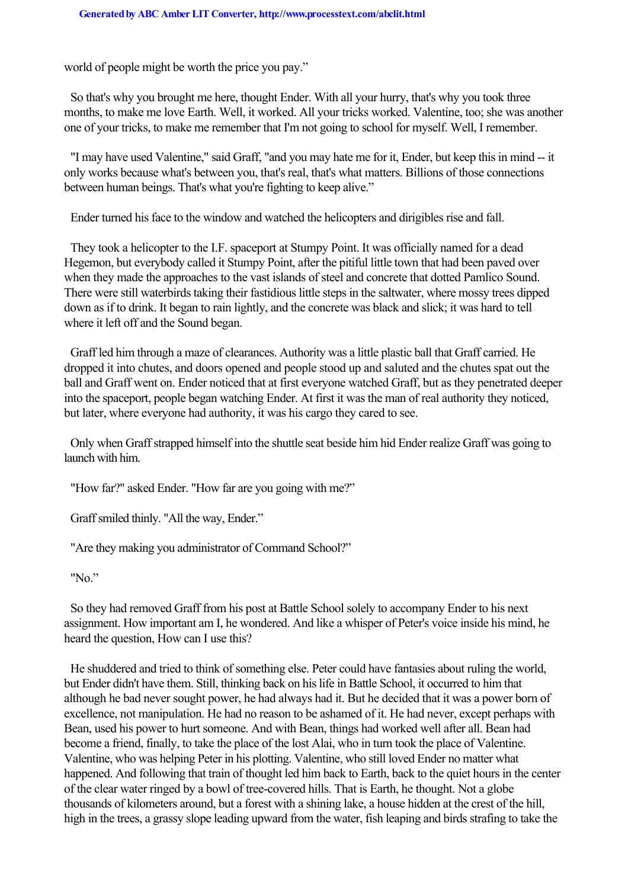world of people might be worth the price you pay."

So that's why you brought me here, thought Ender. With all your hurry, that's why you took three months, to make me love Earth. Well, it worked. All your tricks worked. Valentine, too; she was another one of your tricks, to make me remember that I'm not going to school for myself. Well, I remember.

"I may have used Valentine," said Graff, "and you may hate me for it, Ender, but keep this in mind -- it only works because what's between you, that's real, that's what matters. Billions of those connections between human beings. That's what you're fighting to keep alive."

Ender turned his face to the window and watched the helicopters and dirigibles rise and fall.

They took a helicopter to the I.F. spaceport at Stumpy Point. It was officially named for a dead Hegemon, but everybody called it Stumpy Point, after the pitiful little town that had been paved over when they made the approaches to the vast islands of steel and concrete that dotted Pamlico Sound. There were still waterbirds taking their fastidious little steps in the saltwater, where mossy trees dipped down as if to drink. It began to rain lightly, and the concrete was black and slick; it was hard to tell where it left off and the Sound began.

Graff led him through a maze of clearances. Authority was a little plastic ball that Graff carried. He dropped it into chutes, and doors opened and people stood up and saluted and the chutes spat out the ball and Graff went on. Ender noticed that at first everyone watched Graff, but as they penetrated deeper into the spaceport, people began watching Ender. At first it was the man of real authority they noticed, but later, where everyone had authority, it was his cargo they cared to see.

Only when Graff strapped himself into the shuttle seat beside him hid Ender realize Graff was going to launch with him.

"How far?" asked Ender. "How far are you going with me?"

Graff smiled thinly. "All the way, Ender."

"Are they making you administrator of Command School?"

"No."

So they had removed Graff from his post at Battle School solely to accompany Ender to his next assignment. How important am I, he wondered. And like a whisper of Peter's voice inside his mind, he heard the question, How can I use this?

He shuddered and tried to think of something else. Peter could have fantasies about ruling the world, but Ender didn't have them. Still, thinking back on his life in Battle School, it occurred to him that although he bad never sought power, he had always had it. But he decided that it was a power born of excellence, not manipulation. He had no reason to be ashamed of it. He had never, except perhaps with Bean, used his power to hurt someone. And with Bean, things had worked well after all. Bean had become a friend, finally, to take the place of the lost Alai, who in turn took the place of Valentine. Valentine, who was helping Peter in his plotting. Valentine, who still loved Ender no matter what happened. And following that train of thought led him back to Earth, back to the quiet hours in the center of the clear water ringed by a bowl of tree-covered hills. That is Earth, he thought. Not a globe thousands of kilometers around, but a forest with a shining lake, a house hidden at the crest of the hill, high in the trees, a grassy slope leading upward from the water, fish leaping and birds strafing to take the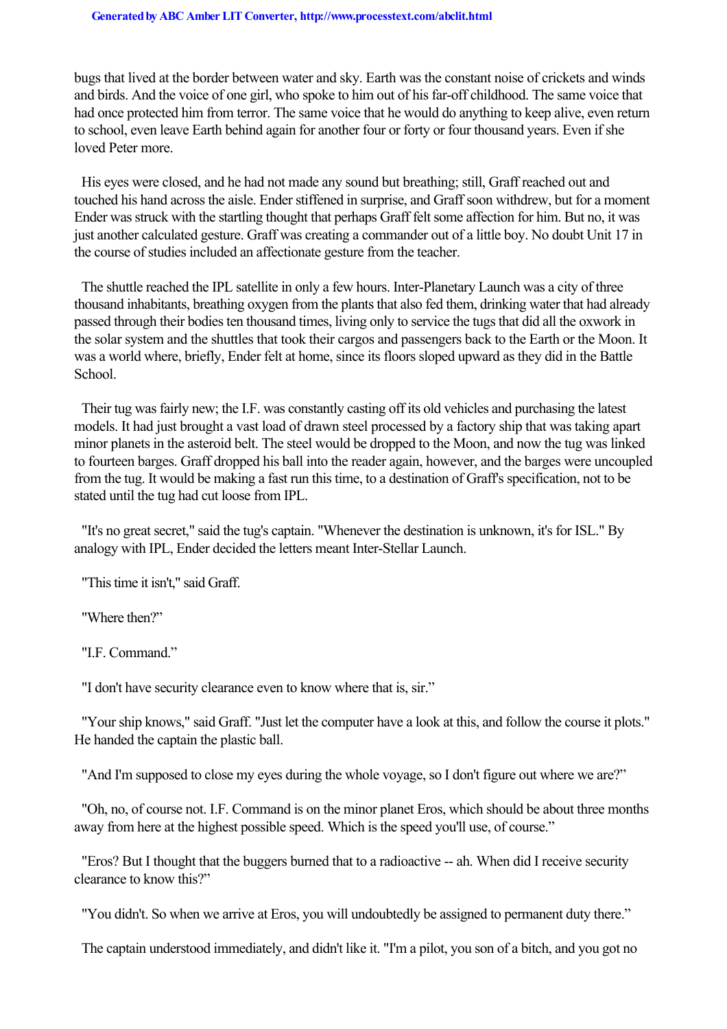bugs that lived at the border between water and sky. Earth was the constant noise of crickets and winds and birds. And the voice of one girl, who spoke to him out of his far-off childhood. The same voice that had once protected him from terror. The same voice that he would do anything to keep alive, even return to school, even leave Earth behind again for another four or forty or four thousand years. Even if she loved Peter more.

His eyes were closed, and he had not made any sound but breathing; still, Graff reached out and touched his hand across the aisle. Ender stiffened in surprise, and Graff soon withdrew, but for a moment Ender was struck with the startling thought that perhaps Graff felt some affection for him. But no, it was just another calculated gesture. Graff was creating a commander out of a little boy. No doubt Unit 17 in the course of studies included an affectionate gesture from the teacher.

The shuttle reached the IPL satellite in only a few hours. Inter-Planetary Launch was a city of three thousand inhabitants, breathing oxygen from the plants that also fed them, drinking water that had already passed through their bodies ten thousand times, living only to service the tugs that did all the oxwork in the solar system and the shuttles that took their cargos and passengers back to the Earth or the Moon. It was a world where, briefly, Ender felt at home, since its floors sloped upward as they did in the Battle School.

Their tug was fairly new; the I.F. was constantly casting off its old vehicles and purchasing the latest models. It had just brought a vast load of drawn steel processed by a factory ship that was taking apart minor planets in the asteroid belt. The steel would be dropped to the Moon, and now the tug was linked to fourteen barges. Graff dropped his ball into the reader again, however, and the barges were uncoupled from the tug. It would be making a fast run this time, to a destination of Graff's specification, not to be stated until the tug had cut loose from IPL.

"It's no great secret," said the tug's captain. "Whenever the destination is unknown, it's for ISL." By analogy with IPL, Ender decided the letters meant Inter-Stellar Launch.

"This time it isn't," said Graff.

"Where then?"

"I.F. Command."

"I don't have security clearance even to know where that is, sir."

"Your ship knows," said Graff. "Just let the computer have a look at this, and follow the course it plots." He handed the captain the plastic ball.

"And I'm supposed to close my eyes during the whole voyage, so I don't figure out where we are?"

"Oh, no, of course not. I.F. Command is on the minor planet Eros, which should be about three months away from here at the highest possible speed. Which is the speed you'll use, of course."

"Eros? But I thought that the buggers burned that to a radioactive -- ah. When did I receive security clearance to know this?"

"You didn't. So when we arrive at Eros, you will undoubtedly be assigned to permanent duty there."

The captain understood immediately, and didn't like it. "I'm a pilot, you son of a bitch, and you got no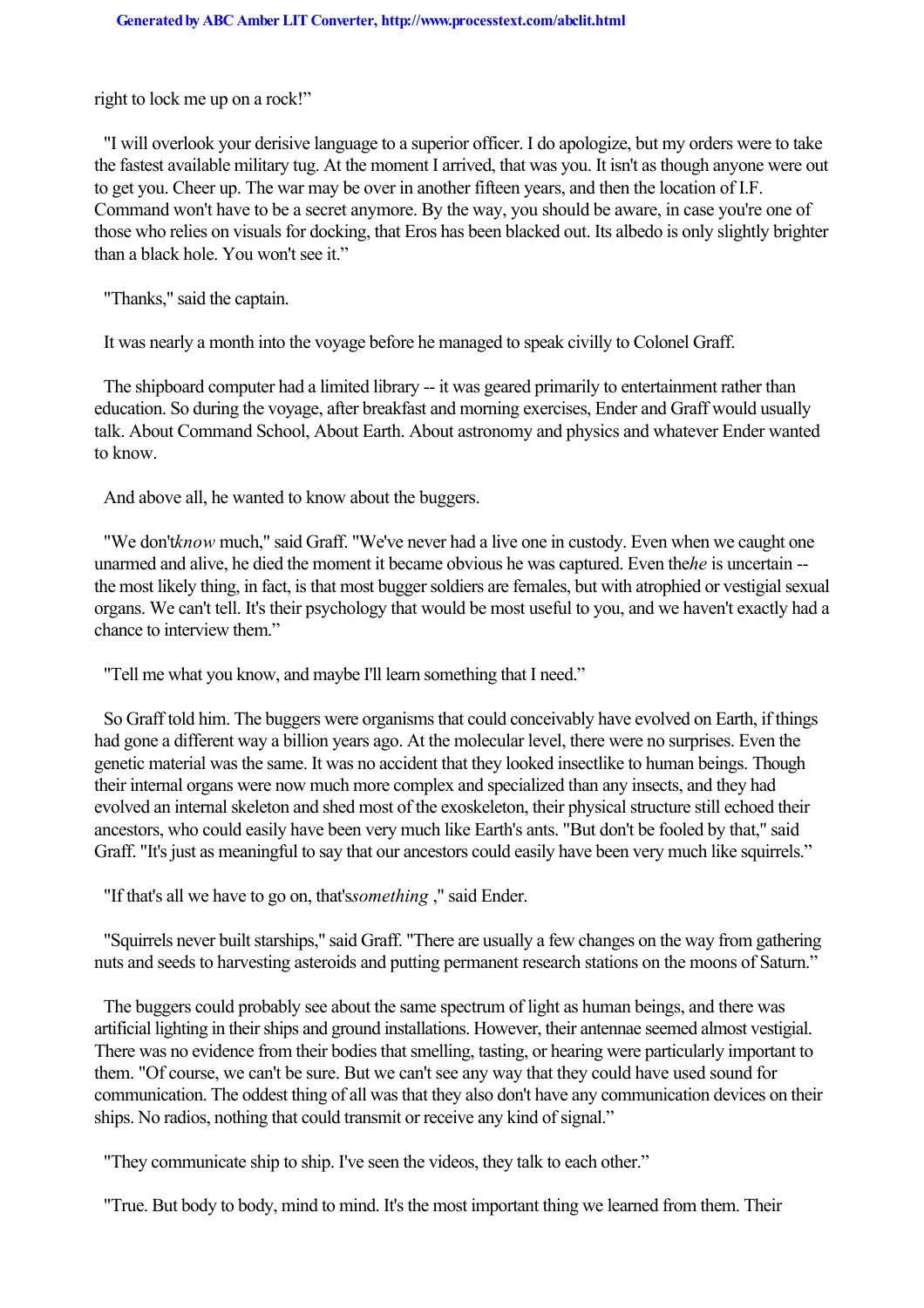right to lock me up on a rock!"

"I will overlook your derisive language to a superior officer. I do apologize, but my orders were to take the fastest available military tug. At the moment I arrived, that was you. It isn't as though anyone were out to get you. Cheer up. The war may be over in another fifteen years, and then the location of I.F. Command won't have to be a secret anymore. By the way, you should be aware, in case you're one of those who relies on visuals for docking, that Eros has been blacked out. Its albedo is only slightly brighter than a black hole. You won't see it."

"Thanks," said the captain.

It was nearly a month into the voyage before he managed to speak civilly to Colonel Graff.

The shipboard computer had a limited library -- it was geared primarily to entertainment rather than education. So during the voyage, after breakfast and morning exercises, Ender and Graff would usually talk. About Command School, About Earth. About astronomy and physics and whatever Ender wanted to know.

And above all, he wanted to know about the buggers.

"We don't *know* much," said Graff. "We've never had a live one in custody. Even when we caught one unarmed and alive, he died the moment it became obvious he was captured. Even the *he* is uncertain -- the most likely thing, in fact, is that most bugger soldiers are females, but with atrophied or vestigial sexual organs. We can't tell. It's their psychology that would be most useful to you, and we haven't exactly had a chance to interview them."

"Tell me what you know, and maybe I'll learn something that I need."

So Graff told him. The buggers were organisms that could conceivably have evolved on Earth, if things had gone a different way a billion years ago. At the molecular level, there were no surprises. Even the genetic material was the same. It was no accident that they looked insectlike to human beings. Though their internal organs were now much more complex and specialized than any insects, and they had evolved an internal skeleton and shed most of the exoskeleton, their physical structure still echoed their ancestors, who could easily have been very much like Earth's ants. "But don't be fooled by that," said Graff. "It's just as meaningful to say that our ancestors could easily have been very much like squirrels."

"If that's all we have to go on, that's *something* ," said Ender.

"Squirrels never built starships," said Graff. "There are usually a few changes on the way from gathering nuts and seeds to harvesting asteroids and putting permanent research stations on the moons of Saturn."

The buggers could probably see about the same spectrum of light as human beings, and there was artificial lighting in their ships and ground installations. However, their antennae seemed almost vestigial. There was no evidence from their bodies that smelling, tasting, or hearing were particularly important to them. "Of course, we can't be sure. But we can't see any way that they could have used sound for communication. The oddest thing of all was that they also don't have any communication devices on their ships. No radios, nothing that could transmit or receive any kind of signal."

"They communicate ship to ship. I've seen the videos, they talk to each other."

"True. But body to body, mind to mind. It's the most important thing we learned from them. Their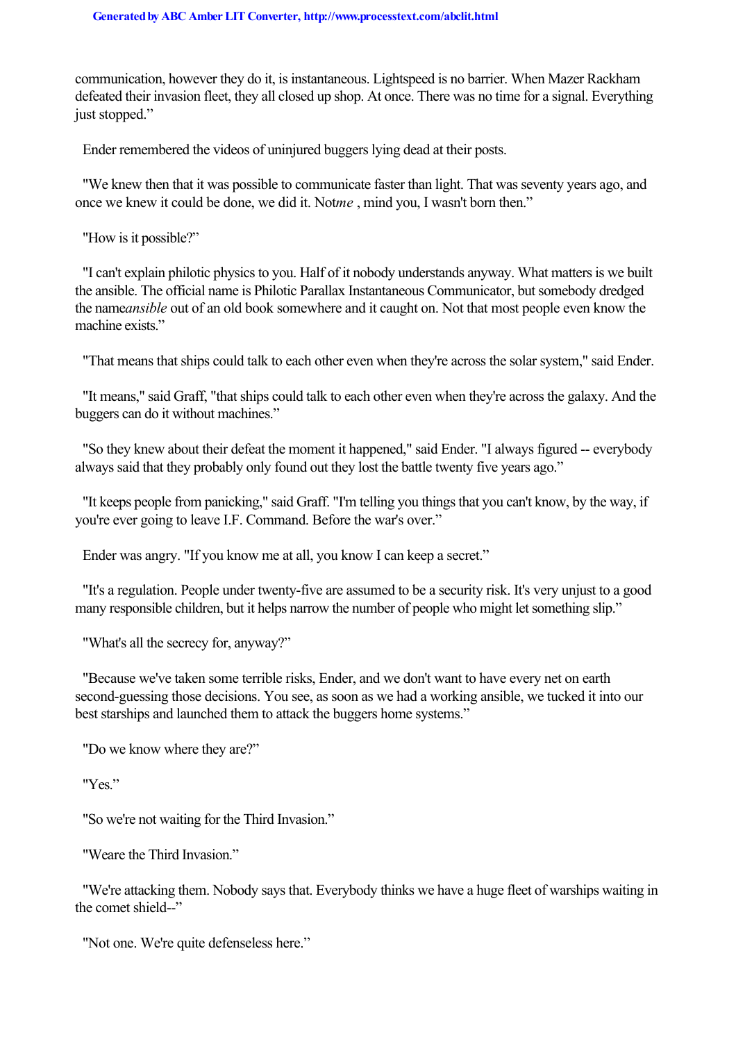communication, however they do it, is instantaneous. Lightspeed is no barrier. When Mazer Rackham defeated their invasion fleet, they all closed up shop. At once. There was no time for a signal. Everything just stopped."

Ender remembered the videos of uninjured buggers lying dead at their posts.

"We knew then that it was possible to communicate faster than light. That was seventy years ago, and once we knew it could be done, we did it. Not *me*, mind you, I wasn't born then."

"How is it possible?"

"I can't explain philotic physics to you. Half of it nobody understands anyway. What matters is we built the ansible. The official name is Philotic Parallax Instantaneous Communicator, but somebody dredged the name *ansible* out of an old book somewhere and it caught on. Not that most people even know the machine exists."

"That means that ships could talk to each other even when they're across the solar system," said Ender.

"It means," said Graff, "that ships could talk to each other even when they're across the galaxy. And the buggers can do it without machines."

"So they knew about their defeat the moment it happened," said Ender. "I always figured -- everybody always said that they probably only found out they lost the battle twenty five years ago."

"It keeps people from panicking," said Graff. "I'm telling you things that you can't know, by the way, if you're ever going to leave I.F. Command. Before the war's over."

Ender was angry. "If you know me at all, you know I can keep a secret."

"It's a regulation. People under twenty-five are assumed to be a security risk. It's very unjust to a good many responsible children, but it helps narrow the number of people who might let something slip."

"What's all the secrecy for, anyway?"

"Because we've taken some terrible risks, Ender, and we don't want to have every net on earth second-guessing those decisions. You see, as soon as we had a working ansible, we tucked it into our best starships and launched them to attack the buggers home systems."

"Do we know where they are?"

"Yes."

"So we're not waiting for the Third Invasion."

"We *are* the Third Invasion."

"We're attacking them. Nobody says that. Everybody thinks we have a huge fleet of warships waiting in the comet shield--"

"Not one. We're quite defenseless here."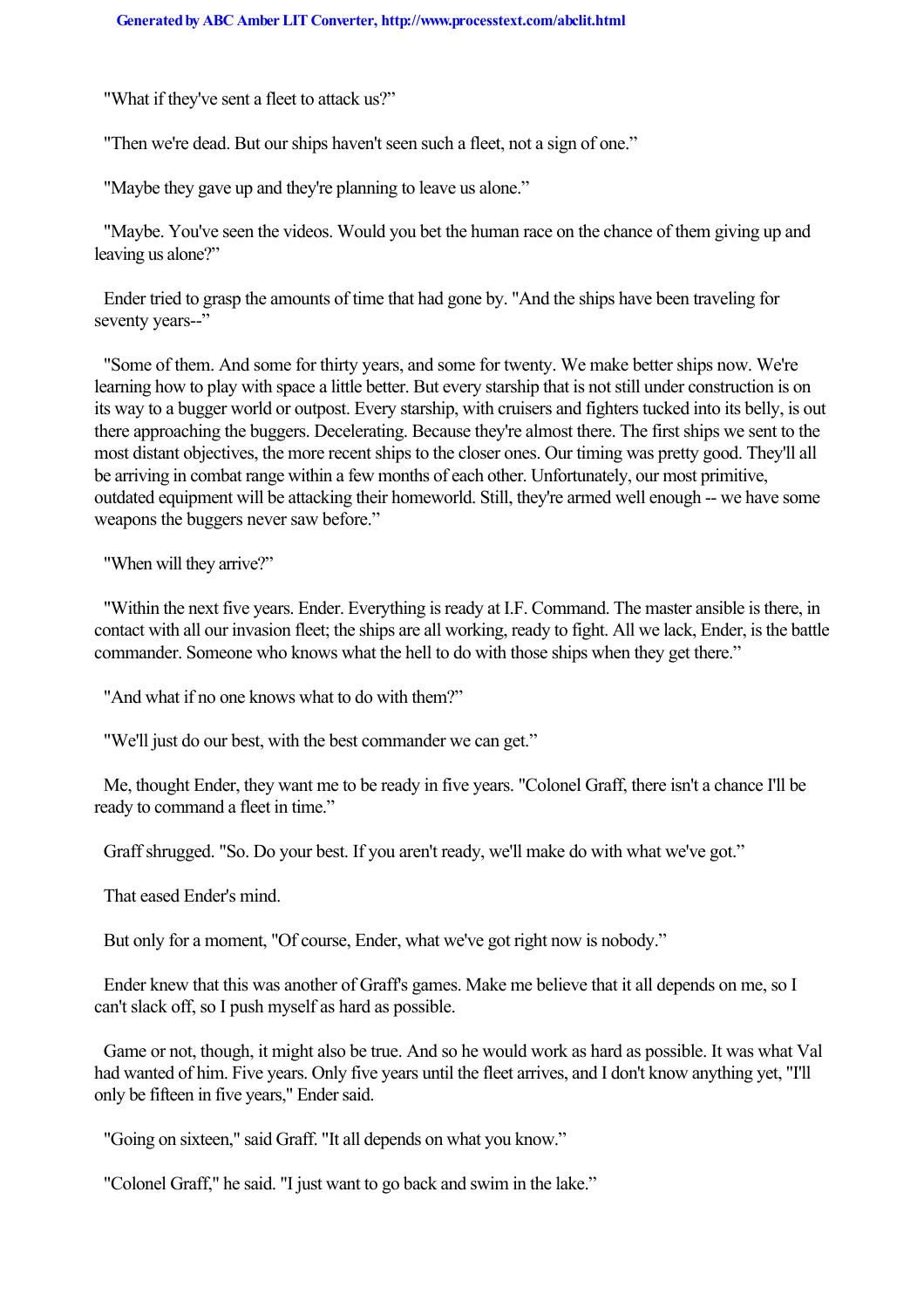"What if they've sent a fleet to attack us?"

"Then we're dead. But our ships haven't seen such a fleet, not a sign of one."

"Maybe they gave up and they're planning to leave us alone."

"Maybe. You've seen the videos. Would you bet the human race on the chance of them giving up and leaving us alone?"

Ender tried to grasp the amounts of time that had gone by. "And the ships have been traveling for seventy years--"

"Some of them. And some for thirty years, and some for twenty. We make better ships now. We're learning how to play with space a little better. But every starship that is not still under construction is on its way to a bugger world or outpost. Every starship, with cruisers and fighters tucked into its belly, is out there approaching the buggers. Decelerating. Because they're almost there. The first ships we sent to the most distant objectives, the more recent ships to the closer ones. Our timing was pretty good. They'll all be arriving in combat range within a few months of each other. Unfortunately, our most primitive, outdated equipment will be attacking their homeworld. Still, they're armed well enough -- we have some weapons the buggers never saw before."

"When will they arrive?"

"Within the next five years. Ender. Everything is ready at I.F. Command. The master ansible is there, in contact with all our invasion fleet; the ships are all working, ready to fight. All we lack, Ender, is the battle commander. Someone who knows what the hell to do with those ships when they get there."

"And what if no one knows what to do with them?"

"We'll just do our best, with the best commander we can get."

Me, thought Ender, they want me to be ready in five years. "Colonel Graff, there isn't a chance I'll be ready to command a fleet in time."

Graff shrugged. "So. Do your best. If you aren't ready, we'll make do with what we've got."

That eased Ender's mind.

But only for a moment, "Of course, Ender, what we've got right now is nobody."

Ender knew that this was another of Graff's games. Make me believe that it all depends on me, so I can't slack off, so I push myself as hard as possible.

Game or not, though, it might also be true. And so he would work as hard as possible. It was what Val had wanted of him. Five years. Only five years until the fleet arrives, and I don't know anything yet, "I'll only be fifteen in five years," Ender said.

"Going on sixteen," said Graff. "It all depends on what you know."

"Colonel Graff," he said. "I just want to go back and swim in the lake."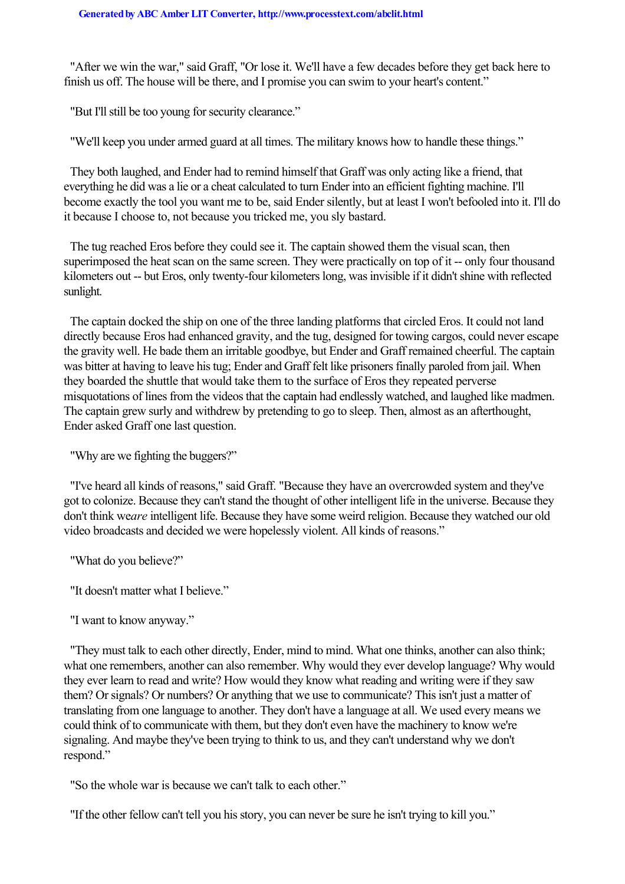"After we win the war," said Graff, "Or lose it. We'll have a few decades before they get back here to finish us off. The house will be there, and I promise you can swim to your heart's content."

"But I'll still be too young for security clearance."

"We'll keep you under armed guard at all times. The military knows how to handle these things."

They both laughed, and Ender had to remind himself that Graff was only acting like a friend, that everything he did was a lie or a cheat calculated to turn Ender into an efficient fighting machine. I'll become exactly the tool you want me to be, said Ender silently, but at least I won't befooled into it. I'll do it because I choose to, not because you tricked me, you sly bastard.

The tug reached Eros before they could see it. The captain showed them the visual scan, then superimposed the heat scan on the same screen. They were practically on top of it -- only four thousand kilometers out -- but Eros, only twenty-four kilometers long, was invisible if it didn't shine with reflected sunlight.

The captain docked the ship on one of the three landing platforms that circled Eros. It could not land directly because Eros had enhanced gravity, and the tug, designed for towing cargos, could never escape the gravity well. He bade them an irritable goodbye, but Ender and Graff remained cheerful. The captain was bitter at having to leave his tug; Ender and Graff felt like prisoners finally paroled from jail. When they boarded the shuttle that would take them to the surface of Eros they repeated perverse misquotations of lines from the videos that the captain had endlessly watched, and laughed like madmen. The captain grew surly and withdrew by pretending to go to sleep. Then, almost as an afterthought, Ender asked Graff one last question.

"Why are we fighting the buggers?"

"I've heard all kinds of reasons," said Graff. "Because they have an overcrowded system and they've got to colonize. Because they can't stand the thought of other intelligent life in the universe. Because they don't think we*are* intelligent life. Because they have some weird religion. Because they watched our old video broadcasts and decided we were hopelessly violent. All kinds of reasons."

"What do you believe?"

"It doesn't matter what I believe."

"I want to know anyway."

"They must talk to each other directly, Ender, mind to mind. What one thinks, another can also think; what one remembers, another can also remember. Why would they ever develop language? Why would they ever learn to read and write? How would they know what reading and writing were if they saw them? Or signals? Or numbers? Or anything that we use to communicate? This isn't just a matter of translating from one language to another. They don't have a language at all. We used every means we could think of to communicate with them, but they don't even have the machinery to know we're signaling. And maybe they've been trying to think to us, and they can't understand why we don't respond."

"So the whole war is because we can't talk to each other."

"If the other fellow can't tell you his story, you can never be sure he isn't trying to kill you."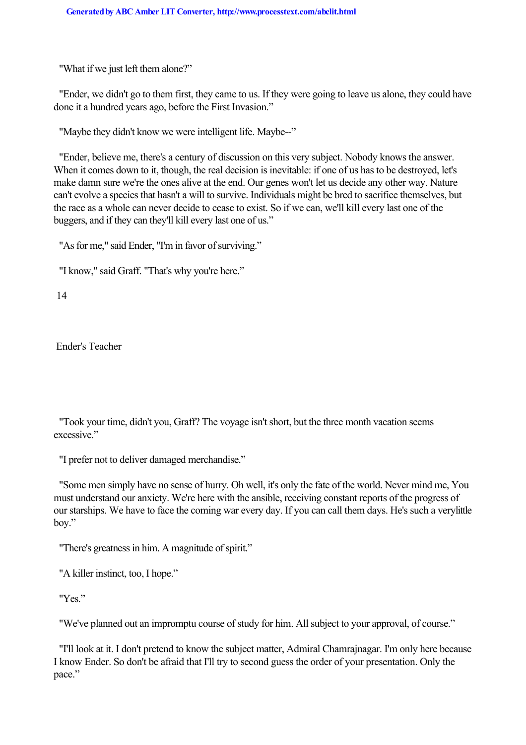"What if we just left them alone?"

"Ender, we didn't go to them first, they came to us. If they were going to leave us alone, they could have done it a hundred years ago, before the First Invasion."

"Maybe they didn't know we were intelligent life. Maybe--"

"Ender, believe me, there's a century of discussion on this very subject. Nobody knows the answer. When it comes down to it, though, the real decision is inevitable: if one of us has to be destroyed, let's make damn sure we're the ones alive at the end. Our genes won't let us decide any other way. Nature can't evolve a species that hasn't a will to survive. Individuals might be bred to sacrifice themselves, but the race as a whole can never decide to cease to exist. So if we can, we'll kill every last one of the buggers, and if they can they'll kill every last one of us."

"As for me," said Ender, "I'm in favor of surviving."

"I know," said Graff. "That's why you're here."

# 14

## Ender's Teacher

"Took your time, didn't you, Graff? The voyage isn't short, but the three month vacation seems excessive."

"I prefer not to deliver damaged merchandise."

"Some men simply have no sense of hurry. Oh well, it's only the fate of the world. Never mind me, You must understand our anxiety. We're here with the ansible, receiving constant reports of the progress of our starships. We have to face the coming war every day. If you can call them days. He's such a verylittle boy."

"There's greatness in him. A magnitude of spirit."

"A killer instinct, too, I hope."

"Yes."

"We've planned out an impromptu course of study for him. All subject to your approval, of course."

"I'll look at it. I don't pretend to know the subject matter, Admiral Chamrajnagar. I'm only here because I know Ender. So don't be afraid that I'll try to second guess the order of your presentation. Only the pace."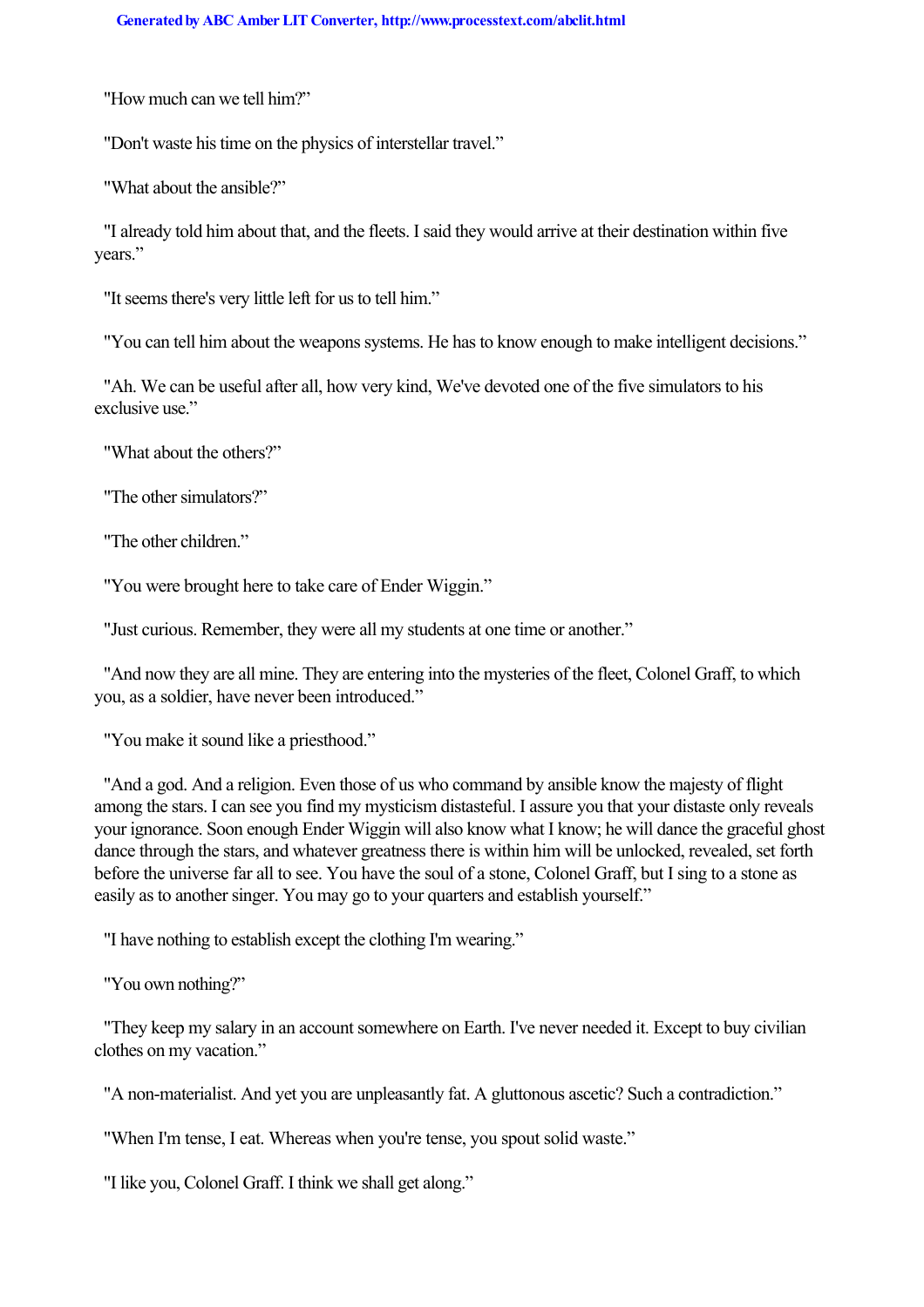"How much can we tell him?"

"Don't waste his time on the physics of interstellar travel."

"What about the ansible?"

"I already told him about that, and the fleets. I said they would arrive at their destination within five years."

"It seems there's very little left for us to tell him."

"You can tell him about the weapons systems. He has to know enough to make intelligent decisions."

"Ah. We can be useful after all, how very kind, We've devoted one of the five simulators to his exclusive use."

"What about the others?"

"The other simulators?"

"The other children."

"You were brought here to take care of Ender Wiggin."

"Just curious. Remember, they were all my students at one time or another."

"And now they are all mine. They are entering into the mysteries of the fleet, Colonel Graff, to which you, as a soldier, have never been introduced."

"You make it sound like a priesthood."

"And a god. And a religion. Even those of us who command by ansible know the majesty of flight among the stars. I can see you find my mysticism distasteful. I assure you that your distaste only reveals your ignorance. Soon enough Ender Wiggin will also know what I know; he will dance the graceful ghost dance through the stars, and whatever greatness there is within him will be unlocked, revealed, set forth before the universe far all to see. You have the soul of a stone, Colonel Graff, but I sing to a stone as easily as to another singer. You may go to your quarters and establish yourself."

"I have nothing to establish except the clothing I'm wearing."

"You own nothing?"

"They keep my salary in an account somewhere on Earth. I've never needed it. Except to buy civilian clothes on my vacation."

"A non-materialist. And yet you are unpleasantly fat. A gluttonous ascetic? Such a contradiction."

"When I'm tense, I eat. Whereas when you're tense, you spout solid waste."

"I like you, Colonel Graff. I think we shall get along."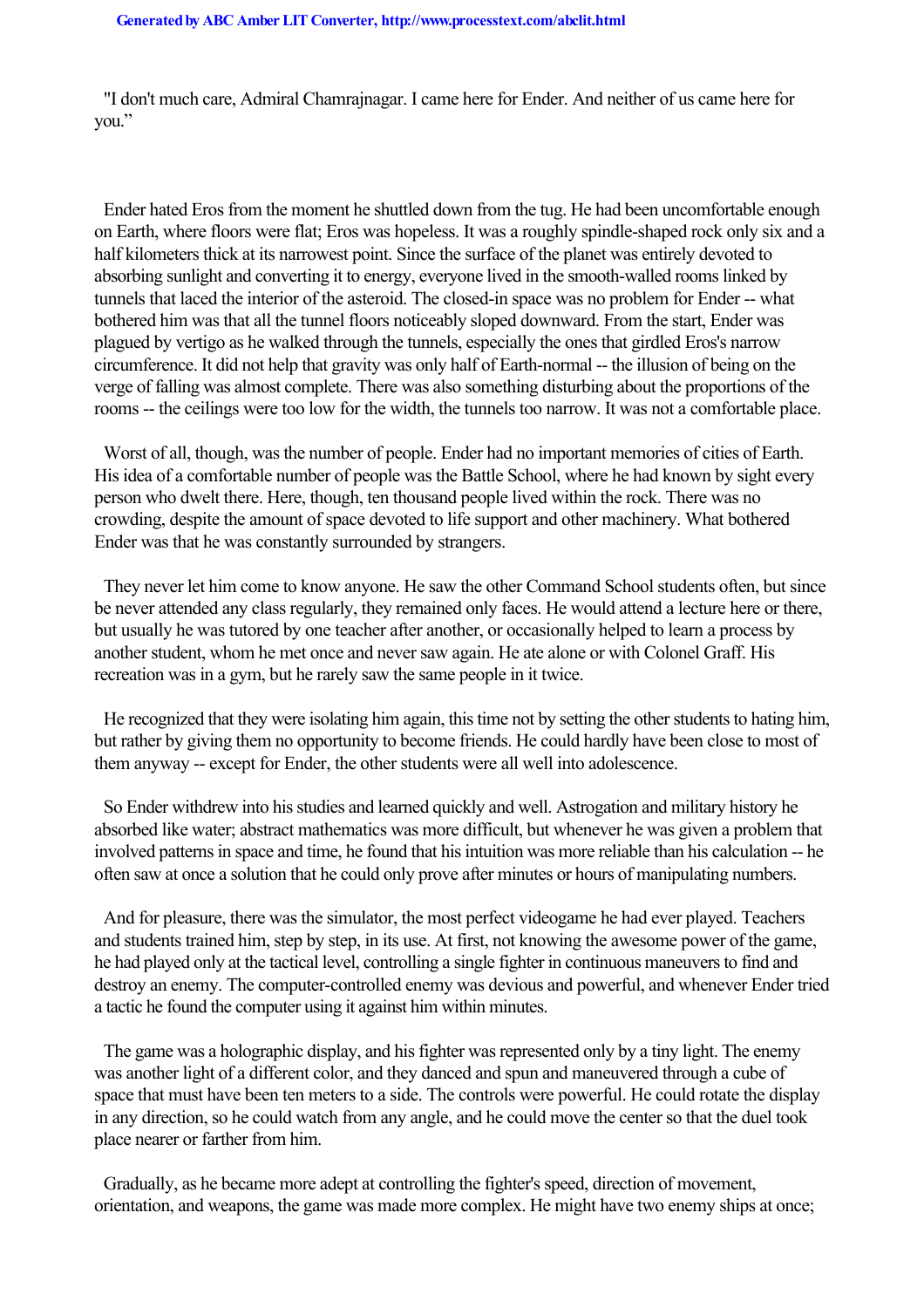"I don't much care, Admiral Chamrajnagar. I came here for Ender. And neither of us came here for you."

Ender hated Eros from the moment he shuttled down from the tug. He had been uncomfortable enough on Earth, where floors were flat; Eros was hopeless. It was a roughly spindle-shaped rock only six and a half kilometers thick at its narrowest point. Since the surface of the planet was entirely devoted to absorbing sunlight and converting it to energy, everyone lived in the smooth-walled rooms linked by tunnels that laced the interior of the asteroid. The closed-in space was no problem for Ender -- what bothered him was that all the tunnel floors noticeably sloped downward. From the start, Ender was plagued by vertigo as he walked through the tunnels, especially the ones that girdled Eros's narrow circumference. It did not help that gravity was only half of Earth-normal -- the illusion of being on the verge of falling was almost complete. There was also something disturbing about the proportions of the rooms -- the ceilings were too low for the width, the tunnels too narrow. It was not a comfortable place.

Worst of all, though, was the number of people. Ender had no important memories of cities of Earth. His idea of a comfortable number of people was the Battle School, where he had known by sight every person who dwelt there. Here, though, ten thousand people lived within the rock. There was no crowding, despite the amount of space devoted to life support and other machinery. What bothered Ender was that he was constantly surrounded by strangers.

They never let him come to know anyone. He saw the other Command School students often, but since be never attended any class regularly, they remained only faces. He would attend a lecture here or there, but usually he was tutored by one teacher after another, or occasionally helped to learn a process by another student, whom he met once and never saw again. He ate alone or with Colonel Graff. His recreation was in a gym, but he rarely saw the same people in it twice.

He recognized that they were isolating him again, this time not by setting the other students to hating him, but rather by giving them no opportunity to become friends. He could hardly have been close to most of them anyway -- except for Ender, the other students were all well into adolescence.

So Ender withdrew into his studies and learned quickly and well. Astrogation and military history he absorbed like water; abstract mathematics was more difficult, but whenever he was given a problem that involved patterns in space and time, he found that his intuition was more reliable than his calculation -- he often saw at once a solution that he could only prove after minutes or hours of manipulating numbers.

And for pleasure, there was the simulator, the most perfect videogame he had ever played. Teachers and students trained him, step by step, in its use. At first, not knowing the awesome power of the game, he had played only at the tactical level, controlling a single fighter in continuous maneuvers to find and destroy an enemy. The computer-controlled enemy was devious and powerful, and whenever Ender tried a tactic he found the computer using it against him within minutes.

The game was a holographic display, and his fighter was represented only by a tiny light. The enemy was another light of a different color, and they danced and spun and maneuvered through a cube of space that must have been ten meters to a side. The controls were powerful. He could rotate the display in any direction, so he could watch from any angle, and he could move the center so that the duel took place nearer or farther from him.

Gradually, as he became more adept at controlling the fighter's speed, direction of movement, orientation, and weapons, the game was made more complex. He might have two enemy ships at once;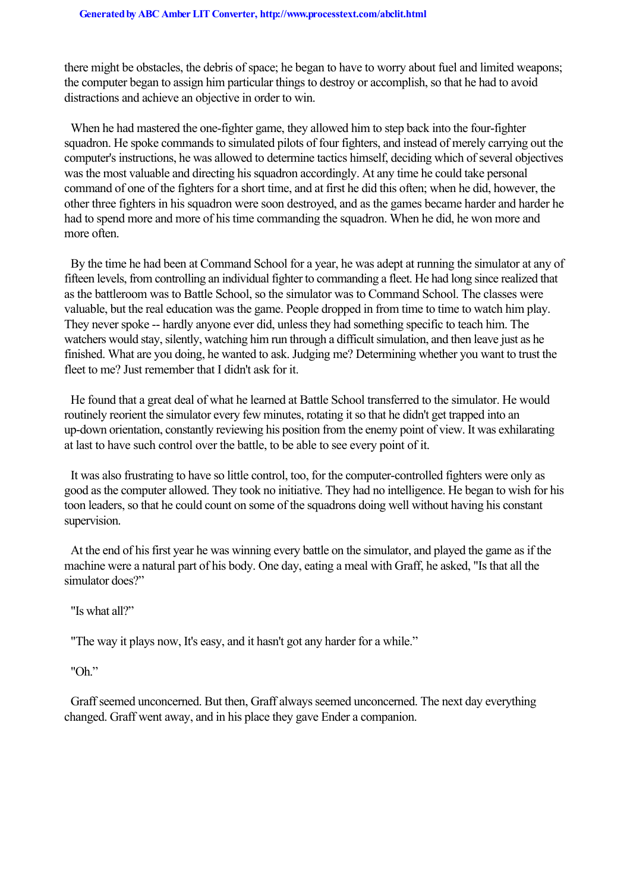there might be obstacles, the debris of space; he began to have to worry about fuel and limited weapons; the computer began to assign him particular things to destroy or accomplish, so that he had to avoid distractions and achieve an objective in order to win.

When he had mastered the one-fighter game, they allowed him to step back into the four-fighter squadron. He spoke commands to simulated pilots of four fighters, and instead of merely carrying out the computer's instructions, he was allowed to determine tactics himself, deciding which of several objectives was the most valuable and directing his squadron accordingly. At any time he could take personal command of one of the fighters for a short time, and at first he did this often; when he did, however, the other three fighters in his squadron were soon destroyed, and as the games became harder and harder he had to spend more and more of his time commanding the squadron. When he did, he won more and more often.

By the time he had been at Command School for a year, he was adept at running the simulator at any of fifteen levels, from controlling an individual fighter to commanding a fleet. He had long since realized that as the battleroom was to Battle School, so the simulator was to Command School. The classes were valuable, but the real education was the game. People dropped in from time to time to watch him play. They never spoke -- hardly anyone ever did, unless they had something specific to teach him. The watchers would stay, silently, watching him run through a difficult simulation, and then leave just as he finished. What are you doing, he wanted to ask. Judging me? Determining whether you want to trust the fleet to me? Just remember that I didn't ask for it.

He found that a great deal of what he learned at Battle School transferred to the simulator. He would routinely reorient the simulator every few minutes, rotating it so that he didn't get trapped into an up-down orientation, constantly reviewing his position from the enemy point of view. It was exhilarating at last to have such control over the battle, to be able to see every point of it.

It was also frustrating to have so little control, too, for the computer-controlled fighters were only as good as the computer allowed. They took no initiative. They had no intelligence. He began to wish for his toon leaders, so that he could count on some of the squadrons doing well without having his constant supervision.

At the end of his first year he was winning every battle on the simulator, and played the game as if the machine were a natural part of his body. One day, eating a meal with Graff, he asked, "Is that all the simulator does?"

"Is what all?"

"The way it plays now, It's easy, and it hasn't got any harder for a while."

"Oh."

Graff seemed unconcerned. But then, Graff always seemed unconcerned. The next day everything changed. Graff went away, and in his place they gave Ender a companion.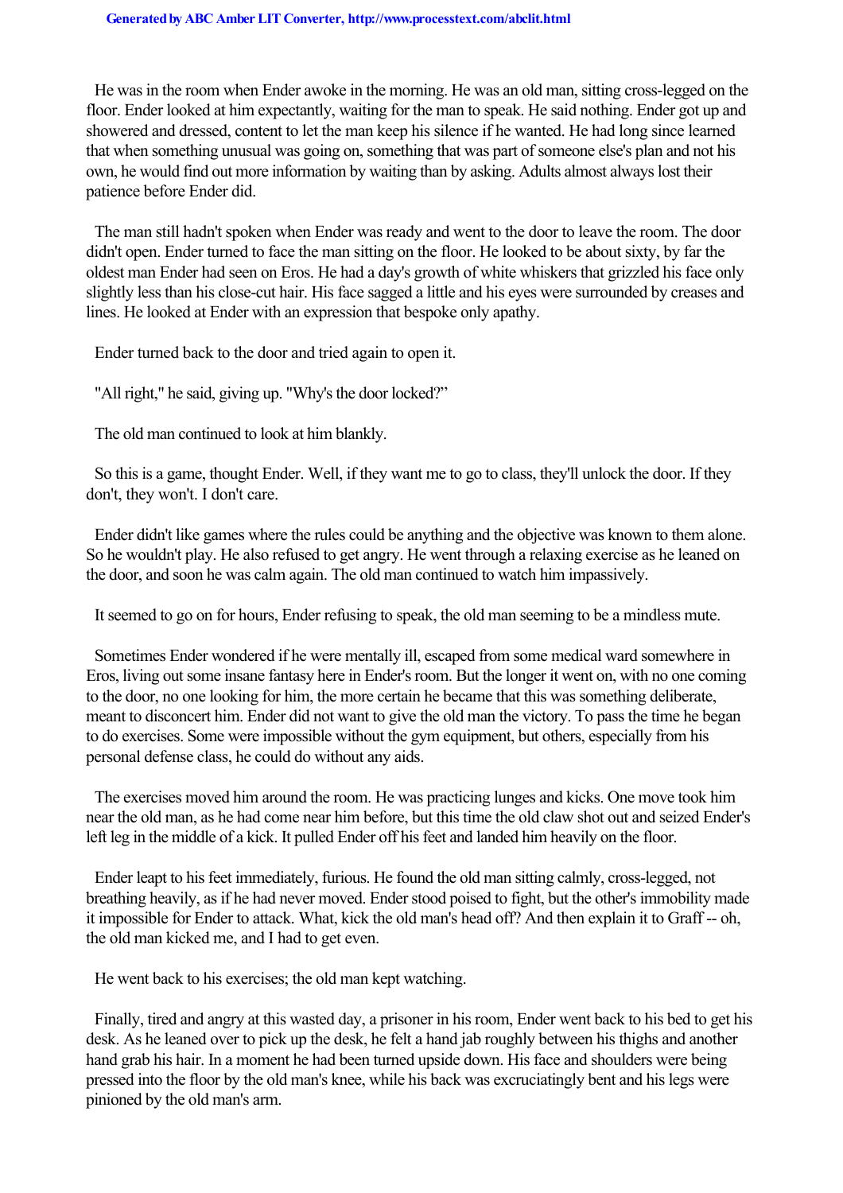He was in the room when Ender awoke in the morning. He was an old man, sitting cross-legged on the floor. Ender looked at him expectantly, waiting for the man to speak. He said nothing. Ender got up and showered and dressed, content to let the man keep his silence if he wanted. He had long since learned that when something unusual was going on, something that was part of someone else's plan and not his own, he would find out more information by waiting than by asking. Adults almost always lost their patience before Ender did.

The man still hadn't spoken when Ender was ready and went to the door to leave the room. The door didn't open. Ender turned to face the man sitting on the floor. He looked to be about sixty, by far the oldest man Ender had seen on Eros. He had a day's growth of white whiskers that grizzled his face only slightly less than his close-cut hair. His face sagged a little and his eyes were surrounded by creases and lines. He looked at Ender with an expression that bespoke only apathy.

Ender turned back to the door and tried again to open it.

"All right," he said, giving up. "Why's the door locked?"

The old man continued to look at him blankly.

So this is a game, thought Ender. Well, if they want me to go to class, they'll unlock the door. If they don't, they won't. I don't care.

Ender didn't like games where the rules could be anything and the objective was known to them alone. So he wouldn't play. He also refused to get angry. He went through a relaxing exercise as he leaned on the door, and soon he was calm again. The old man continued to watch him impassively.

It seemed to go on for hours, Ender refusing to speak, the old man seeming to be a mindless mute.

Sometimes Ender wondered if he were mentally ill, escaped from some medical ward somewhere in Eros, living out some insane fantasy here in Ender's room. But the longer it went on, with no one coming to the door, no one looking for him, the more certain he became that this was something deliberate, meant to disconcert him. Ender did not want to give the old man the victory. To pass the time he began to do exercises. Some were impossible without the gym equipment, but others, especially from his personal defense class, he could do without any aids.

The exercises moved him around the room. He was practicing lunges and kicks. One move took him near the old man, as he had come near him before, but this time the old claw shot out and seized Ender's left leg in the middle of a kick. It pulled Ender off his feet and landed him heavily on the floor.

Ender leapt to his feet immediately, furious. He found the old man sitting calmly, cross-legged, not breathing heavily, as if he had never moved. Ender stood poised to fight, but the other's immobility made it impossible for Ender to attack. What, kick the old man's head off? And then explain it to Graff -- oh, the old man kicked me, and I had to get even.

He went back to his exercises; the old man kept watching.

Finally, tired and angry at this wasted day, a prisoner in his room, Ender went back to his bed to get his desk. As he leaned over to pick up the desk, he felt a hand jab roughly between his thighs and another hand grab his hair. In a moment he had been turned upside down. His face and shoulders were being pressed into the floor by the old man's knee, while his back was excruciatingly bent and his legs were pinioned by the old man's arm.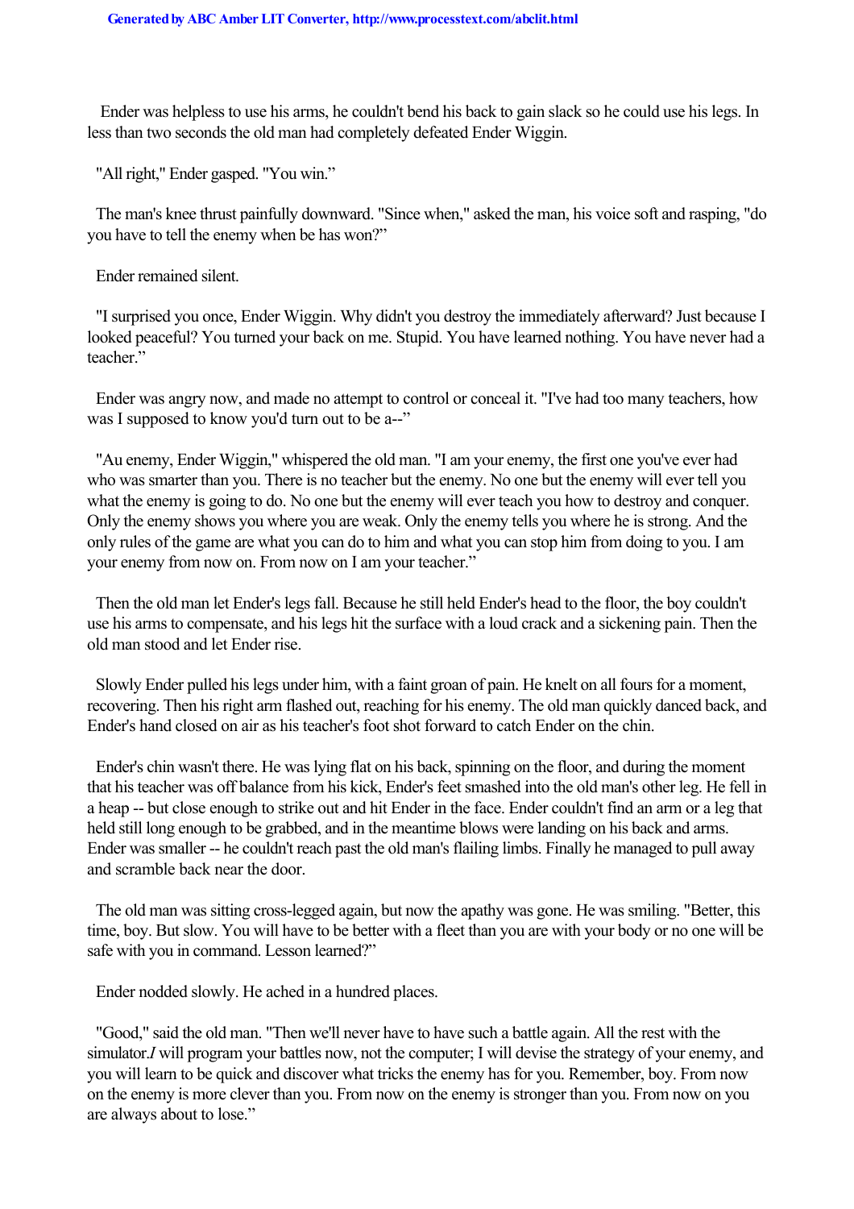Ender was helpless to use his arms, he couldn't bend his back to gain slack so he could use his legs. In less than two seconds the old man had completely defeated Ender Wiggin.

"All right," Ender gasped. "You win."

The man's knee thrust painfully downward. "Since when," asked the man, his voice soft and rasping, "do you have to tell the enemy when be has won?"

Ender remained silent.

"I surprised you once, Ender Wiggin. Why didn't you destroy the immediately afterward? Just because I looked peaceful? You turned your back on me. Stupid. You have learned nothing. You have never had a teacher."

Ender was angry now, and made no attempt to control or conceal it. "I've had too many teachers, how was I supposed to know you'd turn out to be a--"

"Au enemy, Ender Wiggin," whispered the old man. "I am your enemy, the first one you've ever had who was smarter than you. There is no teacher but the enemy. No one but the enemy will ever tell you what the enemy is going to do. No one but the enemy will ever teach you how to destroy and conquer. Only the enemy shows you where you are weak. Only the enemy tells you where he is strong. And the only rules of the game are what you can do to him and what you can stop him from doing to you. I am your enemy from now on. From now on I am your teacher."

Then the old man let Ender's legs fall. Because he still held Ender's head to the floor, the boy couldn't use his arms to compensate, and his legs hit the surface with a loud crack and a sickening pain. Then the old man stood and let Ender rise.

Slowly Ender pulled his legs under him, with a faint groan of pain. He knelt on all fours for a moment, recovering. Then his right arm flashed out, reaching for his enemy. The old man quickly danced back, and Ender's hand closed on air as his teacher's foot shot forward to catch Ender on the chin.

Ender's chin wasn't there. He was lying flat on his back, spinning on the floor, and during the moment that his teacher was off balance from his kick, Ender's feet smashed into the old man's other leg. He fell in a heap -- but close enough to strike out and hit Ender in the face. Ender couldn't find an arm or a leg that held still long enough to be grabbed, and in the meantime blows were landing on his back and arms. Ender was smaller -- he couldn't reach past the old man's flailing limbs. Finally he managed to pull away and scramble back near the door.

The old man was sitting cross-legged again, but now the apathy was gone. He was smiling. "Better, this time, boy. But slow. You will have to be better with a fleet than you are with your body or no one will be safe with you in command. Lesson learned?"

Ender nodded slowly. He ached in a hundred places.

"Good," said the old man. "Then we'll never have to have such a battle again. All the rest with the simulator.*I* will program your battles now, not the computer; I will devise the strategy of your enemy, and you will learn to be quick and discover what tricks the enemy has for you. Remember, boy. From now on the enemy is more clever than you. From now on the enemy is stronger than you. From now on you are always about to lose."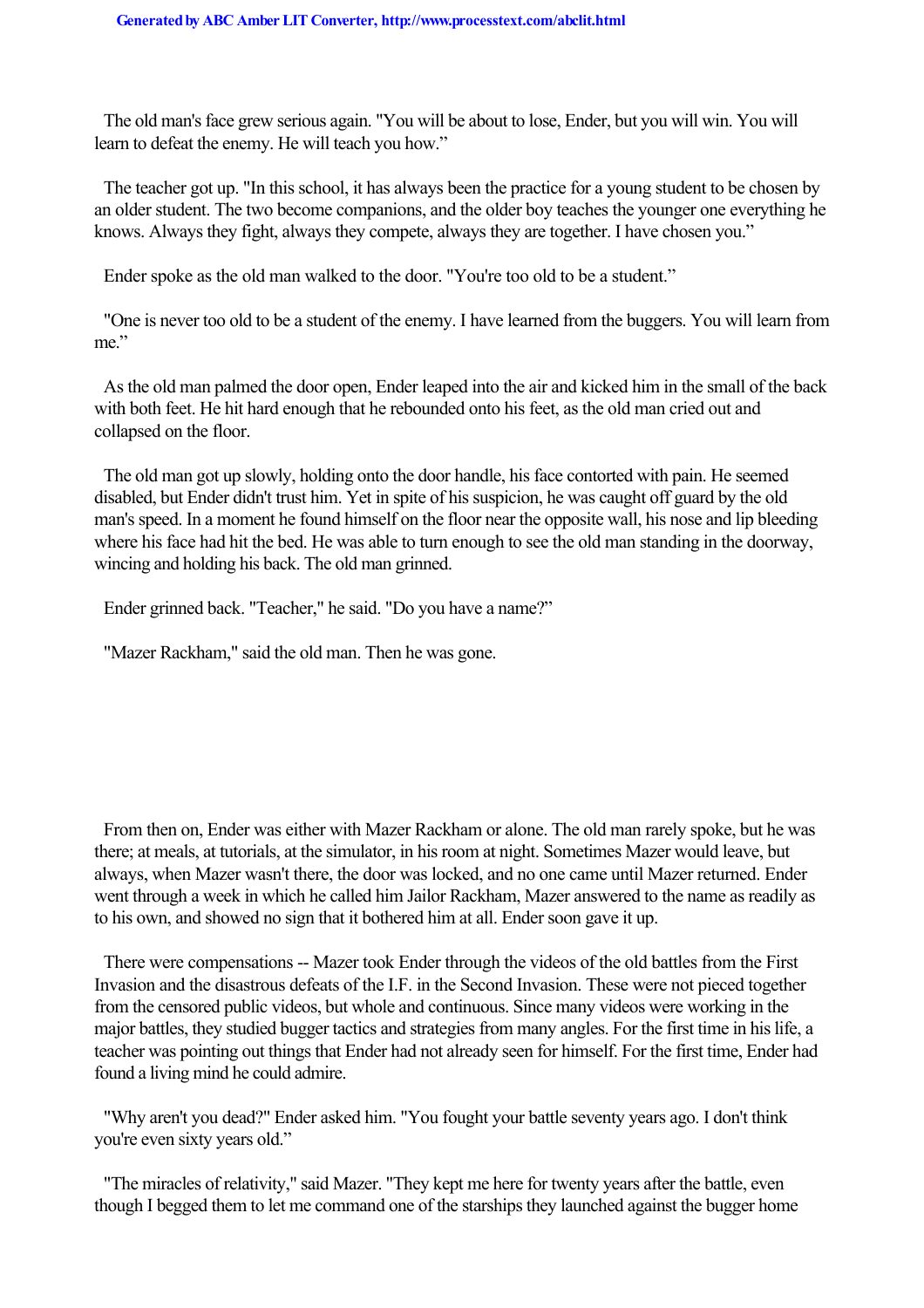The old man's face grew serious again. "You will be about to lose, Ender, but you will win. You will learn to defeat the enemy. He will teach you how."

The teacher got up. "In this school, it has always been the practice for a young student to be chosen by an older student. The two become companions, and the older boy teaches the younger one everything he knows. Always they fight, always they compete, always they are together. I have chosen you."

Ender spoke as the old man walked to the door. "You're too old to be a student."

"One is never too old to be a student of the enemy. I have learned from the buggers. You will learn from me."

As the old man palmed the door open, Ender leaped into the air and kicked him in the small of the back with both feet. He hit hard enough that he rebounded onto his feet, as the old man cried out and collapsed on the floor.

The old man got up slowly, holding onto the door handle, his face contorted with pain. He seemed disabled, but Ender didn't trust him. Yet in spite of his suspicion, he was caught off guard by the old man's speed. In a moment he found himself on the floor near the opposite wall, his nose and lip bleeding where his face had hit the bed. He was able to turn enough to see the old man standing in the doorway, wincing and holding his back. The old man grinned.

Ender grinned back. "Teacher," he said. "Do you have a name?"

"Mazer Rackham," said the old man. Then he was gone.

From then on, Ender was either with Mazer Rackham or alone. The old man rarely spoke, but he was there; at meals, at tutorials, at the simulator, in his room at night. Sometimes Mazer would leave, but always, when Mazer wasn't there, the door was locked, and no one came until Mazer returned. Ender went through a week in which he called him Jailor Rackham, Mazer answered to the name as readily as to his own, and showed no sign that it bothered him at all. Ender soon gave it up.

There were compensations -- Mazer took Ender through the videos of the old battles from the First Invasion and the disastrous defeats of the I.F. in the Second Invasion. These were not pieced together from the censored public videos, but whole and continuous. Since many videos were working in the major battles, they studied bugger tactics and strategies from many angles. For the first time in his life, a teacher was pointing out things that Ender had not already seen for himself. For the first time, Ender had found a living mind he could admire.

"Why aren't you dead?" Ender asked him. "You fought your battle seventy years ago. I don't think you're even sixty years old."

"The miracles of relativity," said Mazer. "They kept me here for twenty years after the battle, even though I begged them to let me command one of the starships they launched against the bugger home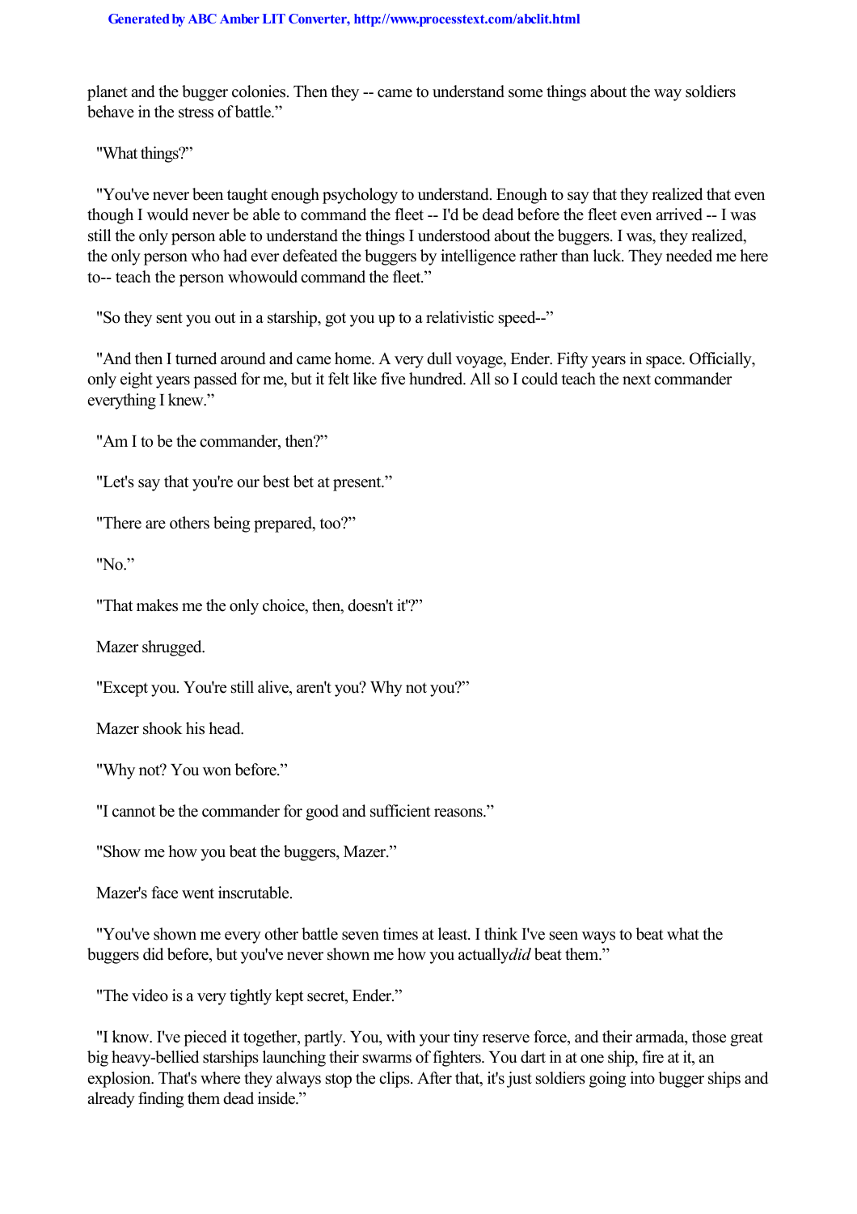planet and the bugger colonies. Then they -- came to understand some things about the way soldiers behave in the stress of battle."

"What things?"

"You've never been taught enough psychology to understand. Enough to say that they realized that even though I would never be able to command the fleet -- I'd be dead before the fleet even arrived -- I was still the only person able to understand the things I understood about the buggers. I was, they realized, the only person who had ever defeated the buggers by intelligence rather than luck. They needed me here to-- teach the person whowould command the fleet."

"So they sent you out in a starship, got you up to a relativistic speed--"

"And then I turned around and came home. A very dull voyage, Ender. Fifty years in space. Officially, only eight years passed for me, but it felt like five hundred. All so I could teach the next commander everything I knew."

"Am I to be the commander, then?"

"Let's say that you're our best bet at present."

"There are others being prepared, too?"

"No."

"That makes me the only choice, then, doesn't it?"

Mazer shrugged.

"Except you. You're still alive, aren't you? Why not you?"

Mazer shook his head.

"Why not? You won before."

"I cannot be the commander for good and sufficient reasons."

"Show me how you beat the buggers, Mazer."

Mazer's face went inscrutable.

"You've shown me every other battle seven times at least. I think I've seen ways to beat what the buggers did before, but you've never shown me how you actually*did* beat them."

"The video is a very tightly kept secret, Ender."

"I know. I've pieced it together, partly. You, with your tiny reserve force, and their armada, those great big heavy-bellied starships launching their swarms of fighters. You dart in at one ship, fire at it, an explosion. That's where they always stop the clips. After that, it's just soldiers going into bugger ships and already finding them dead inside."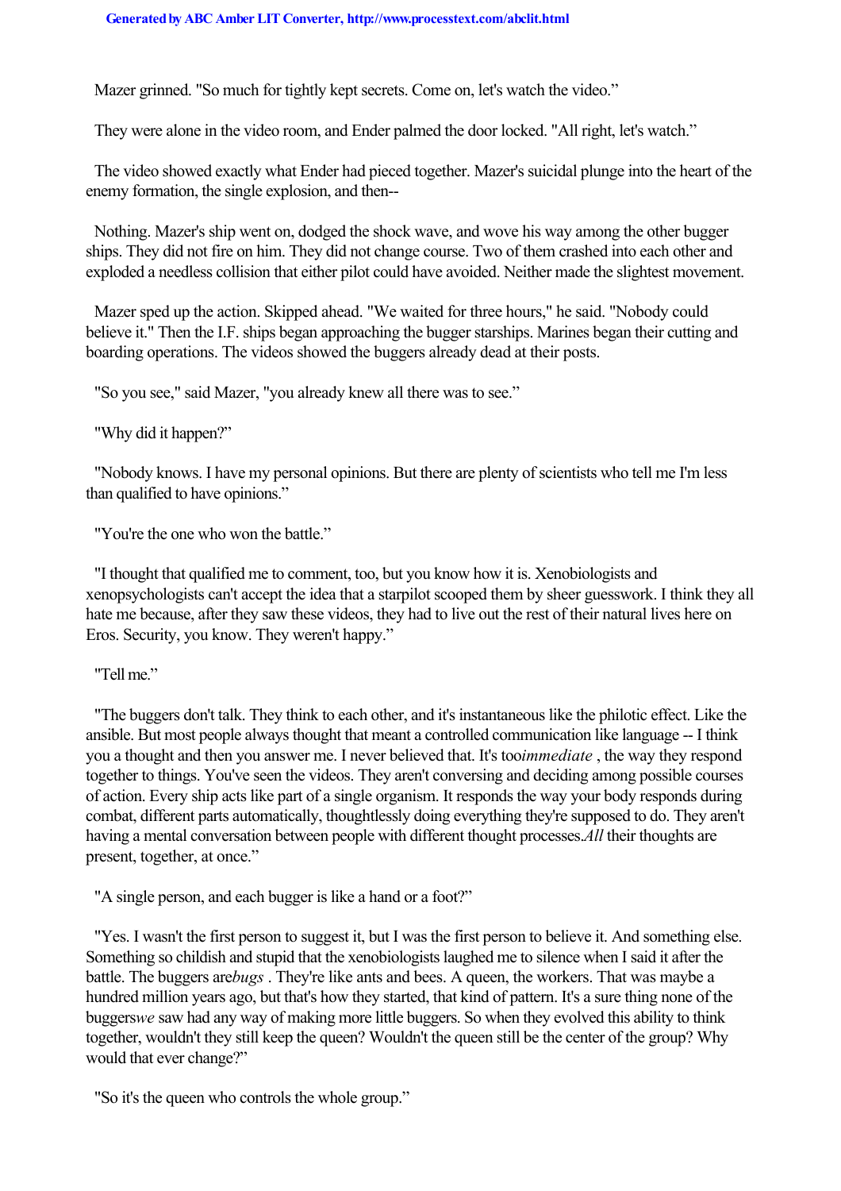Mazer grinned. "So much for tightly kept secrets. Come on, let's watch the video."

They were alone in the video room, and Ender palmed the door locked. "All right, let's watch."

The video showed exactly what Ender had pieced together. Mazer's suicidal plunge into the heart of the enemy formation, the single explosion, and then--

Nothing. Mazer's ship went on, dodged the shock wave, and wove his way among the other bugger ships. They did not fire on him. They did not change course. Two of them crashed into each other and exploded a needless collision that either pilot could have avoided. Neither made the slightest movement.

Mazer sped up the action. Skipped ahead. "We waited for three hours," he said. "Nobody could believe it." Then the I.F. ships began approaching the bugger starships. Marines began their cutting and boarding operations. The videos showed the buggers already dead at their posts.

"So you see," said Mazer, "you already knew all there was to see."

"Why did it happen?"

"Nobody knows. I have my personal opinions. But there are plenty of scientists who tell me I'm less than qualified to have opinions."

"You're the one who won the battle."

"I thought that qualified me to comment, too, but you know how it is. Xenobiologists and xenopsychologists can't accept the idea that a starpilot scooped them by sheer guesswork. I think they all hate me because, after they saw these videos, they had to live out the rest of their natural lives here on Eros. Security, you know. They weren't happy."

"Tell me."

"The buggers don't talk. They think to each other, and it's instantaneous like the philotic effect. Like the ansible. But most people always thought that meant a controlled communication like language -- I think you a thought and then you answer me. I never believed that. It's too *immediate*, the way they respond together to things. You've seen the videos. They aren't conversing and deciding among possible courses of action. Every ship acts like part of a single organism. It responds the way your body responds during combat, different parts automatically, thoughtlessly doing everything they're supposed to do. They aren't having a mental conversation between people with different thought processes. *All* their thoughts are present, together, at once."

"A single person, and each bugger is like a hand or a foot?"

"Yes. I wasn't the first person to suggest it, but I was the first person to believe it. And something else. Something so childish and stupid that the xenobiologists laughed me to silence when I said it after the battle. The buggers are *bugs*. They're like ants and bees. A queen, the workers. That was maybe a hundred million years ago, but that's how they started, that kind of pattern. It's a sure thing none of the buggers *we* saw had any way of making more little buggers. So when they evolved this ability to think together, wouldn't they still keep the queen? Wouldn't the queen still be the center of the group? Why would that ever change?"

"So it's the queen who controls the whole group."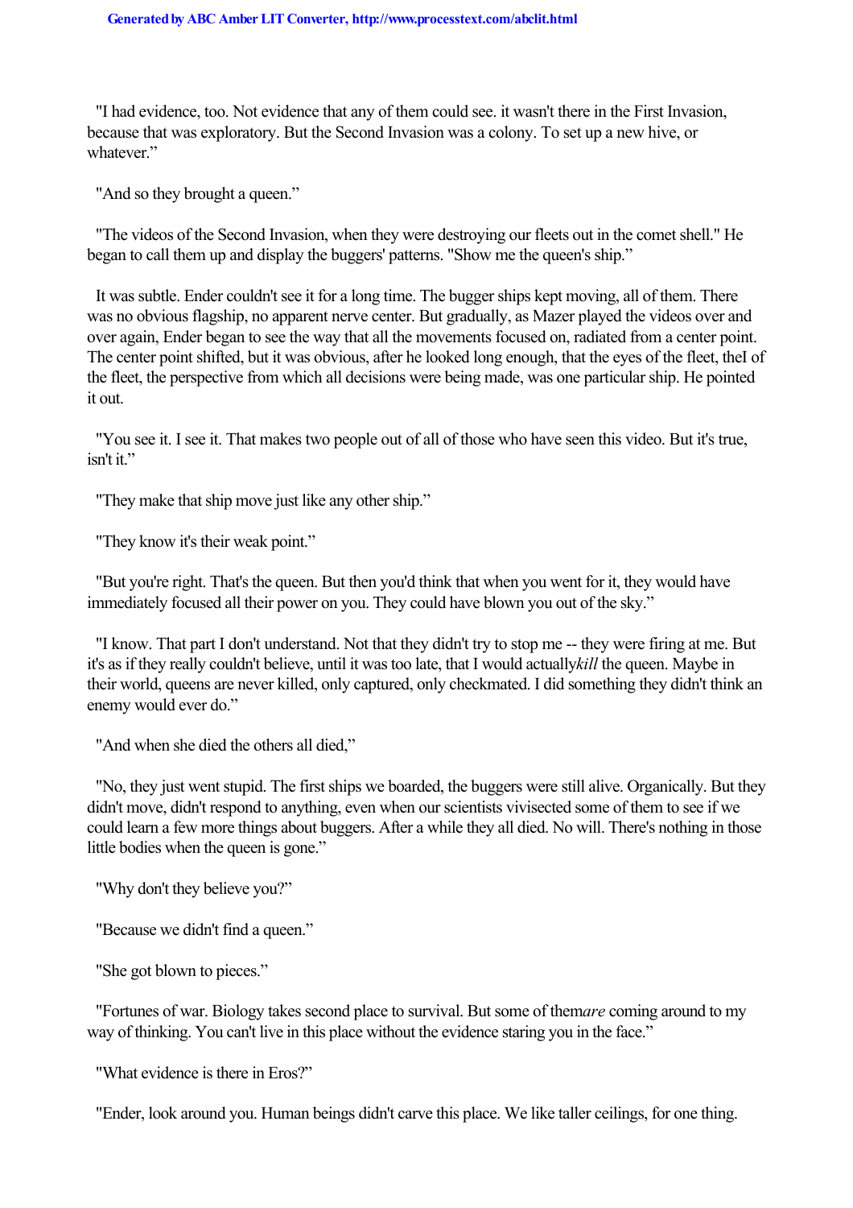"I had evidence, too. Not evidence that any of them could see. it wasn't there in the First Invasion, because that was exploratory. But the Second Invasion was a colony. To set up a new hive, or whatever."

"And so they brought a queen."

"The videos of the Second Invasion, when they were destroying our fleets out in the comet shell." He began to call them up and display the buggers' patterns. "Show me the queen's ship."

It was subtle. Ender couldn't see it for a long time. The bugger ships kept moving, all of them. There was no obvious flagship, no apparent nerve center. But gradually, as Mazer played the videos over and over again, Ender began to see the way that all the movements focused on, radiated from a center point. The center point shifted, but it was obvious, after he looked long enough, that the eyes of the fleet, theI of the fleet, the perspective from which all decisions were being made, was one particular ship. He pointed it out.

"You see it. I see it. That makes two people out of all of those who have seen this video. But it's true, isn't it."

"They make that ship move just like any other ship."

"They know it's their weak point."

"But you're right. That's the queen. But then you'd think that when you went for it, they would have immediately focused all their power on you. They could have blown you out of the sky."

"I know. That part I don't understand. Not that they didn't try to stop me -- they were firing at me. But it's as if they really couldn't believe, until it was too late, that I would actually *kill* the queen. Maybe in their world, queens are never killed, only captured, only checkmated. I did something they didn't think an enemy would ever do."

"And when she died the others all died,"

"No, they just went stupid. The first ships we boarded, the buggers were still alive. Organically. But they didn't move, didn't respond to anything, even when our scientists vivisected some of them to see if we could learn a few more things about buggers. After a while they all died. No will. There's nothing in those little bodies when the queen is gone."

"Why don't they believe you?"

"Because we didn't find a queen."

"She got blown to pieces."

"Fortunes of war. Biology takes second place to survival. But some of them *are* coming around to my way of thinking. You can't live in this place without the evidence staring you in the face."

"What evidence is there in Eros?"

"Ender, look around you. Human beings didn't carve this place. We like taller ceilings, for one thing.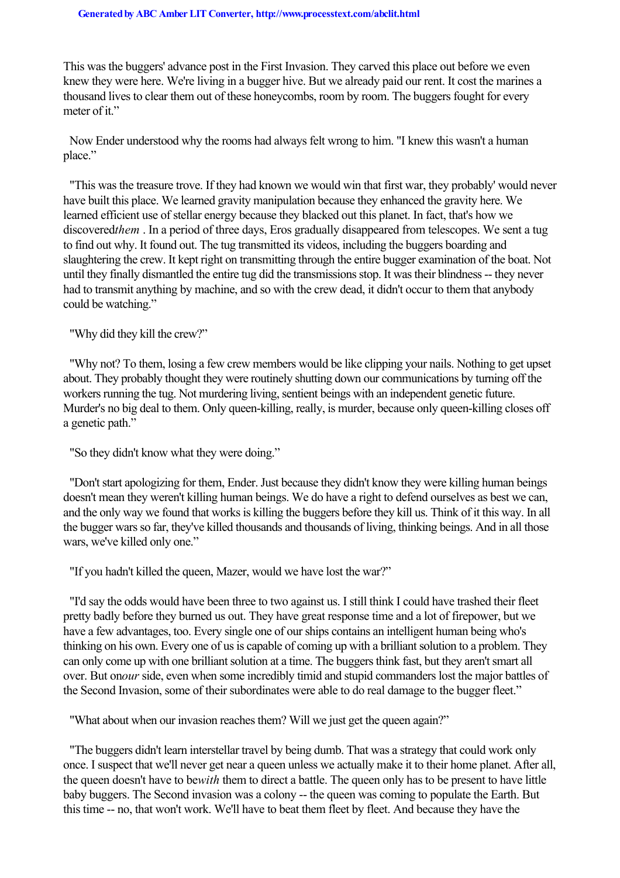This was the buggers' advance post in the First Invasion. They carved this place out before we even knew they were here. We're living in a bugger hive. But we already paid our rent. It cost the marines a thousand lives to clear them out of these honeycombs, room by room. The buggers fought for every meter of it."

Now Ender understood why the rooms had always felt wrong to him. "I knew this wasn't a human place."

"This was the treasure trove. If they had known we would win that first war, they probably' would never have built this place. We learned gravity manipulation because they enhanced the gravity here. We learned efficient use of stellar energy because they blacked out this planet. In fact, that's how we discovered*them* . In a period of three days, Eros gradually disappeared from telescopes. We sent a tug to find out why. It found out. The tug transmitted its videos, including the buggers boarding and slaughtering the crew. It kept right on transmitting through the entire bugger examination of the boat. Not until they finally dismantled the entire tug did the transmissions stop. It was their blindness -- they never had to transmit anything by machine, and so with the crew dead, it didn't occur to them that anybody could be watching."

"Why did they kill the crew?"

"Why not? To them, losing a few crew members would be like clipping your nails. Nothing to get upset about. They probably thought they were routinely shutting down our communications by turning off the workers running the tug. Not murdering living, sentient beings with an independent genetic future. Murder's no big deal to them. Only queen-killing, really, is murder, because only queen-killing closes off a genetic path."

"So they didn't know what they were doing."

"Don't start apologizing for them, Ender. Just because they didn't know they were killing human beings doesn't mean they weren't killing human beings. We do have a right to defend ourselves as best we can, and the only way we found that works is killing the buggers before they kill us. Think of it this way. In all the bugger wars so far, they've killed thousands and thousands of living, thinking beings. And in all those wars, we've killed only one."

"If you hadn't killed the queen, Mazer, would we have lost the war?"

"I'd say the odds would have been three to two against us. I still think I could have trashed their fleet pretty badly before they burned us out. They have great response time and a lot of firepower, but we have a few advantages, too. Every single one of our ships contains an intelligent human being who's thinking on his own. Every one of us is capable of coming up with a brilliant solution to a problem. They can only come up with one brilliant solution at a time. The buggers think fast, but they aren't smart all over. But on*our* side, even when some incredibly timid and stupid commanders lost the major battles of the Second Invasion, some of their subordinates were able to do real damage to the bugger fleet."

"What about when our invasion reaches them? Will we just get the queen again?"

"The buggers didn't learn interstellar travel by being dumb. That was a strategy that could work only once. I suspect that we'll never get near a queen unless we actually make it to their home planet. After all, the queen doesn't have to be*with* them to direct a battle. The queen only has to be present to have little baby buggers. The Second invasion was a colony -- the queen was coming to populate the Earth. But this time -- no, that won't work. We'll have to beat them fleet by fleet. And because they have the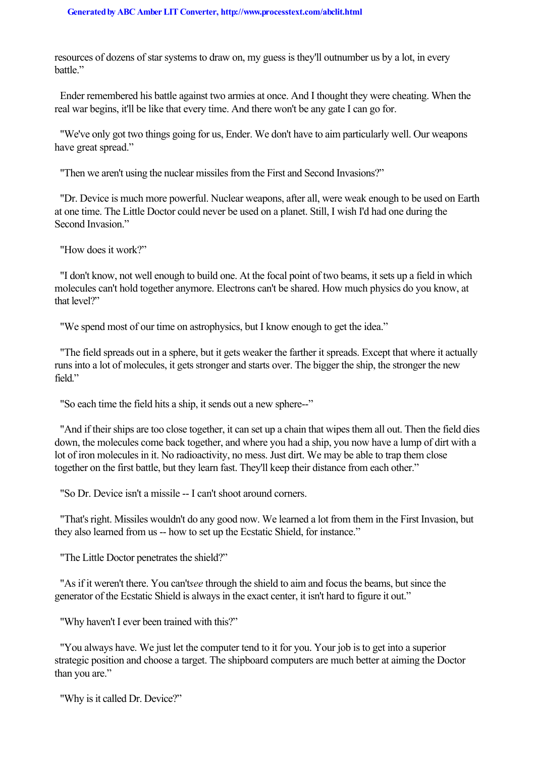resources of dozens of star systems to draw on, my guess is they'll outnumber us by a lot, in every battle."

Ender remembered his battle against two armies at once. And I thought they were cheating. When the real war begins, it'll be like that every time. And there won't be any gate I can go for.

"We've only got two things going for us, Ender. We don't have to aim particularly well. Our weapons have great spread."

"Then we aren't using the nuclear missiles from the First and Second Invasions?"

"Dr. Device is much more powerful. Nuclear weapons, after all, were weak enough to be used on Earth at one time. The Little Doctor could never be used on a planet. Still, I wish I'd had one during the Second Invasion."

"How does it work?"

"I don't know, not well enough to build one. At the focal point of two beams, it sets up a field in which molecules can't hold together anymore. Electrons can't be shared. How much physics do you know, at that level?"

"We spend most of our time on astrophysics, but I know enough to get the idea."

"The field spreads out in a sphere, but it gets weaker the farther it spreads. Except that where it actually runs into a lot of molecules, it gets stronger and starts over. The bigger the ship, the stronger the new field."

"So each time the field hits a ship, it sends out a new sphere--"

"And if their ships are too close together, it can set up a chain that wipes them all out. Then the field dies down, the molecules come back together, and where you had a ship, you now have a lump of dirt with a lot of iron molecules in it. No radioactivity, no mess. Just dirt. We may be able to trap them close together on the first battle, but they learn fast. They'll keep their distance from each other."

"So Dr. Device isn't a missile -- I can't shoot around corners.

"That's right. Missiles wouldn't do any good now. We learned a lot from them in the First Invasion, but they also learned from us -- how to set up the Ecstatic Shield, for instance."

"The Little Doctor penetrates the shield?"

"As if it weren't there. You can't *see* through the shield to aim and focus the beams, but since the generator of the Ecstatic Shield is always in the exact center, it isn't hard to figure it out."

"Why haven't I ever been trained with this?"

"You always have. We just let the computer tend to it for you. Your job is to get into a superior strategic position and choose a target. The shipboard computers are much better at aiming the Doctor than you are."

"Why is it called Dr. Device?"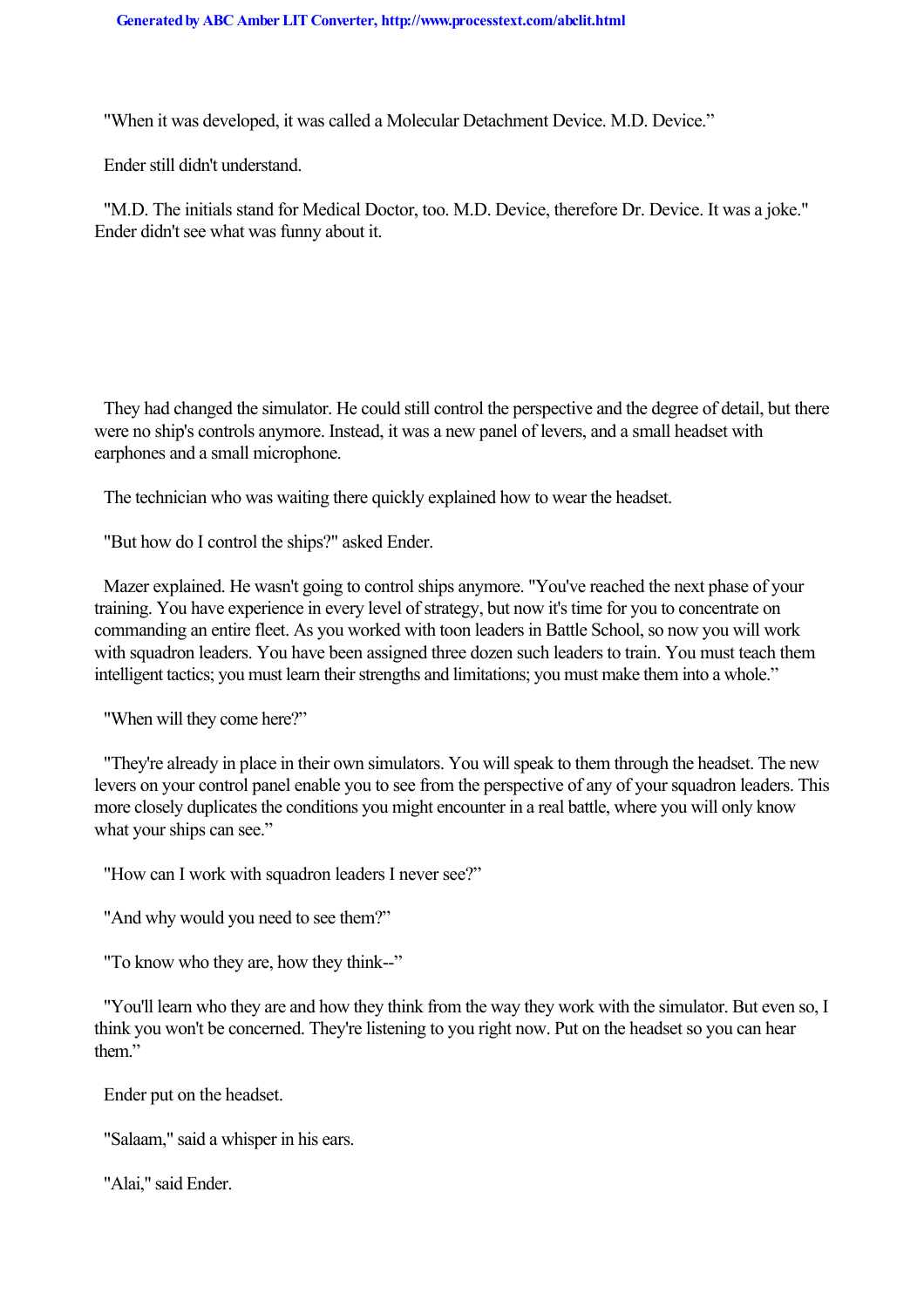"When it was developed, it was called a Molecular Detachment Device. M.D. Device."

Ender still didn't understand.

"M.D. The initials stand for Medical Doctor, too. M.D. Device, therefore Dr. Device. It was a joke." Ender didn't see what was funny about it.

They had changed the simulator. He could still control the perspective and the degree of detail, but there were no ship's controls anymore. Instead, it was a new panel of levers, and a small headset with earphones and a small microphone.

The technician who was waiting there quickly explained how to wear the headset.

"But how do I control the ships?" asked Ender.

Mazer explained. He wasn't going to control ships anymore. "You've reached the next phase of your training. You have experience in every level of strategy, but now it's time for you to concentrate on commanding an entire fleet. As you worked with toon leaders in Battle School, so now you will work with squadron leaders. You have been assigned three dozen such leaders to train. You must teach them intelligent tactics; you must learn their strengths and limitations; you must make them into a whole."

"When will they come here?"

"They're already in place in their own simulators. You will speak to them through the headset. The new levers on your control panel enable you to see from the perspective of any of your squadron leaders. This more closely duplicates the conditions you might encounter in a real battle, where you will only know what your ships can see."

"How can I work with squadron leaders I never see?"

"And why would you need to see them?"

"To know who they are, how they think--"

"You'll learn who they are and how they think from the way they work with the simulator. But even so, I think you won't be concerned. They're listening to you right now. Put on the headset so you can hear them."

Ender put on the headset.

"Salaam," said a whisper in his ears.

"Alai," said Ender.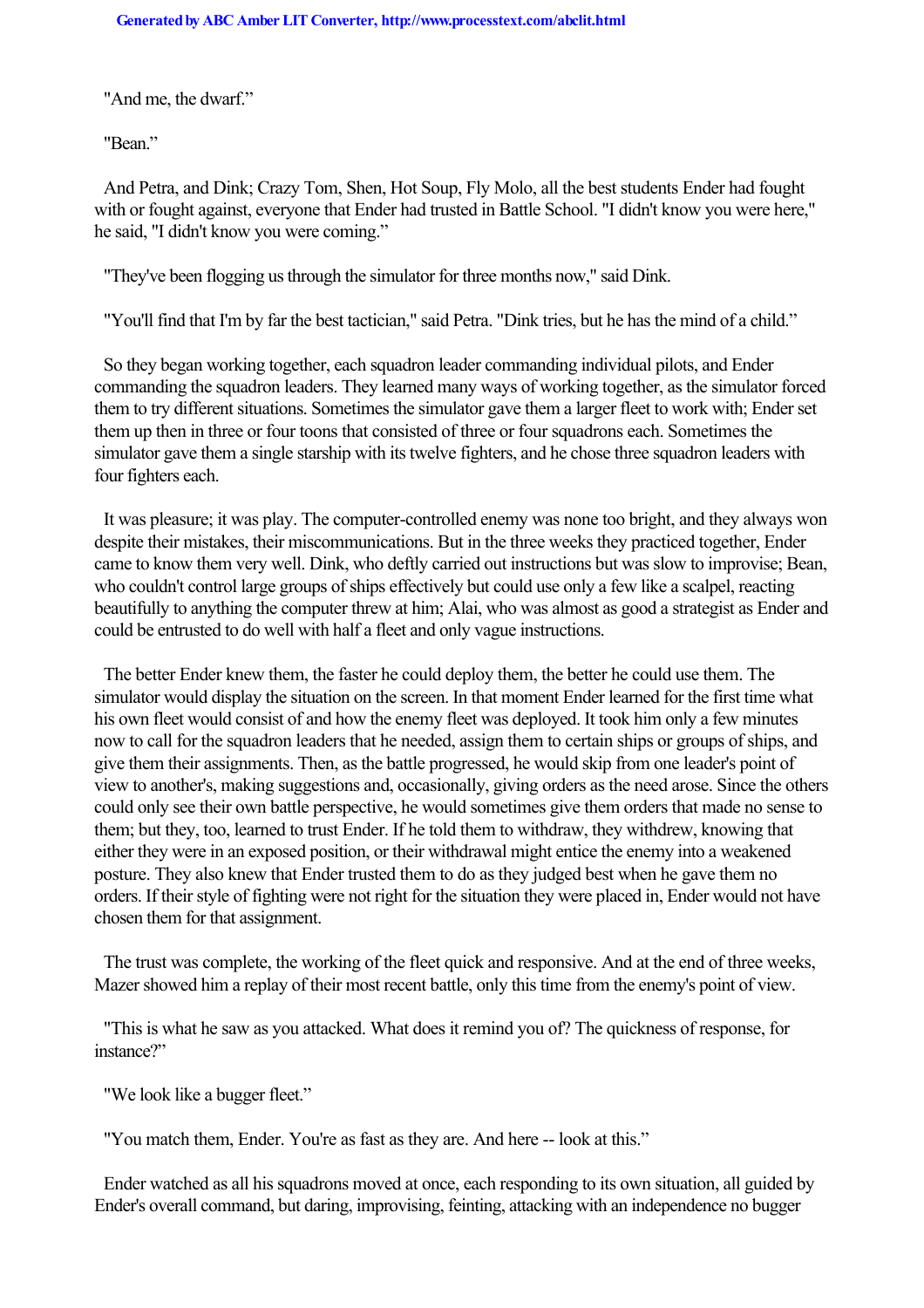"And me, the dwarf."

"Bean."

And Petra, and Dink; Crazy Tom, Shen, Hot Soup, Fly Molo, all the best students Ender had fought with or fought against, everyone that Ender had trusted in Battle School. "I didn't know you were here," he said, "I didn't know you were coming."

"They've been flogging us through the simulator for three months now," said Dink.

"You'll find that I'm by far the best tactician," said Petra. "Dink tries, but he has the mind of a child."

So they began working together, each squadron leader commanding individual pilots, and Ender commanding the squadron leaders. They learned many ways of working together, as the simulator forced them to try different situations. Sometimes the simulator gave them a larger fleet to work with; Ender set them up then in three or four toons that consisted of three or four squadrons each. Sometimes the simulator gave them a single starship with its twelve fighters, and he chose three squadron leaders with four fighters each.

It was pleasure; it was play. The computer-controlled enemy was none too bright, and they always won despite their mistakes, their miscommunications. But in the three weeks they practiced together, Ender came to know them very well. Dink, who deftly carried out instructions but was slow to improvise; Bean, who couldn't control large groups of ships effectively but could use only a few like a scalpel, reacting beautifully to anything the computer threw at him; Alai, who was almost as good a strategist as Ender and could be entrusted to do well with half a fleet and only vague instructions.

The better Ender knew them, the faster he could deploy them, the better he could use them. The simulator would display the situation on the screen. In that moment Ender learned for the first time what his own fleet would consist of and how the enemy fleet was deployed. It took him only a few minutes now to call for the squadron leaders that he needed, assign them to certain ships or groups of ships, and give them their assignments. Then, as the battle progressed, he would skip from one leader's point of view to another's, making suggestions and, occasionally, giving orders as the need arose. Since the others could only see their own battle perspective, he would sometimes give them orders that made no sense to them; but they, too, learned to trust Ender. If he told them to withdraw, they withdrew, knowing that either they were in an exposed position, or their withdrawal might entice the enemy into a weakened posture. They also knew that Ender trusted them to do as they judged best when he gave them no orders. If their style of fighting were not right for the situation they were placed in, Ender would not have chosen them for that assignment.

The trust was complete, the working of the fleet quick and responsive. And at the end of three weeks, Mazer showed him a replay of their most recent battle, only this time from the enemy's point of view.

"This is what he saw as you attacked. What does it remind you of? The quickness of response, for instance?"

"We look like a bugger fleet."

"You match them, Ender. You're as fast as they are. And here -- look at this."

Ender watched as all his squadrons moved at once, each responding to its own situation, all guided by Ender's overall command, but daring, improvising, feinting, attacking with an independence no bugger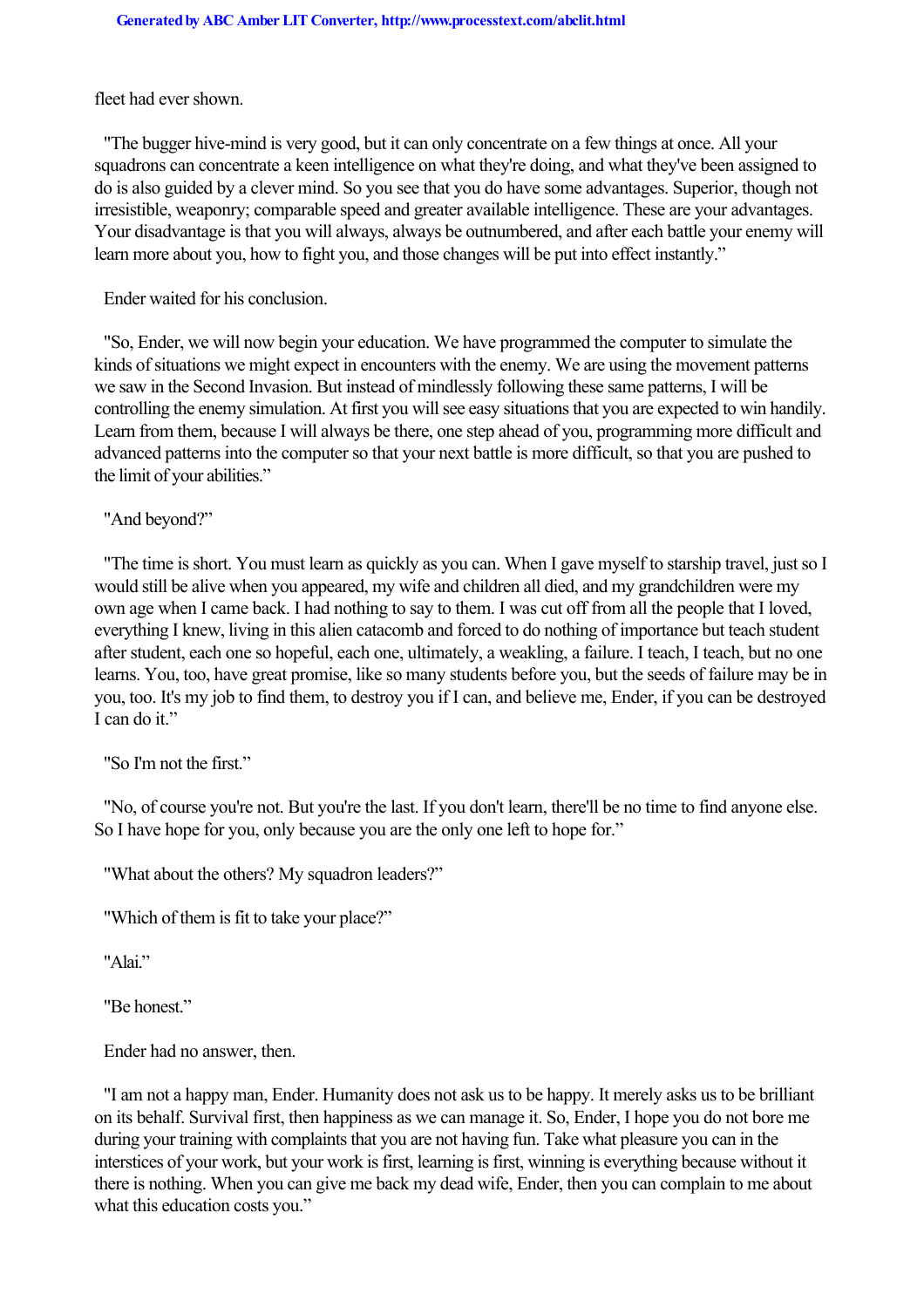fleet had ever shown.

"The bugger hive-mind is very good, but it can only concentrate on a few things at once. All your squadrons can concentrate a keen intelligence on what they're doing, and what they've been assigned to do is also guided by a clever mind. So you see that you do have some advantages. Superior, though not irresistible, weaponry; comparable speed and greater available intelligence. These are your advantages. Your disadvantage is that you will always, always be outnumbered, and after each battle your enemy will learn more about you, how to fight you, and those changes will be put into effect instantly."

Ender waited for his conclusion.

"So, Ender, we will now begin your education. We have programmed the computer to simulate the kinds of situations we might expect in encounters with the enemy. We are using the movement patterns we saw in the Second Invasion. But instead of mindlessly following these same patterns, I will be controlling the enemy simulation. At first you will see easy situations that you are expected to win handily. Learn from them, because I will always be there, one step ahead of you, programming more difficult and advanced patterns into the computer so that your next battle is more difficult, so that you are pushed to the limit of your abilities."

"And beyond?"

"The time is short. You must learn as quickly as you can. When I gave myself to starship travel, just so I would still be alive when you appeared, my wife and children all died, and my grandchildren were my own age when I came back. I had nothing to say to them. I was cut off from all the people that I loved, everything I knew, living in this alien catacomb and forced to do nothing of importance but teach student after student, each one so hopeful, each one, ultimately, a weakling, a failure. I teach, I teach, but no one learns. You, too, have great promise, like so many students before you, but the seeds of failure may be in you, too. It's my job to find them, to destroy you if I can, and believe me, Ender, if you can be destroyed I can do it."

"So I'm not the first."

"No, of course you're not. But you're the last. If you don't learn, there'll be no time to find anyone else. So I have hope for you, only because you are the only one left to hope for."

"What about the others? My squadron leaders?"

"Which of them is fit to take your place?"

"Alai."

"Be honest."

Ender had no answer, then.

"I am not a happy man, Ender. Humanity does not ask us to be happy. It merely asks us to be brilliant on its behalf. Survival first, then happiness as we can manage it. So, Ender, I hope you do not bore me during your training with complaints that you are not having fun. Take what pleasure you can in the interstices of your work, but your work is first, learning is first, winning is everything because without it there is nothing. When you can give me back my dead wife, Ender, then you can complain to me about what this education costs you."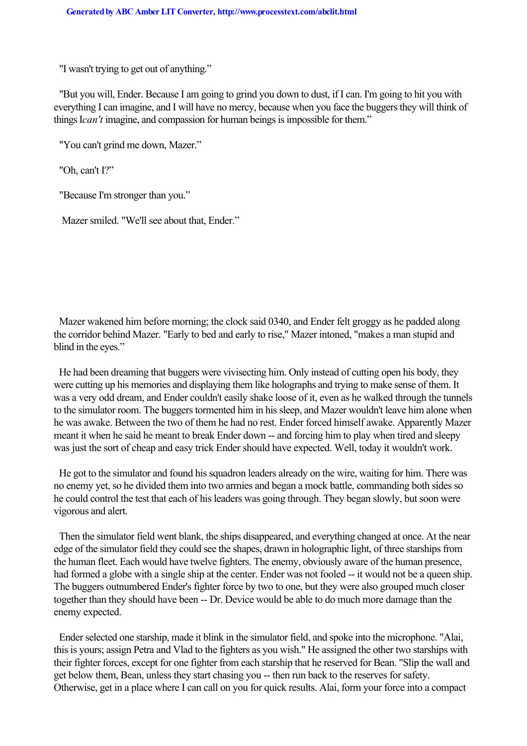"I wasn't trying to get out of anything."

"But you will, Ender. Because I am going to grind you down to dust, if I can. I'm going to hit you with everything I can imagine, and I will have no mercy, because when you face the buggers they will think of things I *can't* imagine, and compassion for human beings is impossible for them."

"You can't grind me down, Mazer."

"Oh, can't I?"

"Because I'm stronger than you."

Mazer smiled. "We'll see about that, Ender."

Mazer wakened him before morning; the clock said 0340, and Ender felt groggy as he padded along the corridor behind Mazer. "Early to bed and early to rise," Mazer intoned, "makes a man stupid and blind in the eyes."

He had been dreaming that buggers were vivisecting him. Only instead of cutting open his body, they were cutting up his memories and displaying them like holographs and trying to make sense of them. It was a very odd dream, and Ender couldn't easily shake loose of it, even as he walked through the tunnels to the simulator room. The buggers tormented him in his sleep, and Mazer wouldn't leave him alone when he was awake. Between the two of them he had no rest. Ender forced himself awake. Apparently Mazer meant it when he said he meant to break Ender down -- and forcing him to play when tired and sleepy was just the sort of cheap and easy trick Ender should have expected. Well, today it wouldn't work.

He got to the simulator and found his squadron leaders already on the wire, waiting for him. There was no enemy yet, so he divided them into two armies and began a mock battle, commanding both sides so he could control the test that each of his leaders was going through. They began slowly, but soon were vigorous and alert.

Then the simulator field went blank, the ships disappeared, and everything changed at once. At the near edge of the simulator field they could see the shapes, drawn in holographic light, of three starships from the human fleet. Each would have twelve fighters. The enemy, obviously aware of the human presence, had formed a globe with a single ship at the center. Ender was not fooled -- it would not be a queen ship. The buggers outnumbered Ender's fighter force by two to one, but they were also grouped much closer together than they should have been -- Dr. Device would be able to do much more damage than the enemy expected.

Ender selected one starship, made it blink in the simulator field, and spoke into the microphone. "Alai, this is yours; assign Petra and Vlad to the fighters as you wish." He assigned the other two starships with their fighter forces, except for one fighter from each starship that he reserved for Bean. "Slip the wall and get below them, Bean, unless they start chasing you -- then run back to the reserves for safety. Otherwise, get in a place where I can call on you for quick results. Alai, form your force into a compact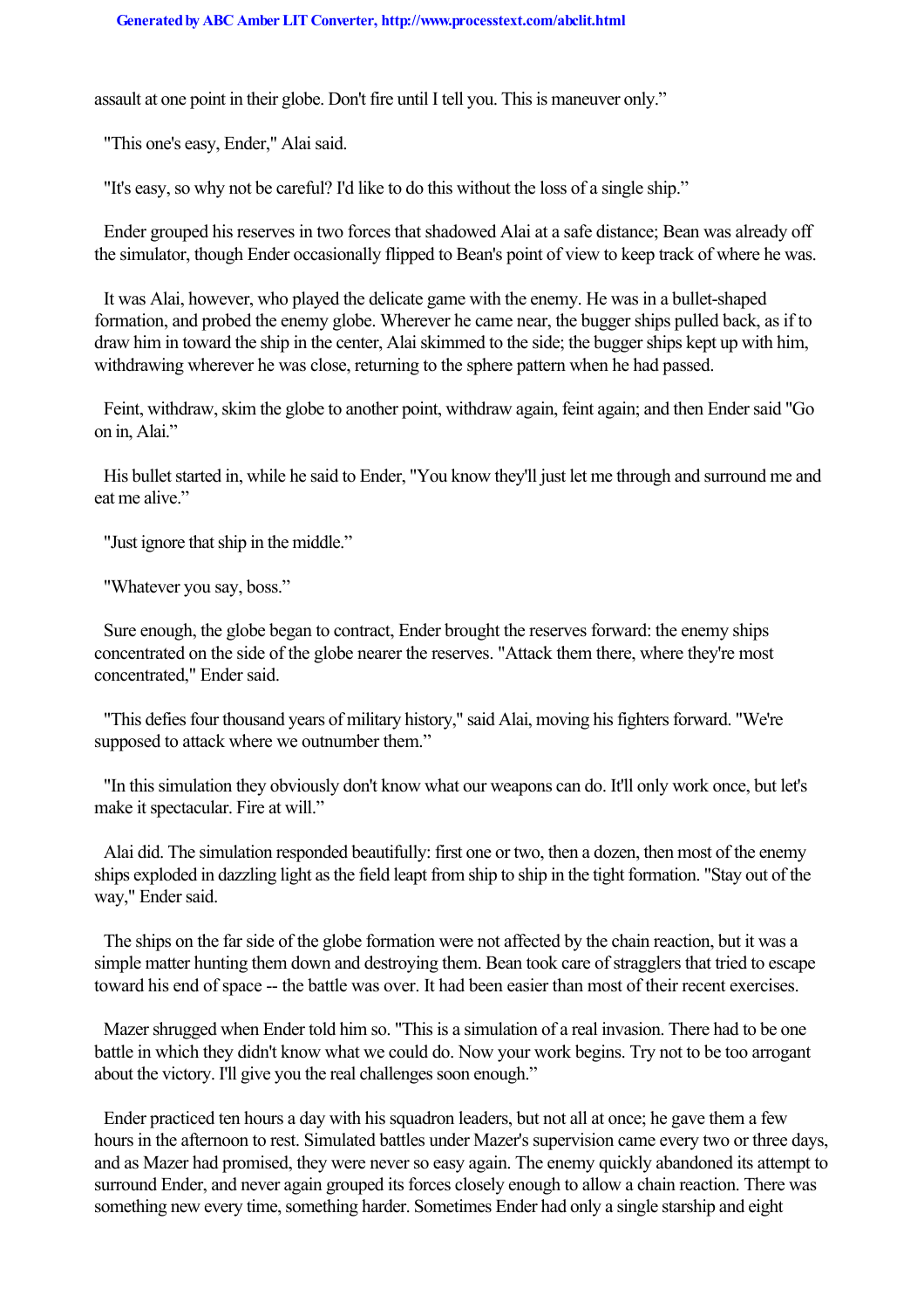assault at one point in their globe. Don't fire until I tell you. This is maneuver only."

"This one's easy, Ender," Alai said.

"It's easy, so why not be careful? I'd like to do this without the loss of a single ship."

Ender grouped his reserves in two forces that shadowed Alai at a safe distance; Bean was already off the simulator, though Ender occasionally flipped to Bean's point of view to keep track of where he was.

It was Alai, however, who played the delicate game with the enemy. He was in a bullet-shaped formation, and probed the enemy globe. Wherever he came near, the bugger ships pulled back, as if to draw him in toward the ship in the center, Alai skimmed to the side; the bugger ships kept up with him, withdrawing wherever he was close, returning to the sphere pattern when he had passed.

Feint, withdraw, skim the globe to another point, withdraw again, feint again; and then Ender said "Go on in, Alai."

His bullet started in, while he said to Ender, "You know they'll just let me through and surround me and eat me alive."

"Just ignore that ship in the middle."

"Whatever you say, boss."

Sure enough, the globe began to contract, Ender brought the reserves forward: the enemy ships concentrated on the side of the globe nearer the reserves. "Attack them there, where they're most concentrated," Ender said.

"This defies four thousand years of military history," said Alai, moving his fighters forward. "We're supposed to attack where we outnumber them."

"In this simulation they obviously don't know what our weapons can do. It'll only work once, but let's make it spectacular. Fire at will."

Alai did. The simulation responded beautifully: first one or two, then a dozen, then most of the enemy ships exploded in dazzling light as the field leapt from ship to ship in the tight formation. "Stay out of the way," Ender said.

The ships on the far side of the globe formation were not affected by the chain reaction, but it was a simple matter hunting them down and destroying them. Bean took care of stragglers that tried to escape toward his end of space -- the battle was over. It had been easier than most of their recent exercises.

Mazer shrugged when Ender told him so. "This is a simulation of a real invasion. There had to be one battle in which they didn't know what we could do. Now your work begins. Try not to be too arrogant about the victory. I'll give you the real challenges soon enough."

Ender practiced ten hours a day with his squadron leaders, but not all at once; he gave them a few hours in the afternoon to rest. Simulated battles under Mazer's supervision came every two or three days, and as Mazer had promised, they were never so easy again. The enemy quickly abandoned its attempt to surround Ender, and never again grouped its forces closely enough to allow a chain reaction. There was something new every time, something harder. Sometimes Ender had only a single starship and eight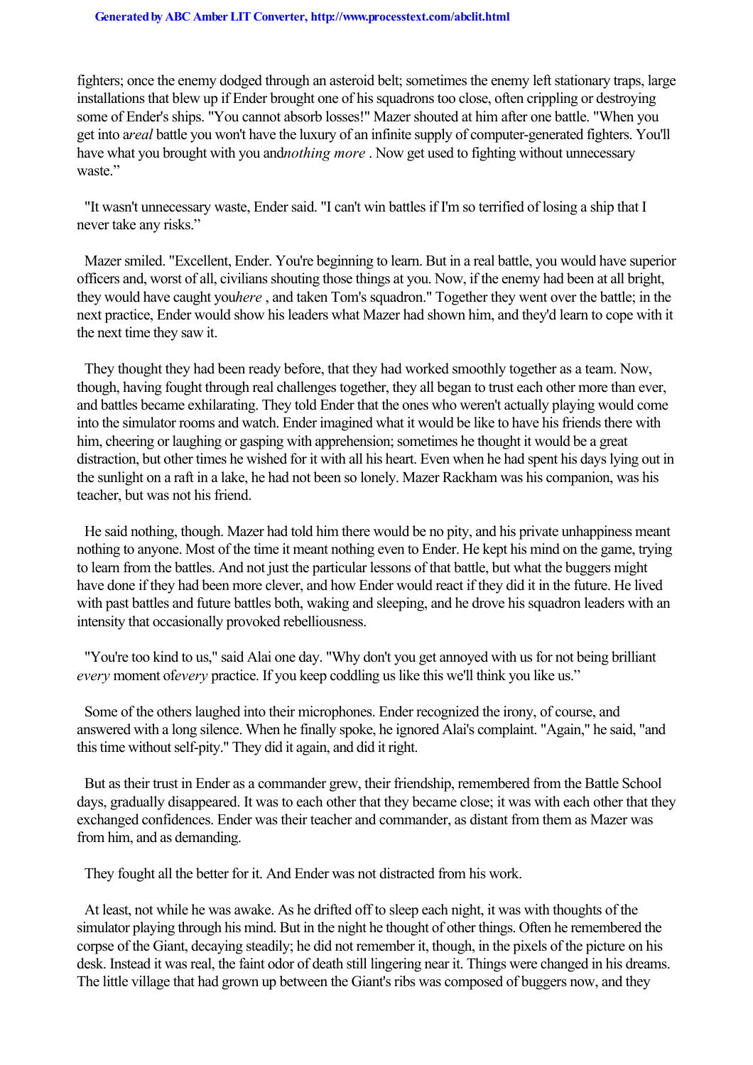fighters; once the enemy dodged through an asteroid belt; sometimes the enemy left stationary traps, large installations that blew up if Ender brought one of his squadrons too close, often crippling or destroying some of Ender's ships. "You cannot absorb losses!" Mazer shouted at him after one battle. "When you get into a *real* battle you won't have the luxury of an infinite supply of computer-generated fighters. You'll have what you brought with you and *nothing more*. Now get used to fighting without unnecessary waste."

"It wasn't unnecessary waste, Ender said. "I can't win battles if I'm so terrified of losing a ship that I never take any risks."

Mazer smiled. "Excellent, Ender. You're beginning to learn. But in a real battle, you would have superior officers and, worst of all, civilians shouting those things at you. Now, if the enemy had been at all bright, they would have caught you *here*, and taken Tom's squadron." Together they went over the battle; in the next practice, Ender would show his leaders what Mazer had shown him, and they'd learn to cope with it the next time they saw it.

They thought they had been ready before, that they had worked smoothly together as a team. Now, though, having fought through real challenges together, they all began to trust each other more than ever, and battles became exhilarating. They told Ender that the ones who weren't actually playing would come into the simulator rooms and watch. Ender imagined what it would be like to have his friends there with him, cheering or laughing or gasping with apprehension; sometimes he thought it would be a great distraction, but other times he wished for it with all his heart. Even when he had spent his days lying out in the sunlight on a raft in a lake, he had not been so lonely. Mazer Rackham was his companion, was his teacher, but was not his friend.

He said nothing, though. Mazer had told him there would be no pity, and his private unhappiness meant nothing to anyone. Most of the time it meant nothing even to Ender. He kept his mind on the game, trying to learn from the battles. And not just the particular lessons of that battle, but what the buggers might have done if they had been more clever, and how Ender would react if they did it in the future. He lived with past battles and future battles both, waking and sleeping, and he drove his squadron leaders with an intensity that occasionally provoked rebelliousness.

"You're too kind to us," said Alai one day. "Why don't you get annoyed with us for not being brilliant *every* moment of *every* practice. If you keep coddling us like this we'll think you like us."

Some of the others laughed into their microphones. Ender recognized the irony, of course, and answered with a long silence. When he finally spoke, he ignored Alai's complaint. "Again," he said, "and this time without self-pity." They did it again, and did it right.

But as their trust in Ender as a commander grew, their friendship, remembered from the Battle School days, gradually disappeared. It was to each other that they became close; it was with each other that they exchanged confidences. Ender was their teacher and commander, as distant from them as Mazer was from him, and as demanding.

They fought all the better for it. And Ender was not distracted from his work.

At least, not while he was awake. As he drifted off to sleep each night, it was with thoughts of the simulator playing through his mind. But in the night he thought of other things. Often he remembered the corpse of the Giant, decaying steadily; he did not remember it, though, in the pixels of the picture on his desk. Instead it was real, the faint odor of death still lingering near it. Things were changed in his dreams. The little village that had grown up between the Giant's ribs was composed of buggers now, and they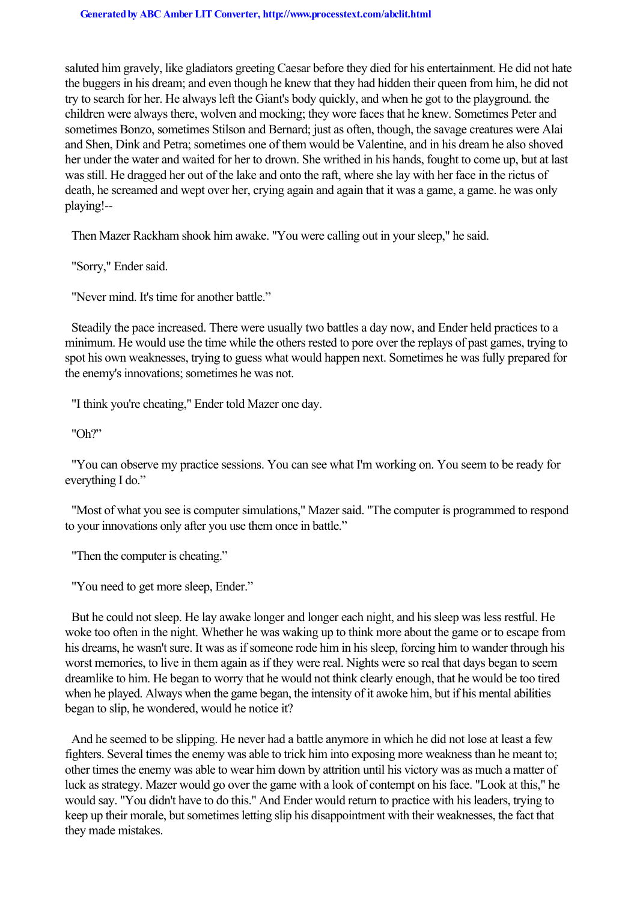saluted him gravely, like gladiators greeting Caesar before they died for his entertainment. He did not hate the buggers in his dream; and even though he knew that they had hidden their queen from him, he did not try to search for her. He always left the Giant's body quickly, and when he got to the playground. the children were always there, wolven and mocking; they wore faces that he knew. Sometimes Peter and sometimes Bonzo, sometimes Stilson and Bernard; just as often, though, the savage creatures were Alai and Shen, Dink and Petra; sometimes one of them would be Valentine, and in his dream he also shoved her under the water and waited for her to drown. She writhed in his hands, fought to come up, but at last was still. He dragged her out of the lake and onto the raft, where she lay with her face in the rictus of death, he screamed and wept over her, crying again and again that it was a game, a game. he was only playing!--

Then Mazer Rackham shook him awake. "You were calling out in your sleep," he said.

"Sorry," Ender said.

"Never mind. It's time for another battle."

Steadily the pace increased. There were usually two battles a day now, and Ender held practices to a minimum. He would use the time while the others rested to pore over the replays of past games, trying to spot his own weaknesses, trying to guess what would happen next. Sometimes he was fully prepared for the enemy's innovations; sometimes he was not.

"I think you're cheating," Ender told Mazer one day.

"Oh?"

"You can observe my practice sessions. You can see what I'm working on. You seem to be ready for everything I do."

"Most of what you see is computer simulations," Mazer said. "The computer is programmed to respond to your innovations only after you use them once in battle."

"Then the computer is cheating."

"You need to get more sleep, Ender."

But he could not sleep. He lay awake longer and longer each night, and his sleep was less restful. He woke too often in the night. Whether he was waking up to think more about the game or to escape from his dreams, he wasn't sure. It was as if someone rode him in his sleep, forcing him to wander through his worst memories, to live in them again as if they were real. Nights were so real that days began to seem dreamlike to him. He began to worry that he would not think clearly enough, that he would be too tired when he played. Always when the game began, the intensity of it awoke him, but if his mental abilities began to slip, he wondered, would he notice it?

And he seemed to be slipping. He never had a battle anymore in which he did not lose at least a few fighters. Several times the enemy was able to trick him into exposing more weakness than he meant to; other times the enemy was able to wear him down by attrition until his victory was as much a matter of luck as strategy. Mazer would go over the game with a look of contempt on his face. "Look at this," he would say. "You didn't have to do this." And Ender would return to practice with his leaders, trying to keep up their morale, but sometimes letting slip his disappointment with their weaknesses, the fact that they made mistakes.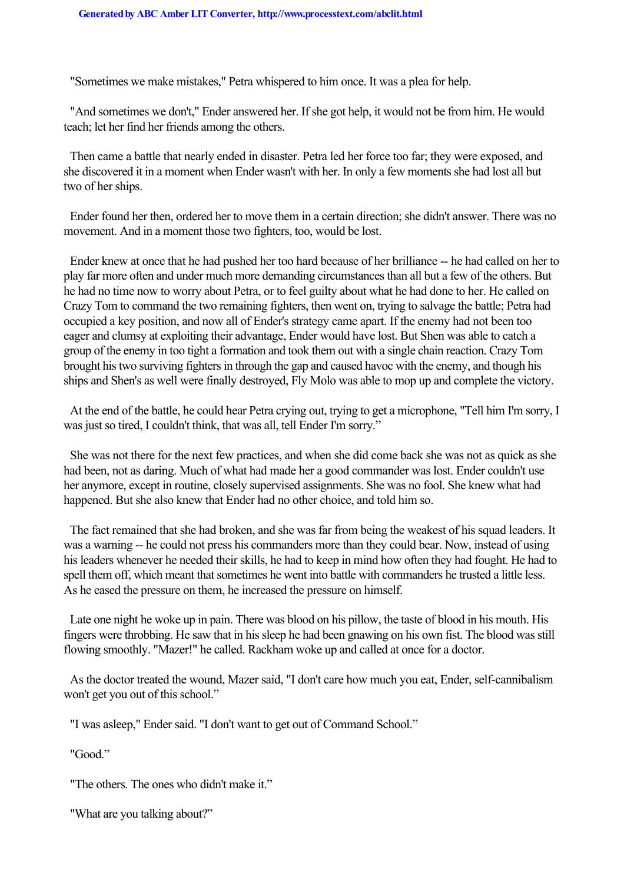"Sometimes we make mistakes," Petra whispered to him once. It was a plea for help.

"And sometimes we don't," Ender answered her. If she got help, it would not be from him. He would teach; let her find her friends among the others.

Then came a battle that nearly ended in disaster. Petra led her force too far; they were exposed, and she discovered it in a moment when Ender wasn't with her. In only a few moments she had lost all but two of her ships.

Ender found her then, ordered her to move them in a certain direction; she didn't answer. There was no movement. And in a moment those two fighters, too, would be lost.

Ender knew at once that he had pushed her too hard because of her brilliance -- he had called on her to play far more often and under much more demanding circumstances than all but a few of the others. But he had no time now to worry about Petra, or to feel guilty about what he had done to her. He called on Crazy Tom to command the two remaining fighters, then went on, trying to salvage the battle; Petra had occupied a key position, and now all of Ender's strategy came apart. If the enemy had not been too eager and clumsy at exploiting their advantage, Ender would have lost. But Shen was able to catch a group of the enemy in too tight a formation and took them out with a single chain reaction. Crazy Tom brought his two surviving fighters in through the gap and caused havoc with the enemy, and though his ships and Shen's as well were finally destroyed, Fly Molo was able to mop up and complete the victory.

At the end of the battle, he could hear Petra crying out, trying to get a microphone, "Tell him I'm sorry, I was just so tired, I couldn't think, that was all, tell Ender I'm sorry."

She was not there for the next few practices, and when she did come back she was not as quick as she had been, not as daring. Much of what had made her a good commander was lost. Ender couldn't use her anymore, except in routine, closely supervised assignments. She was no fool. She knew what had happened. But she also knew that Ender had no other choice, and told him so.

The fact remained that she had broken, and she was far from being the weakest of his squad leaders. It was a warning -- he could not press his commanders more than they could bear. Now, instead of using his leaders whenever he needed their skills, he had to keep in mind how often they had fought. He had to spell them off, which meant that sometimes he went into battle with commanders he trusted a little less. As he eased the pressure on them, he increased the pressure on himself.

Late one night he woke up in pain. There was blood on his pillow, the taste of blood in his mouth. His fingers were throbbing. He saw that in his sleep he had been gnawing on his own fist. The blood was still flowing smoothly. "Mazer!" he called. Rackham woke up and called at once for a doctor.

As the doctor treated the wound, Mazer said, "I don't care how much you eat, Ender, self-cannibalism won't get you out of this school."

"I was asleep," Ender said. "I don't want to get out of Command School."

"Good."

"The others. The ones who didn't make it."

"What are you talking about?"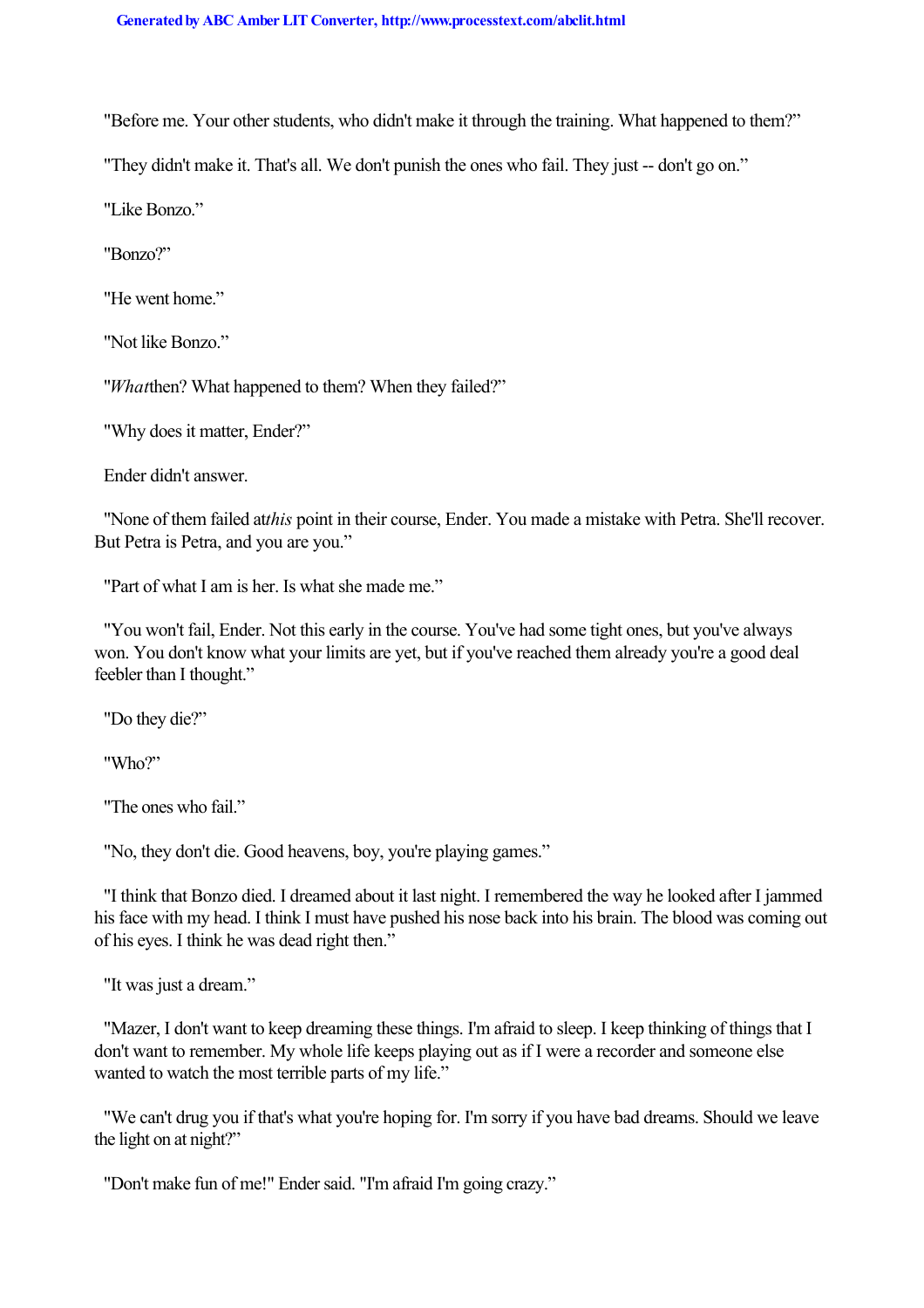"Before me. Your other students, who didn't make it through the training. What happened to them?"

"They didn't make it. That's all. We don't punish the ones who fail. They just -- don't go on."

"Like Bonzo."

"Bonzo?"

"He went home."

"Not like Bonzo."

"*What* then? What happened to them? When they failed?"

"Why does it matter, Ender?"

Ender didn't answer.

"None of them failed at *this* point in their course, Ender. You made a mistake with Petra. She'll recover. But Petra is Petra, and you are you."

"Part of what I am is her. Is what she made me."

"You won't fail, Ender. Not this early in the course. You've had some tight ones, but you've always won. You don't know what your limits are yet, but if you've reached them already you're a good deal feebler than I thought."

"Do they die?"

"Who?"

"The ones who fail."

"No, they don't die. Good heavens, boy, you're playing games."

"I think that Bonzo died. I dreamed about it last night. I remembered the way he looked after I jammed his face with my head. I think I must have pushed his nose back into his brain. The blood was coming out of his eyes. I think he was dead right then."

"It was just a dream."

"Mazer, I don't want to keep dreaming these things. I'm afraid to sleep. I keep thinking of things that I don't want to remember. My whole life keeps playing out as if I were a recorder and someone else wanted to watch the most terrible parts of my life."

"We can't drug you if that's what you're hoping for. I'm sorry if you have bad dreams. Should we leave the light on at night?"

"Don't make fun of me!" Ender said. "I'm afraid I'm going crazy."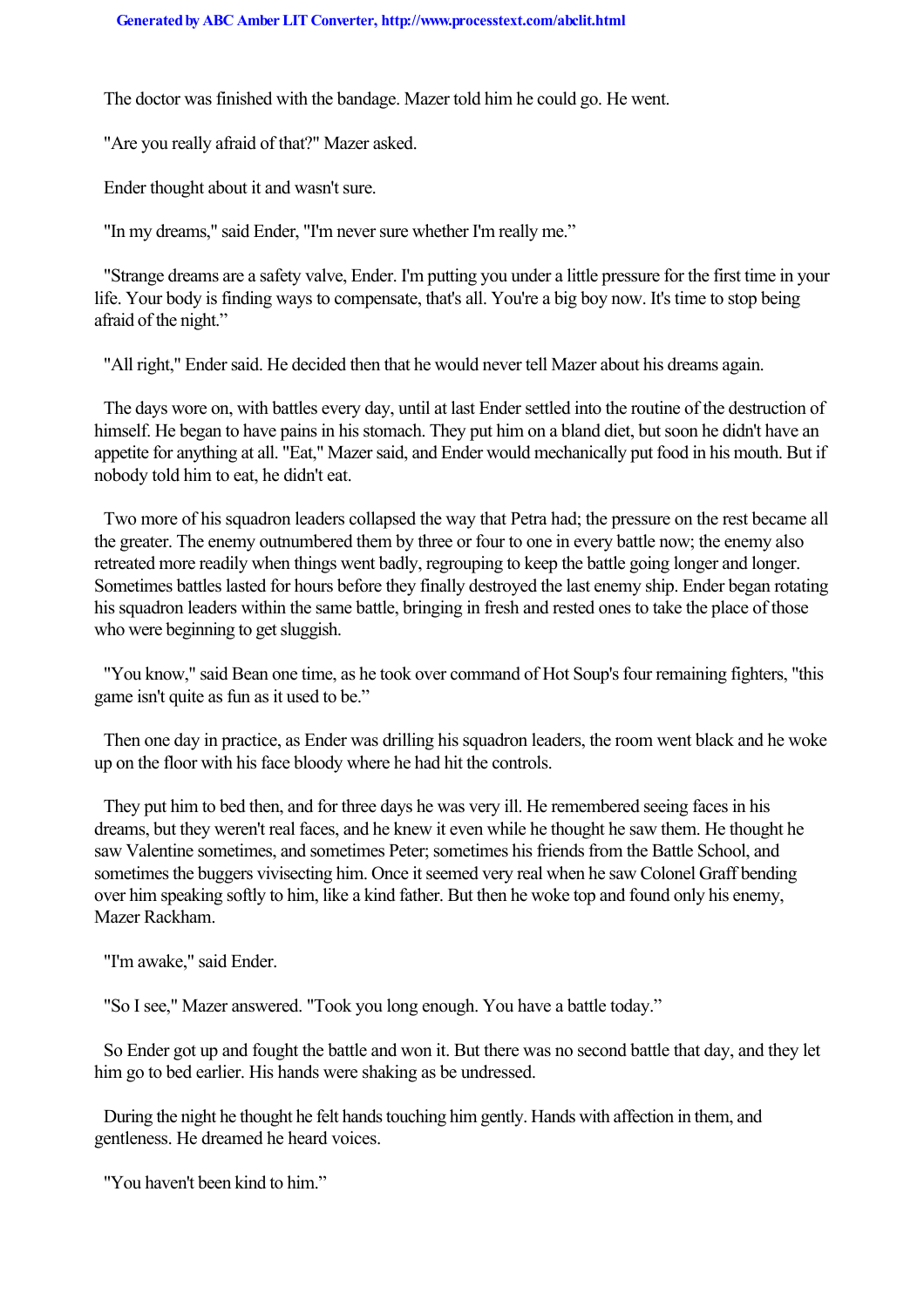The doctor was finished with the bandage. Mazer told him he could go. He went.

"Are you really afraid of that?" Mazer asked.

Ender thought about it and wasn't sure.

"In my dreams," said Ender, "I'm never sure whether I'm really me."

"Strange dreams are a safety valve, Ender. I'm putting you under a little pressure for the first time in your life. Your body is finding ways to compensate, that's all. You're a big boy now. It's time to stop being afraid of the night."

"All right," Ender said. He decided then that he would never tell Mazer about his dreams again.

The days wore on, with battles every day, until at last Ender settled into the routine of the destruction of himself. He began to have pains in his stomach. They put him on a bland diet, but soon he didn't have an appetite for anything at all. "Eat," Mazer said, and Ender would mechanically put food in his mouth. But if nobody told him to eat, he didn't eat.

Two more of his squadron leaders collapsed the way that Petra had; the pressure on the rest became all the greater. The enemy outnumbered them by three or four to one in every battle now; the enemy also retreated more readily when things went badly, regrouping to keep the battle going longer and longer. Sometimes battles lasted for hours before they finally destroyed the last enemy ship. Ender began rotating his squadron leaders within the same battle, bringing in fresh and rested ones to take the place of those who were beginning to get sluggish.

"You know," said Bean one time, as he took over command of Hot Soup's four remaining fighters, "this game isn't quite as fun as it used to be."

Then one day in practice, as Ender was drilling his squadron leaders, the room went black and he woke up on the floor with his face bloody where he had hit the controls.

They put him to bed then, and for three days he was very ill. He remembered seeing faces in his dreams, but they weren't real faces, and he knew it even while he thought he saw them. He thought he saw Valentine sometimes, and sometimes Peter; sometimes his friends from the Battle School, and sometimes the buggers vivisecting him. Once it seemed very real when he saw Colonel Graff bending over him speaking softly to him, like a kind father. But then he woke top and found only his enemy, Mazer Rackham.

"I'm awake," said Ender.

"So I see," Mazer answered. "Took you long enough. You have a battle today."

So Ender got up and fought the battle and won it. But there was no second battle that day, and they let him go to bed earlier. His hands were shaking as be undressed.

During the night he thought he felt hands touching him gently. Hands with affection in them, and gentleness. He dreamed he heard voices.

"You haven't been kind to him."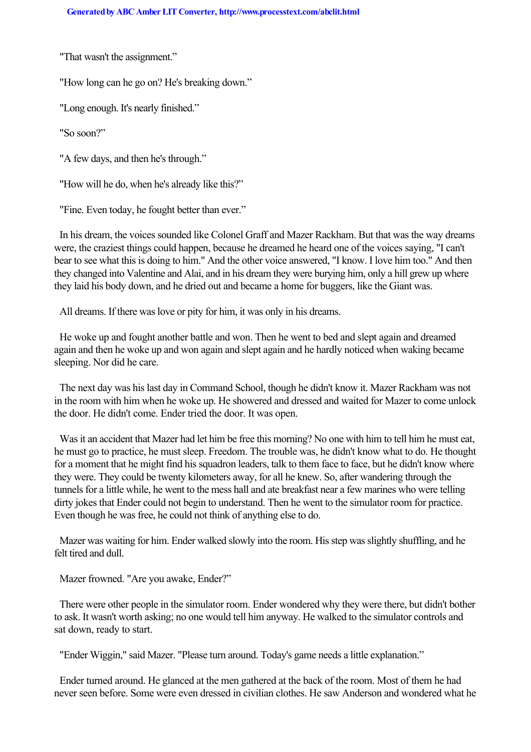"That wasn't the assignment."

"How long can he go on? He's breaking down."

"Long enough. It's nearly finished."

"So soon?"

"A few days, and then he's through."

"How will he do, when he's already like this?"

"Fine. Even today, he fought better than ever."

In his dream, the voices sounded like Colonel Graff and Mazer Rackham. But that was the way dreams were, the craziest things could happen, because he dreamed he heard one of the voices saying, "I can't bear to see what this is doing to him." And the other voice answered, "I know. I love him too." And then they changed into Valentine and Alai, and in his dream they were burying him, only a hill grew up where they laid his body down, and he dried out and became a home for buggers, like the Giant was.

All dreams. If there was love or pity for him, it was only in his dreams.

He woke up and fought another battle and won. Then he went to bed and slept again and dreamed again and then he woke up and won again and slept again and he hardly noticed when waking became sleeping. Nor did he care.

The next day was his last day in Command School, though he didn't know it. Mazer Rackham was not in the room with him when he woke up. He showered and dressed and waited for Mazer to come unlock the door. He didn't come. Ender tried the door. It was open.

Was it an accident that Mazer had let him be free this morning? No one with him to tell him he must eat, he must go to practice, he must sleep. Freedom. The trouble was, he didn't know what to do. He thought for a moment that he might find his squadron leaders, talk to them face to face, but he didn't know where they were. They could be twenty kilometers away, for all he knew. So, after wandering through the tunnels for a little while, he went to the mess hall and ate breakfast near a few marines who were telling dirty jokes that Ender could not begin to understand. Then he went to the simulator room for practice. Even though he was free, he could not think of anything else to do.

Mazer was waiting for him. Ender walked slowly into the room. His step was slightly shuffling, and he felt tired and dull.

Mazer frowned. "Are you awake, Ender?"

There were other people in the simulator room. Ender wondered why they were there, but didn't bother to ask. It wasn't worth asking; no one would tell him anyway. He walked to the simulator controls and sat down, ready to start.

"Ender Wiggin," said Mazer. "Please turn around. Today's game needs a little explanation."

Ender turned around. He glanced at the men gathered at the back of the room. Most of them he had never seen before. Some were even dressed in civilian clothes. He saw Anderson and wondered what he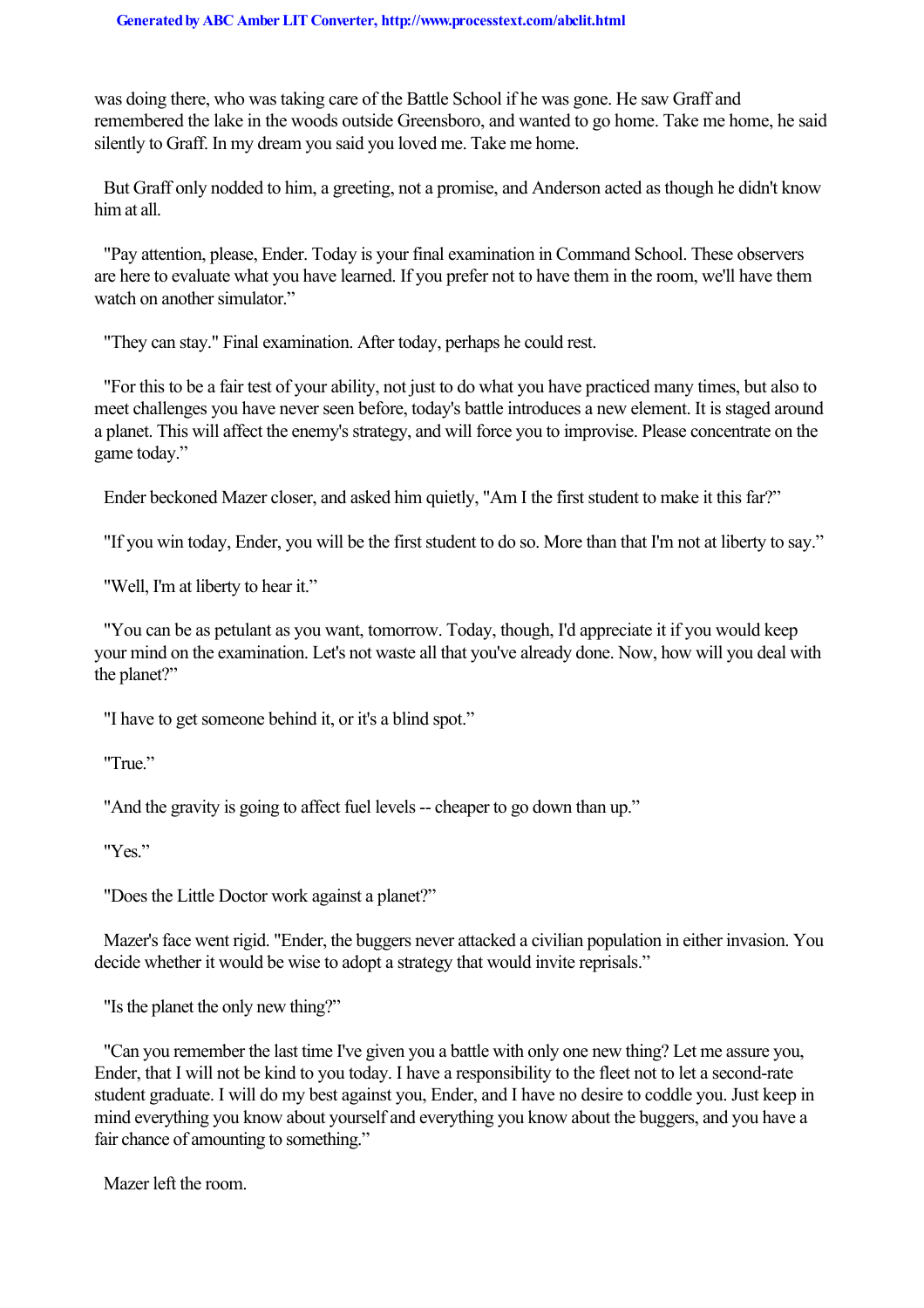was doing there, who was taking care of the Battle School if he was gone. He saw Graff and remembered the lake in the woods outside Greensboro, and wanted to go home. Take me home, he said silently to Graff. In my dream you said you loved me. Take me home.

But Graff only nodded to him, a greeting, not a promise, and Anderson acted as though he didn't know him at all.

"Pay attention, please, Ender. Today is your final examination in Command School. These observers are here to evaluate what you have learned. If you prefer not to have them in the room, we'll have them watch on another simulator."

"They can stay." Final examination. After today, perhaps he could rest.

"For this to be a fair test of your ability, not just to do what you have practiced many times, but also to meet challenges you have never seen before, today's battle introduces a new element. It is staged around a planet. This will affect the enemy's strategy, and will force you to improvise. Please concentrate on the game today."

Ender beckoned Mazer closer, and asked him quietly, "Am I the first student to make it this far?"

"If you win today, Ender, you will be the first student to do so. More than that I'm not at liberty to say."

"Well, I'm at liberty to hear it."

"You can be as petulant as you want, tomorrow. Today, though, I'd appreciate it if you would keep your mind on the examination. Let's not waste all that you've already done. Now, how will you deal with the planet?"

"I have to get someone behind it, or it's a blind spot."

"True."

"And the gravity is going to affect fuel levels -- cheaper to go down than up."

"Yes."

"Does the Little Doctor work against a planet?"

Mazer's face went rigid. "Ender, the buggers never attacked a civilian population in either invasion. You decide whether it would be wise to adopt a strategy that would invite reprisals."

"Is the planet the only new thing?"

"Can you remember the last time I've given you a battle with only one new thing? Let me assure you, Ender, that I will not be kind to you today. I have a responsibility to the fleet not to let a second-rate student graduate. I will do my best against you, Ender, and I have no desire to coddle you. Just keep in mind everything you know about yourself and everything you know about the buggers, and you have a fair chance of amounting to something."

Mazer left the room.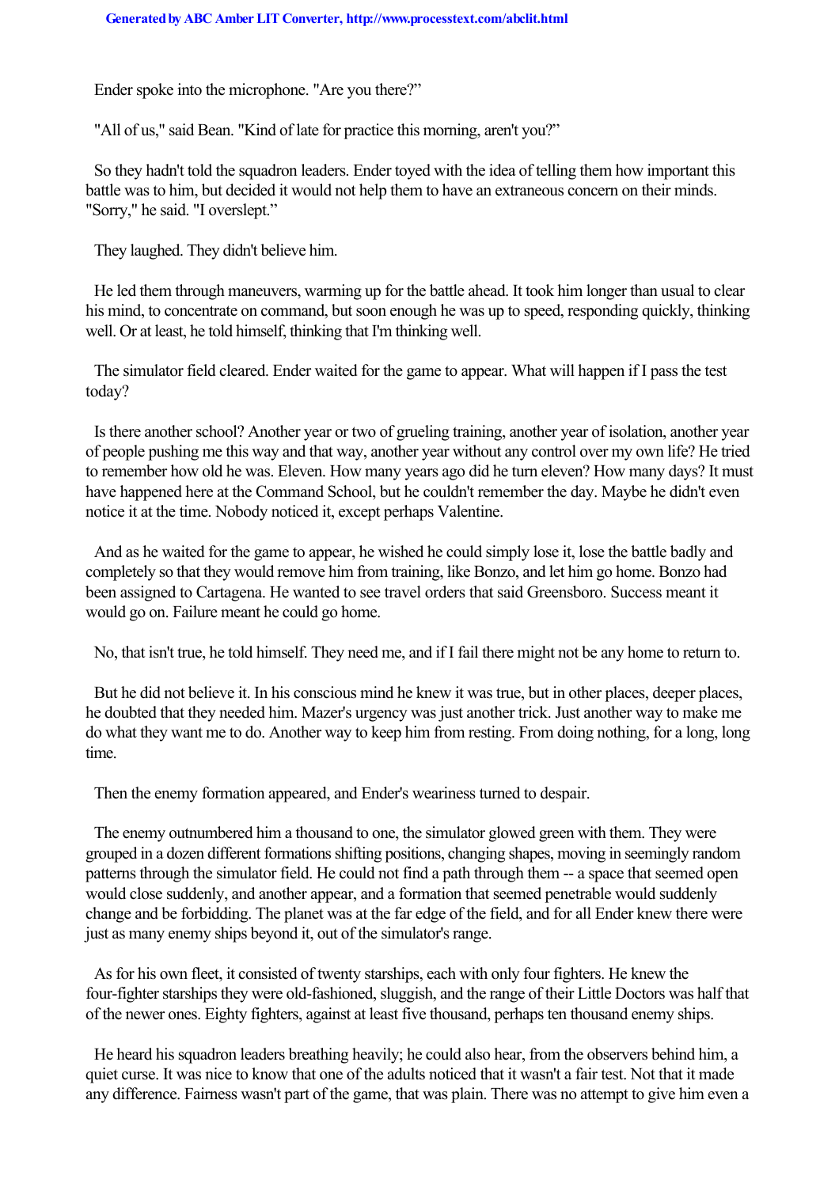Ender spoke into the microphone. "Are you there?"

"All of us," said Bean. "Kind of late for practice this morning, aren't you?"

So they hadn't told the squadron leaders. Ender toyed with the idea of telling them how important this battle was to him, but decided it would not help them to have an extraneous concern on their minds. "Sorry," he said. "I overslept."

They laughed. They didn't believe him.

He led them through maneuvers, warming up for the battle ahead. It took him longer than usual to clear his mind, to concentrate on command, but soon enough he was up to speed, responding quickly, thinking well. Or at least, he told himself, thinking that I'm thinking well.

The simulator field cleared. Ender waited for the game to appear. What will happen if I pass the test today?

Is there another school? Another year or two of grueling training, another year of isolation, another year of people pushing me this way and that way, another year without any control over my own life? He tried to remember how old he was. Eleven. How many years ago did he turn eleven? How many days? It must have happened here at the Command School, but he couldn't remember the day. Maybe he didn't even notice it at the time. Nobody noticed it, except perhaps Valentine.

And as he waited for the game to appear, he wished he could simply lose it, lose the battle badly and completely so that they would remove him from training, like Bonzo, and let him go home. Bonzo had been assigned to Cartagena. He wanted to see travel orders that said Greensboro. Success meant it would go on. Failure meant he could go home.

No, that isn't true, he told himself. They need me, and if I fail there might not be any home to return to.

But he did not believe it. In his conscious mind he knew it was true, but in other places, deeper places, he doubted that they needed him. Mazer's urgency was just another trick. Just another way to make me do what they want me to do. Another way to keep him from resting. From doing nothing, for a long, long time.

Then the enemy formation appeared, and Ender's weariness turned to despair.

The enemy outnumbered him a thousand to one, the simulator glowed green with them. They were grouped in a dozen different formations shifting positions, changing shapes, moving in seemingly random patterns through the simulator field. He could not find a path through them -- a space that seemed open would close suddenly, and another appear, and a formation that seemed penetrable would suddenly change and be forbidding. The planet was at the far edge of the field, and for all Ender knew there were just as many enemy ships beyond it, out of the simulator's range.

As for his own fleet, it consisted of twenty starships, each with only four fighters. He knew the four-fighter starships they were old-fashioned, sluggish, and the range of their Little Doctors was half that of the newer ones. Eighty fighters, against at least five thousand, perhaps ten thousand enemy ships.

He heard his squadron leaders breathing heavily; he could also hear, from the observers behind him, a quiet curse. It was nice to know that one of the adults noticed that it wasn't a fair test. Not that it made any difference. Fairness wasn't part of the game, that was plain. There was no attempt to give him even a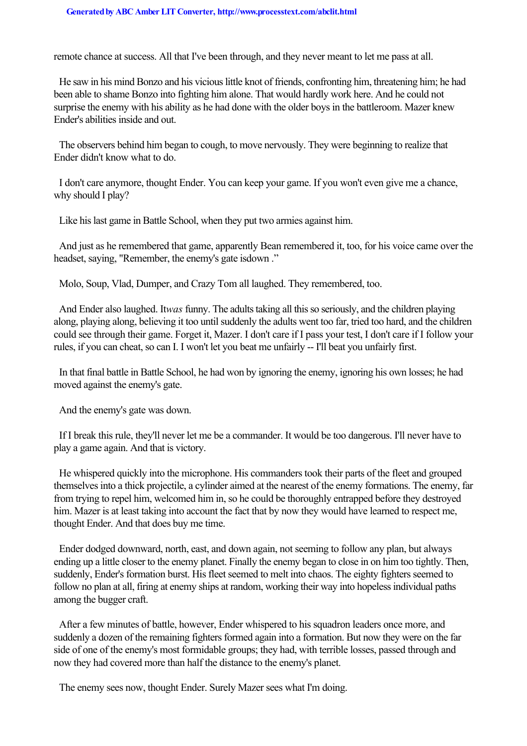remote chance at success. All that I've been through, and they never meant to let me pass at all.

He saw in his mind Bonzo and his vicious little knot of friends, confronting him, threatening him; he had been able to shame Bonzo into fighting him alone. That would hardly work here. And he could not surprise the enemy with his ability as he had done with the older boys in the battleroom. Mazer knew Ender's abilities inside and out.

The observers behind him began to cough, to move nervously. They were beginning to realize that Ender didn't know what to do.

I don't care anymore, thought Ender. You can keep your game. If you won't even give me a chance, why should I play?

Like his last game in Battle School, when they put two armies against him.

And just as he remembered that game, apparently Bean remembered it, too, for his voice came over the headset, saying, "Remember, the enemy's gate is *down*."

Molo, Soup, Vlad, Dumper, and Crazy Tom all laughed. They remembered, too.

And Ender also laughed. It *was* funny. The adults taking all this so seriously, and the children playing along, playing along, believing it too until suddenly the adults went too far, tried too hard, and the children could see through their game. Forget it, Mazer. I don't care if I pass your test, I don't care if I follow your rules, if you can cheat, so can I. I won't let you beat me unfairly -- I'll beat you unfairly first.

In that final battle in Battle School, he had won by ignoring the enemy, ignoring his own losses; he had moved against the enemy's gate.

And the enemy's gate was down.

If I break this rule, they'll never let me be a commander. It would be too dangerous. I'll never have to play a game again. And that is victory.

He whispered quickly into the microphone. His commanders took their parts of the fleet and grouped themselves into a thick projectile, a cylinder aimed at the nearest of the enemy formations. The enemy, far from trying to repel him, welcomed him in, so he could be thoroughly entrapped before they destroyed him. Mazer is at least taking into account the fact that by now they would have learned to respect me, thought Ender. And that does buy me time.

Ender dodged downward, north, east, and down again, not seeming to follow any plan, but always ending up a little closer to the enemy planet. Finally the enemy began to close in on him too tightly. Then, suddenly, Ender's formation burst. His fleet seemed to melt into chaos. The eighty fighters seemed to follow no plan at all, firing at enemy ships at random, working their way into hopeless individual paths among the bugger craft.

After a few minutes of battle, however, Ender whispered to his squadron leaders once more, and suddenly a dozen of the remaining fighters formed again into a formation. But now they were on the far side of one of the enemy's most formidable groups; they had, with terrible losses, passed through and now they had covered more than half the distance to the enemy's planet.

The enemy sees now, thought Ender. Surely Mazer sees what I'm doing.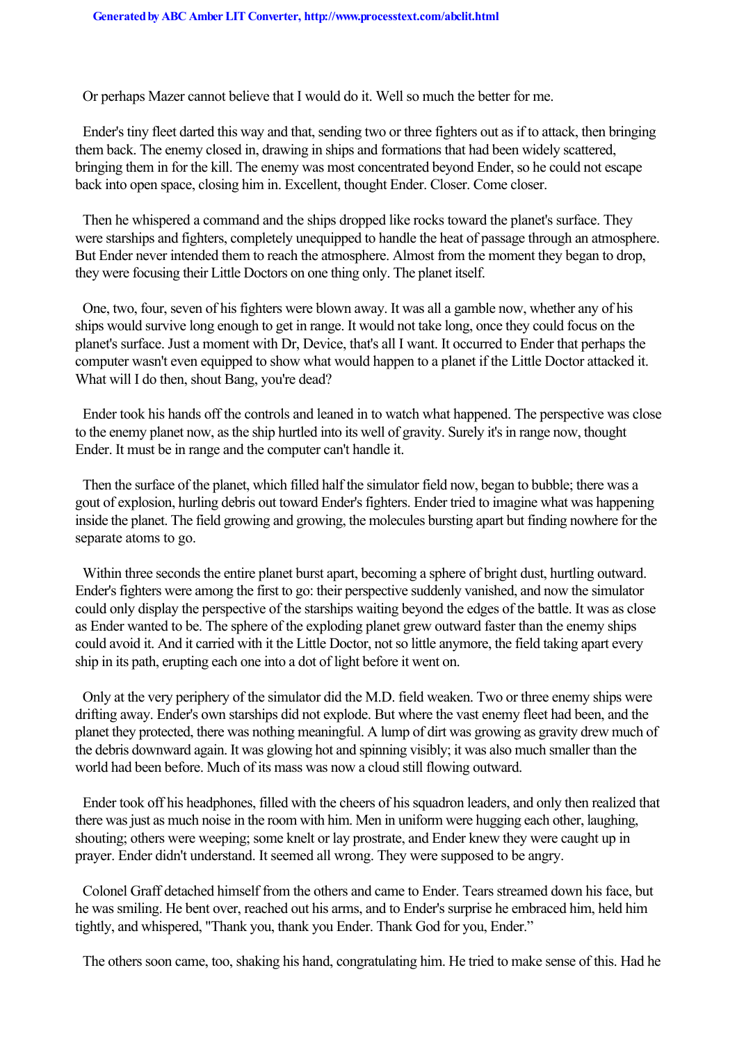Or perhaps Mazer cannot believe that I would do it. Well so much the better for me.

Ender's tiny fleet darted this way and that, sending two or three fighters out as if to attack, then bringing them back. The enemy closed in, drawing in ships and formations that had been widely scattered, bringing them in for the kill. The enemy was most concentrated beyond Ender, so he could not escape back into open space, closing him in. Excellent, thought Ender. Closer. Come closer.

Then he whispered a command and the ships dropped like rocks toward the planet's surface. They were starships and fighters, completely unequipped to handle the heat of passage through an atmosphere. But Ender never intended them to reach the atmosphere. Almost from the moment they began to drop, they were focusing their Little Doctors on one thing only. The planet itself.

One, two, four, seven of his fighters were blown away. It was all a gamble now, whether any of his ships would survive long enough to get in range. It would not take long, once they could focus on the planet's surface. Just a moment with Dr, Device, that's all I want. It occurred to Ender that perhaps the computer wasn't even equipped to show what would happen to a planet if the Little Doctor attacked it. What will I do then, shout Bang, you're dead?

Ender took his hands off the controls and leaned in to watch what happened. The perspective was close to the enemy planet now, as the ship hurtled into its well of gravity. Surely it's in range now, thought Ender. It must be in range and the computer can't handle it.

Then the surface of the planet, which filled half the simulator field now, began to bubble; there was a gout of explosion, hurling debris out toward Ender's fighters. Ender tried to imagine what was happening inside the planet. The field growing and growing, the molecules bursting apart but finding nowhere for the separate atoms to go.

Within three seconds the entire planet burst apart, becoming a sphere of bright dust, hurtling outward. Ender's fighters were among the first to go: their perspective suddenly vanished, and now the simulator could only display the perspective of the starships waiting beyond the edges of the battle. It was as close as Ender wanted to be. The sphere of the exploding planet grew outward faster than the enemy ships could avoid it. And it carried with it the Little Doctor, not so little anymore, the field taking apart every ship in its path, erupting each one into a dot of light before it went on.

Only at the very periphery of the simulator did the M.D. field weaken. Two or three enemy ships were drifting away. Ender's own starships did not explode. But where the vast enemy fleet had been, and the planet they protected, there was nothing meaningful. A lump of dirt was growing as gravity drew much of the debris downward again. It was glowing hot and spinning visibly; it was also much smaller than the world had been before. Much of its mass was now a cloud still flowing outward.

Ender took off his headphones, filled with the cheers of his squadron leaders, and only then realized that there was just as much noise in the room with him. Men in uniform were hugging each other, laughing, shouting; others were weeping; some knelt or lay prostrate, and Ender knew they were caught up in prayer. Ender didn't understand. It seemed all wrong. They were supposed to be angry.

Colonel Graff detached himself from the others and came to Ender. Tears streamed down his face, but he was smiling. He bent over, reached out his arms, and to Ender's surprise he embraced him, held him tightly, and whispered, "Thank you, thank you Ender. Thank God for you, Ender."

The others soon came, too, shaking his hand, congratulating him. He tried to make sense of this. Had he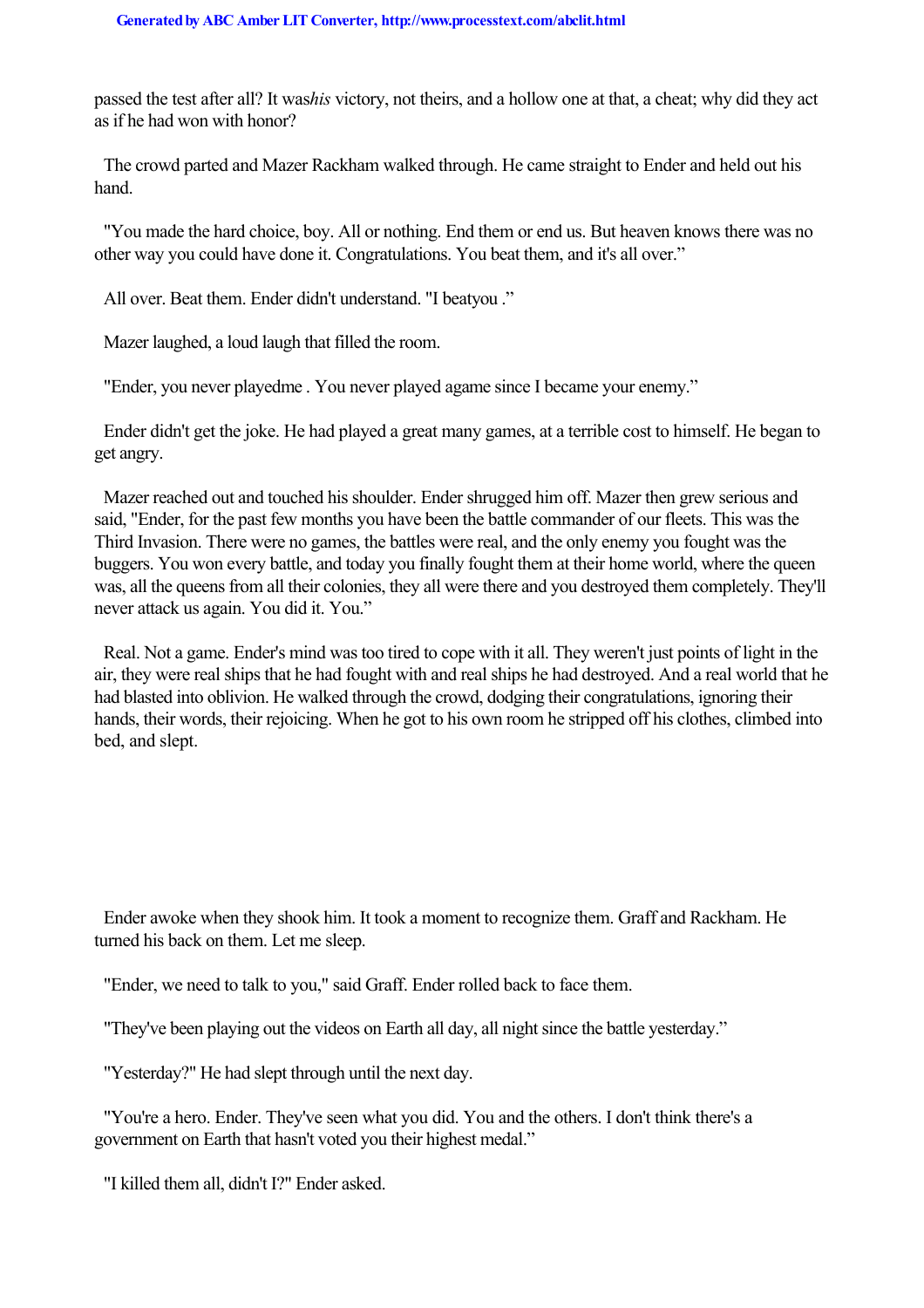passed the test after all? It was *his* victory, not theirs, and a hollow one at that, a cheat; why did they act as if he had won with honor?

The crowd parted and Mazer Rackham walked through. He came straight to Ender and held out his hand.

"You made the hard choice, boy. All or nothing. End them or end us. But heaven knows there was no other way you could have done it. Congratulations. You beat them, and it's all over."

All over. Beat them. Ender didn't understand. "I beat *you*."

Mazer laughed, a loud laugh that filled the room.

"Ender, you never played *me*. You never played a *game* since I became your enemy."

Ender didn't get the joke. He had played a great many games, at a terrible cost to himself. He began to get angry.

Mazer reached out and touched his shoulder. Ender shrugged him off. Mazer then grew serious and said, "Ender, for the past few months you have been the battle commander of our fleets. This was the Third Invasion. There were no games, the battles were real, and the only enemy you fought was the buggers. You won every battle, and today you finally fought them at their home world, where the queen was, all the queens from all their colonies, they all were there and you destroyed them completely. They'll never attack us again. You did it. You."

Real. Not a game. Ender's mind was too tired to cope with it all. They weren't just points of light in the air, they were real ships that he had fought with and real ships he had destroyed. And a real world that he had blasted into oblivion. He walked through the crowd, dodging their congratulations, ignoring their hands, their words, their rejoicing. When he got to his own room he stripped off his clothes, climbed into bed, and slept.

Ender awoke when they shook him. It took a moment to recognize them. Graff and Rackham. He turned his back on them. Let me sleep.

"Ender, we need to talk to you," said Graff. Ender rolled back to face them.

"They've been playing out the videos on Earth all day, all night since the battle yesterday."

"Yesterday?" He had slept through until the next day.

"You're a hero. Ender. They've seen what you did. You and the others. I don't think there's a government on Earth that hasn't voted you their highest medal."

"I killed them all, didn't I?" Ender asked.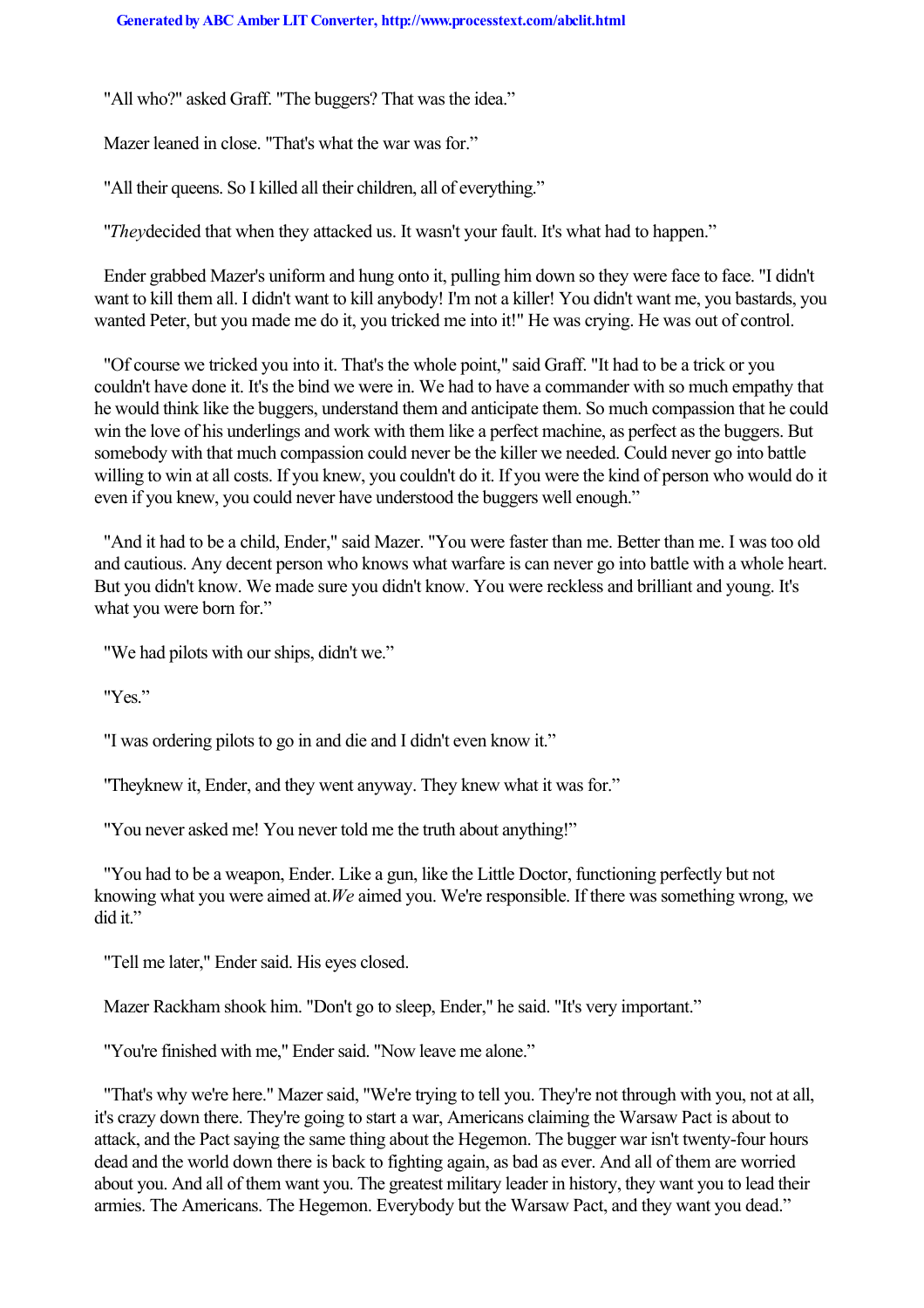"All who?" asked Graff. "The buggers? That was the idea."

Mazer leaned in close. "That's what the war was for."

"All their queens. So I killed all their children, all of everything."

"*They* decided that when they attacked us. It wasn't your fault. It's what had to happen."

Ender grabbed Mazer's uniform and hung onto it, pulling him down so they were face to face. "I didn't want to kill them all. I didn't want to kill anybody! I'm not a killer! You didn't want me, you bastards, you wanted Peter, but you made me do it, you tricked me into it!" He was crying. He was out of control.

"Of course we tricked you into it. That's the whole point," said Graff. "It had to be a trick or you couldn't have done it. It's the bind we were in. We had to have a commander with so much empathy that he would think like the buggers, understand them and anticipate them. So much compassion that he could win the love of his underlings and work with them like a perfect machine, as perfect as the buggers. But somebody with that much compassion could never be the killer we needed. Could never go into battle willing to win at all costs. If you knew, you couldn't do it. If you were the kind of person who would do it even if you knew, you could never have understood the buggers well enough."

"And it had to be a child, Ender," said Mazer. "You were faster than me. Better than me. I was too old and cautious. Any decent person who knows what warfare is can never go into battle with a whole heart. But you didn't know. We made sure you didn't know. You were reckless and brilliant and young. It's what you were born for."

"We had pilots with our ships, didn't we."

"Yes."

"I was ordering pilots to go in and die and I didn't even know it."

"They knew it, Ender, and they went anyway. They knew what it was for."

"You never asked me! You never told me the truth about anything!"

"You had to be a weapon, Ender. Like a gun, like the Little Doctor, functioning perfectly but not knowing what you were aimed at. *We* aimed you. We're responsible. If there was something wrong, we did it."

"Tell me later," Ender said. His eyes closed.

Mazer Rackham shook him. "Don't go to sleep, Ender," he said. "It's very important."

"You're finished with me," Ender said. "Now leave me alone."

"That's why we're here." Mazer said, "We're trying to tell you. They're not through with you, not at all, it's crazy down there. They're going to start a war, Americans claiming the Warsaw Pact is about to attack, and the Pact saying the same thing about the Hegemon. The bugger war isn't twenty-four hours dead and the world down there is back to fighting again, as bad as ever. And all of them are worried about you. And all of them want you. The greatest military leader in history, they want you to lead their armies. The Americans. The Hegemon. Everybody but the Warsaw Pact, and they want you dead."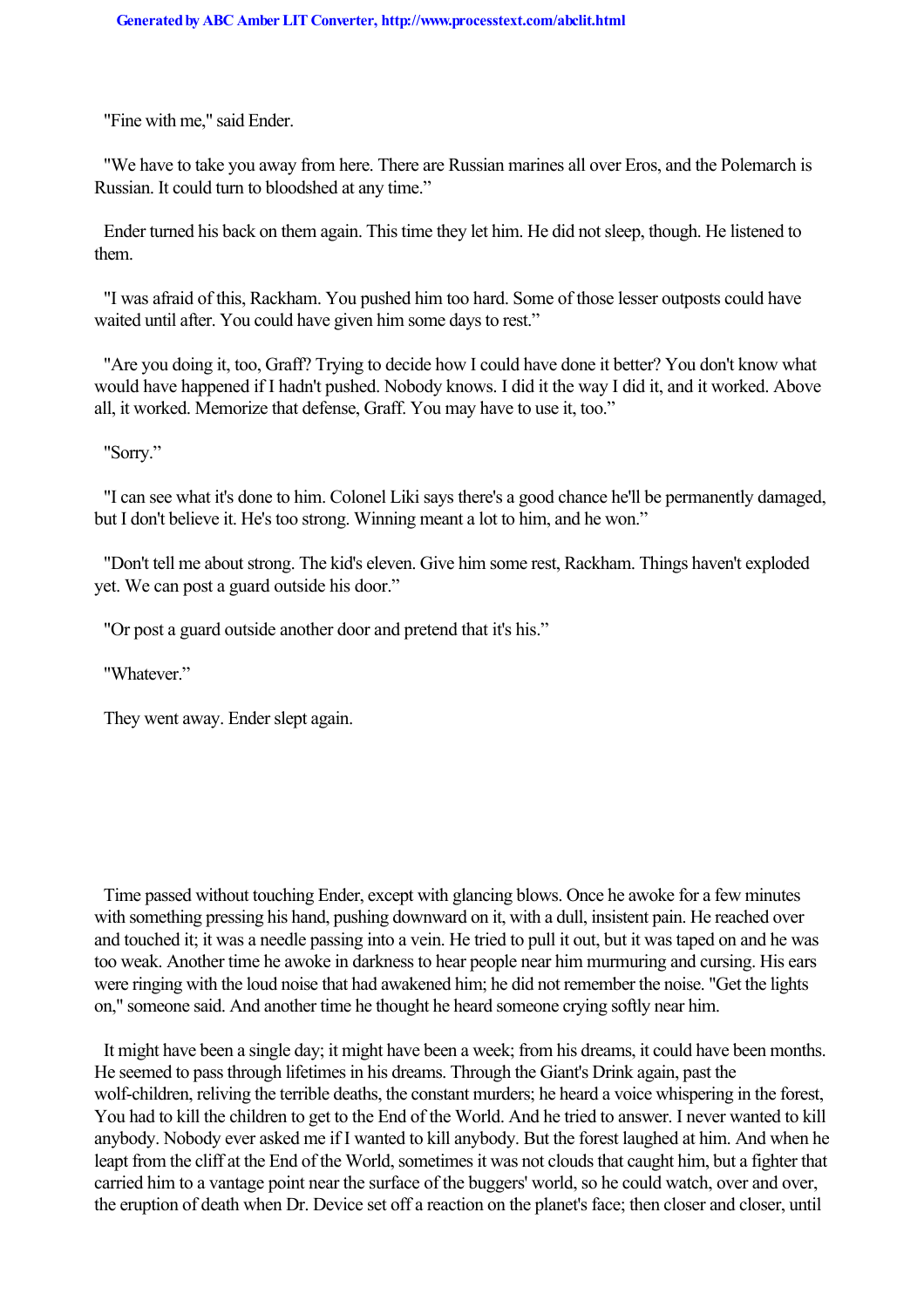"Fine with me," said Ender.

"We have to take you away from here. There are Russian marines all over Eros, and the Polemarch is Russian. It could turn to bloodshed at any time."

Ender turned his back on them again. This time they let him. He did not sleep, though. He listened to them.

"I was afraid of this, Rackham. You pushed him too hard. Some of those lesser outposts could have waited until after. You could have given him some days to rest."

"Are you doing it, too, Graff? Trying to decide how I could have done it better? You don't know what would have happened if I hadn't pushed. Nobody knows. I did it the way I did it, and it worked. Above all, it worked. Memorize that defense, Graff. You may have to use it, too."

"Sorry."

"I can see what it's done to him. Colonel Liki says there's a good chance he'll be permanently damaged, but I don't believe it. He's too strong. Winning meant a lot to him, and he won."

"Don't tell me about strong. The kid's eleven. Give him some rest, Rackham. Things haven't exploded yet. We can post a guard outside his door."

"Or post a guard outside another door and pretend that it's his."

"Whatever."

They went away. Ender slept again.

Time passed without touching Ender, except with glancing blows. Once he awoke for a few minutes with something pressing his hand, pushing downward on it, with a dull, insistent pain. He reached over and touched it; it was a needle passing into a vein. He tried to pull it out, but it was taped on and he was too weak. Another time he awoke in darkness to hear people near him murmuring and cursing. His ears were ringing with the loud noise that had awakened him; he did not remember the noise. "Get the lights on," someone said. And another time he thought he heard someone crying softly near him.

It might have been a single day; it might have been a week; from his dreams, it could have been months. He seemed to pass through lifetimes in his dreams. Through the Giant's Drink again, past the wolf-children, reliving the terrible deaths, the constant murders; he heard a voice whispering in the forest, You had to kill the children to get to the End of the World. And he tried to answer. I never wanted to kill anybody. Nobody ever asked me if I wanted to kill anybody. But the forest laughed at him. And when he leapt from the cliff at the End of the World, sometimes it was not clouds that caught him, but a fighter that carried him to a vantage point near the surface of the buggers' world, so he could watch, over and over, the eruption of death when Dr. Device set off a reaction on the planet's face; then closer and closer, until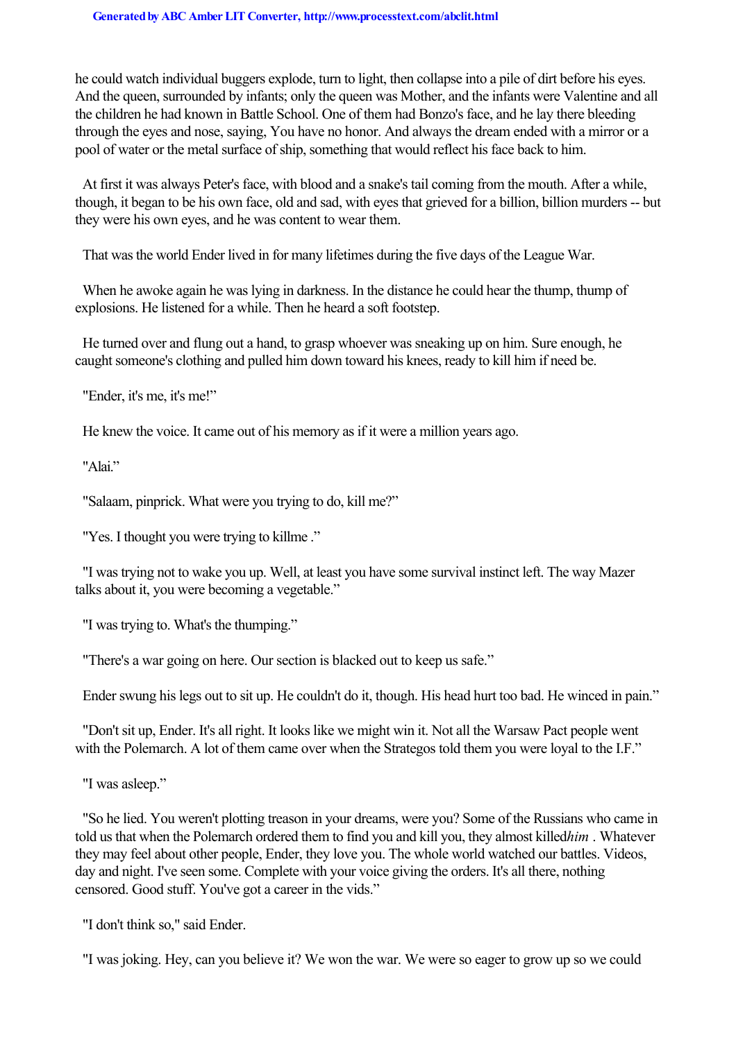he could watch individual buggers explode, turn to light, then collapse into a pile of dirt before his eyes. And the queen, surrounded by infants; only the queen was Mother, and the infants were Valentine and all the children he had known in Battle School. One of them had Bonzo's face, and he lay there bleeding through the eyes and nose, saying, You have no honor. And always the dream ended with a mirror or a pool of water or the metal surface of ship, something that would reflect his face back to him.

At first it was always Peter's face, with blood and a snake's tail coming from the mouth. After a while, though, it began to be his own face, old and sad, with eyes that grieved for a billion, billion murders -- but they were his own eyes, and he was content to wear them.

That was the world Ender lived in for many lifetimes during the five days of the League War.

When he awoke again he was lying in darkness. In the distance he could hear the thump, thump of explosions. He listened for a while. Then he heard a soft footstep.

He turned over and flung out a hand, to grasp whoever was sneaking up on him. Sure enough, he caught someone's clothing and pulled him down toward his knees, ready to kill him if need be.

"Ender, it's me, it's me!"

He knew the voice. It came out of his memory as if it were a million years ago.

"Alai."

"Salaam, pinprick. What were you trying to do, kill me?"

"Yes. I thought you were trying to kill*me* ."

"I was trying not to wake you up. Well, at least you have some survival instinct left. The way Mazer talks about it, you were becoming a vegetable."

"I was trying to. What's the thumping."

"There's a war going on here. Our section is blacked out to keep us safe."

Ender swung his legs out to sit up. He couldn't do it, though. His head hurt too bad. He winced in pain."

"Don't sit up, Ender. It's all right. It looks like we might win it. Not all the Warsaw Pact people went with the Polemarch. A lot of them came over when the Strategos told them you were loyal to the I.F."

"I was asleep."

"So he lied. You weren't plotting treason in your dreams, were you? Some of the Russians who came in told us that when the Polemarch ordered them to find you and kill you, they almost killed*him* . Whatever they may feel about other people, Ender, they love you. The whole world watched our battles. Videos, day and night. I've seen some. Complete with your voice giving the orders. It's all there, nothing censored. Good stuff. You've got a career in the vids."

"I don't think so," said Ender.

"I was joking. Hey, can you believe it? We won the war. We were so eager to grow up so we could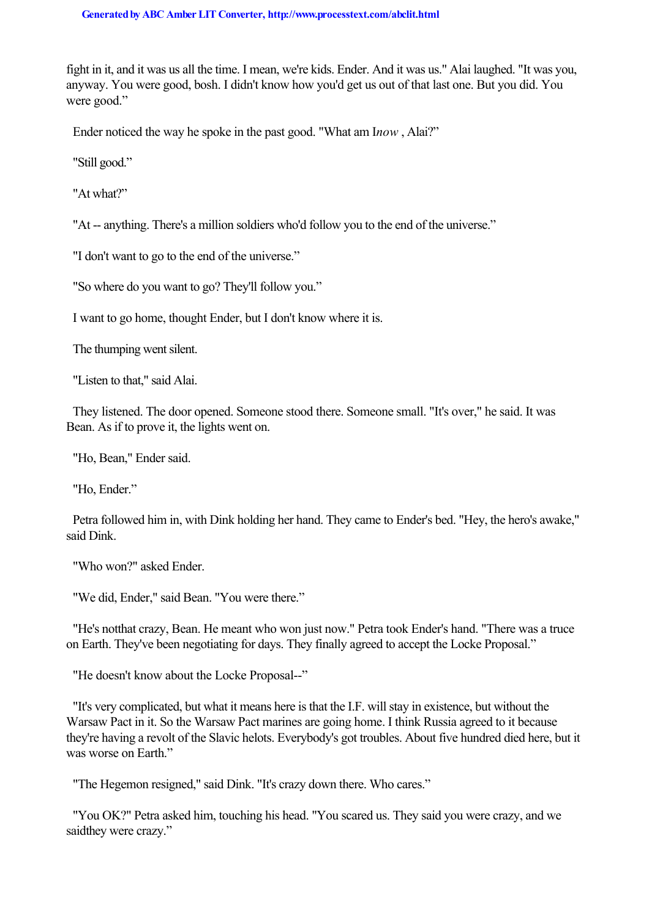fight in it, and it was us all the time. I mean, we're kids. Ender. And it was us." Alai laughed. "It was you, anyway. You were good, bosh. I didn't know how you'd get us out of that last one. But you did. You were good."

Ender noticed the way he spoke in the past good. "What am I *now* , Alai?"

"Still good."

"At what?"

"At -- anything. There's a million soldiers who'd follow you to the end of the universe."

"I don't want to go to the end of the universe."

"So where do you want to go? They'll follow you."

I want to go home, thought Ender, but I don't know where it is.

The thumping went silent.

"Listen to that," said Alai.

They listened. The door opened. Someone stood there. Someone small. "It's over," he said. It was Bean. As if to prove it, the lights went on.

"Ho, Bean," Ender said.

"Ho, Ender."

Petra followed him in, with Dink holding her hand. They came to Ender's bed. "Hey, the hero's awake," said Dink.

"Who won?" asked Ender.

"We did, Ender," said Bean. "You were there."

"He's not *that* crazy, Bean. He meant who won just now." Petra took Ender's hand. "There was a truce on Earth. They've been negotiating for days. They finally agreed to accept the Locke Proposal."

"He doesn't know about the Locke Proposal--"

"It's very complicated, but what it means here is that the I.F. will stay in existence, but without the Warsaw Pact in it. So the Warsaw Pact marines are going home. I think Russia agreed to it because they're having a revolt of the Slavic helots. Everybody's got troubles. About five hundred died here, but it was worse on Earth."

"The Hegemon resigned," said Dink. "It's crazy down there. Who cares."

"You OK?" Petra asked him, touching his head. "You scared us. They said you were crazy, and we said *they* were crazy."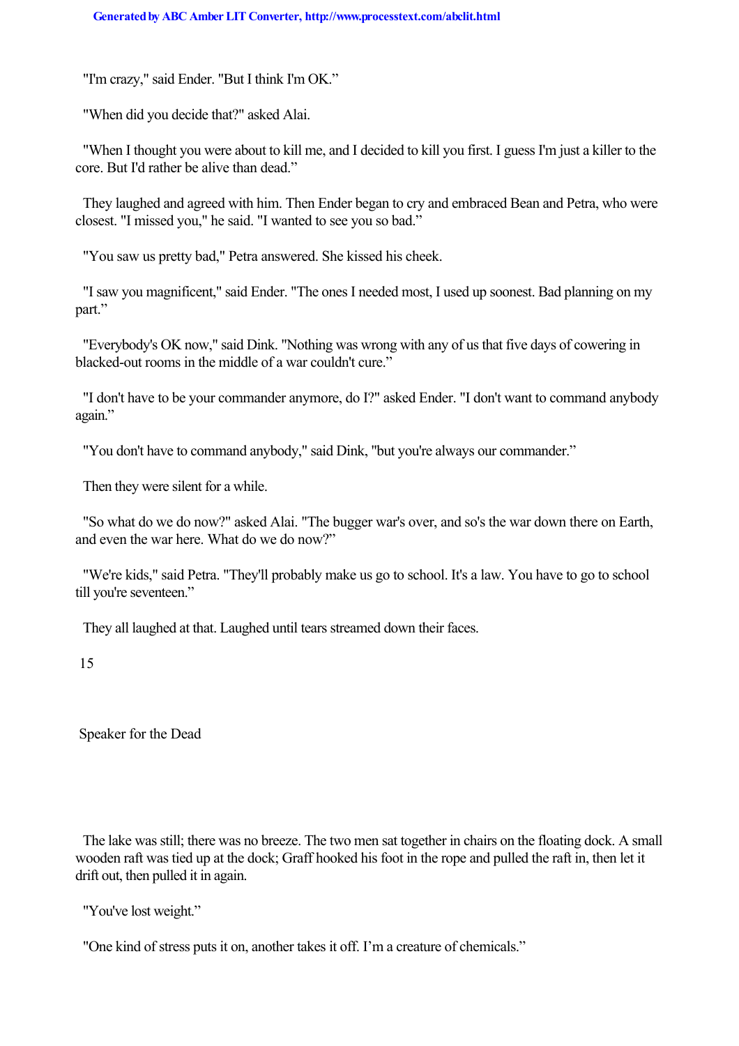"I'm crazy," said Ender. "But I think I'm OK."

"When did you decide that?" asked Alai.

"When I thought you were about to kill me, and I decided to kill you first. I guess I'm just a killer to the core. But I'd rather be alive than dead."

They laughed and agreed with him. Then Ender began to cry and embraced Bean and Petra, who were closest. "I missed you," he said. "I wanted to see you so bad."

"You saw us pretty bad," Petra answered. She kissed his cheek.

"I saw you magnificent," said Ender. "The ones I needed most, I used up soonest. Bad planning on my part."

"Everybody's OK now," said Dink. "Nothing was wrong with any of us that five days of cowering in blacked-out rooms in the middle of a war couldn't cure."

"I don't have to be your commander anymore, do I?" asked Ender. "I don't want to command anybody again."

"You don't have to command anybody," said Dink, "but you're always our commander."

Then they were silent for a while.

"So what do we do now?" asked Alai. "The bugger war's over, and so's the war down there on Earth, and even the war here. What do we do now?"

"We're kids," said Petra. "They'll probably make us go to school. It's a law. You have to go to school till you're seventeen."

They all laughed at that. Laughed until tears streamed down their faces.

## 15

## Speaker for the Dead

The lake was still; there was no breeze. The two men sat together in chairs on the floating dock. A small wooden raft was tied up at the dock; Graff hooked his foot in the rope and pulled the raft in, then let it drift out, then pulled it in again.

"You've lost weight."

"One kind of stress puts it on, another takes it off. I'm a creature of chemicals."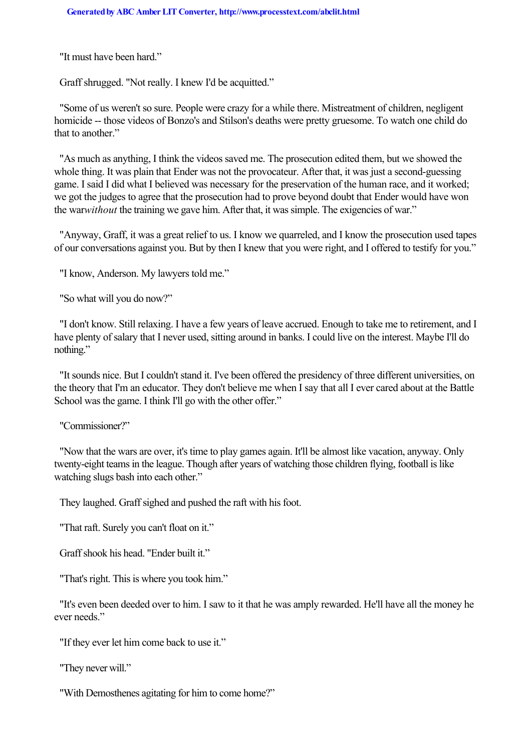"It must have been hard."

Graff shrugged. "Not really. I knew I'd be acquitted."

"Some of us weren't so sure. People were crazy for a while there. Mistreatment of children, negligent homicide -- those videos of Bonzo's and Stilson's deaths were pretty gruesome. To watch one child do that to another."

"As much as anything, I think the videos saved me. The prosecution edited them, but we showed the whole thing. It was plain that Ender was not the provocateur. After that, it was just a second-guessing game. I said I did what I believed was necessary for the preservation of the human race, and it worked; we got the judges to agree that the prosecution had to prove beyond doubt that Ender would have won the war *without* the training we gave him. After that, it was simple. The exigencies of war."

"Anyway, Graff, it was a great relief to us. I know we quarreled, and I know the prosecution used tapes of our conversations against you. But by then I knew that you were right, and I offered to testify for you."

"I know, Anderson. My lawyers told me."

"So what will you do now?"

"I don't know. Still relaxing. I have a few years of leave accrued. Enough to take me to retirement, and I have plenty of salary that I never used, sitting around in banks. I could live on the interest. Maybe I'll do nothing."

"It sounds nice. But I couldn't stand it. I've been offered the presidency of three different universities, on the theory that I'm an educator. They don't believe me when I say that all I ever cared about at the Battle School was the game. I think I'll go with the other offer."

"Commissioner?"

"Now that the wars are over, it's time to play games again. It'll be almost like vacation, anyway. Only twenty-eight teams in the league. Though after years of watching those children flying, football is like watching slugs bash into each other."

They laughed. Graff sighed and pushed the raft with his foot.

"That raft. Surely you can't float on it."

Graff shook his head. "Ender built it."

"That's right. This is where you took him."

"It's even been deeded over to him. I saw to it that he was amply rewarded. He'll have all the money he ever needs."

"If they ever let him come back to use it."

"They never will."

"With Demosthenes agitating for him to come home?"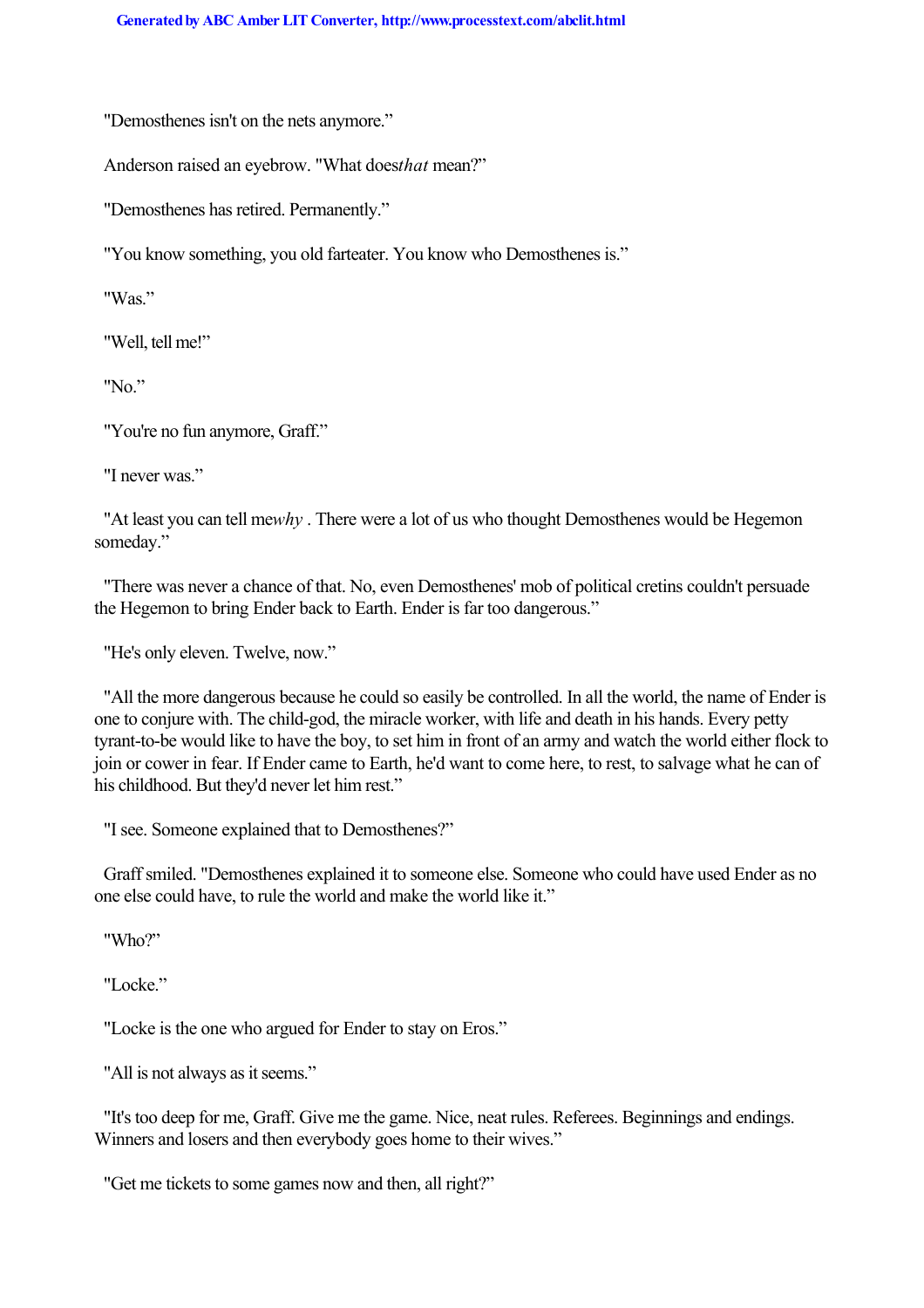"Demosthenes isn't on the nets anymore."

Anderson raised an eyebrow. "What does *that* mean?"

"Demosthenes has retired. Permanently."

"You know something, you old farteater. You know who Demosthenes is."

"Was."

"Well, tell me!"

"No."

"You're no fun anymore, Graff."

"I never was."

"At least you can tell me *why*. There were a lot of us who thought Demosthenes would be Hegemon someday."

"There was never a chance of that. No, even Demosthenes' mob of political cretins couldn't persuade the Hegemon to bring Ender back to Earth. Ender is far too dangerous."

"He's only eleven. Twelve, now."

"All the more dangerous because he could so easily be controlled. In all the world, the name of Ender is one to conjure with. The child-god, the miracle worker, with life and death in his hands. Every petty tyrant-to-be would like to have the boy, to set him in front of an army and watch the world either flock to join or cower in fear. If Ender came to Earth, he'd want to come here, to rest, to salvage what he can of his childhood. But they'd never let him rest."

"I see. Someone explained that to Demosthenes?"

Graff smiled. "Demosthenes explained it to someone else. Someone who could have used Ender as no one else could have, to rule the world and make the world like it."

"Who?"

"Locke."

"Locke is the one who argued for Ender to stay on Eros."

"All is not always as it seems."

"It's too deep for me, Graff. Give me the game. Nice, neat rules. Referees. Beginnings and endings. Winners and losers and then everybody goes home to their wives."

"Get me tickets to some games now and then, all right?"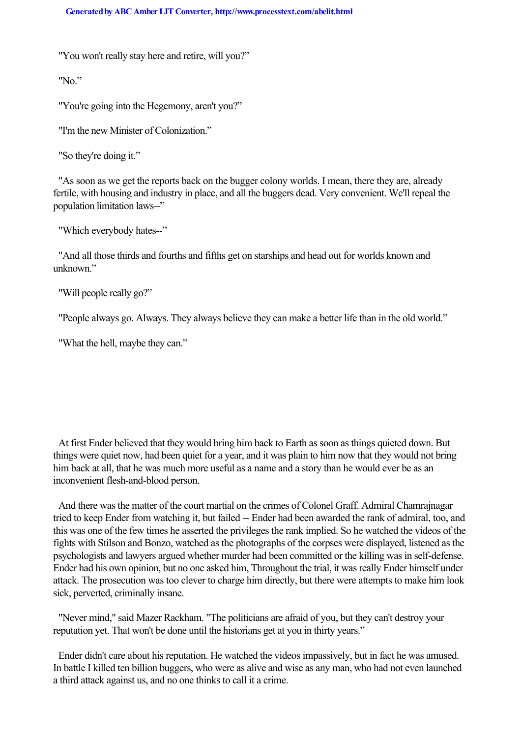"You won't really stay here and retire, will you?"

"No."

"You're going into the Hegemony, aren't you?"

"I'm the new Minister of Colonization."

"So they're doing it."

"As soon as we get the reports back on the bugger colony worlds. I mean, there they are, already fertile, with housing and industry in place, and all the buggers dead. Very convenient. We'll repeal the population limitation laws--"

"Which everybody hates--"

"And all those thirds and fourths and fifths get on starships and head out for worlds known and unknown."

"Will people really go?"

"People always go. Always. They always believe they can make a better life than in the old world."

"What the hell, maybe they can."

At first Ender believed that they would bring him back to Earth as soon as things quieted down. But things were quiet now, had been quiet for a year, and it was plain to him now that they would not bring him back at all, that he was much more useful as a name and a story than he would ever be as an inconvenient flesh-and-blood person.

And there was the matter of the court martial on the crimes of Colonel Graff. Admiral Chamrajnagar tried to keep Ender from watching it, but failed -- Ender had been awarded the rank of admiral, too, and this was one of the few times he asserted the privileges the rank implied. So he watched the videos of the fights with Stilson and Bonzo, watched as the photographs of the corpses were displayed, listened as the psychologists and lawyers argued whether murder had been committed or the killing was in self-defense. Ender had his own opinion, but no one asked him, Throughout the trial, it was really Ender himself under attack. The prosecution was too clever to charge him directly, but there were attempts to make him look sick, perverted, criminally insane.

"Never mind," said Mazer Rackham. "The politicians are afraid of you, but they can't destroy your reputation yet. That won't be done until the historians get at you in thirty years."

Ender didn't care about his reputation. He watched the videos impassively, but in fact he was amused. In battle I killed ten billion buggers, who were as alive and wise as any man, who had not even launched a third attack against us, and no one thinks to call it a crime.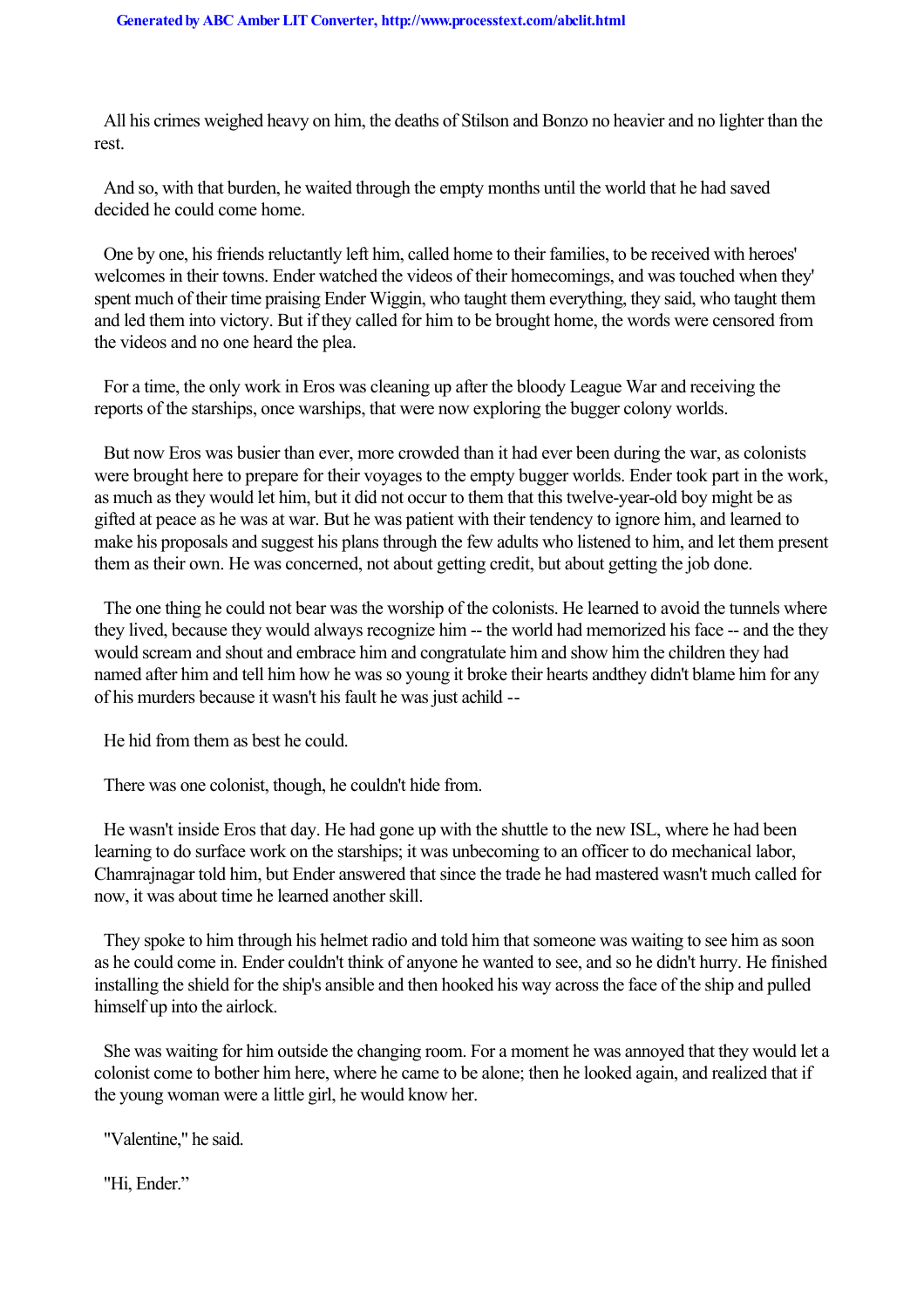All his crimes weighed heavy on him, the deaths of Stilson and Bonzo no heavier and no lighter than the rest.

And so, with that burden, he waited through the empty months until the world that he had saved decided he could come home.

One by one, his friends reluctantly left him, called home to their families, to be received with heroes' welcomes in their towns. Ender watched the videos of their homecomings, and was touched when they' spent much of their time praising Ender Wiggin, who taught them everything, they said, who taught them and led them into victory. But if they called for him to be brought home, the words were censored from the videos and no one heard the plea.

For a time, the only work in Eros was cleaning up after the bloody League War and receiving the reports of the starships, once warships, that were now exploring the bugger colony worlds.

But now Eros was busier than ever, more crowded than it had ever been during the war, as colonists were brought here to prepare for their voyages to the empty bugger worlds. Ender took part in the work, as much as they would let him, but it did not occur to them that this twelve-year-old boy might be as gifted at peace as he was at war. But he was patient with their tendency to ignore him, and learned to make his proposals and suggest his plans through the few adults who listened to him, and let them present them as their own. He was concerned, not about getting credit, but about getting the job done.

The one thing he could not bear was the worship of the colonists. He learned to avoid the tunnels where they lived, because they would always recognize him -- the world had memorized his face -- and the they would scream and shout and embrace him and congratulate him and show him the children they had named after him and tell him how he was so young it broke their hearts andthey didn't blame him for any of his murders because it wasn't his fault he was just achild --

He hid from them as best he could.

There was one colonist, though, he couldn't hide from.

He wasn't inside Eros that day. He had gone up with the shuttle to the new ISL, where he had been learning to do surface work on the starships; it was unbecoming to an officer to do mechanical labor, Chamrajnagar told him, but Ender answered that since the trade he had mastered wasn't much called for now, it was about time he learned another skill.

They spoke to him through his helmet radio and told him that someone was waiting to see him as soon as he could come in. Ender couldn't think of anyone he wanted to see, and so he didn't hurry. He finished installing the shield for the ship's ansible and then hooked his way across the face of the ship and pulled himself up into the airlock.

She was waiting for him outside the changing room. For a moment he was annoyed that they would let a colonist come to bother him here, where he came to be alone; then he looked again, and realized that if the young woman were a little girl, he would know her.

"Valentine," he said.

"Hi, Ender."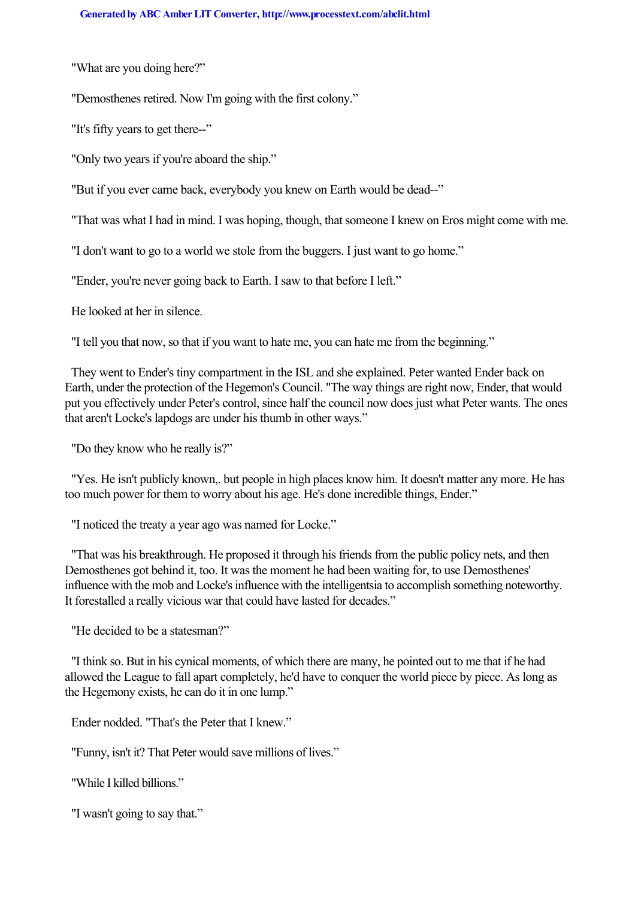"What are you doing here?"

"Demosthenes retired. Now I'm going with the first colony."

"It's fifty years to get there--"

"Only two years if you're aboard the ship."

"But if you ever came back, everybody you knew on Earth would be dead--"

"That was what I had in mind. I was hoping, though, that someone I knew on Eros might come with me.

"I don't want to go to a world we stole from the buggers. I just want to go home."

"Ender, you're never going back to Earth. I saw to that before I left."

He looked at her in silence.

"I tell you that now, so that if you want to hate me, you can hate me from the beginning."

They went to Ender's tiny compartment in the ISL and she explained. Peter wanted Ender back on Earth, under the protection of the Hegemon's Council. "The way things are right now, Ender, that would put you effectively under Peter's control, since half the council now does just what Peter wants. The ones that aren't Locke's lapdogs are under his thumb in other ways."

"Do they know who he really is?"

"Yes. He isn't publicly known,. but people in high places know him. It doesn't matter any more. He has too much power for them to worry about his age. He's done incredible things, Ender."

"I noticed the treaty a year ago was named for Locke."

"That was his breakthrough. He proposed it through his friends from the public policy nets, and then Demosthenes got behind it, too. It was the moment he had been waiting for, to use Demosthenes' influence with the mob and Locke's influence with the intelligentsia to accomplish something noteworthy. It forestalled a really vicious war that could have lasted for decades."

"He decided to be a statesman?"

"I think so. But in his cynical moments, of which there are many, he pointed out to me that if he had allowed the League to fall apart completely, he'd have to conquer the world piece by piece. As long as the Hegemony exists, he can do it in one lump."

Ender nodded. "That's the Peter that I knew."

"Funny, isn't it? That Peter would save millions of lives."

"While I killed billions."

"I wasn't going to say that."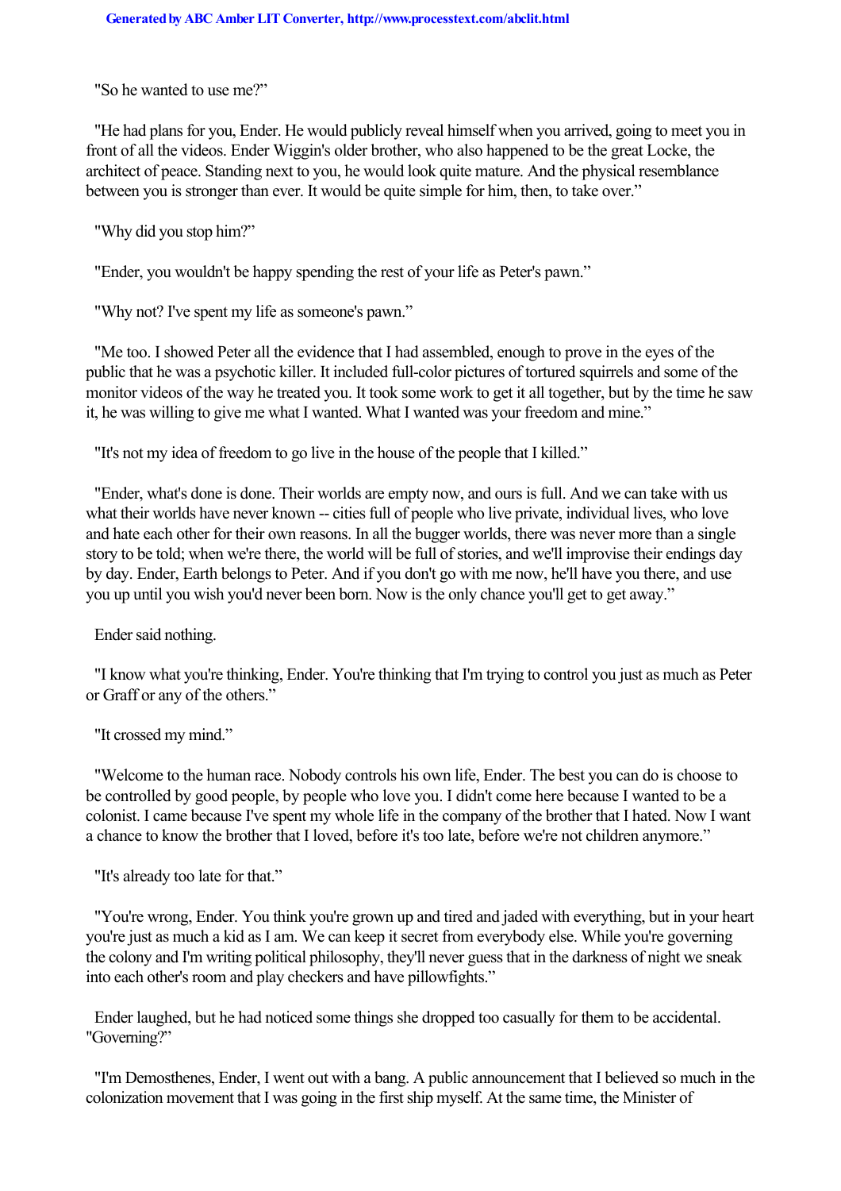"So he wanted to use me?"

"He had plans for you, Ender. He would publicly reveal himself when you arrived, going to meet you in front of all the videos. Ender Wiggin's older brother, who also happened to be the great Locke, the architect of peace. Standing next to you, he would look quite mature. And the physical resemblance between you is stronger than ever. It would be quite simple for him, then, to take over."

"Why did you stop him?"

"Ender, you wouldn't be happy spending the rest of your life as Peter's pawn."

"Why not? I've spent my life as someone's pawn."

"Me too. I showed Peter all the evidence that I had assembled, enough to prove in the eyes of the public that he was a psychotic killer. It included full-color pictures of tortured squirrels and some of the monitor videos of the way he treated you. It took some work to get it all together, but by the time he saw it, he was willing to give me what I wanted. What I wanted was your freedom and mine."

"It's not my idea of freedom to go live in the house of the people that I killed."

"Ender, what's done is done. Their worlds are empty now, and ours is full. And we can take with us what their worlds have never known -- cities full of people who live private, individual lives, who love and hate each other for their own reasons. In all the bugger worlds, there was never more than a single story to be told; when we're there, the world will be full of stories, and we'll improvise their endings day by day. Ender, Earth belongs to Peter. And if you don't go with me now, he'll have you there, and use you up until you wish you'd never been born. Now is the only chance you'll get to get away."

Ender said nothing.

"I know what you're thinking, Ender. You're thinking that I'm trying to control you just as much as Peter or Graff or any of the others."

"It crossed my mind."

"Welcome to the human race. Nobody controls his own life, Ender. The best you can do is choose to be controlled by good people, by people who love you. I didn't come here because I wanted to be a colonist. I came because I've spent my whole life in the company of the brother that I hated. Now I want a chance to know the brother that I loved, before it's too late, before we're not children anymore."

"It's already too late for that."

"You're wrong, Ender. You think you're grown up and tired and jaded with everything, but in your heart you're just as much a kid as I am. We can keep it secret from everybody else. While you're governing the colony and I'm writing political philosophy, they'll never guess that in the darkness of night we sneak into each other's room and play checkers and have pillowfights."

Ender laughed, but he had noticed some things she dropped too casually for them to be accidental. "Governing?"

"I'm Demosthenes, Ender, I went out with a bang. A public announcement that I believed so much in the colonization movement that I was going in the first ship myself. At the same time, the Minister of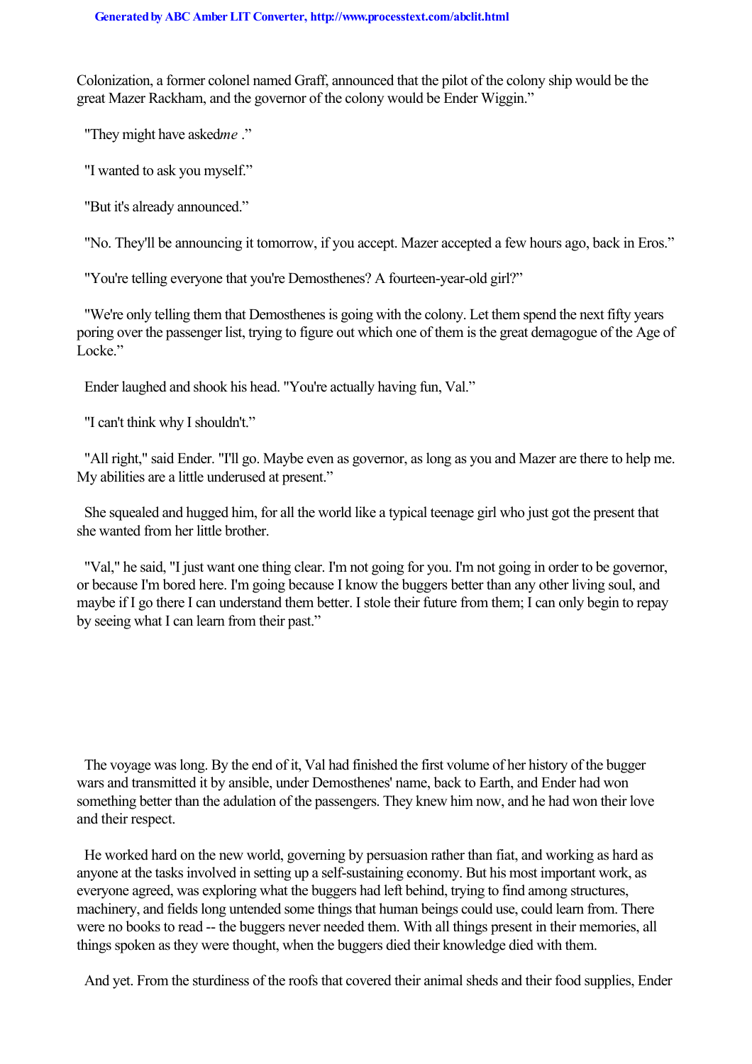Colonization, a former colonel named Graff, announced that the pilot of the colony ship would be the great Mazer Rackham, and the governor of the colony would be Ender Wiggin."

"They might have asked *me* ."

"I wanted to ask you myself."

"But it's already announced."

"No. They'll be announcing it tomorrow, if you accept. Mazer accepted a few hours ago, back in Eros."

"You're telling everyone that you're Demosthenes? A fourteen-year-old girl?"

"We're only telling them that Demosthenes is going with the colony. Let them spend the next fifty years poring over the passenger list, trying to figure out which one of them is the great demagogue of the Age of Locke."

Ender laughed and shook his head. "You're actually having fun, Val."

"I can't think why I shouldn't."

"All right," said Ender. "I'll go. Maybe even as governor, as long as you and Mazer are there to help me. My abilities are a little underused at present."

She squealed and hugged him, for all the world like a typical teenage girl who just got the present that she wanted from her little brother.

"Val," he said, "I just want one thing clear. I'm not going for you. I'm not going in order to be governor, or because I'm bored here. I'm going because I know the buggers better than any other living soul, and maybe if I go there I can understand them better. I stole their future from them; I can only begin to repay by seeing what I can learn from their past."

The voyage was long. By the end of it, Val had finished the first volume of her history of the bugger wars and transmitted it by ansible, under Demosthenes' name, back to Earth, and Ender had won something better than the adulation of the passengers. They knew him now, and he had won their love and their respect.

He worked hard on the new world, governing by persuasion rather than fiat, and working as hard as anyone at the tasks involved in setting up a self-sustaining economy. But his most important work, as everyone agreed, was exploring what the buggers had left behind, trying to find among structures, machinery, and fields long untended some things that human beings could use, could learn from. There were no books to read -- the buggers never needed them. With all things present in their memories, all things spoken as they were thought, when the buggers died their knowledge died with them.

And yet. From the sturdiness of the roofs that covered their animal sheds and their food supplies, Ender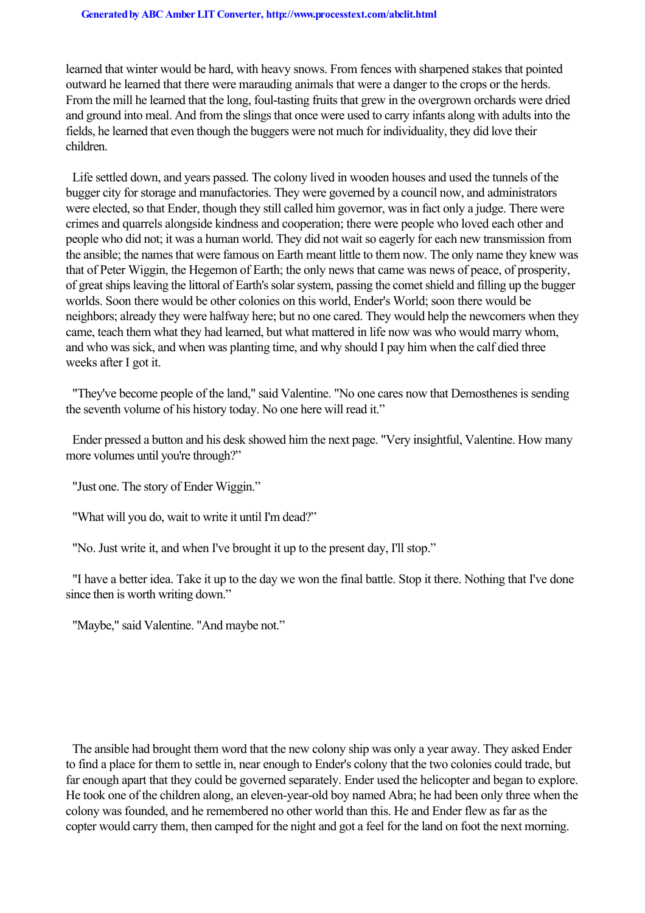learned that winter would be hard, with heavy snows. From fences with sharpened stakes that pointed outward he learned that there were marauding animals that were a danger to the crops or the herds. From the mill he learned that the long, foul-tasting fruits that grew in the overgrown orchards were dried and ground into meal. And from the slings that once were used to carry infants along with adults into the fields, he learned that even though the buggers were not much for individuality, they did love their children.

Life settled down, and years passed. The colony lived in wooden houses and used the tunnels of the bugger city for storage and manufactories. They were governed by a council now, and administrators were elected, so that Ender, though they still called him governor, was in fact only a judge. There were crimes and quarrels alongside kindness and cooperation; there were people who loved each other and people who did not; it was a human world. They did not wait so eagerly for each new transmission from the ansible; the names that were famous on Earth meant little to them now. The only name they knew was that of Peter Wiggin, the Hegemon of Earth; the only news that came was news of peace, of prosperity, of great ships leaving the littoral of Earth's solar system, passing the comet shield and filling up the bugger worlds. Soon there would be other colonies on this world, Ender's World; soon there would be neighbors; already they were halfway here; but no one cared. They would help the newcomers when they came, teach them what they had learned, but what mattered in life now was who would marry whom, and who was sick, and when was planting time, and why should I pay him when the calf died three weeks after I got it.

"They've become people of the land," said Valentine. "No one cares now that Demosthenes is sending the seventh volume of his history today. No one here will read it."

Ender pressed a button and his desk showed him the next page. "Very insightful, Valentine. How many more volumes until you're through?"

"Just one. The story of Ender Wiggin."

"What will you do, wait to write it until I'm dead?"

"No. Just write it, and when I've brought it up to the present day, I'll stop."

"I have a better idea. Take it up to the day we won the final battle. Stop it there. Nothing that I've done since then is worth writing down."

"Maybe," said Valentine. "And maybe not."

The ansible had brought them word that the new colony ship was only a year away. They asked Ender to find a place for them to settle in, near enough to Ender's colony that the two colonies could trade, but far enough apart that they could be governed separately. Ender used the helicopter and began to explore. He took one of the children along, an eleven-year-old boy named Abra; he had been only three when the colony was founded, and he remembered no other world than this. He and Ender flew as far as the copter would carry them, then camped for the night and got a feel for the land on foot the next morning.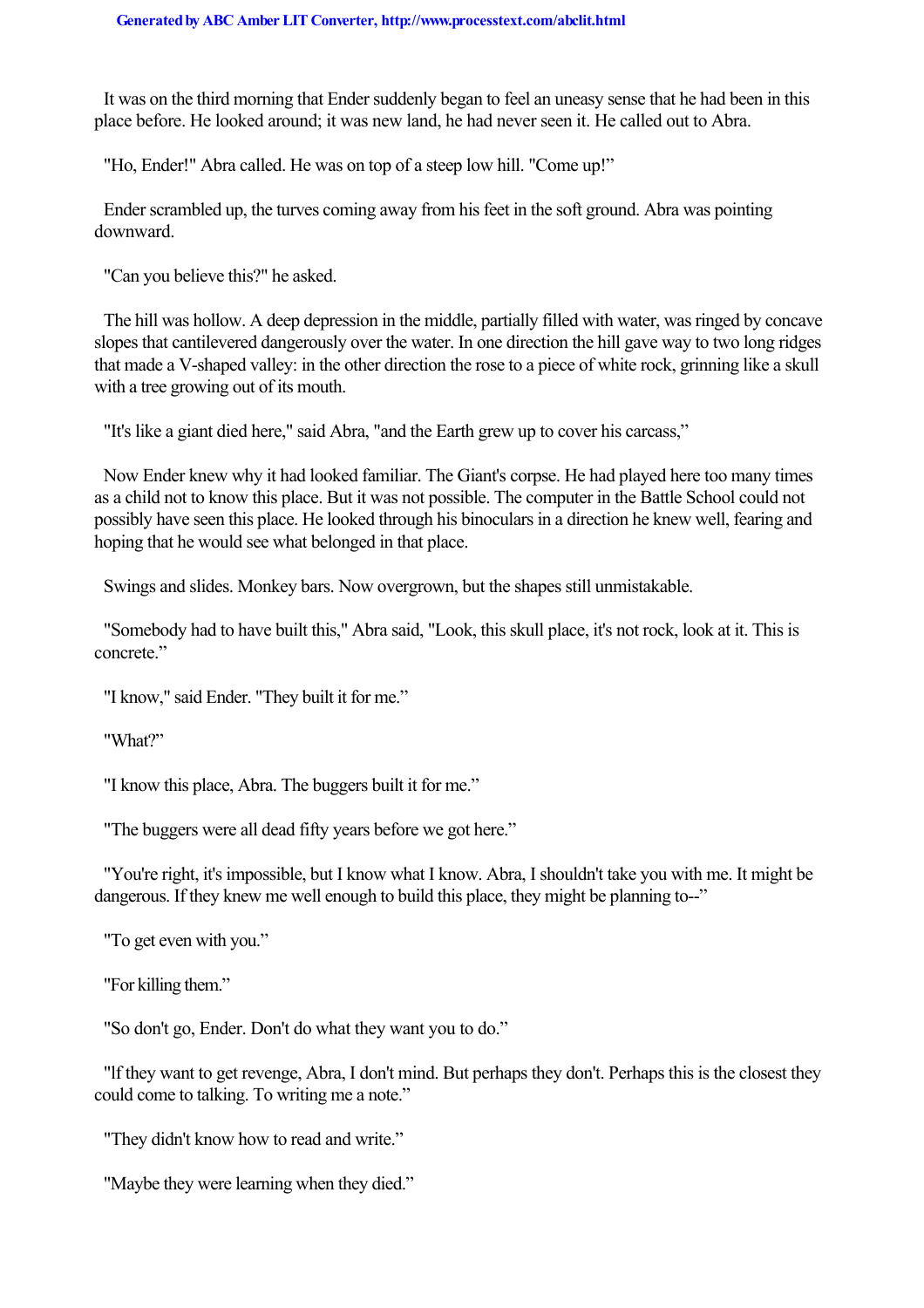It was on the third morning that Ender suddenly began to feel an uneasy sense that he had been in this place before. He looked around; it was new land, he had never seen it. He called out to Abra.

"Ho, Ender!" Abra called. He was on top of a steep low hill. "Come up!"

Ender scrambled up, the turves coming away from his feet in the soft ground. Abra was pointing downward.

"Can you believe this?" he asked.

The hill was hollow. A deep depression in the middle, partially filled with water, was ringed by concave slopes that cantilevered dangerously over the water. In one direction the hill gave way to two long ridges that made a V-shaped valley: in the other direction the rose to a piece of white rock, grinning like a skull with a tree growing out of its mouth.

"It's like a giant died here," said Abra, "and the Earth grew up to cover his carcass,"

Now Ender knew why it had looked familiar. The Giant's corpse. He had played here too many times as a child not to know this place. But it was not possible. The computer in the Battle School could not possibly have seen this place. He looked through his binoculars in a direction he knew well, fearing and hoping that he would see what belonged in that place.

Swings and slides. Monkey bars. Now overgrown, but the shapes still unmistakable.

"Somebody had to have built this," Abra said, "Look, this skull place, it's not rock, look at it. This is concrete."

"I know," said Ender. "They built it for me."

"What?"

"I know this place, Abra. The buggers built it for me."

"The buggers were all dead fifty years before we got here."

"You're right, it's impossible, but I know what I know. Abra, I shouldn't take you with me. It might be dangerous. If they knew me well enough to build this place, they might be planning to--"

"To get even with you."

"For killing them."

"So don't go, Ender. Don't do what they want you to do."

"If they want to get revenge, Abra, I don't mind. But perhaps they don't. Perhaps this is the closest they could come to talking. To writing me a note."

"They didn't know how to read and write."

"Maybe they were learning when they died."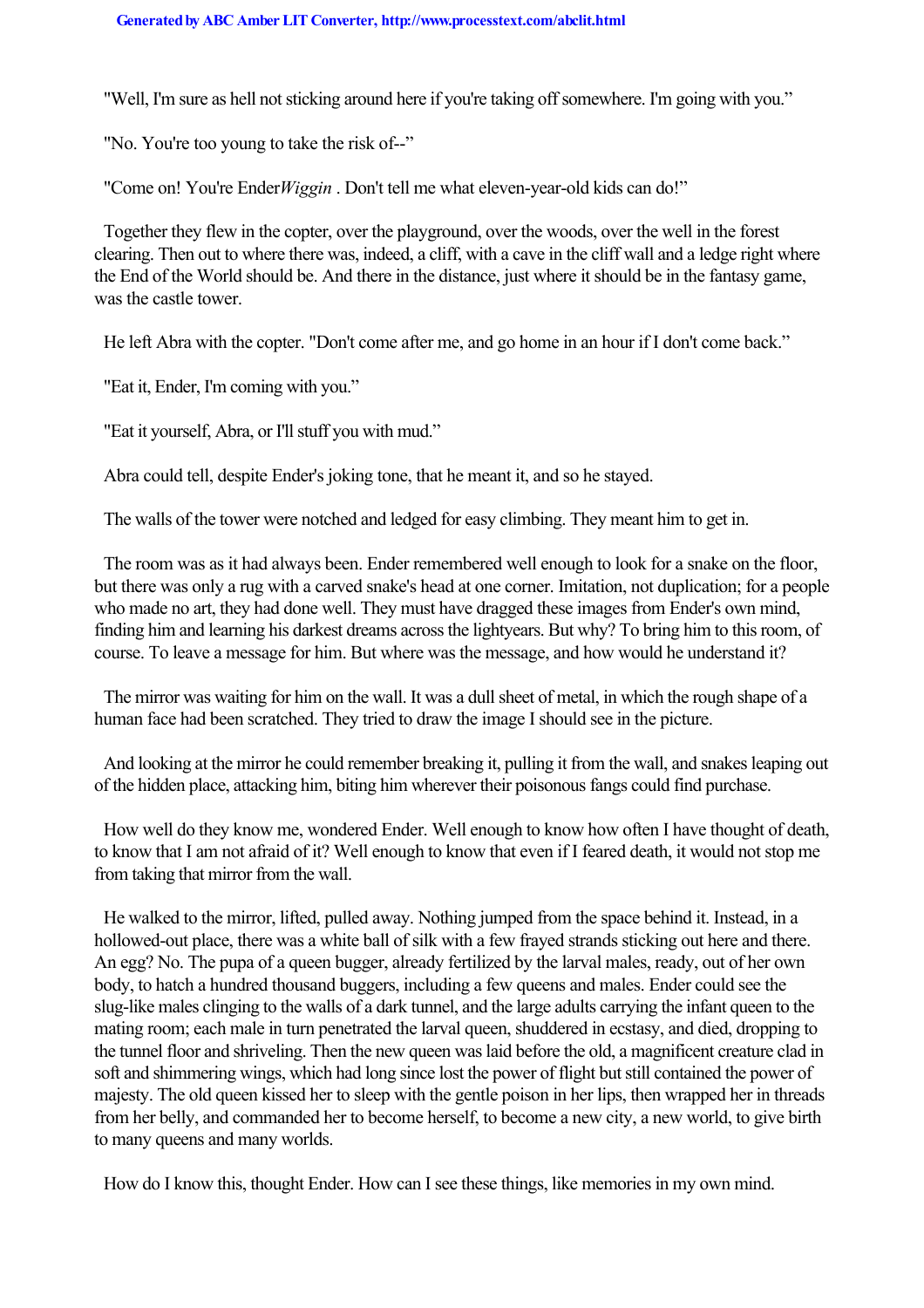"Well, I'm sure as hell not sticking around here if you're taking off somewhere. I'm going with you."

"No. You're too young to take the risk of--"

"Come on! You're Ender *Wiggin* . Don't tell me what eleven-year-old kids can do!"

Together they flew in the copter, over the playground, over the woods, over the well in the forest clearing. Then out to where there was, indeed, a cliff, with a cave in the cliff wall and a ledge right where the End of the World should be. And there in the distance, just where it should be in the fantasy game, was the castle tower.

He left Abra with the copter. "Don't come after me, and go home in an hour if I don't come back."

"Eat it, Ender, I'm coming with you."

"Eat it yourself, Abra, or I'll stuff you with mud."

Abra could tell, despite Ender's joking tone, that he meant it, and so he stayed.

The walls of the tower were notched and ledged for easy climbing. They meant him to get in.

The room was as it had always been. Ender remembered well enough to look for a snake on the floor, but there was only a rug with a carved snake's head at one corner. Imitation, not duplication; for a people who made no art, they had done well. They must have dragged these images from Ender's own mind, finding him and learning his darkest dreams across the lightyears. But why? To bring him to this room, of course. To leave a message for him. But where was the message, and how would he understand it?

The mirror was waiting for him on the wall. It was a dull sheet of metal, in which the rough shape of a human face had been scratched. They tried to draw the image I should see in the picture.

And looking at the mirror he could remember breaking it, pulling it from the wall, and snakes leaping out of the hidden place, attacking him, biting him wherever their poisonous fangs could find purchase.

How well do they know me, wondered Ender. Well enough to know how often I have thought of death, to know that I am not afraid of it? Well enough to know that even if I feared death, it would not stop me from taking that mirror from the wall.

He walked to the mirror, lifted, pulled away. Nothing jumped from the space behind it. Instead, in a hollowed-out place, there was a white ball of silk with a few frayed strands sticking out here and there. An egg? No. The pupa of a queen bugger, already fertilized by the larval males, ready, out of her own body, to hatch a hundred thousand buggers, including a few queens and males. Ender could see the slug-like males clinging to the walls of a dark tunnel, and the large adults carrying the infant queen to the mating room; each male in turn penetrated the larval queen, shuddered in ecstasy, and died, dropping to the tunnel floor and shriveling. Then the new queen was laid before the old, a magnificent creature clad in soft and shimmering wings, which had long since lost the power of flight but still contained the power of majesty. The old queen kissed her to sleep with the gentle poison in her lips, then wrapped her in threads from her belly, and commanded her to become herself, to become a new city, a new world, to give birth to many queens and many worlds.

How do I know this, thought Ender. How can I see these things, like memories in my own mind.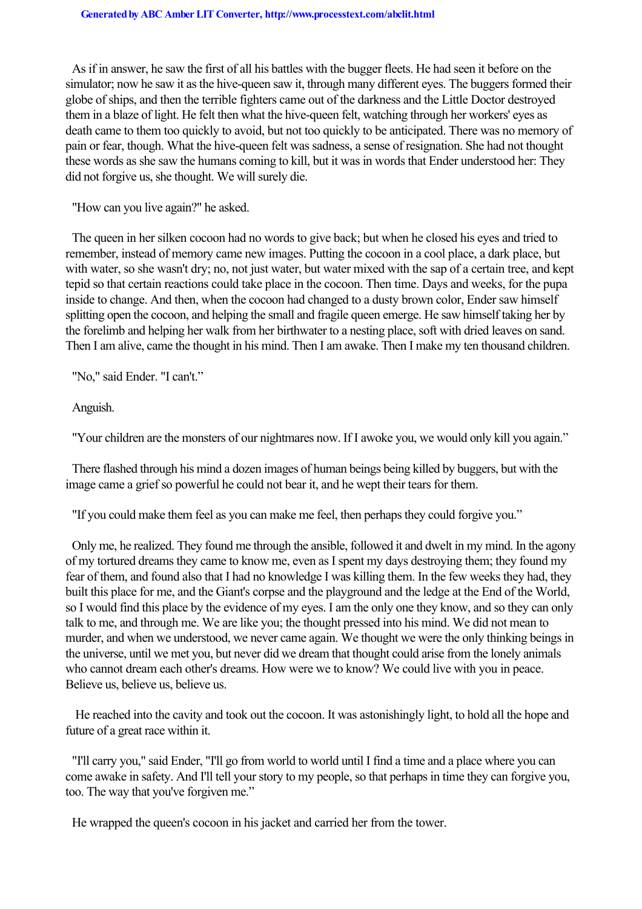As if in answer, he saw the first of all his battles with the bugger fleets. He had seen it before on the simulator; now he saw it as the hive-queen saw it, through many different eyes. The buggers formed their globe of ships, and then the terrible fighters came out of the darkness and the Little Doctor destroyed them in a blaze of light. He felt then what the hive-queen felt, watching through her workers' eyes as death came to them too quickly to avoid, but not too quickly to be anticipated. There was no memory of pain or fear, though. What the hive-queen felt was sadness, a sense of resignation. She had not thought these words as she saw the humans coming to kill, but it was in words that Ender understood her: They did not forgive us, she thought. We will surely die.

"How can you live again?" he asked.

The queen in her silken cocoon had no words to give back; but when he closed his eyes and tried to remember, instead of memory came new images. Putting the cocoon in a cool place, a dark place, but with water, so she wasn't dry; no, not just water, but water mixed with the sap of a certain tree, and kept tepid so that certain reactions could take place in the cocoon. Then time. Days and weeks, for the pupa inside to change. And then, when the cocoon had changed to a dusty brown color, Ender saw himself splitting open the cocoon, and helping the small and fragile queen emerge. He saw himself taking her by the forelimb and helping her walk from her birthwater to a nesting place, soft with dried leaves on sand. Then I am alive, came the thought in his mind. Then I am awake. Then I make my ten thousand children.

"No," said Ender. "I can't."

Anguish.

"Your children are the monsters of our nightmares now. If I awoke you, we would only kill you again."

There flashed through his mind a dozen images of human beings being killed by buggers, but with the image came a grief so powerful he could not bear it, and he wept their tears for them.

"If you could make them feel as you can make me feel, then perhaps they could forgive you."

Only me, he realized. They found me through the ansible, followed it and dwelt in my mind. In the agony of my tortured dreams they came to know me, even as I spent my days destroying them; they found my fear of them, and found also that I had no knowledge I was killing them. In the few weeks they had, they built this place for me, and the Giant's corpse and the playground and the ledge at the End of the World, so I would find this place by the evidence of my eyes. I am the only one they know, and so they can only talk to me, and through me. We are like you; the thought pressed into his mind. We did not mean to murder, and when we understood, we never came again. We thought we were the only thinking beings in the universe, until we met you, but never did we dream that thought could arise from the lonely animals who cannot dream each other's dreams. How were we to know? We could live with you in peace. Believe us, believe us, believe us.

He reached into the cavity and took out the cocoon. It was astonishingly light, to hold all the hope and future of a great race within it.

"I'll carry you," said Ender, "I'll go from world to world until I find a time and a place where you can come awake in safety. And I'll tell your story to my people, so that perhaps in time they can forgive you, too. The way that you've forgiven me."

He wrapped the queen's cocoon in his jacket and carried her from the tower.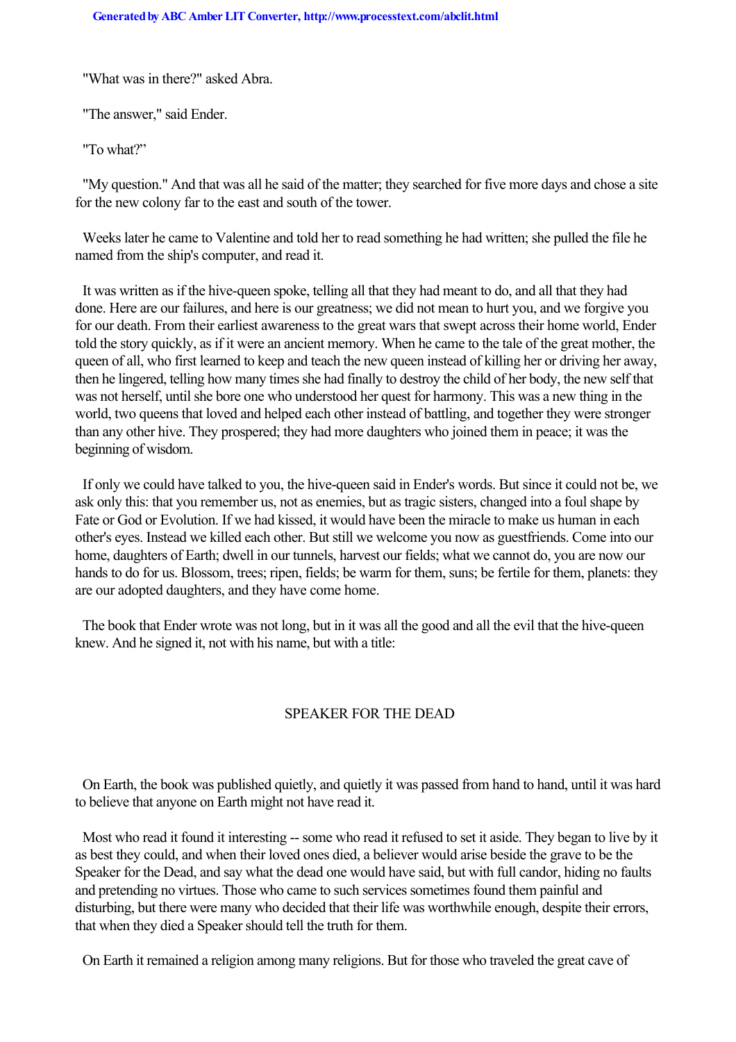"What was in there?" asked Abra.

"The answer," said Ender.

"To what?"

"My question." And that was all he said of the matter; they searched for five more days and chose a site for the new colony far to the east and south of the tower.

Weeks later he came to Valentine and told her to read something he had written; she pulled the file he named from the ship's computer, and read it.

It was written as if the hive-queen spoke, telling all that they had meant to do, and all that they had done. Here are our failures, and here is our greatness; we did not mean to hurt you, and we forgive you for our death. From their earliest awareness to the great wars that swept across their home world, Ender told the story quickly, as if it were an ancient memory. When he came to the tale of the great mother, the queen of all, who first learned to keep and teach the new queen instead of killing her or driving her away, then he lingered, telling how many times she had finally to destroy the child of her body, the new self that was not herself, until she bore one who understood her quest for harmony. This was a new thing in the world, two queens that loved and helped each other instead of battling, and together they were stronger than any other hive. They prospered; they had more daughters who joined them in peace; it was the beginning of wisdom.

If only we could have talked to you, the hive-queen said in Ender's words. But since it could not be, we ask only this: that you remember us, not as enemies, but as tragic sisters, changed into a foul shape by Fate or God or Evolution. If we had kissed, it would have been the miracle to make us human in each other's eyes. Instead we killed each other. But still we welcome you now as guestfriends. Come into our home, daughters of Earth; dwell in our tunnels, harvest our fields; what we cannot do, you are now our hands to do for us. Blossom, trees; ripen, fields; be warm for them, suns; be fertile for them, planets: they are our adopted daughters, and they have come home.

The book that Ender wrote was not long, but in it was all the good and all the evil that the hive-queen knew. And he signed it, not with his name, but with a title:

SPEAKER FOR THE DEAD

On Earth, the book was published quietly, and quietly it was passed from hand to hand, until it was hard to believe that anyone on Earth might not have read it.

Most who read it found it interesting -- some who read it refused to set it aside. They began to live by it as best they could, and when their loved ones died, a believer would arise beside the grave to be the Speaker for the Dead, and say what the dead one would have said, but with full candor, hiding no faults and pretending no virtues. Those who came to such services sometimes found them painful and disturbing, but there were many who decided that their life was worthwhile enough, despite their errors, that when they died a Speaker should tell the truth for them.

On Earth it remained a religion among many religions. But for those who traveled the great cave of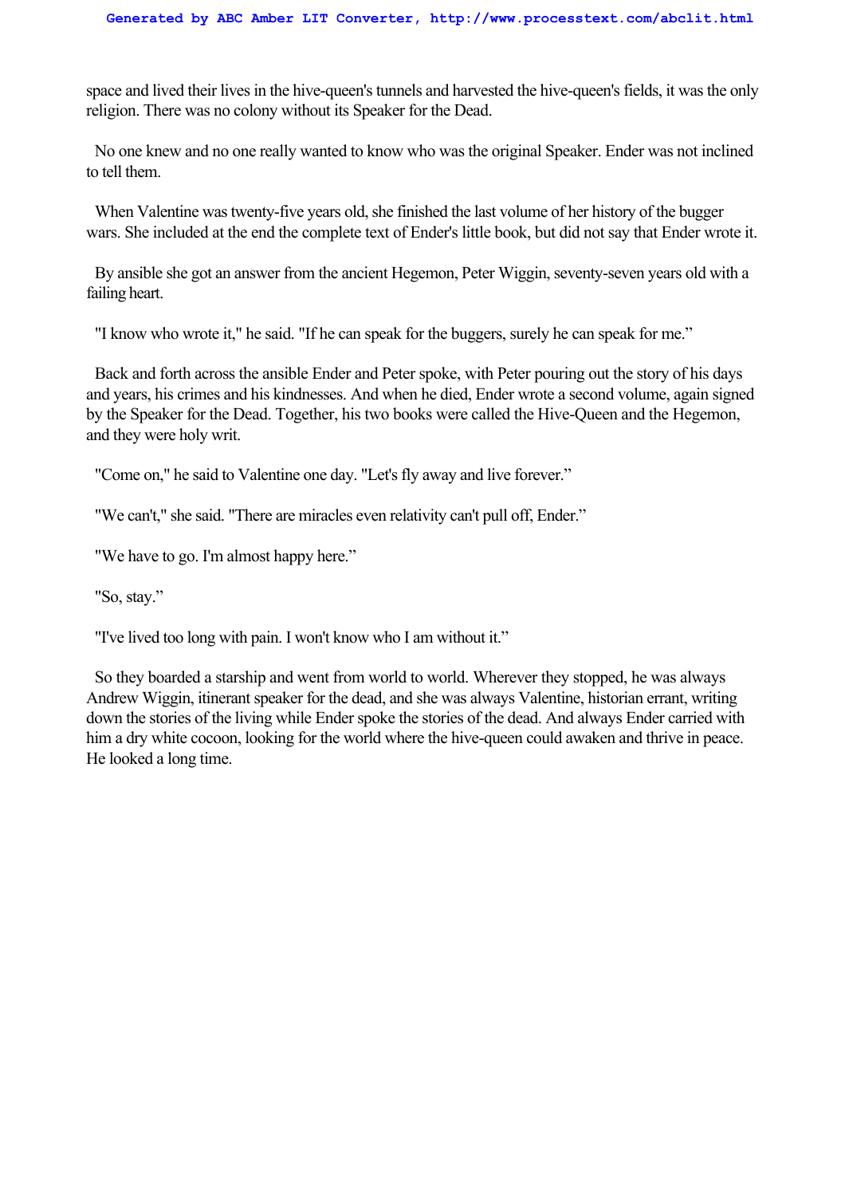space and lived their lives in the hive-queen's tunnels and harvested the hive-queen's fields, it was the only religion. There was no colony without its Speaker for the Dead.

No one knew and no one really wanted to know who was the original Speaker. Ender was not inclined to tell them.

When Valentine was twenty-five years old, she finished the last volume of her history of the bugger wars. She included at the end the complete text of Ender's little book, but did not say that Ender wrote it.

By ansible she got an answer from the ancient Hegemon, Peter Wiggin, seventy-seven years old with a failing heart.

"I know who wrote it," he said. "If he can speak for the buggers, surely he can speak for me."

Back and forth across the ansible Ender and Peter spoke, with Peter pouring out the story of his days and years, his crimes and his kindnesses. And when he died, Ender wrote a second volume, again signed by the Speaker for the Dead. Together, his two books were called the Hive-Queen and the Hegemon, and they were holy writ.

"Come on," he said to Valentine one day. "Let's fly away and live forever."

"We can't," she said. "There are miracles even relativity can't pull off, Ender."

"We have to go. I'm almost happy here."

"So, stay."

"I've lived too long with pain. I won't know who I am without it."

So they boarded a starship and went from world to world. Wherever they stopped, he was always Andrew Wiggin, itinerant speaker for the dead, and she was always Valentine, historian errant, writing down the stories of the living while Ender spoke the stories of the dead. And always Ender carried with him a dry white cocoon, looking for the world where the hive-queen could awaken and thrive in peace. He looked a long time.